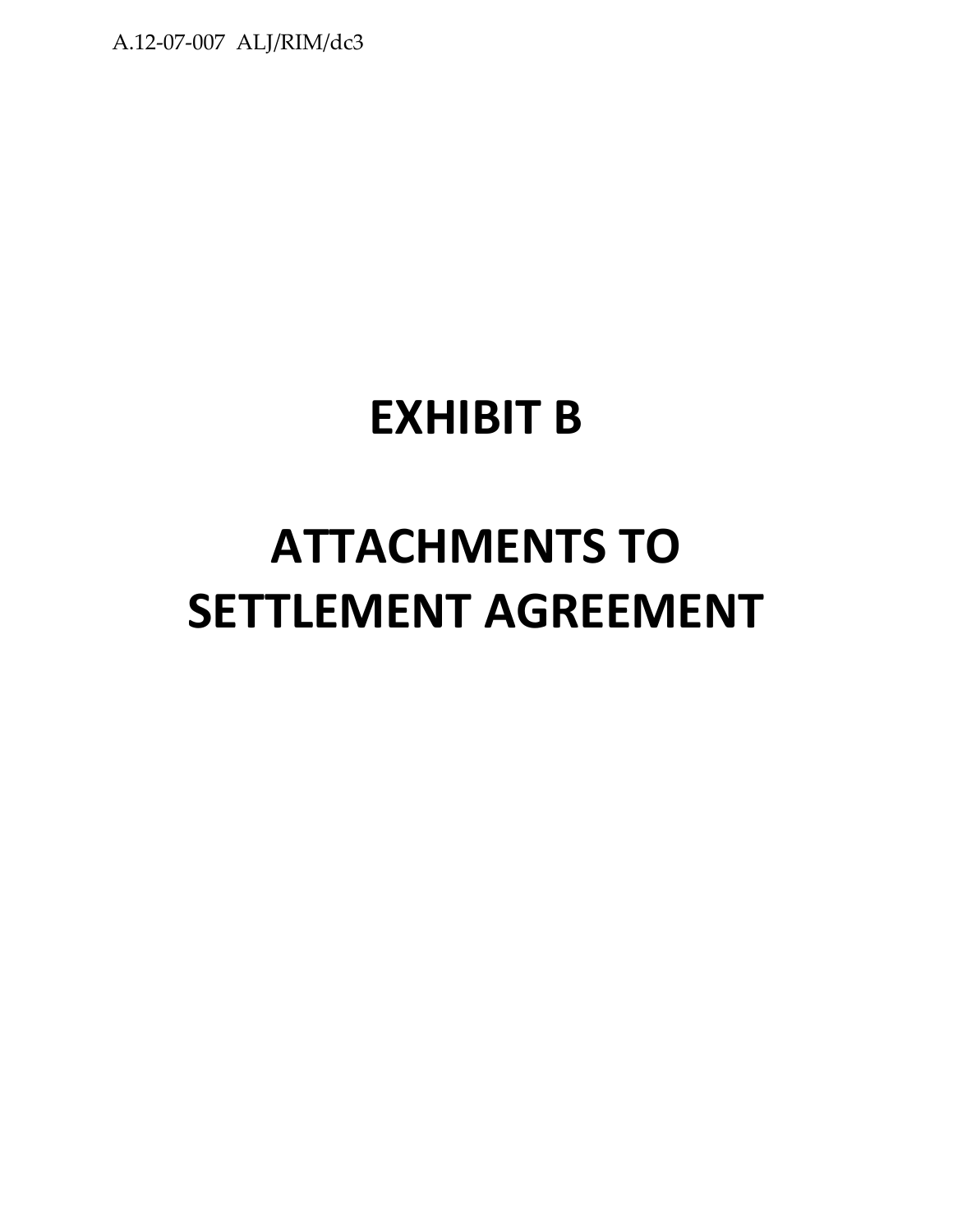# EXHIBIT B

# ATTACHMENTS TO SETTLEMENT AGREEMENT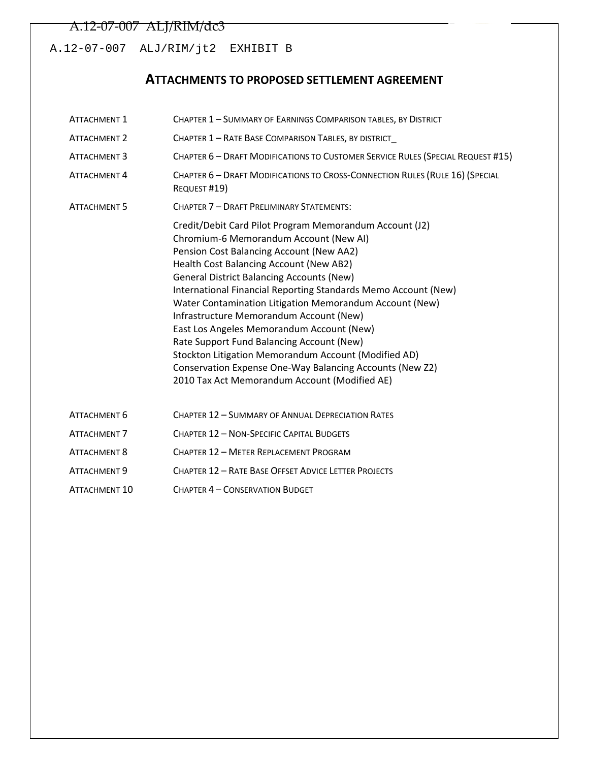## ATTACHMENTS TO PROPOSED SETTLEMENT AGREEMENT

| | |
|---|---|
| ATTACHMENT 1 | CHAPTER 1 – SUMMARY OF EARNINGS COMPARISON TABLES, BY DISTRICT |
| ATTACHMENT 2 | CHAPTER 1 – RATE BASE COMPARISON TABLES, BY DISTRICT_ |
| ATTACHMENT 3 | CHAPTER 6 – DRAFT MODIFICATIONS TO CUSTOMER SERVICE RULES (SPECIAL REQUEST #15) |
| ATTACHMENT 4 | CHAPTER 6 – DRAFT MODIFICATIONS TO CROSS-CONNECTION RULES (RULE 16) (SPECIAL REQUEST #19) |
| ATTACHMENT 5 | CHAPTER 7 – DRAFT PRELIMINARY STATEMENTS: |

- Credit/Debit Card Pilot Program Memorandum Account (J2)
- Chromium-6 Memorandum Account (New AI)
- Pension Cost Balancing Account (New AA2)
- Health Cost Balancing Account (New AB2)
- General District Balancing Accounts (New)
- International Financial Reporting Standards Memo Account (New)
- Water Contamination Litigation Memorandum Account (New)
- Infrastructure Memorandum Account (New)
- East Los Angeles Memorandum Account (New)
- Rate Support Fund Balancing Account (New)
- Stockton Litigation Memorandum Account (Modified AD)
- Conservation Expense One-Way Balancing Accounts (New Z2)
- 2010 Tax Act Memorandum Account (Modified AE)

| | |
|---|---|
| ATTACHMENT 6 | CHAPTER 12 – SUMMARY OF ANNUAL DEPRECIATION RATES |
| ATTACHMENT 7 | CHAPTER 12 – NON-SPECIFIC CAPITAL BUDGETS |
| ATTACHMENT 8 | CHAPTER 12 – METER REPLACEMENT PROGRAM |
| ATTACHMENT 9 | CHAPTER 12 – RATE BASE OFFSET ADVICE LETTER PROJECTS |
| ATTACHMENT 10 | CHAPTER 4 – CONSERVATION BUDGET |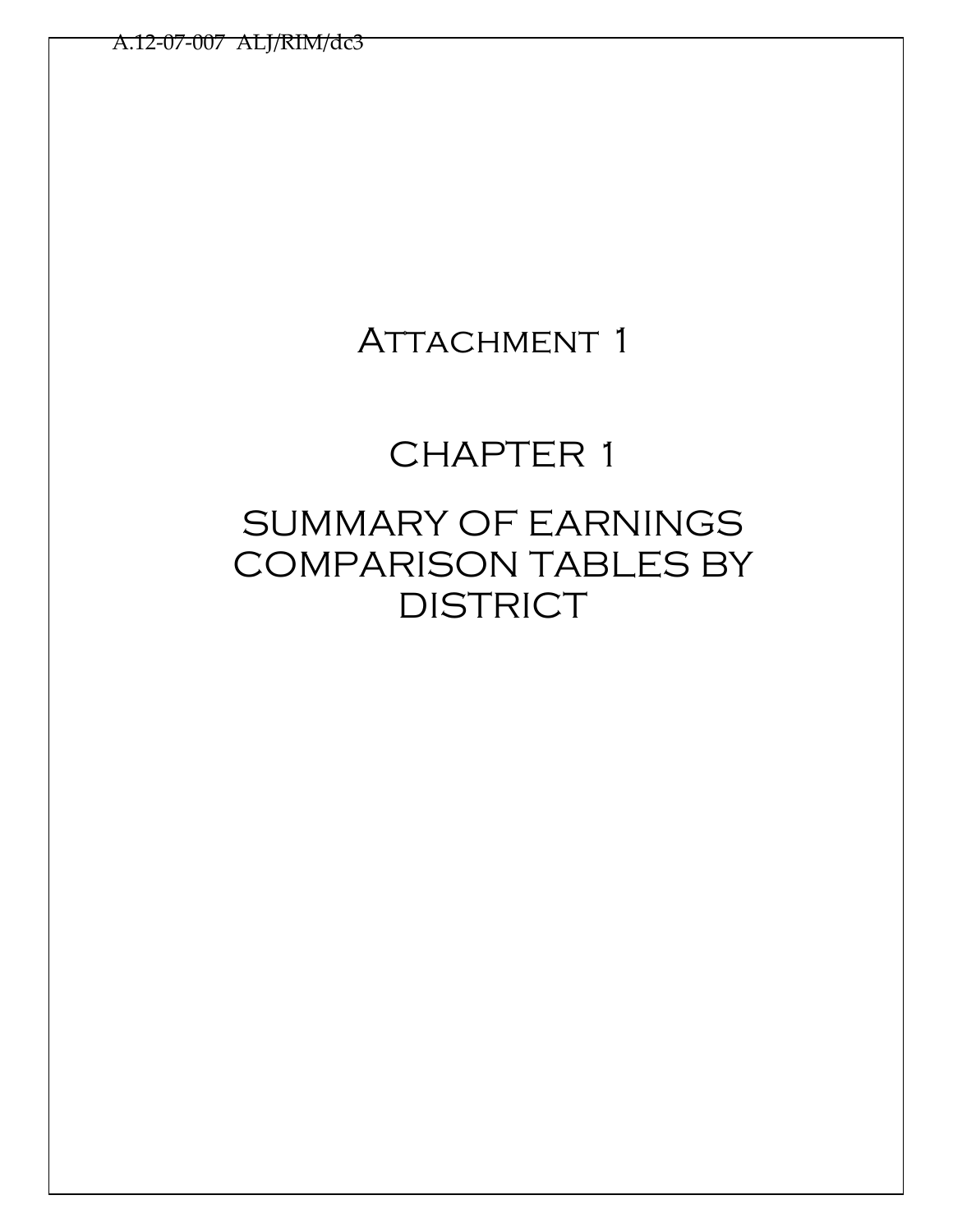# Attachment 1

# CHAPTER 1

# SUMMARY OF EARNINGS COMPARISON TABLES BY DISTRICT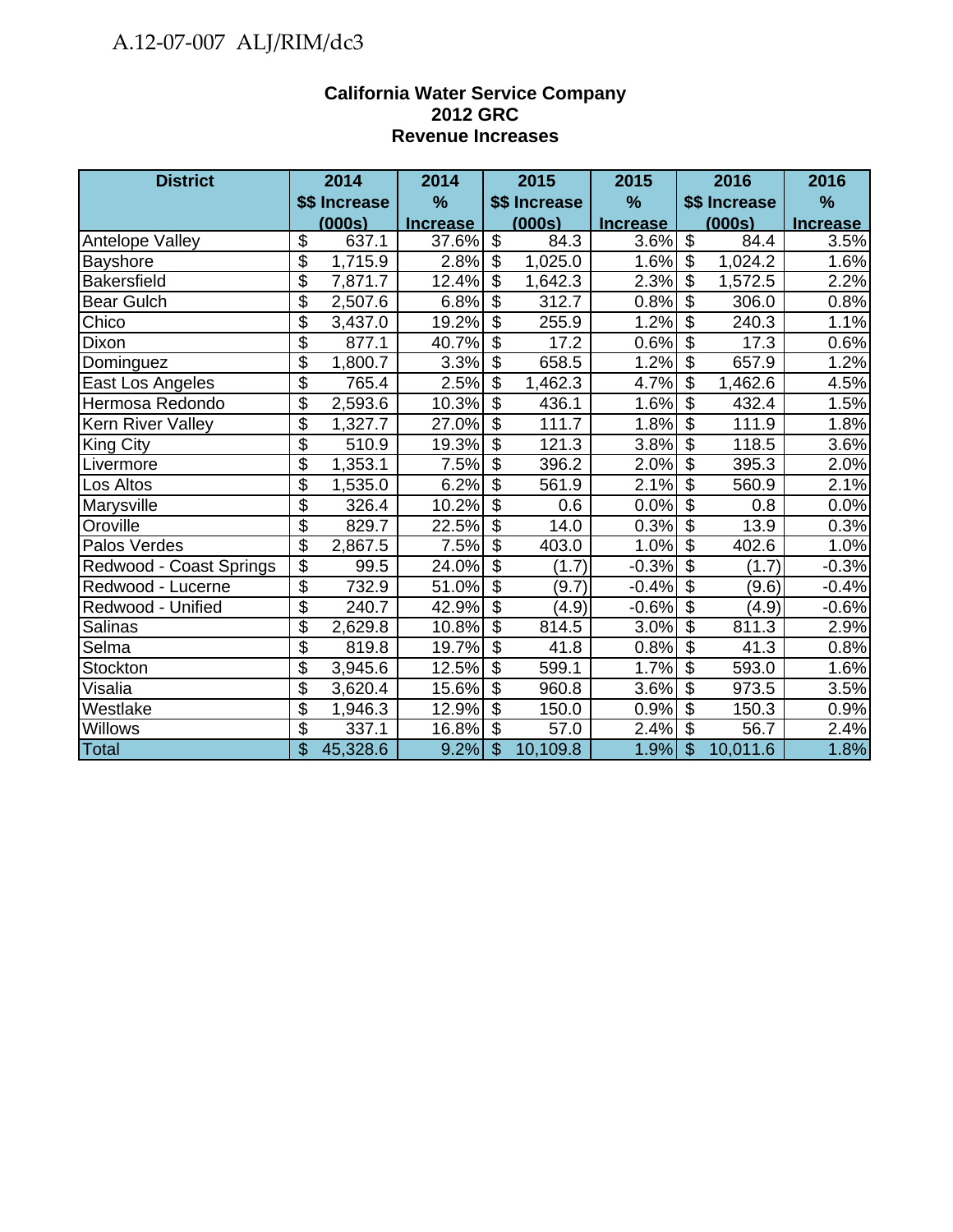**California Water Service Company**
**2012 GRC**
**Revenue Increases**

| District | 2014 $$ Increase (000s) | 2014 % Increase | 2015 $$ Increase (000s) | 2015 % Increase | 2016 $$ Increase (000s) | 2016 % Increase |
|---|---|---|---|---|---|---|
| Antelope Valley | $ 637.1 | 37.6% | $ 84.3 | 3.6% | $ 84.4 | 3.5% |
| Bayshore | $ 1,715.9 | 2.8% | $ 1,025.0 | 1.6% | $ 1,024.2 | 1.6% |
| Bakersfield | $ 7,871.7 | 12.4% | $ 1,642.3 | 2.3% | $ 1,572.5 | 2.2% |
| Bear Gulch | $ 2,507.6 | 6.8% | $ 312.7 | 0.8% | $ 306.0 | 0.8% |
| Chico | $ 3,437.0 | 19.2% | $ 255.9 | 1.2% | $ 240.3 | 1.1% |
| Dixon | $ 877.1 | 40.7% | $ 17.2 | 0.6% | $ 17.3 | 0.6% |
| Dominguez | $ 1,800.7 | 3.3% | $ 658.5 | 1.2% | $ 657.9 | 1.2% |
| East Los Angeles | $ 765.4 | 2.5% | $ 1,462.3 | 4.7% | $ 1,462.6 | 4.5% |
| Hermosa Redondo | $ 2,593.6 | 10.3% | $ 436.1 | 1.6% | $ 432.4 | 1.5% |
| Kern River Valley | $ 1,327.7 | 27.0% | $ 111.7 | 1.8% | $ 111.9 | 1.8% |
| King City | $ 510.9 | 19.3% | $ 121.3 | 3.8% | $ 118.5 | 3.6% |
| Livermore | $ 1,353.1 | 7.5% | $ 396.2 | 2.0% | $ 395.3 | 2.0% |
| Los Altos | $ 1,535.0 | 6.2% | $ 561.9 | 2.1% | $ 560.9 | 2.1% |
| Marysville | $ 326.4 | 10.2% | $ 0.6 | 0.0% | $ 0.8 | 0.0% |
| Oroville | $ 829.7 | 22.5% | $ 14.0 | 0.3% | $ 13.9 | 0.3% |
| Palos Verdes | $ 2,867.5 | 7.5% | $ 403.0 | 1.0% | $ 402.6 | 1.0% |
| Redwood - Coast Springs | $ 99.5 | 24.0% | $ (1.7) | -0.3% | $ (1.7) | -0.3% |
| Redwood - Lucerne | $ 732.9 | 51.0% | $ (9.7) | -0.4% | $ (9.6) | -0.4% |
| Redwood - Unified | $ 240.7 | 42.9% | $ (4.9) | -0.6% | $ (4.9) | -0.6% |
| Salinas | $ 2,629.8 | 10.8% | $ 814.5 | 3.0% | $ 811.3 | 2.9% |
| Selma | $ 819.8 | 19.7% | $ 41.8 | 0.8% | $ 41.3 | 0.8% |
| Stockton | $ 3,945.6 | 12.5% | $ 599.1 | 1.7% | $ 593.0 | 1.6% |
| Visalia | $ 3,620.4 | 15.6% | $ 960.8 | 3.6% | $ 973.5 | 3.5% |
| Westlake | $ 1,946.3 | 12.9% | $ 150.0 | 0.9% | $ 150.3 | 0.9% |
| Willows | $ 337.1 | 16.8% | $ 57.0 | 2.4% | $ 56.7 | 2.4% |
| Total | $ 45,328.6 | 9.2% | $ 10,109.8 | 1.9% | $ 10,011.6 | 1.8% |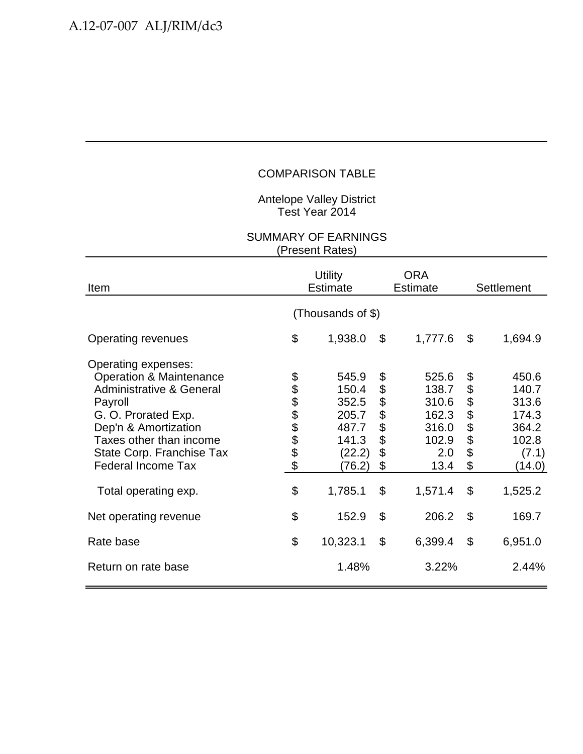COMPARISON TABLE

Antelope Valley District
Test Year 2014

SUMMARY OF EARNINGS
(Present Rates)

| Item | Utility Estimate | ORA Estimate | Settlement |
|---|---|---|---|
| | (Thousands of $) | | |
| Operating revenues | $ 1,938.0 | $ 1,777.6 | $ 1,694.9 |
| Operating expenses: | | | |
| Operation & Maintenance | $ 545.9 | $ 525.6 | $ 450.6 |
| Administrative & General | $ 150.4 | $ 138.7 | $ 140.7 |
| Payroll | $ 352.5 | $ 310.6 | $ 313.6 |
| G. O. Prorated Exp. | $ 205.7 | $ 162.3 | $ 174.3 |
| Dep'n & Amortization | $ 487.7 | $ 316.0 | $ 364.2 |
| Taxes other than income | $ 141.3 | $ 102.9 | $ 102.8 |
| State Corp. Franchise Tax | $ (22.2) | $ 2.0 | $ (7.1) |
| Federal Income Tax | $ (76.2) | $ 13.4 | $ (14.0) |
| Total operating exp. | $ 1,785.1 | $ 1,571.4 | $ 1,525.2 |
| Net operating revenue | $ 152.9 | $ 206.2 | $ 169.7 |
| Rate base | $ 10,323.1 | $ 6,399.4 | $ 6,951.0 |
| Return on rate base | 1.48% | 3.22% | 2.44% |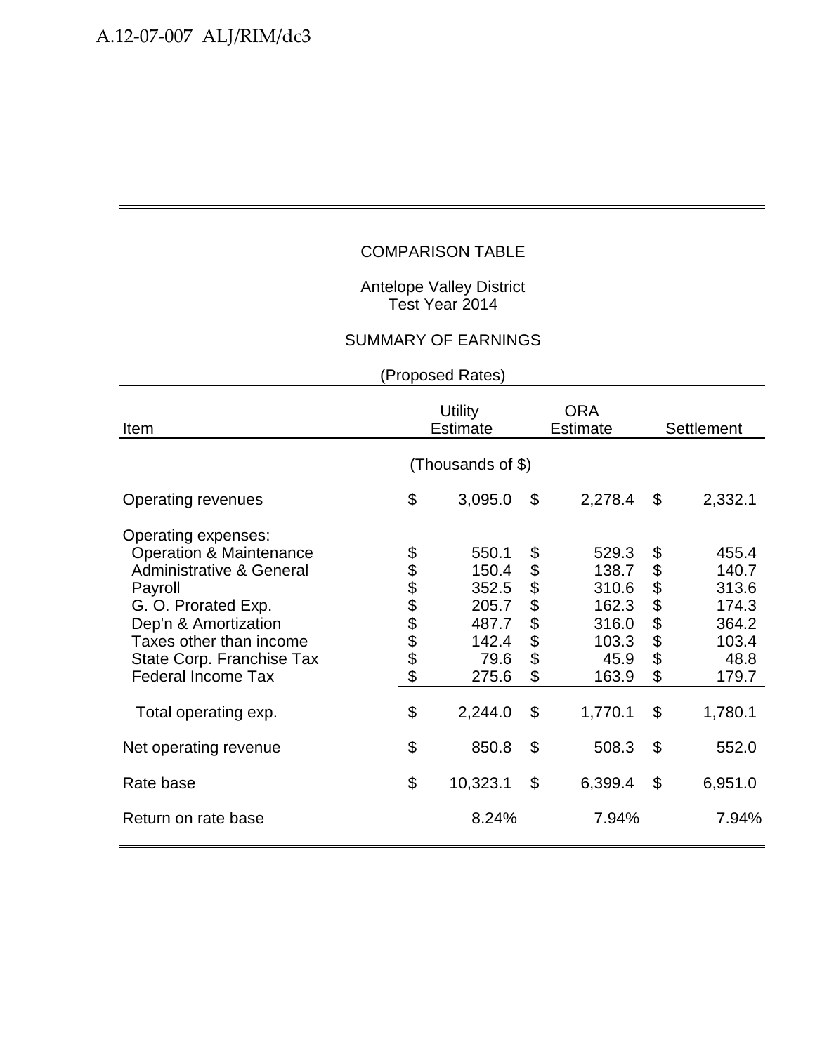COMPARISON TABLE

Antelope Valley District
Test Year 2014

SUMMARY OF EARNINGS

(Proposed Rates)

| Item | Utility Estimate | ORA Estimate | Settlement |
|---|---|---|---|
| | (Thousands of $) | | |
| Operating revenues | $ 3,095.0 | $ 2,278.4 | $ 2,332.1 |
| Operating expenses: | | | |
| Operation & Maintenance | $ 550.1 | $ 529.3 | $ 455.4 |
| Administrative & General | $ 150.4 | $ 138.7 | $ 140.7 |
| Payroll | $ 352.5 | $ 310.6 | $ 313.6 |
| G. O. Prorated Exp. | $ 205.7 | $ 162.3 | $ 174.3 |
| Dep'n & Amortization | $ 487.7 | $ 316.0 | $ 364.2 |
| Taxes other than income | $ 142.4 | $ 103.3 | $ 103.4 |
| State Corp. Franchise Tax | $ 79.6 | $ 45.9 | $ 48.8 |
| Federal Income Tax | $ 275.6 | $ 163.9 | $ 179.7 |
| Total operating exp. | $ 2,244.0 | $ 1,770.1 | $ 1,780.1 |
| Net operating revenue | $ 850.8 | $ 508.3 | $ 552.0 |
| Rate base | $ 10,323.1 | $ 6,399.4 | $ 6,951.0 |
| Return on rate base | 8.24% | 7.94% | 7.94% |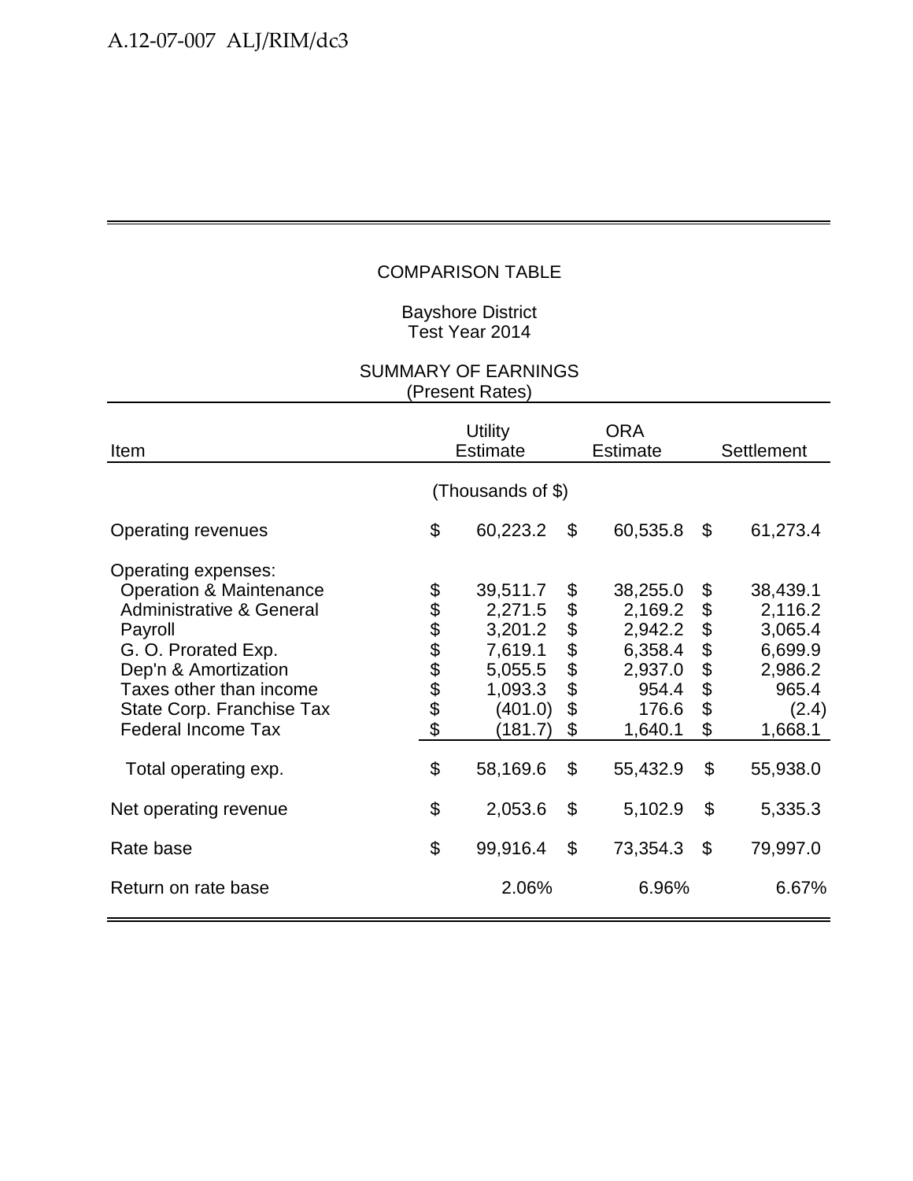COMPARISON TABLE

Bayshore District
Test Year 2014

SUMMARY OF EARNINGS
(Present Rates)

| Item | Utility Estimate | ORA Estimate | Settlement |
|---|---|---|---|
| | (Thousands of $) | | |
| Operating revenues | $ 60,223.2 | $ 60,535.8 | $ 61,273.4 |
| Operating expenses: | | | |
| Operation & Maintenance | $ 39,511.7 | $ 38,255.0 | $ 38,439.1 |
| Administrative & General | $ 2,271.5 | $ 2,169.2 | $ 2,116.2 |
| Payroll | $ 3,201.2 | $ 2,942.2 | $ 3,065.4 |
| G. O. Prorated Exp. | $ 7,619.1 | $ 6,358.4 | $ 6,699.9 |
| Dep'n & Amortization | $ 5,055.5 | $ 2,937.0 | $ 2,986.2 |
| Taxes other than income | $ 1,093.3 | $ 954.4 | $ 965.4 |
| State Corp. Franchise Tax | $ (401.0) | $ 176.6 | $ (2.4) |
| Federal Income Tax | $ (181.7) | $ 1,640.1 | $ 1,668.1 |
| Total operating exp. | $ 58,169.6 | $ 55,432.9 | $ 55,938.0 |
| Net operating revenue | $ 2,053.6 | $ 5,102.9 | $ 5,335.3 |
| Rate base | $ 99,916.4 | $ 73,354.3 | $ 79,997.0 |
| Return on rate base | 2.06% | 6.96% | 6.67% |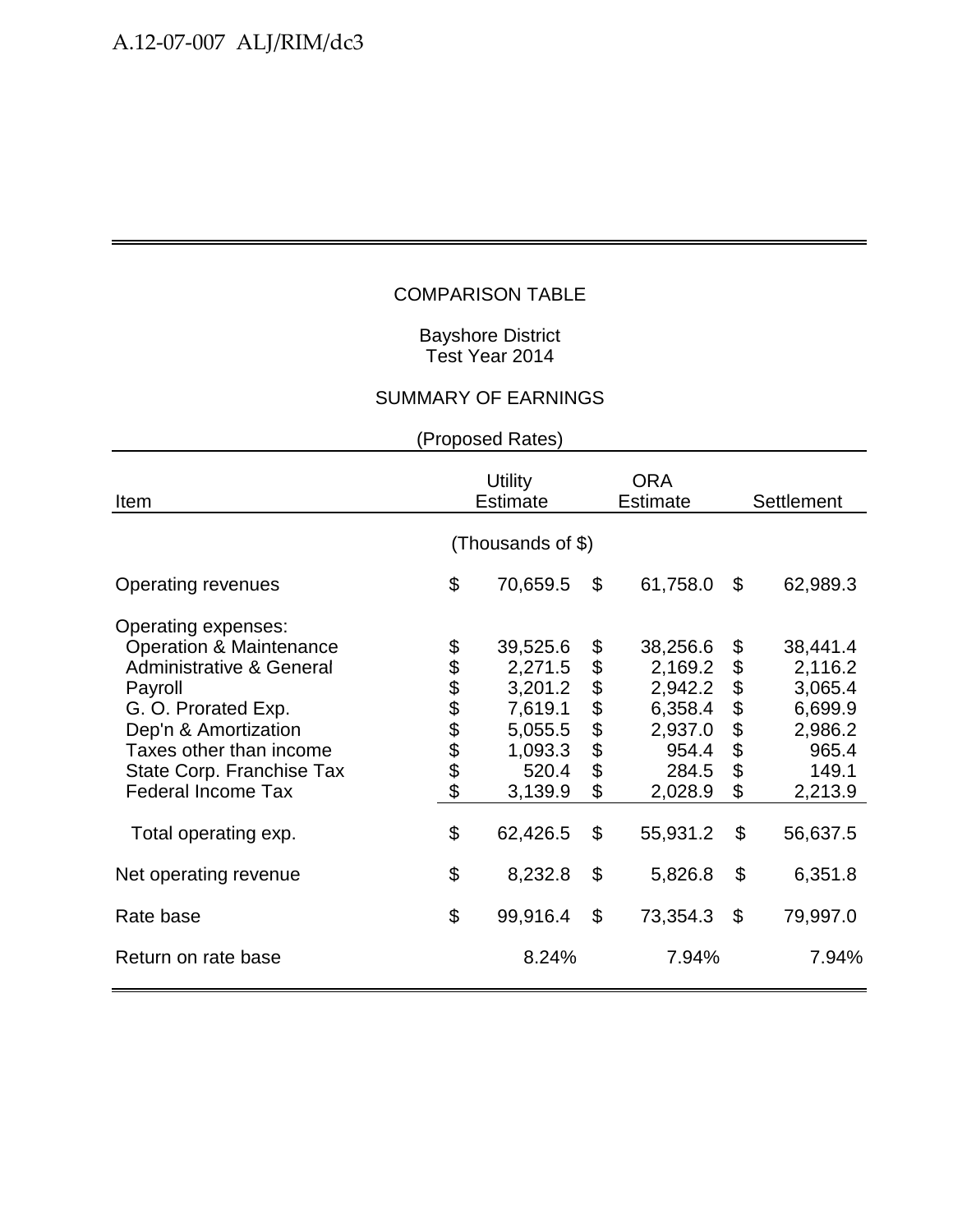## COMPARISON TABLE

Bayshore District
Test Year 2014

SUMMARY OF EARNINGS

(Proposed Rates)

| Item | Utility Estimate | ORA Estimate | Settlement |
|---|---|---|---|
| | (Thousands of $) | | |
| Operating revenues | $ 70,659.5 | $ 61,758.0 | $ 62,989.3 |
| Operating expenses: | | | |
| Operation & Maintenance | $ 39,525.6 | $ 38,256.6 | $ 38,441.4 |
| Administrative & General | $ 2,271.5 | $ 2,169.2 | $ 2,116.2 |
| Payroll | $ 3,201.2 | $ 2,942.2 | $ 3,065.4 |
| G. O. Prorated Exp. | $ 7,619.1 | $ 6,358.4 | $ 6,699.9 |
| Dep'n & Amortization | $ 5,055.5 | $ 2,937.0 | $ 2,986.2 |
| Taxes other than income | $ 1,093.3 | $ 954.4 | $ 965.4 |
| State Corp. Franchise Tax | $ 520.4 | $ 284.5 | $ 149.1 |
| Federal Income Tax | $ 3,139.9 | $ 2,028.9 | $ 2,213.9 |
| Total operating exp. | $ 62,426.5 | $ 55,931.2 | $ 56,637.5 |
| Net operating revenue | $ 8,232.8 | $ 5,826.8 | $ 6,351.8 |
| Rate base | $ 99,916.4 | $ 73,354.3 | $ 79,997.0 |
| Return on rate base | 8.24% | 7.94% | 7.94% |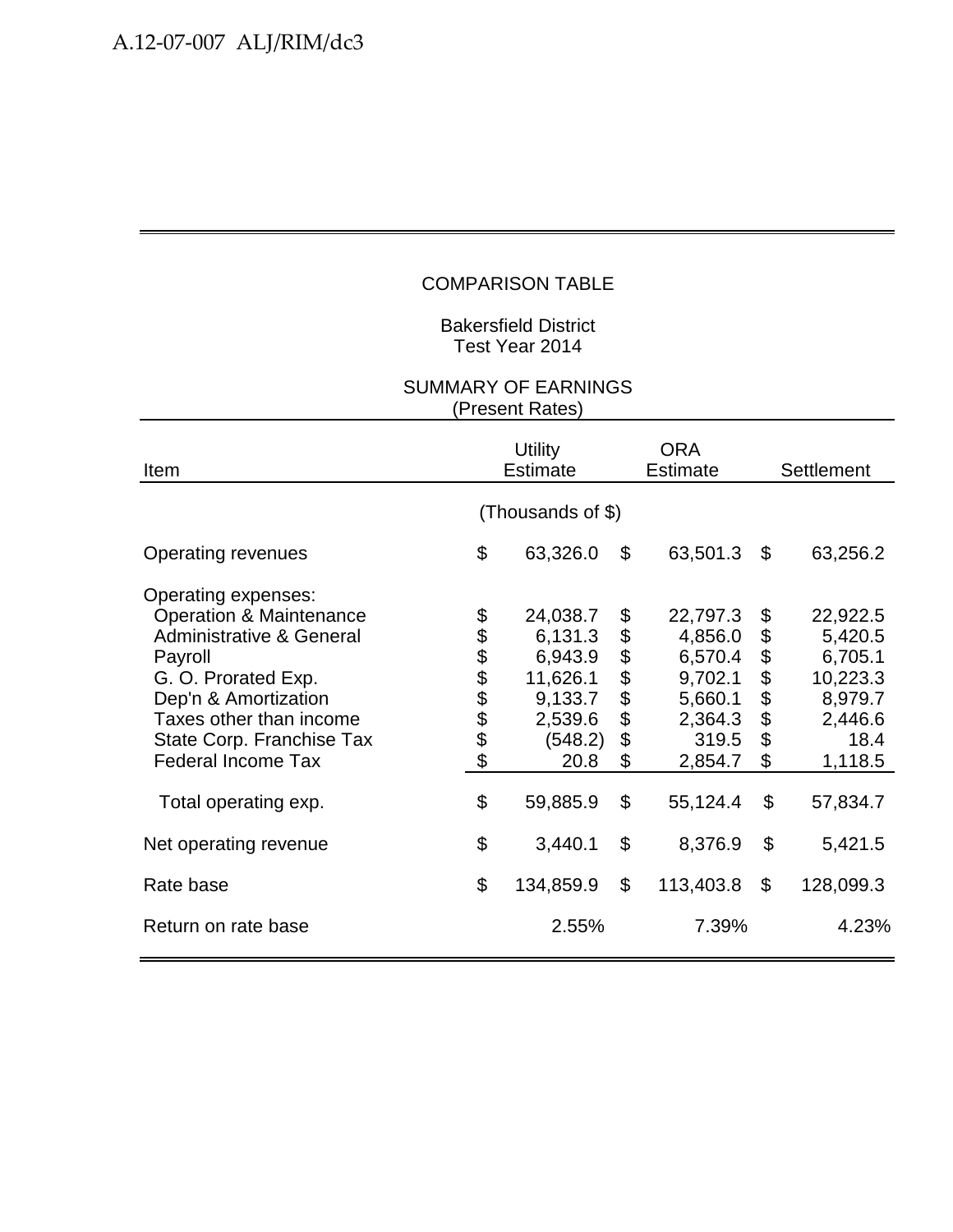COMPARISON TABLE

Bakersfield District
Test Year 2014

SUMMARY OF EARNINGS
(Present Rates)

| Item | Utility Estimate | ORA Estimate | Settlement |
|---|---|---|---|
| | (Thousands of $) | | |
| Operating revenues | $ 63,326.0 | $ 63,501.3 | $ 63,256.2 |
| Operating expenses: | | | |
| Operation & Maintenance | $ 24,038.7 | $ 22,797.3 | $ 22,922.5 |
| Administrative & General | $ 6,131.3 | $ 4,856.0 | $ 5,420.5 |
| Payroll | $ 6,943.9 | $ 6,570.4 | $ 6,705.1 |
| G. O. Prorated Exp. | $ 11,626.1 | $ 9,702.1 | $ 10,223.3 |
| Dep'n & Amortization | $ 9,133.7 | $ 5,660.1 | $ 8,979.7 |
| Taxes other than income | $ 2,539.6 | $ 2,364.3 | $ 2,446.6 |
| State Corp. Franchise Tax | $ (548.2) | $ 319.5 | $ 18.4 |
| Federal Income Tax | $ 20.8 | $ 2,854.7 | $ 1,118.5 |
| Total operating exp. | $ 59,885.9 | $ 55,124.4 | $ 57,834.7 |
| Net operating revenue | $ 3,440.1 | $ 8,376.9 | $ 5,421.5 |
| Rate base | $ 134,859.9 | $ 113,403.8 | $ 128,099.3 |
| Return on rate base | 2.55% | 7.39% | 4.23% |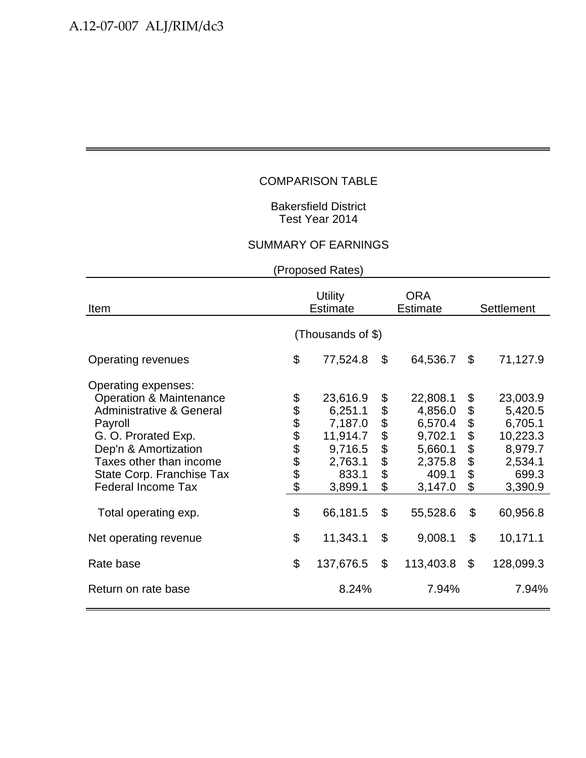COMPARISON TABLE

Bakersfield District
Test Year 2014

SUMMARY OF EARNINGS

(Proposed Rates)

| Item | Utility Estimate | ORA Estimate | Settlement |
|---|---|---|---|
| | (Thousands of $) | | |
| Operating revenues | $ 77,524.8 | $ 64,536.7 | $ 71,127.9 |
| Operating expenses: | | | |
| Operation & Maintenance | $ 23,616.9 | $ 22,808.1 | $ 23,003.9 |
| Administrative & General | $ 6,251.1 | $ 4,856.0 | $ 5,420.5 |
| Payroll | $ 7,187.0 | $ 6,570.4 | $ 6,705.1 |
| G. O. Prorated Exp. | $ 11,914.7 | $ 9,702.1 | $ 10,223.3 |
| Dep'n & Amortization | $ 9,716.5 | $ 5,660.1 | $ 8,979.7 |
| Taxes other than income | $ 2,763.1 | $ 2,375.8 | $ 2,534.1 |
| State Corp. Franchise Tax | $ 833.1 | $ 409.1 | $ 699.3 |
| Federal Income Tax | $ 3,899.1 | $ 3,147.0 | $ 3,390.9 |
| Total operating exp. | $ 66,181.5 | $ 55,528.6 | $ 60,956.8 |
| Net operating revenue | $ 11,343.1 | $ 9,008.1 | $ 10,171.1 |
| Rate base | $ 137,676.5 | $ 113,403.8 | $ 128,099.3 |
| Return on rate base | 8.24% | 7.94% | 7.94% |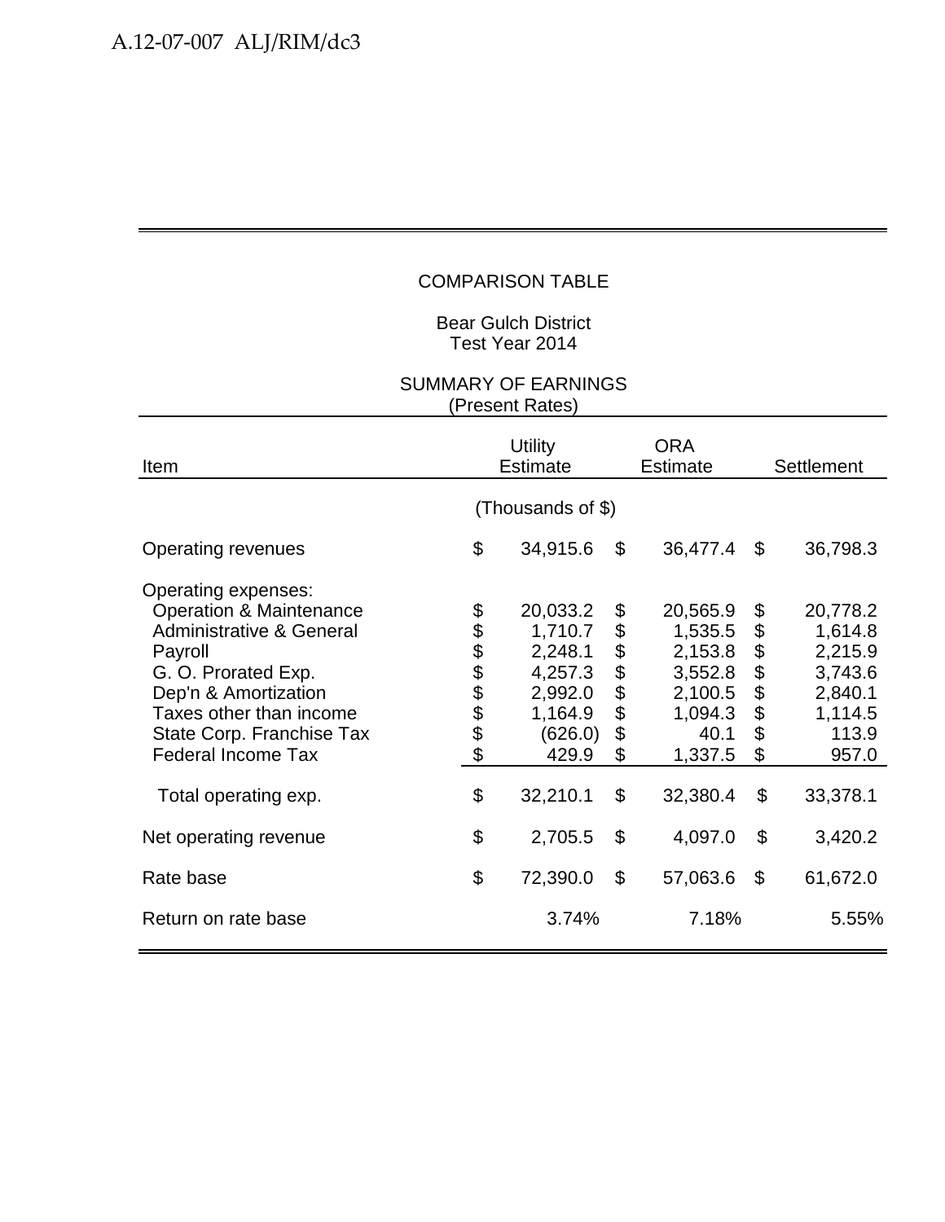## COMPARISON TABLE

Bear Gulch District
Test Year 2014

SUMMARY OF EARNINGS
(Present Rates)

| Item | Utility Estimate | ORA Estimate | Settlement |
|---|---|---|---|
| | (Thousands of $) | | |
| Operating revenues | $ 34,915.6 | $ 36,477.4 | $ 36,798.3 |
| Operating expenses: | | | |
| Operation & Maintenance | $ 20,033.2 | $ 20,565.9 | $ 20,778.2 |
| Administrative & General | $ 1,710.7 | $ 1,535.5 | $ 1,614.8 |
| Payroll | $ 2,248.1 | $ 2,153.8 | $ 2,215.9 |
| G. O. Prorated Exp. | $ 4,257.3 | $ 3,552.8 | $ 3,743.6 |
| Dep'n & Amortization | $ 2,992.0 | $ 2,100.5 | $ 2,840.1 |
| Taxes other than income | $ 1,164.9 | $ 1,094.3 | $ 1,114.5 |
| State Corp. Franchise Tax | $ (626.0) | $ 40.1 | $ 113.9 |
| Federal Income Tax | $ 429.9 | $ 1,337.5 | $ 957.0 |
| Total operating exp. | $ 32,210.1 | $ 32,380.4 | $ 33,378.1 |
| Net operating revenue | $ 2,705.5 | $ 4,097.0 | $ 3,420.2 |
| Rate base | $ 72,390.0 | $ 57,063.6 | $ 61,672.0 |
| Return on rate base | 3.74% | 7.18% | 5.55% |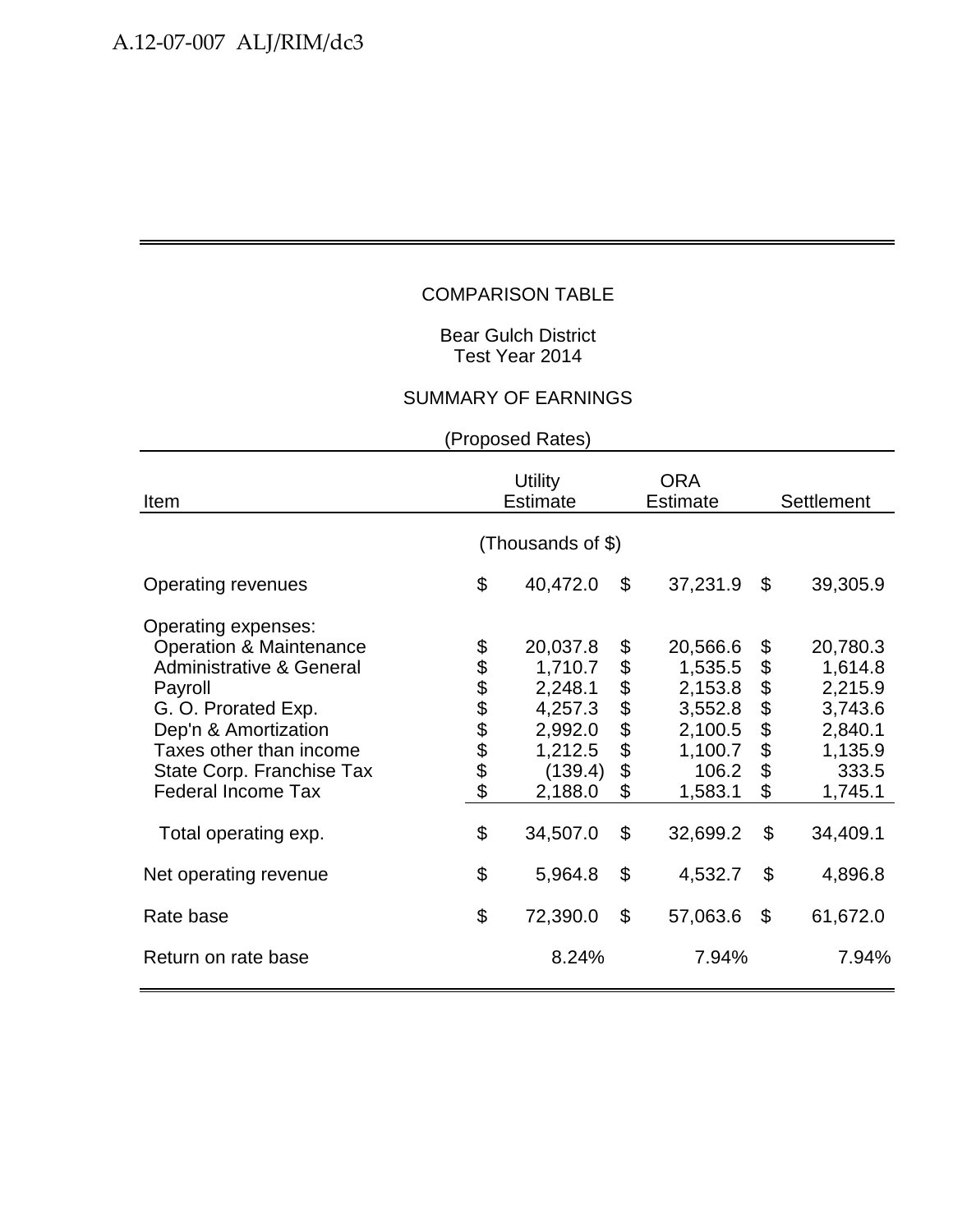COMPARISON TABLE

Bear Gulch District
Test Year 2014

SUMMARY OF EARNINGS

(Proposed Rates)

| Item | Utility Estimate | ORA Estimate | Settlement |
|---|---|---|---|
| | (Thousands of $) | | |
| Operating revenues | $ 40,472.0 | $ 37,231.9 | $ 39,305.9 |
| Operating expenses: | | | |
| Operation & Maintenance | $ 20,037.8 | $ 20,566.6 | $ 20,780.3 |
| Administrative & General | $ 1,710.7 | $ 1,535.5 | $ 1,614.8 |
| Payroll | $ 2,248.1 | $ 2,153.8 | $ 2,215.9 |
| G. O. Prorated Exp. | $ 4,257.3 | $ 3,552.8 | $ 3,743.6 |
| Dep'n & Amortization | $ 2,992.0 | $ 2,100.5 | $ 2,840.1 |
| Taxes other than income | $ 1,212.5 | $ 1,100.7 | $ 1,135.9 |
| State Corp. Franchise Tax | $ (139.4) | $ 106.2 | $ 333.5 |
| Federal Income Tax | $ 2,188.0 | $ 1,583.1 | $ 1,745.1 |
| Total operating exp. | $ 34,507.0 | $ 32,699.2 | $ 34,409.1 |
| Net operating revenue | $ 5,964.8 | $ 4,532.7 | $ 4,896.8 |
| Rate base | $ 72,390.0 | $ 57,063.6 | $ 61,672.0 |
| Return on rate base | 8.24% | 7.94% | 7.94% |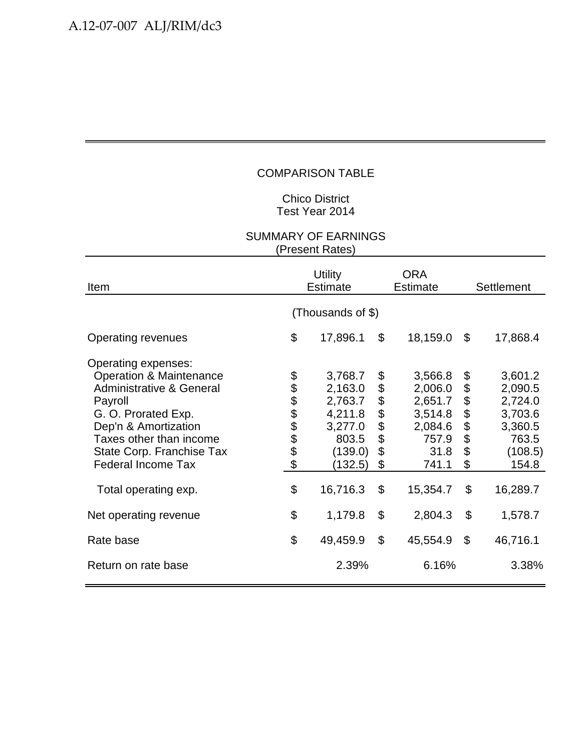COMPARISON TABLE

Chico District
Test Year 2014

SUMMARY OF EARNINGS
(Present Rates)

| Item | Utility Estimate | ORA Estimate | Settlement |
|---|---|---|---|
| | (Thousands of $) | | |
| Operating revenues | $ 17,896.1 | $ 18,159.0 | $ 17,868.4 |
| Operating expenses: | | | |
| Operation & Maintenance | $ 3,768.7 | $ 3,566.8 | $ 3,601.2 |
| Administrative & General | $ 2,163.0 | $ 2,006.0 | $ 2,090.5 |
| Payroll | $ 2,763.7 | $ 2,651.7 | $ 2,724.0 |
| G. O. Prorated Exp. | $ 4,211.8 | $ 3,514.8 | $ 3,703.6 |
| Dep'n & Amortization | $ 3,277.0 | $ 2,084.6 | $ 3,360.5 |
| Taxes other than income | $ 803.5 | $ 757.9 | $ 763.5 |
| State Corp. Franchise Tax | $ (139.0) | $ 31.8 | $ (108.5) |
| Federal Income Tax | $ (132.5) | $ 741.1 | $ 154.8 |
| Total operating exp. | $ 16,716.3 | $ 15,354.7 | $ 16,289.7 |
| Net operating revenue | $ 1,179.8 | $ 2,804.3 | $ 1,578.7 |
| Rate base | $ 49,459.9 | $ 45,554.9 | $ 46,716.1 |
| Return on rate base | 2.39% | 6.16% | 3.38% |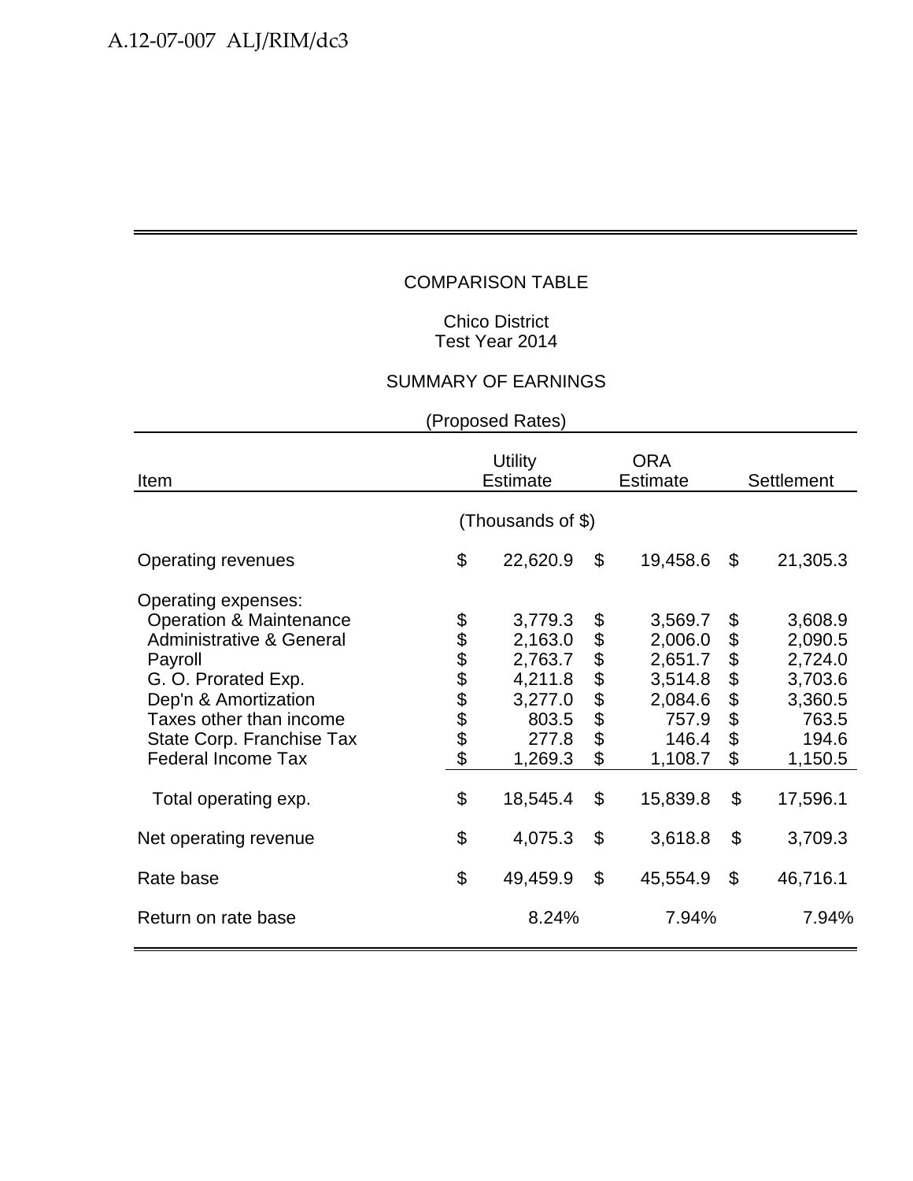COMPARISON TABLE

Chico District
Test Year 2014

SUMMARY OF EARNINGS

(Proposed Rates)

| Item | Utility Estimate | ORA Estimate | Settlement |
|---|---|---|---|
| | (Thousands of $) | | |
| Operating revenues | $ 22,620.9 | $ 19,458.6 | $ 21,305.3 |
| Operating expenses: | | | |
| Operation & Maintenance | $ 3,779.3 | $ 3,569.7 | $ 3,608.9 |
| Administrative & General | $ 2,163.0 | $ 2,006.0 | $ 2,090.5 |
| Payroll | $ 2,763.7 | $ 2,651.7 | $ 2,724.0 |
| G. O. Prorated Exp. | $ 4,211.8 | $ 3,514.8 | $ 3,703.6 |
| Dep'n & Amortization | $ 3,277.0 | $ 2,084.6 | $ 3,360.5 |
| Taxes other than income | $ 803.5 | $ 757.9 | $ 763.5 |
| State Corp. Franchise Tax | $ 277.8 | $ 146.4 | $ 194.6 |
| Federal Income Tax | $ 1,269.3 | $ 1,108.7 | $ 1,150.5 |
| Total operating exp. | $ 18,545.4 | $ 15,839.8 | $ 17,596.1 |
| Net operating revenue | $ 4,075.3 | $ 3,618.8 | $ 3,709.3 |
| Rate base | $ 49,459.9 | $ 45,554.9 | $ 46,716.1 |
| Return on rate base | 8.24% | 7.94% | 7.94% |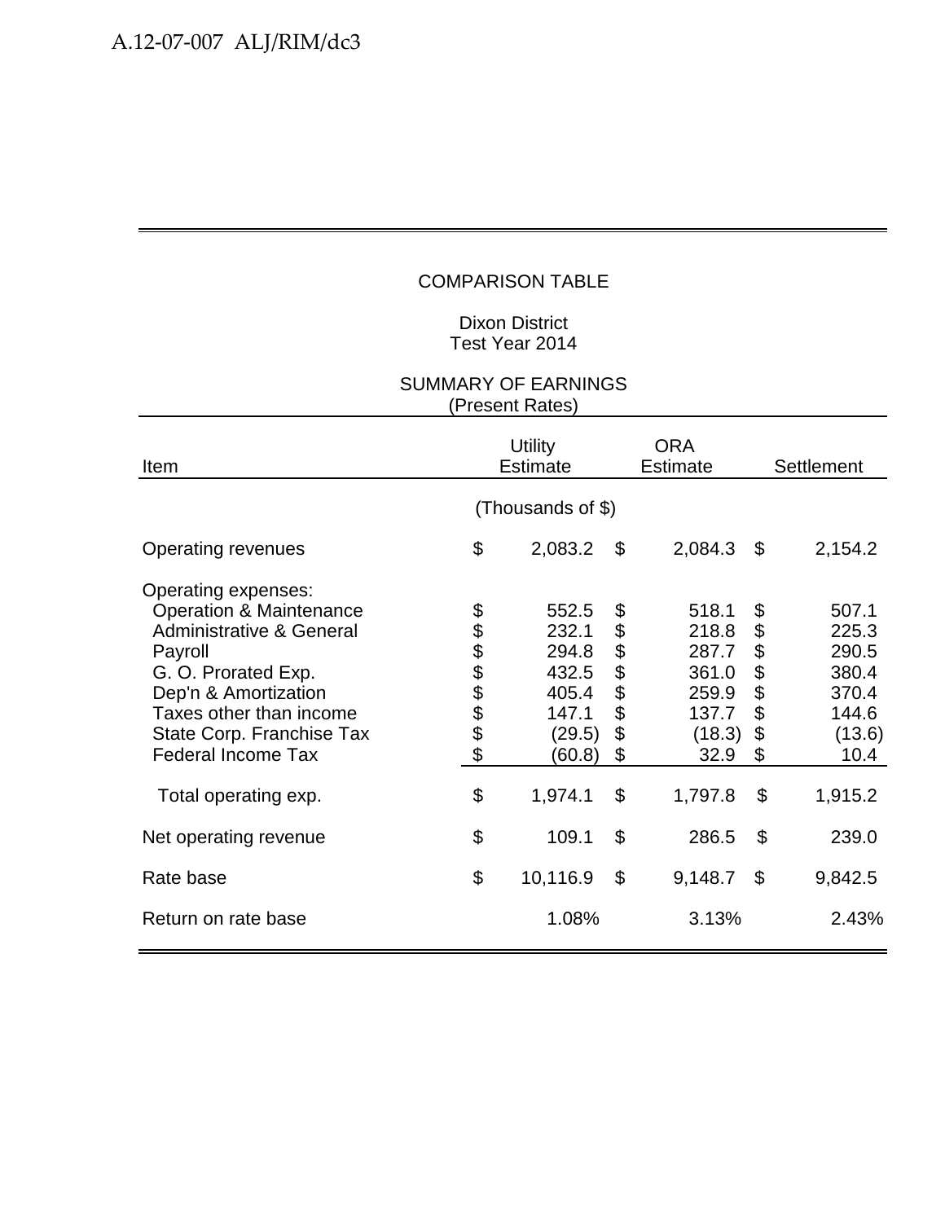## COMPARISON TABLE

Dixon District
Test Year 2014

SUMMARY OF EARNINGS
(Present Rates)

| Item | Utility Estimate | ORA Estimate | Settlement |
|---|---|---|---|
| | (Thousands of $) | | |
| Operating revenues | $ 2,083.2 | $ 2,084.3 | $ 2,154.2 |
| Operating expenses: | | | |
| Operation & Maintenance | $ 552.5 | $ 518.1 | $ 507.1 |
| Administrative & General | $ 232.1 | $ 218.8 | $ 225.3 |
| Payroll | $ 294.8 | $ 287.7 | $ 290.5 |
| G. O. Prorated Exp. | $ 432.5 | $ 361.0 | $ 380.4 |
| Dep'n & Amortization | $ 405.4 | $ 259.9 | $ 370.4 |
| Taxes other than income | $ 147.1 | $ 137.7 | $ 144.6 |
| State Corp. Franchise Tax | $ (29.5) | $ (18.3) | $ (13.6) |
| Federal Income Tax | $ (60.8) | $ 32.9 | $ 10.4 |
| Total operating exp. | $ 1,974.1 | $ 1,797.8 | $ 1,915.2 |
| Net operating revenue | $ 109.1 | $ 286.5 | $ 239.0 |
| Rate base | $ 10,116.9 | $ 9,148.7 | $ 9,842.5 |
| Return on rate base | 1.08% | 3.13% | 2.43% |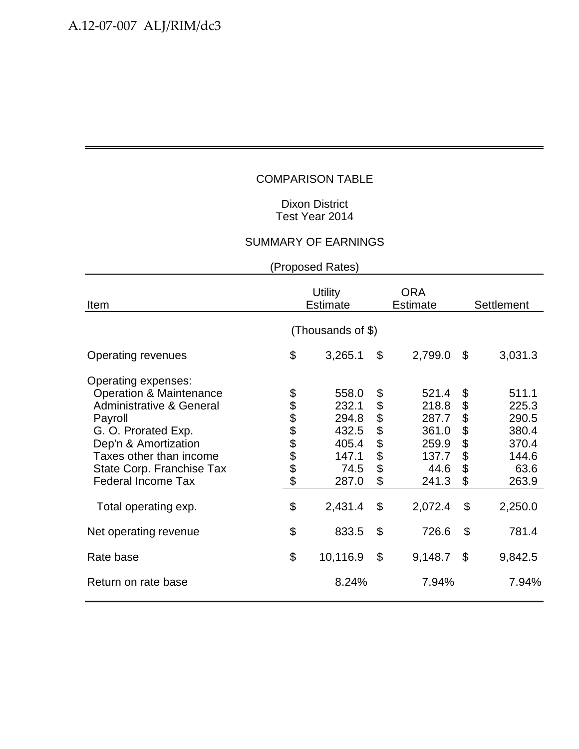## COMPARISON TABLE

Dixon District
Test Year 2014

### SUMMARY OF EARNINGS

(Proposed Rates)

| Item | Utility Estimate | ORA Estimate | Settlement |
|---|---|---|---|
| | (Thousands of $) | | |
| Operating revenues | $ 3,265.1 | $ 2,799.0 | $ 3,031.3 |
| Operating expenses: | | | |
| Operation & Maintenance | $ 558.0 | $ 521.4 | $ 511.1 |
| Administrative & General | $ 232.1 | $ 218.8 | $ 225.3 |
| Payroll | $ 294.8 | $ 287.7 | $ 290.5 |
| G. O. Prorated Exp. | $ 432.5 | $ 361.0 | $ 380.4 |
| Dep'n & Amortization | $ 405.4 | $ 259.9 | $ 370.4 |
| Taxes other than income | $ 147.1 | $ 137.7 | $ 144.6 |
| State Corp. Franchise Tax | $ 74.5 | $ 44.6 | $ 63.6 |
| Federal Income Tax | $ 287.0 | $ 241.3 | $ 263.9 |
| Total operating exp. | $ 2,431.4 | $ 2,072.4 | $ 2,250.0 |
| Net operating revenue | $ 833.5 | $ 726.6 | $ 781.4 |
| Rate base | $ 10,116.9 | $ 9,148.7 | $ 9,842.5 |
| Return on rate base | 8.24% | 7.94% | 7.94% |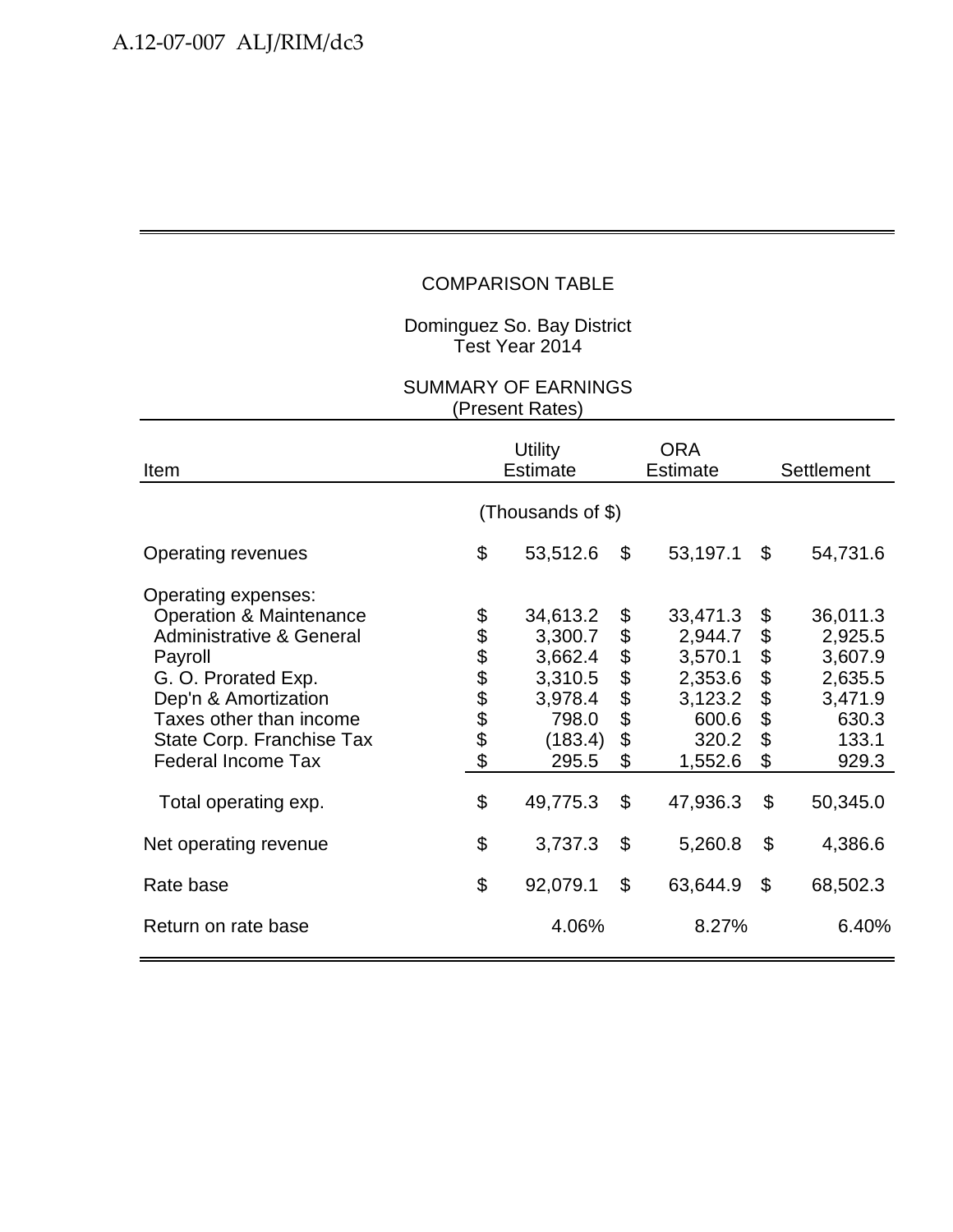COMPARISON TABLE

Dominguez So. Bay District
Test Year 2014

SUMMARY OF EARNINGS
(Present Rates)

| Item | Utility Estimate | ORA Estimate | Settlement |
|---|---|---|---|
| | (Thousands of $) | | |
| Operating revenues | $ 53,512.6 | $ 53,197.1 | $ 54,731.6 |
| Operating expenses: | | | |
| Operation & Maintenance | $ 34,613.2 | $ 33,471.3 | $ 36,011.3 |
| Administrative & General | $ 3,300.7 | $ 2,944.7 | $ 2,925.5 |
| Payroll | $ 3,662.4 | $ 3,570.1 | $ 3,607.9 |
| G. O. Prorated Exp. | $ 3,310.5 | $ 2,353.6 | $ 2,635.5 |
| Dep'n & Amortization | $ 3,978.4 | $ 3,123.2 | $ 3,471.9 |
| Taxes other than income | $ 798.0 | $ 600.6 | $ 630.3 |
| State Corp. Franchise Tax | $ (183.4) | $ 320.2 | $ 133.1 |
| Federal Income Tax | $ 295.5 | $ 1,552.6 | $ 929.3 |
| Total operating exp. | $ 49,775.3 | $ 47,936.3 | $ 50,345.0 |
| Net operating revenue | $ 3,737.3 | $ 5,260.8 | $ 4,386.6 |
| Rate base | $ 92,079.1 | $ 63,644.9 | $ 68,502.3 |
| Return on rate base | 4.06% | 8.27% | 6.40% |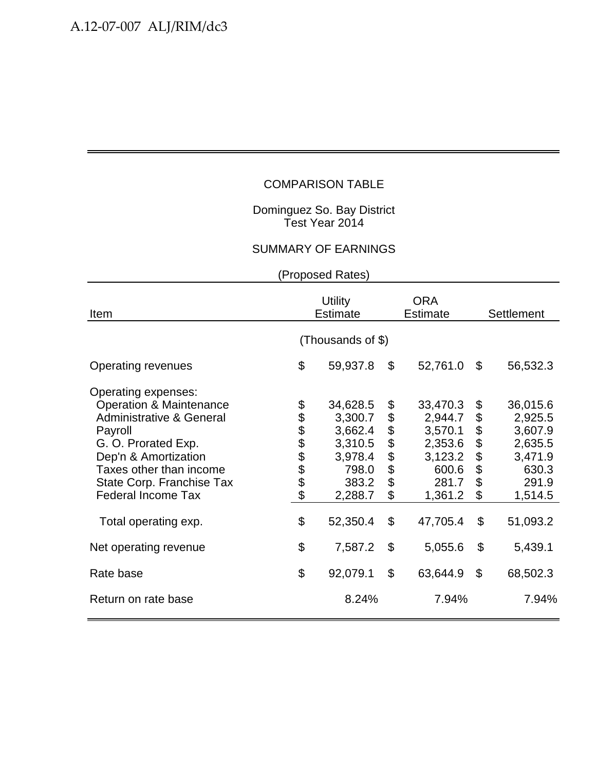COMPARISON TABLE

Dominguez So. Bay District
Test Year 2014

SUMMARY OF EARNINGS

(Proposed Rates)

| Item | Utility Estimate | ORA Estimate | Settlement |
|---|---|---|---|
| | (Thousands of $) | | |
| Operating revenues | $ 59,937.8 | $ 52,761.0 | $ 56,532.3 |
| Operating expenses: | | | |
| Operation & Maintenance | $ 34,628.5 | $ 33,470.3 | $ 36,015.6 |
| Administrative & General | $ 3,300.7 | $ 2,944.7 | $ 2,925.5 |
| Payroll | $ 3,662.4 | $ 3,570.1 | $ 3,607.9 |
| G. O. Prorated Exp. | $ 3,310.5 | $ 2,353.6 | $ 2,635.5 |
| Dep'n & Amortization | $ 3,978.4 | $ 3,123.2 | $ 3,471.9 |
| Taxes other than income | $ 798.0 | $ 600.6 | $ 630.3 |
| State Corp. Franchise Tax | $ 383.2 | $ 281.7 | $ 291.9 |
| Federal Income Tax | $ 2,288.7 | $ 1,361.2 | $ 1,514.5 |
| Total operating exp. | $ 52,350.4 | $ 47,705.4 | $ 51,093.2 |
| Net operating revenue | $ 7,587.2 | $ 5,055.6 | $ 5,439.1 |
| Rate base | $ 92,079.1 | $ 63,644.9 | $ 68,502.3 |
| Return on rate base | 8.24% | 7.94% | 7.94% |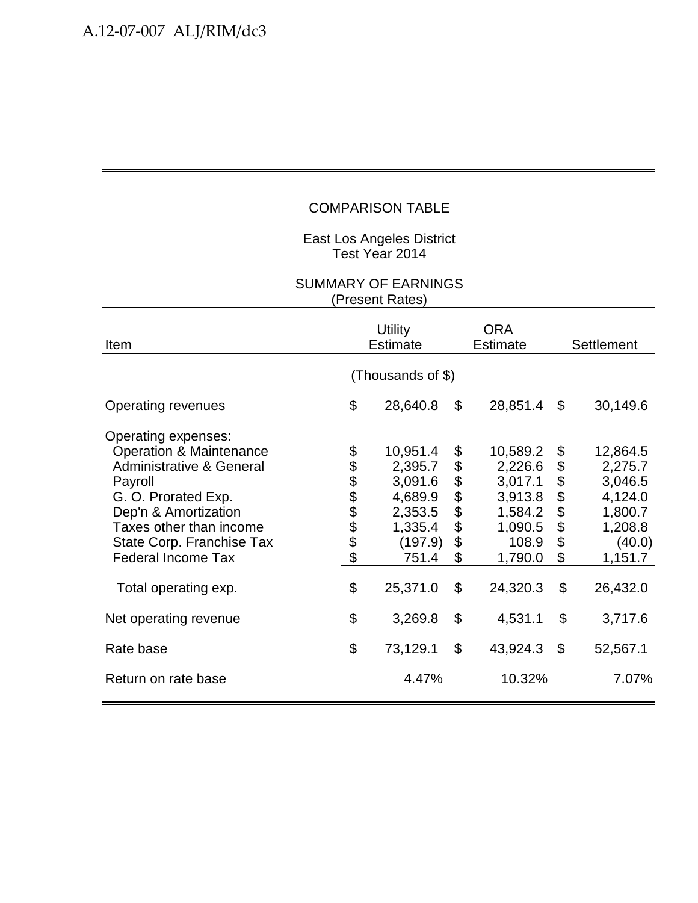COMPARISON TABLE

East Los Angeles District
Test Year 2014

SUMMARY OF EARNINGS
(Present Rates)

| Item | Utility Estimate | ORA Estimate | Settlement |
|---|---|---|---|
| | (Thousands of $) | | |
| Operating revenues | $ 28,640.8 | $ 28,851.4 | $ 30,149.6 |
| Operating expenses: | | | |
| Operation & Maintenance | $ 10,951.4 | $ 10,589.2 | $ 12,864.5 |
| Administrative & General | $ 2,395.7 | $ 2,226.6 | $ 2,275.7 |
| Payroll | $ 3,091.6 | $ 3,017.1 | $ 3,046.5 |
| G. O. Prorated Exp. | $ 4,689.9 | $ 3,913.8 | $ 4,124.0 |
| Dep'n & Amortization | $ 2,353.5 | $ 1,584.2 | $ 1,800.7 |
| Taxes other than income | $ 1,335.4 | $ 1,090.5 | $ 1,208.8 |
| State Corp. Franchise Tax | $ (197.9) | $ 108.9 | $ (40.0) |
| Federal Income Tax | $ 751.4 | $ 1,790.0 | $ 1,151.7 |
| Total operating exp. | $ 25,371.0 | $ 24,320.3 | $ 26,432.0 |
| Net operating revenue | $ 3,269.8 | $ 4,531.1 | $ 3,717.6 |
| Rate base | $ 73,129.1 | $ 43,924.3 | $ 52,567.1 |
| Return on rate base | 4.47% | 10.32% | 7.07% |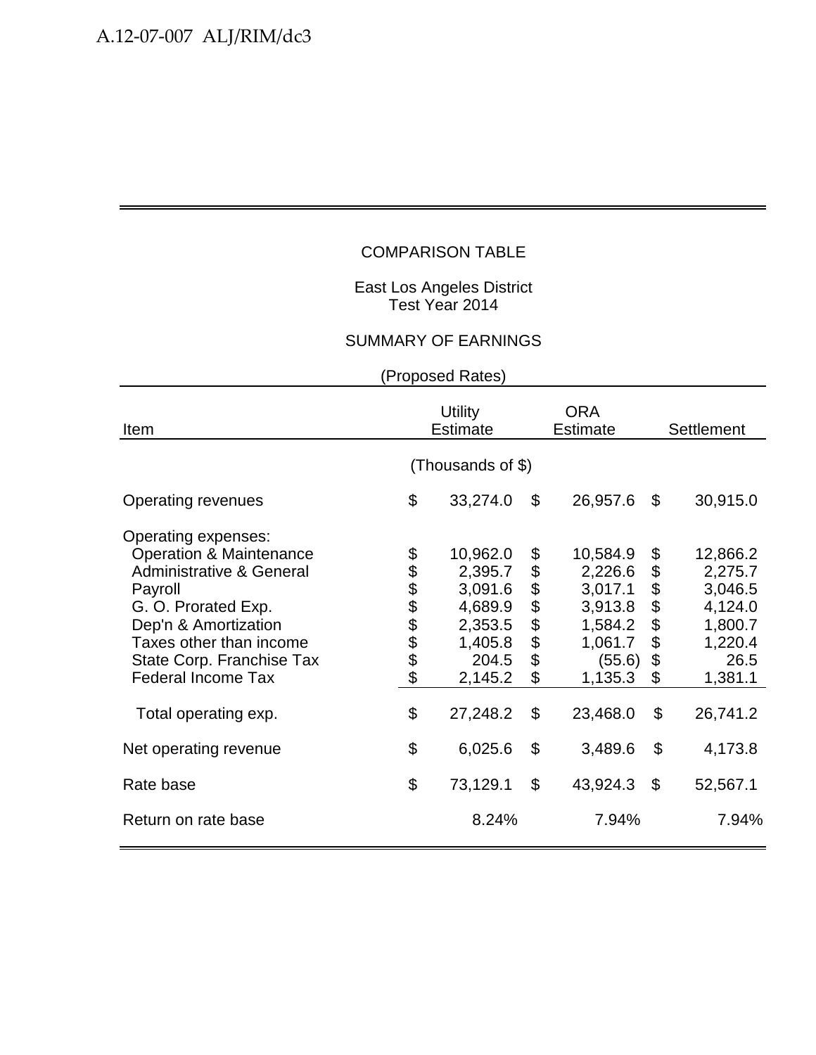COMPARISON TABLE

East Los Angeles District
Test Year 2014

SUMMARY OF EARNINGS

(Proposed Rates)

| Item | Utility Estimate | ORA Estimate | Settlement |
|---|---|---|---|
| | (Thousands of $) | | |
| Operating revenues | $ 33,274.0 | $ 26,957.6 | $ 30,915.0 |
| Operating expenses: | | | |
| Operation & Maintenance | $ 10,962.0 | $ 10,584.9 | $ 12,866.2 |
| Administrative & General | $ 2,395.7 | $ 2,226.6 | $ 2,275.7 |
| Payroll | $ 3,091.6 | $ 3,017.1 | $ 3,046.5 |
| G. O. Prorated Exp. | $ 4,689.9 | $ 3,913.8 | $ 4,124.0 |
| Dep'n & Amortization | $ 2,353.5 | $ 1,584.2 | $ 1,800.7 |
| Taxes other than income | $ 1,405.8 | $ 1,061.7 | $ 1,220.4 |
| State Corp. Franchise Tax | $ 204.5 | $ (55.6) | $ 26.5 |
| Federal Income Tax | $ 2,145.2 | $ 1,135.3 | $ 1,381.1 |
| Total operating exp. | $ 27,248.2 | $ 23,468.0 | $ 26,741.2 |
| Net operating revenue | $ 6,025.6 | $ 3,489.6 | $ 4,173.8 |
| Rate base | $ 73,129.1 | $ 43,924.3 | $ 52,567.1 |
| Return on rate base | 8.24% | 7.94% | 7.94% |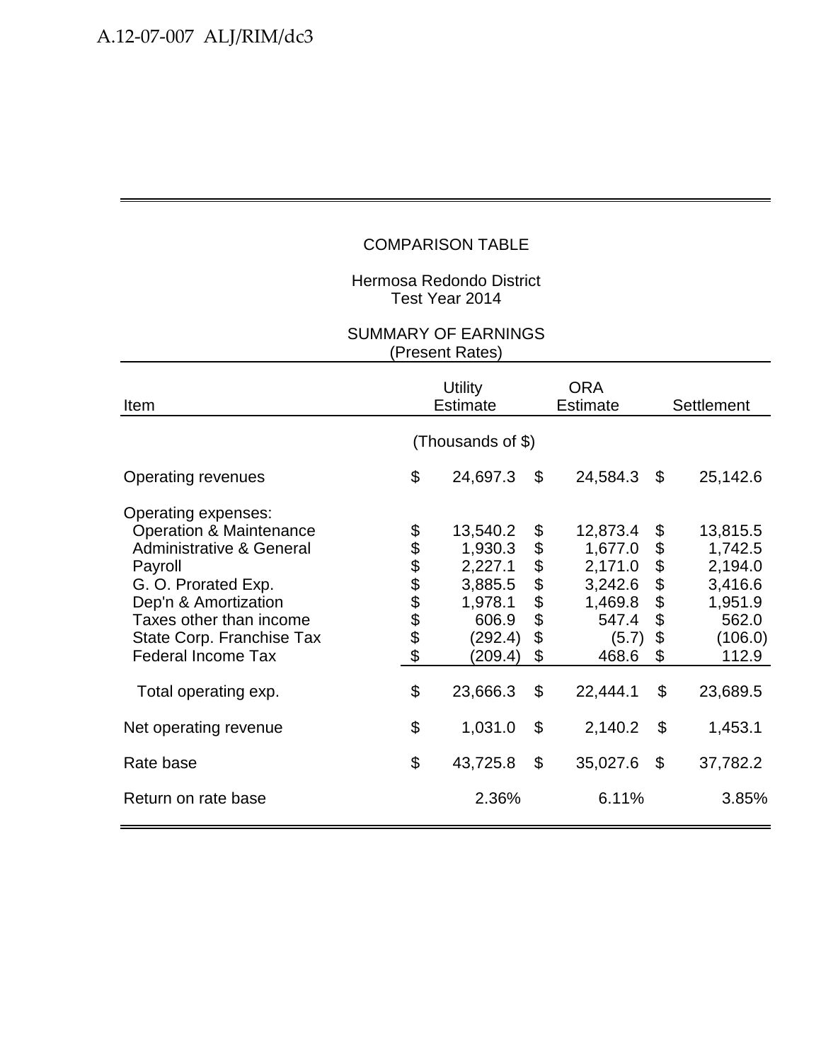COMPARISON TABLE

Hermosa Redondo District
Test Year 2014

SUMMARY OF EARNINGS
(Present Rates)

| Item | Utility Estimate | ORA Estimate | Settlement |
|---|---|---|---|
| | (Thousands of $) | | |
| Operating revenues | $ 24,697.3 | $ 24,584.3 | $ 25,142.6 |
| Operating expenses: | | | |
| Operation & Maintenance | $ 13,540.2 | $ 12,873.4 | $ 13,815.5 |
| Administrative & General | $ 1,930.3 | $ 1,677.0 | $ 1,742.5 |
| Payroll | $ 2,227.1 | $ 2,171.0 | $ 2,194.0 |
| G. O. Prorated Exp. | $ 3,885.5 | $ 3,242.6 | $ 3,416.6 |
| Dep'n & Amortization | $ 1,978.1 | $ 1,469.8 | $ 1,951.9 |
| Taxes other than income | $ 606.9 | $ 547.4 | $ 562.0 |
| State Corp. Franchise Tax | $ (292.4) | $ (5.7) | $ (106.0) |
| Federal Income Tax | $ (209.4) | $ 468.6 | $ 112.9 |
| Total operating exp. | $ 23,666.3 | $ 22,444.1 | $ 23,689.5 |
| Net operating revenue | $ 1,031.0 | $ 2,140.2 | $ 1,453.1 |
| Rate base | $ 43,725.8 | $ 35,027.6 | $ 37,782.2 |
| Return on rate base | 2.36% | 6.11% | 3.85% |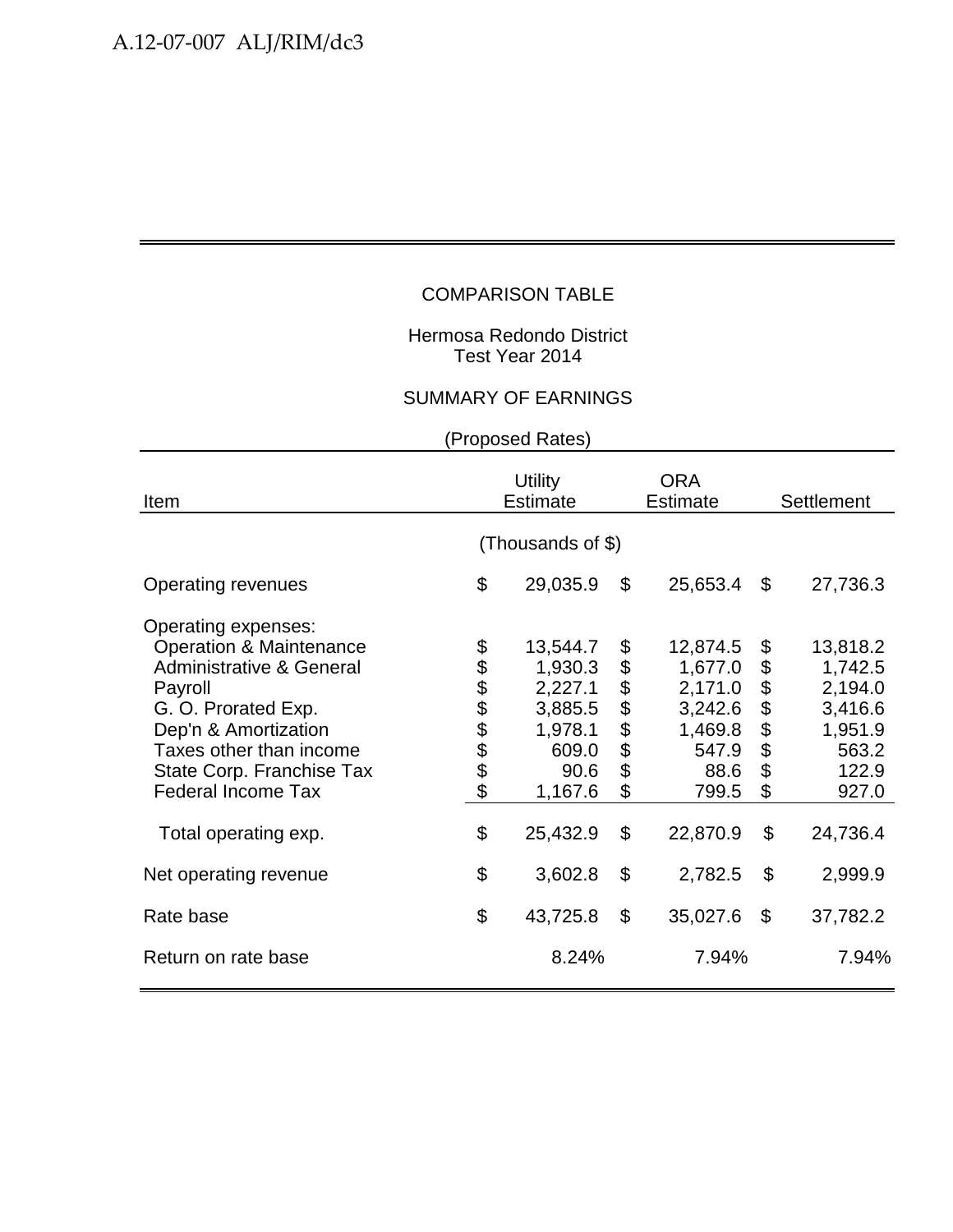COMPARISON TABLE

Hermosa Redondo District
Test Year 2014

SUMMARY OF EARNINGS

(Proposed Rates)

| Item | Utility Estimate | ORA Estimate | Settlement |
|---|---|---|---|
| | (Thousands of $) | | |
| Operating revenues | $ 29,035.9 | $ 25,653.4 | $ 27,736.3 |
| Operating expenses: | | | |
| Operation & Maintenance | $ 13,544.7 | $ 12,874.5 | $ 13,818.2 |
| Administrative & General | $ 1,930.3 | $ 1,677.0 | $ 1,742.5 |
| Payroll | $ 2,227.1 | $ 2,171.0 | $ 2,194.0 |
| G. O. Prorated Exp. | $ 3,885.5 | $ 3,242.6 | $ 3,416.6 |
| Dep'n & Amortization | $ 1,978.1 | $ 1,469.8 | $ 1,951.9 |
| Taxes other than income | $ 609.0 | $ 547.9 | $ 563.2 |
| State Corp. Franchise Tax | $ 90.6 | $ 88.6 | $ 122.9 |
| Federal Income Tax | $ 1,167.6 | $ 799.5 | $ 927.0 |
| Total operating exp. | $ 25,432.9 | $ 22,870.9 | $ 24,736.4 |
| Net operating revenue | $ 3,602.8 | $ 2,782.5 | $ 2,999.9 |
| Rate base | $ 43,725.8 | $ 35,027.6 | $ 37,782.2 |
| Return on rate base | 8.24% | 7.94% | 7.94% |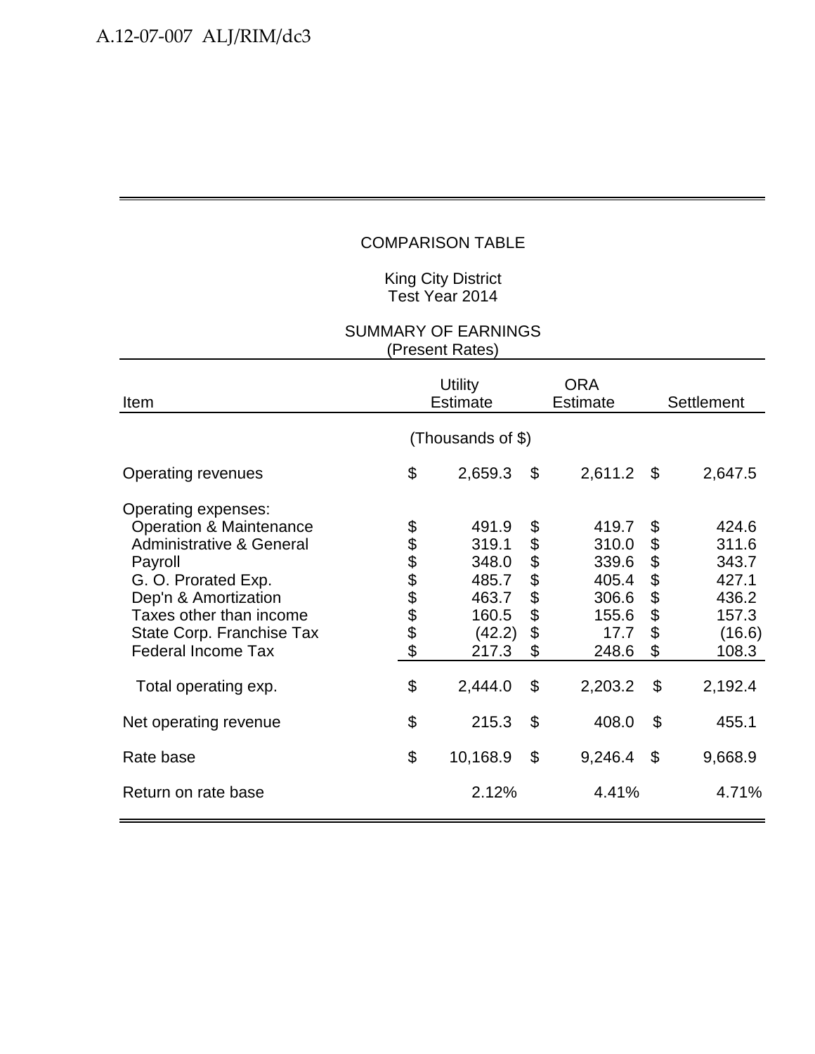COMPARISON TABLE

King City District
Test Year 2014

SUMMARY OF EARNINGS
(Present Rates)

| Item | Utility Estimate | ORA Estimate | Settlement |
|---|---|---|---|
| | (Thousands of $) | | |
| Operating revenues | $ 2,659.3 | $ 2,611.2 | $ 2,647.5 |
| Operating expenses: | | | |
| Operation & Maintenance | $ 491.9 | $ 419.7 | $ 424.6 |
| Administrative & General | $ 319.1 | $ 310.0 | $ 311.6 |
| Payroll | $ 348.0 | $ 339.6 | $ 343.7 |
| G. O. Prorated Exp. | $ 485.7 | $ 405.4 | $ 427.1 |
| Dep'n & Amortization | $ 463.7 | $ 306.6 | $ 436.2 |
| Taxes other than income | $ 160.5 | $ 155.6 | $ 157.3 |
| State Corp. Franchise Tax | $ (42.2) | $ 17.7 | $ (16.6) |
| Federal Income Tax | $ 217.3 | $ 248.6 | $ 108.3 |
| Total operating exp. | $ 2,444.0 | $ 2,203.2 | $ 2,192.4 |
| Net operating revenue | $ 215.3 | $ 408.0 | $ 455.1 |
| Rate base | $ 10,168.9 | $ 9,246.4 | $ 9,668.9 |
| Return on rate base | 2.12% | 4.41% | 4.71% |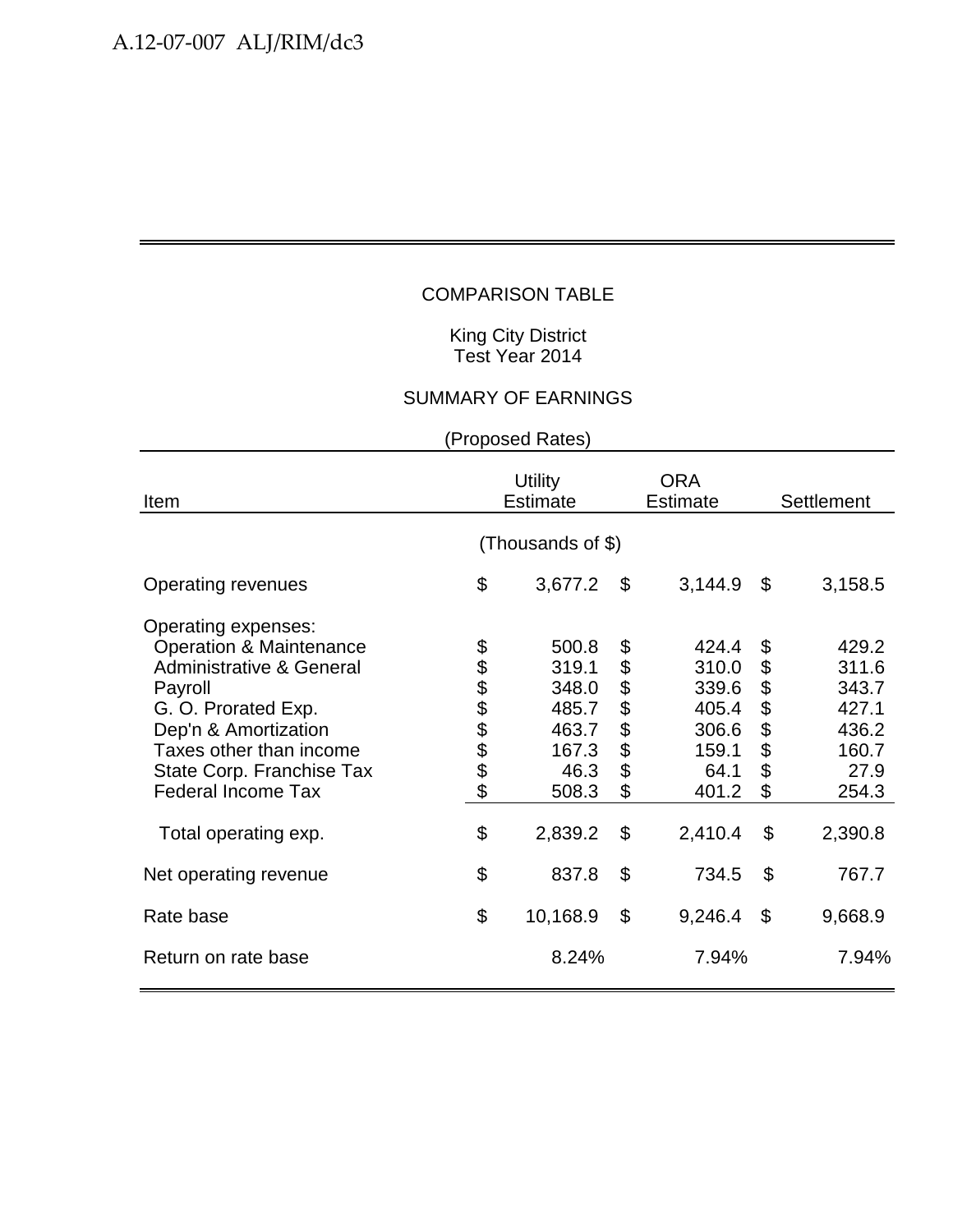COMPARISON TABLE

King City District
Test Year 2014

SUMMARY OF EARNINGS

(Proposed Rates)

| Item | Utility Estimate | ORA Estimate | Settlement |
|---|---|---|---|
| | (Thousands of $) | | |
| Operating revenues | $ 3,677.2 | $ 3,144.9 | $ 3,158.5 |
| Operating expenses: | | | |
| Operation & Maintenance | $ 500.8 | $ 424.4 | $ 429.2 |
| Administrative & General | $ 319.1 | $ 310.0 | $ 311.6 |
| Payroll | $ 348.0 | $ 339.6 | $ 343.7 |
| G. O. Prorated Exp. | $ 485.7 | $ 405.4 | $ 427.1 |
| Dep'n & Amortization | $ 463.7 | $ 306.6 | $ 436.2 |
| Taxes other than income | $ 167.3 | $ 159.1 | $ 160.7 |
| State Corp. Franchise Tax | $ 46.3 | $ 64.1 | $ 27.9 |
| Federal Income Tax | $ 508.3 | $ 401.2 | $ 254.3 |
| Total operating exp. | $ 2,839.2 | $ 2,410.4 | $ 2,390.8 |
| Net operating revenue | $ 837.8 | $ 734.5 | $ 767.7 |
| Rate base | $ 10,168.9 | $ 9,246.4 | $ 9,668.9 |
| Return on rate base | 8.24% | 7.94% | 7.94% |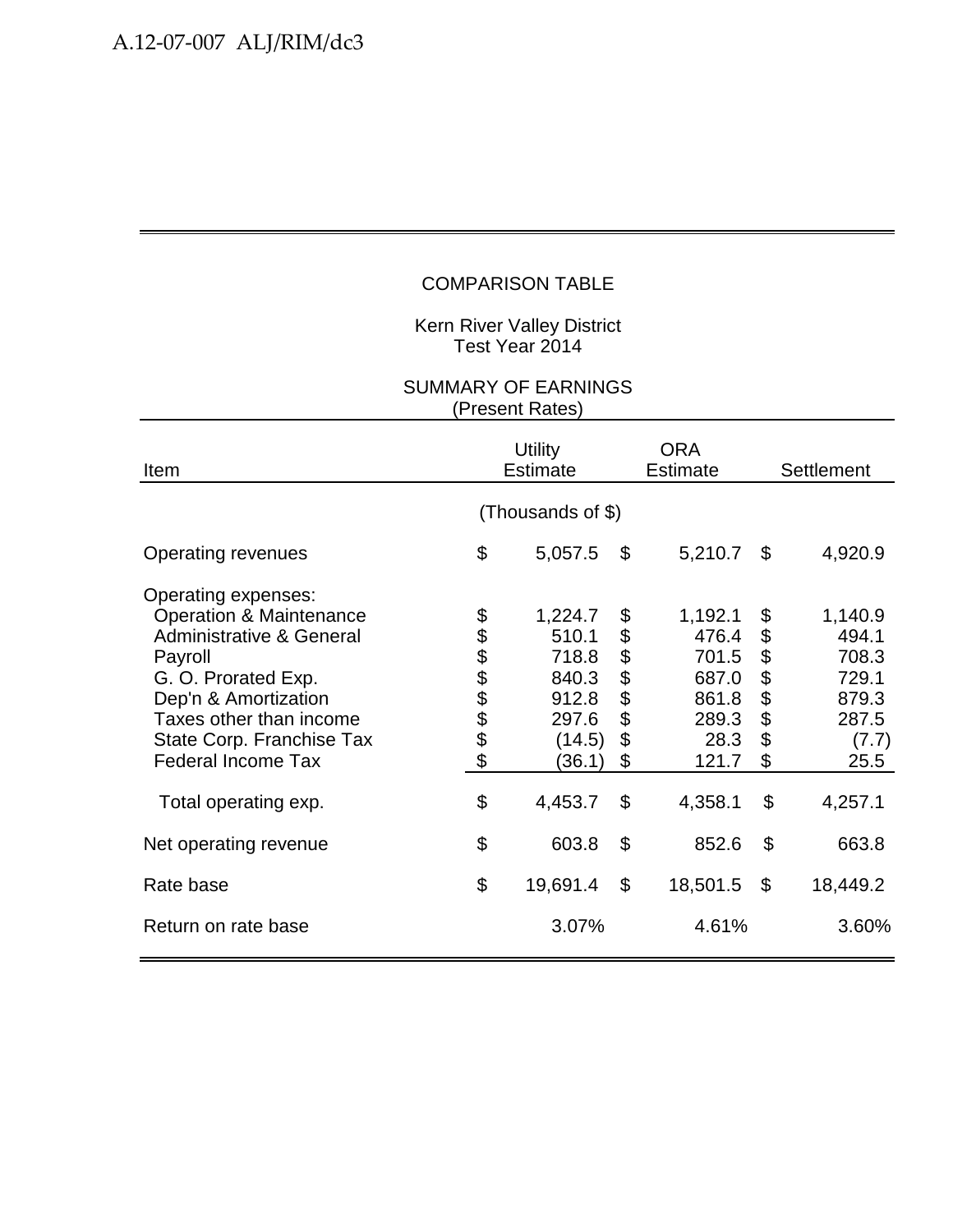COMPARISON TABLE

Kern River Valley District
Test Year 2014

SUMMARY OF EARNINGS
(Present Rates)

| Item | Utility Estimate | ORA Estimate | Settlement |
|---|---|---|---|
| | (Thousands of $) | | |
| Operating revenues | $ 5,057.5 | $ 5,210.7 | $ 4,920.9 |
| Operating expenses: | | | |
| Operation & Maintenance | $ 1,224.7 | $ 1,192.1 | $ 1,140.9 |
| Administrative & General | $ 510.1 | $ 476.4 | $ 494.1 |
| Payroll | $ 718.8 | $ 701.5 | $ 708.3 |
| G. O. Prorated Exp. | $ 840.3 | $ 687.0 | $ 729.1 |
| Dep'n & Amortization | $ 912.8 | $ 861.8 | $ 879.3 |
| Taxes other than income | $ 297.6 | $ 289.3 | $ 287.5 |
| State Corp. Franchise Tax | $ (14.5) | $ 28.3 | $ (7.7) |
| Federal Income Tax | $ (36.1) | $ 121.7 | $ 25.5 |
| Total operating exp. | $ 4,453.7 | $ 4,358.1 | $ 4,257.1 |
| Net operating revenue | $ 603.8 | $ 852.6 | $ 663.8 |
| Rate base | $ 19,691.4 | $ 18,501.5 | $ 18,449.2 |
| Return on rate base | 3.07% | 4.61% | 3.60% |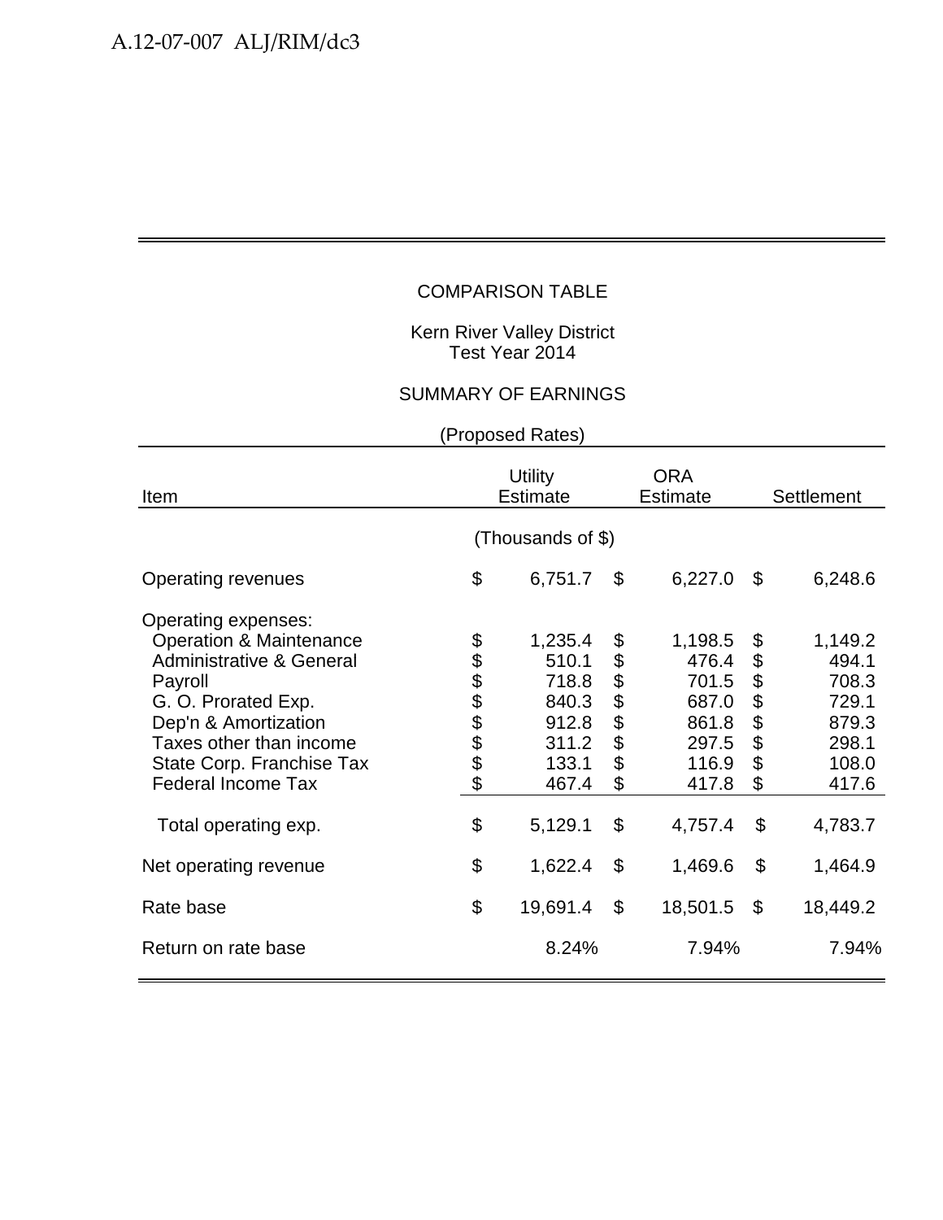COMPARISON TABLE

Kern River Valley District
Test Year 2014

SUMMARY OF EARNINGS

(Proposed Rates)

| Item | Utility Estimate | ORA Estimate | Settlement |
|---|---|---|---|
| | (Thousands of $) | | |
| Operating revenues | $ 6,751.7 | $ 6,227.0 | $ 6,248.6 |
| Operating expenses: | | | |
| Operation & Maintenance | $ 1,235.4 | $ 1,198.5 | $ 1,149.2 |
| Administrative & General | $ 510.1 | $ 476.4 | $ 494.1 |
| Payroll | $ 718.8 | $ 701.5 | $ 708.3 |
| G. O. Prorated Exp. | $ 840.3 | $ 687.0 | $ 729.1 |
| Dep'n & Amortization | $ 912.8 | $ 861.8 | $ 879.3 |
| Taxes other than income | $ 311.2 | $ 297.5 | $ 298.1 |
| State Corp. Franchise Tax | $ 133.1 | $ 116.9 | $ 108.0 |
| Federal Income Tax | $ 467.4 | $ 417.8 | $ 417.6 |
| Total operating exp. | $ 5,129.1 | $ 4,757.4 | $ 4,783.7 |
| Net operating revenue | $ 1,622.4 | $ 1,469.6 | $ 1,464.9 |
| Rate base | $ 19,691.4 | $ 18,501.5 | $ 18,449.2 |
| Return on rate base | 8.24% | 7.94% | 7.94% |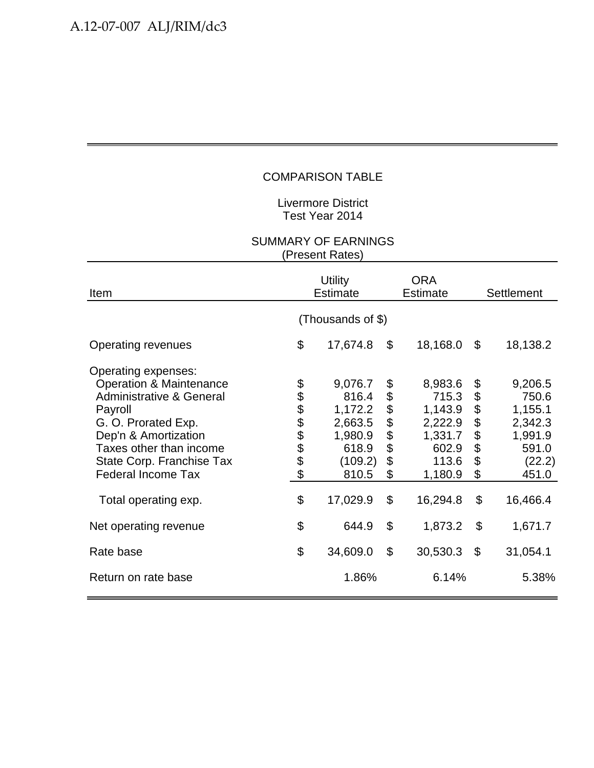COMPARISON TABLE

Livermore District
Test Year 2014

SUMMARY OF EARNINGS
(Present Rates)

| Item | Utility Estimate | ORA Estimate | Settlement |
|---|---|---|---|
| | (Thousands of $) | | |
| Operating revenues | $ 17,674.8 | $ 18,168.0 | $ 18,138.2 |
| Operating expenses: | | | |
| Operation & Maintenance | $ 9,076.7 | $ 8,983.6 | $ 9,206.5 |
| Administrative & General | $ 816.4 | $ 715.3 | $ 750.6 |
| Payroll | $ 1,172.2 | $ 1,143.9 | $ 1,155.1 |
| G. O. Prorated Exp. | $ 2,663.5 | $ 2,222.9 | $ 2,342.3 |
| Dep'n & Amortization | $ 1,980.9 | $ 1,331.7 | $ 1,991.9 |
| Taxes other than income | $ 618.9 | $ 602.9 | $ 591.0 |
| State Corp. Franchise Tax | $ (109.2) | $ 113.6 | $ (22.2) |
| Federal Income Tax | $ 810.5 | $ 1,180.9 | $ 451.0 |
| Total operating exp. | $ 17,029.9 | $ 16,294.8 | $ 16,466.4 |
| Net operating revenue | $ 644.9 | $ 1,873.2 | $ 1,671.7 |
| Rate base | $ 34,609.0 | $ 30,530.3 | $ 31,054.1 |
| Return on rate base | 1.86% | 6.14% | 5.38% |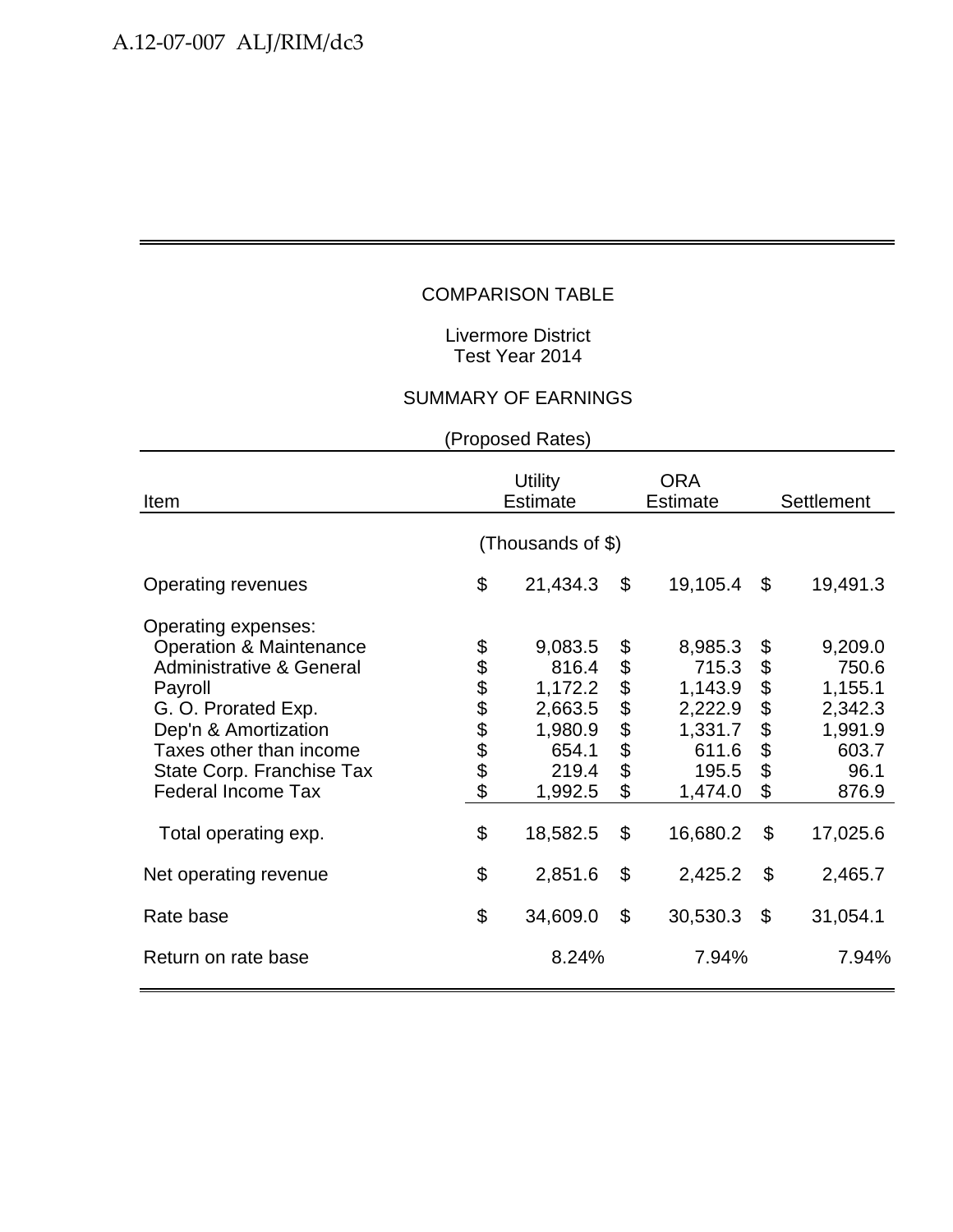COMPARISON TABLE

Livermore District
Test Year 2014

SUMMARY OF EARNINGS

(Proposed Rates)

| Item | Utility Estimate | ORA Estimate | Settlement |
|---|---|---|---|
| | (Thousands of $) | | |
| Operating revenues | $ 21,434.3 | $ 19,105.4 | $ 19,491.3 |
| Operating expenses: | | | |
| Operation & Maintenance | $ 9,083.5 | $ 8,985.3 | $ 9,209.0 |
| Administrative & General | $ 816.4 | $ 715.3 | $ 750.6 |
| Payroll | $ 1,172.2 | $ 1,143.9 | $ 1,155.1 |
| G. O. Prorated Exp. | $ 2,663.5 | $ 2,222.9 | $ 2,342.3 |
| Dep'n & Amortization | $ 1,980.9 | $ 1,331.7 | $ 1,991.9 |
| Taxes other than income | $ 654.1 | $ 611.6 | $ 603.7 |
| State Corp. Franchise Tax | $ 219.4 | $ 195.5 | $ 96.1 |
| Federal Income Tax | $ 1,992.5 | $ 1,474.0 | $ 876.9 |
| Total operating exp. | $ 18,582.5 | $ 16,680.2 | $ 17,025.6 |
| Net operating revenue | $ 2,851.6 | $ 2,425.2 | $ 2,465.7 |
| Rate base | $ 34,609.0 | $ 30,530.3 | $ 31,054.1 |
| Return on rate base | 8.24% | 7.94% | 7.94% |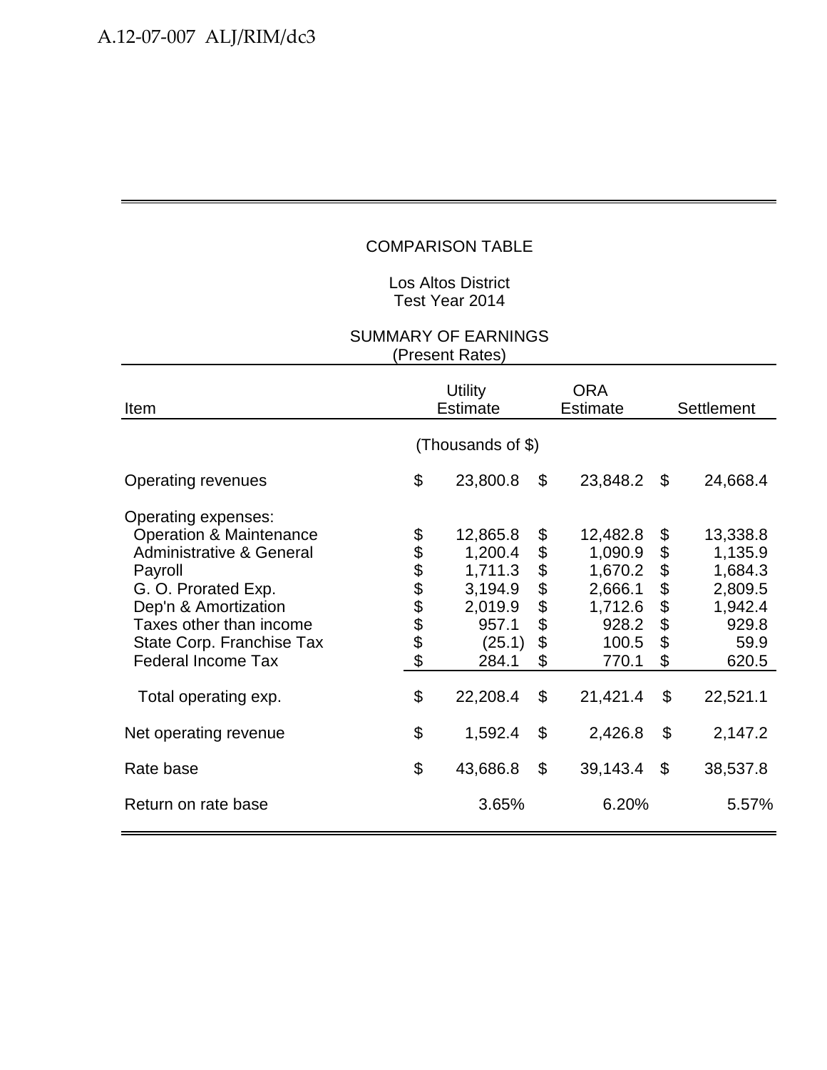## COMPARISON TABLE

Los Altos District
Test Year 2014

SUMMARY OF EARNINGS
(Present Rates)

| Item | Utility Estimate | ORA Estimate | Settlement |
|---|---|---|---|
| | (Thousands of $) | | |
| Operating revenues | $ 23,800.8 | $ 23,848.2 | $ 24,668.4 |
| Operating expenses: | | | |
| Operation & Maintenance | $ 12,865.8 | $ 12,482.8 | $ 13,338.8 |
| Administrative & General | $ 1,200.4 | $ 1,090.9 | $ 1,135.9 |
| Payroll | $ 1,711.3 | $ 1,670.2 | $ 1,684.3 |
| G. O. Prorated Exp. | $ 3,194.9 | $ 2,666.1 | $ 2,809.5 |
| Dep'n & Amortization | $ 2,019.9 | $ 1,712.6 | $ 1,942.4 |
| Taxes other than income | $ 957.1 | $ 928.2 | $ 929.8 |
| State Corp. Franchise Tax | $ (25.1) | $ 100.5 | $ 59.9 |
| Federal Income Tax | $ 284.1 | $ 770.1 | $ 620.5 |
| Total operating exp. | $ 22,208.4 | $ 21,421.4 | $ 22,521.1 |
| Net operating revenue | $ 1,592.4 | $ 2,426.8 | $ 2,147.2 |
| Rate base | $ 43,686.8 | $ 39,143.4 | $ 38,537.8 |
| Return on rate base | 3.65% | 6.20% | 5.57% |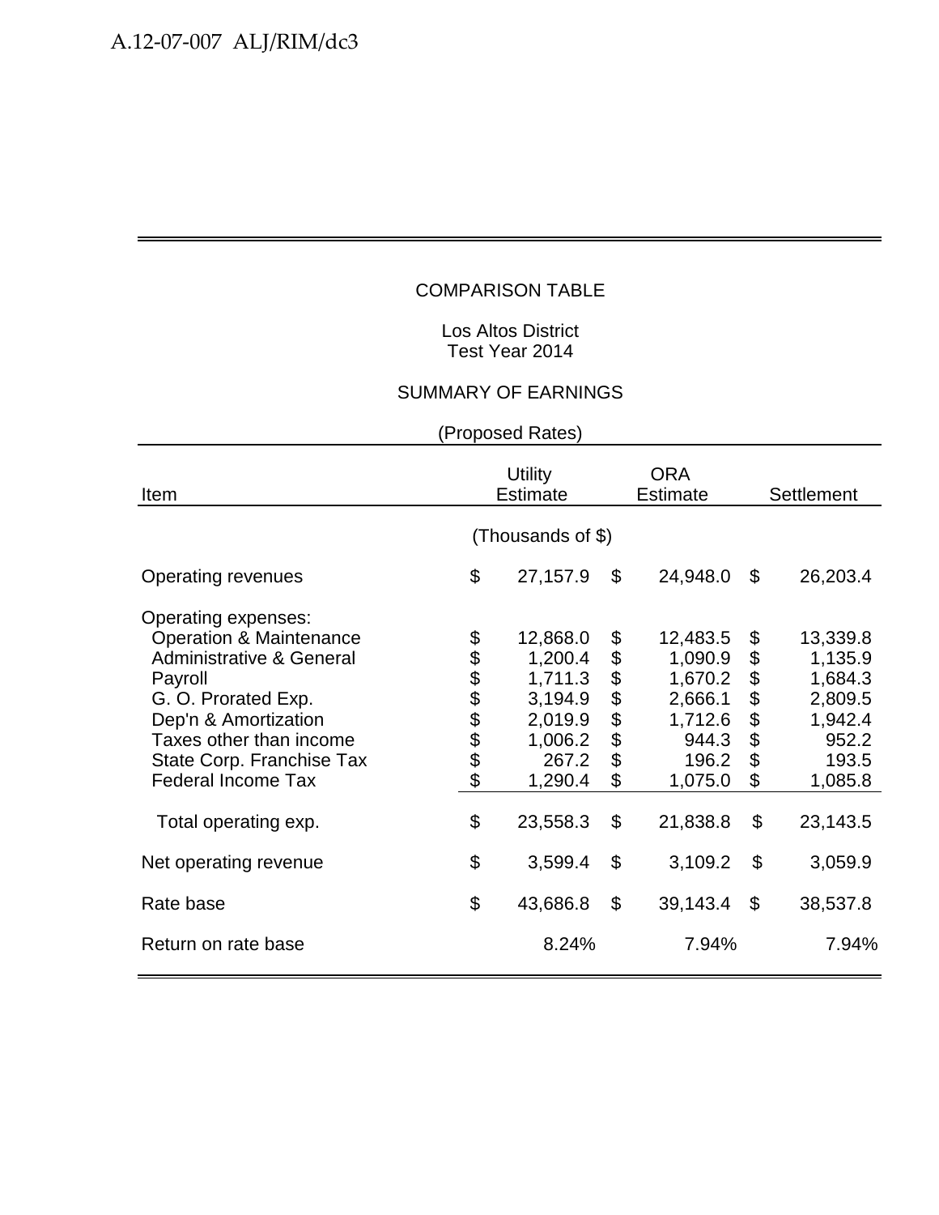COMPARISON TABLE

Los Altos District
Test Year 2014

SUMMARY OF EARNINGS

(Proposed Rates)

| Item | Utility Estimate | ORA Estimate | Settlement |
|---|---|---|---|
| | (Thousands of $) | | |
| Operating revenues | $ 27,157.9 | $ 24,948.0 | $ 26,203.4 |
| Operating expenses: | | | |
| Operation & Maintenance | $ 12,868.0 | $ 12,483.5 | $ 13,339.8 |
| Administrative & General | $ 1,200.4 | $ 1,090.9 | $ 1,135.9 |
| Payroll | $ 1,711.3 | $ 1,670.2 | $ 1,684.3 |
| G. O. Prorated Exp. | $ 3,194.9 | $ 2,666.1 | $ 2,809.5 |
| Dep'n & Amortization | $ 2,019.9 | $ 1,712.6 | $ 1,942.4 |
| Taxes other than income | $ 1,006.2 | $ 944.3 | $ 952.2 |
| State Corp. Franchise Tax | $ 267.2 | $ 196.2 | $ 193.5 |
| Federal Income Tax | $ 1,290.4 | $ 1,075.0 | $ 1,085.8 |
| Total operating exp. | $ 23,558.3 | $ 21,838.8 | $ 23,143.5 |
| Net operating revenue | $ 3,599.4 | $ 3,109.2 | $ 3,059.9 |
| Rate base | $ 43,686.8 | $ 39,143.4 | $ 38,537.8 |
| Return on rate base | 8.24% | 7.94% | 7.94% |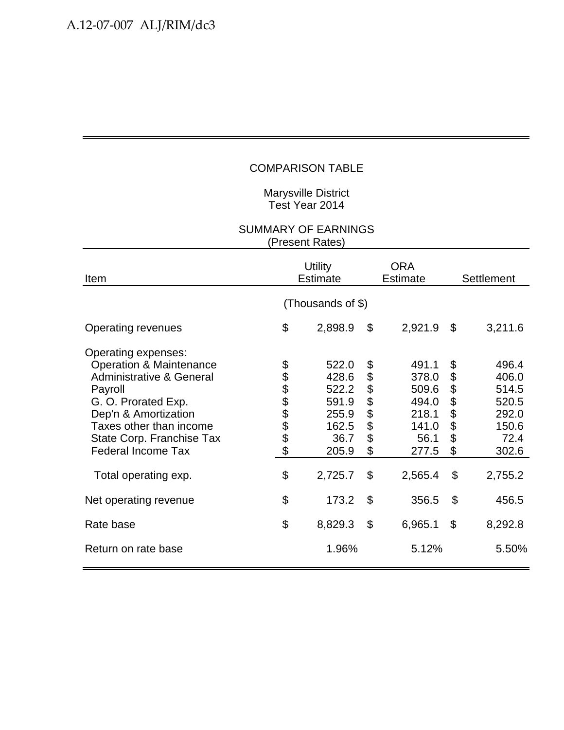COMPARISON TABLE

Marysville District
Test Year 2014

SUMMARY OF EARNINGS
(Present Rates)

| Item | Utility Estimate | ORA Estimate | Settlement |
|---|---|---|---|
| | (Thousands of $) | | |
| Operating revenues | $ 2,898.9 | $ 2,921.9 | $ 3,211.6 |
| Operating expenses: | | | |
| Operation & Maintenance | $ 522.0 | $ 491.1 | $ 496.4 |
| Administrative & General | $ 428.6 | $ 378.0 | $ 406.0 |
| Payroll | $ 522.2 | $ 509.6 | $ 514.5 |
| G. O. Prorated Exp. | $ 591.9 | $ 494.0 | $ 520.5 |
| Dep'n & Amortization | $ 255.9 | $ 218.1 | $ 292.0 |
| Taxes other than income | $ 162.5 | $ 141.0 | $ 150.6 |
| State Corp. Franchise Tax | $ 36.7 | $ 56.1 | $ 72.4 |
| Federal Income Tax | $ 205.9 | $ 277.5 | $ 302.6 |
| Total operating exp. | $ 2,725.7 | $ 2,565.4 | $ 2,755.2 |
| Net operating revenue | $ 173.2 | $ 356.5 | $ 456.5 |
| Rate base | $ 8,829.3 | $ 6,965.1 | $ 8,292.8 |
| Return on rate base | 1.96% | 5.12% | 5.50% |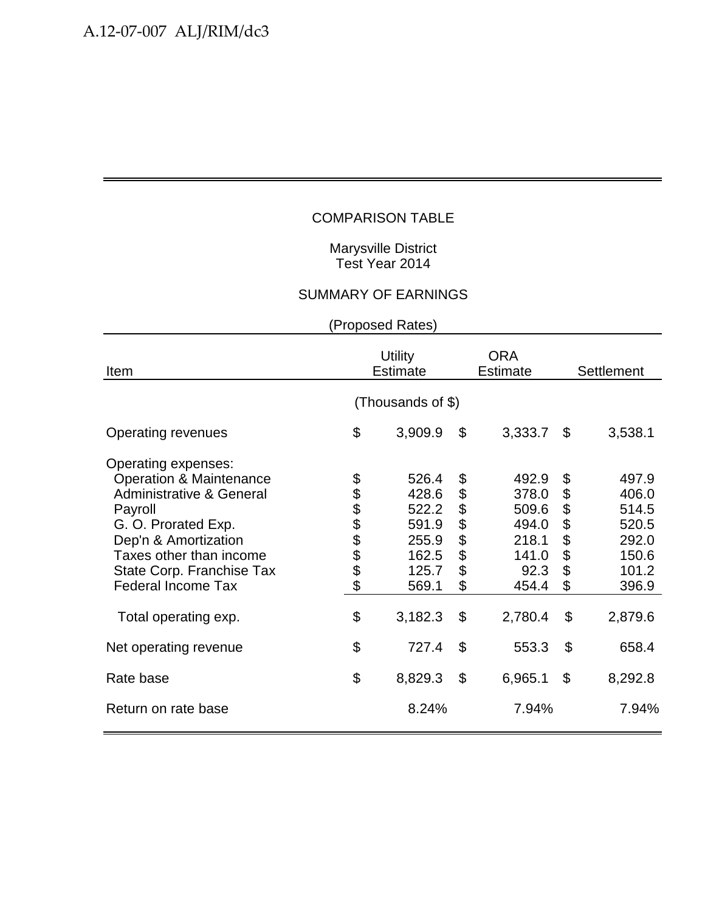COMPARISON TABLE

Marysville District
Test Year 2014

SUMMARY OF EARNINGS

(Proposed Rates)

| Item | Utility Estimate | ORA Estimate | Settlement |
|---|---|---|---|
| | (Thousands of $) | | |
| Operating revenues | $ 3,909.9 | $ 3,333.7 | $ 3,538.1 |
| Operating expenses: | | | |
| Operation & Maintenance | $ 526.4 | $ 492.9 | $ 497.9 |
| Administrative & General | $ 428.6 | $ 378.0 | $ 406.0 |
| Payroll | $ 522.2 | $ 509.6 | $ 514.5 |
| G. O. Prorated Exp. | $ 591.9 | $ 494.0 | $ 520.5 |
| Dep'n & Amortization | $ 255.9 | $ 218.1 | $ 292.0 |
| Taxes other than income | $ 162.5 | $ 141.0 | $ 150.6 |
| State Corp. Franchise Tax | $ 125.7 | $ 92.3 | $ 101.2 |
| Federal Income Tax | $ 569.1 | $ 454.4 | $ 396.9 |
| Total operating exp. | $ 3,182.3 | $ 2,780.4 | $ 2,879.6 |
| Net operating revenue | $ 727.4 | $ 553.3 | $ 658.4 |
| Rate base | $ 8,829.3 | $ 6,965.1 | $ 8,292.8 |
| Return on rate base | 8.24% | 7.94% | 7.94% |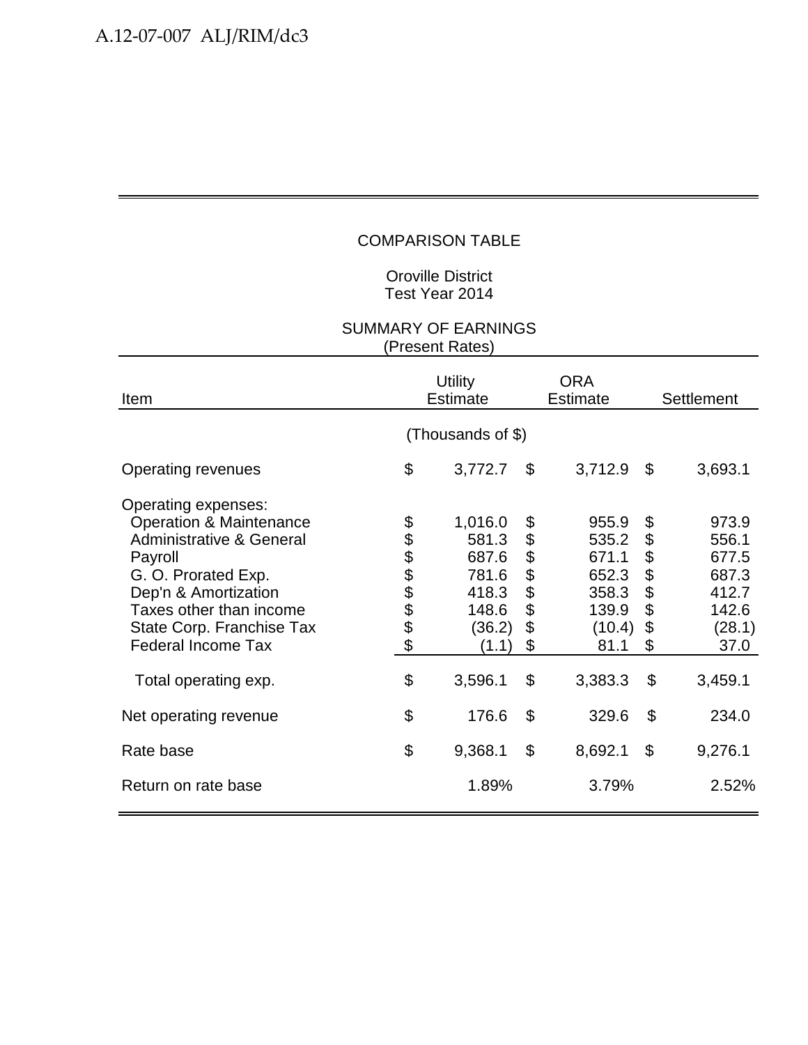COMPARISON TABLE

Oroville District
Test Year 2014

SUMMARY OF EARNINGS
(Present Rates)

| Item | Utility Estimate | ORA Estimate | Settlement |
|---|---|---|---|
| | (Thousands of $) | | |
| Operating revenues | $ 3,772.7 | $ 3,712.9 | $ 3,693.1 |
| Operating expenses: | | | |
| Operation & Maintenance | $ 1,016.0 | $ 955.9 | $ 973.9 |
| Administrative & General | $ 581.3 | $ 535.2 | $ 556.1 |
| Payroll | $ 687.6 | $ 671.1 | $ 677.5 |
| G. O. Prorated Exp. | $ 781.6 | $ 652.3 | $ 687.3 |
| Dep'n & Amortization | $ 418.3 | $ 358.3 | $ 412.7 |
| Taxes other than income | $ 148.6 | $ 139.9 | $ 142.6 |
| State Corp. Franchise Tax | $ (36.2) | $ (10.4) | $ (28.1) |
| Federal Income Tax | $ (1.1) | $ 81.1 | $ 37.0 |
| Total operating exp. | $ 3,596.1 | $ 3,383.3 | $ 3,459.1 |
| Net operating revenue | $ 176.6 | $ 329.6 | $ 234.0 |
| Rate base | $ 9,368.1 | $ 8,692.1 | $ 9,276.1 |
| Return on rate base | 1.89% | 3.79% | 2.52% |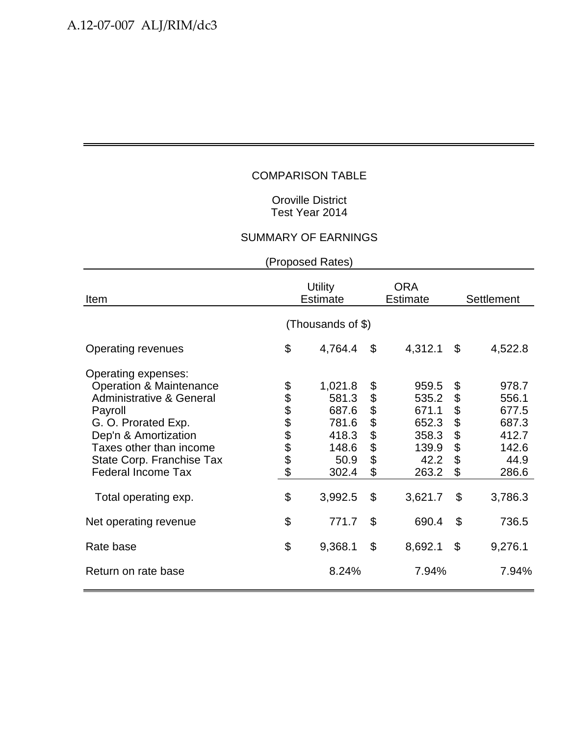COMPARISON TABLE

Oroville District
Test Year 2014

SUMMARY OF EARNINGS

(Proposed Rates)

| Item | Utility Estimate | ORA Estimate | Settlement |
|---|---|---|---|
| | (Thousands of $) | | |
| Operating revenues | $ 4,764.4 | $ 4,312.1 | $ 4,522.8 |
| Operating expenses: | | | |
| Operation & Maintenance | $ 1,021.8 | $ 959.5 | $ 978.7 |
| Administrative & General | $ 581.3 | $ 535.2 | $ 556.1 |
| Payroll | $ 687.6 | $ 671.1 | $ 677.5 |
| G. O. Prorated Exp. | $ 781.6 | $ 652.3 | $ 687.3 |
| Dep'n & Amortization | $ 418.3 | $ 358.3 | $ 412.7 |
| Taxes other than income | $ 148.6 | $ 139.9 | $ 142.6 |
| State Corp. Franchise Tax | $ 50.9 | $ 42.2 | $ 44.9 |
| Federal Income Tax | $ 302.4 | $ 263.2 | $ 286.6 |
| Total operating exp. | $ 3,992.5 | $ 3,621.7 | $ 3,786.3 |
| Net operating revenue | $ 771.7 | $ 690.4 | $ 736.5 |
| Rate base | $ 9,368.1 | $ 8,692.1 | $ 9,276.1 |
| Return on rate base | 8.24% | 7.94% | 7.94% |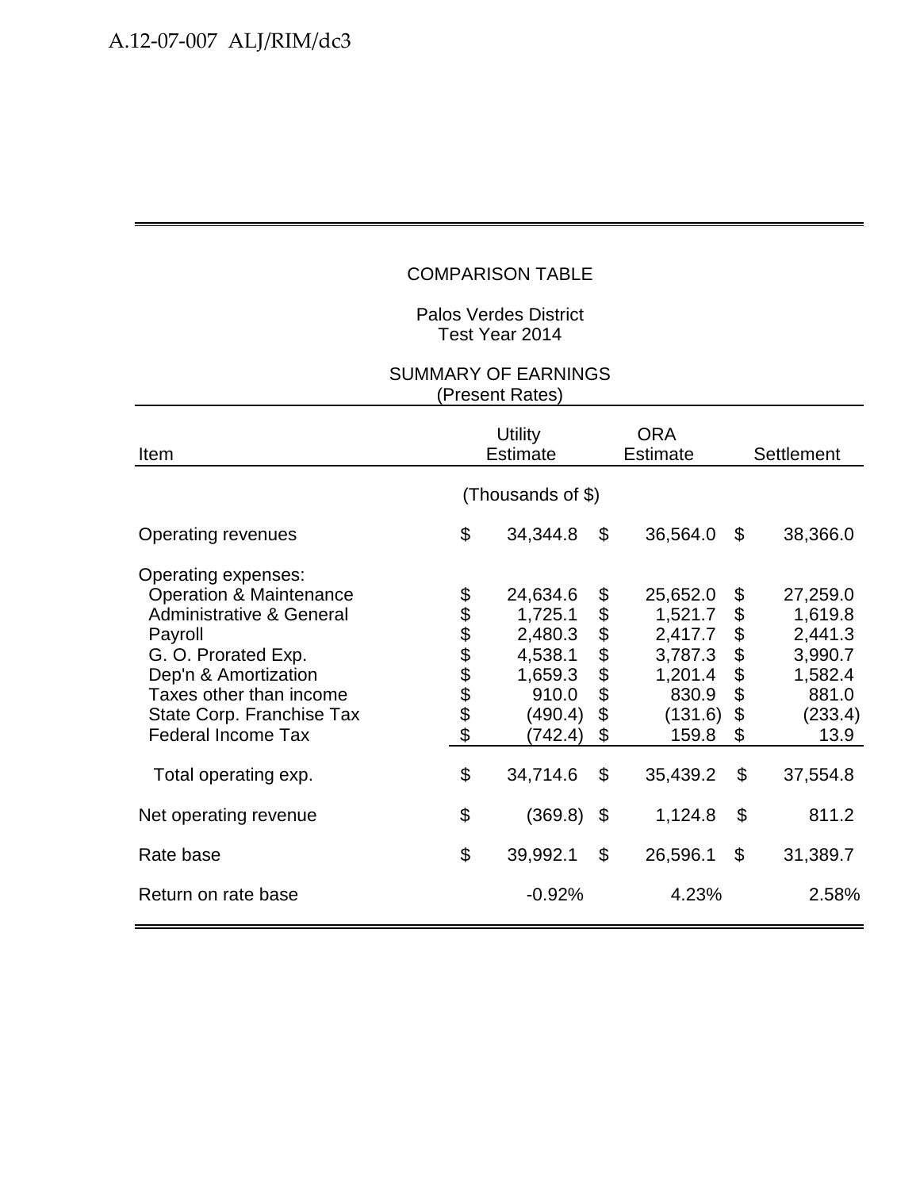COMPARISON TABLE

Palos Verdes District
Test Year 2014

SUMMARY OF EARNINGS
(Present Rates)

| Item | Utility Estimate | ORA Estimate | Settlement |
|---|---|---|---|
| | (Thousands of $) | | |
| Operating revenues | $ 34,344.8 | $ 36,564.0 | $ 38,366.0 |
| Operating expenses: | | | |
| Operation & Maintenance | $ 24,634.6 | $ 25,652.0 | $ 27,259.0 |
| Administrative & General | $ 1,725.1 | $ 1,521.7 | $ 1,619.8 |
| Payroll | $ 2,480.3 | $ 2,417.7 | $ 2,441.3 |
| G. O. Prorated Exp. | $ 4,538.1 | $ 3,787.3 | $ 3,990.7 |
| Dep'n & Amortization | $ 1,659.3 | $ 1,201.4 | $ 1,582.4 |
| Taxes other than income | $ 910.0 | $ 830.9 | $ 881.0 |
| State Corp. Franchise Tax | $ (490.4) | $ (131.6) | $ (233.4) |
| Federal Income Tax | $ (742.4) | $ 159.8 | $ 13.9 |
| Total operating exp. | $ 34,714.6 | $ 35,439.2 | $ 37,554.8 |
| Net operating revenue | $ (369.8) | $ 1,124.8 | $ 811.2 |
| Rate base | $ 39,992.1 | $ 26,596.1 | $ 31,389.7 |
| Return on rate base | -0.92% | 4.23% | 2.58% |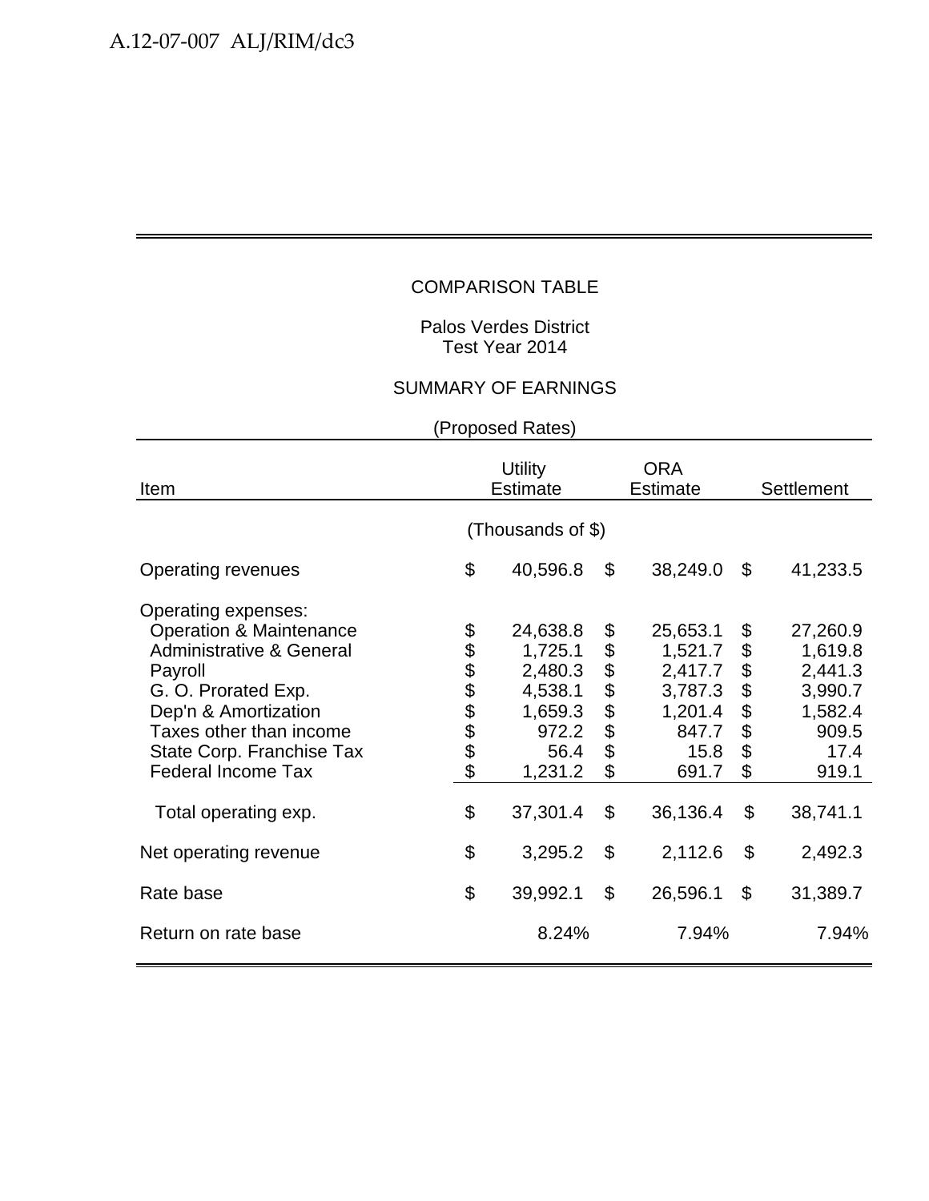COMPARISON TABLE

Palos Verdes District
Test Year 2014

SUMMARY OF EARNINGS

(Proposed Rates)

| Item | Utility Estimate | ORA Estimate | Settlement |
|---|---|---|---|
| | (Thousands of $) | | |
| Operating revenues | $ 40,596.8 | $ 38,249.0 | $ 41,233.5 |
| Operating expenses: | | | |
| Operation & Maintenance | $ 24,638.8 | $ 25,653.1 | $ 27,260.9 |
| Administrative & General | $ 1,725.1 | $ 1,521.7 | $ 1,619.8 |
| Payroll | $ 2,480.3 | $ 2,417.7 | $ 2,441.3 |
| G. O. Prorated Exp. | $ 4,538.1 | $ 3,787.3 | $ 3,990.7 |
| Dep'n & Amortization | $ 1,659.3 | $ 1,201.4 | $ 1,582.4 |
| Taxes other than income | $ 972.2 | $ 847.7 | $ 909.5 |
| State Corp. Franchise Tax | $ 56.4 | $ 15.8 | $ 17.4 |
| Federal Income Tax | $ 1,231.2 | $ 691.7 | $ 919.1 |
| Total operating exp. | $ 37,301.4 | $ 36,136.4 | $ 38,741.1 |
| Net operating revenue | $ 3,295.2 | $ 2,112.6 | $ 2,492.3 |
| Rate base | $ 39,992.1 | $ 26,596.1 | $ 31,389.7 |
| Return on rate base | 8.24% | 7.94% | 7.94% |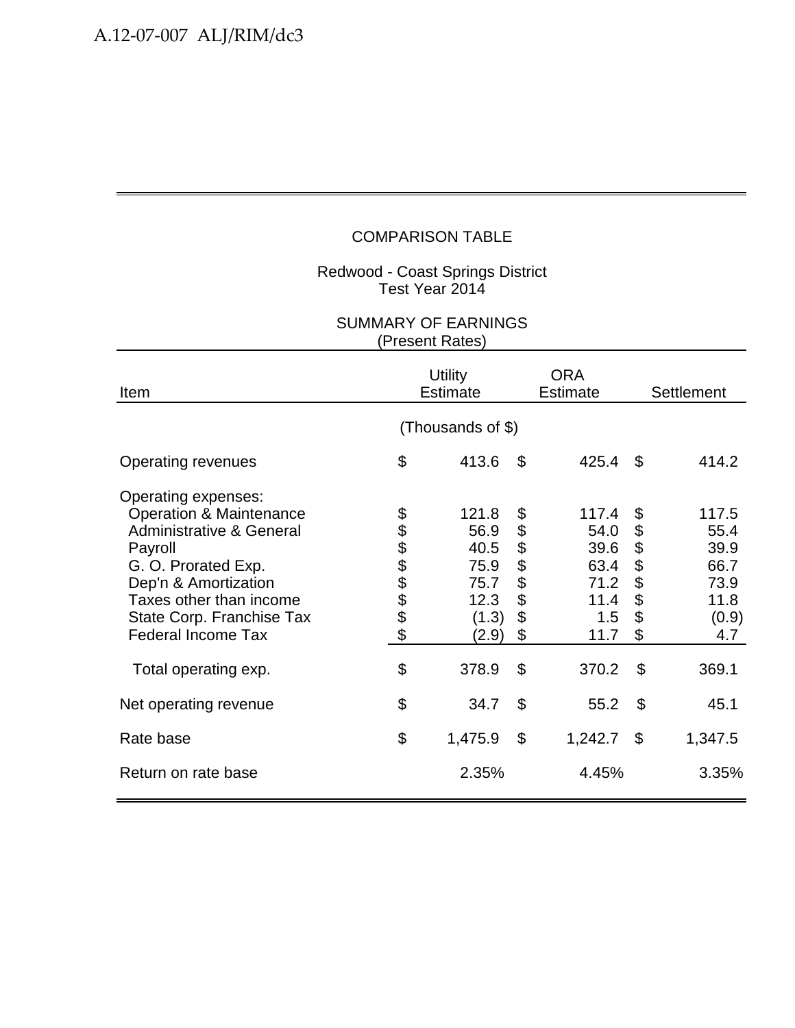COMPARISON TABLE

Redwood - Coast Springs District
Test Year 2014

SUMMARY OF EARNINGS
(Present Rates)

| Item | Utility Estimate | ORA Estimate | Settlement |
|---|---|---|---|
| | (Thousands of $) | | |
| Operating revenues | $ 413.6 | $ 425.4 | $ 414.2 |
| Operating expenses: | | | |
| Operation & Maintenance | $ 121.8 | $ 117.4 | $ 117.5 |
| Administrative & General | $ 56.9 | $ 54.0 | $ 55.4 |
| Payroll | $ 40.5 | $ 39.6 | $ 39.9 |
| G. O. Prorated Exp. | $ 75.9 | $ 63.4 | $ 66.7 |
| Dep'n & Amortization | $ 75.7 | $ 71.2 | $ 73.9 |
| Taxes other than income | $ 12.3 | $ 11.4 | $ 11.8 |
| State Corp. Franchise Tax | $ (1.3) | $ 1.5 | $ (0.9) |
| Federal Income Tax | $ (2.9) | $ 11.7 | $ 4.7 |
| Total operating exp. | $ 378.9 | $ 370.2 | $ 369.1 |
| Net operating revenue | $ 34.7 | $ 55.2 | $ 45.1 |
| Rate base | $ 1,475.9 | $ 1,242.7 | $ 1,347.5 |
| Return on rate base | 2.35% | 4.45% | 3.35% |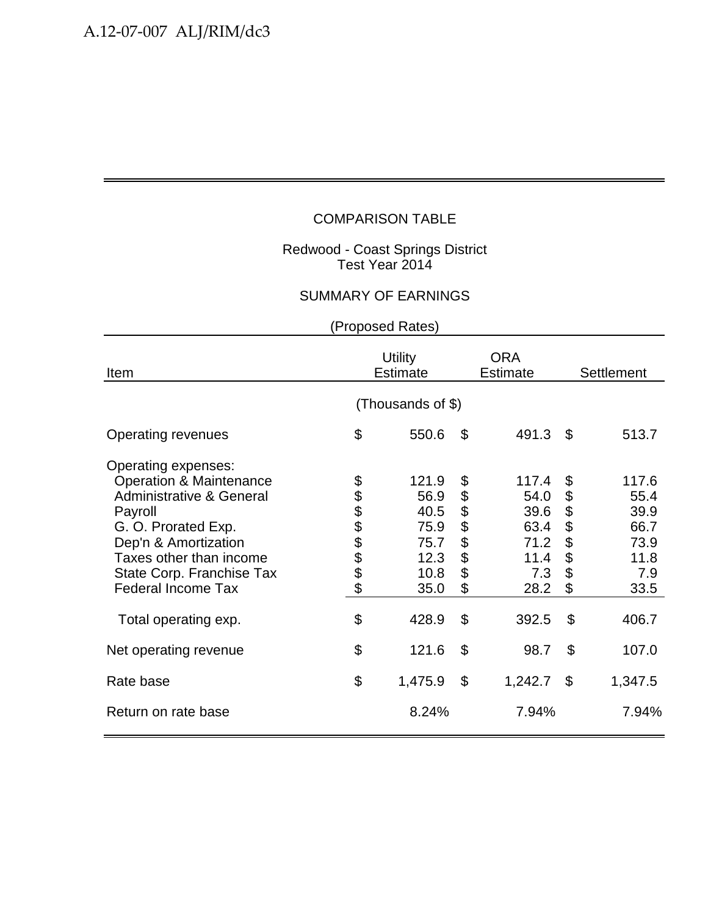COMPARISON TABLE

Redwood - Coast Springs District
Test Year 2014

SUMMARY OF EARNINGS

(Proposed Rates)

| Item | Utility Estimate | ORA Estimate | Settlement |
|---|---|---|---|
| | (Thousands of $) | | |
| Operating revenues | $ 550.6 | $ 491.3 | $ 513.7 |
| Operating expenses: | | | |
| Operation & Maintenance | $ 121.9 | $ 117.4 | $ 117.6 |
| Administrative & General | $ 56.9 | $ 54.0 | $ 55.4 |
| Payroll | $ 40.5 | $ 39.6 | $ 39.9 |
| G. O. Prorated Exp. | $ 75.9 | $ 63.4 | $ 66.7 |
| Dep'n & Amortization | $ 75.7 | $ 71.2 | $ 73.9 |
| Taxes other than income | $ 12.3 | $ 11.4 | $ 11.8 |
| State Corp. Franchise Tax | $ 10.8 | $ 7.3 | $ 7.9 |
| Federal Income Tax | $ 35.0 | $ 28.2 | $ 33.5 |
| Total operating exp. | $ 428.9 | $ 392.5 | $ 406.7 |
| Net operating revenue | $ 121.6 | $ 98.7 | $ 107.0 |
| Rate base | $ 1,475.9 | $ 1,242.7 | $ 1,347.5 |
| Return on rate base | 8.24% | 7.94% | 7.94% |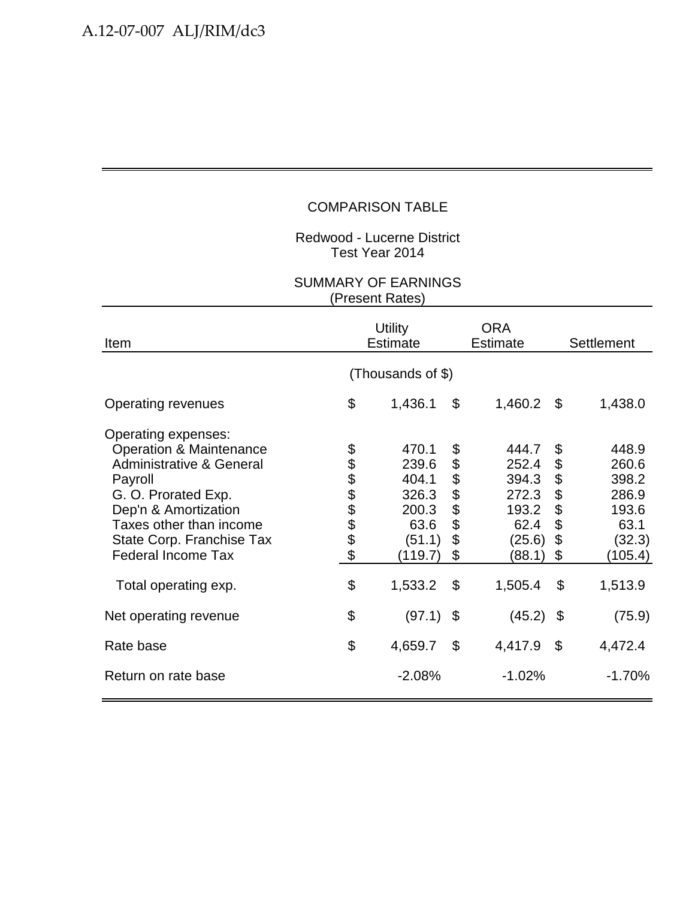COMPARISON TABLE

Redwood - Lucerne District
Test Year 2014

SUMMARY OF EARNINGS
(Present Rates)

| Item | Utility Estimate | ORA Estimate | Settlement |
|---|---|---|---|
| | (Thousands of $) | | |
| Operating revenues | $ 1,436.1 | $ 1,460.2 | $ 1,438.0 |
| Operating expenses: | | | |
| Operation & Maintenance | $ 470.1 | $ 444.7 | $ 448.9 |
| Administrative & General | $ 239.6 | $ 252.4 | $ 260.6 |
| Payroll | $ 404.1 | $ 394.3 | $ 398.2 |
| G. O. Prorated Exp. | $ 326.3 | $ 272.3 | $ 286.9 |
| Dep'n & Amortization | $ 200.3 | $ 193.2 | $ 193.6 |
| Taxes other than income | $ 63.6 | $ 62.4 | $ 63.1 |
| State Corp. Franchise Tax | $ (51.1) | $ (25.6) | $ (32.3) |
| Federal Income Tax | $ (119.7) | $ (88.1) | $ (105.4) |
| Total operating exp. | $ 1,533.2 | $ 1,505.4 | $ 1,513.9 |
| Net operating revenue | $ (97.1) | $ (45.2) | $ (75.9) |
| Rate base | $ 4,659.7 | $ 4,417.9 | $ 4,472.4 |
| Return on rate base | -2.08% | -1.02% | -1.70% |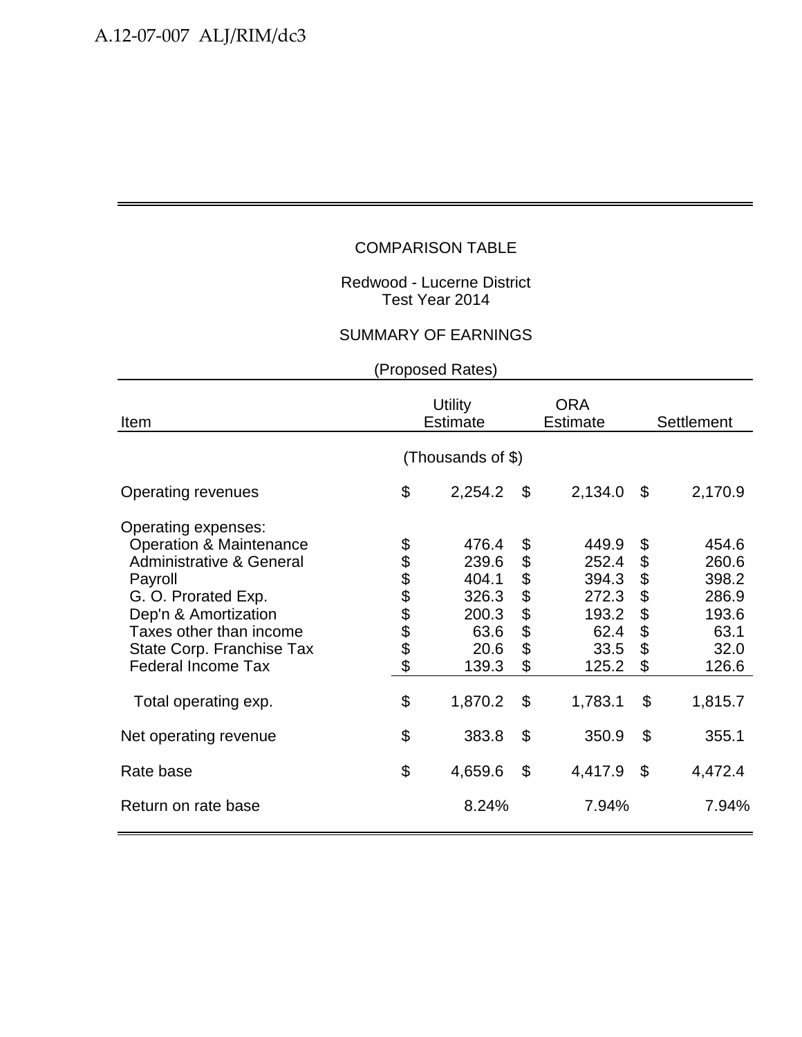COMPARISON TABLE

Redwood - Lucerne District
Test Year 2014

SUMMARY OF EARNINGS

(Proposed Rates)

| Item | Utility Estimate | ORA Estimate | Settlement |
|---|---|---|---|
| | (Thousands of $) | | |
| Operating revenues | $ 2,254.2 | $ 2,134.0 | $ 2,170.9 |
| Operating expenses: | | | |
| Operation & Maintenance | $ 476.4 | $ 449.9 | $ 454.6 |
| Administrative & General | $ 239.6 | $ 252.4 | $ 260.6 |
| Payroll | $ 404.1 | $ 394.3 | $ 398.2 |
| G. O. Prorated Exp. | $ 326.3 | $ 272.3 | $ 286.9 |
| Dep'n & Amortization | $ 200.3 | $ 193.2 | $ 193.6 |
| Taxes other than income | $ 63.6 | $ 62.4 | $ 63.1 |
| State Corp. Franchise Tax | $ 20.6 | $ 33.5 | $ 32.0 |
| Federal Income Tax | $ 139.3 | $ 125.2 | $ 126.6 |
| Total operating exp. | $ 1,870.2 | $ 1,783.1 | $ 1,815.7 |
| Net operating revenue | $ 383.8 | $ 350.9 | $ 355.1 |
| Rate base | $ 4,659.6 | $ 4,417.9 | $ 4,472.4 |
| Return on rate base | 8.24% | 7.94% | 7.94% |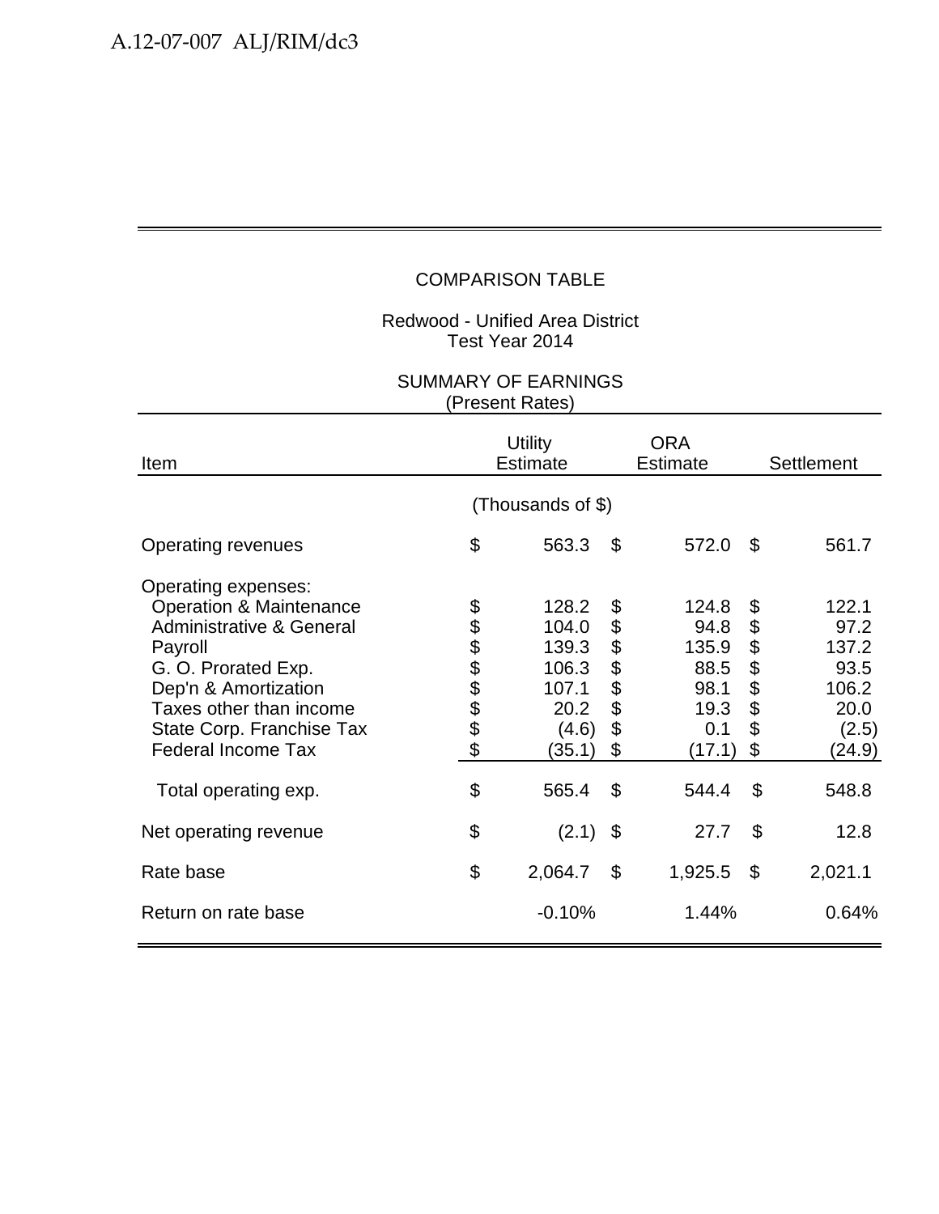COMPARISON TABLE

Redwood - Unified Area District
Test Year 2014

SUMMARY OF EARNINGS
(Present Rates)

| Item | Utility Estimate | ORA Estimate | Settlement |
|---|---|---|---|
| | (Thousands of $) | | |
| Operating revenues | $ 563.3 | $ 572.0 | $ 561.7 |
| Operating expenses: | | | |
| Operation & Maintenance | $ 128.2 | $ 124.8 | $ 122.1 |
| Administrative & General | $ 104.0 | $ 94.8 | $ 97.2 |
| Payroll | $ 139.3 | $ 135.9 | $ 137.2 |
| G. O. Prorated Exp. | $ 106.3 | $ 88.5 | $ 93.5 |
| Dep'n & Amortization | $ 107.1 | $ 98.1 | $ 106.2 |
| Taxes other than income | $ 20.2 | $ 19.3 | $ 20.0 |
| State Corp. Franchise Tax | $ (4.6) | $ 0.1 | $ (2.5) |
| Federal Income Tax | $ (35.1) | $ (17.1) | $ (24.9) |
| Total operating exp. | $ 565.4 | $ 544.4 | $ 548.8 |
| Net operating revenue | $ (2.1) | $ 27.7 | $ 12.8 |
| Rate base | $ 2,064.7 | $ 1,925.5 | $ 2,021.1 |
| Return on rate base | -0.10% | 1.44% | 0.64% |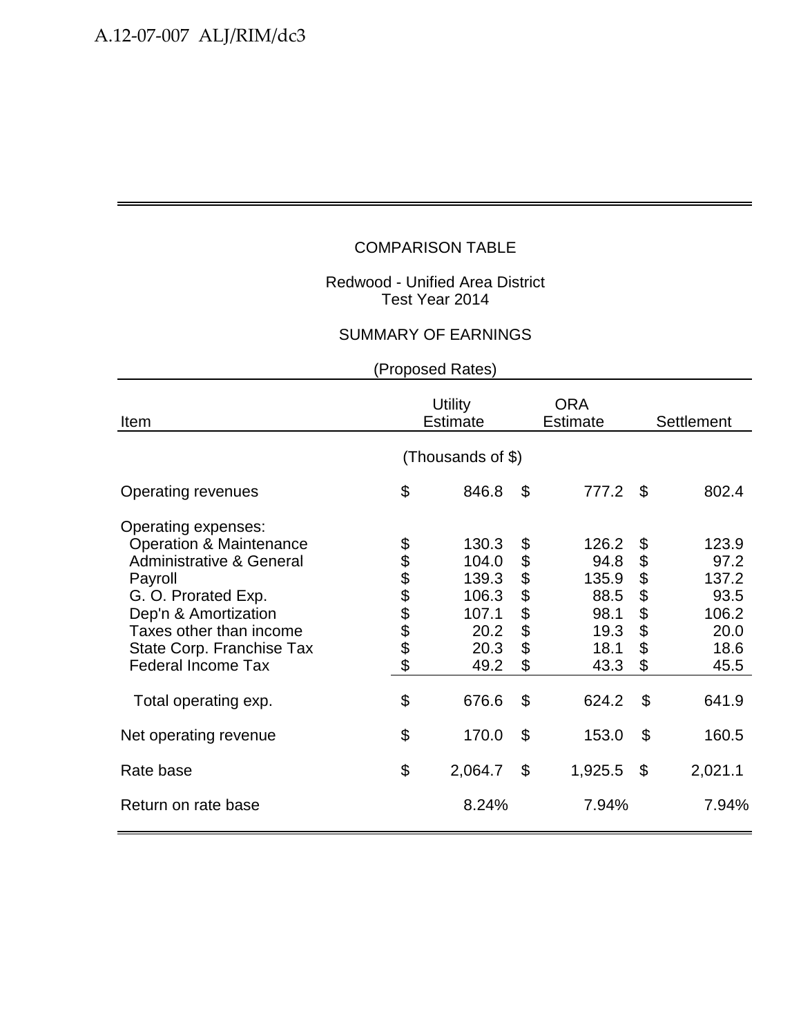COMPARISON TABLE

Redwood - Unified Area District
Test Year 2014

SUMMARY OF EARNINGS

(Proposed Rates)

| Item | Utility Estimate | ORA Estimate | Settlement |
|---|---|---|---|
| | (Thousands of $) | | |
| Operating revenues | $ 846.8 | $ 777.2 | $ 802.4 |
| Operating expenses: | | | |
| Operation & Maintenance | $ 130.3 | $ 126.2 | $ 123.9 |
| Administrative & General | $ 104.0 | $ 94.8 | $ 97.2 |
| Payroll | $ 139.3 | $ 135.9 | $ 137.2 |
| G. O. Prorated Exp. | $ 106.3 | $ 88.5 | $ 93.5 |
| Dep'n & Amortization | $ 107.1 | $ 98.1 | $ 106.2 |
| Taxes other than income | $ 20.2 | $ 19.3 | $ 20.0 |
| State Corp. Franchise Tax | $ 20.3 | $ 18.1 | $ 18.6 |
| Federal Income Tax | $ 49.2 | $ 43.3 | $ 45.5 |
| Total operating exp. | $ 676.6 | $ 624.2 | $ 641.9 |
| Net operating revenue | $ 170.0 | $ 153.0 | $ 160.5 |
| Rate base | $ 2,064.7 | $ 1,925.5 | $ 2,021.1 |
| Return on rate base | 8.24% | 7.94% | 7.94% |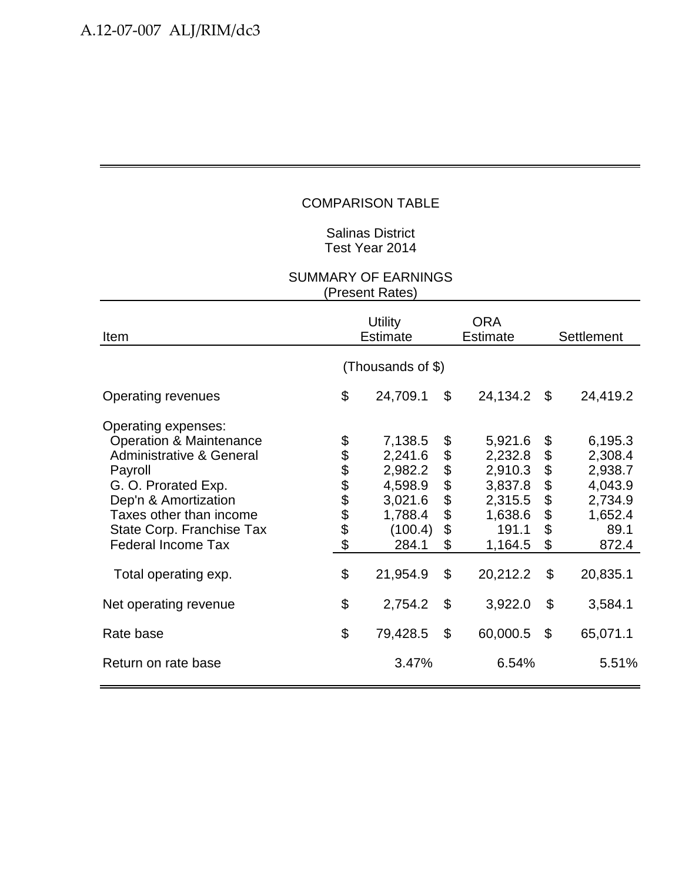COMPARISON TABLE

Salinas District
Test Year 2014

SUMMARY OF EARNINGS
(Present Rates)

| Item | Utility Estimate | ORA Estimate | Settlement |
|---|---|---|---|
| | (Thousands of $) | | |
| Operating revenues | $ 24,709.1 | $ 24,134.2 | $ 24,419.2 |
| Operating expenses: | | | |
| Operation & Maintenance | $ 7,138.5 | $ 5,921.6 | $ 6,195.3 |
| Administrative & General | $ 2,241.6 | $ 2,232.8 | $ 2,308.4 |
| Payroll | $ 2,982.2 | $ 2,910.3 | $ 2,938.7 |
| G. O. Prorated Exp. | $ 4,598.9 | $ 3,837.8 | $ 4,043.9 |
| Dep'n & Amortization | $ 3,021.6 | $ 2,315.5 | $ 2,734.9 |
| Taxes other than income | $ 1,788.4 | $ 1,638.6 | $ 1,652.4 |
| State Corp. Franchise Tax | $ (100.4) | $ 191.1 | $ 89.1 |
| Federal Income Tax | $ 284.1 | $ 1,164.5 | $ 872.4 |
| Total operating exp. | $ 21,954.9 | $ 20,212.2 | $ 20,835.1 |
| Net operating revenue | $ 2,754.2 | $ 3,922.0 | $ 3,584.1 |
| Rate base | $ 79,428.5 | $ 60,000.5 | $ 65,071.1 |
| Return on rate base | 3.47% | 6.54% | 5.51% |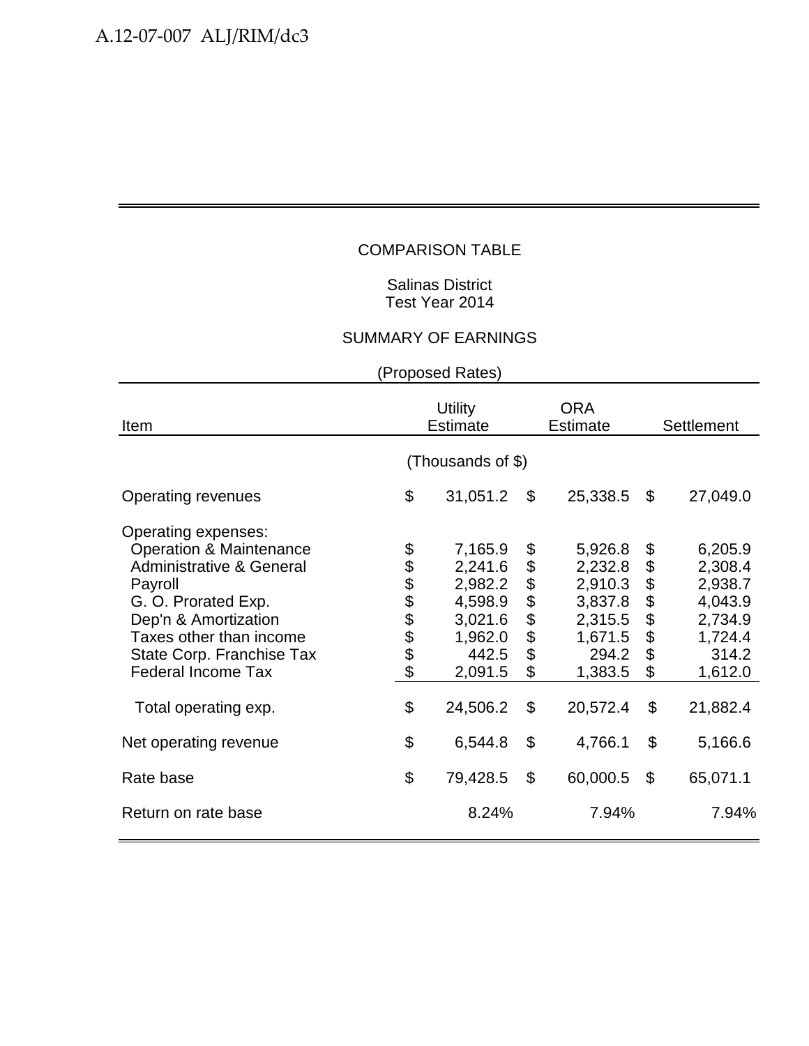COMPARISON TABLE

Salinas District
Test Year 2014

SUMMARY OF EARNINGS

(Proposed Rates)

| Item | Utility Estimate | ORA Estimate | Settlement |
|---|---|---|---|
| | (Thousands of $) | | |
| Operating revenues | $ 31,051.2 | $ 25,338.5 | $ 27,049.0 |
| Operating expenses: | | | |
| Operation & Maintenance | $ 7,165.9 | $ 5,926.8 | $ 6,205.9 |
| Administrative & General | $ 2,241.6 | $ 2,232.8 | $ 2,308.4 |
| Payroll | $ 2,982.2 | $ 2,910.3 | $ 2,938.7 |
| G. O. Prorated Exp. | $ 4,598.9 | $ 3,837.8 | $ 4,043.9 |
| Dep'n & Amortization | $ 3,021.6 | $ 2,315.5 | $ 2,734.9 |
| Taxes other than income | $ 1,962.0 | $ 1,671.5 | $ 1,724.4 |
| State Corp. Franchise Tax | $ 442.5 | $ 294.2 | $ 314.2 |
| Federal Income Tax | $ 2,091.5 | $ 1,383.5 | $ 1,612.0 |
| Total operating exp. | $ 24,506.2 | $ 20,572.4 | $ 21,882.4 |
| Net operating revenue | $ 6,544.8 | $ 4,766.1 | $ 5,166.6 |
| Rate base | $ 79,428.5 | $ 60,000.5 | $ 65,071.1 |
| Return on rate base | 8.24% | 7.94% | 7.94% |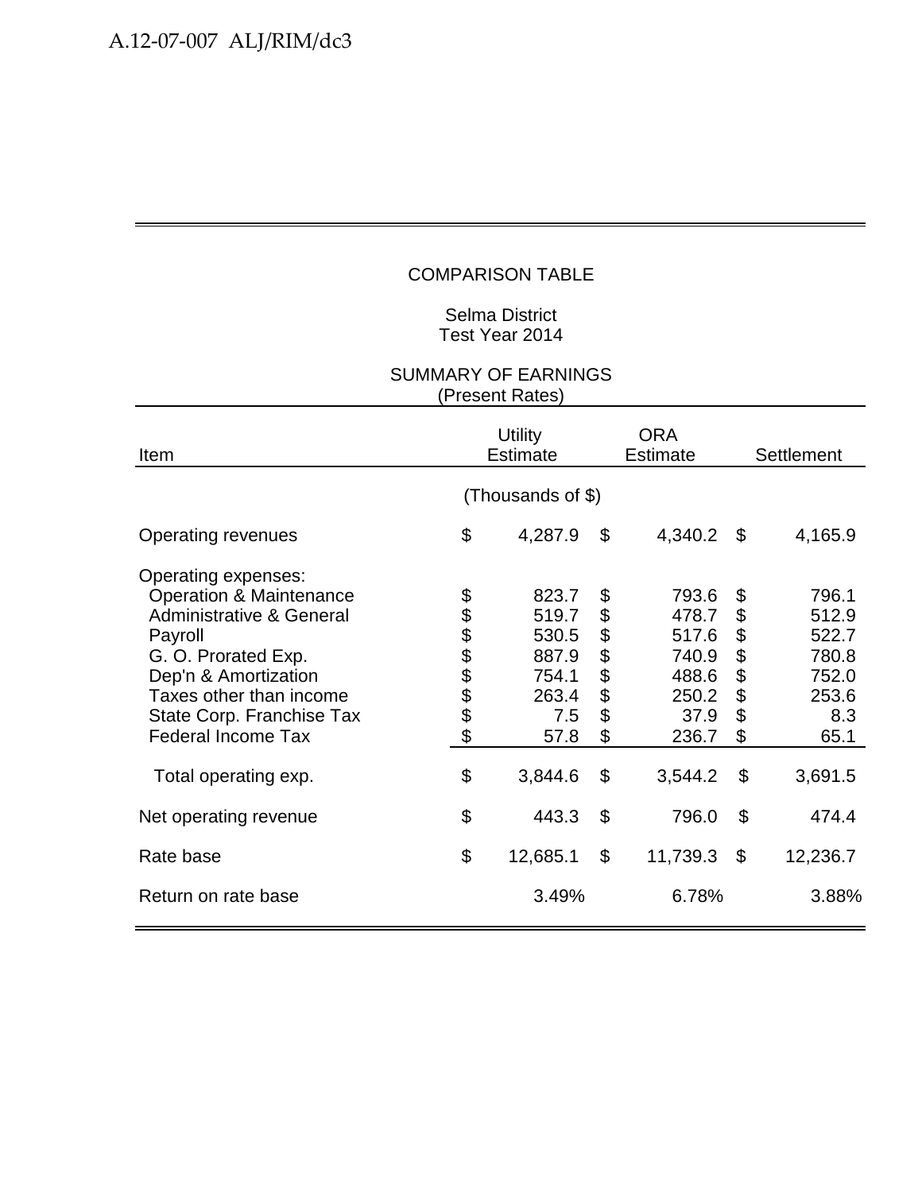COMPARISON TABLE

Selma District
Test Year 2014

SUMMARY OF EARNINGS
(Present Rates)

| Item | Utility Estimate | ORA Estimate | Settlement |
|---|---|---|---|
| | (Thousands of $) | | |
| Operating revenues | $ 4,287.9 | $ 4,340.2 | $ 4,165.9 |
| Operating expenses: | | | |
| Operation & Maintenance | $ 823.7 | $ 793.6 | $ 796.1 |
| Administrative & General | $ 519.7 | $ 478.7 | $ 512.9 |
| Payroll | $ 530.5 | $ 517.6 | $ 522.7 |
| G. O. Prorated Exp. | $ 887.9 | $ 740.9 | $ 780.8 |
| Dep'n & Amortization | $ 754.1 | $ 488.6 | $ 752.0 |
| Taxes other than income | $ 263.4 | $ 250.2 | $ 253.6 |
| State Corp. Franchise Tax | $ 7.5 | $ 37.9 | $ 8.3 |
| Federal Income Tax | $ 57.8 | $ 236.7 | $ 65.1 |
| Total operating exp. | $ 3,844.6 | $ 3,544.2 | $ 3,691.5 |
| Net operating revenue | $ 443.3 | $ 796.0 | $ 474.4 |
| Rate base | $ 12,685.1 | $ 11,739.3 | $ 12,236.7 |
| Return on rate base | 3.49% | 6.78% | 3.88% |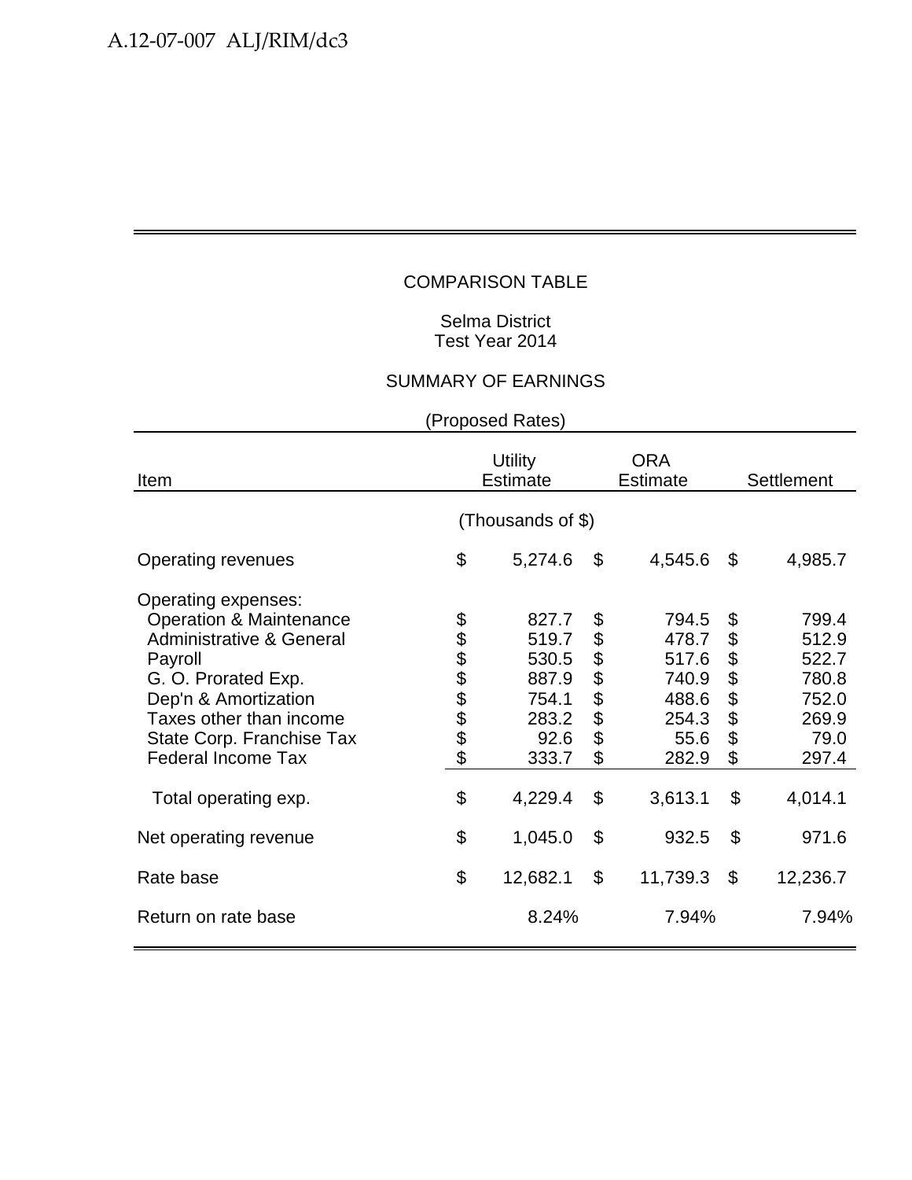COMPARISON TABLE

Selma District
Test Year 2014

SUMMARY OF EARNINGS

(Proposed Rates)

| Item | Utility Estimate | ORA Estimate | Settlement |
|---|---|---|---|
| | (Thousands of $) | | |
| Operating revenues | $ 5,274.6 | $ 4,545.6 | $ 4,985.7 |
| Operating expenses: | | | |
| Operation & Maintenance | $ 827.7 | $ 794.5 | $ 799.4 |
| Administrative & General | $ 519.7 | $ 478.7 | $ 512.9 |
| Payroll | $ 530.5 | $ 517.6 | $ 522.7 |
| G. O. Prorated Exp. | $ 887.9 | $ 740.9 | $ 780.8 |
| Dep'n & Amortization | $ 754.1 | $ 488.6 | $ 752.0 |
| Taxes other than income | $ 283.2 | $ 254.3 | $ 269.9 |
| State Corp. Franchise Tax | $ 92.6 | $ 55.6 | $ 79.0 |
| Federal Income Tax | $ 333.7 | $ 282.9 | $ 297.4 |
| Total operating exp. | $ 4,229.4 | $ 3,613.1 | $ 4,014.1 |
| Net operating revenue | $ 1,045.0 | $ 932.5 | $ 971.6 |
| Rate base | $ 12,682.1 | $ 11,739.3 | $ 12,236.7 |
| Return on rate base | 8.24% | 7.94% | 7.94% |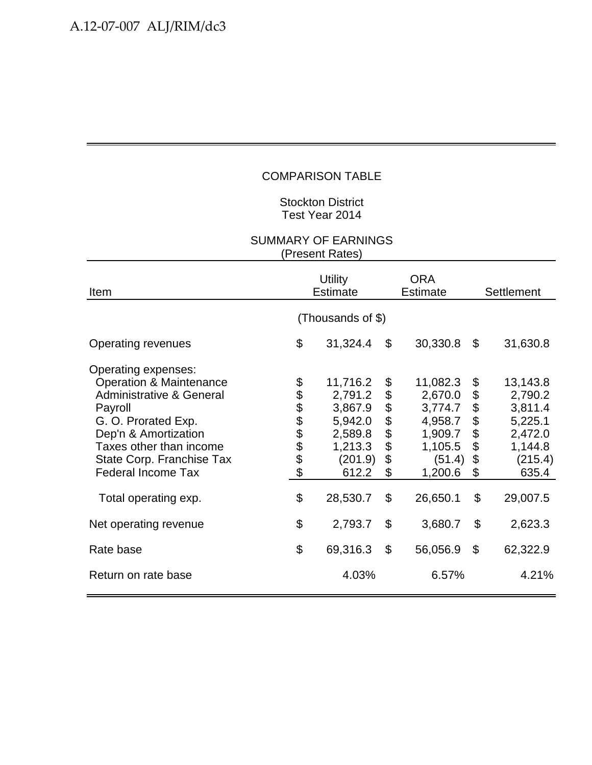COMPARISON TABLE

Stockton District
Test Year 2014

SUMMARY OF EARNINGS
(Present Rates)

| Item | Utility Estimate | ORA Estimate | Settlement |
|---|---|---|---|
| | (Thousands of $) | | |
| Operating revenues | $ 31,324.4 | $ 30,330.8 | $ 31,630.8 |
| Operating expenses: | | | |
| Operation & Maintenance | $ 11,716.2 | $ 11,082.3 | $ 13,143.8 |
| Administrative & General | $ 2,791.2 | $ 2,670.0 | $ 2,790.2 |
| Payroll | $ 3,867.9 | $ 3,774.7 | $ 3,811.4 |
| G. O. Prorated Exp. | $ 5,942.0 | $ 4,958.7 | $ 5,225.1 |
| Dep'n & Amortization | $ 2,589.8 | $ 1,909.7 | $ 2,472.0 |
| Taxes other than income | $ 1,213.3 | $ 1,105.5 | $ 1,144.8 |
| State Corp. Franchise Tax | $ (201.9) | $ (51.4) | $ (215.4) |
| Federal Income Tax | $ 612.2 | $ 1,200.6 | $ 635.4 |
| Total operating exp. | $ 28,530.7 | $ 26,650.1 | $ 29,007.5 |
| Net operating revenue | $ 2,793.7 | $ 3,680.7 | $ 2,623.3 |
| Rate base | $ 69,316.3 | $ 56,056.9 | $ 62,322.9 |
| Return on rate base | 4.03% | 6.57% | 4.21% |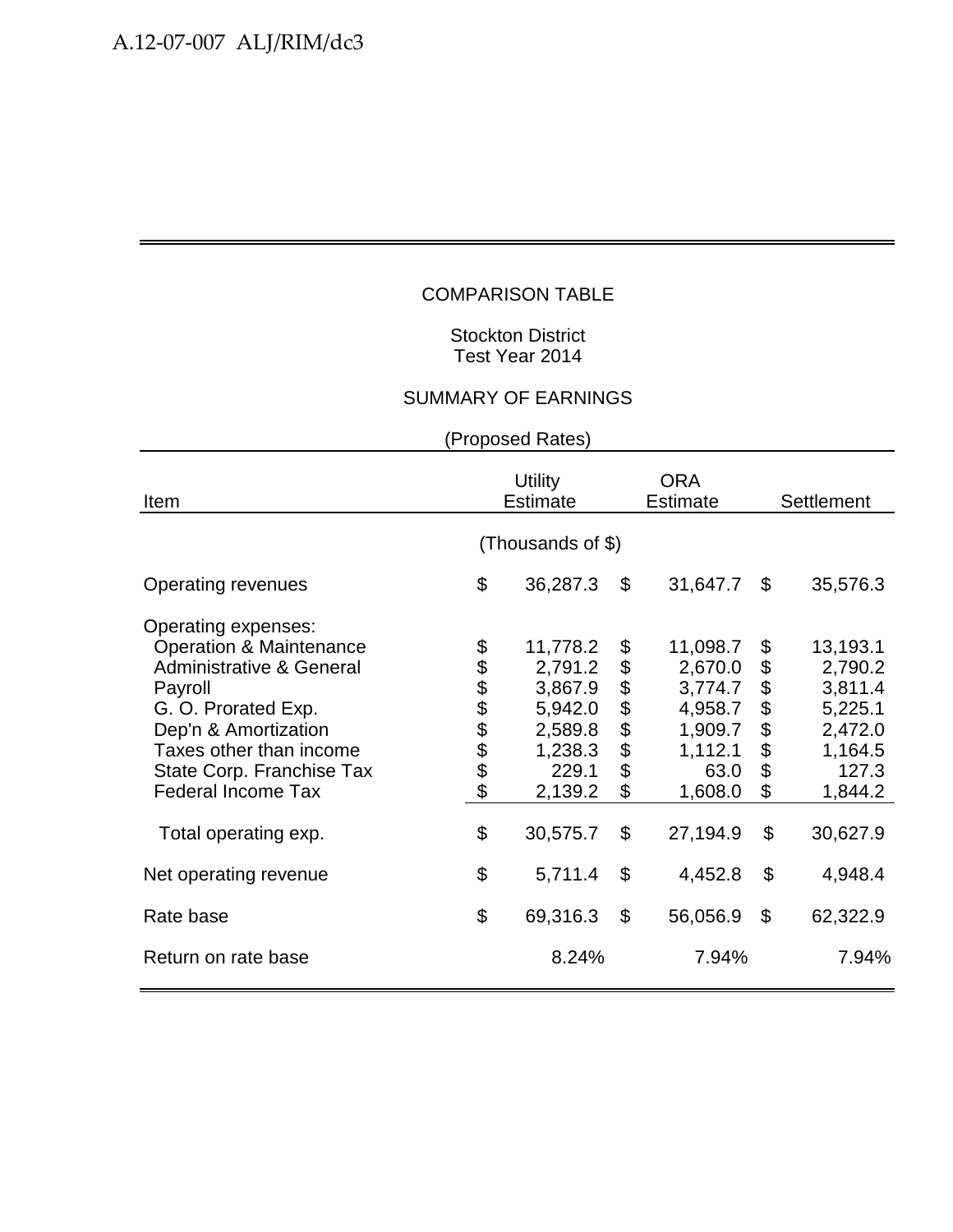COMPARISON TABLE

Stockton District
Test Year 2014

SUMMARY OF EARNINGS

(Proposed Rates)

| Item | Utility Estimate | ORA Estimate | Settlement |
|---|---|---|---|
| | (Thousands of $) | | |
| Operating revenues | $ 36,287.3 | $ 31,647.7 | $ 35,576.3 |
| Operating expenses: | | | |
| Operation & Maintenance | $ 11,778.2 | $ 11,098.7 | $ 13,193.1 |
| Administrative & General | $ 2,791.2 | $ 2,670.0 | $ 2,790.2 |
| Payroll | $ 3,867.9 | $ 3,774.7 | $ 3,811.4 |
| G. O. Prorated Exp. | $ 5,942.0 | $ 4,958.7 | $ 5,225.1 |
| Dep'n & Amortization | $ 2,589.8 | $ 1,909.7 | $ 2,472.0 |
| Taxes other than income | $ 1,238.3 | $ 1,112.1 | $ 1,164.5 |
| State Corp. Franchise Tax | $ 229.1 | $ 63.0 | $ 127.3 |
| Federal Income Tax | $ 2,139.2 | $ 1,608.0 | $ 1,844.2 |
| Total operating exp. | $ 30,575.7 | $ 27,194.9 | $ 30,627.9 |
| Net operating revenue | $ 5,711.4 | $ 4,452.8 | $ 4,948.4 |
| Rate base | $ 69,316.3 | $ 56,056.9 | $ 62,322.9 |
| Return on rate base | 8.24% | 7.94% | 7.94% |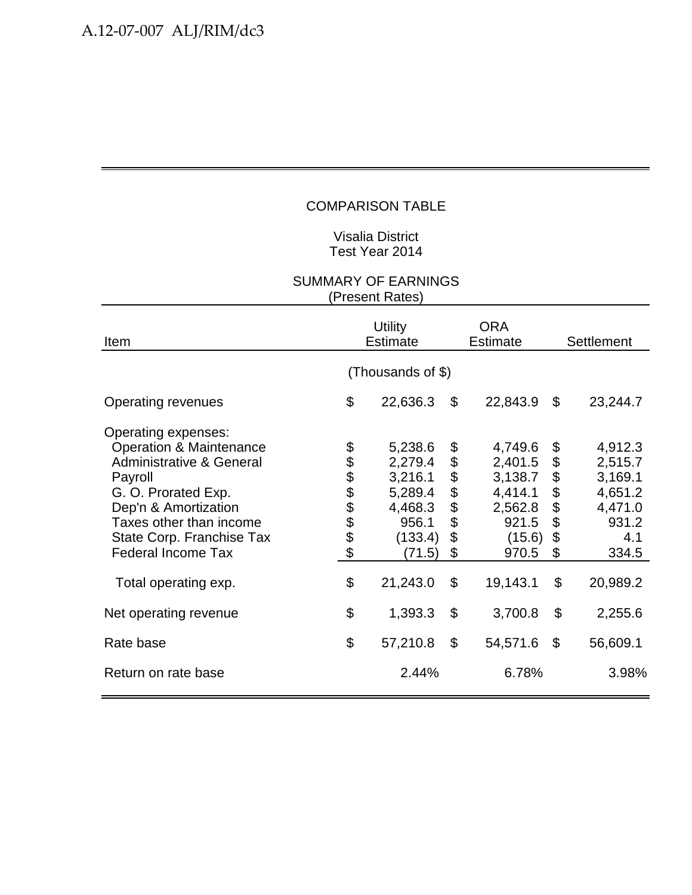COMPARISON TABLE

Visalia District
Test Year 2014

SUMMARY OF EARNINGS
(Present Rates)

| Item | Utility Estimate | ORA Estimate | Settlement |
|---|---|---|---|
| | (Thousands of $) | | |
| Operating revenues | $ 22,636.3 | $ 22,843.9 | $ 23,244.7 |
| Operating expenses: | | | |
| Operation & Maintenance | $ 5,238.6 | $ 4,749.6 | $ 4,912.3 |
| Administrative & General | $ 2,279.4 | $ 2,401.5 | $ 2,515.7 |
| Payroll | $ 3,216.1 | $ 3,138.7 | $ 3,169.1 |
| G. O. Prorated Exp. | $ 5,289.4 | $ 4,414.1 | $ 4,651.2 |
| Dep'n & Amortization | $ 4,468.3 | $ 2,562.8 | $ 4,471.0 |
| Taxes other than income | $ 956.1 | $ 921.5 | $ 931.2 |
| State Corp. Franchise Tax | $ (133.4) | $ (15.6) | $ 4.1 |
| Federal Income Tax | $ (71.5) | $ 970.5 | $ 334.5 |
| Total operating exp. | $ 21,243.0 | $ 19,143.1 | $ 20,989.2 |
| Net operating revenue | $ 1,393.3 | $ 3,700.8 | $ 2,255.6 |
| Rate base | $ 57,210.8 | $ 54,571.6 | $ 56,609.1 |
| Return on rate base | 2.44% | 6.78% | 3.98% |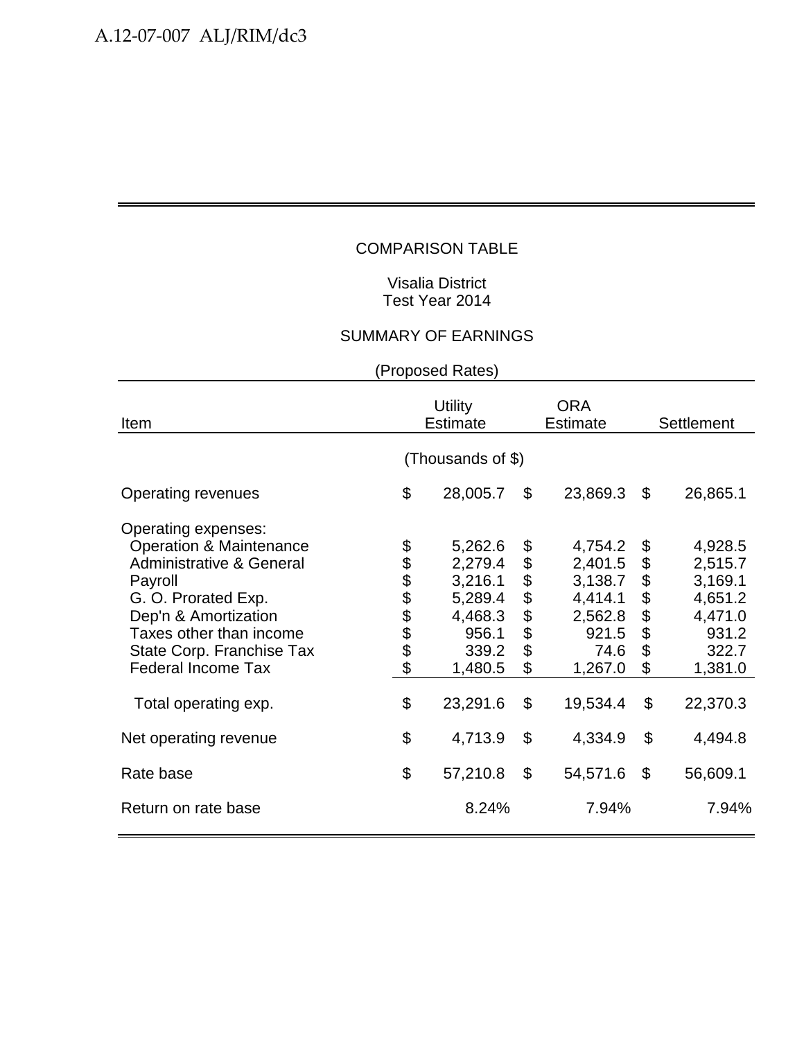COMPARISON TABLE

Visalia District
Test Year 2014

SUMMARY OF EARNINGS

(Proposed Rates)

| Item | Utility Estimate | ORA Estimate | Settlement |
|---|---|---|---|
| | (Thousands of $) | | |
| Operating revenues | $ 28,005.7 | $ 23,869.3 | $ 26,865.1 |
| Operating expenses: | | | |
| Operation & Maintenance | $ 5,262.6 | $ 4,754.2 | $ 4,928.5 |
| Administrative & General | $ 2,279.4 | $ 2,401.5 | $ 2,515.7 |
| Payroll | $ 3,216.1 | $ 3,138.7 | $ 3,169.1 |
| G. O. Prorated Exp. | $ 5,289.4 | $ 4,414.1 | $ 4,651.2 |
| Dep'n & Amortization | $ 4,468.3 | $ 2,562.8 | $ 4,471.0 |
| Taxes other than income | $ 956.1 | $ 921.5 | $ 931.2 |
| State Corp. Franchise Tax | $ 339.2 | $ 74.6 | $ 322.7 |
| Federal Income Tax | $ 1,480.5 | $ 1,267.0 | $ 1,381.0 |
| Total operating exp. | $ 23,291.6 | $ 19,534.4 | $ 22,370.3 |
| Net operating revenue | $ 4,713.9 | $ 4,334.9 | $ 4,494.8 |
| Rate base | $ 57,210.8 | $ 54,571.6 | $ 56,609.1 |
| Return on rate base | 8.24% | 7.94% | 7.94% |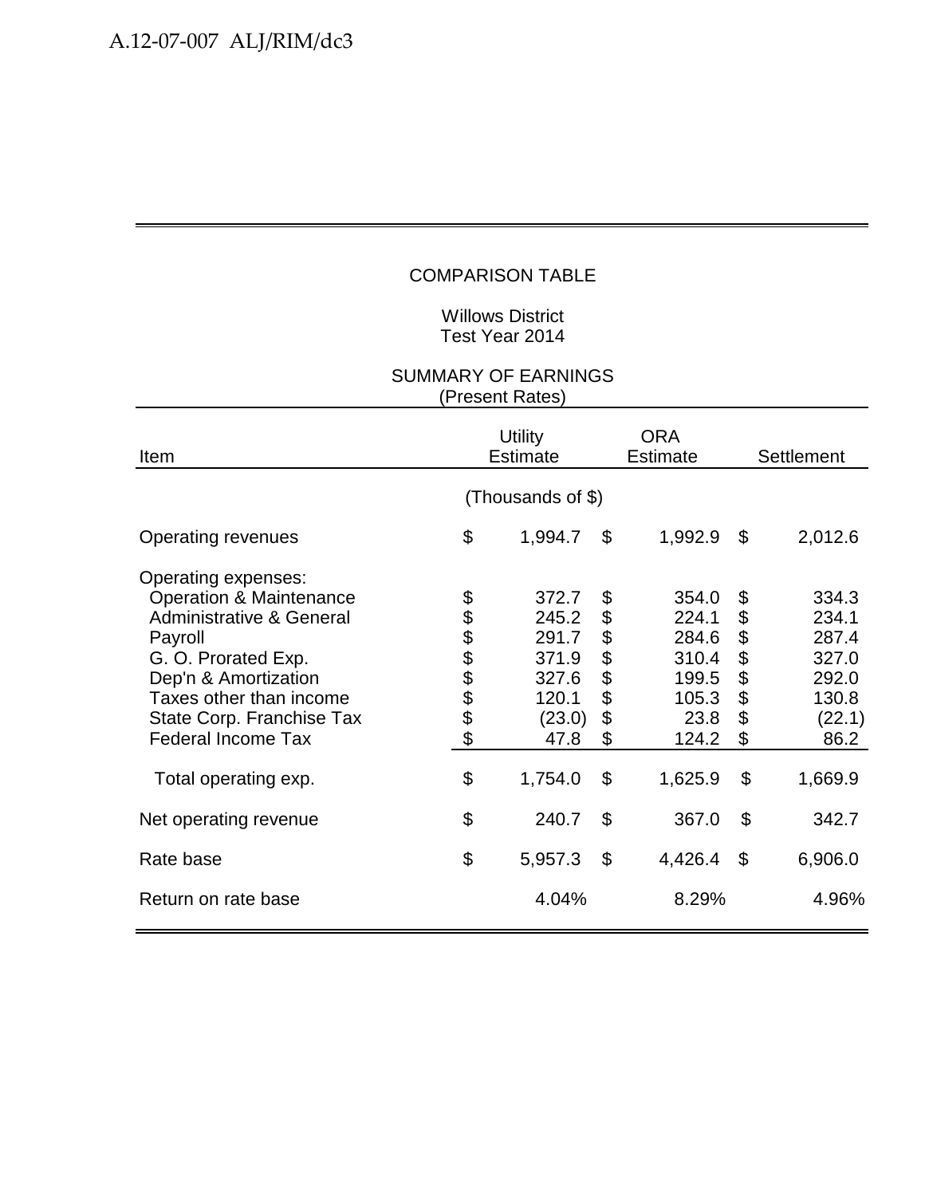COMPARISON TABLE

Willows District
Test Year 2014

SUMMARY OF EARNINGS
(Present Rates)

| Item | Utility Estimate | ORA Estimate | Settlement |
|---|---|---|---|
| | (Thousands of $) | | |
| Operating revenues | $ 1,994.7 | $ 1,992.9 | $ 2,012.6 |
| Operating expenses: | | | |
| Operation & Maintenance | $ 372.7 | $ 354.0 | $ 334.3 |
| Administrative & General | $ 245.2 | $ 224.1 | $ 234.1 |
| Payroll | $ 291.7 | $ 284.6 | $ 287.4 |
| G. O. Prorated Exp. | $ 371.9 | $ 310.4 | $ 327.0 |
| Dep'n & Amortization | $ 327.6 | $ 199.5 | $ 292.0 |
| Taxes other than income | $ 120.1 | $ 105.3 | $ 130.8 |
| State Corp. Franchise Tax | $ (23.0) | $ 23.8 | $ (22.1) |
| Federal Income Tax | $ 47.8 | $ 124.2 | $ 86.2 |
| Total operating exp. | $ 1,754.0 | $ 1,625.9 | $ 1,669.9 |
| Net operating revenue | $ 240.7 | $ 367.0 | $ 342.7 |
| Rate base | $ 5,957.3 | $ 4,426.4 | $ 6,906.0 |
| Return on rate base | 4.04% | 8.29% | 4.96% |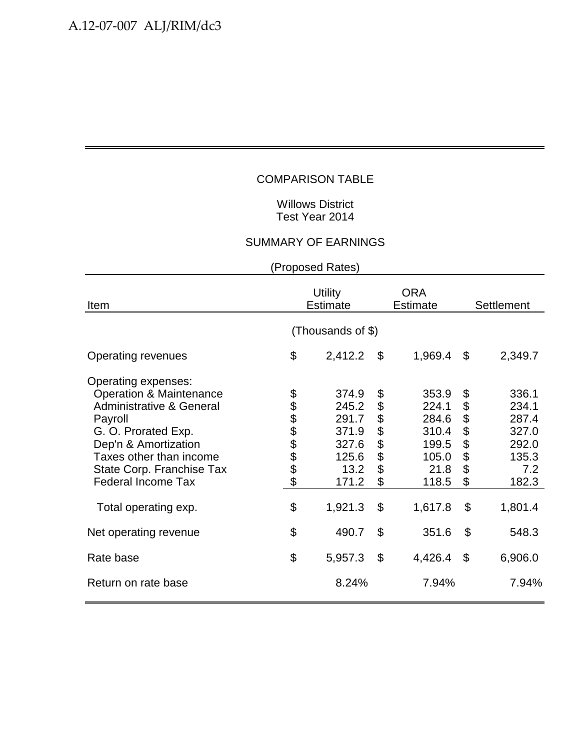COMPARISON TABLE

Willows District
Test Year 2014

SUMMARY OF EARNINGS

(Proposed Rates)

| Item | Utility Estimate | ORA Estimate | Settlement |
|---|---|---|---|
| | (Thousands of $) | | |
| Operating revenues | $ 2,412.2 | $ 1,969.4 | $ 2,349.7 |
| Operating expenses: | | | |
| Operation & Maintenance | $ 374.9 | $ 353.9 | $ 336.1 |
| Administrative & General | $ 245.2 | $ 224.1 | $ 234.1 |
| Payroll | $ 291.7 | $ 284.6 | $ 287.4 |
| G. O. Prorated Exp. | $ 371.9 | $ 310.4 | $ 327.0 |
| Dep'n & Amortization | $ 327.6 | $ 199.5 | $ 292.0 |
| Taxes other than income | $ 125.6 | $ 105.0 | $ 135.3 |
| State Corp. Franchise Tax | $ 13.2 | $ 21.8 | $ 7.2 |
| Federal Income Tax | $ 171.2 | $ 118.5 | $ 182.3 |
| Total operating exp. | $ 1,921.3 | $ 1,617.8 | $ 1,801.4 |
| Net operating revenue | $ 490.7 | $ 351.6 | $ 548.3 |
| Rate base | $ 5,957.3 | $ 4,426.4 | $ 6,906.0 |
| Return on rate base | 8.24% | 7.94% | 7.94% |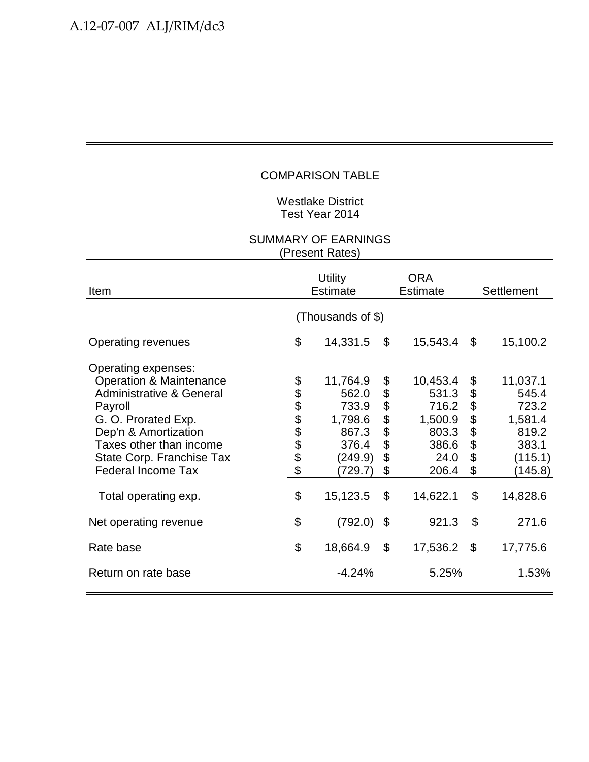COMPARISON TABLE

Westlake District
Test Year 2014

SUMMARY OF EARNINGS
(Present Rates)

| Item | Utility Estimate | ORA Estimate | Settlement |
|---|---|---|---|
| | (Thousands of $) | | |
| Operating revenues | $ 14,331.5 | $ 15,543.4 | $ 15,100.2 |
| Operating expenses: | | | |
| Operation & Maintenance | $ 11,764.9 | $ 10,453.4 | $ 11,037.1 |
| Administrative & General | $ 562.0 | $ 531.3 | $ 545.4 |
| Payroll | $ 733.9 | $ 716.2 | $ 723.2 |
| G. O. Prorated Exp. | $ 1,798.6 | $ 1,500.9 | $ 1,581.4 |
| Dep'n & Amortization | $ 867.3 | $ 803.3 | $ 819.2 |
| Taxes other than income | $ 376.4 | $ 386.6 | $ 383.1 |
| State Corp. Franchise Tax | $ (249.9) | $ 24.0 | $ (115.1) |
| Federal Income Tax | $ (729.7) | $ 206.4 | $ (145.8) |
| Total operating exp. | $ 15,123.5 | $ 14,622.1 | $ 14,828.6 |
| Net operating revenue | $ (792.0) | $ 921.3 | $ 271.6 |
| Rate base | $ 18,664.9 | $ 17,536.2 | $ 17,775.6 |
| Return on rate base | -4.24% | 5.25% | 1.53% |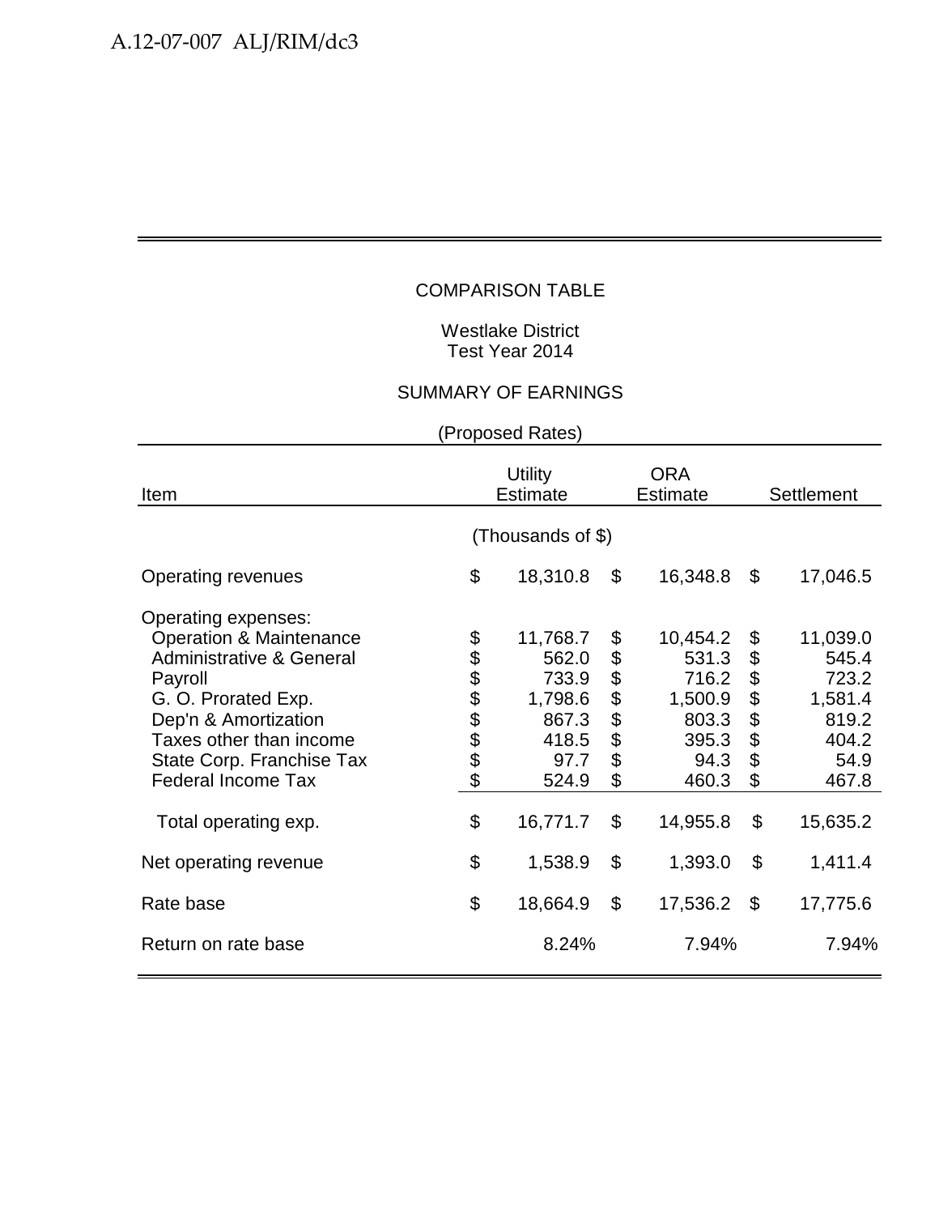COMPARISON TABLE

Westlake District
Test Year 2014

SUMMARY OF EARNINGS

(Proposed Rates)

| Item | Utility Estimate | ORA Estimate | Settlement |
|---|---|---|---|
| | (Thousands of $) | | |
| Operating revenues | $ 18,310.8 | $ 16,348.8 | $ 17,046.5 |
| Operating expenses: | | | |
| Operation & Maintenance | $ 11,768.7 | $ 10,454.2 | $ 11,039.0 |
| Administrative & General | $ 562.0 | $ 531.3 | $ 545.4 |
| Payroll | $ 733.9 | $ 716.2 | $ 723.2 |
| G. O. Prorated Exp. | $ 1,798.6 | $ 1,500.9 | $ 1,581.4 |
| Dep'n & Amortization | $ 867.3 | $ 803.3 | $ 819.2 |
| Taxes other than income | $ 418.5 | $ 395.3 | $ 404.2 |
| State Corp. Franchise Tax | $ 97.7 | $ 94.3 | $ 54.9 |
| Federal Income Tax | $ 524.9 | $ 460.3 | $ 467.8 |
| Total operating exp. | $ 16,771.7 | $ 14,955.8 | $ 15,635.2 |
| Net operating revenue | $ 1,538.9 | $ 1,393.0 | $ 1,411.4 |
| Rate base | $ 18,664.9 | $ 17,536.2 | $ 17,775.6 |
| Return on rate base | 8.24% | 7.94% | 7.94% |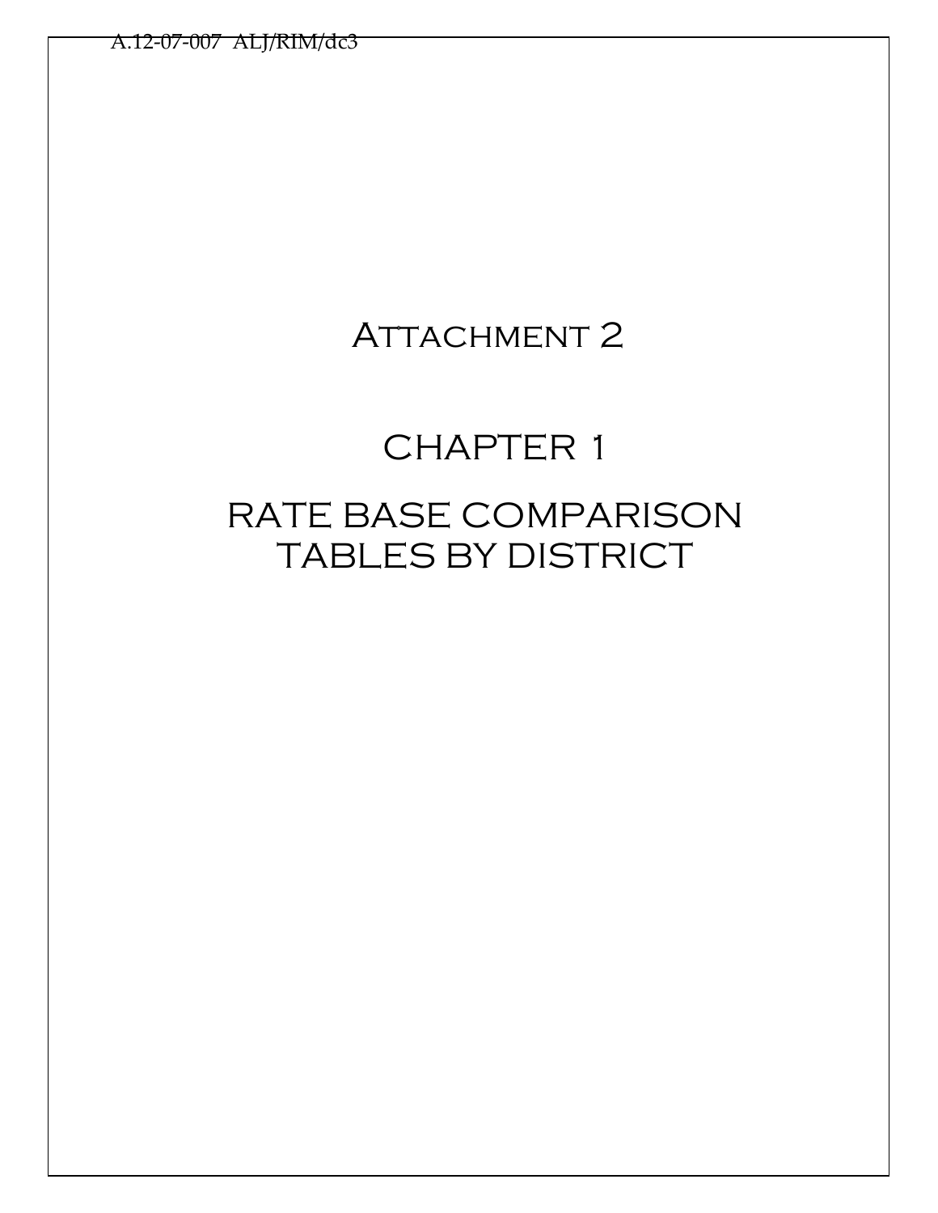# Attachment 2

# CHAPTER 1

# RATE BASE COMPARISON TABLES BY DISTRICT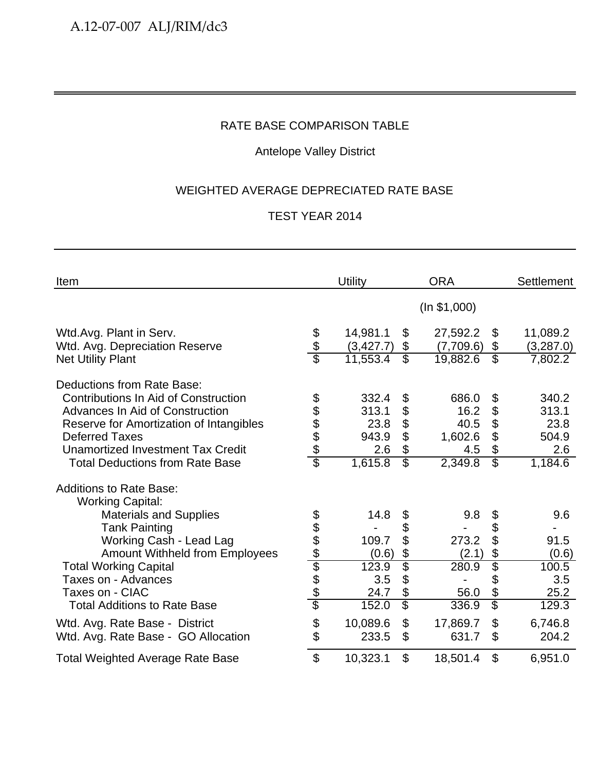RATE BASE COMPARISON TABLE

Antelope Valley District

WEIGHTED AVERAGE DEPRECIATED RATE BASE

TEST YEAR 2014

| Item | Utility | ORA | Settlement |
|---|---|---|---|
| | | (In $1,000) | |
| Wtd.Avg. Plant in Serv. | $ 14,981.1 | $ 27,592.2 | $ 11,089.2 |
| Wtd. Avg. Depreciation Reserve | $ (3,427.7) | $ (7,709.6) | $ (3,287.0) |
| Net Utility Plant | $ 11,553.4 | $ 19,882.6 | $ 7,802.2 |
| Deductions from Rate Base: | | | |
| Contributions In Aid of Construction | $ 332.4 | $ 686.0 | $ 340.2 |
| Advances In Aid of Construction | $ 313.1 | $ 16.2 | $ 313.1 |
| Reserve for Amortization of Intangibles | $ 23.8 | $ 40.5 | $ 23.8 |
| Deferred Taxes | $ 943.9 | $ 1,602.6 | $ 504.9 |
| Unamortized Investment Tax Credit | $ 2.6 | $ 4.5 | $ 2.6 |
| Total Deductions from Rate Base | $ 1,615.8 | $ 2,349.8 | $ 1,184.6 |
| Additions to Rate Base: | | | |
| Working Capital: | | | |
| Materials and Supplies | $ 14.8 | $ 9.8 | $ 9.6 |
| Tank Painting | $ - | $ - | $ - |
| Working Cash - Lead Lag | $ 109.7 | $ 273.2 | $ 91.5 |
| Amount Withheld from Employees | $ (0.6) | $ (2.1) | $ (0.6) |
| Total Working Capital | $ 123.9 | $ 280.9 | $ 100.5 |
| Taxes on - Advances | $ 3.5 | $ - | $ 3.5 |
| Taxes on - CIAC | $ 24.7 | $ 56.0 | $ 25.2 |
| Total Additions to Rate Base | $ 152.0 | $ 336.9 | $ 129.3 |
| Wtd. Avg. Rate Base - District | $ 10,089.6 | $ 17,869.7 | $ 6,746.8 |
| Wtd. Avg. Rate Base - GO Allocation | $ 233.5 | $ 631.7 | $ 204.2 |
| Total Weighted Average Rate Base | $ 10,323.1 | $ 18,501.4 | $ 6,951.0 |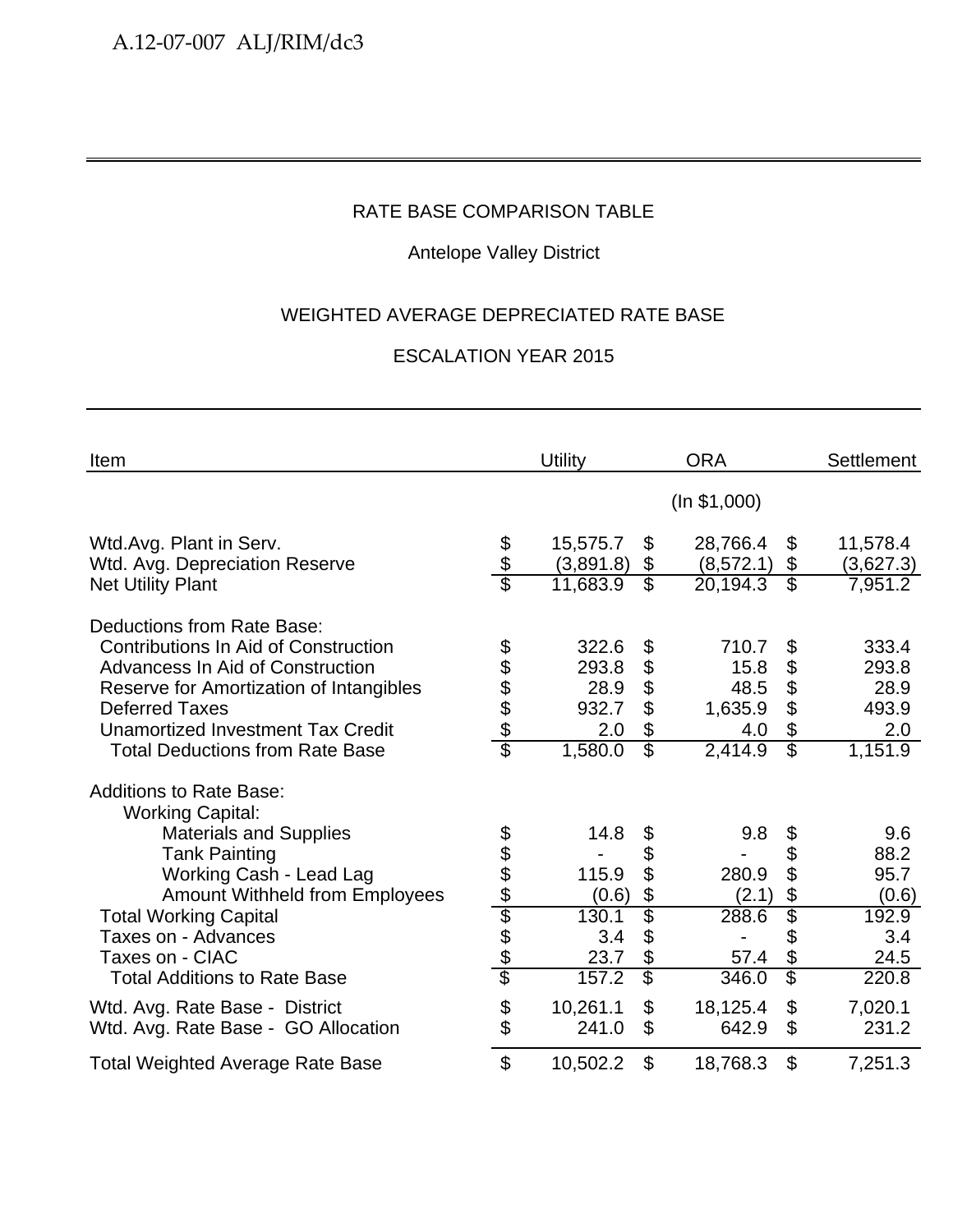RATE BASE COMPARISON TABLE

Antelope Valley District

WEIGHTED AVERAGE DEPRECIATED RATE BASE

ESCALATION YEAR 2015

| Item | Utility | ORA | Settlement |
|---|---|---|---|
| | | (In $1,000) | |
| Wtd.Avg. Plant in Serv. | $ 15,575.7 | $ 28,766.4 | $ 11,578.4 |
| Wtd. Avg. Depreciation Reserve | $ (3,891.8) | $ (8,572.1) | $ (3,627.3) |
| Net Utility Plant | $ 11,683.9 | $ 20,194.3 | $ 7,951.2 |
| Deductions from Rate Base: | | | |
| Contributions In Aid of Construction | $ 322.6 | $ 710.7 | $ 333.4 |
| Advancess In Aid of Construction | $ 293.8 | $ 15.8 | $ 293.8 |
| Reserve for Amortization of Intangibles | $ 28.9 | $ 48.5 | $ 28.9 |
| Deferred Taxes | $ 932.7 | $ 1,635.9 | $ 493.9 |
| Unamortized Investment Tax Credit | $ 2.0 | $ 4.0 | $ 2.0 |
| Total Deductions from Rate Base | $ 1,580.0 | $ 2,414.9 | $ 1,151.9 |
| Additions to Rate Base: | | | |
| Working Capital: | | | |
| Materials and Supplies | $ 14.8 | $ 9.8 | $ 9.6 |
| Tank Painting | $ - | $ - | $ 88.2 |
| Working Cash - Lead Lag | $ 115.9 | $ 280.9 | $ 95.7 |
| Amount Withheld from Employees | $ (0.6) | $ (2.1) | $ (0.6) |
| Total Working Capital | $ 130.1 | $ 288.6 | $ 192.9 |
| Taxes on - Advances | $ 3.4 | $ - | $ 3.4 |
| Taxes on - CIAC | $ 23.7 | $ 57.4 | $ 24.5 |
| Total Additions to Rate Base | $ 157.2 | $ 346.0 | $ 220.8 |
| Wtd. Avg. Rate Base - District | $ 10,261.1 | $ 18,125.4 | $ 7,020.1 |
| Wtd. Avg. Rate Base - GO Allocation | $ 241.0 | $ 642.9 | $ 231.2 |
| Total Weighted Average Rate Base | $ 10,502.2 | $ 18,768.3 | $ 7,251.3 |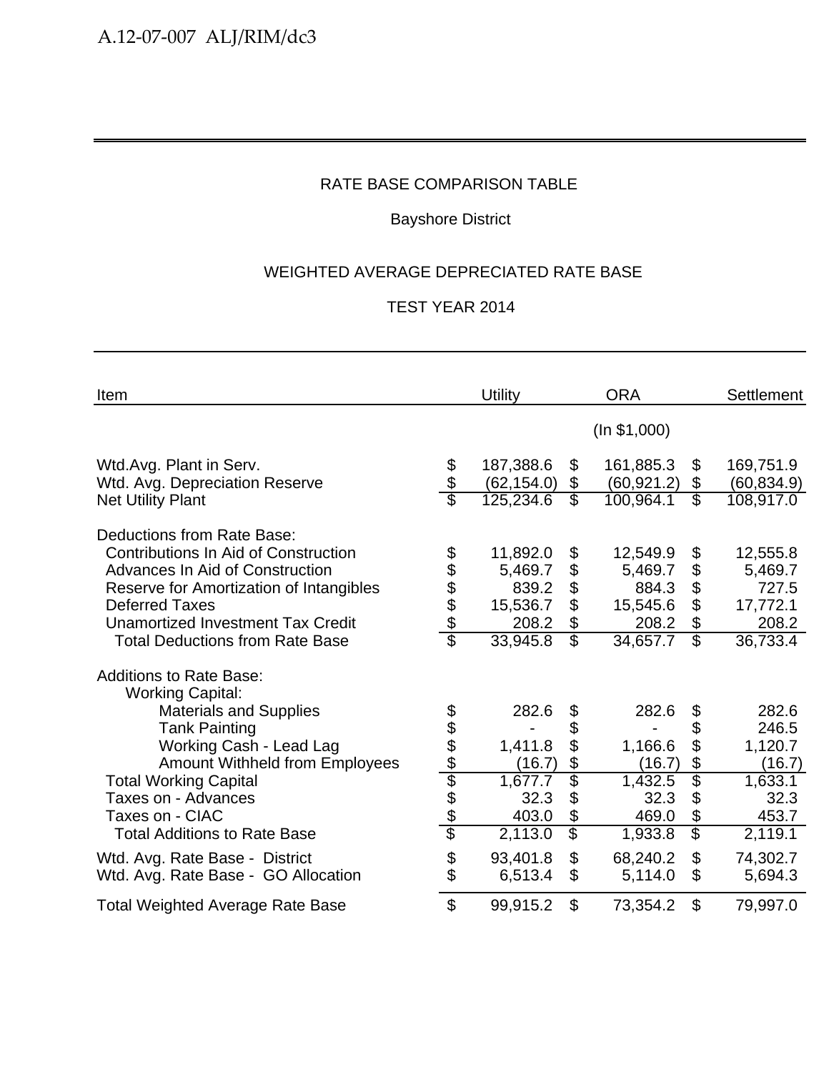RATE BASE COMPARISON TABLE

Bayshore District

WEIGHTED AVERAGE DEPRECIATED RATE BASE

TEST YEAR 2014

| Item | Utility | ORA | Settlement |
|---|---|---|---|
| | | (In $1,000) | |
| Wtd.Avg. Plant in Serv. | $ 187,388.6 | $ 161,885.3 | $ 169,751.9 |
| Wtd. Avg. Depreciation Reserve | $ (62,154.0) | $ (60,921.2) | $ (60,834.9) |
| Net Utility Plant | $ 125,234.6 | $ 100,964.1 | $ 108,917.0 |
| Deductions from Rate Base: | | | |
| Contributions In Aid of Construction | $ 11,892.0 | $ 12,549.9 | $ 12,555.8 |
| Advances In Aid of Construction | $ 5,469.7 | $ 5,469.7 | $ 5,469.7 |
| Reserve for Amortization of Intangibles | $ 839.2 | $ 884.3 | $ 727.5 |
| Deferred Taxes | $ 15,536.7 | $ 15,545.6 | $ 17,772.1 |
| Unamortized Investment Tax Credit | $ 208.2 | $ 208.2 | $ 208.2 |
| Total Deductions from Rate Base | $ 33,945.8 | $ 34,657.7 | $ 36,733.4 |
| Additions to Rate Base: | | | |
| Working Capital: | | | |
| Materials and Supplies | $ 282.6 | $ 282.6 | $ 282.6 |
| Tank Painting | $ - | $ - | $ 246.5 |
| Working Cash - Lead Lag | $ 1,411.8 | $ 1,166.6 | $ 1,120.7 |
| Amount Withheld from Employees | $ (16.7) | $ (16.7) | $ (16.7) |
| Total Working Capital | $ 1,677.7 | $ 1,432.5 | $ 1,633.1 |
| Taxes on - Advances | $ 32.3 | $ 32.3 | $ 32.3 |
| Taxes on - CIAC | $ 403.0 | $ 469.0 | $ 453.7 |
| Total Additions to Rate Base | $ 2,113.0 | $ 1,933.8 | $ 2,119.1 |
| Wtd. Avg. Rate Base - District | $ 93,401.8 | $ 68,240.2 | $ 74,302.7 |
| Wtd. Avg. Rate Base - GO Allocation | $ 6,513.4 | $ 5,114.0 | $ 5,694.3 |
| Total Weighted Average Rate Base | $ 99,915.2 | $ 73,354.2 | $ 79,997.0 |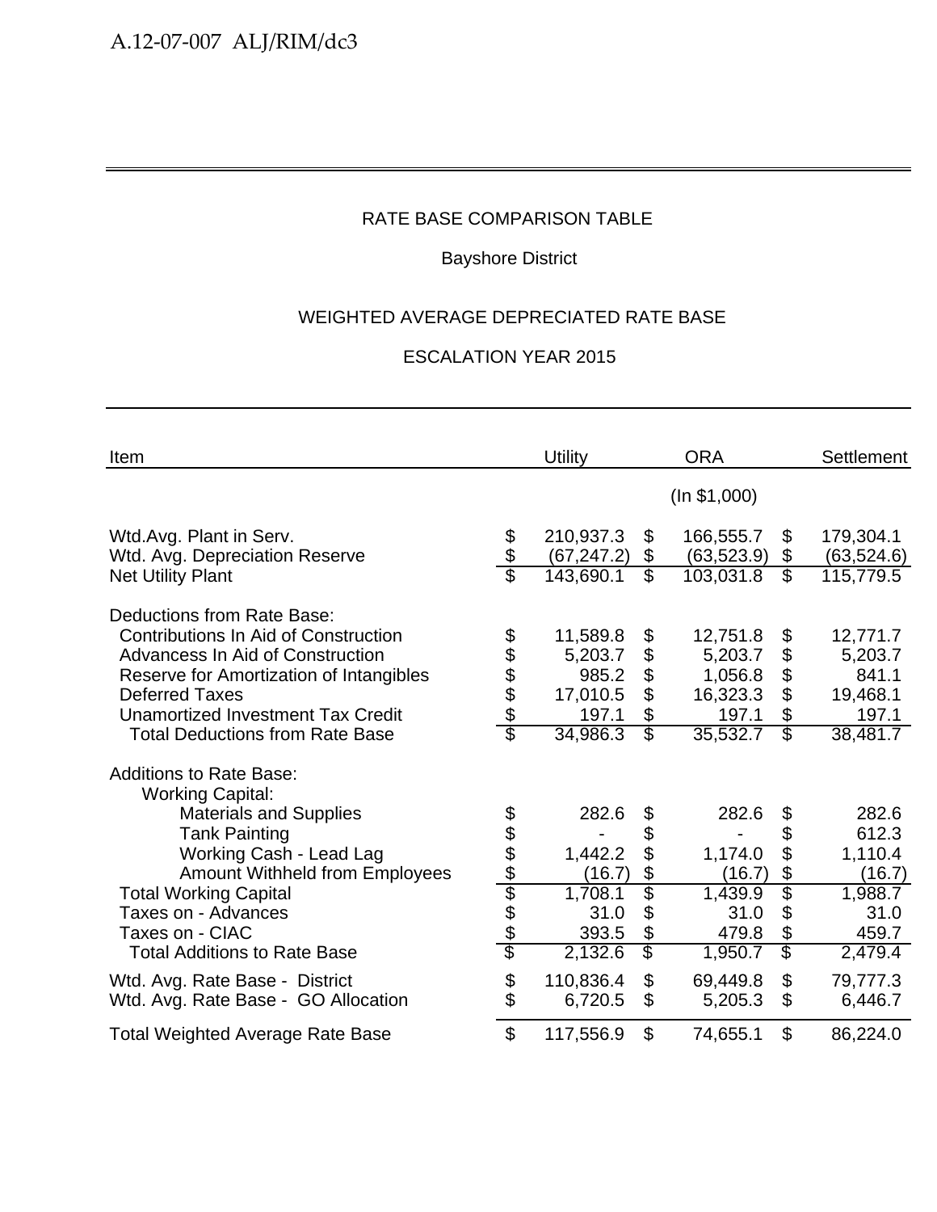RATE BASE COMPARISON TABLE

Bayshore District

WEIGHTED AVERAGE DEPRECIATED RATE BASE

ESCALATION YEAR 2015

| Item | Utility | ORA | Settlement |
|---|---|---|---|
| | | (In $1,000) | |
| Wtd.Avg. Plant in Serv. | $ 210,937.3 | $ 166,555.7 | $ 179,304.1 |
| Wtd. Avg. Depreciation Reserve | $ (67,247.2) | $ (63,523.9) | $ (63,524.6) |
| Net Utility Plant | $ 143,690.1 | $ 103,031.8 | $ 115,779.5 |
| Deductions from Rate Base: | | | |
| Contributions In Aid of Construction | $ 11,589.8 | $ 12,751.8 | $ 12,771.7 |
| Advancess In Aid of Construction | $ 5,203.7 | $ 5,203.7 | $ 5,203.7 |
| Reserve for Amortization of Intangibles | $ 985.2 | $ 1,056.8 | $ 841.1 |
| Deferred Taxes | $ 17,010.5 | $ 16,323.3 | $ 19,468.1 |
| Unamortized Investment Tax Credit | $ 197.1 | $ 197.1 | $ 197.1 |
| Total Deductions from Rate Base | $ 34,986.3 | $ 35,532.7 | $ 38,481.7 |
| Additions to Rate Base: | | | |
| Working Capital: | | | |
| Materials and Supplies | $ 282.6 | $ 282.6 | $ 282.6 |
| Tank Painting | $ - | $ - | $ 612.3 |
| Working Cash - Lead Lag | $ 1,442.2 | $ 1,174.0 | $ 1,110.4 |
| Amount Withheld from Employees | $ (16.7) | $ (16.7) | $ (16.7) |
| Total Working Capital | $ 1,708.1 | $ 1,439.9 | $ 1,988.7 |
| Taxes on - Advances | $ 31.0 | $ 31.0 | $ 31.0 |
| Taxes on - CIAC | $ 393.5 | $ 479.8 | $ 459.7 |
| Total Additions to Rate Base | $ 2,132.6 | $ 1,950.7 | $ 2,479.4 |
| Wtd. Avg. Rate Base - District | $ 110,836.4 | $ 69,449.8 | $ 79,777.3 |
| Wtd. Avg. Rate Base - GO Allocation | $ 6,720.5 | $ 5,205.3 | $ 6,446.7 |
| Total Weighted Average Rate Base | $ 117,556.9 | $ 74,655.1 | $ 86,224.0 |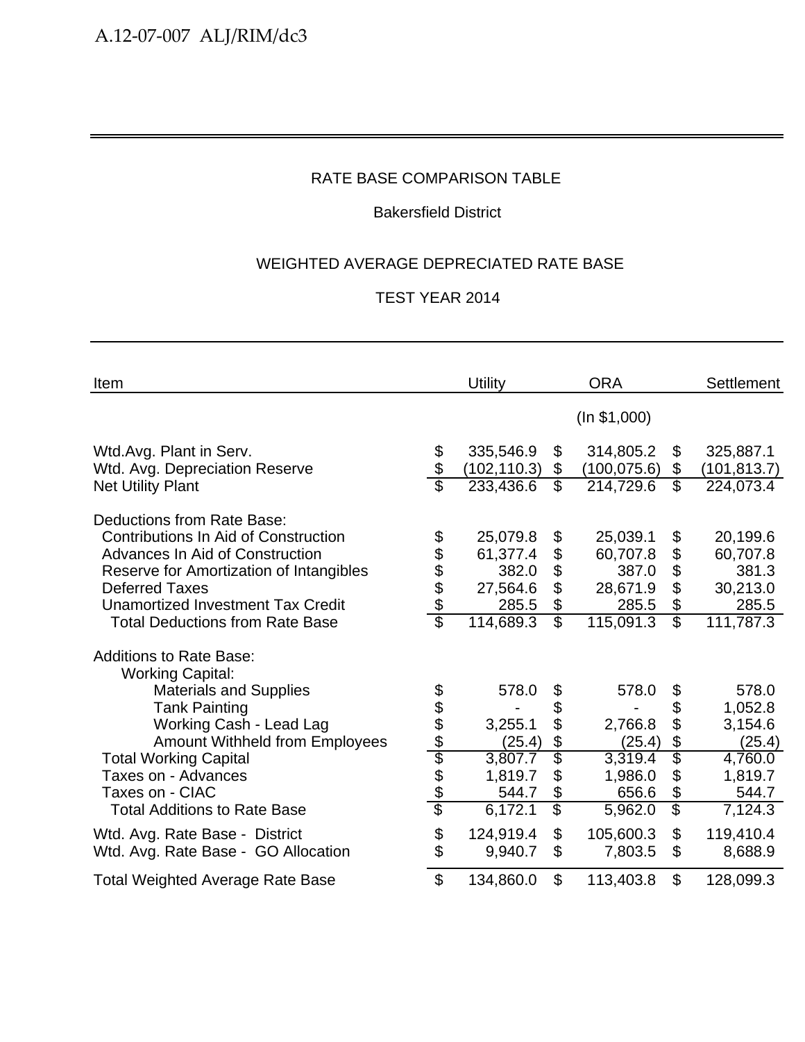## RATE BASE COMPARISON TABLE

Bakersfield District

WEIGHTED AVERAGE DEPRECIATED RATE BASE

TEST YEAR 2014

| Item | Utility | ORA | Settlement |
|---|---|---|---|
| | | (In $1,000) | |
| Wtd.Avg. Plant in Serv. | $ 335,546.9 | $ 314,805.2 | $ 325,887.1 |
| Wtd. Avg. Depreciation Reserve | $ (102,110.3) | $ (100,075.6) | $ (101,813.7) |
| Net Utility Plant | $ 233,436.6 | $ 214,729.6 | $ 224,073.4 |
| Deductions from Rate Base: | | | |
| Contributions In Aid of Construction | $ 25,079.8 | $ 25,039.1 | $ 20,199.6 |
| Advances In Aid of Construction | $ 61,377.4 | $ 60,707.8 | $ 60,707.8 |
| Reserve for Amortization of Intangibles | $ 382.0 | $ 387.0 | $ 381.3 |
| Deferred Taxes | $ 27,564.6 | $ 28,671.9 | $ 30,213.0 |
| Unamortized Investment Tax Credit | $ 285.5 | $ 285.5 | $ 285.5 |
| Total Deductions from Rate Base | $ 114,689.3 | $ 115,091.3 | $ 111,787.3 |
| Additions to Rate Base: | | | |
| Working Capital: | | | |
| Materials and Supplies | $ 578.0 | $ 578.0 | $ 578.0 |
| Tank Painting | $ - | $ - | $ 1,052.8 |
| Working Cash - Lead Lag | $ 3,255.1 | $ 2,766.8 | $ 3,154.6 |
| Amount Withheld from Employees | $ (25.4) | $ (25.4) | $ (25.4) |
| Total Working Capital | $ 3,807.7 | $ 3,319.4 | $ 4,760.0 |
| Taxes on - Advances | $ 1,819.7 | $ 1,986.0 | $ 1,819.7 |
| Taxes on - CIAC | $ 544.7 | $ 656.6 | $ 544.7 |
| Total Additions to Rate Base | $ 6,172.1 | $ 5,962.0 | $ 7,124.3 |
| Wtd. Avg. Rate Base - District | $ 124,919.4 | $ 105,600.3 | $ 119,410.4 |
| Wtd. Avg. Rate Base - GO Allocation | $ 9,940.7 | $ 7,803.5 | $ 8,688.9 |
| Total Weighted Average Rate Base | $ 134,860.0 | $ 113,403.8 | $ 128,099.3 |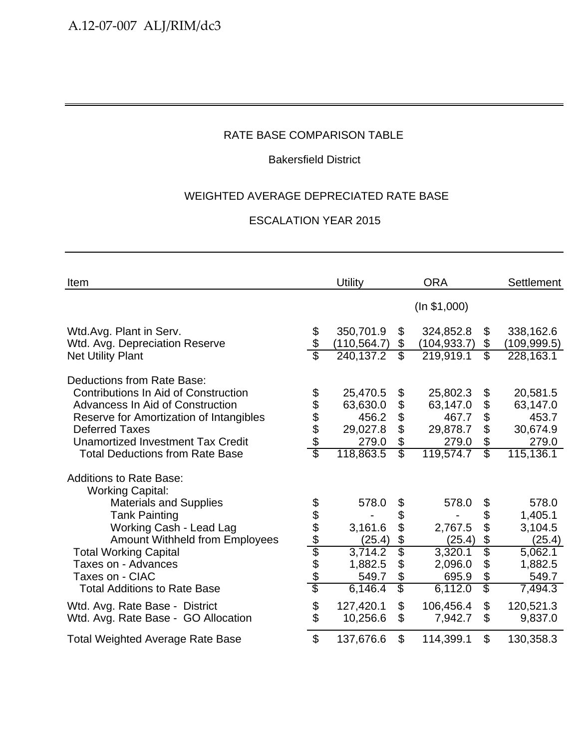RATE BASE COMPARISON TABLE

Bakersfield District

WEIGHTED AVERAGE DEPRECIATED RATE BASE

ESCALATION YEAR 2015

| Item | Utility | ORA | Settlement |
|---|---|---|---|
| | | (In $1,000) | |
| Wtd.Avg. Plant in Serv. | $ 350,701.9 | $ 324,852.8 | $ 338,162.6 |
| Wtd. Avg. Depreciation Reserve | $ (110,564.7) | $ (104,933.7) | $ (109,999.5) |
| Net Utility Plant | $ 240,137.2 | $ 219,919.1 | $ 228,163.1 |
| Deductions from Rate Base: | | | |
| Contributions In Aid of Construction | $ 25,470.5 | $ 25,802.3 | $ 20,581.5 |
| Advancess In Aid of Construction | $ 63,630.0 | $ 63,147.0 | $ 63,147.0 |
| Reserve for Amortization of Intangibles | $ 456.2 | $ 467.7 | $ 453.7 |
| Deferred Taxes | $ 29,027.8 | $ 29,878.7 | $ 30,674.9 |
| Unamortized Investment Tax Credit | $ 279.0 | $ 279.0 | $ 279.0 |
| Total Deductions from Rate Base | $ 118,863.5 | $ 119,574.7 | $ 115,136.1 |
| Additions to Rate Base: | | | |
| Working Capital: | | | |
| Materials and Supplies | $ 578.0 | $ 578.0 | $ 578.0 |
| Tank Painting | $ - | $ - | $ 1,405.1 |
| Working Cash - Lead Lag | $ 3,161.6 | $ 2,767.5 | $ 3,104.5 |
| Amount Withheld from Employees | $ (25.4) | $ (25.4) | $ (25.4) |
| Total Working Capital | $ 3,714.2 | $ 3,320.1 | $ 5,062.1 |
| Taxes on - Advances | $ 1,882.5 | $ 2,096.0 | $ 1,882.5 |
| Taxes on - CIAC | $ 549.7 | $ 695.9 | $ 549.7 |
| Total Additions to Rate Base | $ 6,146.4 | $ 6,112.0 | $ 7,494.3 |
| Wtd. Avg. Rate Base - District | $ 127,420.1 | $ 106,456.4 | $ 120,521.3 |
| Wtd. Avg. Rate Base - GO Allocation | $ 10,256.6 | $ 7,942.7 | $ 9,837.0 |
| Total Weighted Average Rate Base | $ 137,676.6 | $ 114,399.1 | $ 130,358.3 |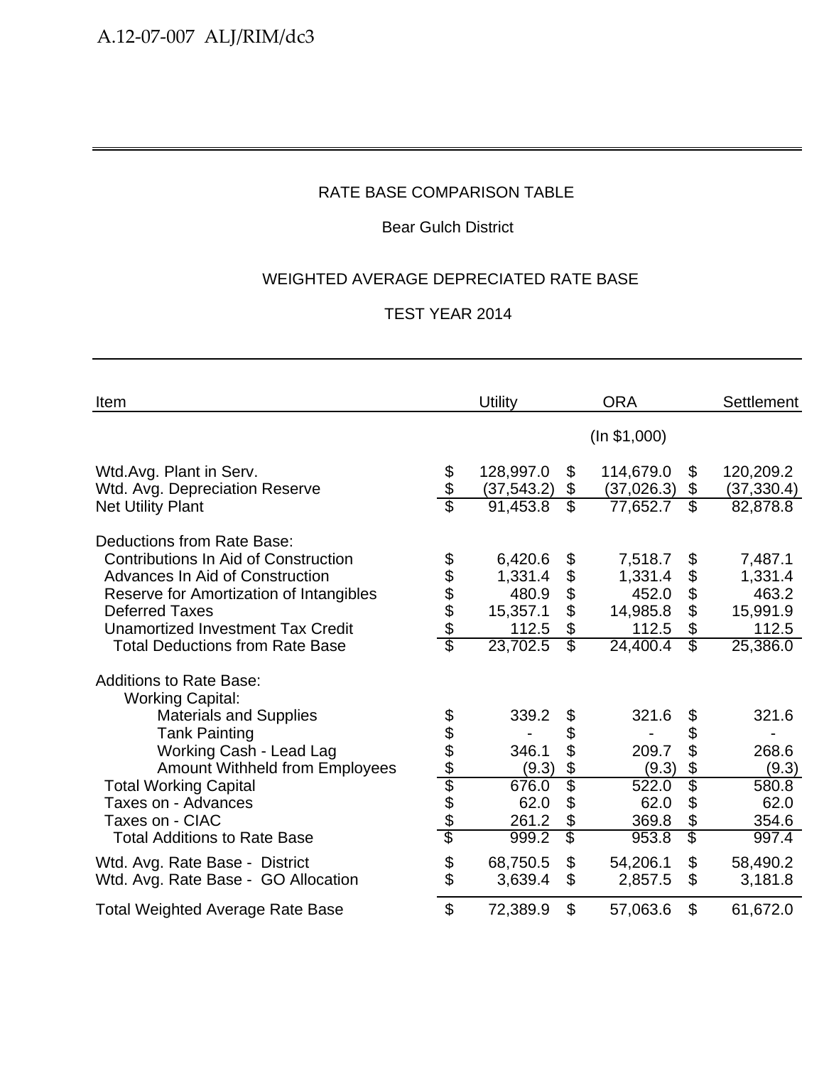RATE BASE COMPARISON TABLE

Bear Gulch District

WEIGHTED AVERAGE DEPRECIATED RATE BASE

TEST YEAR 2014

| Item | Utility | ORA | Settlement |
|---|---|---|---|
| | | (In $1,000) | |
| Wtd.Avg. Plant in Serv. | $ 128,997.0 | $ 114,679.0 | $ 120,209.2 |
| Wtd. Avg. Depreciation Reserve | $ (37,543.2) | $ (37,026.3) | $ (37,330.4) |
| Net Utility Plant | $ 91,453.8 | $ 77,652.7 | $ 82,878.8 |
| Deductions from Rate Base: | | | |
| Contributions In Aid of Construction | $ 6,420.6 | $ 7,518.7 | $ 7,487.1 |
| Advances In Aid of Construction | $ 1,331.4 | $ 1,331.4 | $ 1,331.4 |
| Reserve for Amortization of Intangibles | $ 480.9 | $ 452.0 | $ 463.2 |
| Deferred Taxes | $ 15,357.1 | $ 14,985.8 | $ 15,991.9 |
| Unamortized Investment Tax Credit | $ 112.5 | $ 112.5 | $ 112.5 |
| Total Deductions from Rate Base | $ 23,702.5 | $ 24,400.4 | $ 25,386.0 |
| Additions to Rate Base: | | | |
| Working Capital: | | | |
| Materials and Supplies | $ 339.2 | $ 321.6 | $ 321.6 |
| Tank Painting | $ - | $ - | $ - |
| Working Cash - Lead Lag | $ 346.1 | $ 209.7 | $ 268.6 |
| Amount Withheld from Employees | $ (9.3) | $ (9.3) | $ (9.3) |
| Total Working Capital | $ 676.0 | $ 522.0 | $ 580.8 |
| Taxes on - Advances | $ 62.0 | $ 62.0 | $ 62.0 |
| Taxes on - CIAC | $ 261.2 | $ 369.8 | $ 354.6 |
| Total Additions to Rate Base | $ 999.2 | $ 953.8 | $ 997.4 |
| Wtd. Avg. Rate Base - District | $ 68,750.5 | $ 54,206.1 | $ 58,490.2 |
| Wtd. Avg. Rate Base - GO Allocation | $ 3,639.4 | $ 2,857.5 | $ 3,181.8 |
| Total Weighted Average Rate Base | $ 72,389.9 | $ 57,063.6 | $ 61,672.0 |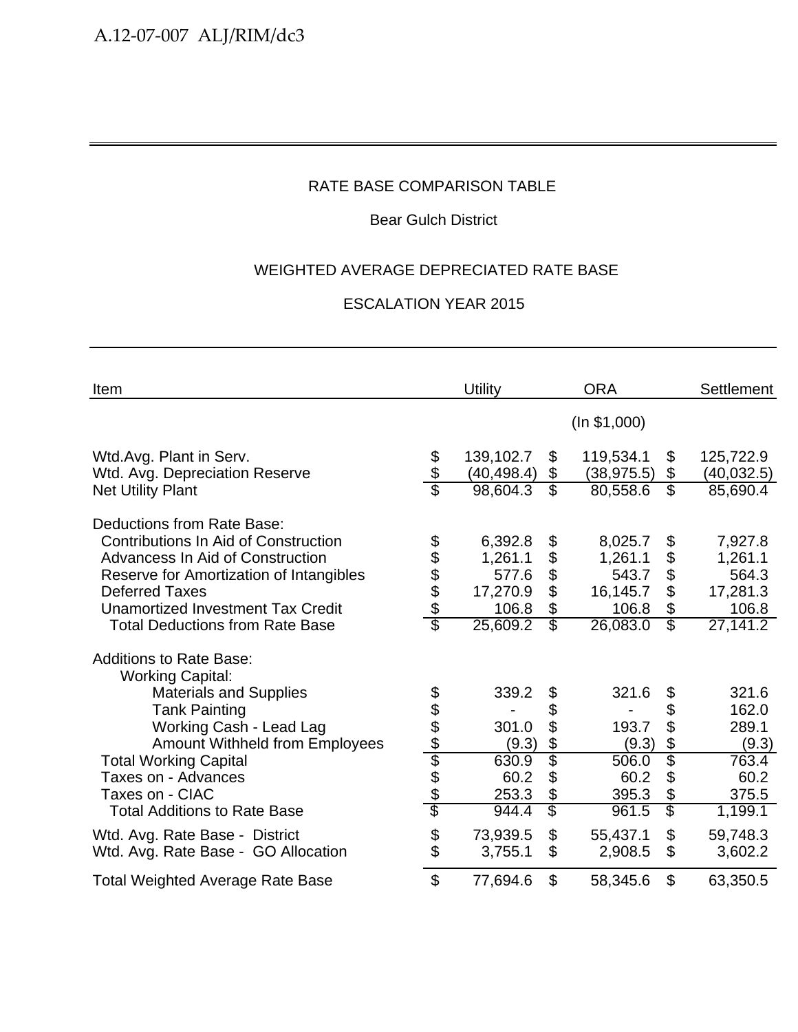RATE BASE COMPARISON TABLE

Bear Gulch District

WEIGHTED AVERAGE DEPRECIATED RATE BASE

ESCALATION YEAR 2015

| Item | Utility | ORA | Settlement |
|---|---|---|---|
| | | (In $1,000) | |
| Wtd.Avg. Plant in Serv. | $ 139,102.7 | $ 119,534.1 | $ 125,722.9 |
| Wtd. Avg. Depreciation Reserve | $ (40,498.4) | $ (38,975.5) | $ (40,032.5) |
| Net Utility Plant | $ 98,604.3 | $ 80,558.6 | $ 85,690.4 |
| Deductions from Rate Base: | | | |
| Contributions In Aid of Construction | $ 6,392.8 | $ 8,025.7 | $ 7,927.8 |
| Advancess In Aid of Construction | $ 1,261.1 | $ 1,261.1 | $ 1,261.1 |
| Reserve for Amortization of Intangibles | $ 577.6 | $ 543.7 | $ 564.3 |
| Deferred Taxes | $ 17,270.9 | $ 16,145.7 | $ 17,281.3 |
| Unamortized Investment Tax Credit | $ 106.8 | $ 106.8 | $ 106.8 |
| Total Deductions from Rate Base | $ 25,609.2 | $ 26,083.0 | $ 27,141.2 |
| Additions to Rate Base: | | | |
| Working Capital: | | | |
| Materials and Supplies | $ 339.2 | $ 321.6 | $ 321.6 |
| Tank Painting | $ - | $ - | $ 162.0 |
| Working Cash - Lead Lag | $ 301.0 | $ 193.7 | $ 289.1 |
| Amount Withheld from Employees | $ (9.3) | $ (9.3) | $ (9.3) |
| Total Working Capital | $ 630.9 | $ 506.0 | $ 763.4 |
| Taxes on - Advances | $ 60.2 | $ 60.2 | $ 60.2 |
| Taxes on - CIAC | $ 253.3 | $ 395.3 | $ 375.5 |
| Total Additions to Rate Base | $ 944.4 | $ 961.5 | $ 1,199.1 |
| Wtd. Avg. Rate Base - District | $ 73,939.5 | $ 55,437.1 | $ 59,748.3 |
| Wtd. Avg. Rate Base - GO Allocation | $ 3,755.1 | $ 2,908.5 | $ 3,602.2 |
| Total Weighted Average Rate Base | $ 77,694.6 | $ 58,345.6 | $ 63,350.5 |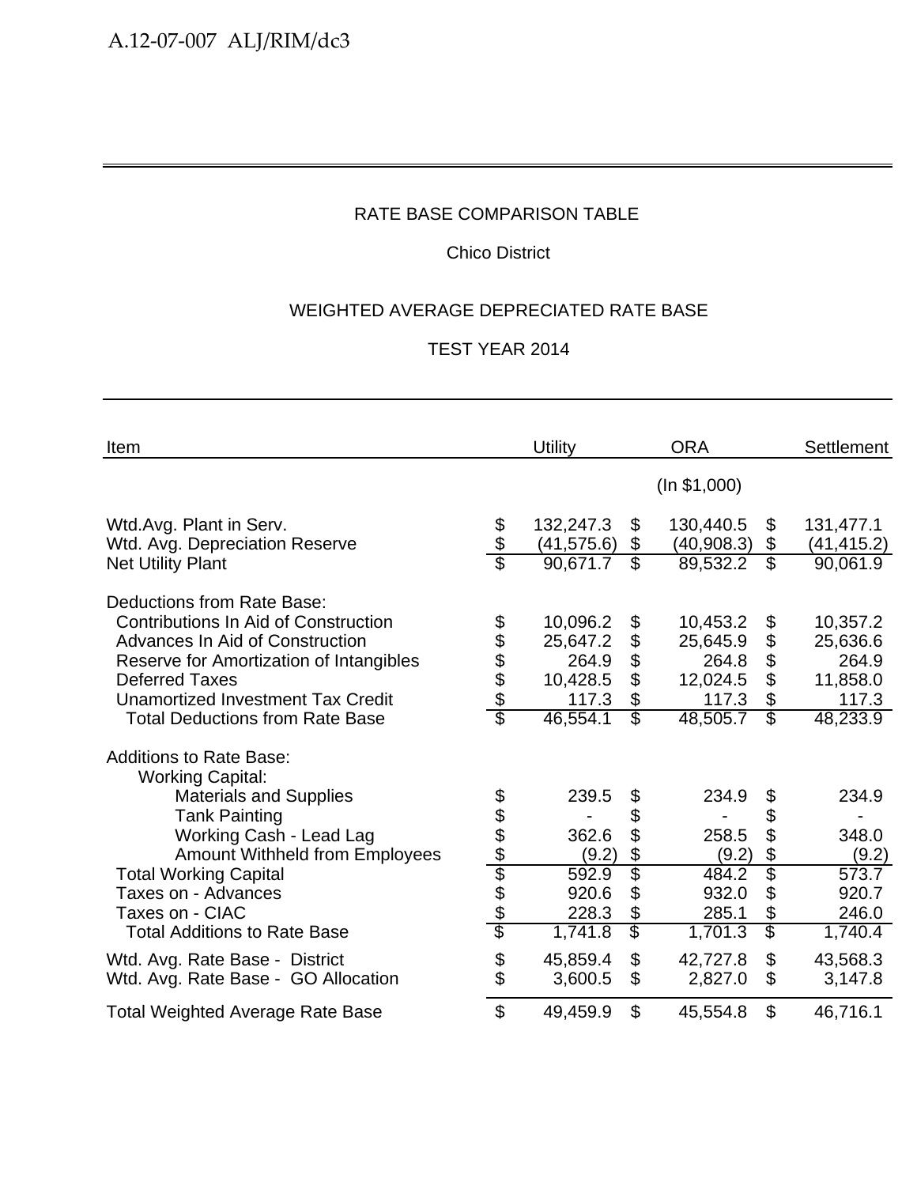RATE BASE COMPARISON TABLE

Chico District

WEIGHTED AVERAGE DEPRECIATED RATE BASE

TEST YEAR 2014

| Item | Utility | ORA | Settlement |
|---|---|---|---|
| | | (In $1,000) | |
| Wtd.Avg. Plant in Serv. | $ 132,247.3 | $ 130,440.5 | $ 131,477.1 |
| Wtd. Avg. Depreciation Reserve | $ (41,575.6) | $ (40,908.3) | $ (41,415.2) |
| Net Utility Plant | $ 90,671.7 | $ 89,532.2 | $ 90,061.9 |
| Deductions from Rate Base: | | | |
| Contributions In Aid of Construction | $ 10,096.2 | $ 10,453.2 | $ 10,357.2 |
| Advances In Aid of Construction | $ 25,647.2 | $ 25,645.9 | $ 25,636.6 |
| Reserve for Amortization of Intangibles | $ 264.9 | $ 264.8 | $ 264.9 |
| Deferred Taxes | $ 10,428.5 | $ 12,024.5 | $ 11,858.0 |
| Unamortized Investment Tax Credit | $ 117.3 | $ 117.3 | $ 117.3 |
| Total Deductions from Rate Base | $ 46,554.1 | $ 48,505.7 | $ 48,233.9 |
| Additions to Rate Base: | | | |
| Working Capital: | | | |
| Materials and Supplies | $ 239.5 | $ 234.9 | $ 234.9 |
| Tank Painting | $ - | $ - | $ - |
| Working Cash - Lead Lag | $ 362.6 | $ 258.5 | $ 348.0 |
| Amount Withheld from Employees | $ (9.2) | $ (9.2) | $ (9.2) |
| Total Working Capital | $ 592.9 | $ 484.2 | $ 573.7 |
| Taxes on - Advances | $ 920.6 | $ 932.0 | $ 920.7 |
| Taxes on - CIAC | $ 228.3 | $ 285.1 | $ 246.0 |
| Total Additions to Rate Base | $ 1,741.8 | $ 1,701.3 | $ 1,740.4 |
| Wtd. Avg. Rate Base - District | $ 45,859.4 | $ 42,727.8 | $ 43,568.3 |
| Wtd. Avg. Rate Base - GO Allocation | $ 3,600.5 | $ 2,827.0 | $ 3,147.8 |
| Total Weighted Average Rate Base | $ 49,459.9 | $ 45,554.8 | $ 46,716.1 |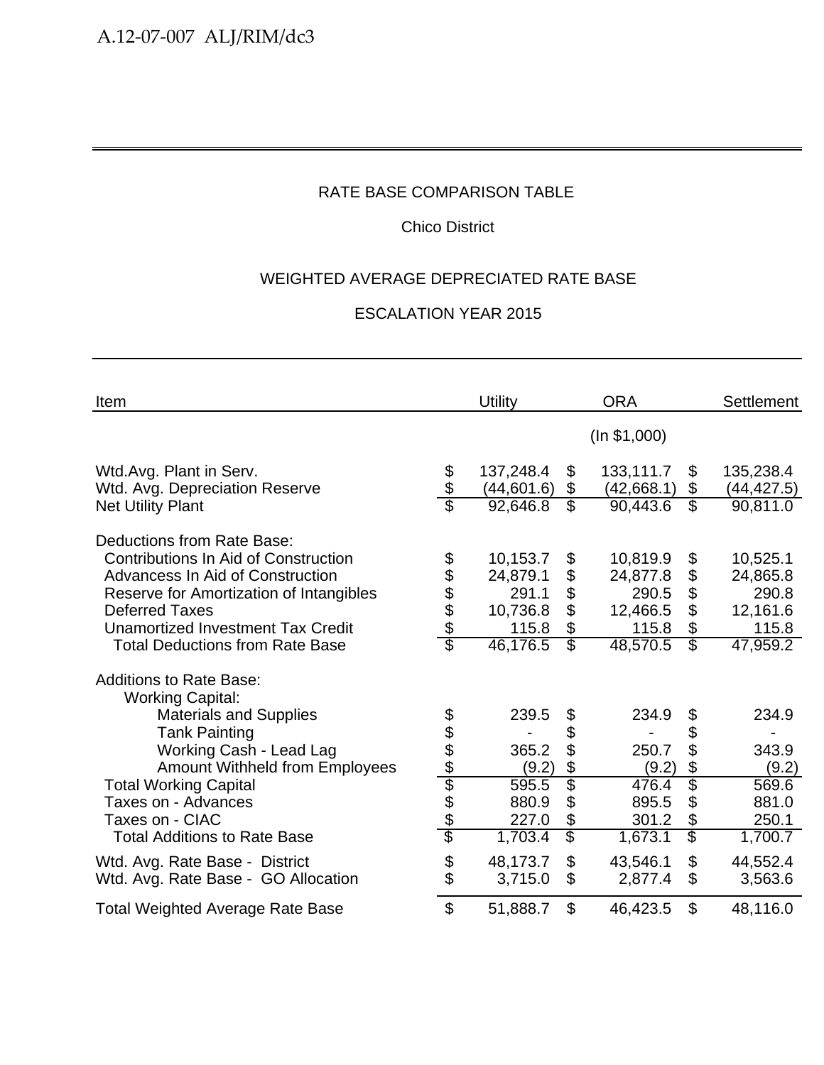RATE BASE COMPARISON TABLE

Chico District

WEIGHTED AVERAGE DEPRECIATED RATE BASE

ESCALATION YEAR 2015

| Item | Utility | ORA | Settlement |
|---|---|---|---|
| | | (In $1,000) | |
| Wtd.Avg. Plant in Serv. | $ 137,248.4 | $ 133,111.7 | $ 135,238.4 |
| Wtd. Avg. Depreciation Reserve | $ (44,601.6) | $ (42,668.1) | $ (44,427.5) |
| Net Utility Plant | $ 92,646.8 | $ 90,443.6 | $ 90,811.0 |
| Deductions from Rate Base: | | | |
| Contributions In Aid of Construction | $ 10,153.7 | $ 10,819.9 | $ 10,525.1 |
| Advancess In Aid of Construction | $ 24,879.1 | $ 24,877.8 | $ 24,865.8 |
| Reserve for Amortization of Intangibles | $ 291.1 | $ 290.5 | $ 290.8 |
| Deferred Taxes | $ 10,736.8 | $ 12,466.5 | $ 12,161.6 |
| Unamortized Investment Tax Credit | $ 115.8 | $ 115.8 | $ 115.8 |
| Total Deductions from Rate Base | $ 46,176.5 | $ 48,570.5 | $ 47,959.2 |
| Additions to Rate Base: | | | |
| Working Capital: | | | |
| Materials and Supplies | $ 239.5 | $ 234.9 | $ 234.9 |
| Tank Painting | $ - | $ - | $ - |
| Working Cash - Lead Lag | $ 365.2 | $ 250.7 | $ 343.9 |
| Amount Withheld from Employees | $ (9.2) | $ (9.2) | $ (9.2) |
| Total Working Capital | $ 595.5 | $ 476.4 | $ 569.6 |
| Taxes on - Advances | $ 880.9 | $ 895.5 | $ 881.0 |
| Taxes on - CIAC | $ 227.0 | $ 301.2 | $ 250.1 |
| Total Additions to Rate Base | $ 1,703.4 | $ 1,673.1 | $ 1,700.7 |
| Wtd. Avg. Rate Base - District | $ 48,173.7 | $ 43,546.1 | $ 44,552.4 |
| Wtd. Avg. Rate Base - GO Allocation | $ 3,715.0 | $ 2,877.4 | $ 3,563.6 |
| Total Weighted Average Rate Base | $ 51,888.7 | $ 46,423.5 | $ 48,116.0 |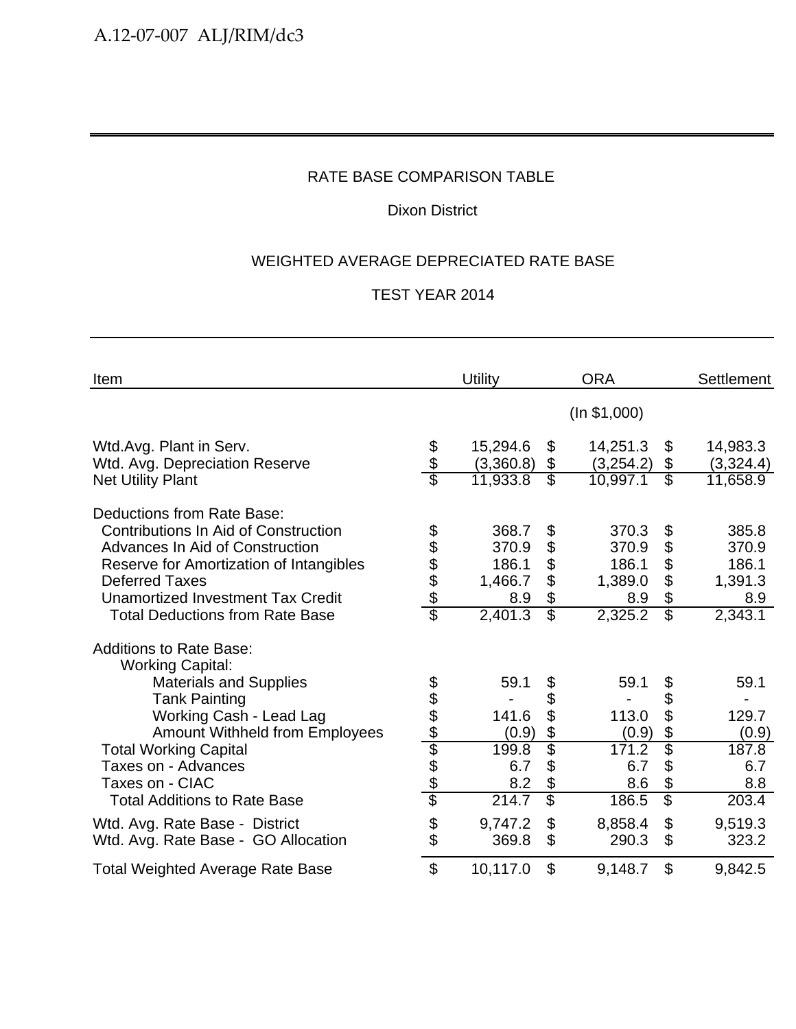RATE BASE COMPARISON TABLE

Dixon District

WEIGHTED AVERAGE DEPRECIATED RATE BASE

TEST YEAR 2014

| Item | Utility | ORA | Settlement |
|---|---|---|---|
| | | (In $1,000) | |
| Wtd.Avg. Plant in Serv. | $ 15,294.6 | $ 14,251.3 | $ 14,983.3 |
| Wtd. Avg. Depreciation Reserve | $ (3,360.8) | $ (3,254.2) | $ (3,324.4) |
| Net Utility Plant | $ 11,933.8 | $ 10,997.1 | $ 11,658.9 |
| Deductions from Rate Base: | | | |
| Contributions In Aid of Construction | $ 368.7 | $ 370.3 | $ 385.8 |
| Advances In Aid of Construction | $ 370.9 | $ 370.9 | $ 370.9 |
| Reserve for Amortization of Intangibles | $ 186.1 | $ 186.1 | $ 186.1 |
| Deferred Taxes | $ 1,466.7 | $ 1,389.0 | $ 1,391.3 |
| Unamortized Investment Tax Credit | $ 8.9 | $ 8.9 | $ 8.9 |
| Total Deductions from Rate Base | $ 2,401.3 | $ 2,325.2 | $ 2,343.1 |
| Additions to Rate Base: | | | |
| Working Capital: | | | |
| Materials and Supplies | $ 59.1 | $ 59.1 | $ 59.1 |
| Tank Painting | $ - | $ - | $ - |
| Working Cash - Lead Lag | $ 141.6 | $ 113.0 | $ 129.7 |
| Amount Withheld from Employees | $ (0.9) | $ (0.9) | $ (0.9) |
| Total Working Capital | $ 199.8 | $ 171.2 | $ 187.8 |
| Taxes on - Advances | $ 6.7 | $ 6.7 | $ 6.7 |
| Taxes on - CIAC | $ 8.2 | $ 8.6 | $ 8.8 |
| Total Additions to Rate Base | $ 214.7 | $ 186.5 | $ 203.4 |
| Wtd. Avg. Rate Base - District | $ 9,747.2 | $ 8,858.4 | $ 9,519.3 |
| Wtd. Avg. Rate Base - GO Allocation | $ 369.8 | $ 290.3 | $ 323.2 |
| Total Weighted Average Rate Base | $ 10,117.0 | $ 9,148.7 | $ 9,842.5 |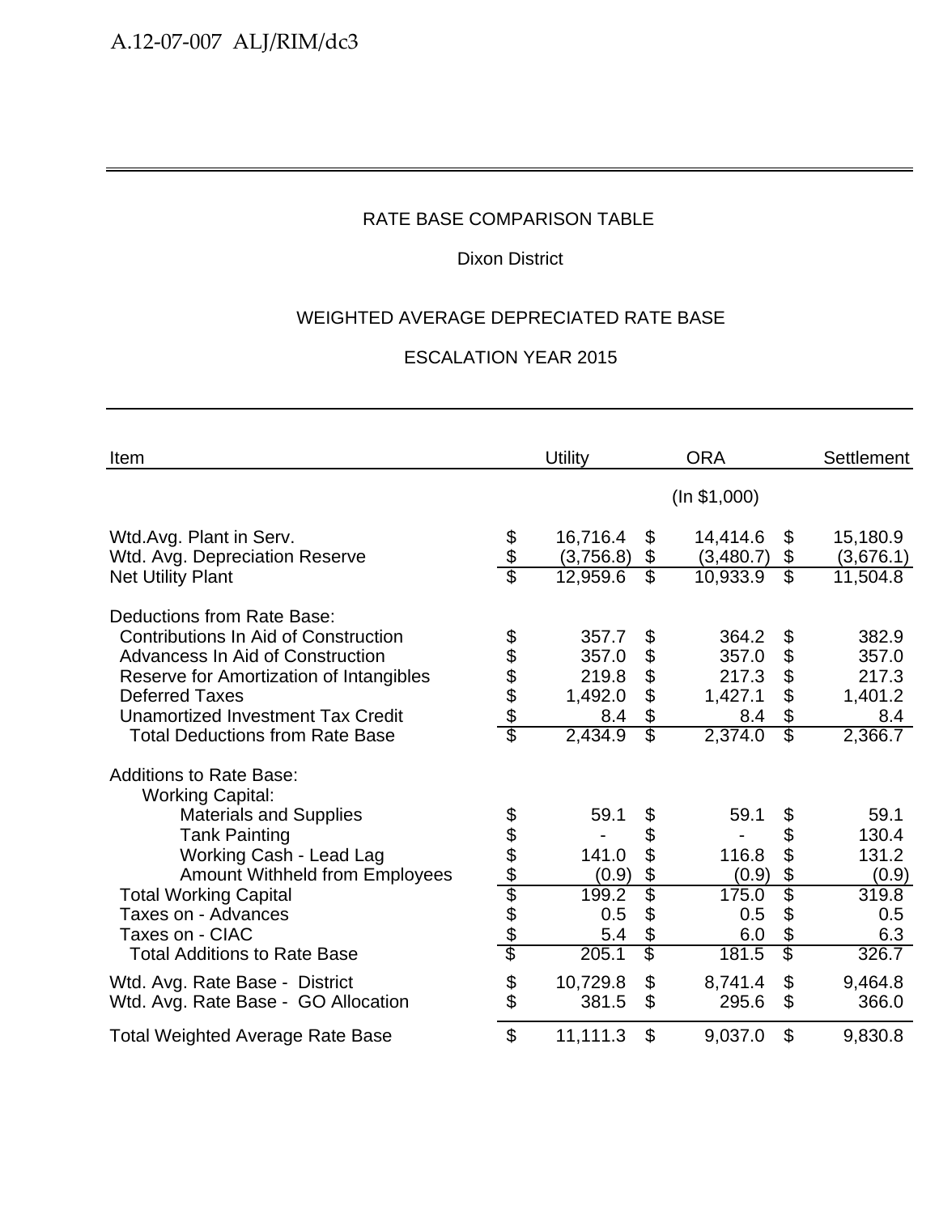RATE BASE COMPARISON TABLE

Dixon District

WEIGHTED AVERAGE DEPRECIATED RATE BASE

ESCALATION YEAR 2015

| Item | Utility | ORA | Settlement |
|---|---|---|---|
| | | (In $1,000) | |
| Wtd.Avg. Plant in Serv. | $ 16,716.4 | $ 14,414.6 | $ 15,180.9 |
| Wtd. Avg. Depreciation Reserve | $ (3,756.8) | $ (3,480.7) | $ (3,676.1) |
| Net Utility Plant | $ 12,959.6 | $ 10,933.9 | $ 11,504.8 |
| Deductions from Rate Base: | | | |
| Contributions In Aid of Construction | $ 357.7 | $ 364.2 | $ 382.9 |
| Advancess In Aid of Construction | $ 357.0 | $ 357.0 | $ 357.0 |
| Reserve for Amortization of Intangibles | $ 219.8 | $ 217.3 | $ 217.3 |
| Deferred Taxes | $ 1,492.0 | $ 1,427.1 | $ 1,401.2 |
| Unamortized Investment Tax Credit | $ 8.4 | $ 8.4 | $ 8.4 |
| Total Deductions from Rate Base | $ 2,434.9 | $ 2,374.0 | $ 2,366.7 |
| Additions to Rate Base: | | | |
| Working Capital: | | | |
| Materials and Supplies | $ 59.1 | $ 59.1 | $ 59.1 |
| Tank Painting | $ - | $ - | $ 130.4 |
| Working Cash - Lead Lag | $ 141.0 | $ 116.8 | $ 131.2 |
| Amount Withheld from Employees | $ (0.9) | $ (0.9) | $ (0.9) |
| Total Working Capital | $ 199.2 | $ 175.0 | $ 319.8 |
| Taxes on - Advances | $ 0.5 | $ 0.5 | $ 0.5 |
| Taxes on - CIAC | $ 5.4 | $ 6.0 | $ 6.3 |
| Total Additions to Rate Base | $ 205.1 | $ 181.5 | $ 326.7 |
| Wtd. Avg. Rate Base - District | $ 10,729.8 | $ 8,741.4 | $ 9,464.8 |
| Wtd. Avg. Rate Base - GO Allocation | $ 381.5 | $ 295.6 | $ 366.0 |
| Total Weighted Average Rate Base | $ 11,111.3 | $ 9,037.0 | $ 9,830.8 |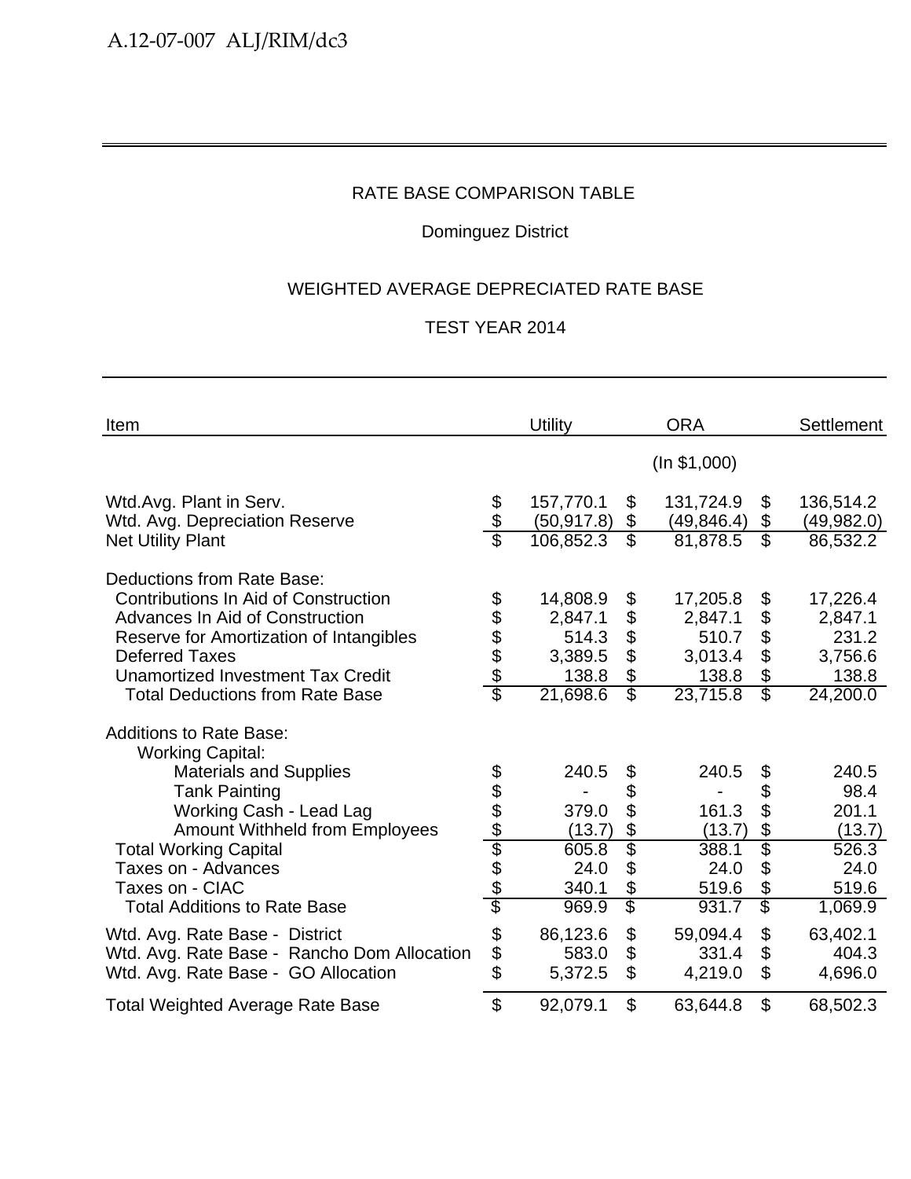RATE BASE COMPARISON TABLE

Dominguez District

WEIGHTED AVERAGE DEPRECIATED RATE BASE

TEST YEAR 2014

| Item | Utility | ORA | Settlement |
|---|---|---|---|
| | | (In $1,000) | |
| Wtd.Avg. Plant in Serv. | $ 157,770.1 | $ 131,724.9 | $ 136,514.2 |
| Wtd. Avg. Depreciation Reserve | $ (50,917.8) | $ (49,846.4) | $ (49,982.0) |
| Net Utility Plant | $ 106,852.3 | $ 81,878.5 | $ 86,532.2 |
| | | | |
| Deductions from Rate Base: | | | |
| Contributions In Aid of Construction | $ 14,808.9 | $ 17,205.8 | $ 17,226.4 |
| Advances In Aid of Construction | $ 2,847.1 | $ 2,847.1 | $ 2,847.1 |
| Reserve for Amortization of Intangibles | $ 514.3 | $ 510.7 | $ 231.2 |
| Deferred Taxes | $ 3,389.5 | $ 3,013.4 | $ 3,756.6 |
| Unamortized Investment Tax Credit | $ 138.8 | $ 138.8 | $ 138.8 |
| Total Deductions from Rate Base | $ 21,698.6 | $ 23,715.8 | $ 24,200.0 |
| | | | |
| Additions to Rate Base: | | | |
| Working Capital: | | | |
| Materials and Supplies | $ 240.5 | $ 240.5 | $ 240.5 |
| Tank Painting | $ - | $ - | $ 98.4 |
| Working Cash - Lead Lag | $ 379.0 | $ 161.3 | $ 201.1 |
| Amount Withheld from Employees | $ (13.7) | $ (13.7) | $ (13.7) |
| Total Working Capital | $ 605.8 | $ 388.1 | $ 526.3 |
| Taxes on - Advances | $ 24.0 | $ 24.0 | $ 24.0 |
| Taxes on - CIAC | $ 340.1 | $ 519.6 | $ 519.6 |
| Total Additions to Rate Base | $ 969.9 | $ 931.7 | $ 1,069.9 |
| | | | |
| Wtd. Avg. Rate Base - District | $ 86,123.6 | $ 59,094.4 | $ 63,402.1 |
| Wtd. Avg. Rate Base - Rancho Dom Allocation | $ 583.0 | $ 331.4 | $ 404.3 |
| Wtd. Avg. Rate Base - GO Allocation | $ 5,372.5 | $ 4,219.0 | $ 4,696.0 |
| | | | |
| Total Weighted Average Rate Base | $ 92,079.1 | $ 63,644.8 | $ 68,502.3 |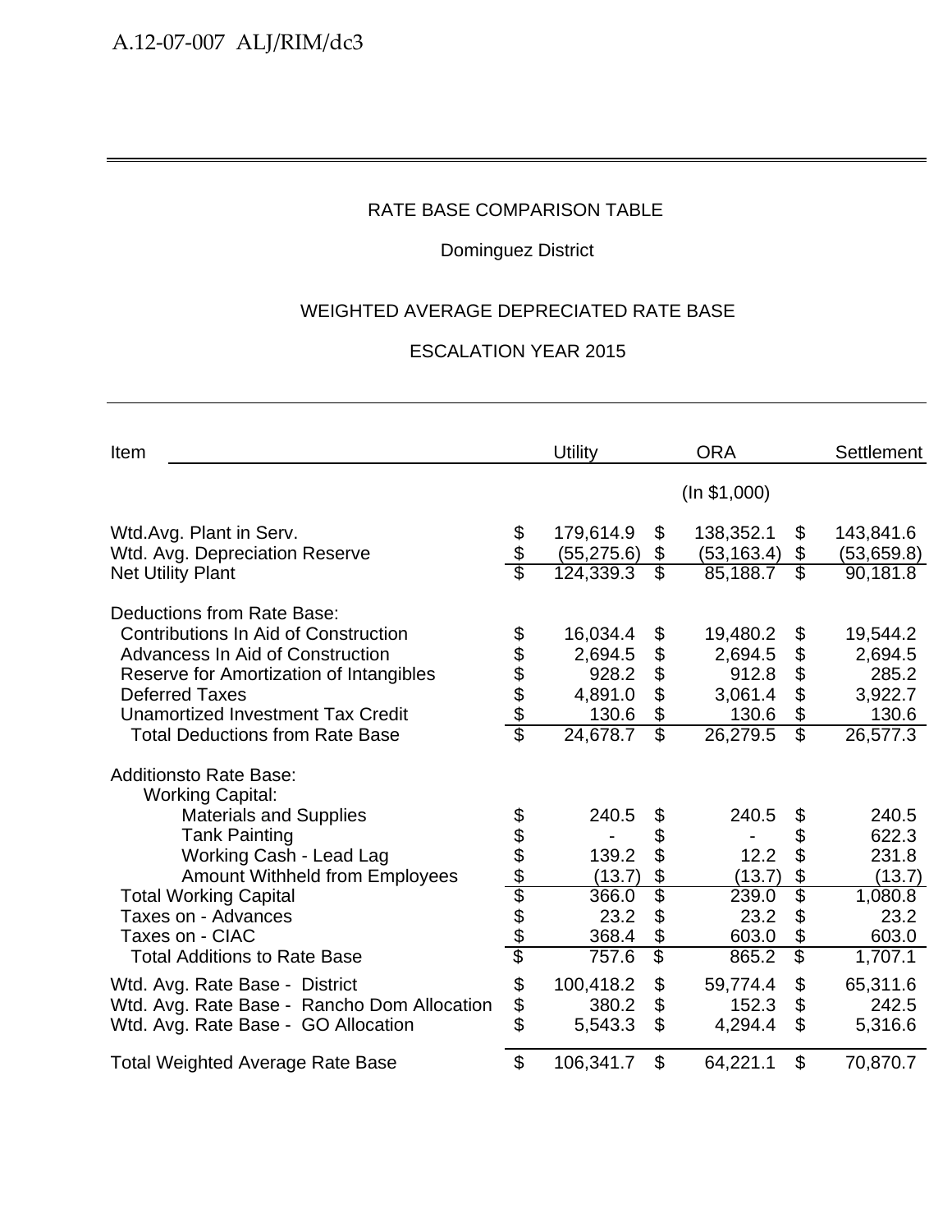RATE BASE COMPARISON TABLE

Dominguez District

WEIGHTED AVERAGE DEPRECIATED RATE BASE

ESCALATION YEAR 2015

| Item | Utility | ORA | Settlement |
|---|---|---|---|
| | | (In $1,000) | |
| Wtd.Avg. Plant in Serv. | $ 179,614.9 | $ 138,352.1 | $ 143,841.6 |
| Wtd. Avg. Depreciation Reserve | $ (55,275.6) | $ (53,163.4) | $ (53,659.8) |
| Net Utility Plant | $ 124,339.3 | $ 85,188.7 | $ 90,181.8 |
| Deductions from Rate Base: | | | |
| Contributions In Aid of Construction | $ 16,034.4 | $ 19,480.2 | $ 19,544.2 |
| Advancess In Aid of Construction | $ 2,694.5 | $ 2,694.5 | $ 2,694.5 |
| Reserve for Amortization of Intangibles | $ 928.2 | $ 912.8 | $ 285.2 |
| Deferred Taxes | $ 4,891.0 | $ 3,061.4 | $ 3,922.7 |
| Unamortized Investment Tax Credit | $ 130.6 | $ 130.6 | $ 130.6 |
| Total Deductions from Rate Base | $ 24,678.7 | $ 26,279.5 | $ 26,577.3 |
| Additionsto Rate Base: | | | |
| Working Capital: | | | |
| Materials and Supplies | $ 240.5 | $ 240.5 | $ 240.5 |
| Tank Painting | $ - | $ - | $ 622.3 |
| Working Cash - Lead Lag | $ 139.2 | $ 12.2 | $ 231.8 |
| Amount Withheld from Employees | $ (13.7) | $ (13.7) | $ (13.7) |
| Total Working Capital | $ 366.0 | $ 239.0 | $ 1,080.8 |
| Taxes on - Advances | $ 23.2 | $ 23.2 | $ 23.2 |
| Taxes on - CIAC | $ 368.4 | $ 603.0 | $ 603.0 |
| Total Additions to Rate Base | $ 757.6 | $ 865.2 | $ 1,707.1 |
| Wtd. Avg. Rate Base - District | $ 100,418.2 | $ 59,774.4 | $ 65,311.6 |
| Wtd. Avg. Rate Base - Rancho Dom Allocation | $ 380.2 | $ 152.3 | $ 242.5 |
| Wtd. Avg. Rate Base - GO Allocation | $ 5,543.3 | $ 4,294.4 | $ 5,316.6 |
| Total Weighted Average Rate Base | $ 106,341.7 | $ 64,221.1 | $ 70,870.7 |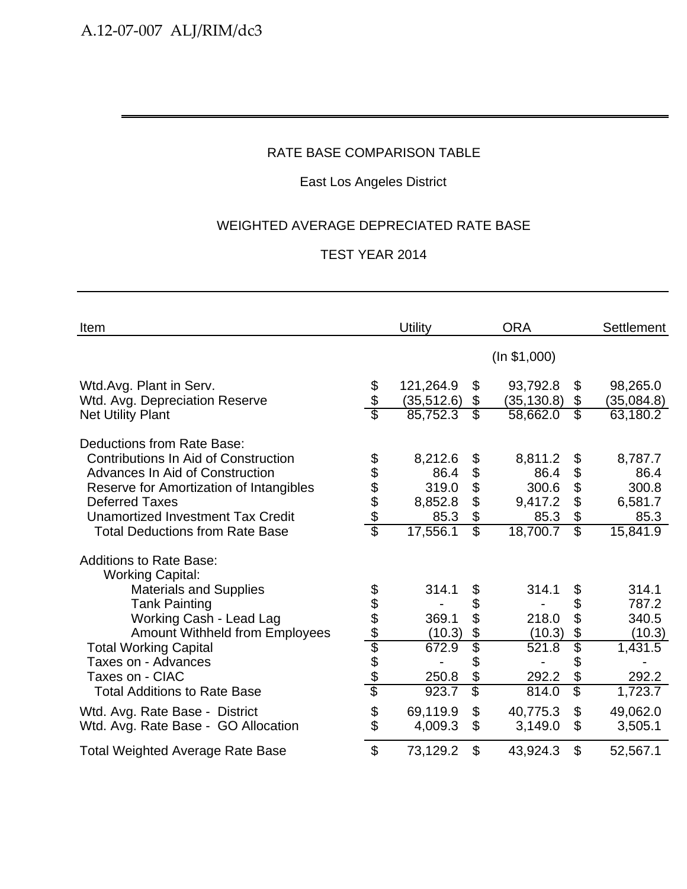RATE BASE COMPARISON TABLE

East Los Angeles District

WEIGHTED AVERAGE DEPRECIATED RATE BASE

TEST YEAR 2014

| Item | Utility | ORA | Settlement |
|---|---|---|---|
| | | (In $1,000) | |
| Wtd.Avg. Plant in Serv. | $ 121,264.9 | $ 93,792.8 | $ 98,265.0 |
| Wtd. Avg. Depreciation Reserve | $ (35,512.6) | $ (35,130.8) | $ (35,084.8) |
| Net Utility Plant | $ 85,752.3 | $ 58,662.0 | $ 63,180.2 |
| Deductions from Rate Base: | | | |
| Contributions In Aid of Construction | $ 8,212.6 | $ 8,811.2 | $ 8,787.7 |
| Advances In Aid of Construction | $ 86.4 | $ 86.4 | $ 86.4 |
| Reserve for Amortization of Intangibles | $ 319.0 | $ 300.6 | $ 300.8 |
| Deferred Taxes | $ 8,852.8 | $ 9,417.2 | $ 6,581.7 |
| Unamortized Investment Tax Credit | $ 85.3 | $ 85.3 | $ 85.3 |
| Total Deductions from Rate Base | $ 17,556.1 | $ 18,700.7 | $ 15,841.9 |
| Additions to Rate Base: | | | |
| Working Capital: | | | |
| Materials and Supplies | $ 314.1 | $ 314.1 | $ 314.1 |
| Tank Painting | $ - | $ - | $ 787.2 |
| Working Cash - Lead Lag | $ 369.1 | $ 218.0 | $ 340.5 |
| Amount Withheld from Employees | $ (10.3) | $ (10.3) | $ (10.3) |
| Total Working Capital | $ 672.9 | $ 521.8 | $ 1,431.5 |
| Taxes on - Advances | $ - | $ - | $ - |
| Taxes on - CIAC | $ 250.8 | $ 292.2 | $ 292.2 |
| Total Additions to Rate Base | $ 923.7 | $ 814.0 | $ 1,723.7 |
| Wtd. Avg. Rate Base - District | $ 69,119.9 | $ 40,775.3 | $ 49,062.0 |
| Wtd. Avg. Rate Base - GO Allocation | $ 4,009.3 | $ 3,149.0 | $ 3,505.1 |
| Total Weighted Average Rate Base | $ 73,129.2 | $ 43,924.3 | $ 52,567.1 |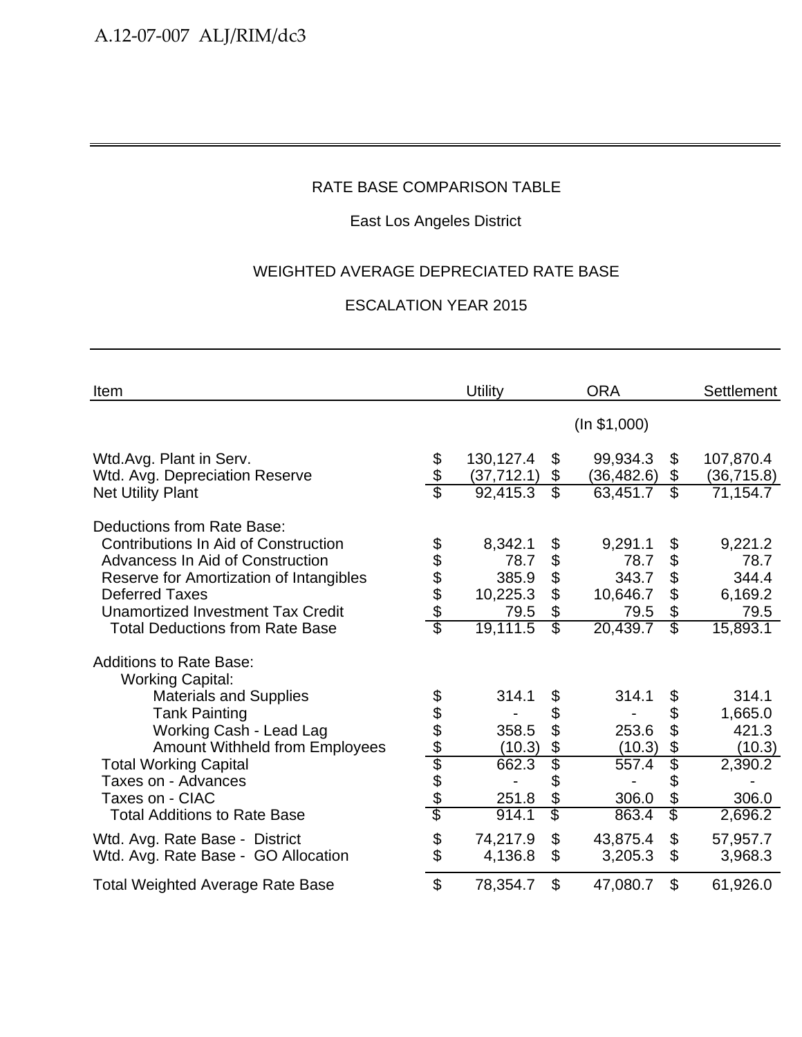RATE BASE COMPARISON TABLE

East Los Angeles District

WEIGHTED AVERAGE DEPRECIATED RATE BASE

ESCALATION YEAR 2015

| Item | Utility | ORA | Settlement |
|---|---|---|---|
| | | (In $1,000) | |
| Wtd.Avg. Plant in Serv. | $ 130,127.4 | $ 99,934.3 | $ 107,870.4 |
| Wtd. Avg. Depreciation Reserve | $ (37,712.1) | $ (36,482.6) | $ (36,715.8) |
| Net Utility Plant | $ 92,415.3 | $ 63,451.7 | $ 71,154.7 |
| Deductions from Rate Base: | | | |
| Contributions In Aid of Construction | $ 8,342.1 | $ 9,291.1 | $ 9,221.2 |
| Advancess In Aid of Construction | $ 78.7 | $ 78.7 | $ 78.7 |
| Reserve for Amortization of Intangibles | $ 385.9 | $ 343.7 | $ 344.4 |
| Deferred Taxes | $ 10,225.3 | $ 10,646.7 | $ 6,169.2 |
| Unamortized Investment Tax Credit | $ 79.5 | $ 79.5 | $ 79.5 |
| Total Deductions from Rate Base | $ 19,111.5 | $ 20,439.7 | $ 15,893.1 |
| Additions to Rate Base: | | | |
| Working Capital: | | | |
| Materials and Supplies | $ 314.1 | $ 314.1 | $ 314.1 |
| Tank Painting | $ - | $ - | $ 1,665.0 |
| Working Cash - Lead Lag | $ 358.5 | $ 253.6 | $ 421.3 |
| Amount Withheld from Employees | $ (10.3) | $ (10.3) | $ (10.3) |
| Total Working Capital | $ 662.3 | $ 557.4 | $ 2,390.2 |
| Taxes on - Advances | $ - | $ - | $ - |
| Taxes on - CIAC | $ 251.8 | $ 306.0 | $ 306.0 |
| Total Additions to Rate Base | $ 914.1 | $ 863.4 | $ 2,696.2 |
| Wtd. Avg. Rate Base - District | $ 74,217.9 | $ 43,875.4 | $ 57,957.7 |
| Wtd. Avg. Rate Base - GO Allocation | $ 4,136.8 | $ 3,205.3 | $ 3,968.3 |
| Total Weighted Average Rate Base | $ 78,354.7 | $ 47,080.7 | $ 61,926.0 |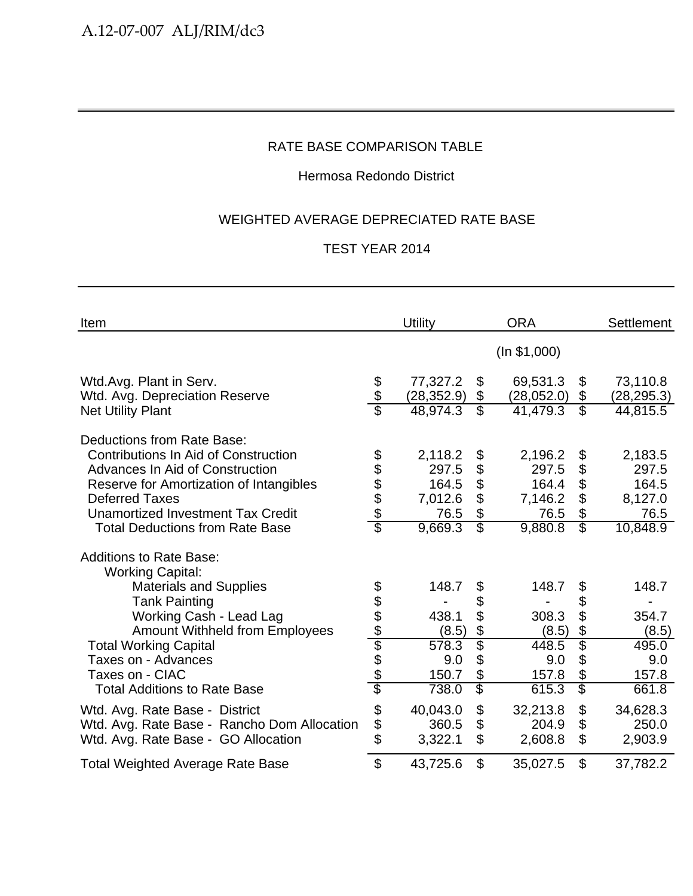RATE BASE COMPARISON TABLE

Hermosa Redondo District

WEIGHTED AVERAGE DEPRECIATED RATE BASE

TEST YEAR 2014

| Item | Utility | ORA | Settlement |
|---|---|---|---|
| | | (In $1,000) | |
| Wtd.Avg. Plant in Serv. | $ 77,327.2 | $ 69,531.3 | $ 73,110.8 |
| Wtd. Avg. Depreciation Reserve | $ (28,352.9) | $ (28,052.0) | $ (28,295.3) |
| Net Utility Plant | $ 48,974.3 | $ 41,479.3 | $ 44,815.5 |
| Deductions from Rate Base: | | | |
| Contributions In Aid of Construction | $ 2,118.2 | $ 2,196.2 | $ 2,183.5 |
| Advances In Aid of Construction | $ 297.5 | $ 297.5 | $ 297.5 |
| Reserve for Amortization of Intangibles | $ 164.5 | $ 164.4 | $ 164.5 |
| Deferred Taxes | $ 7,012.6 | $ 7,146.2 | $ 8,127.0 |
| Unamortized Investment Tax Credit | $ 76.5 | $ 76.5 | $ 76.5 |
| Total Deductions from Rate Base | $ 9,669.3 | $ 9,880.8 | $ 10,848.9 |
| Additions to Rate Base: | | | |
| Working Capital: | | | |
| Materials and Supplies | $ 148.7 | $ 148.7 | $ 148.7 |
| Tank Painting | $ - | $ - | $ - |
| Working Cash - Lead Lag | $ 438.1 | $ 308.3 | $ 354.7 |
| Amount Withheld from Employees | $ (8.5) | $ (8.5) | $ (8.5) |
| Total Working Capital | $ 578.3 | $ 448.5 | $ 495.0 |
| Taxes on - Advances | $ 9.0 | $ 9.0 | $ 9.0 |
| Taxes on - CIAC | $ 150.7 | $ 157.8 | $ 157.8 |
| Total Additions to Rate Base | $ 738.0 | $ 615.3 | $ 661.8 |
| Wtd. Avg. Rate Base - District | $ 40,043.0 | $ 32,213.8 | $ 34,628.3 |
| Wtd. Avg. Rate Base - Rancho Dom Allocation | $ 360.5 | $ 204.9 | $ 250.0 |
| Wtd. Avg. Rate Base - GO Allocation | $ 3,322.1 | $ 2,608.8 | $ 2,903.9 |
| Total Weighted Average Rate Base | $ 43,725.6 | $ 35,027.5 | $ 37,782.2 |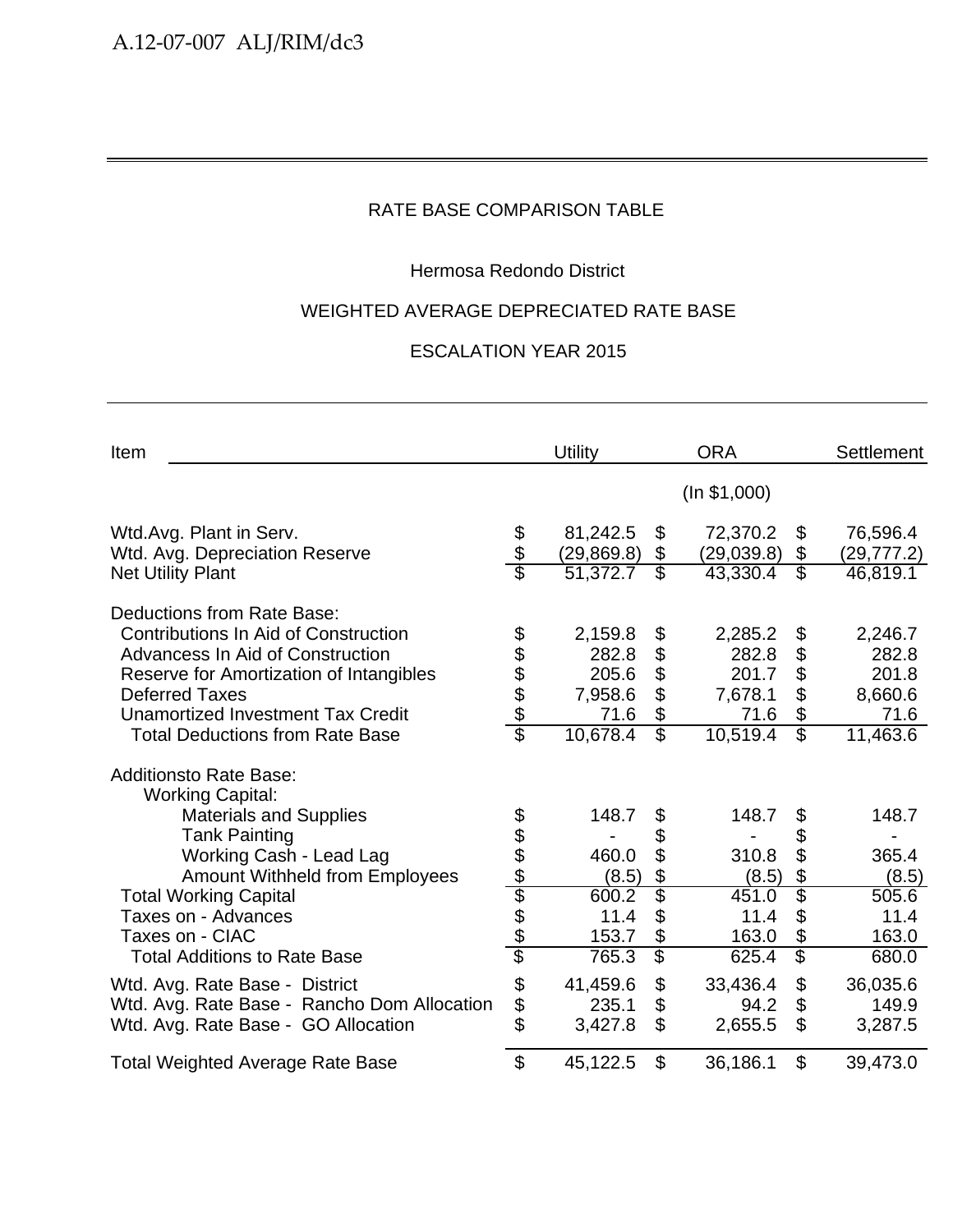RATE BASE COMPARISON TABLE

Hermosa Redondo District

WEIGHTED AVERAGE DEPRECIATED RATE BASE

ESCALATION YEAR 2015

| Item | Utility | ORA | Settlement |
|---|---|---|---|
| | | (In $1,000) | |
| Wtd.Avg. Plant in Serv. | $ 81,242.5 | $ 72,370.2 | $ 76,596.4 |
| Wtd. Avg. Depreciation Reserve | $ (29,869.8) | $ (29,039.8) | $ (29,777.2) |
| Net Utility Plant | $ 51,372.7 | $ 43,330.4 | $ 46,819.1 |
| Deductions from Rate Base: | | | |
| Contributions In Aid of Construction | $ 2,159.8 | $ 2,285.2 | $ 2,246.7 |
| Advancess In Aid of Construction | $ 282.8 | $ 282.8 | $ 282.8 |
| Reserve for Amortization of Intangibles | $ 205.6 | $ 201.7 | $ 201.8 |
| Deferred Taxes | $ 7,958.6 | $ 7,678.1 | $ 8,660.6 |
| Unamortized Investment Tax Credit | $ 71.6 | $ 71.6 | $ 71.6 |
| Total Deductions from Rate Base | $ 10,678.4 | $ 10,519.4 | $ 11,463.6 |
| Additionsto Rate Base: | | | |
| Working Capital: | | | |
| Materials and Supplies | $ 148.7 | $ 148.7 | $ 148.7 |
| Tank Painting | $ - | $ - | $ - |
| Working Cash - Lead Lag | $ 460.0 | $ 310.8 | $ 365.4 |
| Amount Withheld from Employees | $ (8.5) | $ (8.5) | $ (8.5) |
| Total Working Capital | $ 600.2 | $ 451.0 | $ 505.6 |
| Taxes on - Advances | $ 11.4 | $ 11.4 | $ 11.4 |
| Taxes on - CIAC | $ 153.7 | $ 163.0 | $ 163.0 |
| Total Additions to Rate Base | $ 765.3 | $ 625.4 | $ 680.0 |
| Wtd. Avg. Rate Base - District | $ 41,459.6 | $ 33,436.4 | $ 36,035.6 |
| Wtd. Avg. Rate Base - Rancho Dom Allocation | $ 235.1 | $ 94.2 | $ 149.9 |
| Wtd. Avg. Rate Base - GO Allocation | $ 3,427.8 | $ 2,655.5 | $ 3,287.5 |
| Total Weighted Average Rate Base | $ 45,122.5 | $ 36,186.1 | $ 39,473.0 |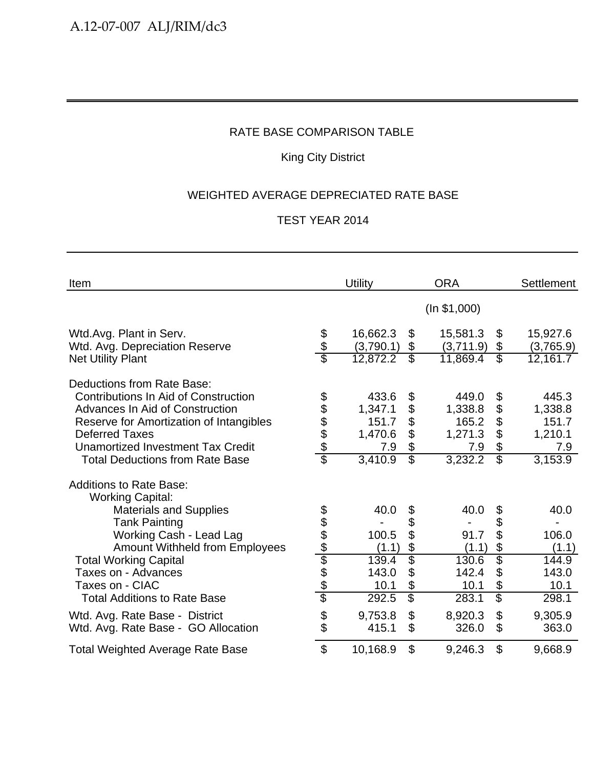RATE BASE COMPARISON TABLE

King City District

WEIGHTED AVERAGE DEPRECIATED RATE BASE

TEST YEAR 2014

| Item | Utility | ORA | Settlement |
|---|---|---|---|
| | | (In $1,000) | |
| Wtd.Avg. Plant in Serv. | $ 16,662.3 | $ 15,581.3 | $ 15,927.6 |
| Wtd. Avg. Depreciation Reserve | $ (3,790.1) | $ (3,711.9) | $ (3,765.9) |
| Net Utility Plant | $ 12,872.2 | $ 11,869.4 | $ 12,161.7 |
| Deductions from Rate Base: | | | |
| Contributions In Aid of Construction | $ 433.6 | $ 449.0 | $ 445.3 |
| Advances In Aid of Construction | $ 1,347.1 | $ 1,338.8 | $ 1,338.8 |
| Reserve for Amortization of Intangibles | $ 151.7 | $ 165.2 | $ 151.7 |
| Deferred Taxes | $ 1,470.6 | $ 1,271.3 | $ 1,210.1 |
| Unamortized Investment Tax Credit | $ 7.9 | $ 7.9 | $ 7.9 |
| Total Deductions from Rate Base | $ 3,410.9 | $ 3,232.2 | $ 3,153.9 |
| Additions to Rate Base: | | | |
| Working Capital: | | | |
| Materials and Supplies | $ 40.0 | $ 40.0 | $ 40.0 |
| Tank Painting | $ - | $ - | $ - |
| Working Cash - Lead Lag | $ 100.5 | $ 91.7 | $ 106.0 |
| Amount Withheld from Employees | $ (1.1) | $ (1.1) | $ (1.1) |
| Total Working Capital | $ 139.4 | $ 130.6 | $ 144.9 |
| Taxes on - Advances | $ 143.0 | $ 142.4 | $ 143.0 |
| Taxes on - CIAC | $ 10.1 | $ 10.1 | $ 10.1 |
| Total Additions to Rate Base | $ 292.5 | $ 283.1 | $ 298.1 |
| Wtd. Avg. Rate Base - District | $ 9,753.8 | $ 8,920.3 | $ 9,305.9 |
| Wtd. Avg. Rate Base - GO Allocation | $ 415.1 | $ 326.0 | $ 363.0 |
| Total Weighted Average Rate Base | $ 10,168.9 | $ 9,246.3 | $ 9,668.9 |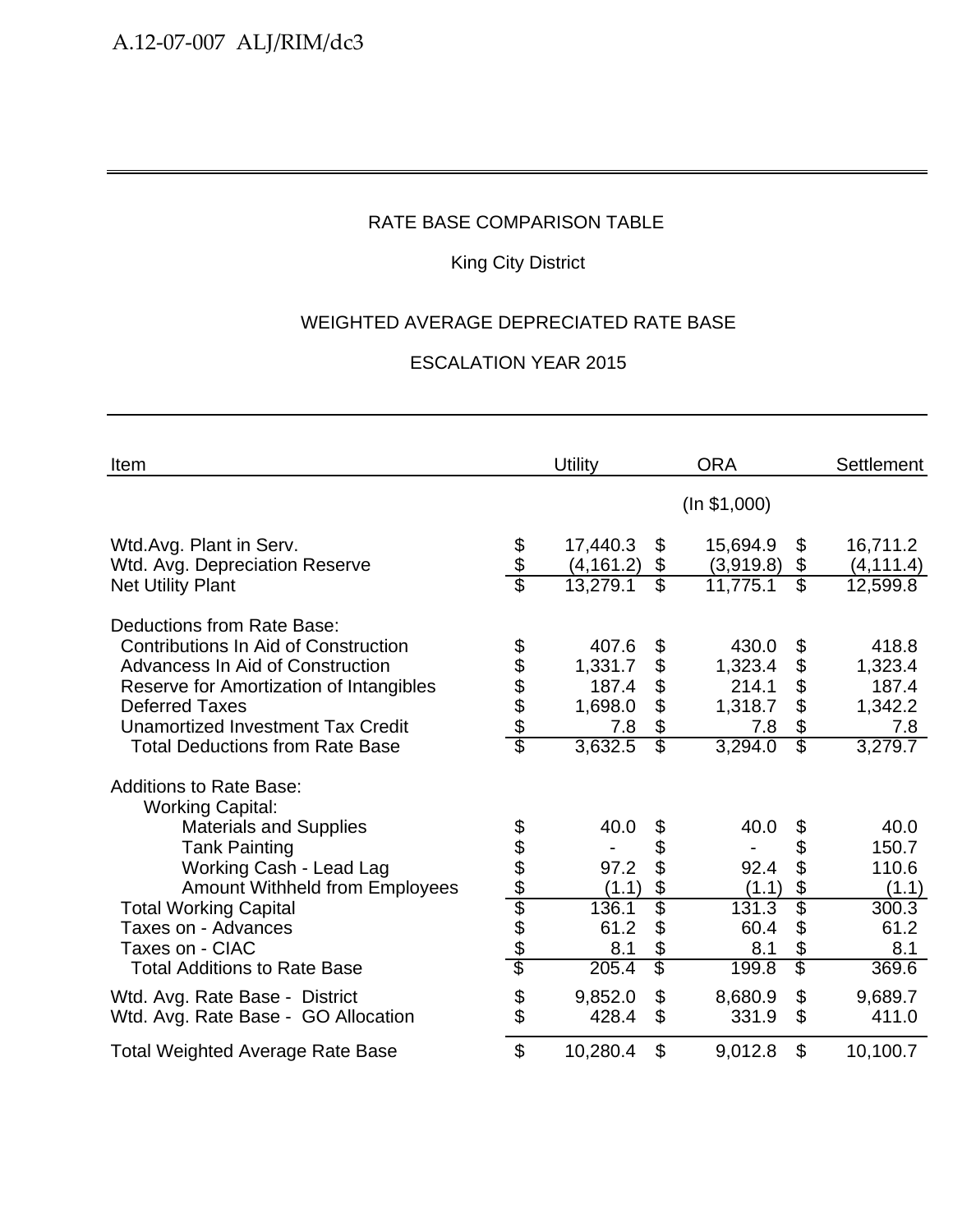RATE BASE COMPARISON TABLE

King City District

WEIGHTED AVERAGE DEPRECIATED RATE BASE

ESCALATION YEAR 2015

| Item | Utility | ORA | Settlement |
|---|---|---|---|
| | | (In $1,000) | |
| Wtd.Avg. Plant in Serv. | $ 17,440.3 | $ 15,694.9 | $ 16,711.2 |
| Wtd. Avg. Depreciation Reserve | $ (4,161.2) | $ (3,919.8) | $ (4,111.4) |
| Net Utility Plant | $ 13,279.1 | $ 11,775.1 | $ 12,599.8 |
| Deductions from Rate Base: | | | |
| Contributions In Aid of Construction | $ 407.6 | $ 430.0 | $ 418.8 |
| Advancess In Aid of Construction | $ 1,331.7 | $ 1,323.4 | $ 1,323.4 |
| Reserve for Amortization of Intangibles | $ 187.4 | $ 214.1 | $ 187.4 |
| Deferred Taxes | $ 1,698.0 | $ 1,318.7 | $ 1,342.2 |
| Unamortized Investment Tax Credit | $ 7.8 | $ 7.8 | $ 7.8 |
| Total Deductions from Rate Base | $ 3,632.5 | $ 3,294.0 | $ 3,279.7 |
| Additions to Rate Base: | | | |
| Working Capital: | | | |
| Materials and Supplies | $ 40.0 | $ 40.0 | $ 40.0 |
| Tank Painting | $ - | $ - | $ 150.7 |
| Working Cash - Lead Lag | $ 97.2 | $ 92.4 | $ 110.6 |
| Amount Withheld from Employees | $ (1.1) | $ (1.1) | $ (1.1) |
| Total Working Capital | $ 136.1 | $ 131.3 | $ 300.3 |
| Taxes on - Advances | $ 61.2 | $ 60.4 | $ 61.2 |
| Taxes on - CIAC | $ 8.1 | $ 8.1 | $ 8.1 |
| Total Additions to Rate Base | $ 205.4 | $ 199.8 | $ 369.6 |
| Wtd. Avg. Rate Base - District | $ 9,852.0 | $ 8,680.9 | $ 9,689.7 |
| Wtd. Avg. Rate Base - GO Allocation | $ 428.4 | $ 331.9 | $ 411.0 |
| Total Weighted Average Rate Base | $ 10,280.4 | $ 9,012.8 | $ 10,100.7 |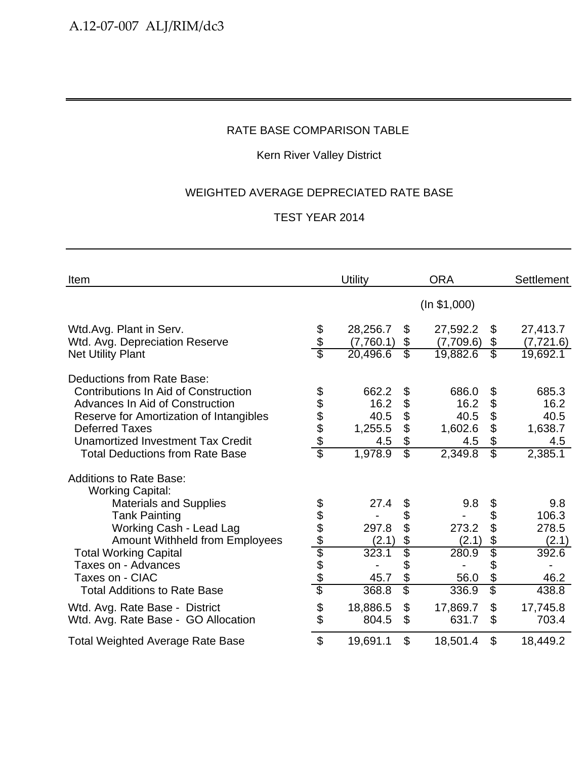RATE BASE COMPARISON TABLE

Kern River Valley District

WEIGHTED AVERAGE DEPRECIATED RATE BASE

TEST YEAR 2014

| Item | Utility | ORA | Settlement |
|---|---|---|---|
| | | (In $1,000) | |
| Wtd.Avg. Plant in Serv. | $ 28,256.7 | $ 27,592.2 | $ 27,413.7 |
| Wtd. Avg. Depreciation Reserve | $ (7,760.1) | $ (7,709.6) | $ (7,721.6) |
| Net Utility Plant | $ 20,496.6 | $ 19,882.6 | $ 19,692.1 |
| Deductions from Rate Base: | | | |
| Contributions In Aid of Construction | $ 662.2 | $ 686.0 | $ 685.3 |
| Advances In Aid of Construction | $ 16.2 | $ 16.2 | $ 16.2 |
| Reserve for Amortization of Intangibles | $ 40.5 | $ 40.5 | $ 40.5 |
| Deferred Taxes | $ 1,255.5 | $ 1,602.6 | $ 1,638.7 |
| Unamortized Investment Tax Credit | $ 4.5 | $ 4.5 | $ 4.5 |
| Total Deductions from Rate Base | $ 1,978.9 | $ 2,349.8 | $ 2,385.1 |
| Additions to Rate Base: | | | |
| Working Capital: | | | |
| Materials and Supplies | $ 27.4 | $ 9.8 | $ 9.8 |
| Tank Painting | $ - | $ - | $ 106.3 |
| Working Cash - Lead Lag | $ 297.8 | $ 273.2 | $ 278.5 |
| Amount Withheld from Employees | $ (2.1) | $ (2.1) | $ (2.1) |
| Total Working Capital | $ 323.1 | $ 280.9 | $ 392.6 |
| Taxes on - Advances | $ - | $ - | $ - |
| Taxes on - CIAC | $ 45.7 | $ 56.0 | $ 46.2 |
| Total Additions to Rate Base | $ 368.8 | $ 336.9 | $ 438.8 |
| Wtd. Avg. Rate Base - District | $ 18,886.5 | $ 17,869.7 | $ 17,745.8 |
| Wtd. Avg. Rate Base - GO Allocation | $ 804.5 | $ 631.7 | $ 703.4 |
| Total Weighted Average Rate Base | $ 19,691.1 | $ 18,501.4 | $ 18,449.2 |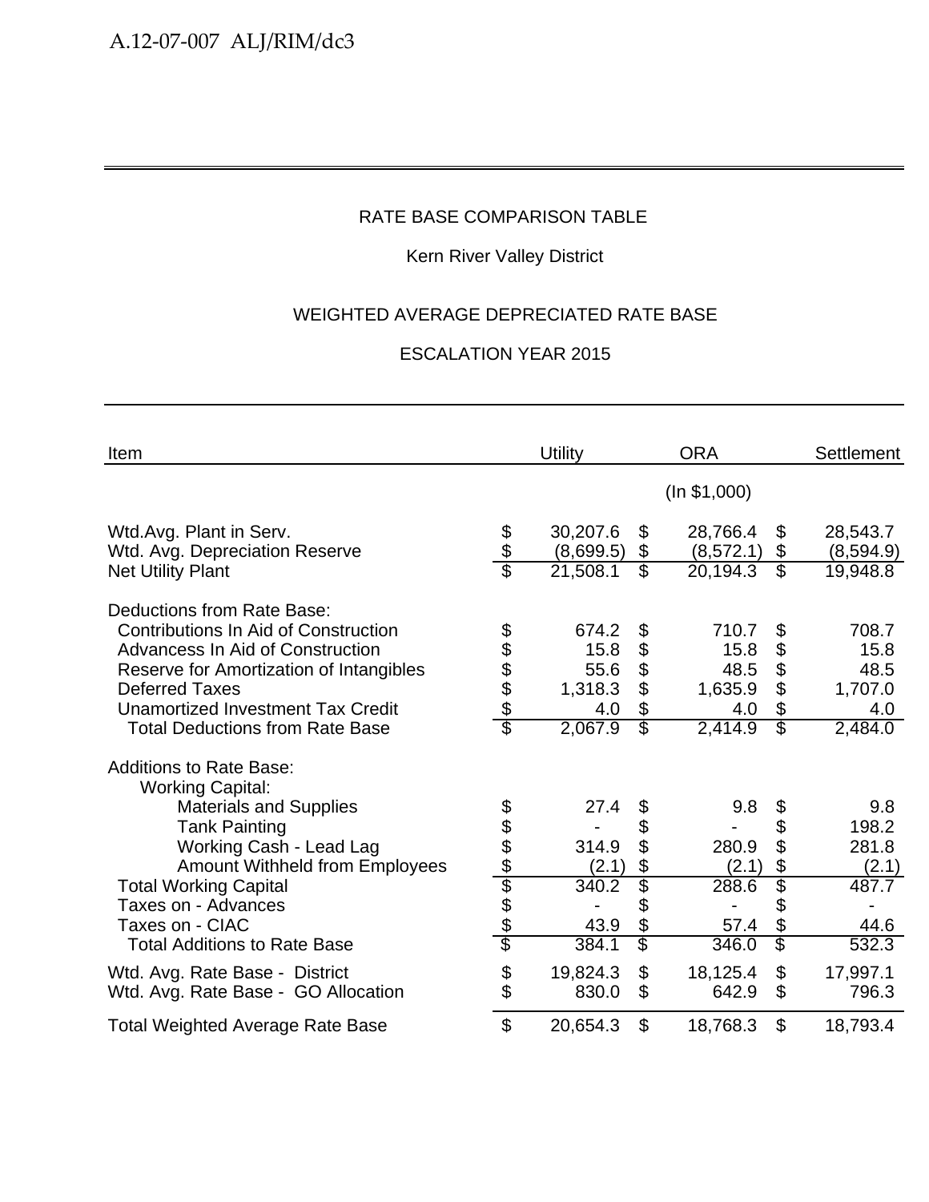RATE BASE COMPARISON TABLE

Kern River Valley District

WEIGHTED AVERAGE DEPRECIATED RATE BASE

ESCALATION YEAR 2015

| Item | Utility | ORA | Settlement |
|---|---|---|---|
| | | (In $1,000) | |
| Wtd.Avg. Plant in Serv. | $ 30,207.6 | $ 28,766.4 | $ 28,543.7 |
| Wtd. Avg. Depreciation Reserve | $ (8,699.5) | $ (8,572.1) | $ (8,594.9) |
| Net Utility Plant | $ 21,508.1 | $ 20,194.3 | $ 19,948.8 |
| Deductions from Rate Base: | | | |
| Contributions In Aid of Construction | $ 674.2 | $ 710.7 | $ 708.7 |
| Advancess In Aid of Construction | $ 15.8 | $ 15.8 | $ 15.8 |
| Reserve for Amortization of Intangibles | $ 55.6 | $ 48.5 | $ 48.5 |
| Deferred Taxes | $ 1,318.3 | $ 1,635.9 | $ 1,707.0 |
| Unamortized Investment Tax Credit | $ 4.0 | $ 4.0 | $ 4.0 |
| Total Deductions from Rate Base | $ 2,067.9 | $ 2,414.9 | $ 2,484.0 |
| Additions to Rate Base: | | | |
| Working Capital: | | | |
| Materials and Supplies | $ 27.4 | $ 9.8 | $ 9.8 |
| Tank Painting | $ - | $ - | $ 198.2 |
| Working Cash - Lead Lag | $ 314.9 | $ 280.9 | $ 281.8 |
| Amount Withheld from Employees | $ (2.1) | $ (2.1) | $ (2.1) |
| Total Working Capital | $ 340.2 | $ 288.6 | $ 487.7 |
| Taxes on - Advances | $ - | $ - | $ - |
| Taxes on - CIAC | $ 43.9 | $ 57.4 | $ 44.6 |
| Total Additions to Rate Base | $ 384.1 | $ 346.0 | $ 532.3 |
| Wtd. Avg. Rate Base - District | $ 19,824.3 | $ 18,125.4 | $ 17,997.1 |
| Wtd. Avg. Rate Base - GO Allocation | $ 830.0 | $ 642.9 | $ 796.3 |
| Total Weighted Average Rate Base | $ 20,654.3 | $ 18,768.3 | $ 18,793.4 |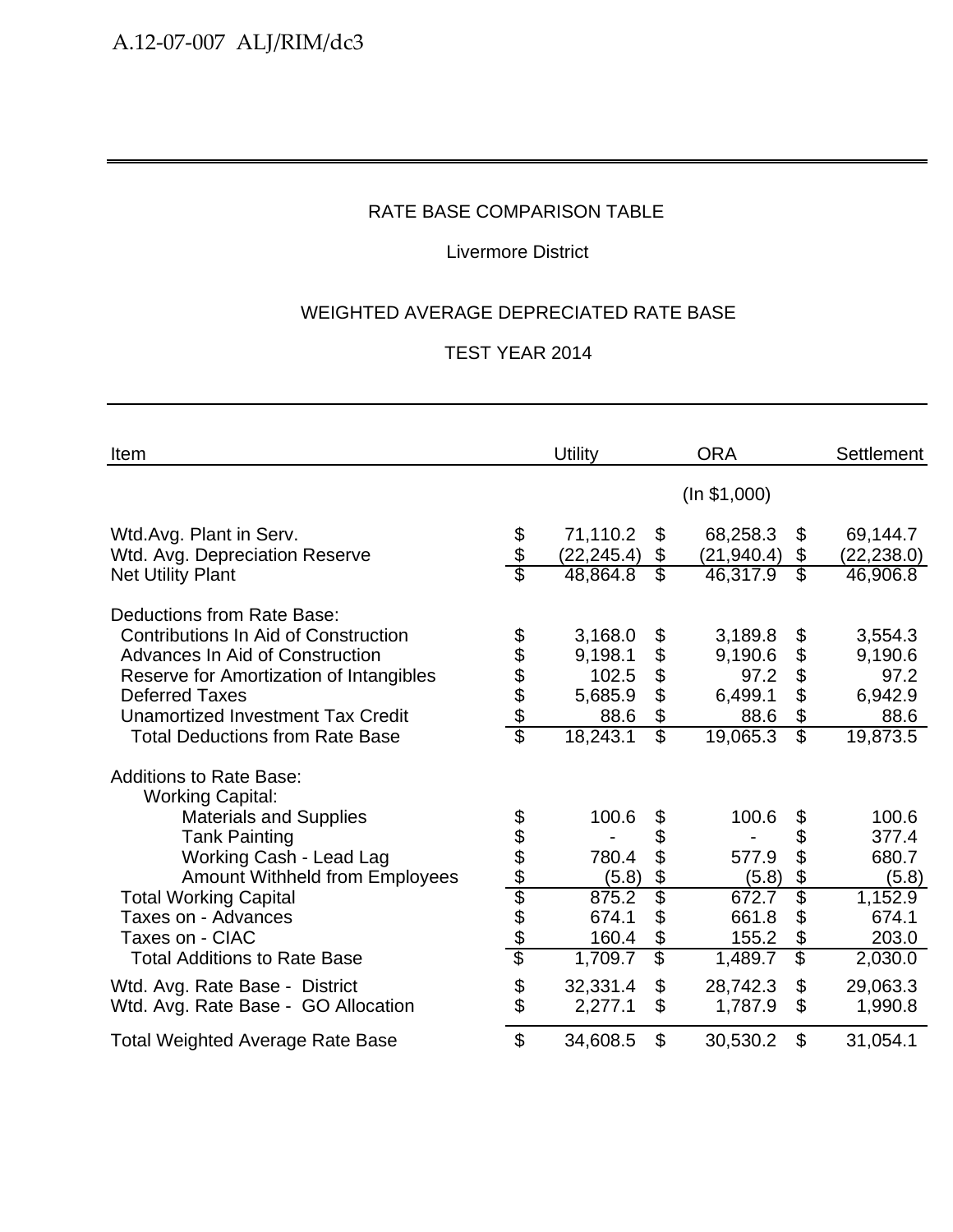RATE BASE COMPARISON TABLE

Livermore District

WEIGHTED AVERAGE DEPRECIATED RATE BASE

TEST YEAR 2014

| Item | Utility | ORA | Settlement |
|---|---|---|---|
| | | (In $1,000) | |
| Wtd.Avg. Plant in Serv. | $ 71,110.2 | $ 68,258.3 | $ 69,144.7 |
| Wtd. Avg. Depreciation Reserve | $ (22,245.4) | $ (21,940.4) | $ (22,238.0) |
| Net Utility Plant | $ 48,864.8 | $ 46,317.9 | $ 46,906.8 |
| Deductions from Rate Base: | | | |
| Contributions In Aid of Construction | $ 3,168.0 | $ 3,189.8 | $ 3,554.3 |
| Advances In Aid of Construction | $ 9,198.1 | $ 9,190.6 | $ 9,190.6 |
| Reserve for Amortization of Intangibles | $ 102.5 | $ 97.2 | $ 97.2 |
| Deferred Taxes | $ 5,685.9 | $ 6,499.1 | $ 6,942.9 |
| Unamortized Investment Tax Credit | $ 88.6 | $ 88.6 | $ 88.6 |
| Total Deductions from Rate Base | $ 18,243.1 | $ 19,065.3 | $ 19,873.5 |
| Additions to Rate Base: | | | |
| Working Capital: | | | |
| Materials and Supplies | $ 100.6 | $ 100.6 | $ 100.6 |
| Tank Painting | $ - | $ - | $ 377.4 |
| Working Cash - Lead Lag | $ 780.4 | $ 577.9 | $ 680.7 |
| Amount Withheld from Employees | $ (5.8) | $ (5.8) | $ (5.8) |
| Total Working Capital | $ 875.2 | $ 672.7 | $ 1,152.9 |
| Taxes on - Advances | $ 674.1 | $ 661.8 | $ 674.1 |
| Taxes on - CIAC | $ 160.4 | $ 155.2 | $ 203.0 |
| Total Additions to Rate Base | $ 1,709.7 | $ 1,489.7 | $ 2,030.0 |
| Wtd. Avg. Rate Base - District | $ 32,331.4 | $ 28,742.3 | $ 29,063.3 |
| Wtd. Avg. Rate Base - GO Allocation | $ 2,277.1 | $ 1,787.9 | $ 1,990.8 |
| Total Weighted Average Rate Base | $ 34,608.5 | $ 30,530.2 | $ 31,054.1 |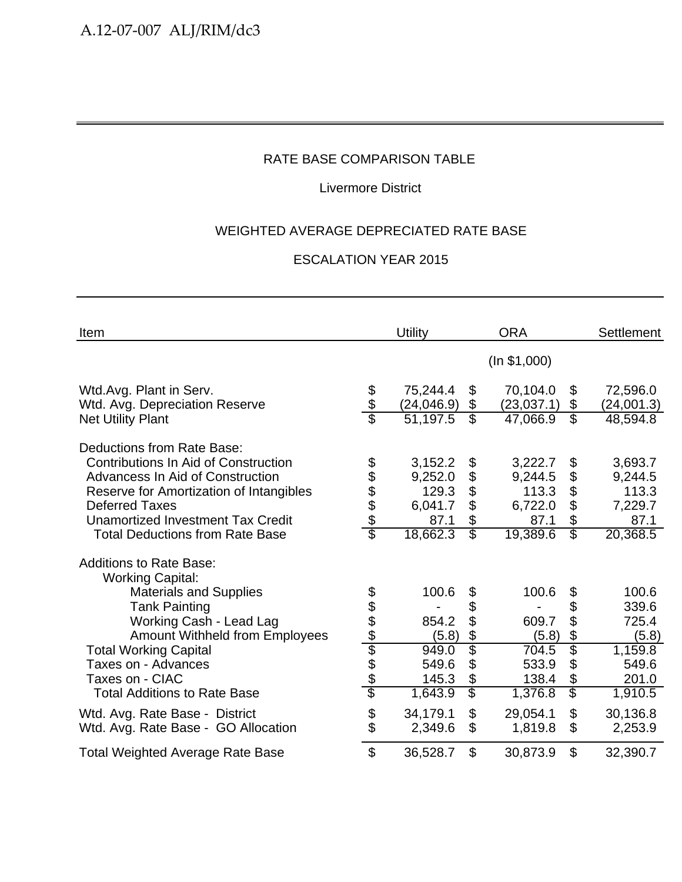RATE BASE COMPARISON TABLE

Livermore District

WEIGHTED AVERAGE DEPRECIATED RATE BASE

ESCALATION YEAR 2015

| Item | Utility | ORA | Settlement |
|---|---|---|---|
| | | (In $1,000) | |
| Wtd.Avg. Plant in Serv. | $ 75,244.4 | $ 70,104.0 | $ 72,596.0 |
| Wtd. Avg. Depreciation Reserve | $ (24,046.9) | $ (23,037.1) | $ (24,001.3) |
| Net Utility Plant | $ 51,197.5 | $ 47,066.9 | $ 48,594.8 |
| Deductions from Rate Base: | | | |
| Contributions In Aid of Construction | $ 3,152.2 | $ 3,222.7 | $ 3,693.7 |
| Advancess In Aid of Construction | $ 9,252.0 | $ 9,244.5 | $ 9,244.5 |
| Reserve for Amortization of Intangibles | $ 129.3 | $ 113.3 | $ 113.3 |
| Deferred Taxes | $ 6,041.7 | $ 6,722.0 | $ 7,229.7 |
| Unamortized Investment Tax Credit | $ 87.1 | $ 87.1 | $ 87.1 |
| Total Deductions from Rate Base | $ 18,662.3 | $ 19,389.6 | $ 20,368.5 |
| Additions to Rate Base: | | | |
| Working Capital: | | | |
| Materials and Supplies | $ 100.6 | $ 100.6 | $ 100.6 |
| Tank Painting | $ - | $ - | $ 339.6 |
| Working Cash - Lead Lag | $ 854.2 | $ 609.7 | $ 725.4 |
| Amount Withheld from Employees | $ (5.8) | $ (5.8) | $ (5.8) |
| Total Working Capital | $ 949.0 | $ 704.5 | $ 1,159.8 |
| Taxes on - Advances | $ 549.6 | $ 533.9 | $ 549.6 |
| Taxes on - CIAC | $ 145.3 | $ 138.4 | $ 201.0 |
| Total Additions to Rate Base | $ 1,643.9 | $ 1,376.8 | $ 1,910.5 |
| Wtd. Avg. Rate Base - District | $ 34,179.1 | $ 29,054.1 | $ 30,136.8 |
| Wtd. Avg. Rate Base - GO Allocation | $ 2,349.6 | $ 1,819.8 | $ 2,253.9 |
| Total Weighted Average Rate Base | $ 36,528.7 | $ 30,873.9 | $ 32,390.7 |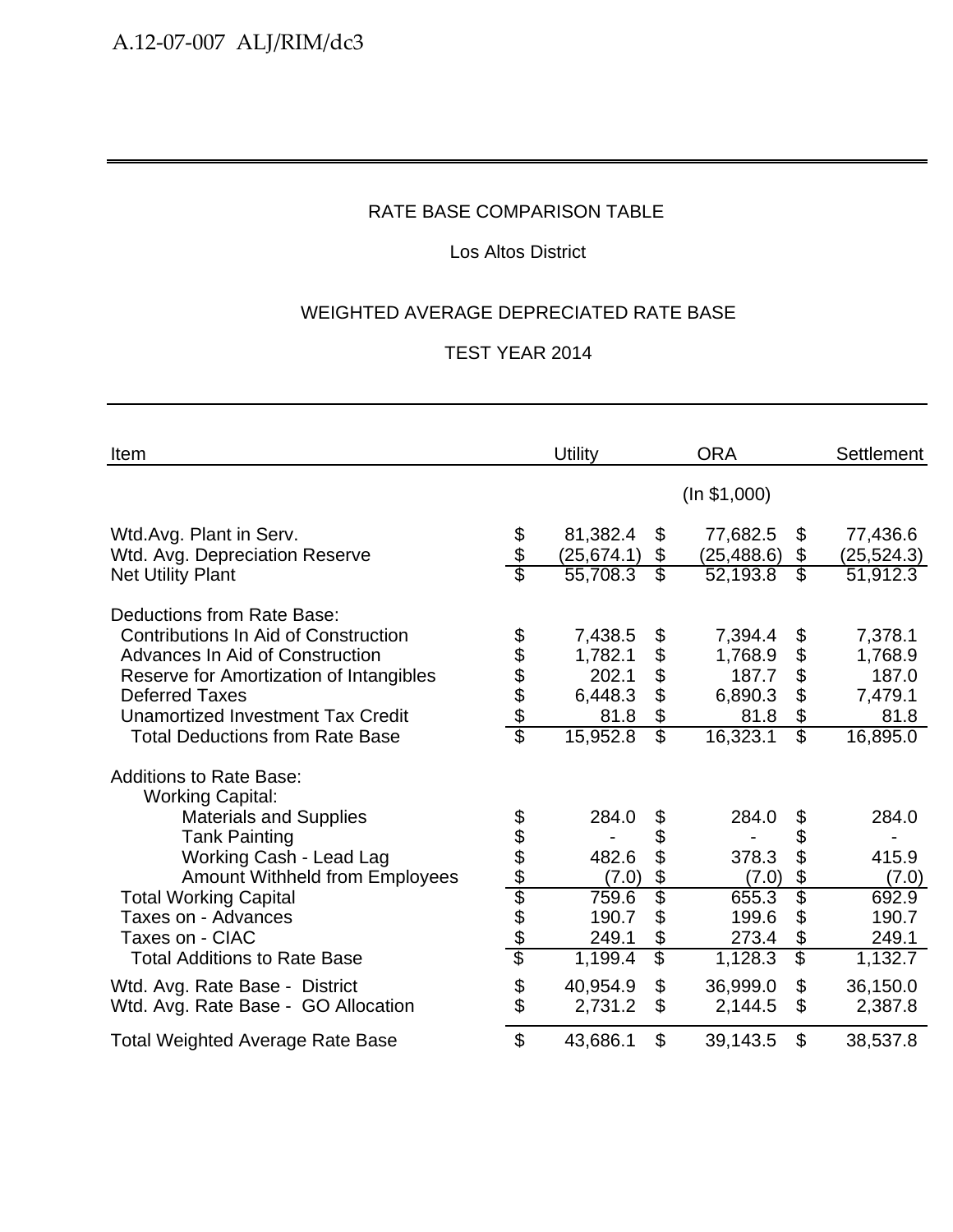RATE BASE COMPARISON TABLE

Los Altos District

WEIGHTED AVERAGE DEPRECIATED RATE BASE

TEST YEAR 2014

| Item | Utility | ORA | Settlement |
|---|---|---|---|
| | | (In $1,000) | |
| Wtd.Avg. Plant in Serv. | $ 81,382.4 | $ 77,682.5 | $ 77,436.6 |
| Wtd. Avg. Depreciation Reserve | $ (25,674.1) | $ (25,488.6) | $ (25,524.3) |
| Net Utility Plant | $ 55,708.3 | $ 52,193.8 | $ 51,912.3 |
| Deductions from Rate Base: | | | |
| Contributions In Aid of Construction | $ 7,438.5 | $ 7,394.4 | $ 7,378.1 |
| Advances In Aid of Construction | $ 1,782.1 | $ 1,768.9 | $ 1,768.9 |
| Reserve for Amortization of Intangibles | $ 202.1 | $ 187.7 | $ 187.0 |
| Deferred Taxes | $ 6,448.3 | $ 6,890.3 | $ 7,479.1 |
| Unamortized Investment Tax Credit | $ 81.8 | $ 81.8 | $ 81.8 |
| Total Deductions from Rate Base | $ 15,952.8 | $ 16,323.1 | $ 16,895.0 |
| Additions to Rate Base: | | | |
| Working Capital: | | | |
| Materials and Supplies | $ 284.0 | $ 284.0 | $ 284.0 |
| Tank Painting | $ - | $ - | $ - |
| Working Cash - Lead Lag | $ 482.6 | $ 378.3 | $ 415.9 |
| Amount Withheld from Employees | $ (7.0) | $ (7.0) | $ (7.0) |
| Total Working Capital | $ 759.6 | $ 655.3 | $ 692.9 |
| Taxes on - Advances | $ 190.7 | $ 199.6 | $ 190.7 |
| Taxes on - CIAC | $ 249.1 | $ 273.4 | $ 249.1 |
| Total Additions to Rate Base | $ 1,199.4 | $ 1,128.3 | $ 1,132.7 |
| Wtd. Avg. Rate Base - District | $ 40,954.9 | $ 36,999.0 | $ 36,150.0 |
| Wtd. Avg. Rate Base - GO Allocation | $ 2,731.2 | $ 2,144.5 | $ 2,387.8 |
| Total Weighted Average Rate Base | $ 43,686.1 | $ 39,143.5 | $ 38,537.8 |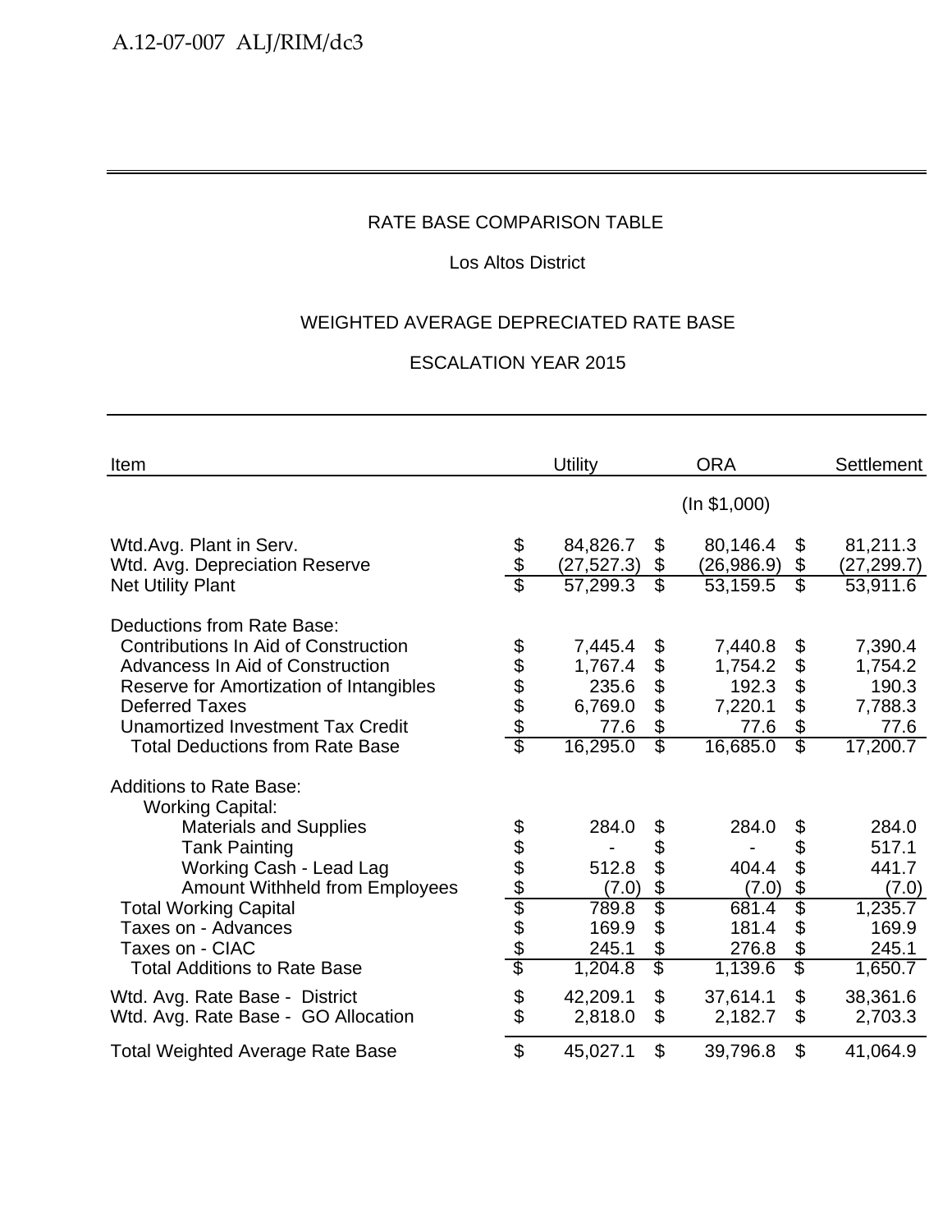RATE BASE COMPARISON TABLE

Los Altos District

WEIGHTED AVERAGE DEPRECIATED RATE BASE

ESCALATION YEAR 2015

| Item | Utility | ORA | Settlement |
|---|---|---|---|
| | | (In $1,000) | |
| Wtd.Avg. Plant in Serv. | $ 84,826.7 | $ 80,146.4 | $ 81,211.3 |
| Wtd. Avg. Depreciation Reserve | $ (27,527.3) | $ (26,986.9) | $ (27,299.7) |
| Net Utility Plant | $ 57,299.3 | $ 53,159.5 | $ 53,911.6 |
| Deductions from Rate Base: | | | |
| Contributions In Aid of Construction | $ 7,445.4 | $ 7,440.8 | $ 7,390.4 |
| Advancess In Aid of Construction | $ 1,767.4 | $ 1,754.2 | $ 1,754.2 |
| Reserve for Amortization of Intangibles | $ 235.6 | $ 192.3 | $ 190.3 |
| Deferred Taxes | $ 6,769.0 | $ 7,220.1 | $ 7,788.3 |
| Unamortized Investment Tax Credit | $ 77.6 | $ 77.6 | $ 77.6 |
| Total Deductions from Rate Base | $ 16,295.0 | $ 16,685.0 | $ 17,200.7 |
| Additions to Rate Base: | | | |
| Working Capital: | | | |
| Materials and Supplies | $ 284.0 | $ 284.0 | $ 284.0 |
| Tank Painting | $ - | $ - | $ 517.1 |
| Working Cash - Lead Lag | $ 512.8 | $ 404.4 | $ 441.7 |
| Amount Withheld from Employees | $ (7.0) | $ (7.0) | $ (7.0) |
| Total Working Capital | $ 789.8 | $ 681.4 | $ 1,235.7 |
| Taxes on - Advances | $ 169.9 | $ 181.4 | $ 169.9 |
| Taxes on - CIAC | $ 245.1 | $ 276.8 | $ 245.1 |
| Total Additions to Rate Base | $ 1,204.8 | $ 1,139.6 | $ 1,650.7 |
| Wtd. Avg. Rate Base - District | $ 42,209.1 | $ 37,614.1 | $ 38,361.6 |
| Wtd. Avg. Rate Base - GO Allocation | $ 2,818.0 | $ 2,182.7 | $ 2,703.3 |
| Total Weighted Average Rate Base | $ 45,027.1 | $ 39,796.8 | $ 41,064.9 |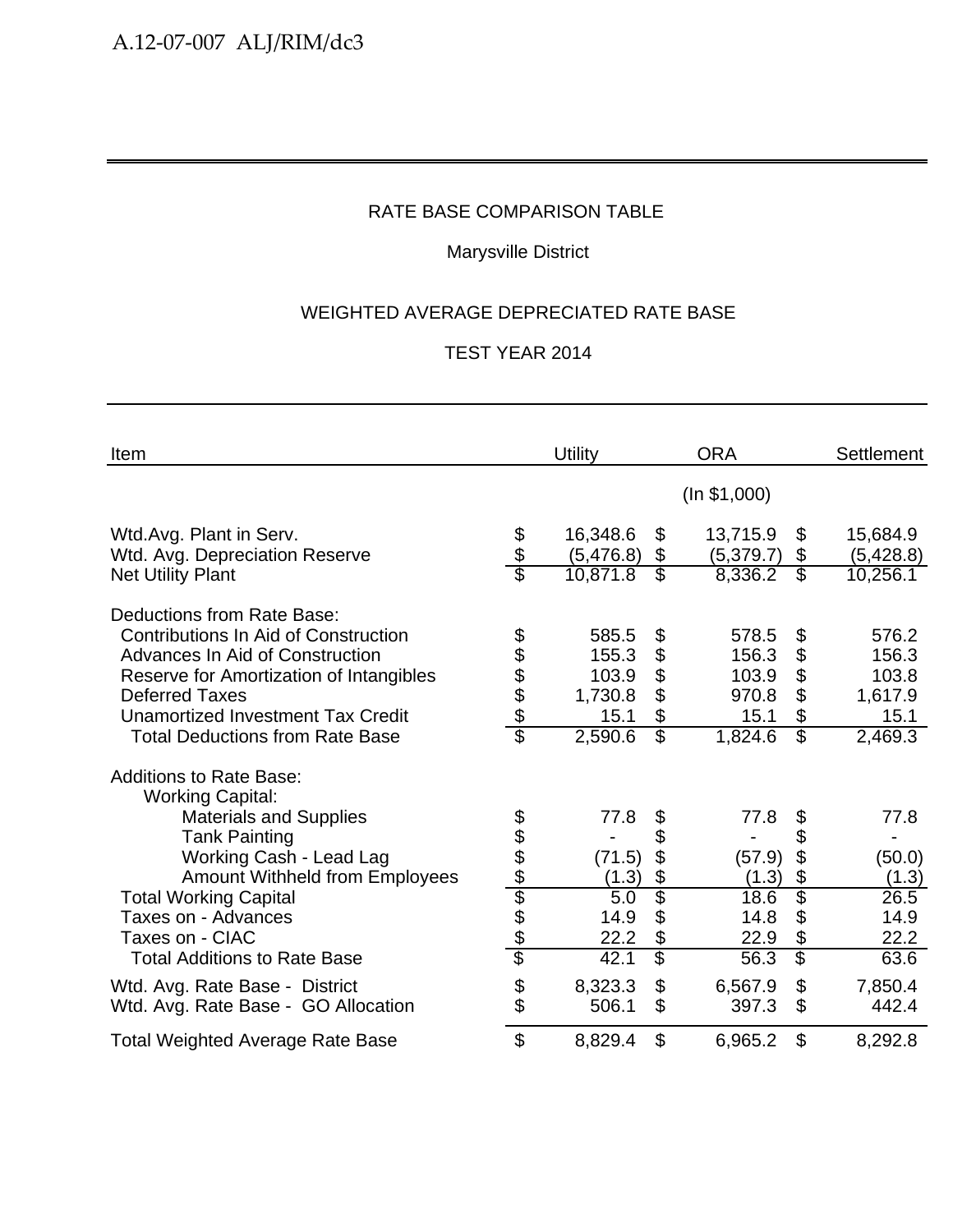RATE BASE COMPARISON TABLE

Marysville District

WEIGHTED AVERAGE DEPRECIATED RATE BASE

TEST YEAR 2014

| Item | Utility | ORA | Settlement |
|---|---|---|---|
| | | (In $1,000) | |
| Wtd.Avg. Plant in Serv. | $ 16,348.6 | $ 13,715.9 | $ 15,684.9 |
| Wtd. Avg. Depreciation Reserve | $ (5,476.8) | $ (5,379.7) | $ (5,428.8) |
| Net Utility Plant | $ 10,871.8 | $ 8,336.2 | $ 10,256.1 |
| Deductions from Rate Base: | | | |
| Contributions In Aid of Construction | $ 585.5 | $ 578.5 | $ 576.2 |
| Advances In Aid of Construction | $ 155.3 | $ 156.3 | $ 156.3 |
| Reserve for Amortization of Intangibles | $ 103.9 | $ 103.9 | $ 103.8 |
| Deferred Taxes | $ 1,730.8 | $ 970.8 | $ 1,617.9 |
| Unamortized Investment Tax Credit | $ 15.1 | $ 15.1 | $ 15.1 |
| Total Deductions from Rate Base | $ 2,590.6 | $ 1,824.6 | $ 2,469.3 |
| Additions to Rate Base: | | | |
| Working Capital: | | | |
| Materials and Supplies | $ 77.8 | $ 77.8 | $ 77.8 |
| Tank Painting | $ - | $ - | $ - |
| Working Cash - Lead Lag | $ (71.5) | $ (57.9) | $ (50.0) |
| Amount Withheld from Employees | $ (1.3) | $ (1.3) | $ (1.3) |
| Total Working Capital | $ 5.0 | $ 18.6 | $ 26.5 |
| Taxes on - Advances | $ 14.9 | $ 14.8 | $ 14.9 |
| Taxes on - CIAC | $ 22.2 | $ 22.9 | $ 22.2 |
| Total Additions to Rate Base | $ 42.1 | $ 56.3 | $ 63.6 |
| Wtd. Avg. Rate Base - District | $ 8,323.3 | $ 6,567.9 | $ 7,850.4 |
| Wtd. Avg. Rate Base - GO Allocation | $ 506.1 | $ 397.3 | $ 442.4 |
| Total Weighted Average Rate Base | $ 8,829.4 | $ 6,965.2 | $ 8,292.8 |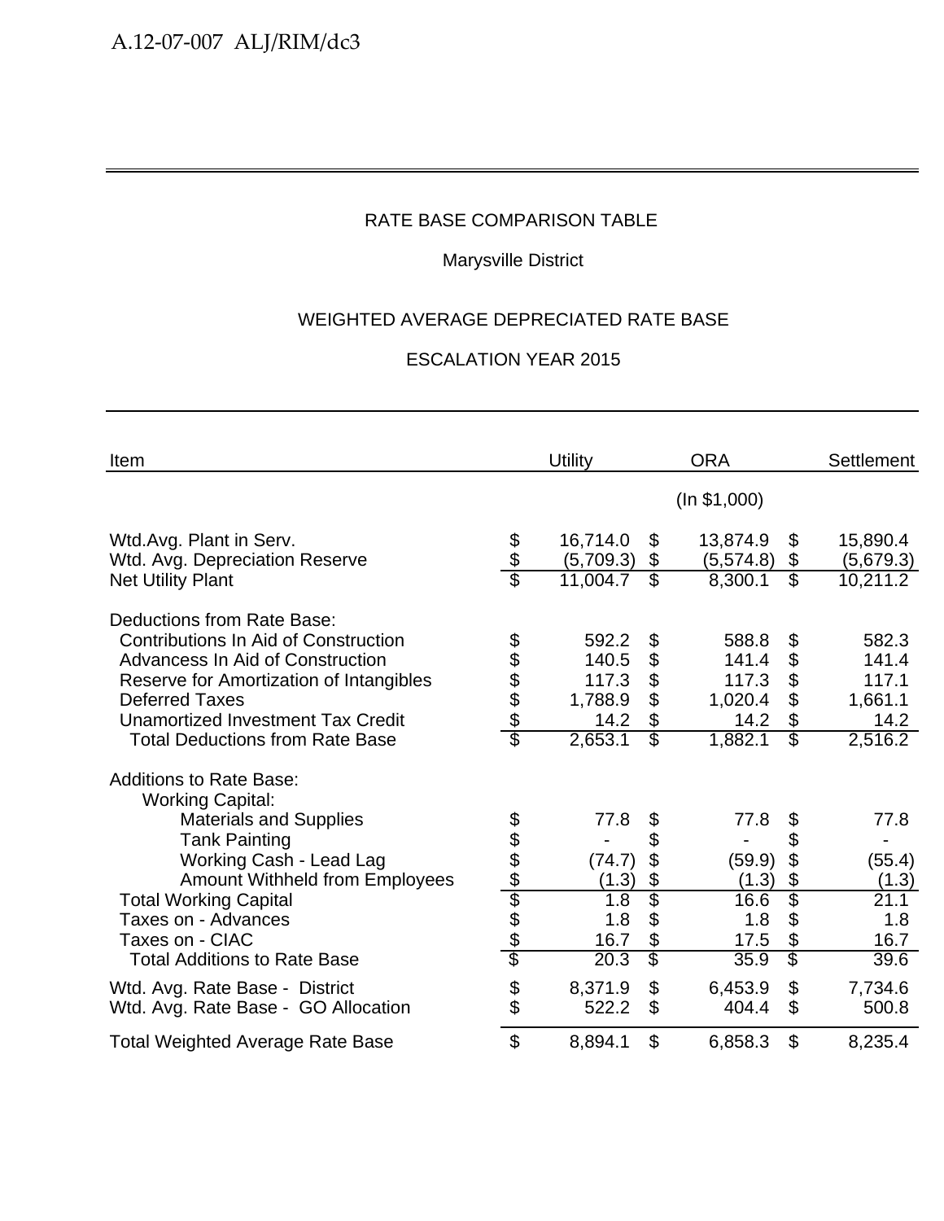RATE BASE COMPARISON TABLE

Marysville District

WEIGHTED AVERAGE DEPRECIATED RATE BASE

ESCALATION YEAR 2015

| Item | Utility | ORA | Settlement |
|---|---|---|---|
| | | (In $1,000) | |
| Wtd.Avg. Plant in Serv. | $ 16,714.0 | $ 13,874.9 | $ 15,890.4 |
| Wtd. Avg. Depreciation Reserve | $ (5,709.3) | $ (5,574.8) | $ (5,679.3) |
| Net Utility Plant | $ 11,004.7 | $ 8,300.1 | $ 10,211.2 |
| Deductions from Rate Base: | | | |
| Contributions In Aid of Construction | $ 592.2 | $ 588.8 | $ 582.3 |
| Advancess In Aid of Construction | $ 140.5 | $ 141.4 | $ 141.4 |
| Reserve for Amortization of Intangibles | $ 117.3 | $ 117.3 | $ 117.1 |
| Deferred Taxes | $ 1,788.9 | $ 1,020.4 | $ 1,661.1 |
| Unamortized Investment Tax Credit | $ 14.2 | $ 14.2 | $ 14.2 |
| Total Deductions from Rate Base | $ 2,653.1 | $ 1,882.1 | $ 2,516.2 |
| Additions to Rate Base: | | | |
| Working Capital: | | | |
| Materials and Supplies | $ 77.8 | $ 77.8 | $ 77.8 |
| Tank Painting | $ - | $ - | $ - |
| Working Cash - Lead Lag | $ (74.7) | $ (59.9) | $ (55.4) |
| Amount Withheld from Employees | $ (1.3) | $ (1.3) | $ (1.3) |
| Total Working Capital | $ 1.8 | $ 16.6 | $ 21.1 |
| Taxes on - Advances | $ 1.8 | $ 1.8 | $ 1.8 |
| Taxes on - CIAC | $ 16.7 | $ 17.5 | $ 16.7 |
| Total Additions to Rate Base | $ 20.3 | $ 35.9 | $ 39.6 |
| Wtd. Avg. Rate Base - District | $ 8,371.9 | $ 6,453.9 | $ 7,734.6 |
| Wtd. Avg. Rate Base - GO Allocation | $ 522.2 | $ 404.4 | $ 500.8 |
| Total Weighted Average Rate Base | $ 8,894.1 | $ 6,858.3 | $ 8,235.4 |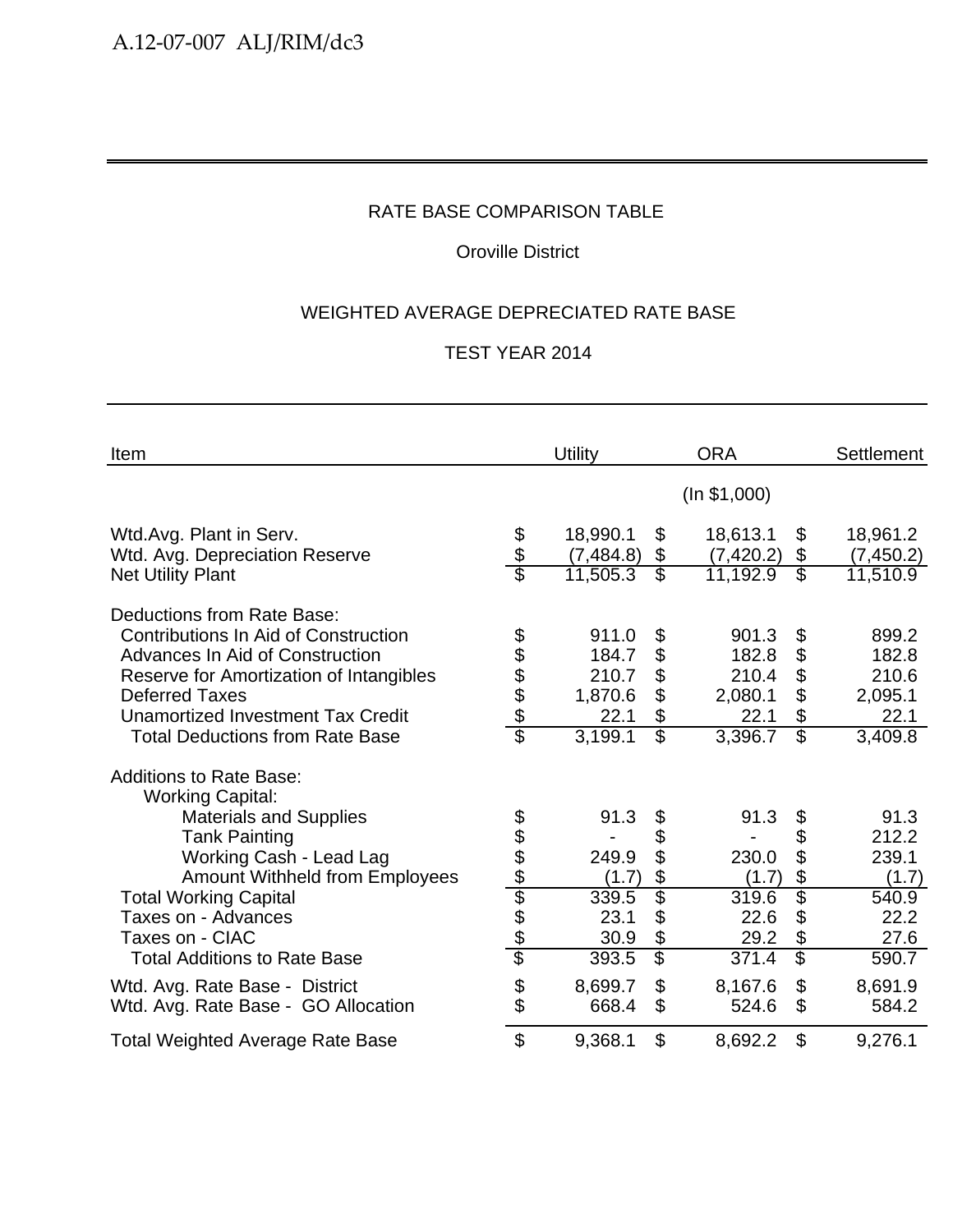RATE BASE COMPARISON TABLE

Oroville District

WEIGHTED AVERAGE DEPRECIATED RATE BASE

TEST YEAR 2014

| Item | Utility | ORA | Settlement |
|---|---|---|---|
| | | (In $1,000) | |
| Wtd.Avg. Plant in Serv. | $ 18,990.1 | $ 18,613.1 | $ 18,961.2 |
| Wtd. Avg. Depreciation Reserve | $ (7,484.8) | $ (7,420.2) | $ (7,450.2) |
| Net Utility Plant | $ 11,505.3 | $ 11,192.9 | $ 11,510.9 |
| Deductions from Rate Base: | | | |
| Contributions In Aid of Construction | $ 911.0 | $ 901.3 | $ 899.2 |
| Advances In Aid of Construction | $ 184.7 | $ 182.8 | $ 182.8 |
| Reserve for Amortization of Intangibles | $ 210.7 | $ 210.4 | $ 210.6 |
| Deferred Taxes | $ 1,870.6 | $ 2,080.1 | $ 2,095.1 |
| Unamortized Investment Tax Credit | $ 22.1 | $ 22.1 | $ 22.1 |
| Total Deductions from Rate Base | $ 3,199.1 | $ 3,396.7 | $ 3,409.8 |
| Additions to Rate Base: | | | |
| Working Capital: | | | |
| Materials and Supplies | $ 91.3 | $ 91.3 | $ 91.3 |
| Tank Painting | $ - | $ - | $ 212.2 |
| Working Cash - Lead Lag | $ 249.9 | $ 230.0 | $ 239.1 |
| Amount Withheld from Employees | $ (1.7) | $ (1.7) | $ (1.7) |
| Total Working Capital | $ 339.5 | $ 319.6 | $ 540.9 |
| Taxes on - Advances | $ 23.1 | $ 22.6 | $ 22.2 |
| Taxes on - CIAC | $ 30.9 | $ 29.2 | $ 27.6 |
| Total Additions to Rate Base | $ 393.5 | $ 371.4 | $ 590.7 |
| Wtd. Avg. Rate Base - District | $ 8,699.7 | $ 8,167.6 | $ 8,691.9 |
| Wtd. Avg. Rate Base - GO Allocation | $ 668.4 | $ 524.6 | $ 584.2 |
| Total Weighted Average Rate Base | $ 9,368.1 | $ 8,692.2 | $ 9,276.1 |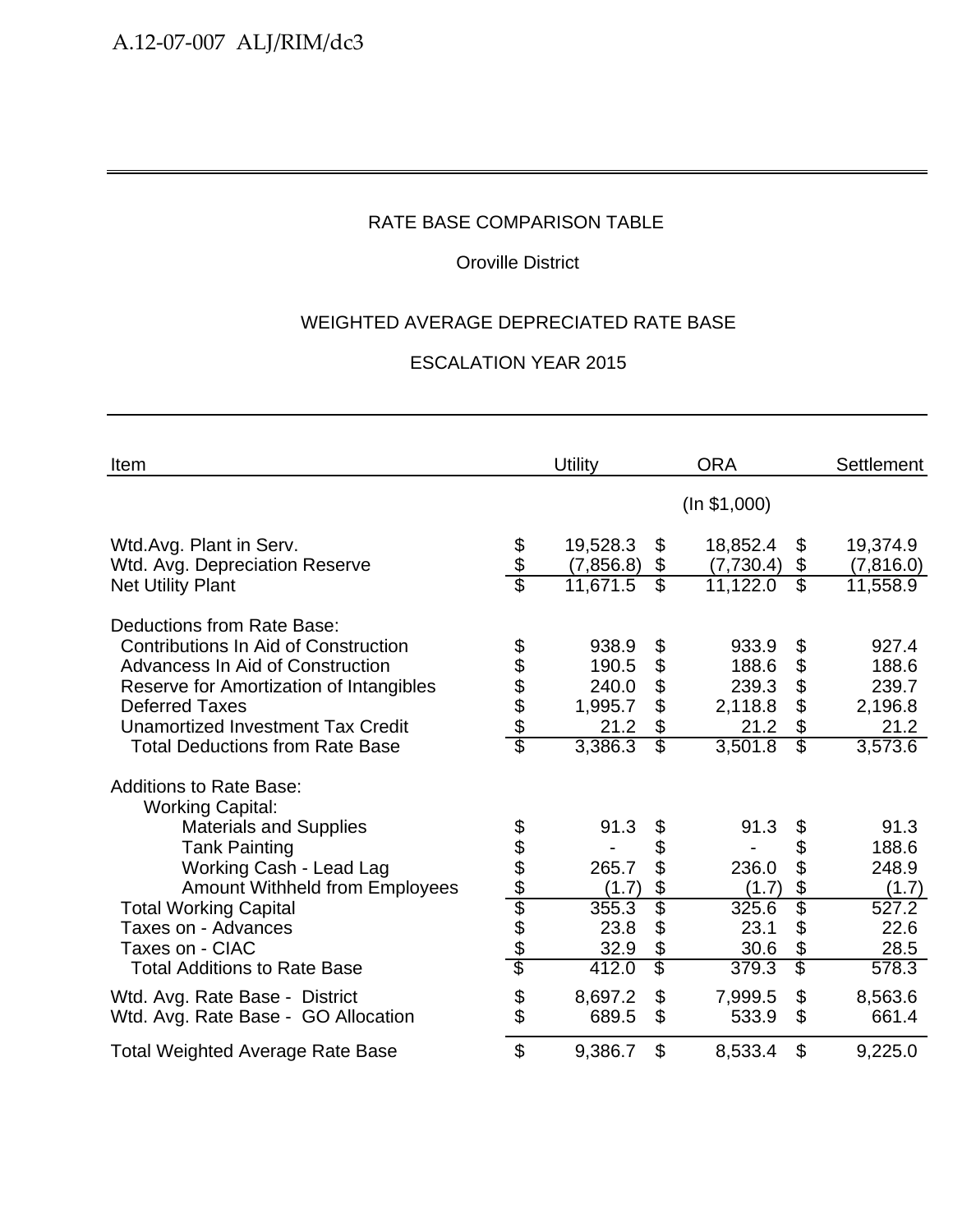RATE BASE COMPARISON TABLE

Oroville District

WEIGHTED AVERAGE DEPRECIATED RATE BASE

ESCALATION YEAR 2015

| Item | Utility | ORA | Settlement |
|---|---|---|---|
| | | (In $1,000) | |
| Wtd.Avg. Plant in Serv. | $ 19,528.3 | $ 18,852.4 | $ 19,374.9 |
| Wtd. Avg. Depreciation Reserve | $ (7,856.8) | $ (7,730.4) | $ (7,816.0) |
| Net Utility Plant | $ 11,671.5 | $ 11,122.0 | $ 11,558.9 |
| Deductions from Rate Base: | | | |
| Contributions In Aid of Construction | $ 938.9 | $ 933.9 | $ 927.4 |
| Advancess In Aid of Construction | $ 190.5 | $ 188.6 | $ 188.6 |
| Reserve for Amortization of Intangibles | $ 240.0 | $ 239.3 | $ 239.7 |
| Deferred Taxes | $ 1,995.7 | $ 2,118.8 | $ 2,196.8 |
| Unamortized Investment Tax Credit | $ 21.2 | $ 21.2 | $ 21.2 |
| Total Deductions from Rate Base | $ 3,386.3 | $ 3,501.8 | $ 3,573.6 |
| Additions to Rate Base: | | | |
| Working Capital: | | | |
| Materials and Supplies | $ 91.3 | $ 91.3 | $ 91.3 |
| Tank Painting | $ - | $ - | $ 188.6 |
| Working Cash - Lead Lag | $ 265.7 | $ 236.0 | $ 248.9 |
| Amount Withheld from Employees | $ (1.7) | $ (1.7) | $ (1.7) |
| Total Working Capital | $ 355.3 | $ 325.6 | $ 527.2 |
| Taxes on - Advances | $ 23.8 | $ 23.1 | $ 22.6 |
| Taxes on - CIAC | $ 32.9 | $ 30.6 | $ 28.5 |
| Total Additions to Rate Base | $ 412.0 | $ 379.3 | $ 578.3 |
| Wtd. Avg. Rate Base - District | $ 8,697.2 | $ 7,999.5 | $ 8,563.6 |
| Wtd. Avg. Rate Base - GO Allocation | $ 689.5 | $ 533.9 | $ 661.4 |
| Total Weighted Average Rate Base | $ 9,386.7 | $ 8,533.4 | $ 9,225.0 |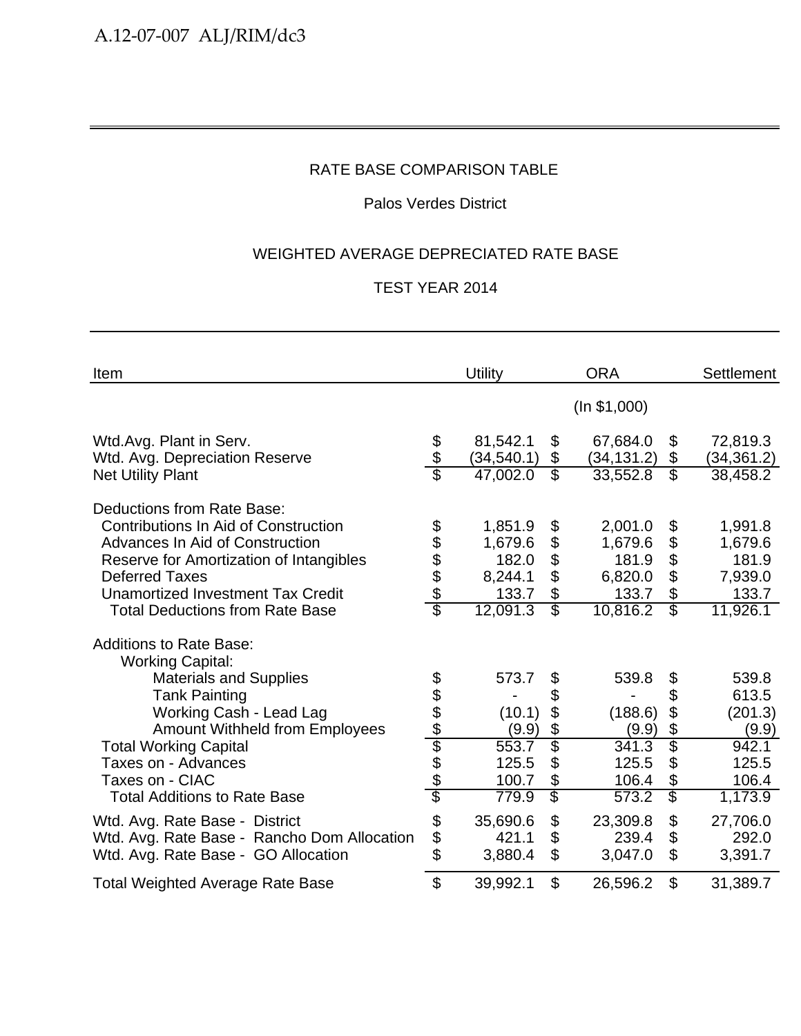## RATE BASE COMPARISON TABLE

Palos Verdes District

WEIGHTED AVERAGE DEPRECIATED RATE BASE

TEST YEAR 2014

| Item | Utility | ORA | Settlement |
|---|---|---|---|
| | | (In $1,000) | |
| Wtd.Avg. Plant in Serv. | $ 81,542.1 | $ 67,684.0 | $ 72,819.3 |
| Wtd. Avg. Depreciation Reserve | $ (34,540.1) | $ (34,131.2) | $ (34,361.2) |
| Net Utility Plant | $ 47,002.0 | $ 33,552.8 | $ 38,458.2 |
| | | | |
| Deductions from Rate Base: | | | |
| Contributions In Aid of Construction | $ 1,851.9 | $ 2,001.0 | $ 1,991.8 |
| Advances In Aid of Construction | $ 1,679.6 | $ 1,679.6 | $ 1,679.6 |
| Reserve for Amortization of Intangibles | $ 182.0 | $ 181.9 | $ 181.9 |
| Deferred Taxes | $ 8,244.1 | $ 6,820.0 | $ 7,939.0 |
| Unamortized Investment Tax Credit | $ 133.7 | $ 133.7 | $ 133.7 |
| Total Deductions from Rate Base | $ 12,091.3 | $ 10,816.2 | $ 11,926.1 |
| | | | |
| Additions to Rate Base: | | | |
| Working Capital: | | | |
| Materials and Supplies | $ 573.7 | $ 539.8 | $ 539.8 |
| Tank Painting | $ - | $ - | $ 613.5 |
| Working Cash - Lead Lag | $ (10.1) | $ (188.6) | $ (201.3) |
| Amount Withheld from Employees | $ (9.9) | $ (9.9) | $ (9.9) |
| Total Working Capital | $ 553.7 | $ 341.3 | $ 942.1 |
| Taxes on - Advances | $ 125.5 | $ 125.5 | $ 125.5 |
| Taxes on - CIAC | $ 100.7 | $ 106.4 | $ 106.4 |
| Total Additions to Rate Base | $ 779.9 | $ 573.2 | $ 1,173.9 |
| | | | |
| Wtd. Avg. Rate Base - District | $ 35,690.6 | $ 23,309.8 | $ 27,706.0 |
| Wtd. Avg. Rate Base - Rancho Dom Allocation | $ 421.1 | $ 239.4 | $ 292.0 |
| Wtd. Avg. Rate Base - GO Allocation | $ 3,880.4 | $ 3,047.0 | $ 3,391.7 |
| | | | |
| Total Weighted Average Rate Base | $ 39,992.1 | $ 26,596.2 | $ 31,389.7 |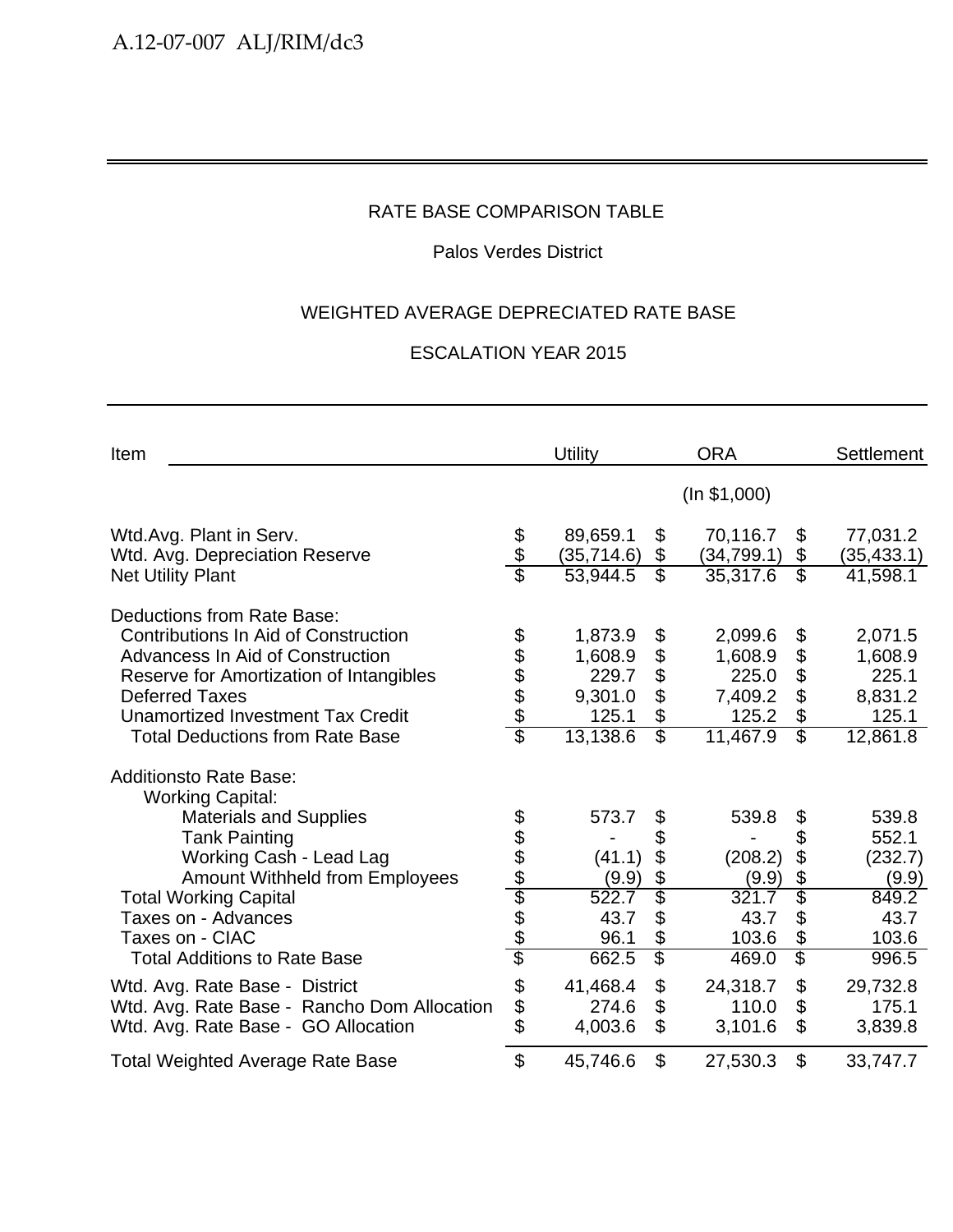RATE BASE COMPARISON TABLE

Palos Verdes District

WEIGHTED AVERAGE DEPRECIATED RATE BASE

ESCALATION YEAR 2015

| Item | Utility | ORA | Settlement |
|---|---|---|---|
| | | (In $1,000) | |
| Wtd.Avg. Plant in Serv. | $ 89,659.1 | $ 70,116.7 | $ 77,031.2 |
| Wtd. Avg. Depreciation Reserve | $ (35,714.6) | $ (34,799.1) | $ (35,433.1) |
| Net Utility Plant | $ 53,944.5 | $ 35,317.6 | $ 41,598.1 |
| Deductions from Rate Base: | | | |
| Contributions In Aid of Construction | $ 1,873.9 | $ 2,099.6 | $ 2,071.5 |
| Advancess In Aid of Construction | $ 1,608.9 | $ 1,608.9 | $ 1,608.9 |
| Reserve for Amortization of Intangibles | $ 229.7 | $ 225.0 | $ 225.1 |
| Deferred Taxes | $ 9,301.0 | $ 7,409.2 | $ 8,831.2 |
| Unamortized Investment Tax Credit | $ 125.1 | $ 125.2 | $ 125.1 |
| Total Deductions from Rate Base | $ 13,138.6 | $ 11,467.9 | $ 12,861.8 |
| Additionsto Rate Base: | | | |
| Working Capital: | | | |
| Materials and Supplies | $ 573.7 | $ 539.8 | $ 539.8 |
| Tank Painting | $ - | $ - | $ 552.1 |
| Working Cash - Lead Lag | $ (41.1) | $ (208.2) | $ (232.7) |
| Amount Withheld from Employees | $ (9.9) | $ (9.9) | $ (9.9) |
| Total Working Capital | $ 522.7 | $ 321.7 | $ 849.2 |
| Taxes on - Advances | $ 43.7 | $ 43.7 | $ 43.7 |
| Taxes on - CIAC | $ 96.1 | $ 103.6 | $ 103.6 |
| Total Additions to Rate Base | $ 662.5 | $ 469.0 | $ 996.5 |
| Wtd. Avg. Rate Base - District | $ 41,468.4 | $ 24,318.7 | $ 29,732.8 |
| Wtd. Avg. Rate Base - Rancho Dom Allocation | $ 274.6 | $ 110.0 | $ 175.1 |
| Wtd. Avg. Rate Base - GO Allocation | $ 4,003.6 | $ 3,101.6 | $ 3,839.8 |
| Total Weighted Average Rate Base | $ 45,746.6 | $ 27,530.3 | $ 33,747.7 |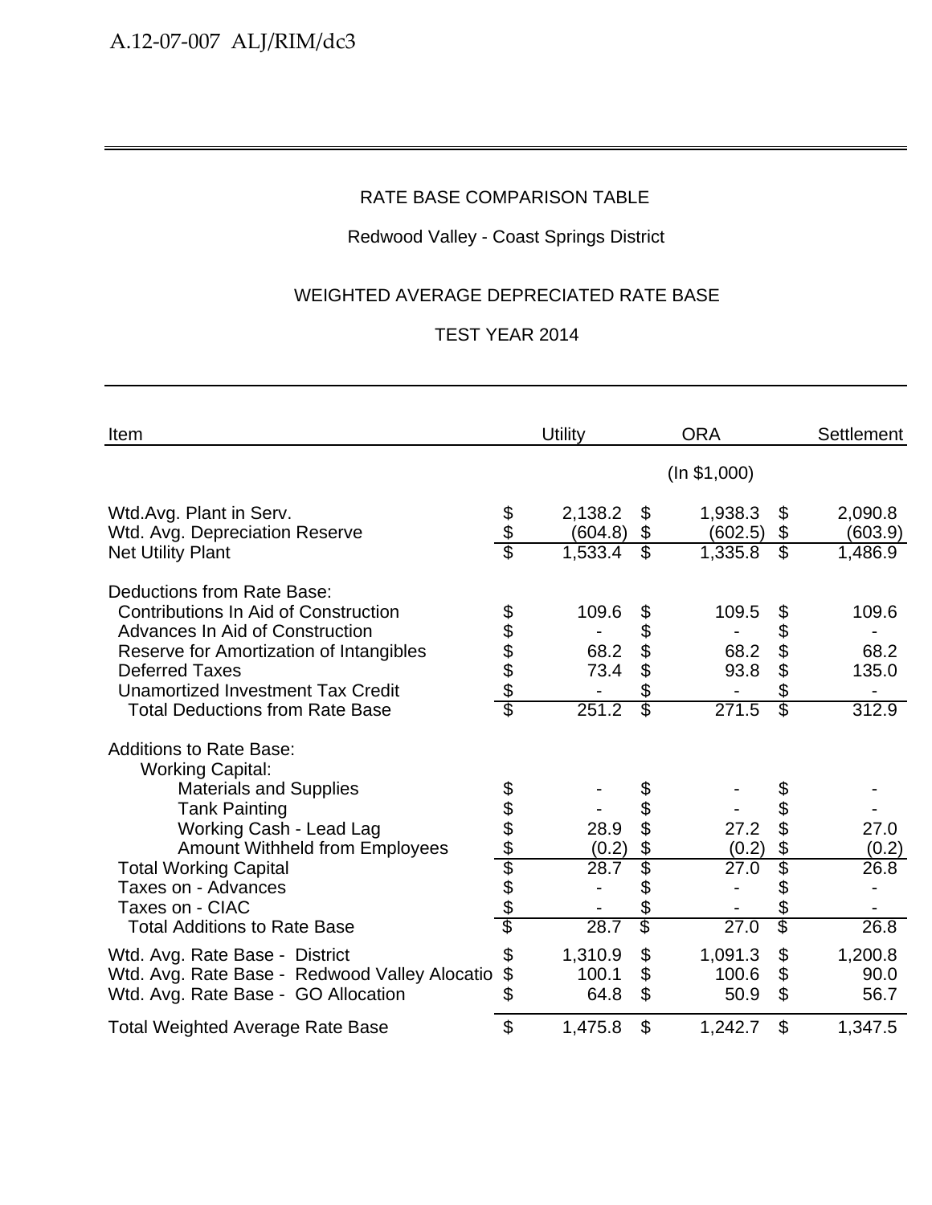RATE BASE COMPARISON TABLE

Redwood Valley - Coast Springs District

WEIGHTED AVERAGE DEPRECIATED RATE BASE

TEST YEAR 2014

| Item | Utility | ORA | Settlement |
|---|---|---|---|
| | | (In $1,000) | |
| Wtd.Avg. Plant in Serv. | $ 2,138.2 | $ 1,938.3 | $ 2,090.8 |
| Wtd. Avg. Depreciation Reserve | $ (604.8) | $ (602.5) | $ (603.9) |
| Net Utility Plant | $ 1,533.4 | $ 1,335.8 | $ 1,486.9 |
| Deductions from Rate Base: | | | |
| Contributions In Aid of Construction | $ 109.6 | $ 109.5 | $ 109.6 |
| Advances In Aid of Construction | $ - | $ - | $ - |
| Reserve for Amortization of Intangibles | $ 68.2 | $ 68.2 | $ 68.2 |
| Deferred Taxes | $ 73.4 | $ 93.8 | $ 135.0 |
| Unamortized Investment Tax Credit | $ - | $ - | $ - |
| Total Deductions from Rate Base | $ 251.2 | $ 271.5 | $ 312.9 |
| Additions to Rate Base: | | | |
| Working Capital: | | | |
| Materials and Supplies | $ - | $ - | $ - |
| Tank Painting | $ - | $ - | $ - |
| Working Cash - Lead Lag | $ 28.9 | $ 27.2 | $ 27.0 |
| Amount Withheld from Employees | $ (0.2) | $ (0.2) | $ (0.2) |
| Total Working Capital | $ 28.7 | $ 27.0 | $ 26.8 |
| Taxes on - Advances | $ - | $ - | $ - |
| Taxes on - CIAC | $ - | $ - | $ - |
| Total Additions to Rate Base | $ 28.7 | $ 27.0 | $ 26.8 |
| Wtd. Avg. Rate Base - District | $ 1,310.9 | $ 1,091.3 | $ 1,200.8 |
| Wtd. Avg. Rate Base - Redwood Valley Allocatio | $ 100.1 | $ 100.6 | $ 90.0 |
| Wtd. Avg. Rate Base - GO Allocation | $ 64.8 | $ 50.9 | $ 56.7 |
| Total Weighted Average Rate Base | $ 1,475.8 | $ 1,242.7 | $ 1,347.5 |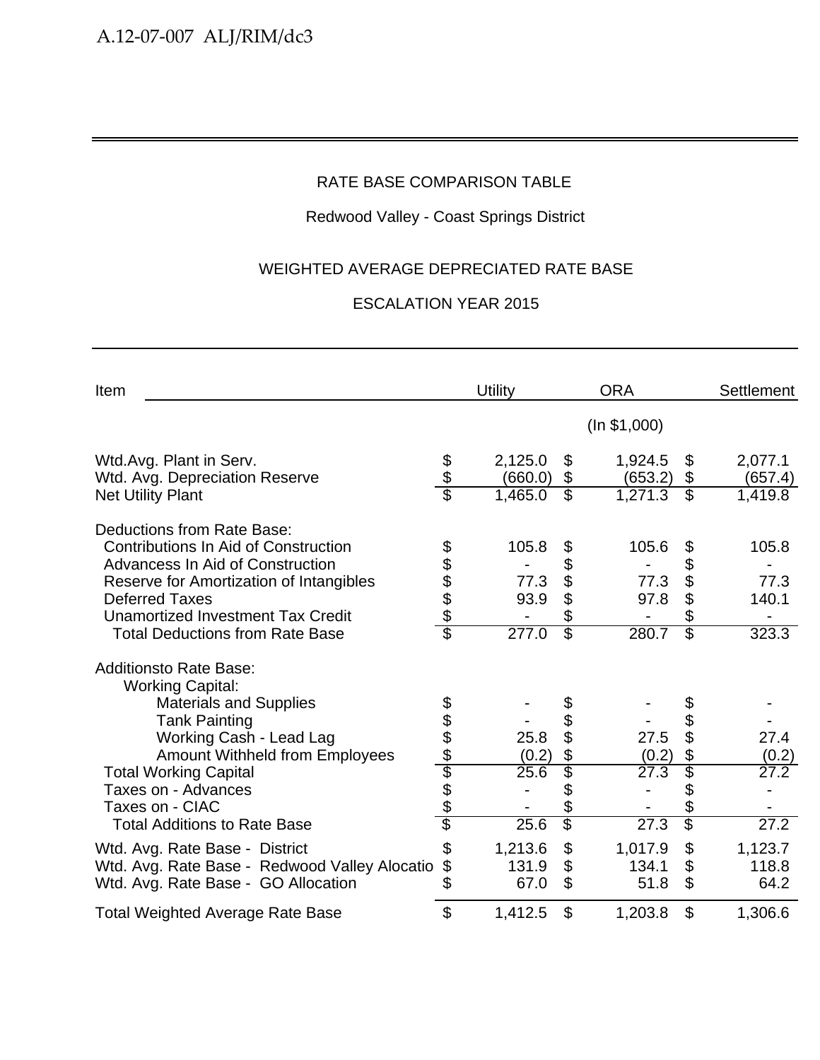RATE BASE COMPARISON TABLE

Redwood Valley - Coast Springs District

WEIGHTED AVERAGE DEPRECIATED RATE BASE

ESCALATION YEAR 2015

| Item | Utility | ORA | Settlement |
|---|---|---|---|
| | | (In $1,000) | |
| Wtd.Avg. Plant in Serv. | $ 2,125.0 | $ 1,924.5 | $ 2,077.1 |
| Wtd. Avg. Depreciation Reserve | $ (660.0) | $ (653.2) | $ (657.4) |
| Net Utility Plant | $ 1,465.0 | $ 1,271.3 | $ 1,419.8 |
| Deductions from Rate Base: | | | |
| Contributions In Aid of Construction | $ 105.8 | $ 105.6 | $ 105.8 |
| Advancess In Aid of Construction | $ - | $ - | $ - |
| Reserve for Amortization of Intangibles | $ 77.3 | $ 77.3 | $ 77.3 |
| Deferred Taxes | $ 93.9 | $ 97.8 | $ 140.1 |
| Unamortized Investment Tax Credit | $ - | $ - | $ - |
| Total Deductions from Rate Base | $ 277.0 | $ 280.7 | $ 323.3 |
| Additionsto Rate Base: | | | |
| Working Capital: | | | |
| Materials and Supplies | $ - | $ - | $ - |
| Tank Painting | $ - | $ - | $ - |
| Working Cash - Lead Lag | $ 25.8 | $ 27.5 | $ 27.4 |
| Amount Withheld from Employees | $ (0.2) | $ (0.2) | $ (0.2) |
| Total Working Capital | $ 25.6 | $ 27.3 | $ 27.2 |
| Taxes on - Advances | $ - | $ - | $ - |
| Taxes on - CIAC | $ - | $ - | $ - |
| Total Additions to Rate Base | $ 25.6 | $ 27.3 | $ 27.2 |
| Wtd. Avg. Rate Base - District | $ 1,213.6 | $ 1,017.9 | $ 1,123.7 |
| Wtd. Avg. Rate Base - Redwood Valley Alocatio | $ 131.9 | $ 134.1 | $ 118.8 |
| Wtd. Avg. Rate Base - GO Allocation | $ 67.0 | $ 51.8 | $ 64.2 |
| Total Weighted Average Rate Base | $ 1,412.5 | $ 1,203.8 | $ 1,306.6 |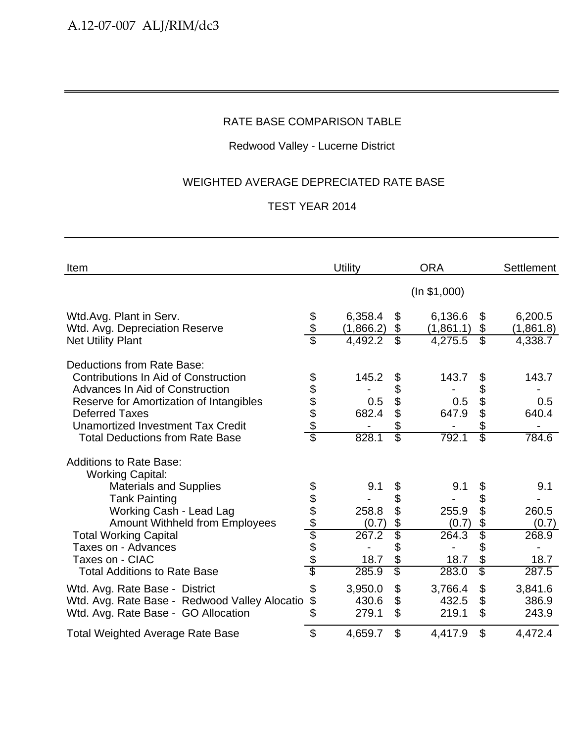RATE BASE COMPARISON TABLE

Redwood Valley - Lucerne District

WEIGHTED AVERAGE DEPRECIATED RATE BASE

TEST YEAR 2014

| Item | Utility | ORA | Settlement |
|---|---|---|---|
| | | (In $1,000) | |
| Wtd.Avg. Plant in Serv. | $ 6,358.4 | $ 6,136.6 | $ 6,200.5 |
| Wtd. Avg. Depreciation Reserve | $ (1,866.2) | $ (1,861.1) | $ (1,861.8) |
| Net Utility Plant | $ 4,492.2 | $ 4,275.5 | $ 4,338.7 |
| | | | |
| Deductions from Rate Base: | | | |
| Contributions In Aid of Construction | $ 145.2 | $ 143.7 | $ 143.7 |
| Advances In Aid of Construction | $ - | $ - | $ - |
| Reserve for Amortization of Intangibles | $ 0.5 | $ 0.5 | $ 0.5 |
| Deferred Taxes | $ 682.4 | $ 647.9 | $ 640.4 |
| Unamortized Investment Tax Credit | $ - | $ - | $ - |
| Total Deductions from Rate Base | $ 828.1 | $ 792.1 | $ 784.6 |
| | | | |
| Additions to Rate Base: | | | |
| Working Capital: | | | |
| Materials and Supplies | $ 9.1 | $ 9.1 | $ 9.1 |
| Tank Painting | $ - | $ - | $ - |
| Working Cash - Lead Lag | $ 258.8 | $ 255.9 | $ 260.5 |
| Amount Withheld from Employees | $ (0.7) | $ (0.7) | $ (0.7) |
| Total Working Capital | $ 267.2 | $ 264.3 | $ 268.9 |
| Taxes on - Advances | $ - | $ - | $ - |
| Taxes on - CIAC | $ 18.7 | $ 18.7 | $ 18.7 |
| Total Additions to Rate Base | $ 285.9 | $ 283.0 | $ 287.5 |
| | | | |
| Wtd. Avg. Rate Base - District | $ 3,950.0 | $ 3,766.4 | $ 3,841.6 |
| Wtd. Avg. Rate Base - Redwood Valley Allocatio | $ 430.6 | $ 432.5 | $ 386.9 |
| Wtd. Avg. Rate Base - GO Allocation | $ 279.1 | $ 219.1 | $ 243.9 |
| | | | |
| Total Weighted Average Rate Base | $ 4,659.7 | $ 4,417.9 | $ 4,472.4 |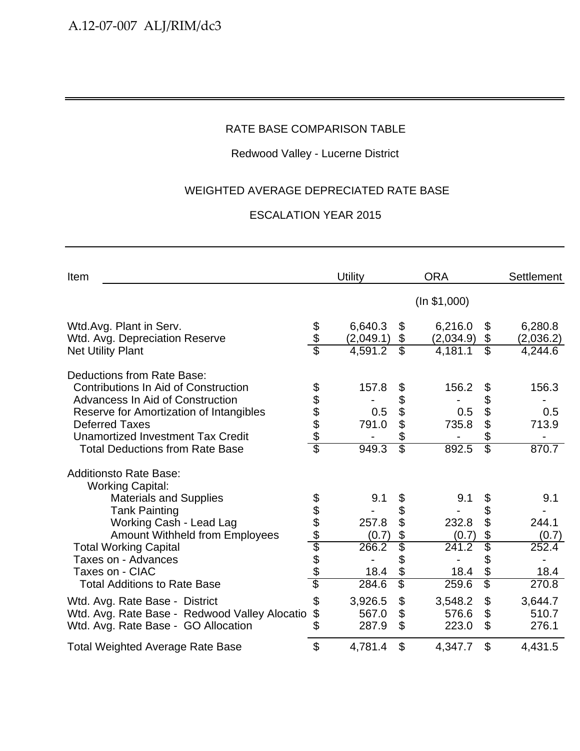RATE BASE COMPARISON TABLE

Redwood Valley - Lucerne District

WEIGHTED AVERAGE DEPRECIATED RATE BASE

ESCALATION YEAR 2015

| Item | Utility | ORA | Settlement |
|---|---|---|---|
| | | (In $1,000) | |
| Wtd.Avg. Plant in Serv. | $ 6,640.3 | $ 6,216.0 | $ 6,280.8 |
| Wtd. Avg. Depreciation Reserve | $ (2,049.1) | $ (2,034.9) | $ (2,036.2) |
| Net Utility Plant | $ 4,591.2 | $ 4,181.1 | $ 4,244.6 |
| Deductions from Rate Base: | | | |
| Contributions In Aid of Construction | $ 157.8 | $ 156.2 | $ 156.3 |
| Advancess In Aid of Construction | $ - | $ - | $ - |
| Reserve for Amortization of Intangibles | $ 0.5 | $ 0.5 | $ 0.5 |
| Deferred Taxes | $ 791.0 | $ 735.8 | $ 713.9 |
| Unamortized Investment Tax Credit | $ - | $ - | $ - |
| Total Deductions from Rate Base | $ 949.3 | $ 892.5 | $ 870.7 |
| Additionsto Rate Base: | | | |
| Working Capital: | | | |
| Materials and Supplies | $ 9.1 | $ 9.1 | $ 9.1 |
| Tank Painting | $ - | $ - | $ - |
| Working Cash - Lead Lag | $ 257.8 | $ 232.8 | $ 244.1 |
| Amount Withheld from Employees | $ (0.7) | $ (0.7) | $ (0.7) |
| Total Working Capital | $ 266.2 | $ 241.2 | $ 252.4 |
| Taxes on - Advances | $ - | $ - | $ - |
| Taxes on - CIAC | $ 18.4 | $ 18.4 | $ 18.4 |
| Total Additions to Rate Base | $ 284.6 | $ 259.6 | $ 270.8 |
| Wtd. Avg. Rate Base - District | $ 3,926.5 | $ 3,548.2 | $ 3,644.7 |
| Wtd. Avg. Rate Base - Redwood Valley Allocatio | $ 567.0 | $ 576.6 | $ 510.7 |
| Wtd. Avg. Rate Base - GO Allocation | $ 287.9 | $ 223.0 | $ 276.1 |
| Total Weighted Average Rate Base | $ 4,781.4 | $ 4,347.7 | $ 4,431.5 |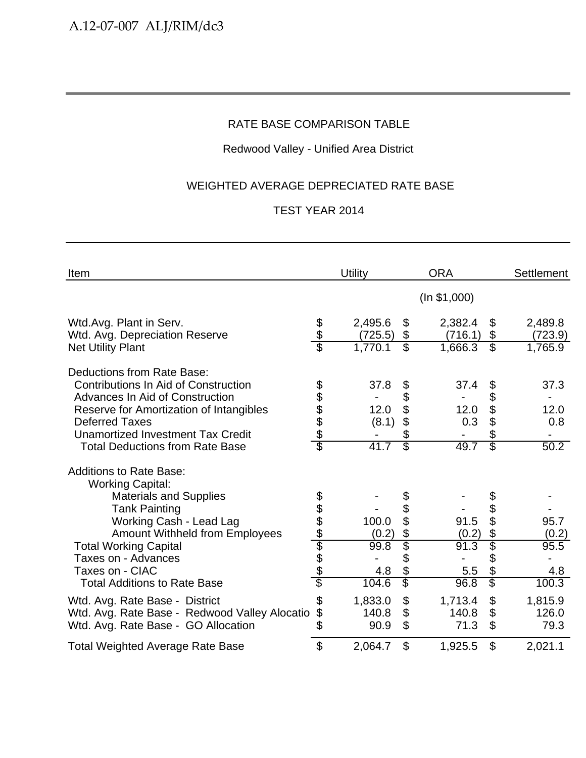RATE BASE COMPARISON TABLE

Redwood Valley - Unified Area District

WEIGHTED AVERAGE DEPRECIATED RATE BASE

TEST YEAR 2014

| Item | Utility | ORA | Settlement |
|---|---|---|---|
| | | (In $1,000) | |
| Wtd.Avg. Plant in Serv. | $ 2,495.6 | $ 2,382.4 | $ 2,489.8 |
| Wtd. Avg. Depreciation Reserve | $ (725.5) | $ (716.1) | $ (723.9) |
| Net Utility Plant | $ 1,770.1 | $ 1,666.3 | $ 1,765.9 |
| Deductions from Rate Base: | | | |
| Contributions In Aid of Construction | $ 37.8 | $ 37.4 | $ 37.3 |
| Advances In Aid of Construction | $ - | $ - | $ - |
| Reserve for Amortization of Intangibles | $ 12.0 | $ 12.0 | $ 12.0 |
| Deferred Taxes | $ (8.1) | $ 0.3 | $ 0.8 |
| Unamortized Investment Tax Credit | $ - | $ - | $ - |
| Total Deductions from Rate Base | $ 41.7 | $ 49.7 | $ 50.2 |
| Additions to Rate Base: | | | |
| Working Capital: | | | |
| Materials and Supplies | $ - | $ - | $ - |
| Tank Painting | $ - | $ - | $ - |
| Working Cash - Lead Lag | $ 100.0 | $ 91.5 | $ 95.7 |
| Amount Withheld from Employees | $ (0.2) | $ (0.2) | $ (0.2) |
| Total Working Capital | $ 99.8 | $ 91.3 | $ 95.5 |
| Taxes on - Advances | $ - | $ - | $ - |
| Taxes on - CIAC | $ 4.8 | $ 5.5 | $ 4.8 |
| Total Additions to Rate Base | $ 104.6 | $ 96.8 | $ 100.3 |
| Wtd. Avg. Rate Base - District | $ 1,833.0 | $ 1,713.4 | $ 1,815.9 |
| Wtd. Avg. Rate Base - Redwood Valley Allocatio | $ 140.8 | $ 140.8 | $ 126.0 |
| Wtd. Avg. Rate Base - GO Allocation | $ 90.9 | $ 71.3 | $ 79.3 |
| Total Weighted Average Rate Base | $ 2,064.7 | $ 1,925.5 | $ 2,021.1 |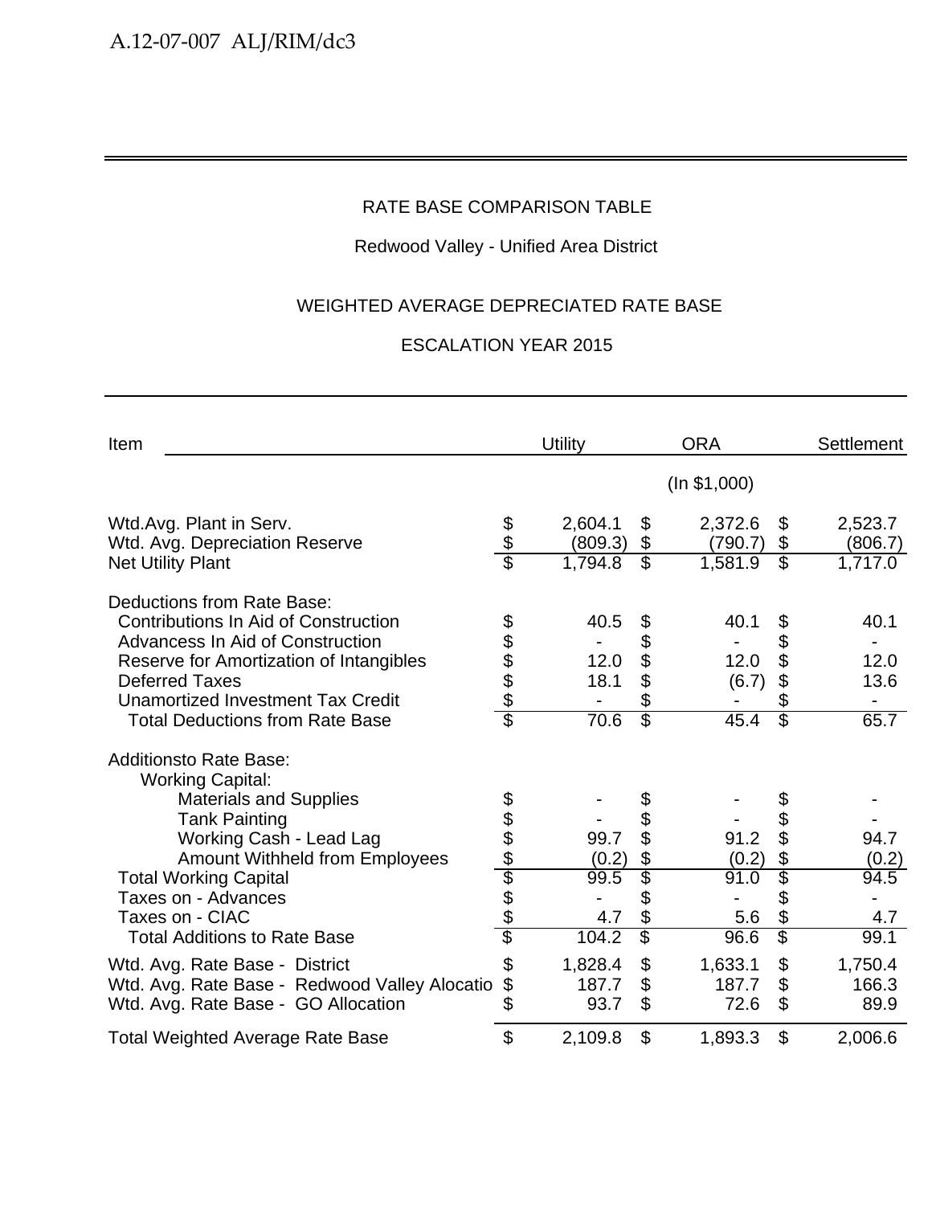RATE BASE COMPARISON TABLE

Redwood Valley - Unified Area District

WEIGHTED AVERAGE DEPRECIATED RATE BASE

ESCALATION YEAR 2015

| Item | Utility | ORA | Settlement |
|---|---|---|---|
| | | (In $1,000) | |
| Wtd.Avg. Plant in Serv. | $ 2,604.1 | $ 2,372.6 | $ 2,523.7 |
| Wtd. Avg. Depreciation Reserve | $ (809.3) | $ (790.7) | $ (806.7) |
| Net Utility Plant | $ 1,794.8 | $ 1,581.9 | $ 1,717.0 |
| Deductions from Rate Base: | | | |
| Contributions In Aid of Construction | $ 40.5 | $ 40.1 | $ 40.1 |
| Advancess In Aid of Construction | $ - | $ - | $ - |
| Reserve for Amortization of Intangibles | $ 12.0 | $ 12.0 | $ 12.0 |
| Deferred Taxes | $ 18.1 | $ (6.7) | $ 13.6 |
| Unamortized Investment Tax Credit | $ - | $ - | $ - |
| Total Deductions from Rate Base | $ 70.6 | $ 45.4 | $ 65.7 |
| Additionsto Rate Base: | | | |
| Working Capital: | | | |
| Materials and Supplies | $ - | $ - | $ - |
| Tank Painting | $ - | $ - | $ - |
| Working Cash - Lead Lag | $ 99.7 | $ 91.2 | $ 94.7 |
| Amount Withheld from Employees | $ (0.2) | $ (0.2) | $ (0.2) |
| Total Working Capital | $ 99.5 | $ 91.0 | $ 94.5 |
| Taxes on - Advances | $ - | $ - | $ - |
| Taxes on - CIAC | $ 4.7 | $ 5.6 | $ 4.7 |
| Total Additions to Rate Base | $ 104.2 | $ 96.6 | $ 99.1 |
| Wtd. Avg. Rate Base - District | $ 1,828.4 | $ 1,633.1 | $ 1,750.4 |
| Wtd. Avg. Rate Base - Redwood Valley Alocatio | $ 187.7 | $ 187.7 | $ 166.3 |
| Wtd. Avg. Rate Base - GO Allocation | $ 93.7 | $ 72.6 | $ 89.9 |
| Total Weighted Average Rate Base | $ 2,109.8 | $ 1,893.3 | $ 2,006.6 |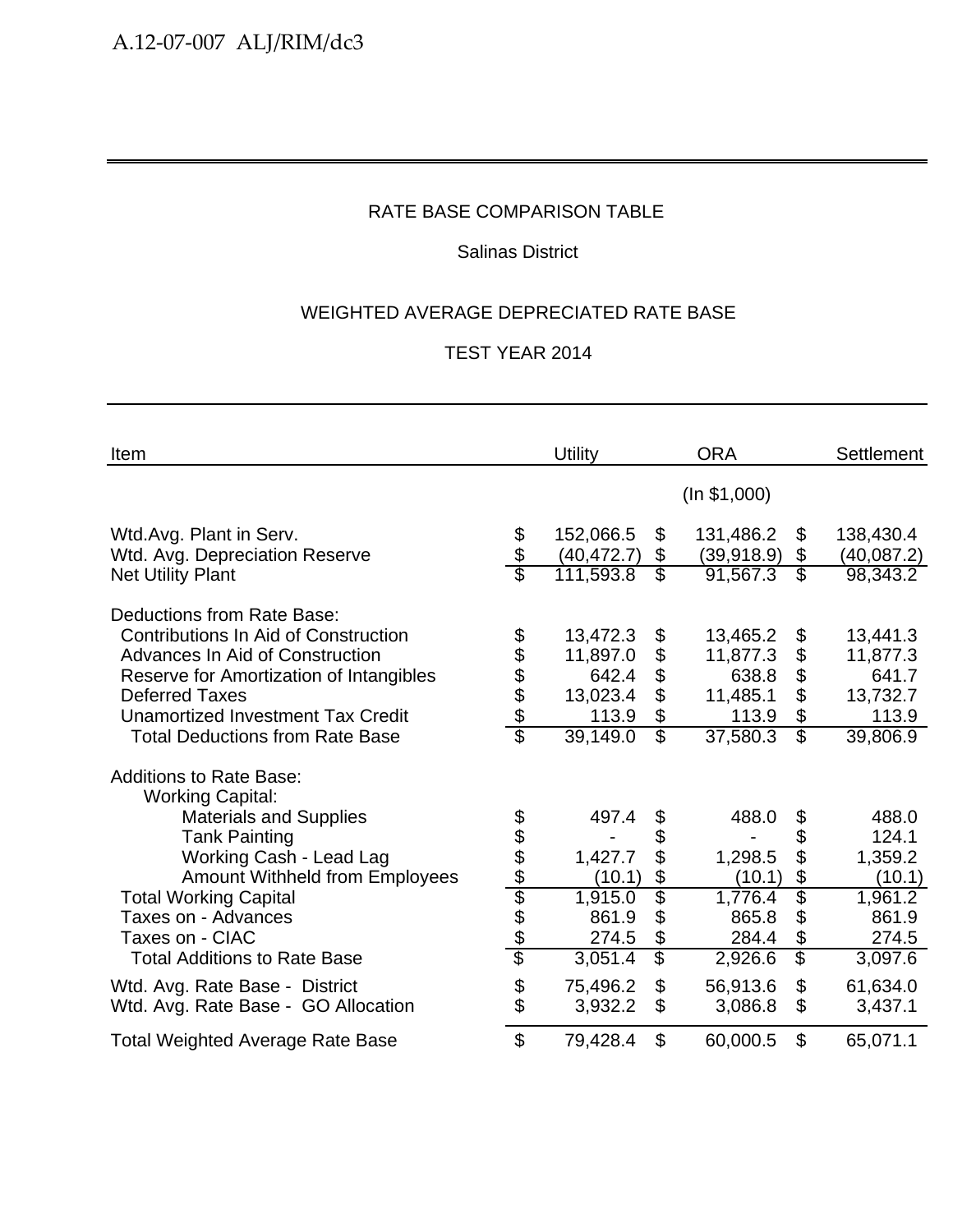RATE BASE COMPARISON TABLE

Salinas District

WEIGHTED AVERAGE DEPRECIATED RATE BASE

TEST YEAR 2014

| Item | Utility | ORA | Settlement |
|---|---|---|---|
| | | (In $1,000) | |
| Wtd.Avg. Plant in Serv. | $ 152,066.5 | $ 131,486.2 | $ 138,430.4 |
| Wtd. Avg. Depreciation Reserve | $ (40,472.7) | $ (39,918.9) | $ (40,087.2) |
| Net Utility Plant | $ 111,593.8 | $ 91,567.3 | $ 98,343.2 |
| Deductions from Rate Base: | | | |
| Contributions In Aid of Construction | $ 13,472.3 | $ 13,465.2 | $ 13,441.3 |
| Advances In Aid of Construction | $ 11,897.0 | $ 11,877.3 | $ 11,877.3 |
| Reserve for Amortization of Intangibles | $ 642.4 | $ 638.8 | $ 641.7 |
| Deferred Taxes | $ 13,023.4 | $ 11,485.1 | $ 13,732.7 |
| Unamortized Investment Tax Credit | $ 113.9 | $ 113.9 | $ 113.9 |
| Total Deductions from Rate Base | $ 39,149.0 | $ 37,580.3 | $ 39,806.9 |
| Additions to Rate Base: | | | |
| Working Capital: | | | |
| Materials and Supplies | $ 497.4 | $ 488.0 | $ 488.0 |
| Tank Painting | $ - | $ - | $ 124.1 |
| Working Cash - Lead Lag | $ 1,427.7 | $ 1,298.5 | $ 1,359.2 |
| Amount Withheld from Employees | $ (10.1) | $ (10.1) | $ (10.1) |
| Total Working Capital | $ 1,915.0 | $ 1,776.4 | $ 1,961.2 |
| Taxes on - Advances | $ 861.9 | $ 865.8 | $ 861.9 |
| Taxes on - CIAC | $ 274.5 | $ 284.4 | $ 274.5 |
| Total Additions to Rate Base | $ 3,051.4 | $ 2,926.6 | $ 3,097.6 |
| Wtd. Avg. Rate Base - District | $ 75,496.2 | $ 56,913.6 | $ 61,634.0 |
| Wtd. Avg. Rate Base - GO Allocation | $ 3,932.2 | $ 3,086.8 | $ 3,437.1 |
| Total Weighted Average Rate Base | $ 79,428.4 | $ 60,000.5 | $ 65,071.1 |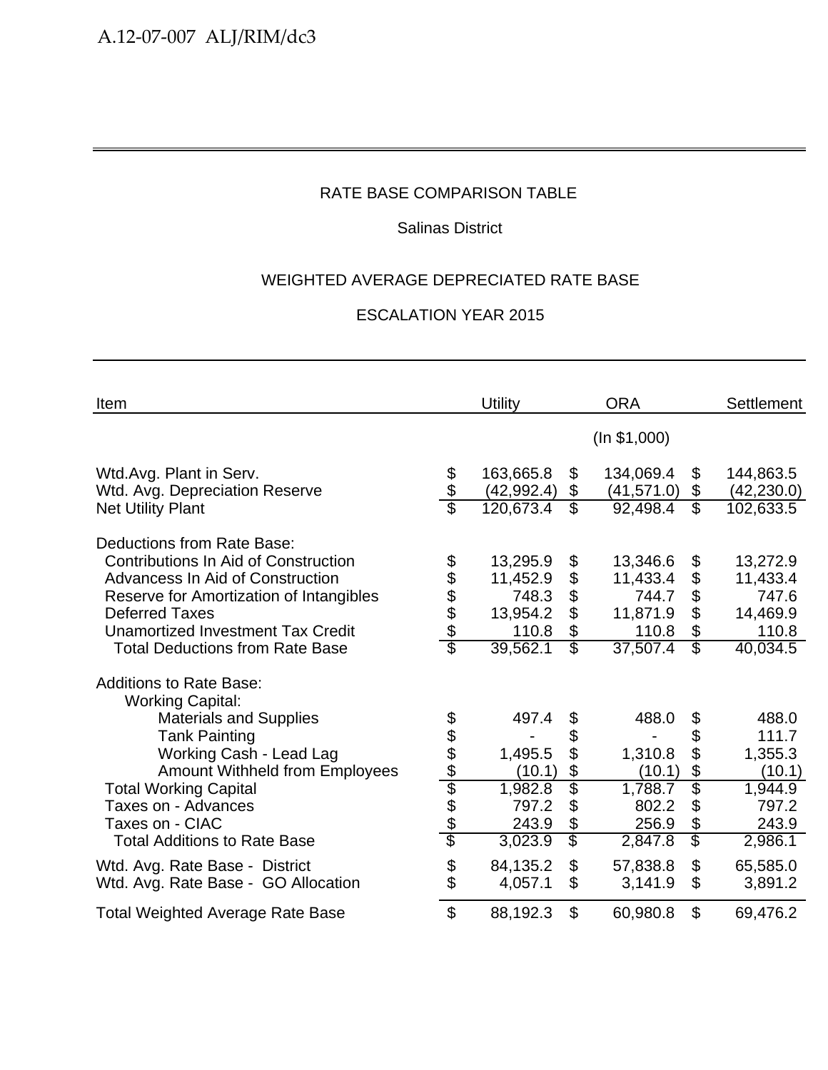RATE BASE COMPARISON TABLE

Salinas District

WEIGHTED AVERAGE DEPRECIATED RATE BASE

ESCALATION YEAR 2015

| Item | Utility | ORA | Settlement |
|---|---|---|---|
| | | (In $1,000) | |
| Wtd.Avg. Plant in Serv. | $ 163,665.8 | $ 134,069.4 | $ 144,863.5 |
| Wtd. Avg. Depreciation Reserve | $ (42,992.4) | $ (41,571.0) | $ (42,230.0) |
| Net Utility Plant | $ 120,673.4 | $ 92,498.4 | $ 102,633.5 |
| Deductions from Rate Base: | | | |
| Contributions In Aid of Construction | $ 13,295.9 | $ 13,346.6 | $ 13,272.9 |
| Advancess In Aid of Construction | $ 11,452.9 | $ 11,433.4 | $ 11,433.4 |
| Reserve for Amortization of Intangibles | $ 748.3 | $ 744.7 | $ 747.6 |
| Deferred Taxes | $ 13,954.2 | $ 11,871.9 | $ 14,469.9 |
| Unamortized Investment Tax Credit | $ 110.8 | $ 110.8 | $ 110.8 |
| Total Deductions from Rate Base | $ 39,562.1 | $ 37,507.4 | $ 40,034.5 |
| Additions to Rate Base: | | | |
| Working Capital: | | | |
| Materials and Supplies | $ 497.4 | $ 488.0 | $ 488.0 |
| Tank Painting | $ - | $ - | $ 111.7 |
| Working Cash - Lead Lag | $ 1,495.5 | $ 1,310.8 | $ 1,355.3 |
| Amount Withheld from Employees | $ (10.1) | $ (10.1) | $ (10.1) |
| Total Working Capital | $ 1,982.8 | $ 1,788.7 | $ 1,944.9 |
| Taxes on - Advances | $ 797.2 | $ 802.2 | $ 797.2 |
| Taxes on - CIAC | $ 243.9 | $ 256.9 | $ 243.9 |
| Total Additions to Rate Base | $ 3,023.9 | $ 2,847.8 | $ 2,986.1 |
| Wtd. Avg. Rate Base - District | $ 84,135.2 | $ 57,838.8 | $ 65,585.0 |
| Wtd. Avg. Rate Base - GO Allocation | $ 4,057.1 | $ 3,141.9 | $ 3,891.2 |
| Total Weighted Average Rate Base | $ 88,192.3 | $ 60,980.8 | $ 69,476.2 |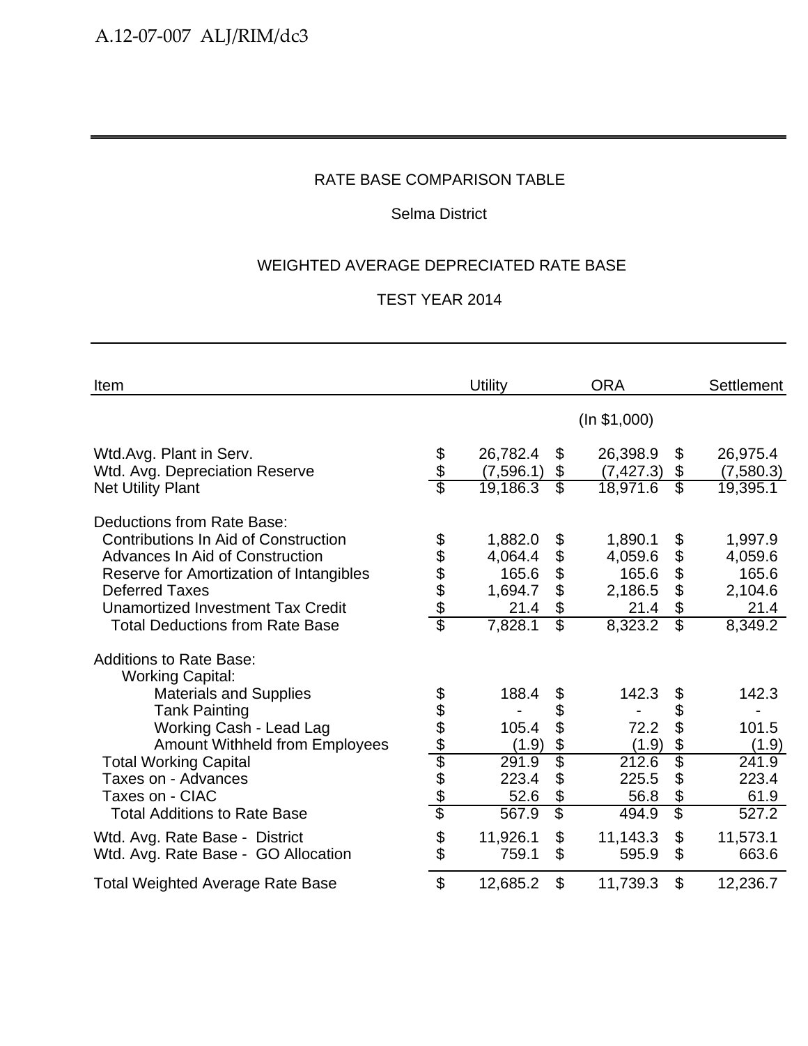RATE BASE COMPARISON TABLE

Selma District

WEIGHTED AVERAGE DEPRECIATED RATE BASE

TEST YEAR 2014

| Item | Utility | ORA | Settlement |
|---|---|---|---|
| | | (In $1,000) | |
| Wtd.Avg. Plant in Serv. | $ 26,782.4 | $ 26,398.9 | $ 26,975.4 |
| Wtd. Avg. Depreciation Reserve | $ (7,596.1) | $ (7,427.3) | $ (7,580.3) |
| Net Utility Plant | $ 19,186.3 | $ 18,971.6 | $ 19,395.1 |
| Deductions from Rate Base: | | | |
| Contributions In Aid of Construction | $ 1,882.0 | $ 1,890.1 | $ 1,997.9 |
| Advances In Aid of Construction | $ 4,064.4 | $ 4,059.6 | $ 4,059.6 |
| Reserve for Amortization of Intangibles | $ 165.6 | $ 165.6 | $ 165.6 |
| Deferred Taxes | $ 1,694.7 | $ 2,186.5 | $ 2,104.6 |
| Unamortized Investment Tax Credit | $ 21.4 | $ 21.4 | $ 21.4 |
| Total Deductions from Rate Base | $ 7,828.1 | $ 8,323.2 | $ 8,349.2 |
| Additions to Rate Base: | | | |
| Working Capital: | | | |
| Materials and Supplies | $ 188.4 | $ 142.3 | $ 142.3 |
| Tank Painting | $ - | $ - | $ - |
| Working Cash - Lead Lag | $ 105.4 | $ 72.2 | $ 101.5 |
| Amount Withheld from Employees | $ (1.9) | $ (1.9) | $ (1.9) |
| Total Working Capital | $ 291.9 | $ 212.6 | $ 241.9 |
| Taxes on - Advances | $ 223.4 | $ 225.5 | $ 223.4 |
| Taxes on - CIAC | $ 52.6 | $ 56.8 | $ 61.9 |
| Total Additions to Rate Base | $ 567.9 | $ 494.9 | $ 527.2 |
| Wtd. Avg. Rate Base - District | $ 11,926.1 | $ 11,143.3 | $ 11,573.1 |
| Wtd. Avg. Rate Base - GO Allocation | $ 759.1 | $ 595.9 | $ 663.6 |
| Total Weighted Average Rate Base | $ 12,685.2 | $ 11,739.3 | $ 12,236.7 |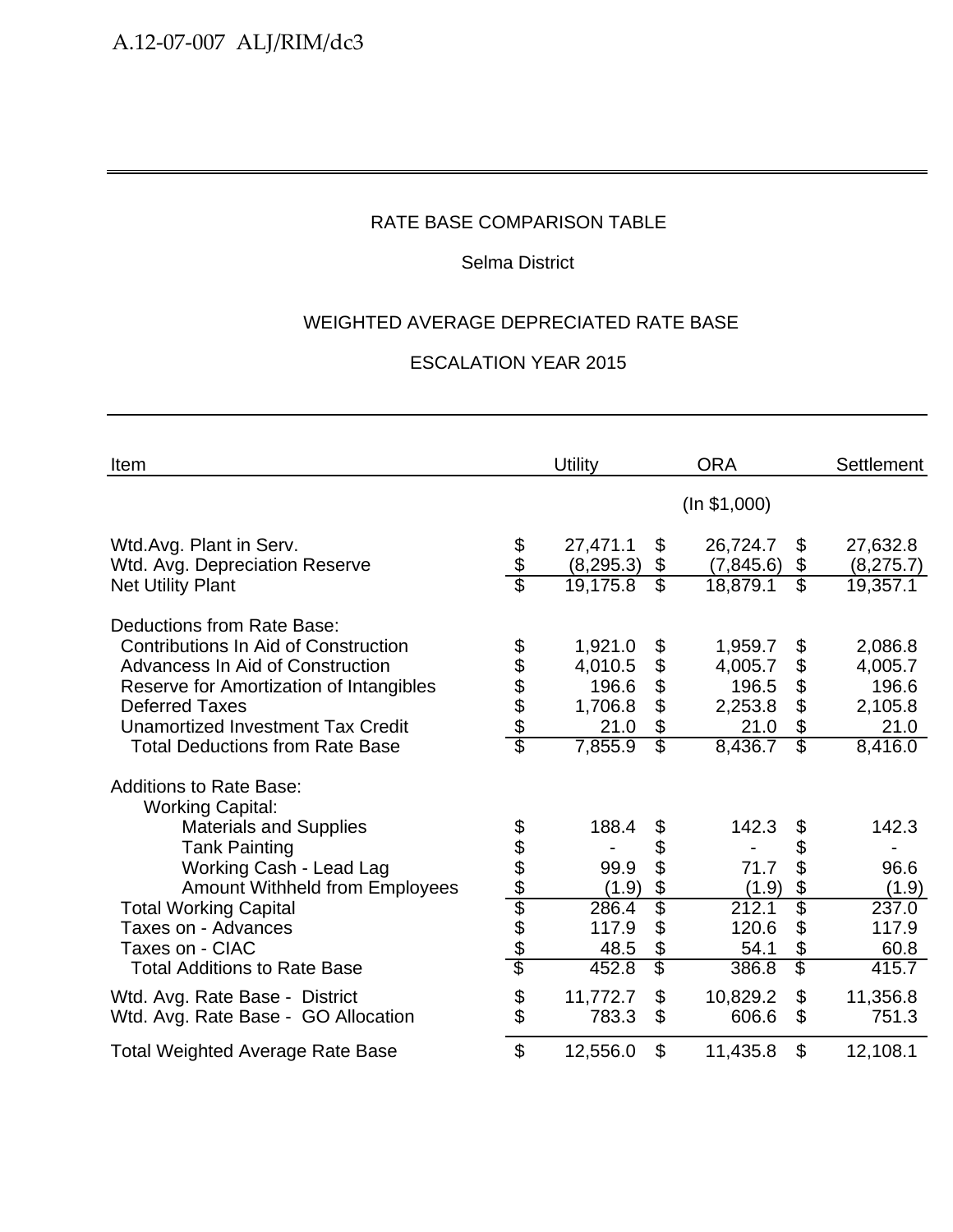RATE BASE COMPARISON TABLE

Selma District

WEIGHTED AVERAGE DEPRECIATED RATE BASE

ESCALATION YEAR 2015

| Item | Utility | ORA | Settlement |
|---|---|---|---|
| | | (In $1,000) | |
| Wtd.Avg. Plant in Serv. | $ 27,471.1 | $ 26,724.7 | $ 27,632.8 |
| Wtd. Avg. Depreciation Reserve | $ (8,295.3) | $ (7,845.6) | $ (8,275.7) |
| Net Utility Plant | $ 19,175.8 | $ 18,879.1 | $ 19,357.1 |
| Deductions from Rate Base: | | | |
| Contributions In Aid of Construction | $ 1,921.0 | $ 1,959.7 | $ 2,086.8 |
| Advancess In Aid of Construction | $ 4,010.5 | $ 4,005.7 | $ 4,005.7 |
| Reserve for Amortization of Intangibles | $ 196.6 | $ 196.5 | $ 196.6 |
| Deferred Taxes | $ 1,706.8 | $ 2,253.8 | $ 2,105.8 |
| Unamortized Investment Tax Credit | $ 21.0 | $ 21.0 | $ 21.0 |
| Total Deductions from Rate Base | $ 7,855.9 | $ 8,436.7 | $ 8,416.0 |
| Additions to Rate Base: | | | |
| Working Capital: | | | |
| Materials and Supplies | $ 188.4 | $ 142.3 | $ 142.3 |
| Tank Painting | $ - | $ - | $ - |
| Working Cash - Lead Lag | $ 99.9 | $ 71.7 | $ 96.6 |
| Amount Withheld from Employees | $ (1.9) | $ (1.9) | $ (1.9) |
| Total Working Capital | $ 286.4 | $ 212.1 | $ 237.0 |
| Taxes on - Advances | $ 117.9 | $ 120.6 | $ 117.9 |
| Taxes on - CIAC | $ 48.5 | $ 54.1 | $ 60.8 |
| Total Additions to Rate Base | $ 452.8 | $ 386.8 | $ 415.7 |
| Wtd. Avg. Rate Base - District | $ 11,772.7 | $ 10,829.2 | $ 11,356.8 |
| Wtd. Avg. Rate Base - GO Allocation | $ 783.3 | $ 606.6 | $ 751.3 |
| Total Weighted Average Rate Base | $ 12,556.0 | $ 11,435.8 | $ 12,108.1 |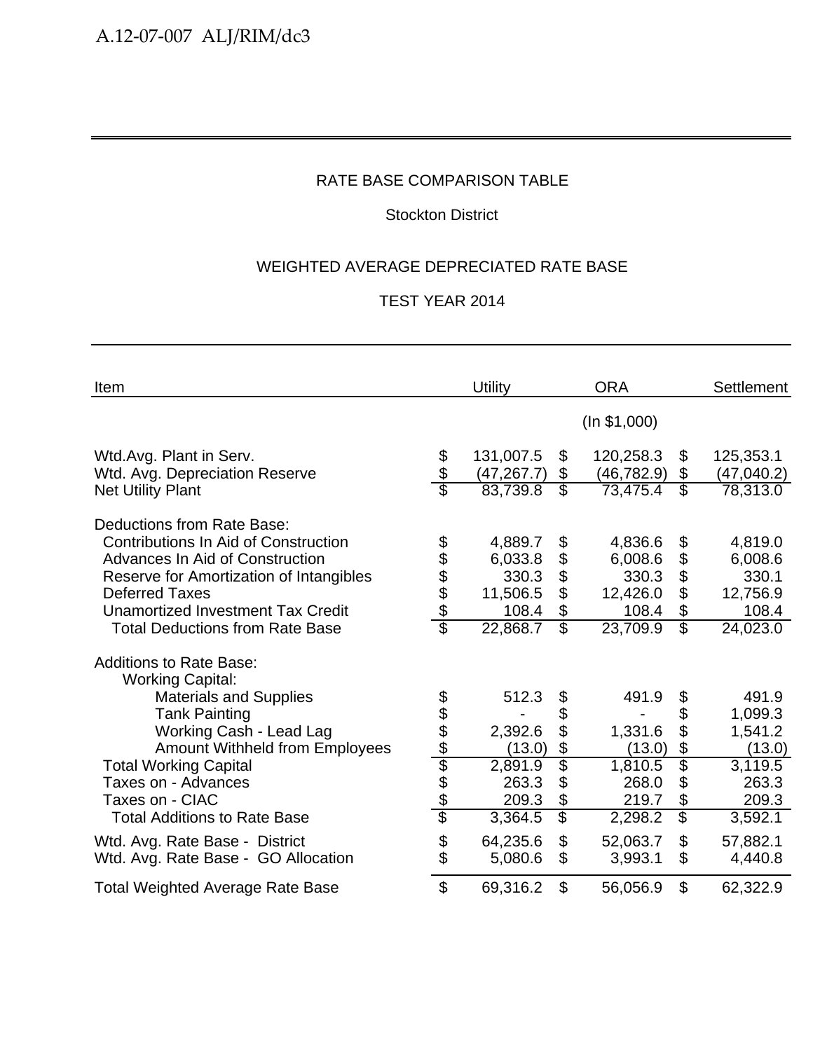RATE BASE COMPARISON TABLE

Stockton District

WEIGHTED AVERAGE DEPRECIATED RATE BASE

TEST YEAR 2014

| Item | Utility | ORA | Settlement |
|---|---|---|---|
| | | (In $1,000) | |
| Wtd.Avg. Plant in Serv. | $ 131,007.5 | $ 120,258.3 | $ 125,353.1 |
| Wtd. Avg. Depreciation Reserve | $ (47,267.7) | $ (46,782.9) | $ (47,040.2) |
| Net Utility Plant | $ 83,739.8 | $ 73,475.4 | $ 78,313.0 |
| Deductions from Rate Base: | | | |
| Contributions In Aid of Construction | $ 4,889.7 | $ 4,836.6 | $ 4,819.0 |
| Advances In Aid of Construction | $ 6,033.8 | $ 6,008.6 | $ 6,008.6 |
| Reserve for Amortization of Intangibles | $ 330.3 | $ 330.3 | $ 330.1 |
| Deferred Taxes | $ 11,506.5 | $ 12,426.0 | $ 12,756.9 |
| Unamortized Investment Tax Credit | $ 108.4 | $ 108.4 | $ 108.4 |
| Total Deductions from Rate Base | $ 22,868.7 | $ 23,709.9 | $ 24,023.0 |
| Additions to Rate Base: | | | |
| Working Capital: | | | |
| Materials and Supplies | $ 512.3 | $ 491.9 | $ 491.9 |
| Tank Painting | $ - | $ - | $ 1,099.3 |
| Working Cash - Lead Lag | $ 2,392.6 | $ 1,331.6 | $ 1,541.2 |
| Amount Withheld from Employees | $ (13.0) | $ (13.0) | $ (13.0) |
| Total Working Capital | $ 2,891.9 | $ 1,810.5 | $ 3,119.5 |
| Taxes on - Advances | $ 263.3 | $ 268.0 | $ 263.3 |
| Taxes on - CIAC | $ 209.3 | $ 219.7 | $ 209.3 |
| Total Additions to Rate Base | $ 3,364.5 | $ 2,298.2 | $ 3,592.1 |
| Wtd. Avg. Rate Base - District | $ 64,235.6 | $ 52,063.7 | $ 57,882.1 |
| Wtd. Avg. Rate Base - GO Allocation | $ 5,080.6 | $ 3,993.1 | $ 4,440.8 |
| Total Weighted Average Rate Base | $ 69,316.2 | $ 56,056.9 | $ 62,322.9 |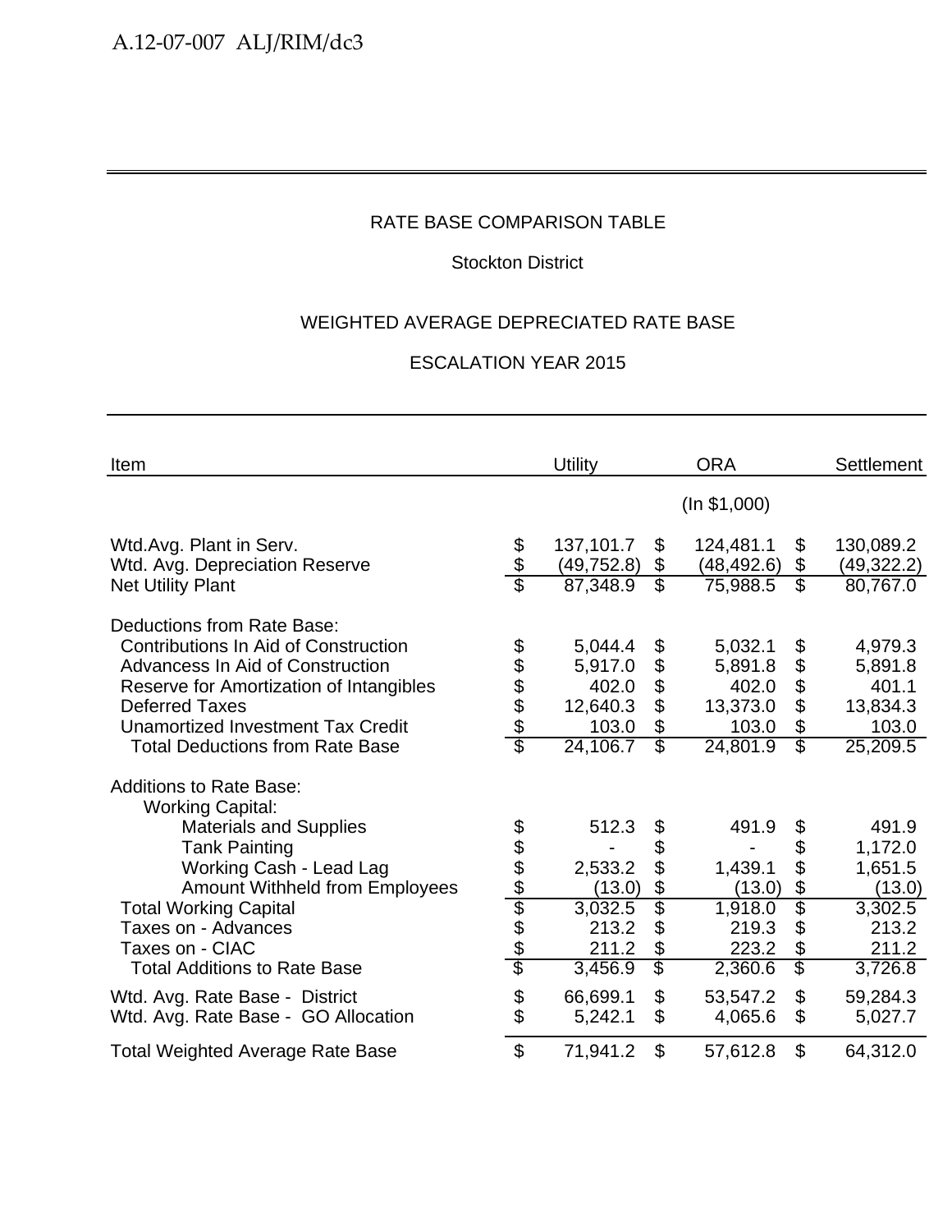RATE BASE COMPARISON TABLE

Stockton District

WEIGHTED AVERAGE DEPRECIATED RATE BASE

ESCALATION YEAR 2015

| Item | Utility | ORA | Settlement |
|---|---|---|---|
| | | (In $1,000) | |
| Wtd.Avg. Plant in Serv. | $ 137,101.7 | $ 124,481.1 | $ 130,089.2 |
| Wtd. Avg. Depreciation Reserve | $ (49,752.8) | $ (48,492.6) | $ (49,322.2) |
| Net Utility Plant | $ 87,348.9 | $ 75,988.5 | $ 80,767.0 |
| Deductions from Rate Base: | | | |
| Contributions In Aid of Construction | $ 5,044.4 | $ 5,032.1 | $ 4,979.3 |
| Advancess In Aid of Construction | $ 5,917.0 | $ 5,891.8 | $ 5,891.8 |
| Reserve for Amortization of Intangibles | $ 402.0 | $ 402.0 | $ 401.1 |
| Deferred Taxes | $ 12,640.3 | $ 13,373.0 | $ 13,834.3 |
| Unamortized Investment Tax Credit | $ 103.0 | $ 103.0 | $ 103.0 |
| Total Deductions from Rate Base | $ 24,106.7 | $ 24,801.9 | $ 25,209.5 |
| Additions to Rate Base: | | | |
| Working Capital: | | | |
| Materials and Supplies | $ 512.3 | $ 491.9 | $ 491.9 |
| Tank Painting | $ - | $ - | $ 1,172.0 |
| Working Cash - Lead Lag | $ 2,533.2 | $ 1,439.1 | $ 1,651.5 |
| Amount Withheld from Employees | $ (13.0) | $ (13.0) | $ (13.0) |
| Total Working Capital | $ 3,032.5 | $ 1,918.0 | $ 3,302.5 |
| Taxes on - Advances | $ 213.2 | $ 219.3 | $ 213.2 |
| Taxes on - CIAC | $ 211.2 | $ 223.2 | $ 211.2 |
| Total Additions to Rate Base | $ 3,456.9 | $ 2,360.6 | $ 3,726.8 |
| Wtd. Avg. Rate Base - District | $ 66,699.1 | $ 53,547.2 | $ 59,284.3 |
| Wtd. Avg. Rate Base - GO Allocation | $ 5,242.1 | $ 4,065.6 | $ 5,027.7 |
| Total Weighted Average Rate Base | $ 71,941.2 | $ 57,612.8 | $ 64,312.0 |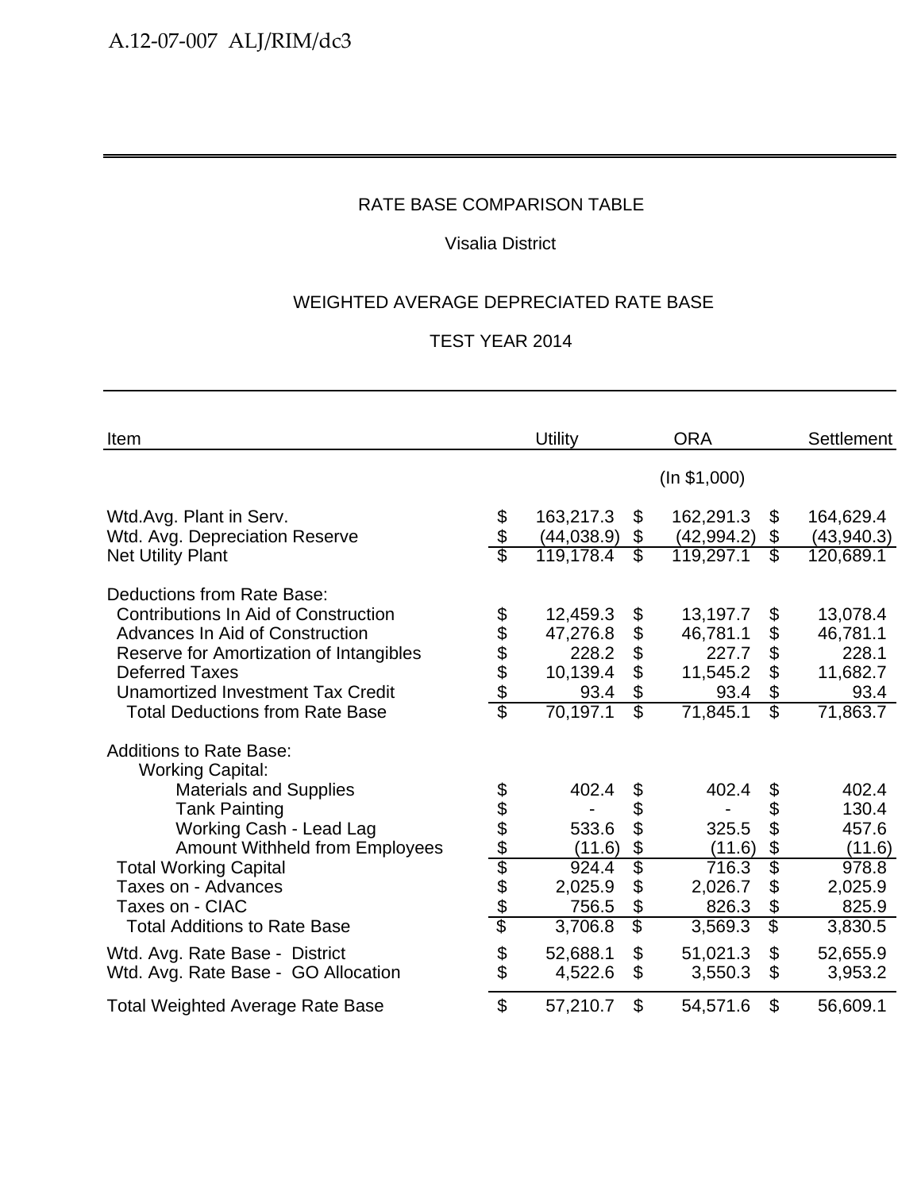RATE BASE COMPARISON TABLE

Visalia District

WEIGHTED AVERAGE DEPRECIATED RATE BASE

TEST YEAR 2014

| Item | Utility | ORA | Settlement |
|---|---|---|---|
| | | (In $1,000) | |
| Wtd.Avg. Plant in Serv. | $ 163,217.3 | $ 162,291.3 | $ 164,629.4 |
| Wtd. Avg. Depreciation Reserve | $ (44,038.9) | $ (42,994.2) | $ (43,940.3) |
| Net Utility Plant | $ 119,178.4 | $ 119,297.1 | $ 120,689.1 |
| Deductions from Rate Base: | | | |
| Contributions In Aid of Construction | $ 12,459.3 | $ 13,197.7 | $ 13,078.4 |
| Advances In Aid of Construction | $ 47,276.8 | $ 46,781.1 | $ 46,781.1 |
| Reserve for Amortization of Intangibles | $ 228.2 | $ 227.7 | $ 228.1 |
| Deferred Taxes | $ 10,139.4 | $ 11,545.2 | $ 11,682.7 |
| Unamortized Investment Tax Credit | $ 93.4 | $ 93.4 | $ 93.4 |
| Total Deductions from Rate Base | $ 70,197.1 | $ 71,845.1 | $ 71,863.7 |
| Additions to Rate Base: | | | |
| Working Capital: | | | |
| Materials and Supplies | $ 402.4 | $ 402.4 | $ 402.4 |
| Tank Painting | $ - | $ - | $ 130.4 |
| Working Cash - Lead Lag | $ 533.6 | $ 325.5 | $ 457.6 |
| Amount Withheld from Employees | $ (11.6) | $ (11.6) | $ (11.6) |
| Total Working Capital | $ 924.4 | $ 716.3 | $ 978.8 |
| Taxes on - Advances | $ 2,025.9 | $ 2,026.7 | $ 2,025.9 |
| Taxes on - CIAC | $ 756.5 | $ 826.3 | $ 825.9 |
| Total Additions to Rate Base | $ 3,706.8 | $ 3,569.3 | $ 3,830.5 |
| Wtd. Avg. Rate Base - District | $ 52,688.1 | $ 51,021.3 | $ 52,655.9 |
| Wtd. Avg. Rate Base - GO Allocation | $ 4,522.6 | $ 3,550.3 | $ 3,953.2 |
| Total Weighted Average Rate Base | $ 57,210.7 | $ 54,571.6 | $ 56,609.1 |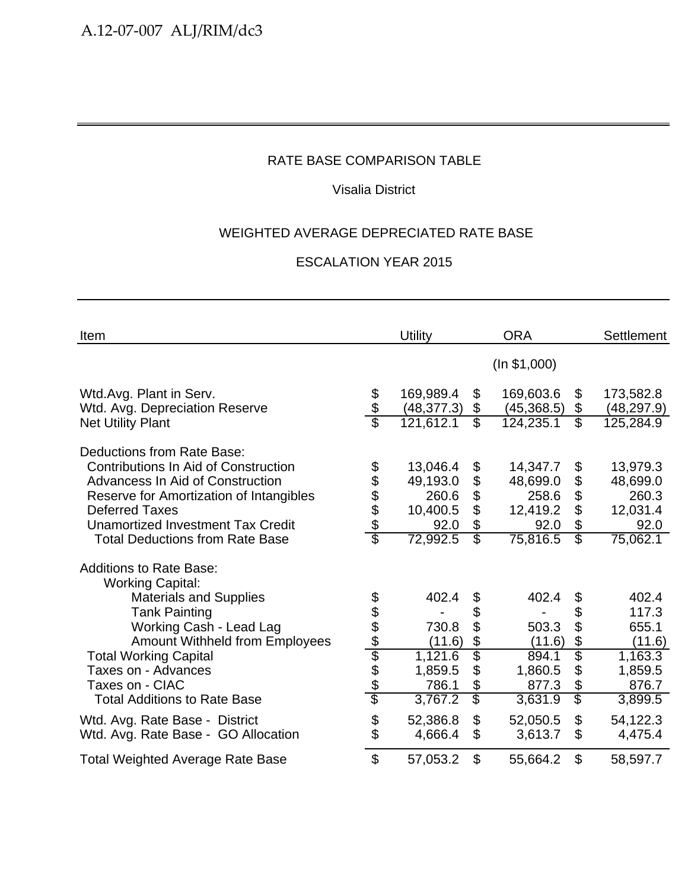RATE BASE COMPARISON TABLE

Visalia District

WEIGHTED AVERAGE DEPRECIATED RATE BASE

ESCALATION YEAR 2015

| Item | Utility | ORA | Settlement |
|---|---|---|---|
| | | (In $1,000) | |
| Wtd.Avg. Plant in Serv. | $ 169,989.4 | $ 169,603.6 | $ 173,582.8 |
| Wtd. Avg. Depreciation Reserve | $ (48,377.3) | $ (45,368.5) | $ (48,297.9) |
| Net Utility Plant | $ 121,612.1 | $ 124,235.1 | $ 125,284.9 |
| | | | |
| Deductions from Rate Base: | | | |
| Contributions In Aid of Construction | $ 13,046.4 | $ 14,347.7 | $ 13,979.3 |
| Advancess In Aid of Construction | $ 49,193.0 | $ 48,699.0 | $ 48,699.0 |
| Reserve for Amortization of Intangibles | $ 260.6 | $ 258.6 | $ 260.3 |
| Deferred Taxes | $ 10,400.5 | $ 12,419.2 | $ 12,031.4 |
| Unamortized Investment Tax Credit | $ 92.0 | $ 92.0 | $ 92.0 |
| Total Deductions from Rate Base | $ 72,992.5 | $ 75,816.5 | $ 75,062.1 |
| | | | |
| Additions to Rate Base: | | | |
| Working Capital: | | | |
| Materials and Supplies | $ 402.4 | $ 402.4 | $ 402.4 |
| Tank Painting | $ - | $ - | $ 117.3 |
| Working Cash - Lead Lag | $ 730.8 | $ 503.3 | $ 655.1 |
| Amount Withheld from Employees | $ (11.6) | $ (11.6) | $ (11.6) |
| Total Working Capital | $ 1,121.6 | $ 894.1 | $ 1,163.3 |
| Taxes on - Advances | $ 1,859.5 | $ 1,860.5 | $ 1,859.5 |
| Taxes on - CIAC | $ 786.1 | $ 877.3 | $ 876.7 |
| Total Additions to Rate Base | $ 3,767.2 | $ 3,631.9 | $ 3,899.5 |
| | | | |
| Wtd. Avg. Rate Base - District | $ 52,386.8 | $ 52,050.5 | $ 54,122.3 |
| Wtd. Avg. Rate Base - GO Allocation | $ 4,666.4 | $ 3,613.7 | $ 4,475.4 |
| | | | |
| Total Weighted Average Rate Base | $ 57,053.2 | $ 55,664.2 | $ 58,597.7 |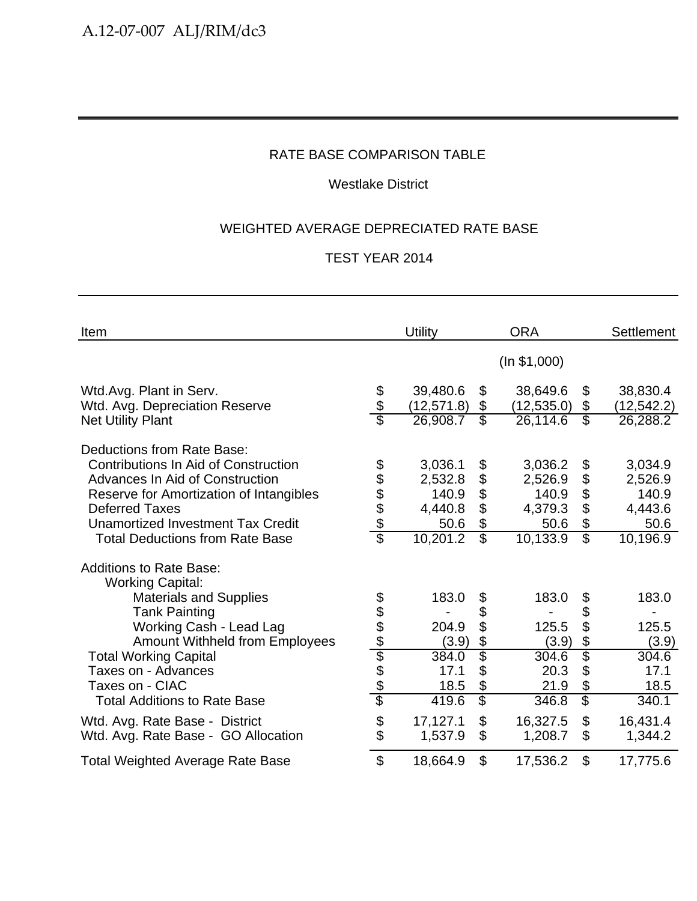RATE BASE COMPARISON TABLE

Westlake District

WEIGHTED AVERAGE DEPRECIATED RATE BASE

TEST YEAR 2014

| Item | Utility | ORA | Settlement |
|---|---|---|---|
| | | (In $1,000) | |
| Wtd.Avg. Plant in Serv. | $ 39,480.6 | $ 38,649.6 | $ 38,830.4 |
| Wtd. Avg. Depreciation Reserve | $ (12,571.8) | $ (12,535.0) | $ (12,542.2) |
| Net Utility Plant | $ 26,908.7 | $ 26,114.6 | $ 26,288.2 |
| Deductions from Rate Base: | | | |
| Contributions In Aid of Construction | $ 3,036.1 | $ 3,036.2 | $ 3,034.9 |
| Advances In Aid of Construction | $ 2,532.8 | $ 2,526.9 | $ 2,526.9 |
| Reserve for Amortization of Intangibles | $ 140.9 | $ 140.9 | $ 140.9 |
| Deferred Taxes | $ 4,440.8 | $ 4,379.3 | $ 4,443.6 |
| Unamortized Investment Tax Credit | $ 50.6 | $ 50.6 | $ 50.6 |
| Total Deductions from Rate Base | $ 10,201.2 | $ 10,133.9 | $ 10,196.9 |
| Additions to Rate Base: | | | |
| Working Capital: | | | |
| Materials and Supplies | $ 183.0 | $ 183.0 | $ 183.0 |
| Tank Painting | $ - | $ - | $ - |
| Working Cash - Lead Lag | $ 204.9 | $ 125.5 | $ 125.5 |
| Amount Withheld from Employees | $ (3.9) | $ (3.9) | $ (3.9) |
| Total Working Capital | $ 384.0 | $ 304.6 | $ 304.6 |
| Taxes on - Advances | $ 17.1 | $ 20.3 | $ 17.1 |
| Taxes on - CIAC | $ 18.5 | $ 21.9 | $ 18.5 |
| Total Additions to Rate Base | $ 419.6 | $ 346.8 | $ 340.1 |
| Wtd. Avg. Rate Base - District | $ 17,127.1 | $ 16,327.5 | $ 16,431.4 |
| Wtd. Avg. Rate Base - GO Allocation | $ 1,537.9 | $ 1,208.7 | $ 1,344.2 |
| Total Weighted Average Rate Base | $ 18,664.9 | $ 17,536.2 | $ 17,775.6 |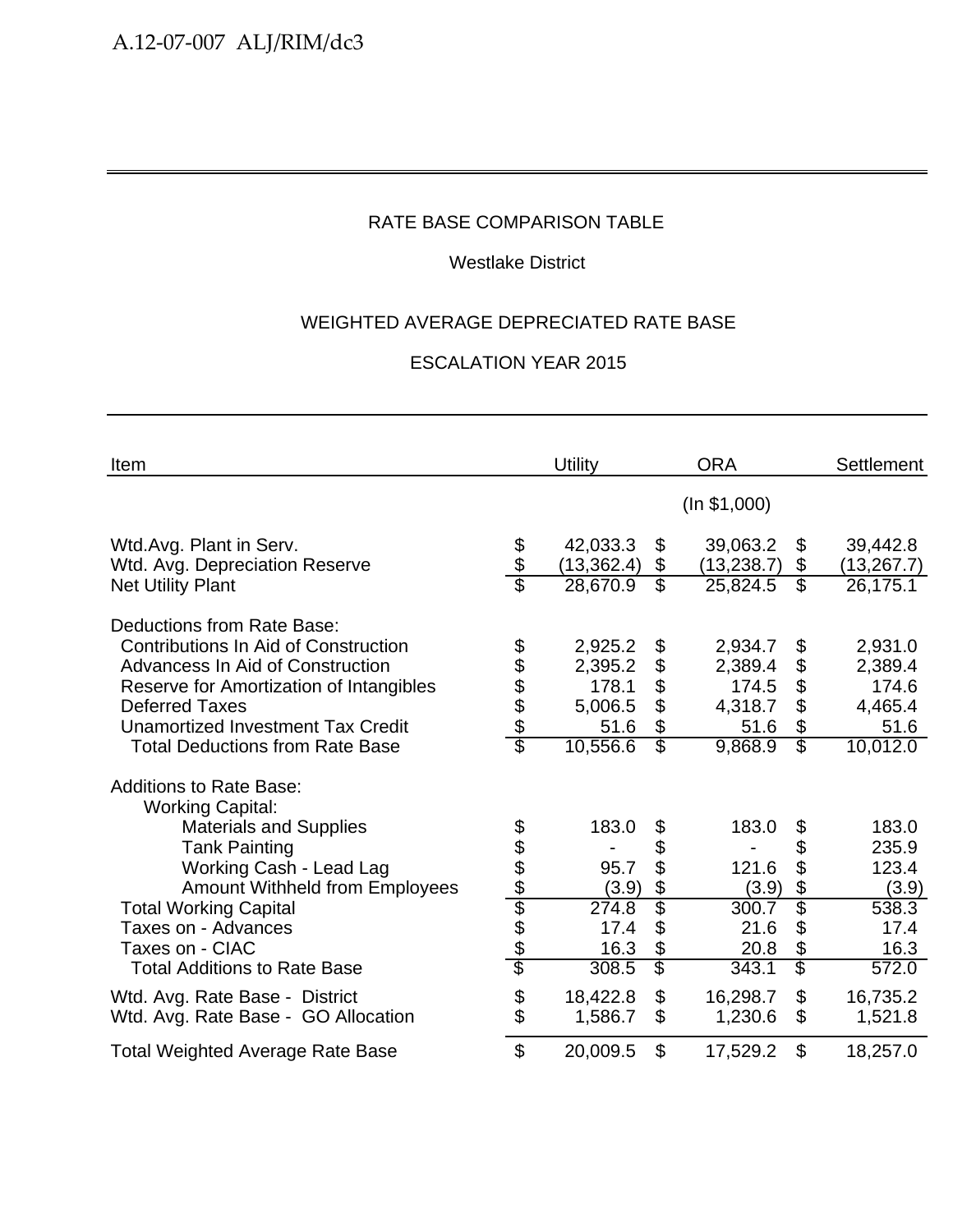RATE BASE COMPARISON TABLE

Westlake District

WEIGHTED AVERAGE DEPRECIATED RATE BASE

ESCALATION YEAR 2015

| Item | Utility | ORA | Settlement |
|---|---|---|---|
| | | (In $1,000) | |
| Wtd.Avg. Plant in Serv. | $ 42,033.3 | $ 39,063.2 | $ 39,442.8 |
| Wtd. Avg. Depreciation Reserve | $ (13,362.4) | $ (13,238.7) | $ (13,267.7) |
| Net Utility Plant | $ 28,670.9 | $ 25,824.5 | $ 26,175.1 |
| Deductions from Rate Base: | | | |
| Contributions In Aid of Construction | $ 2,925.2 | $ 2,934.7 | $ 2,931.0 |
| Advancess In Aid of Construction | $ 2,395.2 | $ 2,389.4 | $ 2,389.4 |
| Reserve for Amortization of Intangibles | $ 178.1 | $ 174.5 | $ 174.6 |
| Deferred Taxes | $ 5,006.5 | $ 4,318.7 | $ 4,465.4 |
| Unamortized Investment Tax Credit | $ 51.6 | $ 51.6 | $ 51.6 |
| Total Deductions from Rate Base | $ 10,556.6 | $ 9,868.9 | $ 10,012.0 |
| Additions to Rate Base: | | | |
| Working Capital: | | | |
| Materials and Supplies | $ 183.0 | $ 183.0 | $ 183.0 |
| Tank Painting | $ - | $ - | $ 235.9 |
| Working Cash - Lead Lag | $ 95.7 | $ 121.6 | $ 123.4 |
| Amount Withheld from Employees | $ (3.9) | $ (3.9) | $ (3.9) |
| Total Working Capital | $ 274.8 | $ 300.7 | $ 538.3 |
| Taxes on - Advances | $ 17.4 | $ 21.6 | $ 17.4 |
| Taxes on - CIAC | $ 16.3 | $ 20.8 | $ 16.3 |
| Total Additions to Rate Base | $ 308.5 | $ 343.1 | $ 572.0 |
| Wtd. Avg. Rate Base - District | $ 18,422.8 | $ 16,298.7 | $ 16,735.2 |
| Wtd. Avg. Rate Base - GO Allocation | $ 1,586.7 | $ 1,230.6 | $ 1,521.8 |
| Total Weighted Average Rate Base | $ 20,009.5 | $ 17,529.2 | $ 18,257.0 |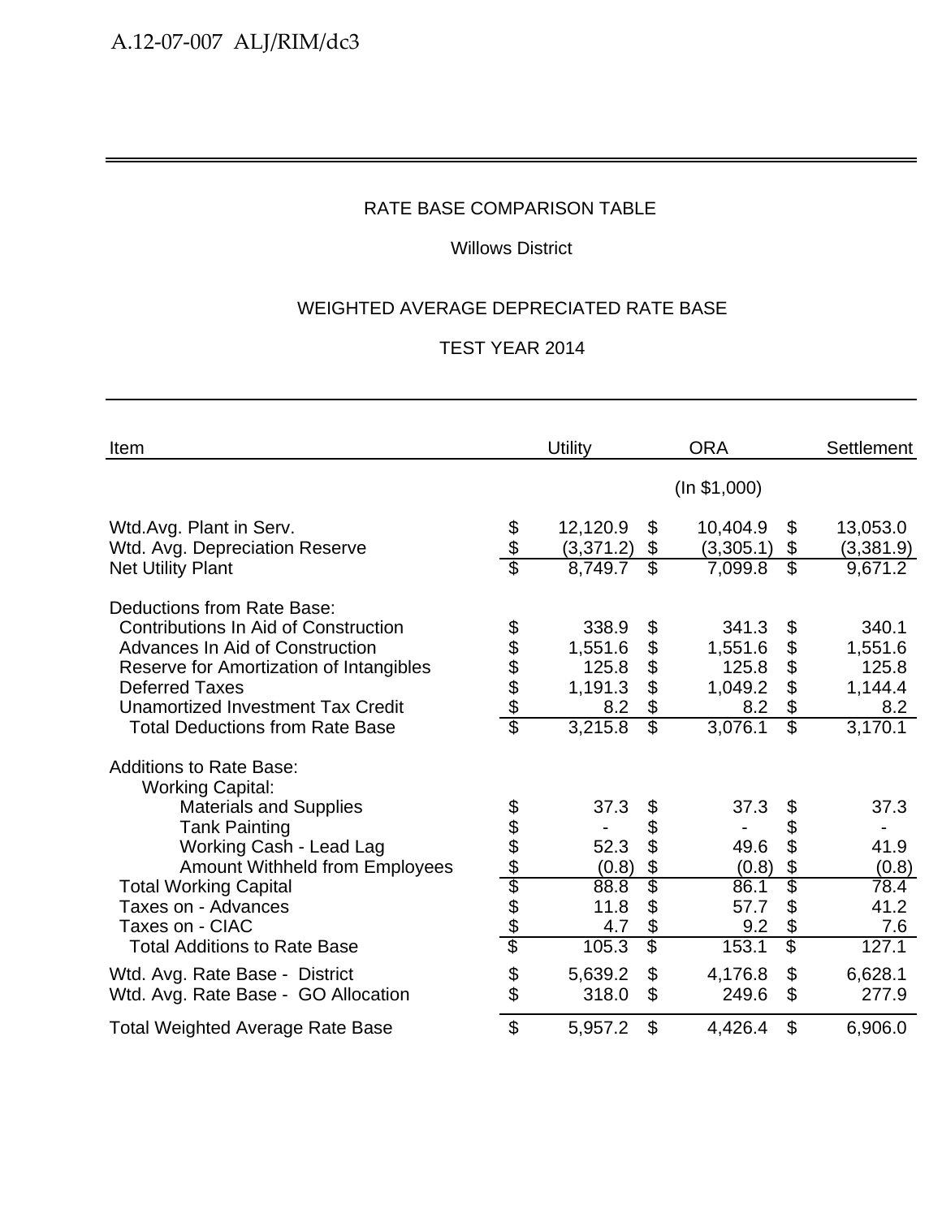RATE BASE COMPARISON TABLE

Willows District

WEIGHTED AVERAGE DEPRECIATED RATE BASE

TEST YEAR 2014

| Item | Utility | ORA | Settlement |
|---|---|---|---|
| | | (In $1,000) | |
| Wtd.Avg. Plant in Serv. | $ 12,120.9 | $ 10,404.9 | $ 13,053.0 |
| Wtd. Avg. Depreciation Reserve | $ (3,371.2) | $ (3,305.1) | $ (3,381.9) |
| Net Utility Plant | $ 8,749.7 | $ 7,099.8 | $ 9,671.2 |
| Deductions from Rate Base: | | | |
| Contributions In Aid of Construction | $ 338.9 | $ 341.3 | $ 340.1 |
| Advances In Aid of Construction | $ 1,551.6 | $ 1,551.6 | $ 1,551.6 |
| Reserve for Amortization of Intangibles | $ 125.8 | $ 125.8 | $ 125.8 |
| Deferred Taxes | $ 1,191.3 | $ 1,049.2 | $ 1,144.4 |
| Unamortized Investment Tax Credit | $ 8.2 | $ 8.2 | $ 8.2 |
| Total Deductions from Rate Base | $ 3,215.8 | $ 3,076.1 | $ 3,170.1 |
| Additions to Rate Base: | | | |
| Working Capital: | | | |
| Materials and Supplies | $ 37.3 | $ 37.3 | $ 37.3 |
| Tank Painting | $ - | $ - | $ - |
| Working Cash - Lead Lag | $ 52.3 | $ 49.6 | $ 41.9 |
| Amount Withheld from Employees | $ (0.8) | $ (0.8) | $ (0.8) |
| Total Working Capital | $ 88.8 | $ 86.1 | $ 78.4 |
| Taxes on - Advances | $ 11.8 | $ 57.7 | $ 41.2 |
| Taxes on - CIAC | $ 4.7 | $ 9.2 | $ 7.6 |
| Total Additions to Rate Base | $ 105.3 | $ 153.1 | $ 127.1 |
| Wtd. Avg. Rate Base - District | $ 5,639.2 | $ 4,176.8 | $ 6,628.1 |
| Wtd. Avg. Rate Base - GO Allocation | $ 318.0 | $ 249.6 | $ 277.9 |
| Total Weighted Average Rate Base | $ 5,957.2 | $ 4,426.4 | $ 6,906.0 |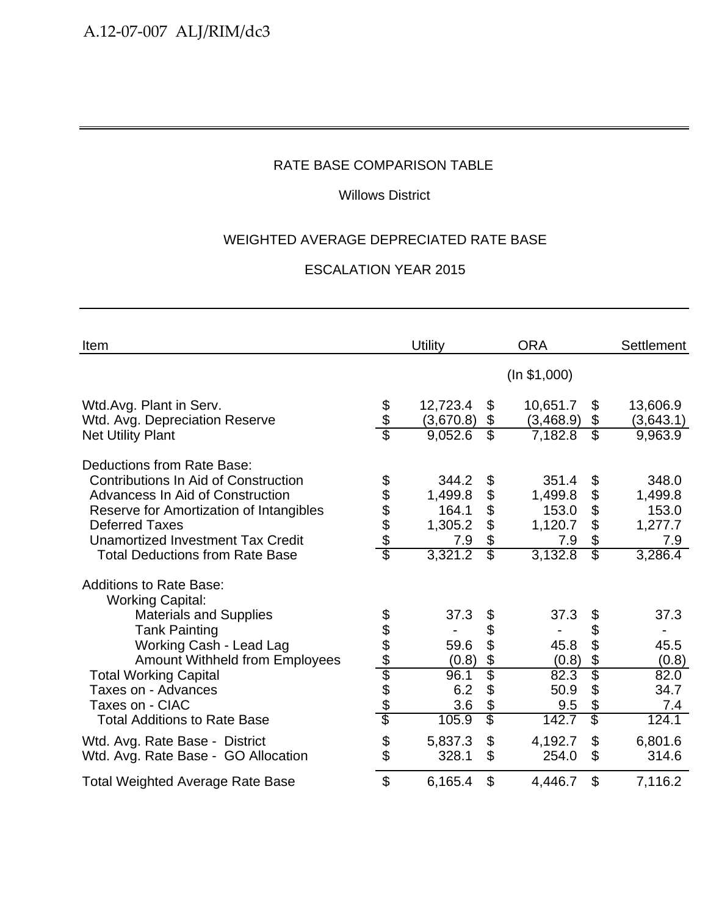RATE BASE COMPARISON TABLE

Willows District

WEIGHTED AVERAGE DEPRECIATED RATE BASE

ESCALATION YEAR 2015

| Item | Utility | ORA | Settlement |
|---|---|---|---|
| | | (In $1,000) | |
| Wtd.Avg. Plant in Serv. | $ 12,723.4 | $ 10,651.7 | $ 13,606.9 |
| Wtd. Avg. Depreciation Reserve | $ (3,670.8) | $ (3,468.9) | $ (3,643.1) |
| Net Utility Plant | $ 9,052.6 | $ 7,182.8 | $ 9,963.9 |
| Deductions from Rate Base: | | | |
| Contributions In Aid of Construction | $ 344.2 | $ 351.4 | $ 348.0 |
| Advancess In Aid of Construction | $ 1,499.8 | $ 1,499.8 | $ 1,499.8 |
| Reserve for Amortization of Intangibles | $ 164.1 | $ 153.0 | $ 153.0 |
| Deferred Taxes | $ 1,305.2 | $ 1,120.7 | $ 1,277.7 |
| Unamortized Investment Tax Credit | $ 7.9 | $ 7.9 | $ 7.9 |
| Total Deductions from Rate Base | $ 3,321.2 | $ 3,132.8 | $ 3,286.4 |
| Additions to Rate Base: | | | |
| Working Capital: | | | |
| Materials and Supplies | $ 37.3 | $ 37.3 | $ 37.3 |
| Tank Painting | $ - | $ - | $ - |
| Working Cash - Lead Lag | $ 59.6 | $ 45.8 | $ 45.5 |
| Amount Withheld from Employees | $ (0.8) | $ (0.8) | $ (0.8) |
| Total Working Capital | $ 96.1 | $ 82.3 | $ 82.0 |
| Taxes on - Advances | $ 6.2 | $ 50.9 | $ 34.7 |
| Taxes on - CIAC | $ 3.6 | $ 9.5 | $ 7.4 |
| Total Additions to Rate Base | $ 105.9 | $ 142.7 | $ 124.1 |
| Wtd. Avg. Rate Base - District | $ 5,837.3 | $ 4,192.7 | $ 6,801.6 |
| Wtd. Avg. Rate Base - GO Allocation | $ 328.1 | $ 254.0 | $ 314.6 |
| Total Weighted Average Rate Base | $ 6,165.4 | $ 4,446.7 | $ 7,116.2 |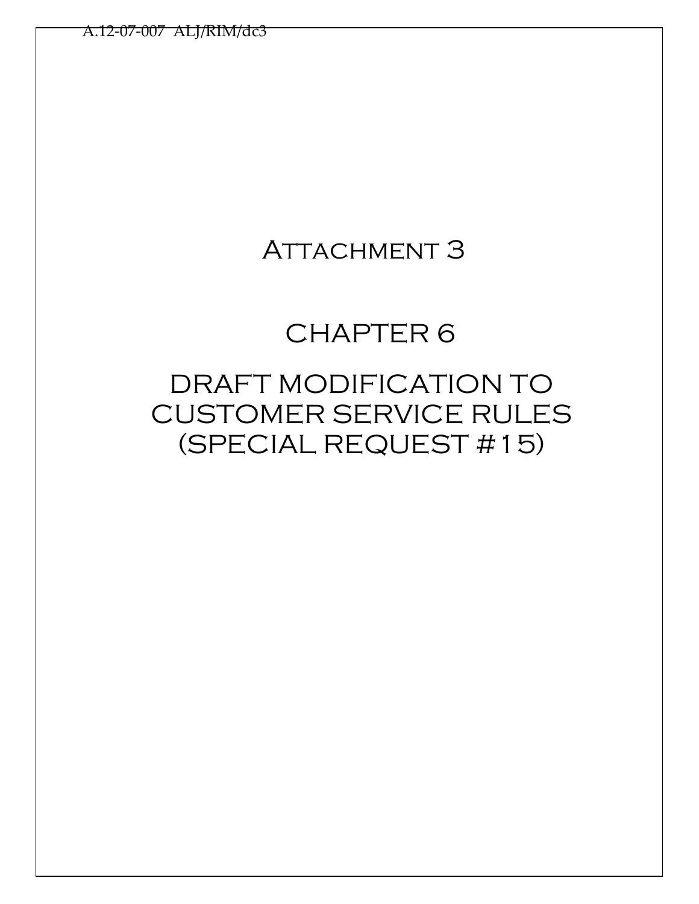# Attachment 3

# CHAPTER 6

# DRAFT MODIFICATION TO CUSTOMER SERVICE RULES (SPECIAL REQUEST #15)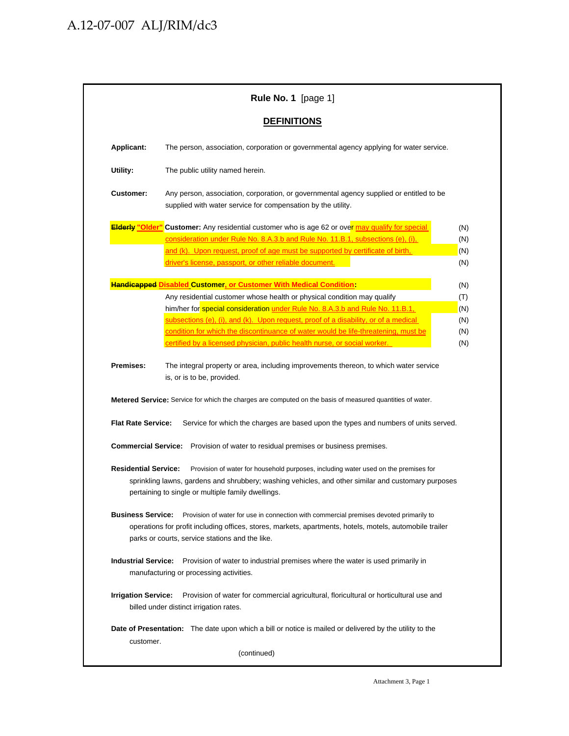**Rule No. 1** [page 1]

## DEFINITIONS

**Applicant:** The person, association, corporation or governmental agency applying for water service.

**Utility:** The public utility named herein.

**Customer:** Any person, association, corporation, or governmental agency supplied or entitled to be supplied with water service for compensation by the utility.

**~~Elderly~~ "Older" Customer:** Any residential customer who is age 62 or over may qualify for special consideration under Rule No. 8.A.3.b and Rule No. 11.B.1, subsections (e), (i), and (k). Upon request, proof of age must be supported by certificate of birth, driver's license, passport, or other reliable document. (N) (N) (N) (N)

**~~Handicapped~~ Disabled Customer, or Customer With Medical Condition:** (N)
Any residential customer whose health or physical condition may qualify him/her for special consideration under Rule No. 8.A.3.b and Rule No. 11.B.1, subsections (e), (i), and (k). Upon request, proof of a disability, or of a medical condition for which the discontinuance of water would be life-threatening, must be certified by a licensed physician, public health nurse, or social worker. (T) (N) (N) (N) (N)

**Premises:** The integral property or area, including improvements thereon, to which water service is, or is to be, provided.

**Metered Service:** Service for which the charges are computed on the basis of measured quantities of water.

**Flat Rate Service:** Service for which the charges are based upon the types and numbers of units served.

**Commercial Service:** Provision of water to residual premises or business premises.

**Residential Service:** Provision of water for household purposes, including water used on the premises for sprinkling lawns, gardens and shrubbery; washing vehicles, and other similar and customary purposes pertaining to single or multiple family dwellings.

**Business Service:** Provision of water for use in connection with commercial premises devoted primarily to operations for profit including offices, stores, markets, apartments, hotels, motels, automobile trailer parks or courts, service stations and the like.

**Industrial Service:** Provision of water to industrial premises where the water is used primarily in manufacturing or processing activities.

**Irrigation Service:** Provision of water for commercial agricultural, floricultural or horticultural use and billed under distinct irrigation rates.

**Date of Presentation:** The date upon which a bill or notice is mailed or delivered by the utility to the customer.

(continued)

Attachment 3, Page 1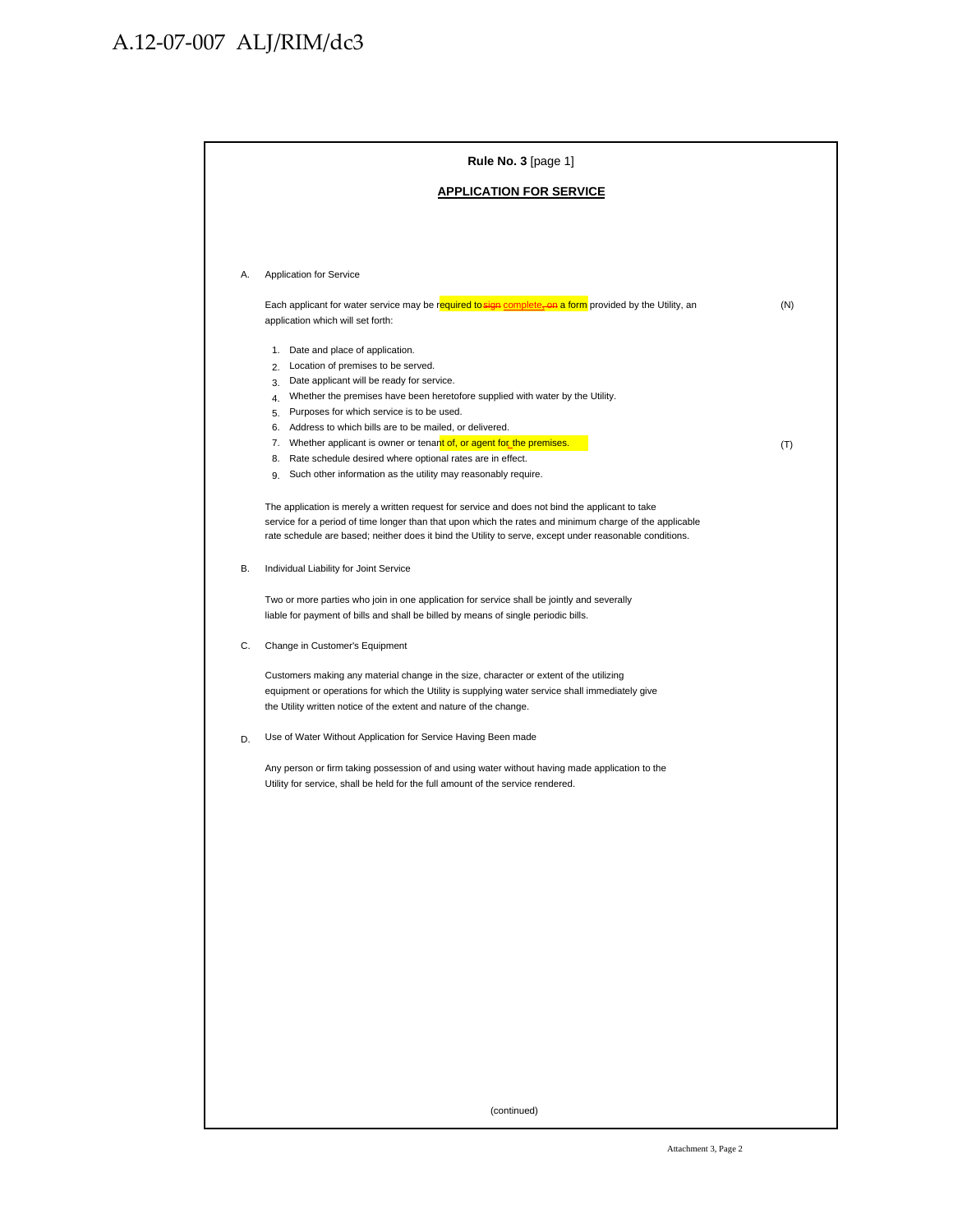A.12-07-007 ALJ/RIM/dc3

**Rule No. 3** [page 1]

**APPLICATION FOR SERVICE**

A. Application for Service

Each applicant for water service may be required to ~~sign~~ complete, ~~on~~ a form provided by the Utility, an application which will set forth: (N)

1. Date and place of application.
2. Location of premises to be served.
3. Date applicant will be ready for service.
4. Whether the premises have been heretofore supplied with water by the Utility.
5. Purposes for which service is to be used.
6. Address to which bills are to be mailed, or delivered.
7. Whether applicant is owner or tenant of, or agent for the premises. (T)
8. Rate schedule desired where optional rates are in effect.
9. Such other information as the utility may reasonably require.

The application is merely a written request for service and does not bind the applicant to take service for a period of time longer than that upon which the rates and minimum charge of the applicable rate schedule are based; neither does it bind the Utility to serve, except under reasonable conditions.

B. Individual Liability for Joint Service

Two or more parties who join in one application for service shall be jointly and severally liable for payment of bills and shall be billed by means of single periodic bills.

C. Change in Customer's Equipment

Customers making any material change in the size, character or extent of the utilizing equipment or operations for which the Utility is supplying water service shall immediately give the Utility written notice of the extent and nature of the change.

D. Use of Water Without Application for Service Having Been made

Any person or firm taking possession of and using water without having made application to the Utility for service, shall be held for the full amount of the service rendered.

(continued)

Attachment 3, Page 2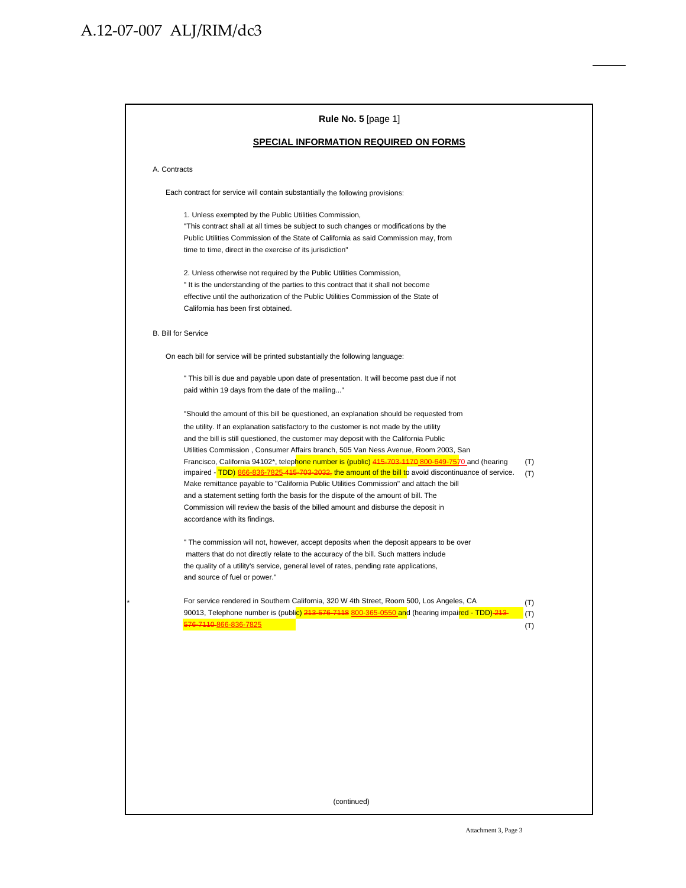**Rule No. 5** [page 1]

## SPECIAL INFORMATION REQUIRED ON FORMS

A. Contracts

Each contract for service will contain substantially the following provisions:

1. Unless exempted by the Public Utilities Commission,
"This contract shall at all times be subject to such changes or modifications by the Public Utilities Commission of the State of California as said Commission may, from time to time, direct in the exercise of its jurisdiction"

2. Unless otherwise not required by the Public Utilities Commission,
" It is the understanding of the parties to this contract that it shall not become effective until the authorization of the Public Utilities Commission of the State of California has been first obtained.

B. Bill for Service

On each bill for service will be printed substantially the following language:

" This bill is due and payable upon date of presentation. It will become past due if not paid within 19 days from the date of the mailing..."

"Should the amount of this bill be questioned, an explanation should be requested from the utility. If an explanation satisfactory to the customer is not made by the utility and the bill is still questioned, the customer may deposit with the California Public Utilities Commission , Consumer Affairs branch, 505 Van Ness Avenue, Room 2003, San Francisco, California 94102*, telephone number is (public) ~~415-703-1170~~ 800-649-7570 and (hearing impaired - TDD) 866-836-7825 ~~415-703-2032,~~ the amount of the bill to avoid discontinuance of service. Make remittance payable to "California Public Utilities Commission" and attach the bill and a statement setting forth the basis for the dispute of the amount of bill. The Commission will review the basis of the billed amount and disburse the deposit in accordance with its findings. (T) (T)

" The commission will not, however, accept deposits when the deposit appears to be over matters that do not directly relate to the accuracy of the bill. Such matters include the quality of a utility's service, general level of rates, pending rate applications, and source of fuel or power."

\* For service rendered in Southern California, 320 W 4th Street, Room 500, Los Angeles, CA 90013, Telephone number is (public) ~~213-576-7118~~ 800-365-0550 and (hearing impaired - TDD) ~~213-576-7110~~ 866-836-7825 (T) (T) (T)

(continued)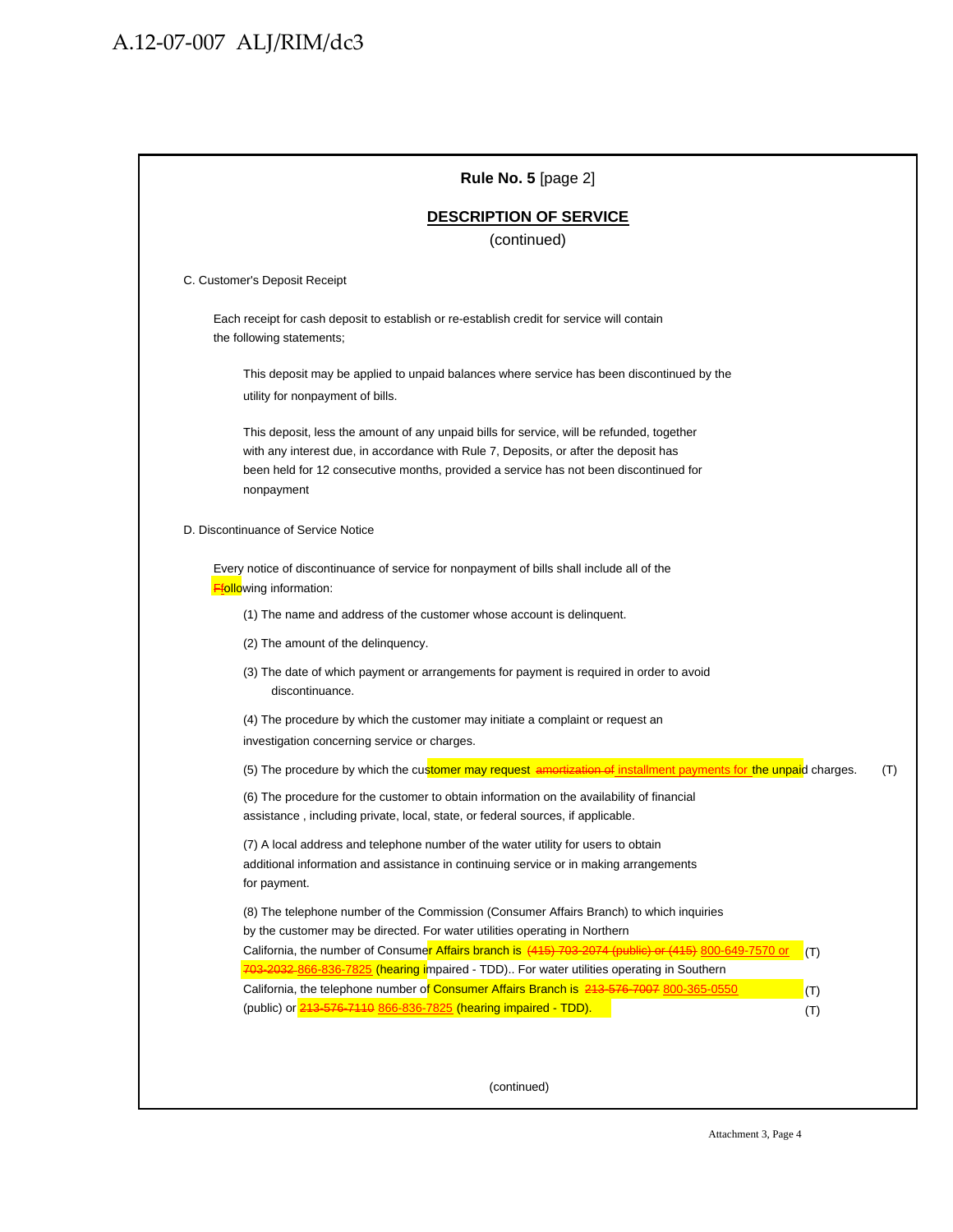**Rule No. 5** [page 2]

**DESCRIPTION OF SERVICE**

(continued)

C. Customer's Deposit Receipt

Each receipt for cash deposit to establish or re-establish credit for service will contain the following statements;

This deposit may be applied to unpaid balances where service has been discontinued by the utility for nonpayment of bills.

This deposit, less the amount of any unpaid bills for service, will be refunded, together with any interest due, in accordance with Rule 7, Deposits, or after the deposit has been held for 12 consecutive months, provided a service has not been discontinued for nonpayment

D. Discontinuance of Service Notice

Every notice of discontinuance of service for nonpayment of bills shall include all of the ~~F~~following information:

(1) The name and address of the customer whose account is delinquent.

(2) The amount of the delinquency.

(3) The date of which payment or arrangements for payment is required in order to avoid discontinuance.

(4) The procedure by which the customer may initiate a complaint or request an investigation concerning service or charges.

(5) The procedure by which the customer may request ~~amortization of~~ installment payments for the unpaid charges. (T)

(6) The procedure for the customer to obtain information on the availability of financial assistance , including private, local, state, or federal sources, if applicable.

(7) A local address and telephone number of the water utility for users to obtain additional information and assistance in continuing service or in making arrangements for payment.

(8) The telephone number of the Commission (Consumer Affairs Branch) to which inquiries by the customer may be directed. For water utilities operating in Northern California, the number of Consumer Affairs branch is ~~(415) 703-2074 (public) or (415)~~ 800-649-7570 or ~~703-2032~~ 866-836-7825 (hearing impaired - TDD).. For water utilities operating in Southern California, the telephone number of Consumer Affairs Branch is ~~213-576-7007~~ 800-365-0550 (public) or ~~213-576-7110~~ 866-836-7825 (hearing impaired - TDD). (T) (T) (T)

(continued)

Attachment 3, Page 4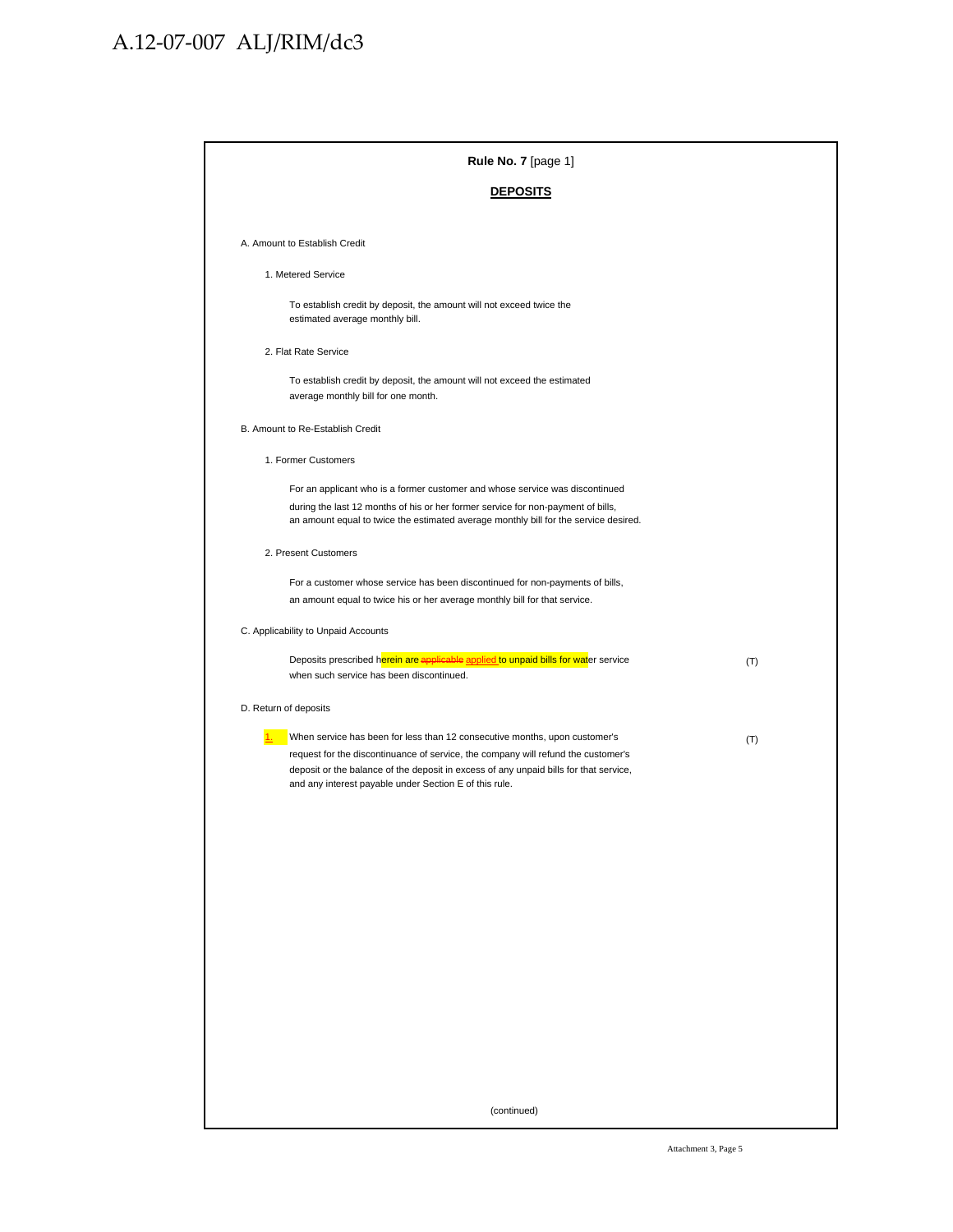**Rule No. 7** [page 1]

**DEPOSITS**

A. Amount to Establish Credit

1. Metered Service

To establish credit by deposit, the amount will not exceed twice the estimated average monthly bill.

2. Flat Rate Service

To establish credit by deposit, the amount will not exceed the estimated average monthly bill for one month.

B. Amount to Re-Establish Credit

1. Former Customers

For an applicant who is a former customer and whose service was discontinued during the last 12 months of his or her former service for non-payment of bills, an amount equal to twice the estimated average monthly bill for the service desired.

2. Present Customers

For a customer whose service has been discontinued for non-payments of bills, an amount equal to twice his or her average monthly bill for that service.

C. Applicability to Unpaid Accounts

Deposits prescribed herein are ~~applicable~~ applied to unpaid bills for water service when such service has been discontinued. (T)

D. Return of deposits

1. When service has been for less than 12 consecutive months, upon customer's request for the discontinuance of service, the company will refund the customer's deposit or the balance of the deposit in excess of any unpaid bills for that service, and any interest payable under Section E of this rule. (T)

(continued)

Attachment 3, Page 5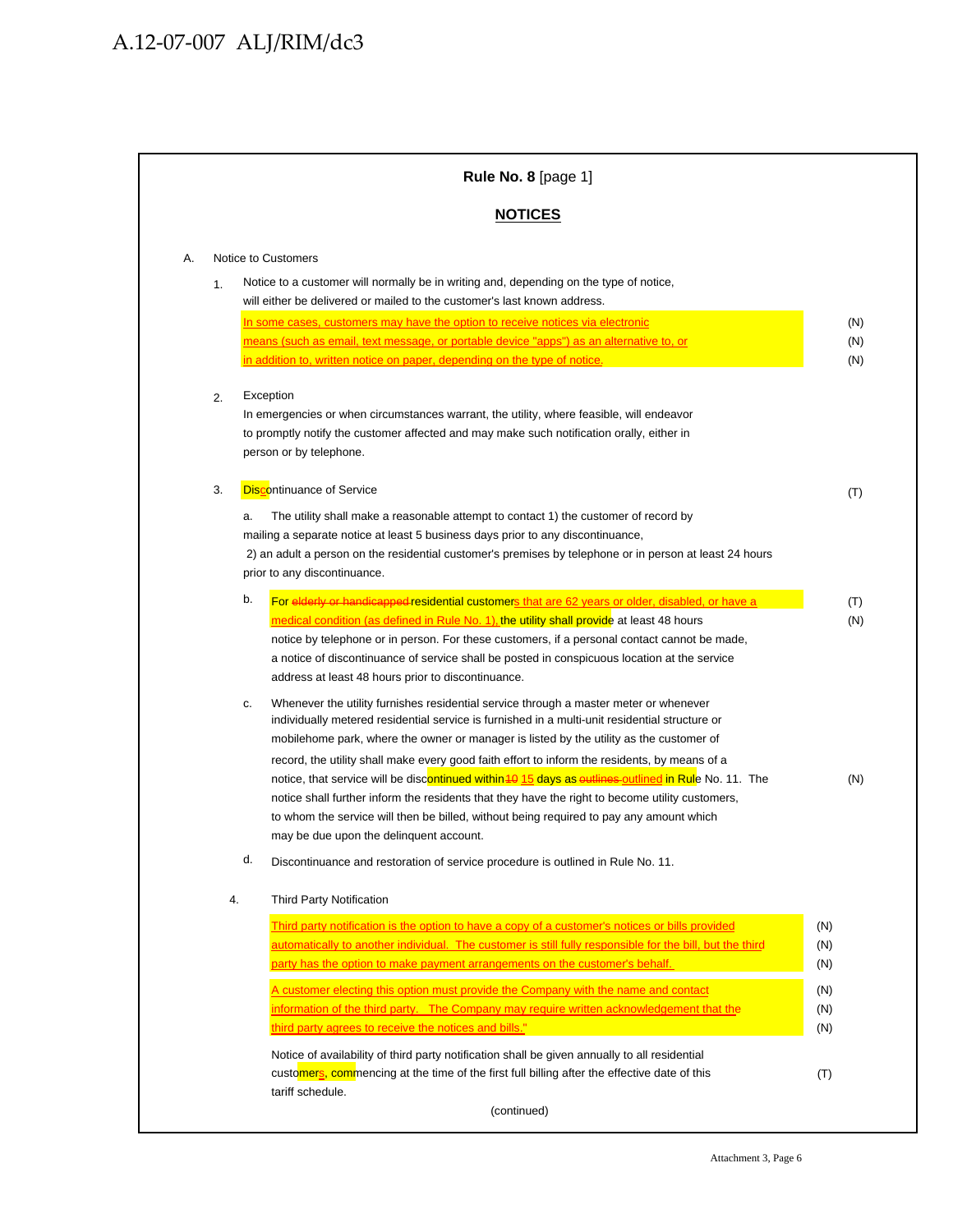**Rule No. 8** [page 1]

## NOTICES

A. Notice to Customers

1. Notice to a customer will normally be in writing and, depending on the type of notice, will either be delivered or mailed to the customer's last known address. In some cases, customers may have the option to receive notices via electronic means (such as email, text message, or portable device "apps") as an alternative to, or in addition to, written notice on paper, depending on the type of notice. (N) (N) (N)

2. Exception
   In emergencies or when circumstances warrant, the utility, where feasible, will endeavor to promptly notify the customer affected and may make such notification orally, either in person or by telephone.

3. Discontinuance of Service (T)

   a. The utility shall make a reasonable attempt to contact 1) the customer of record by mailing a separate notice at least 5 business days prior to any discontinuance, 2) an adult a person on the residential customer's premises by telephone or in person at least 24 hours prior to any discontinuance.

   b. For ~~elderly or handicapped~~ residential customers that are 62 years or older, disabled, or have a medical condition (as defined in Rule No. 1), the utility shall provide at least 48 hours notice by telephone or in person. For these customers, if a personal contact cannot be made, a notice of discontinuance of service shall be posted in conspicuous location at the service address at least 48 hours prior to discontinuance. (T) (N)

   c. Whenever the utility furnishes residential service through a master meter or whenever individually metered residential service is furnished in a multi-unit residential structure or mobilehome park, where the owner or manager is listed by the utility as the customer of record, the utility shall make every good faith effort to inform the residents, by means of a notice, that service will be discontinued within ~~10~~ 15 days as ~~outlines~~ outlined in Rule No. 11. The notice shall further inform the residents that they have the right to become utility customers, to whom the service will then be billed, without being required to pay any amount which may be due upon the delinquent account. (N)

   d. Discontinuance and restoration of service procedure is outlined in Rule No. 11.

4. Third Party Notification

   Third party notification is the option to have a copy of a customer's notices or bills provided automatically to another individual. The customer is still fully responsible for the bill, but the third party has the option to make payment arrangements on the customer's behalf. (N) (N) (N)

   A customer electing this option must provide the Company with the name and contact information of the third party. The Company may require written acknowledgement that the third party agrees to receive the notices and bills." (N) (N) (N)

   Notice of availability of third party notification shall be given annually to all residential customers, commencing at the time of the first full billing after the effective date of this tariff schedule. (T)

(continued)

Attachment 3, Page 6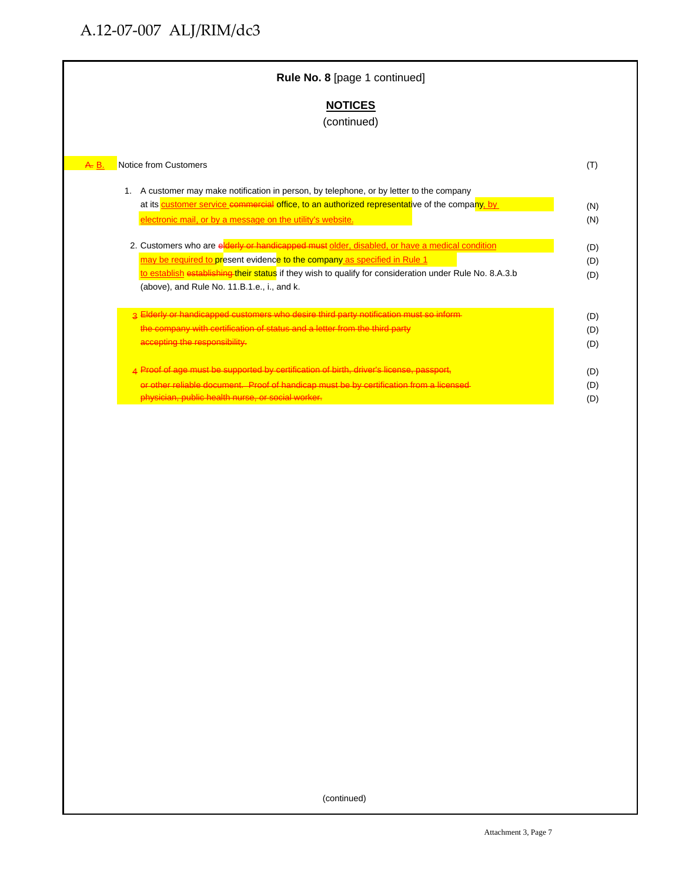**Rule No. 8** [page 1 continued]

**NOTICES**

(continued)

~~A.~~ B. Notice from Customers (T)

1. A customer may make notification in person, by telephone, or by letter to the company at its customer service ~~commercial~~ office, to an authorized representative of the company, by electronic mail, or by a message on the utility's website. (N) (N)

2. Customers who are ~~elderly or handicapped must~~ older, disabled, or have a medical condition may be required to present evidence to the company as specified in Rule 1 to establish ~~establishing~~ their status if they wish to qualify for consideration under Rule No. 8.A.3.b (above), and Rule No. 11.B.1.e., i., and k. (D) (D) (D)

~~3 Elderly or handicapped customers who desire third party notification must so inform the company with certification of status and a letter from the third party accepting the responsibility.~~ (D) (D) (D)

~~4 Proof of age must be supported by certification of birth, driver's license, passport, or other reliable document. Proof of handicap must be by certification from a licensed physician, public health nurse, or social worker.~~ (D) (D) (D)

(continued)

Attachment 3, Page 7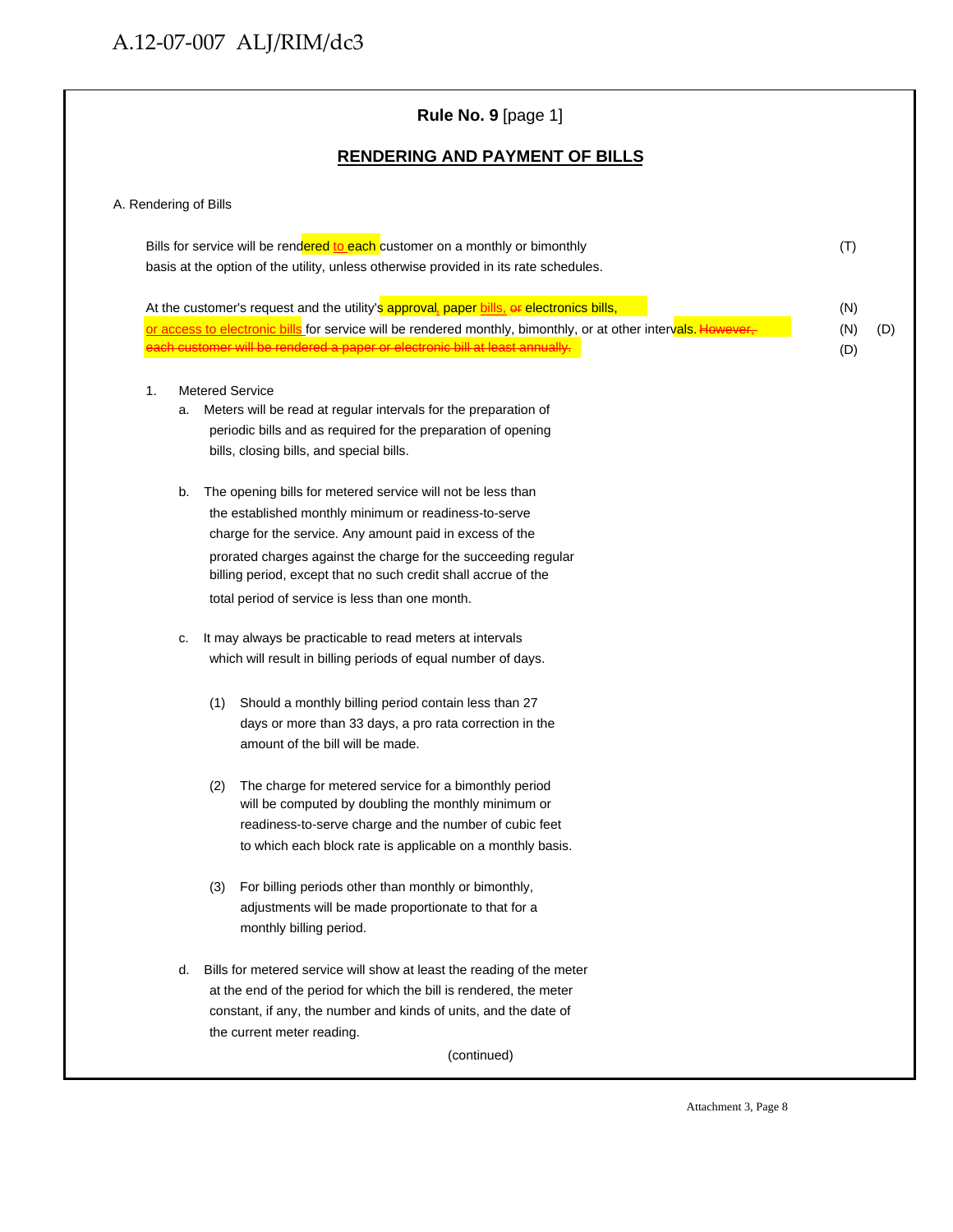**Rule No. 9** [page 1]

**RENDERING AND PAYMENT OF BILLS**

A. Rendering of Bills

Bills for service will be rendered to each customer on a monthly or bimonthly basis at the option of the utility, unless otherwise provided in its rate schedules. (T)

At the customer's request and the utility's approval, paper bills, ~~or~~ electronics bills, or access to electronic bills for service will be rendered monthly, bimonthly, or at other intervals. ~~However, each customer will be rendered a paper or electronic bill at least annually.~~ (N) (N) (D) (D)

1. Metered Service
   a. Meters will be read at regular intervals for the preparation of periodic bills and as required for the preparation of opening bills, closing bills, and special bills.

   b. The opening bills for metered service will not be less than the established monthly minimum or readiness-to-serve charge for the service. Any amount paid in excess of the prorated charges against the charge for the succeeding regular billing period, except that no such credit shall accrue of the total period of service is less than one month.

   c. It may always be practicable to read meters at intervals which will result in billing periods of equal number of days.

      (1) Should a monthly billing period contain less than 27 days or more than 33 days, a pro rata correction in the amount of the bill will be made.

      (2) The charge for metered service for a bimonthly period will be computed by doubling the monthly minimum or readiness-to-serve charge and the number of cubic feet to which each block rate is applicable on a monthly basis.

      (3) For billing periods other than monthly or bimonthly, adjustments will be made proportionate to that for a monthly billing period.

   d. Bills for metered service will show at least the reading of the meter at the end of the period for which the bill is rendered, the meter constant, if any, the number and kinds of units, and the date of the current meter reading.

(continued)

Attachment 3, Page 8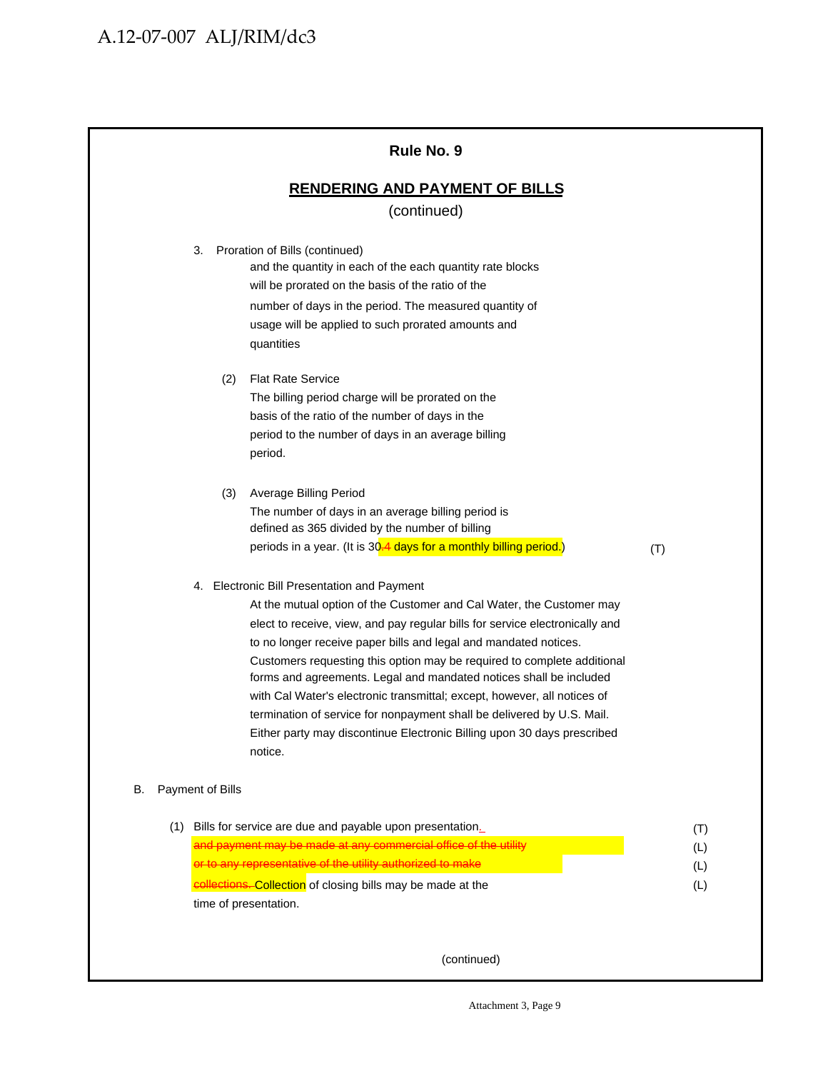**Rule No. 9**

**RENDERING AND PAYMENT OF BILLS**

(continued)

3. Proration of Bills (continued)

and the quantity in each of the each quantity rate blocks will be prorated on the basis of the ratio of the number of days in the period. The measured quantity of usage will be applied to such prorated amounts and quantities

(2) Flat Rate Service

The billing period charge will be prorated on the basis of the ratio of the number of days in the period to the number of days in an average billing period.

(3) Average Billing Period

The number of days in an average billing period is defined as 365 divided by the number of billing periods in a year. (It is 30~~.4~~ days for a monthly billing period~~.~~) (T)

4. Electronic Bill Presentation and Payment

At the mutual option of the Customer and Cal Water, the Customer may elect to receive, view, and pay regular bills for service electronically and to no longer receive paper bills and legal and mandated notices. Customers requesting this option may be required to complete additional forms and agreements. Legal and mandated notices shall be included with Cal Water's electronic transmittal; except, however, all notices of termination of service for nonpayment shall be delivered by U.S. Mail. Either party may discontinue Electronic Billing upon 30 days prescribed notice.

B. Payment of Bills

(1) Bills for service are due and payable upon presentation. ~~and payment may be made at any commercial office of the utility or to any representative of the utility authorized to make collections.~~ Collection of closing bills may be made at the time of presentation. (T) (L) (L) (L)

(continued)

Attachment 3, Page 9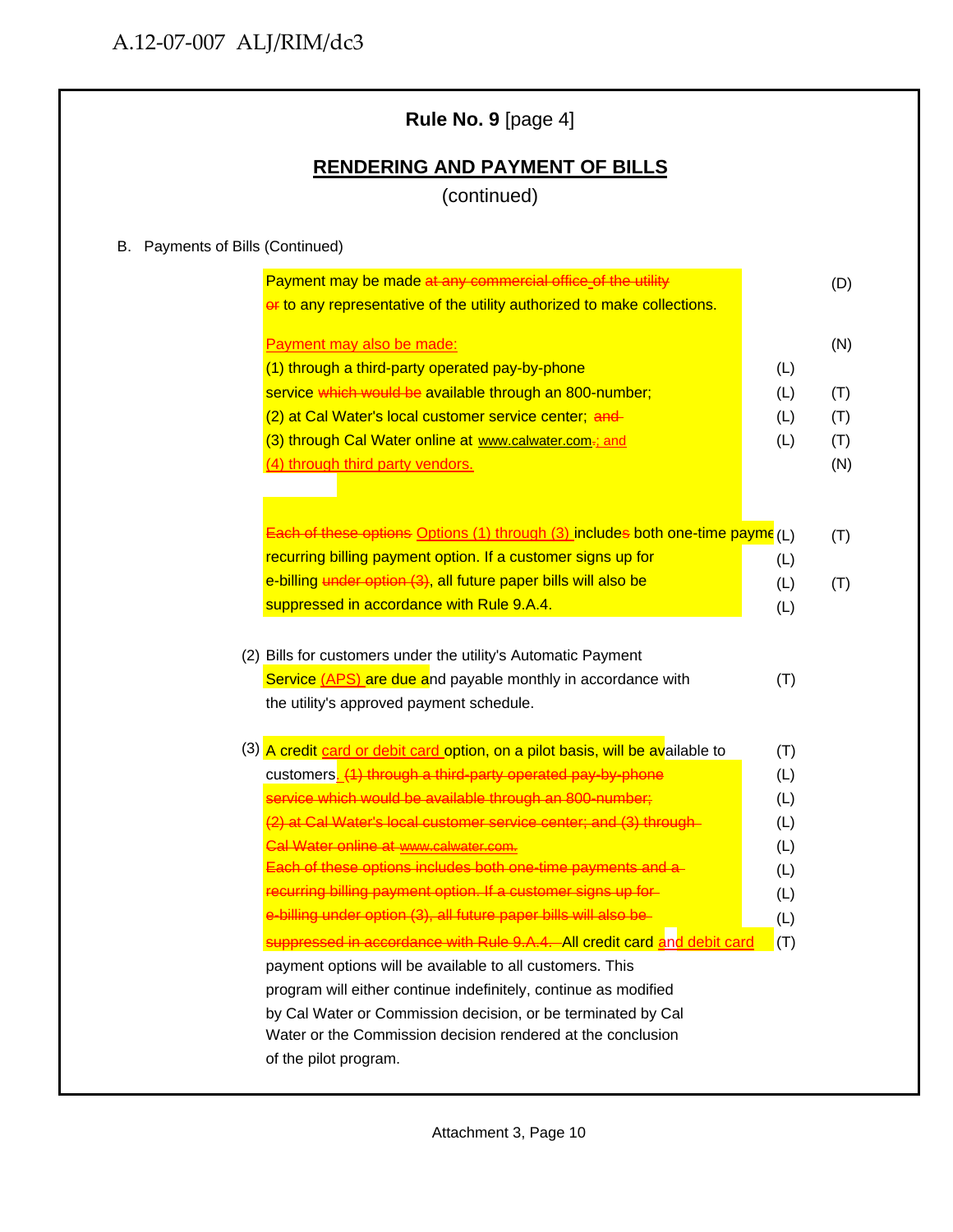**Rule No. 9** [page 4]

**RENDERING AND PAYMENT OF BILLS**

(continued)

B. Payments of Bills (Continued)

Payment may be made ~~at any commercial office of the utility or~~ to any representative of the utility authorized to make collections. (D)

Payment may also be made: (N)

(1) through a third-party operated pay-by-phone service ~~which would be~~ available through an 800-number; (L) (T)

(2) at Cal Water's local customer service center; ~~and~~ (L) (T)

(3) through Cal Water online at www.calwater.com~~.~~; and (L) (T)

(4) through third party vendors. (N)

~~Each of these options~~ Options (1) through (3) include~~s~~ both one-time payme[nts and a] recurring billing payment option. If a customer signs up for e-billing ~~under option (3)~~, all future paper bills will also be suppressed in accordance with Rule 9.A.4. (L) (T)

(2) Bills for customers under the utility's Automatic Payment Service (APS) are due and payable monthly in accordance with the utility's approved payment schedule. (T)

(3) A credit card or debit card option, on a pilot basis, will be available to customers. ~~(1) through a third-party operated pay-by-phone service which would be available through an 800-number; (2) at Cal Water's local customer service center; and (3) through Cal Water online at www.calwater.com. Each of these options includes both one-time payments and a recurring billing payment option. If a customer signs up for e-billing under option (3), all future paper bills will also be suppressed in accordance with Rule 9.A.4.~~ All credit card and debit card payment options will be available to all customers. This program will either continue indefinitely, continue as modified by Cal Water or Commission decision, or be terminated by Cal Water or the Commission decision rendered at the conclusion of the pilot program. (T) (L) (T)

Attachment 3, Page 10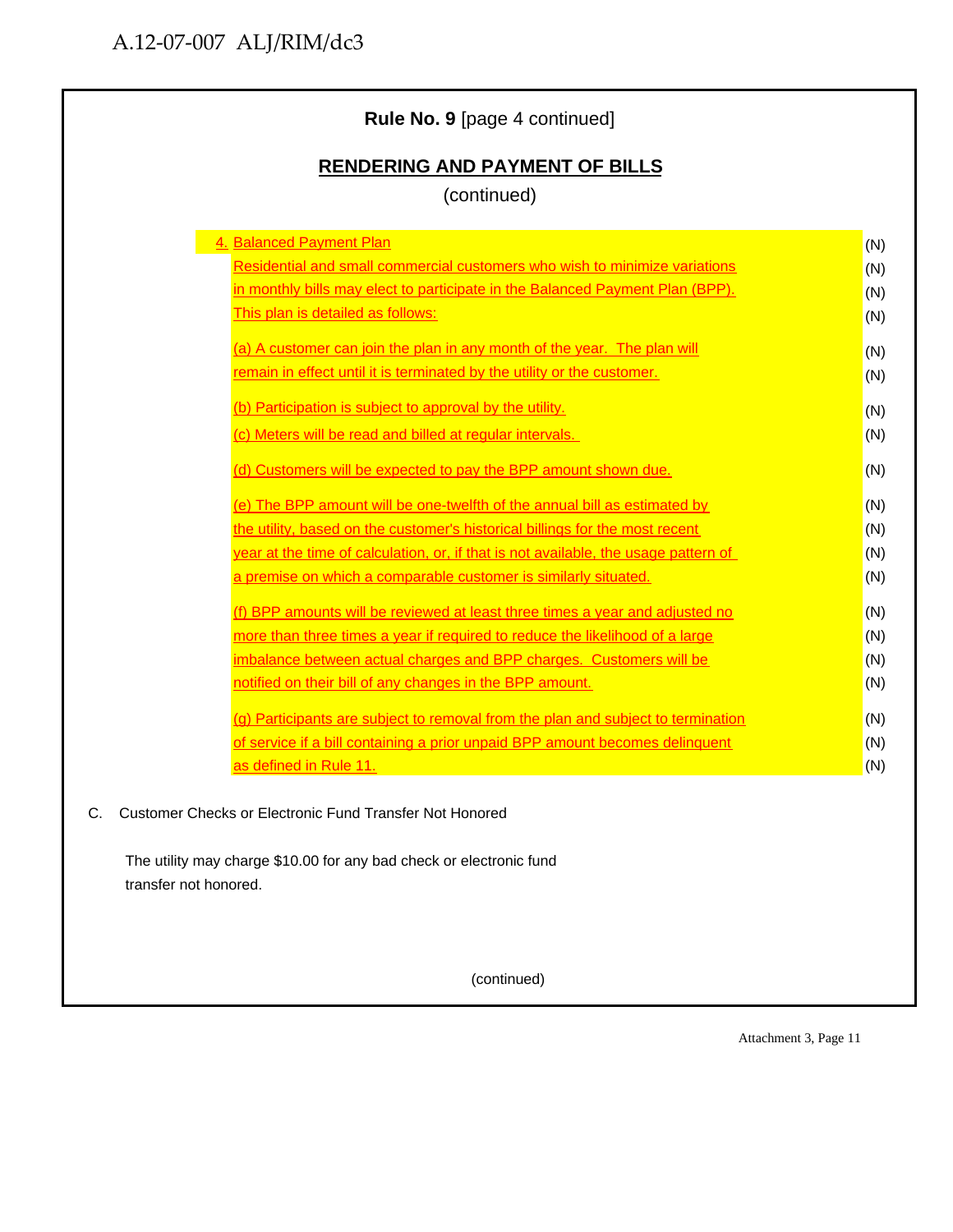**Rule No. 9** [page 4 continued]

## RENDERING AND PAYMENT OF BILLS

(continued)

4. Balanced Payment Plan (N)

Residential and small commercial customers who wish to minimize variations in monthly bills may elect to participate in the Balanced Payment Plan (BPP). This plan is detailed as follows: (N)

(a) A customer can join the plan in any month of the year. The plan will remain in effect until it is terminated by the utility or the customer. (N)

(b) Participation is subject to approval by the utility. (N)

(c) Meters will be read and billed at regular intervals. (N)

(d) Customers will be expected to pay the BPP amount shown due. (N)

(e) The BPP amount will be one-twelfth of the annual bill as estimated by the utility, based on the customer's historical billings for the most recent year at the time of calculation, or, if that is not available, the usage pattern of a premise on which a comparable customer is similarly situated. (N)

(f) BPP amounts will be reviewed at least three times a year and adjusted no more than three times a year if required to reduce the likelihood of a large imbalance between actual charges and BPP charges. Customers will be notified on their bill of any changes in the BPP amount. (N)

(g) Participants are subject to removal from the plan and subject to termination of service if a bill containing a prior unpaid BPP amount becomes delinquent as defined in Rule 11. (N)

C. Customer Checks or Electronic Fund Transfer Not Honored

The utility may charge $10.00 for any bad check or electronic fund transfer not honored.

(continued)

Attachment 3, Page 11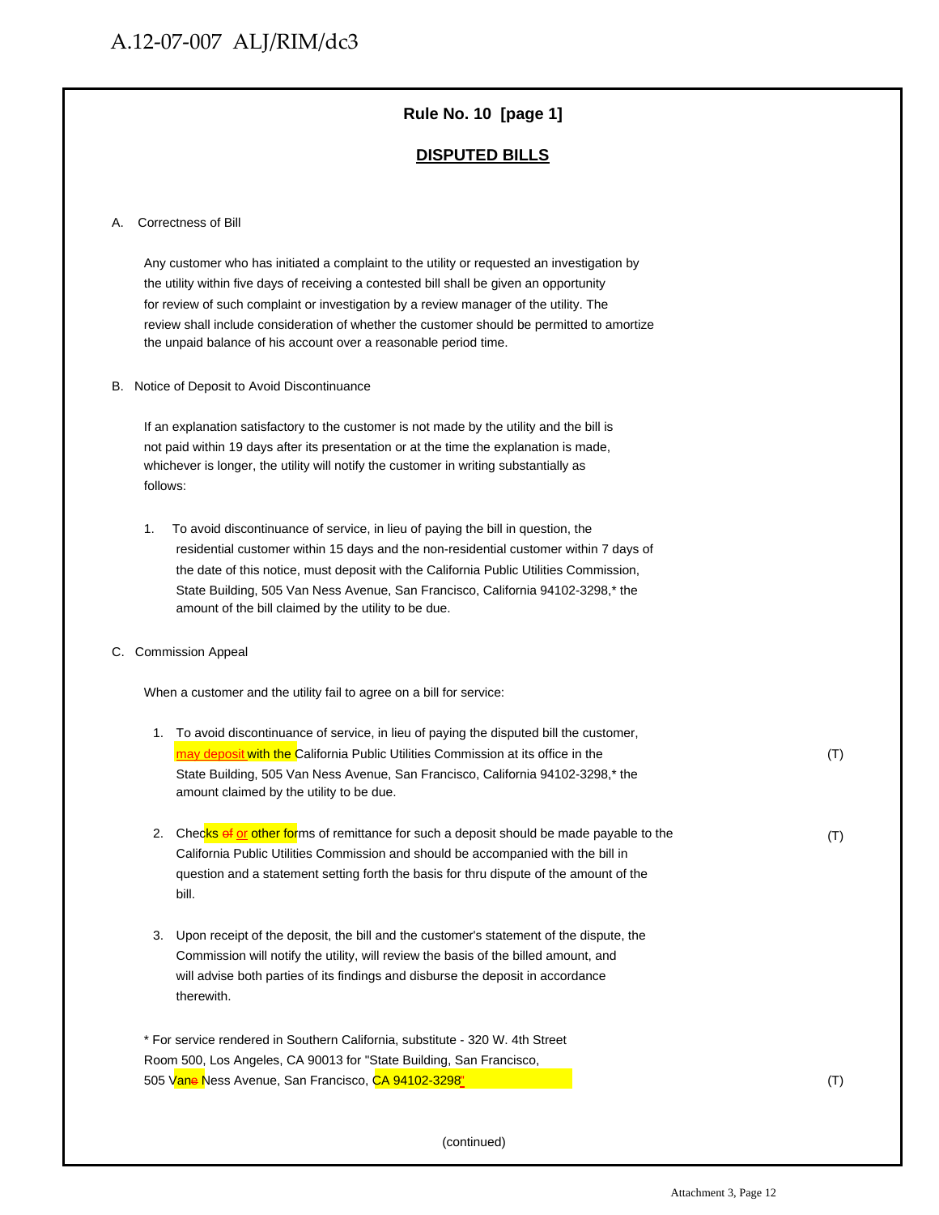**Rule No. 10 [page 1]**

**DISPUTED BILLS**

A. Correctness of Bill

Any customer who has initiated a complaint to the utility or requested an investigation by the utility within five days of receiving a contested bill shall be given an opportunity for review of such complaint or investigation by a review manager of the utility. The review shall include consideration of whether the customer should be permitted to amortize the unpaid balance of his account over a reasonable period time.

B. Notice of Deposit to Avoid Discontinuance

If an explanation satisfactory to the customer is not made by the utility and the bill is not paid within 19 days after its presentation or at the time the explanation is made, whichever is longer, the utility will notify the customer in writing substantially as follows:

1. To avoid discontinuance of service, in lieu of paying the bill in question, the residential customer within 15 days and the non-residential customer within 7 days of the date of this notice, must deposit with the California Public Utilities Commission, State Building, 505 Van Ness Avenue, San Francisco, California 94102-3298,* the amount of the bill claimed by the utility to be due.

C. Commission Appeal

When a customer and the utility fail to agree on a bill for service:

1. To avoid discontinuance of service, in lieu of paying the disputed bill the customer, may deposit with the California Public Utilities Commission at its office in the State Building, 505 Van Ness Avenue, San Francisco, California 94102-3298,* the amount claimed by the utility to be due. (T)

2. Checks ~~of~~ or other forms of remittance for such a deposit should be made payable to the California Public Utilities Commission and should be accompanied with the bill in question and a statement setting forth the basis for thru dispute of the amount of the bill. (T)

3. Upon receipt of the deposit, the bill and the customer's statement of the dispute, the Commission will notify the utility, will review the basis of the billed amount, and will advise both parties of its findings and disburse the deposit in accordance therewith.

* For service rendered in Southern California, substitute - 320 W. 4th Street Room 500, Los Angeles, CA 90013 for "State Building, San Francisco, 505 Van~~e~~ Ness Avenue, San Francisco, CA 94102-3298" (T)

(continued)

Attachment 3, Page 12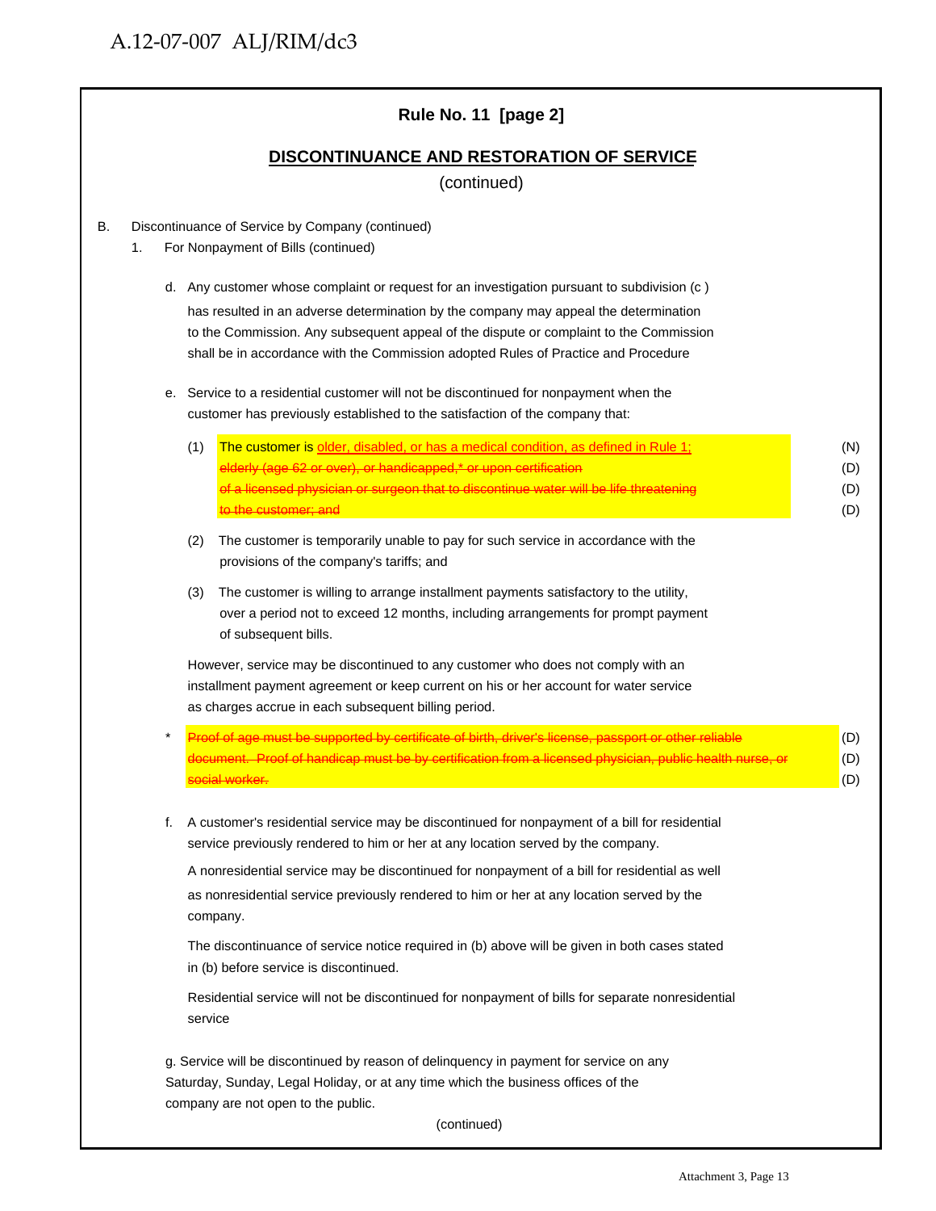## Rule No. 11 [page 2]

## DISCONTINUANCE AND RESTORATION OF SERVICE

(continued)

B. Discontinuance of Service by Company (continued)

1. For Nonpayment of Bills (continued)

d. Any customer whose complaint or request for an investigation pursuant to subdivision (c ) has resulted in an adverse determination by the company may appeal the determination to the Commission. Any subsequent appeal of the dispute or complaint to the Commission shall be in accordance with the Commission adopted Rules of Practice and Procedure

e. Service to a residential customer will not be discontinued for nonpayment when the customer has previously established to the satisfaction of the company that:

(1) The customer is <u>older, disabled, or has a medical condition, as defined in Rule 1;</u> (N)
~~elderly (age 62 or over), or handicapped,* or upon certification~~ (D)
~~of a licensed physician or surgeon that to discontinue water will be life threatening~~ (D)
~~to the customer; and~~ (D)

(2) The customer is temporarily unable to pay for such service in accordance with the provisions of the company's tariffs; and

(3) The customer is willing to arrange installment payments satisfactory to the utility, over a period not to exceed 12 months, including arrangements for prompt payment of subsequent bills.

However, service may be discontinued to any customer who does not comply with an installment payment agreement or keep current on his or her account for water service as charges accrue in each subsequent billing period.

\* ~~Proof of age must be supported by certificate of birth, driver's license, passport or other reliable~~ (D)
~~document. Proof of handicap must be by certification from a licensed physician, public health nurse, or~~ (D)
~~social worker.~~ (D)

f. A customer's residential service may be discontinued for nonpayment of a bill for residential service previously rendered to him or her at any location served by the company.

A nonresidential service may be discontinued for nonpayment of a bill for residential as well as nonresidential service previously rendered to him or her at any location served by the company.

The discontinuance of service notice required in (b) above will be given in both cases stated in (b) before service is discontinued.

Residential service will not be discontinued for nonpayment of bills for separate nonresidential service

g. Service will be discontinued by reason of delinquency in payment for service on any Saturday, Sunday, Legal Holiday, or at any time which the business offices of the company are not open to the public.

(continued)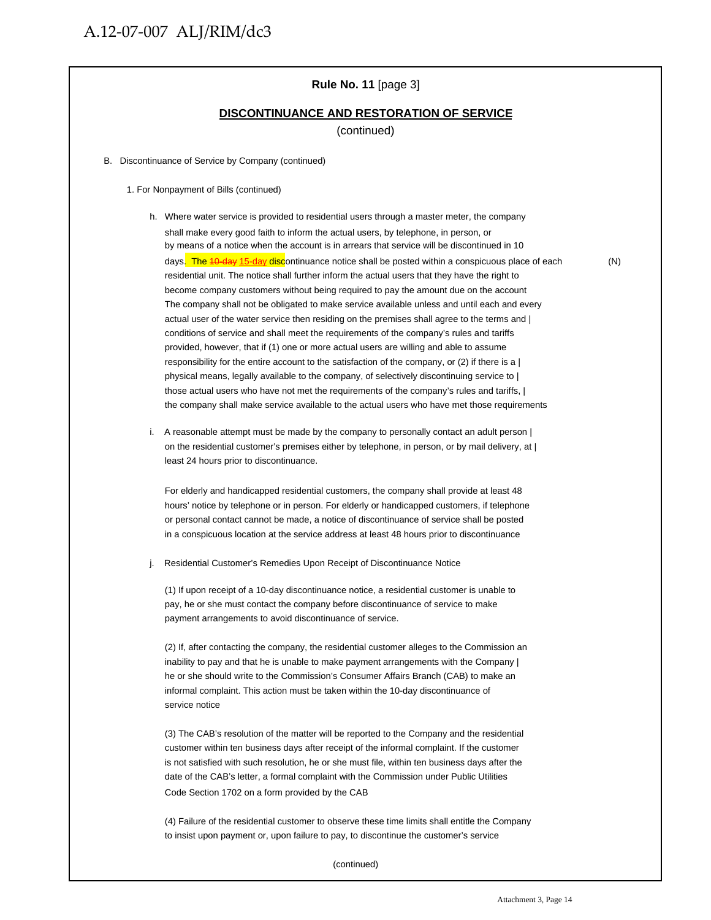**Rule No. 11** [page 3]

**DISCONTINUANCE AND RESTORATION OF SERVICE**

(continued)

B. Discontinuance of Service by Company (continued)

1. For Nonpayment of Bills (continued)

h. Where water service is provided to residential users through a master meter, the company shall make every good faith to inform the actual users, by telephone, in person, or by means of a notice when the account is in arrears that service will be discontinued in 10 days. The ~~10-day~~ 15-day discontinuance notice shall be posted within a conspicuous place of each residential unit. The notice shall further inform the actual users that they have the right to become company customers without being required to pay the amount due on the account The company shall not be obligated to make service available unless and until each and every actual user of the water service then residing on the premises shall agree to the terms and | conditions of service and shall meet the requirements of the company's rules and tariffs provided, however, that if (1) one or more actual users are willing and able to assume responsibility for the entire account to the satisfaction of the company, or (2) if there is a | physical means, legally available to the company, of selectively discontinuing service to | those actual users who have not met the requirements of the company's rules and tariffs, | the company shall make service available to the actual users who have met those requirements (N)

i. A reasonable attempt must be made by the company to personally contact an adult person | on the residential customer's premises either by telephone, in person, or by mail delivery, at | least 24 hours prior to discontinuance.

For elderly and handicapped residential customers, the company shall provide at least 48 hours' notice by telephone or in person. For elderly or handicapped customers, if telephone or personal contact cannot be made, a notice of discontinuance of service shall be posted in a conspicuous location at the service address at least 48 hours prior to discontinuance

j. Residential Customer's Remedies Upon Receipt of Discontinuance Notice

(1) If upon receipt of a 10-day discontinuance notice, a residential customer is unable to pay, he or she must contact the company before discontinuance of service to make payment arrangements to avoid discontinuance of service.

(2) If, after contacting the company, the residential customer alleges to the Commission an inability to pay and that he is unable to make payment arrangements with the Company | he or she should write to the Commission's Consumer Affairs Branch (CAB) to make an informal complaint. This action must be taken within the 10-day discontinuance of service notice

(3) The CAB's resolution of the matter will be reported to the Company and the residential customer within ten business days after receipt of the informal complaint. If the customer is not satisfied with such resolution, he or she must file, within ten business days after the date of the CAB's letter, a formal complaint with the Commission under Public Utilities Code Section 1702 on a form provided by the CAB

(4) Failure of the residential customer to observe these time limits shall entitle the Company to insist upon payment or, upon failure to pay, to discontinue the customer's service

(continued)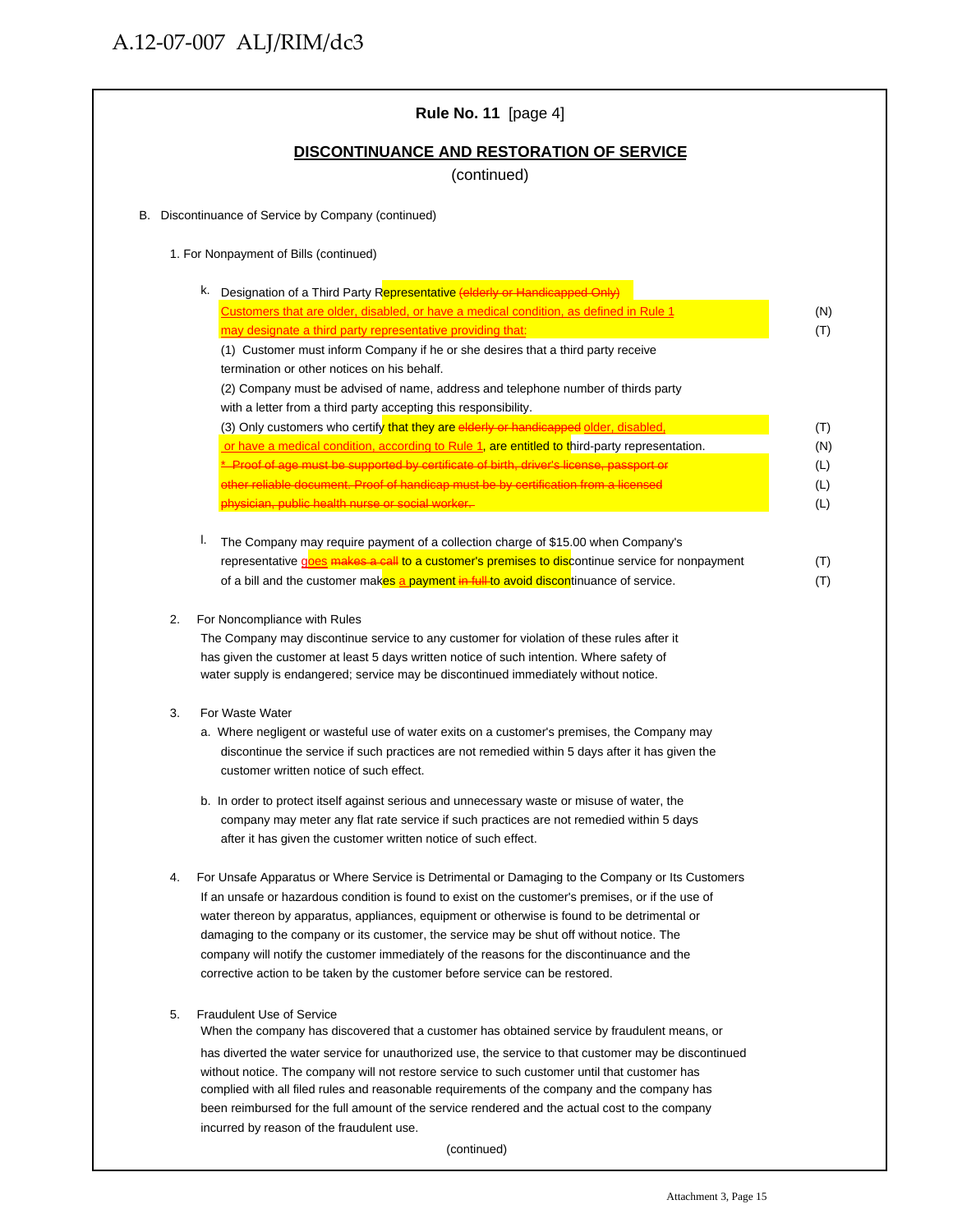A.12-07-007 ALJ/RIM/dc3

**Rule No. 11** [page 4]

## DISCONTINUANCE AND RESTORATION OF SERVICE

(continued)

B. Discontinuance of Service by Company (continued)

1. For Nonpayment of Bills (continued)

k. Designation of a Third Party Representative ~~(elderly or Handicapped Only)~~ Customers that are older, disabled, or have a medical condition, as defined in Rule 1 may designate a third party representative providing that: (N) (T)

(1) Customer must inform Company if he or she desires that a third party receive termination or other notices on his behalf.

(2) Company must be advised of name, address and telephone number of thirds party with a letter from a third party accepting this responsibility.

(3) Only customers who certify that they are ~~elderly or handicapped~~ older, disabled, or have a medical condition, according to Rule 1, are entitled to third-party representation. (T) (N)

~~* Proof of age must be supported by certificate of birth, driver's license, passport or other reliable document. Proof of handicap must be by certification from a licensed physician, public health nurse or social worker.~~ (L) (L) (L)

l. The Company may require payment of a collection charge of $15.00 when Company's representative goes ~~makes a call~~ to a customer's premises to discontinue service for nonpayment of a bill and the customer makes a payment ~~in full~~ to avoid discontinuance of service. (T) (T)

2. For Noncompliance with Rules

The Company may discontinue service to any customer for violation of these rules after it has given the customer at least 5 days written notice of such intention. Where safety of water supply is endangered; service may be discontinued immediately without notice.

3. For Waste Water

a. Where negligent or wasteful use of water exits on a customer's premises, the Company may discontinue the service if such practices are not remedied within 5 days after it has given the customer written notice of such effect.

b. In order to protect itself against serious and unnecessary waste or misuse of water, the company may meter any flat rate service if such practices are not remedied within 5 days after it has given the customer written notice of such effect.

4. For Unsafe Apparatus or Where Service is Detrimental or Damaging to the Company or Its Customers

If an unsafe or hazardous condition is found to exist on the customer's premises, or if the use of water thereon by apparatus, appliances, equipment or otherwise is found to be detrimental or damaging to the company or its customer, the service may be shut off without notice. The company will notify the customer immediately of the reasons for the discontinuance and the corrective action to be taken by the customer before service can be restored.

5. Fraudulent Use of Service

When the company has discovered that a customer has obtained service by fraudulent means, or has diverted the water service for unauthorized use, the service to that customer may be discontinued without notice. The company will not restore service to such customer until that customer has complied with all filed rules and reasonable requirements of the company and the company has been reimbursed for the full amount of the service rendered and the actual cost to the company incurred by reason of the fraudulent use.

(continued)

Attachment 3, Page 15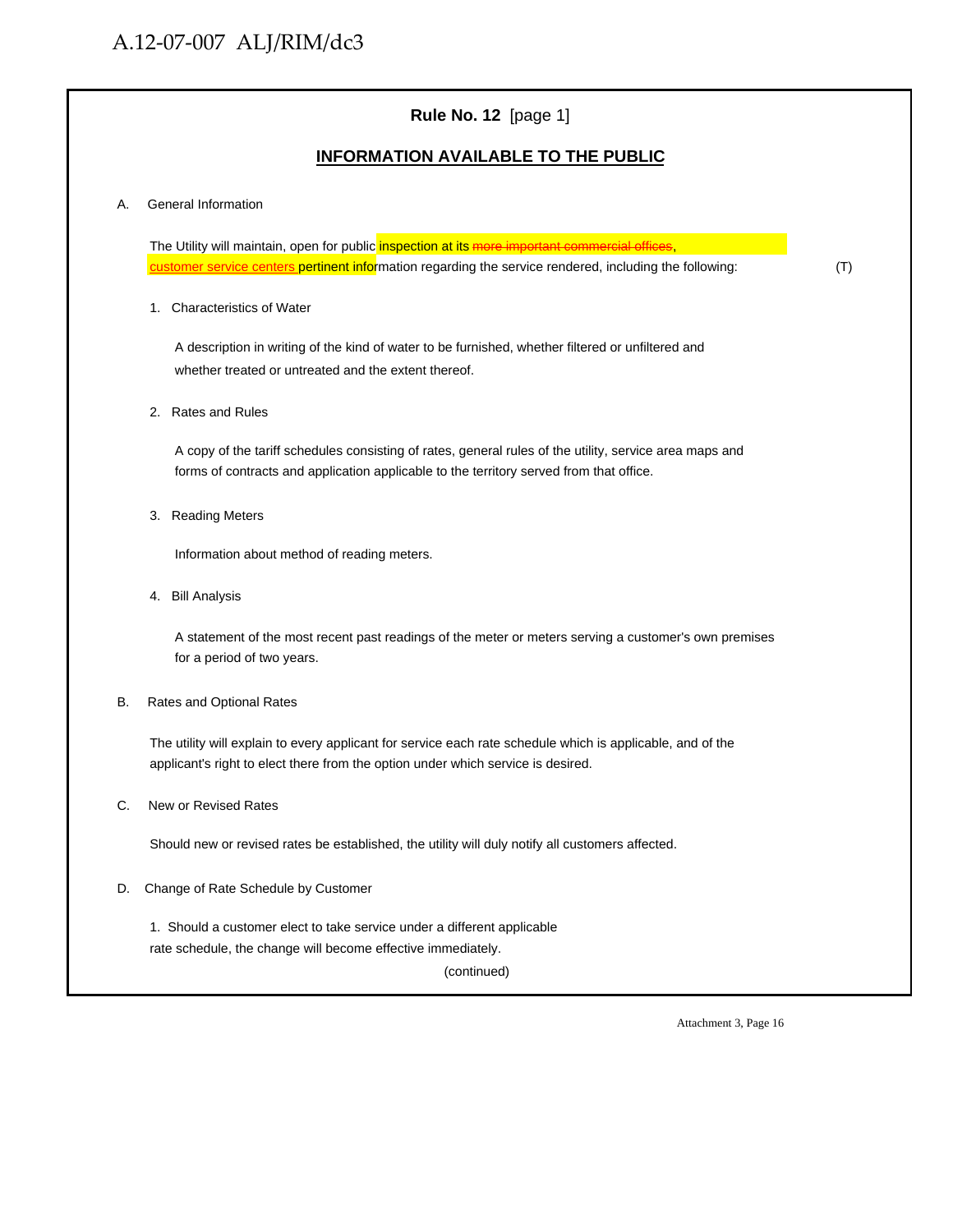**Rule No. 12** [page 1]

## INFORMATION AVAILABLE TO THE PUBLIC

A. General Information

The Utility will maintain, open for public inspection at its ~~more important commercial offices~~, customer service centers pertinent information regarding the service rendered, including the following: (T)

1. Characteristics of Water

   A description in writing of the kind of water to be furnished, whether filtered or unfiltered and whether treated or untreated and the extent thereof.

2. Rates and Rules

   A copy of the tariff schedules consisting of rates, general rules of the utility, service area maps and forms of contracts and application applicable to the territory served from that office.

3. Reading Meters

   Information about method of reading meters.

4. Bill Analysis

   A statement of the most recent past readings of the meter or meters serving a customer's own premises for a period of two years.

B. Rates and Optional Rates

The utility will explain to every applicant for service each rate schedule which is applicable, and of the applicant's right to elect there from the option under which service is desired.

C. New or Revised Rates

Should new or revised rates be established, the utility will duly notify all customers affected.

D. Change of Rate Schedule by Customer

1. Should a customer elect to take service under a different applicable rate schedule, the change will become effective immediately.

(continued)

Attachment 3, Page 16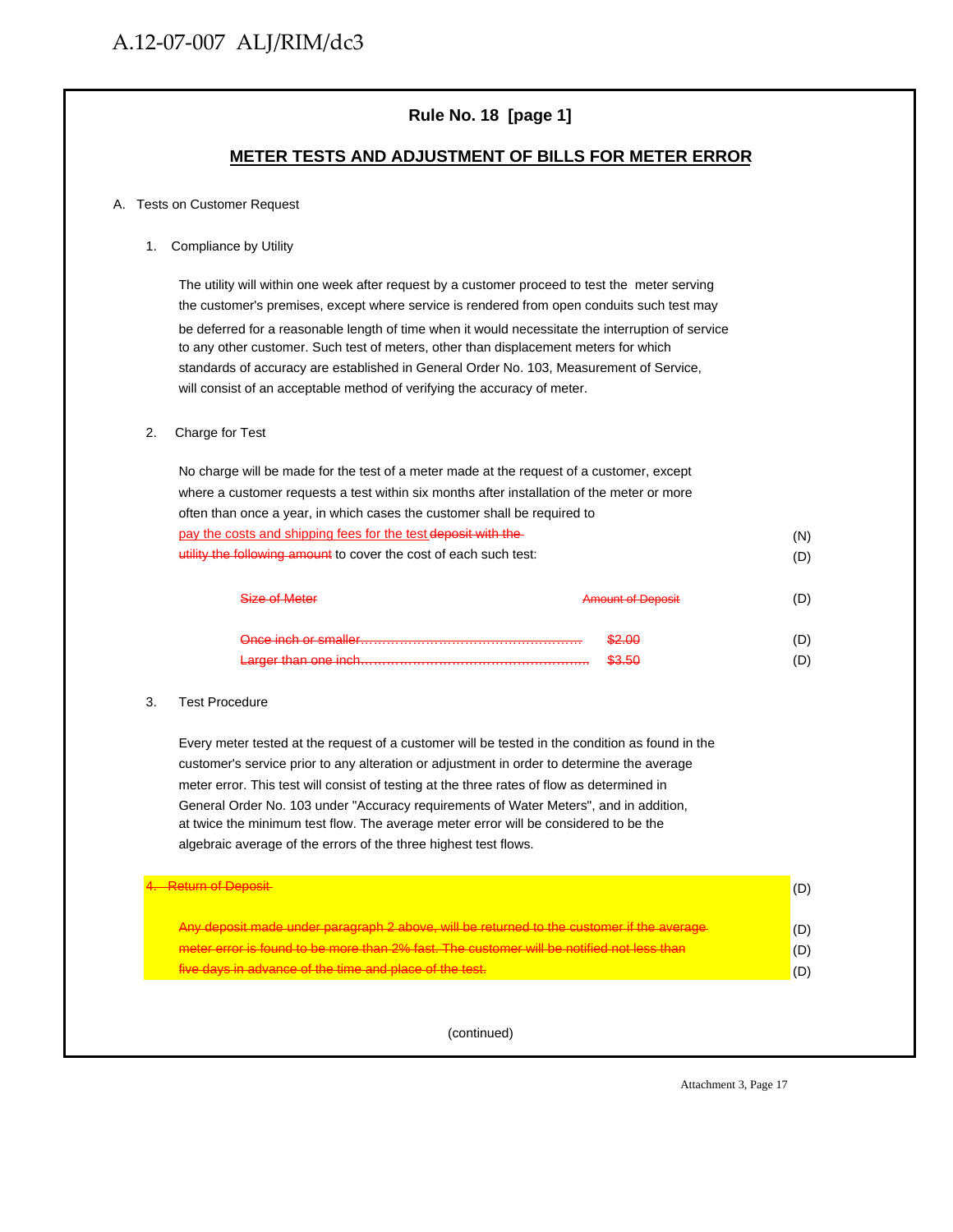## Rule No. 18 [page 1]

### METER TESTS AND ADJUSTMENT OF BILLS FOR METER ERROR

A. Tests on Customer Request

1. Compliance by Utility

The utility will within one week after request by a customer proceed to test the meter serving the customer's premises, except where service is rendered from open conduits such test may be deferred for a reasonable length of time when it would necessitate the interruption of service to any other customer. Such test of meters, other than displacement meters for which standards of accuracy are established in General Order No. 103, Measurement of Service, will consist of an acceptable method of verifying the accuracy of meter.

2. Charge for Test

No charge will be made for the test of a meter made at the request of a customer, except where a customer requests a test within six months after installation of the meter or more often than once a year, in which cases the customer shall be required to pay the costs and shipping fees for the test ~~deposit with the utility the following amount~~ to cover the cost of each such test: (N) (D)

| ~~Size of Meter~~ | ~~Amount of Deposit~~ | (D) |
|---|---|---|
| ~~Once inch or smaller.........~~ | ~~$2.00~~ | (D) |
| ~~Larger than one inch.........~~ | ~~$3.50~~ | (D) |

3. Test Procedure

Every meter tested at the request of a customer will be tested in the condition as found in the customer's service prior to any alteration or adjustment in order to determine the average meter error. This test will consist of testing at the three rates of flow as determined in General Order No. 103 under "Accuracy requirements of Water Meters", and in addition, at twice the minimum test flow. The average meter error will be considered to be the algebraic average of the errors of the three highest test flows.

~~4. Return of Deposit~~ (D)

~~Any deposit made under paragraph 2 above, will be returned to the customer if the average meter error is found to be more than 2% fast. The customer will be notified not less than five days in advance of the time and place of the test.~~ (D)

(continued)

Attachment 3, Page 17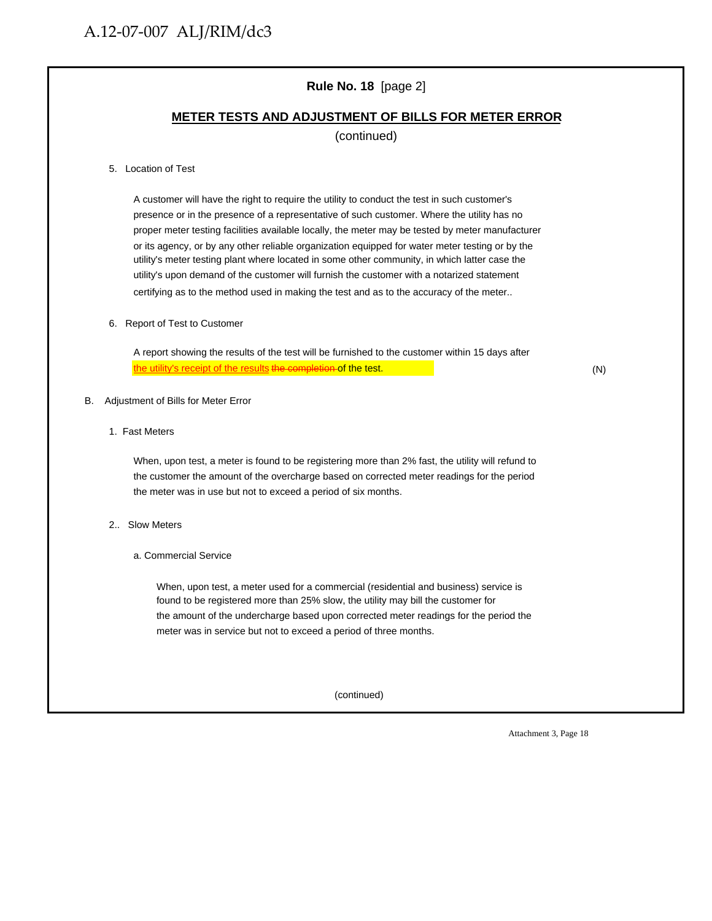**Rule No. 18** [page 2]

**METER TESTS AND ADJUSTMENT OF BILLS FOR METER ERROR**

(continued)

5. Location of Test

A customer will have the right to require the utility to conduct the test in such customer's presence or in the presence of a representative of such customer. Where the utility has no proper meter testing facilities available locally, the meter may be tested by meter manufacturer or its agency, or by any other reliable organization equipped for water meter testing or by the utility's meter testing plant where located in some other community, in which latter case the utility's upon demand of the customer will furnish the customer with a notarized statement certifying as to the method used in making the test and as to the accuracy of the meter..

6. Report of Test to Customer

A report showing the results of the test will be furnished to the customer within 15 days after <u>the utility's receipt of the results</u> ~~the completion~~ of the test. (N)

B. Adjustment of Bills for Meter Error

1. Fast Meters

When, upon test, a meter is found to be registering more than 2% fast, the utility will refund to the customer the amount of the overcharge based on corrected meter readings for the period the meter was in use but not to exceed a period of six months.

2.. Slow Meters

a. Commercial Service

When, upon test, a meter used for a commercial (residential and business) service is found to be registered more than 25% slow, the utility may bill the customer for the amount of the undercharge based upon corrected meter readings for the period the meter was in service but not to exceed a period of three months.

(continued)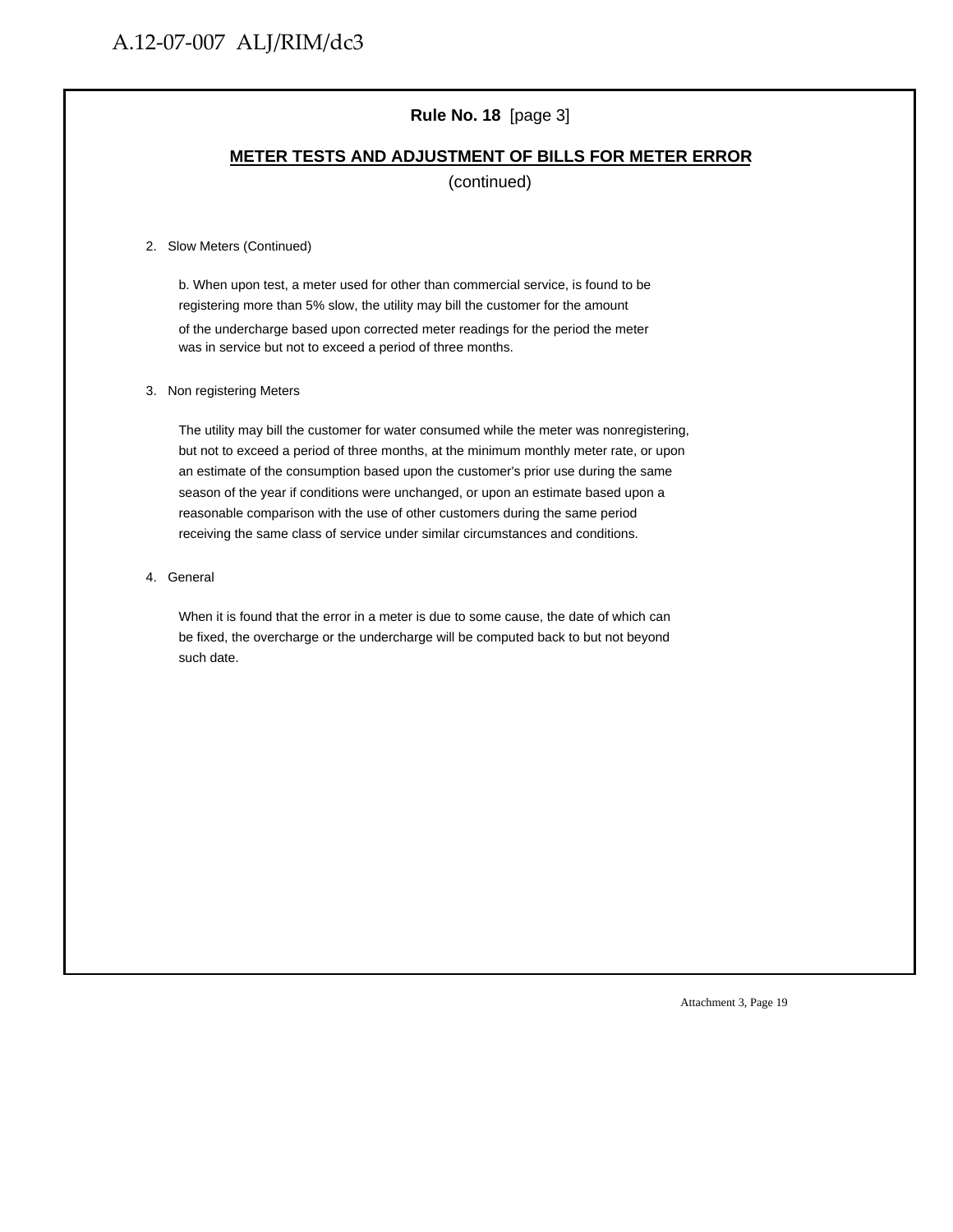**Rule No. 18** [page 3]

## METER TESTS AND ADJUSTMENT OF BILLS FOR METER ERROR

(continued)

2. Slow Meters (Continued)

   b. When upon test, a meter used for other than commercial service, is found to be registering more than 5% slow, the utility may bill the customer for the amount of the undercharge based upon corrected meter readings for the period the meter was in service but not to exceed a period of three months.

3. Non registering Meters

   The utility may bill the customer for water consumed while the meter was nonregistering, but not to exceed a period of three months, at the minimum monthly meter rate, or upon an estimate of the consumption based upon the customer's prior use during the same season of the year if conditions were unchanged, or upon an estimate based upon a reasonable comparison with the use of other customers during the same period receiving the same class of service under similar circumstances and conditions.

4. General

   When it is found that the error in a meter is due to some cause, the date of which can be fixed, the overcharge or the undercharge will be computed back to but not beyond such date.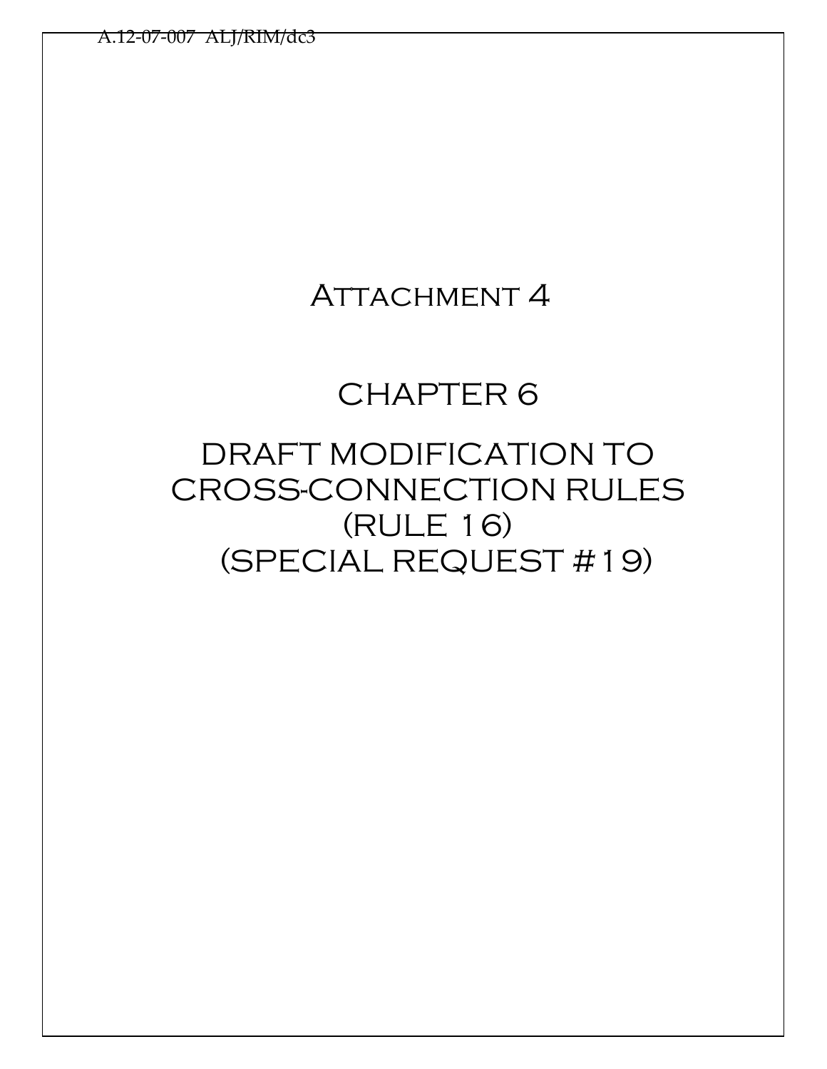# Attachment 4

# CHAPTER 6

# DRAFT MODIFICATION TO CROSS-CONNECTION RULES (RULE 16) (SPECIAL REQUEST #19)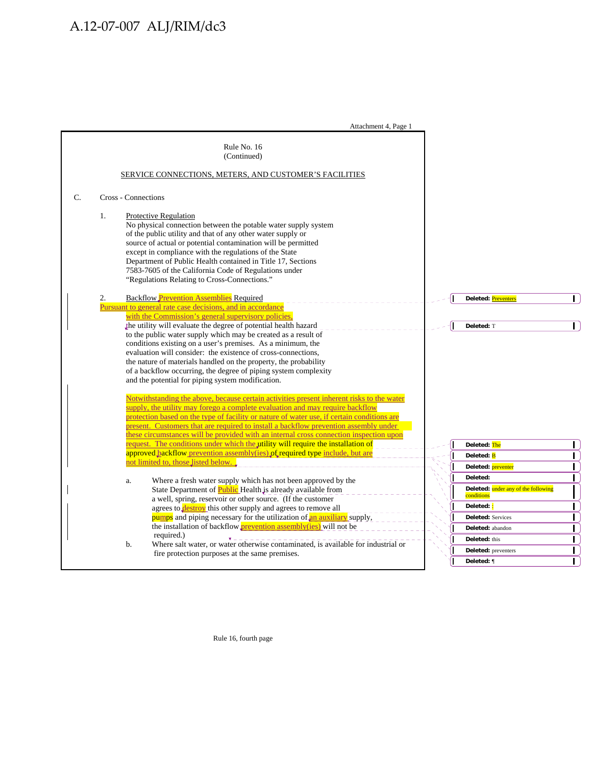Attachment 4, Page 1

Rule No. 16
(Continued)

SERVICE CONNECTIONS, METERS, AND CUSTOMER'S FACILITIES

C. Cross - Connections

1. Protective Regulation
   No physical connection between the potable water supply system of the public utility and that of any other water supply or source of actual or potential contamination will be permitted except in compliance with the regulations of the State Department of Public Health contained in Title 17, Sections 7583-7605 of the California Code of Regulations under "Regulations Relating to Cross-Connections."

2. Backflow Prevention Assemblies Required
   Pursuant to general rate case decisions, and in accordance with the Commission's general supervisory policies, the utility will evaluate the degree of potential health hazard to the public water supply which may be created as a result of conditions existing on a user's premises. As a minimum, the evaluation will consider: the existence of cross-connections, the nature of materials handled on the property, the probability of a backflow occurring, the degree of piping system complexity and the potential for piping system modification.

   Notwithstanding the above, because certain activities present inherent risks to the water supply, the utility may forego a complete evaluation and may require backflow protection based on the type of facility or nature of water use, if certain conditions are present. Customers that are required to install a backflow prevention assembly under these circumstances will be provided with an internal cross connection inspection upon request. The conditions under which the utility will require the installation of approved backflow prevention assembly(ies) of required type include, but are not limited to, those listed below.

   a. Where a fresh water supply which has not been approved by the State Department of Public Health is already available from a well, spring, reservoir or other source. (If the customer agrees to destroy this other supply and agrees to remove all pumps and piping necessary for the utilization of an auxiliary supply, the installation of backflow prevention assembly(ies) will not be required.)

   b. Where salt water, or water otherwise contaminated, is available for industrial or fire protection purposes at the same premises.

Rule 16, fourth page

Deleted: Preventers
Deleted: T
Deleted: The
Deleted: B
Deleted: preventer
Deleted:
Deleted: under any of the following conditions
Deleted: :
Deleted: Services
Deleted: abandon
Deleted: this
Deleted: preventers
Deleted: ¶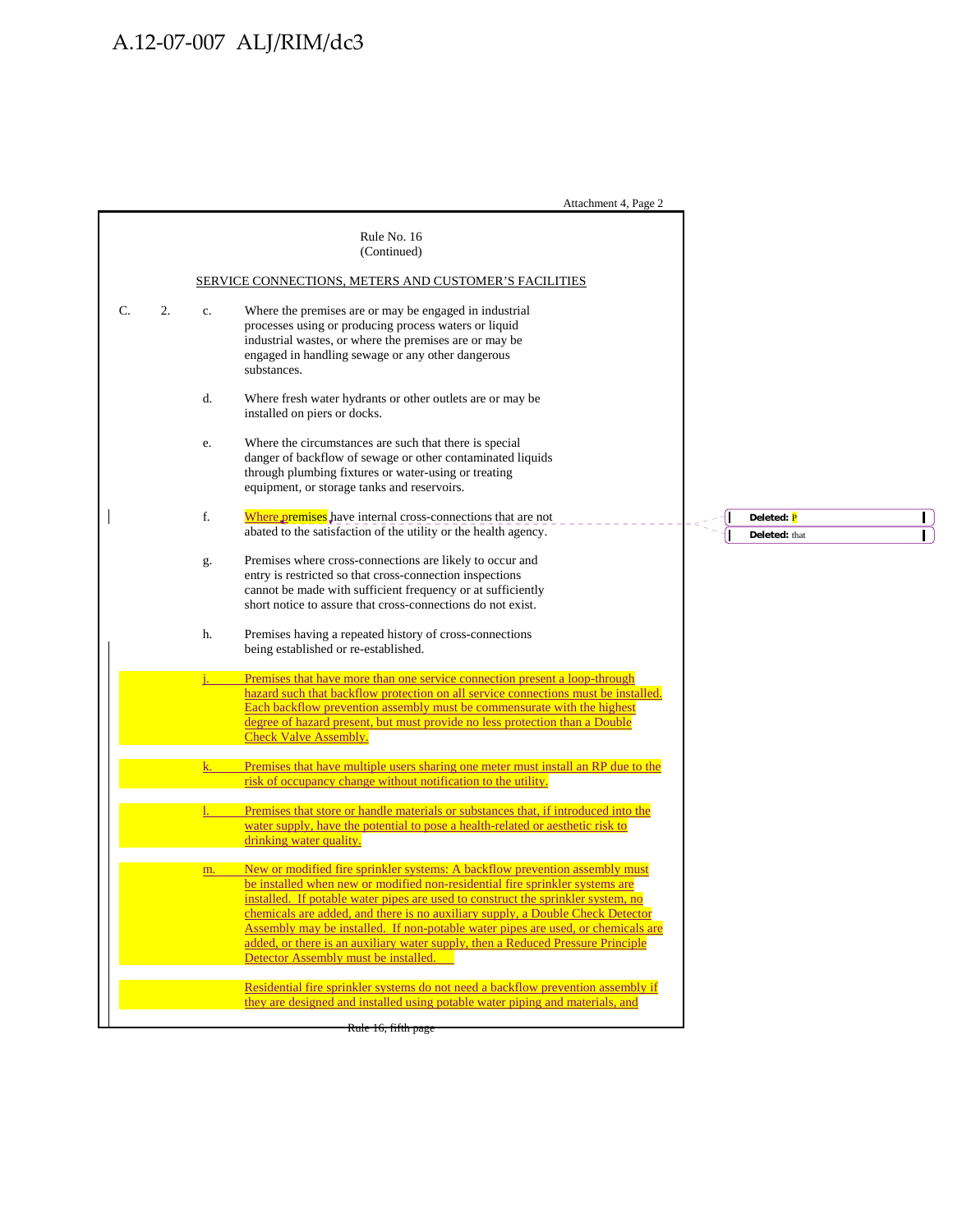Attachment 4, Page 2

Rule No. 16
(Continued)

SERVICE CONNECTIONS, METERS AND CUSTOMER'S FACILITIES

C. 2. c. Where the premises are or may be engaged in industrial processes using or producing process waters or liquid industrial wastes, or where the premises are or may be engaged in handling sewage or any other dangerous substances.

d. Where fresh water hydrants or other outlets are or may be installed on piers or docks.

e. Where the circumstances are such that there is special danger of backflow of sewage or other contaminated liquids through plumbing fixtures or water-using or treating equipment, or storage tanks and reservoirs.

f. Where premises have internal cross-connections that are not abated to the satisfaction of the utility or the health agency.

Deleted: P

Deleted: that

g. Premises where cross-connections are likely to occur and entry is restricted so that cross-connection inspections cannot be made with sufficient frequency or at sufficiently short notice to assure that cross-connections do not exist.

h. Premises having a repeated history of cross-connections being established or re-established.

j. Premises that have more than one service connection present a loop-through hazard such that backflow protection on all service connections must be installed. Each backflow prevention assembly must be commensurate with the highest degree of hazard present, but must provide no less protection than a Double Check Valve Assembly.

k. Premises that have multiple users sharing one meter must install an RP due to the risk of occupancy change without notification to the utility.

l. Premises that store or handle materials or substances that, if introduced into the water supply, have the potential to pose a health-related or aesthetic risk to drinking water quality.

m. New or modified fire sprinkler systems: A backflow prevention assembly must be installed when new or modified non-residential fire sprinkler systems are installed. If potable water pipes are used to construct the sprinkler system, no chemicals are added, and there is no auxiliary supply, a Double Check Detector Assembly may be installed. If non-potable water pipes are used, or chemicals are added, or there is an auxiliary water supply, then a Reduced Pressure Principle Detector Assembly must be installed.

Residential fire sprinkler systems do not need a backflow prevention assembly if they are designed and installed using potable water piping and materials, and

~~Rule 16, fifth page~~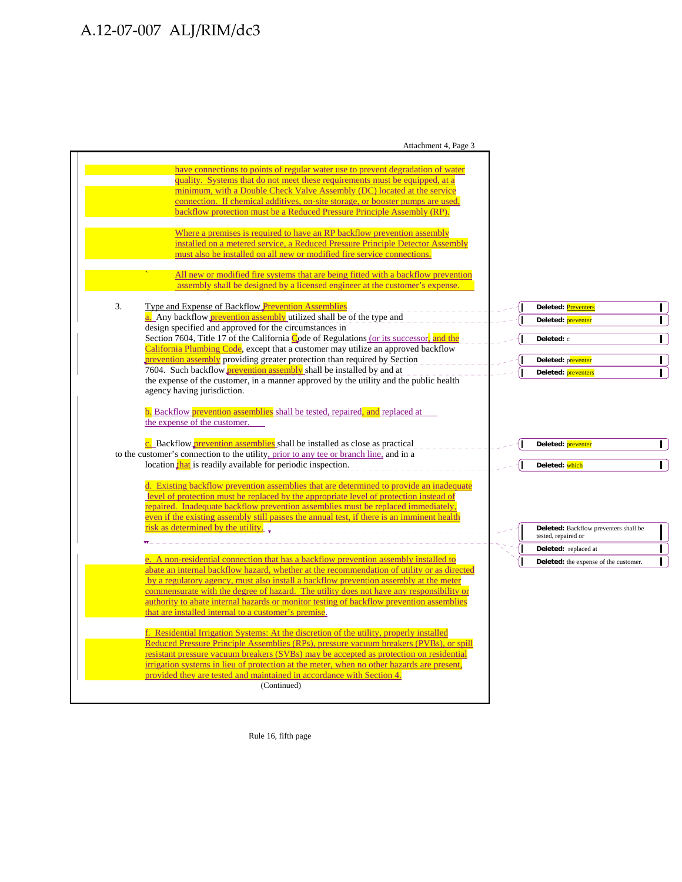Attachment 4, Page 3

have connections to points of regular water use to prevent degradation of water quality. Systems that do not meet these requirements must be equipped, at a minimum, with a Double Check Valve Assembly (DC) located at the service connection. If chemical additives, on-site storage, or booster pumps are used, backflow protection must be a Reduced Pressure Principle Assembly (RP).

Where a premises is required to have an RP backflow prevention assembly installed on a metered service, a Reduced Pressure Principle Detector Assembly must also be installed on all new or modified fire service connections.

` All new or modified fire systems that are being fitted with a backflow prevention assembly shall be designed by a licensed engineer at the customer's expense.

3. Type and Expense of Backflow Prevention Assemblies

a. Any backflow prevention assembly utilized shall be of the type and design specified and approved for the circumstances in Section 7604, Title 17 of the California Code of Regulations (or its successor, and the California Plumbing Code, except that a customer may utilize an approved backflow prevention assembly providing greater protection than required by Section 7604. Such backflow prevention assembly shall be installed by and at the expense of the customer, in a manner approved by the utility and the public health agency having jurisdiction.

b. Backflow prevention assemblies shall be tested, repaired, and replaced at the expense of the customer.

c. Backflow prevention assemblies shall be installed as close as practical to the customer's connection to the utility, prior to any tee or branch line, and in a location that is readily available for periodic inspection.

d. Existing backflow prevention assemblies that are determined to provide an inadequate level of protection must be replaced by the appropriate level of protection instead of repaired. Inadequate backflow prevention assemblies must be replaced immediately, even if the existing assembly still passes the annual test, if there is an imminent health risk as determined by the utility.

e. A non-residential connection that has a backflow prevention assembly installed to abate an internal backflow hazard, whether at the recommendation of utility or as directed by a regulatory agency, must also install a backflow prevention assembly at the meter commensurate with the degree of hazard. The utility does not have any responsibility or authority to abate internal hazards or monitor testing of backflow prevention assemblies that are installed internal to a customer's premise.

f. Residential Irrigation Systems: At the discretion of the utility, properly installed Reduced Pressure Principle Assemblies (RPs), pressure vacuum breakers (PVBs), or spill resistant pressure vacuum breakers (SVBs) may be accepted as protection on residential irrigation systems in lieu of protection at the meter, when no other hazards are present, provided they are tested and maintained in accordance with Section 4.

(Continued)

Deleted: Preventers
Deleted: preventer
Deleted: c
Deleted: preventer
Deleted: preventers
Deleted: preventer
Deleted: which
Deleted: Backflow preventers shall be tested, repaired or
Deleted: replaced at
Deleted: the expense of the customer.

Rule 16, fifth page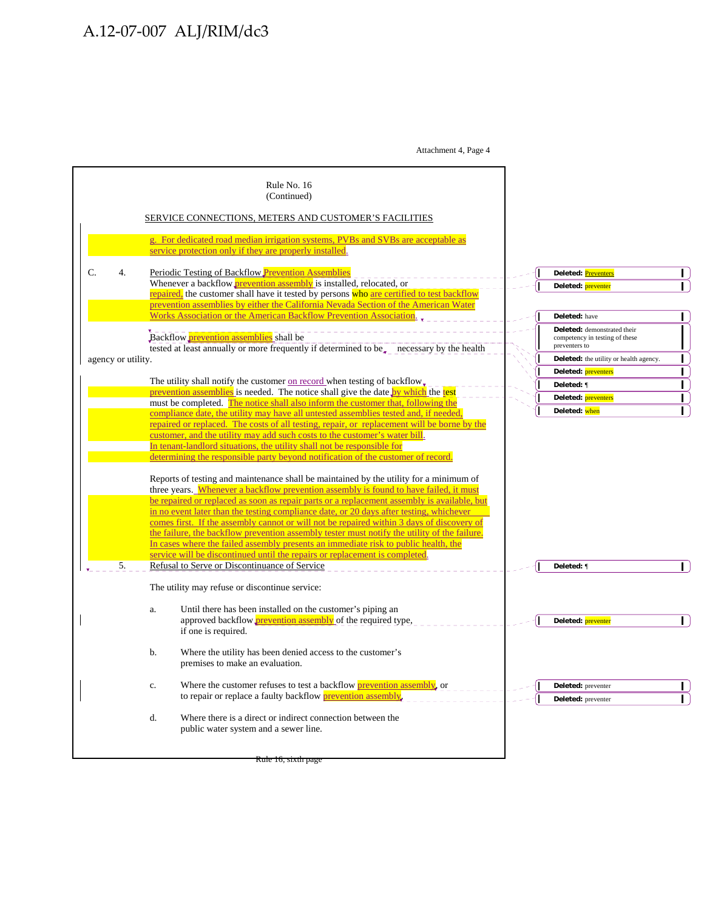Attachment 4, Page 4

Rule No. 16
(Continued)

SERVICE CONNECTIONS, METERS AND CUSTOMER'S FACILITIES

g. For dedicated road median irrigation systems, PVBs and SVBs are acceptable as service protection only if they are properly installed.

C. 4. Periodic Testing of Backflow Prevention Assemblies

Whenever a backflow prevention assembly is installed, relocated, or repaired, the customer shall have it tested by persons who are certified to test backflow prevention assemblies by either the California Nevada Section of the American Water Works Association or the American Backflow Prevention Association.

Backflow prevention assemblies shall be tested at least annually or more frequently if determined to be necessary by the health agency or utility.

The utility shall notify the customer on record when testing of backflow prevention assemblies is needed. The notice shall give the date by which the test must be completed. The notice shall also inform the customer that, following the compliance date, the utility may have all untested assemblies tested and, if needed, repaired or replaced. The costs of all testing, repair, or replacement will be borne by the customer, and the utility may add such costs to the customer's water bill. In tenant-landlord situations, the utility shall not be responsible for determining the responsible party beyond notification of the customer of record.

Reports of testing and maintenance shall be maintained by the utility for a minimum of three years. Whenever a backflow prevention assembly is found to have failed, it must be repaired or replaced as soon as repair parts or a replacement assembly is available, but in no event later than the testing compliance date, or 20 days after testing, whichever comes first. If the assembly cannot or will not be repaired within 3 days of discovery of the failure, the backflow prevention assembly tester must notify the utility of the failure. In cases where the failed assembly presents an immediate risk to public health, the service will be discontinued until the repairs or replacement is completed.

5. Refusal to Serve or Discontinuance of Service

The utility may refuse or discontinue service:

a. Until there has been installed on the customer's piping an approved backflow prevention assembly of the required type, if one is required.

b. Where the utility has been denied access to the customer's premises to make an evaluation.

c. Where the customer refuses to test a backflow prevention assembly, or to repair or replace a faulty backflow prevention assembly.

d. Where there is a direct or indirect connection between the public water system and a sewer line.

Deleted: Preventers
Deleted: preventer
Deleted: have
Deleted: demonstrated their competency in testing of these preventers to
Deleted: the utility or health agency.
Deleted: preventers
Deleted: ¶
Deleted: preventers
Deleted: when
Deleted: ¶
Deleted: preventer
Deleted: preventer
Deleted: preventer

~~Rule 16, sixth page~~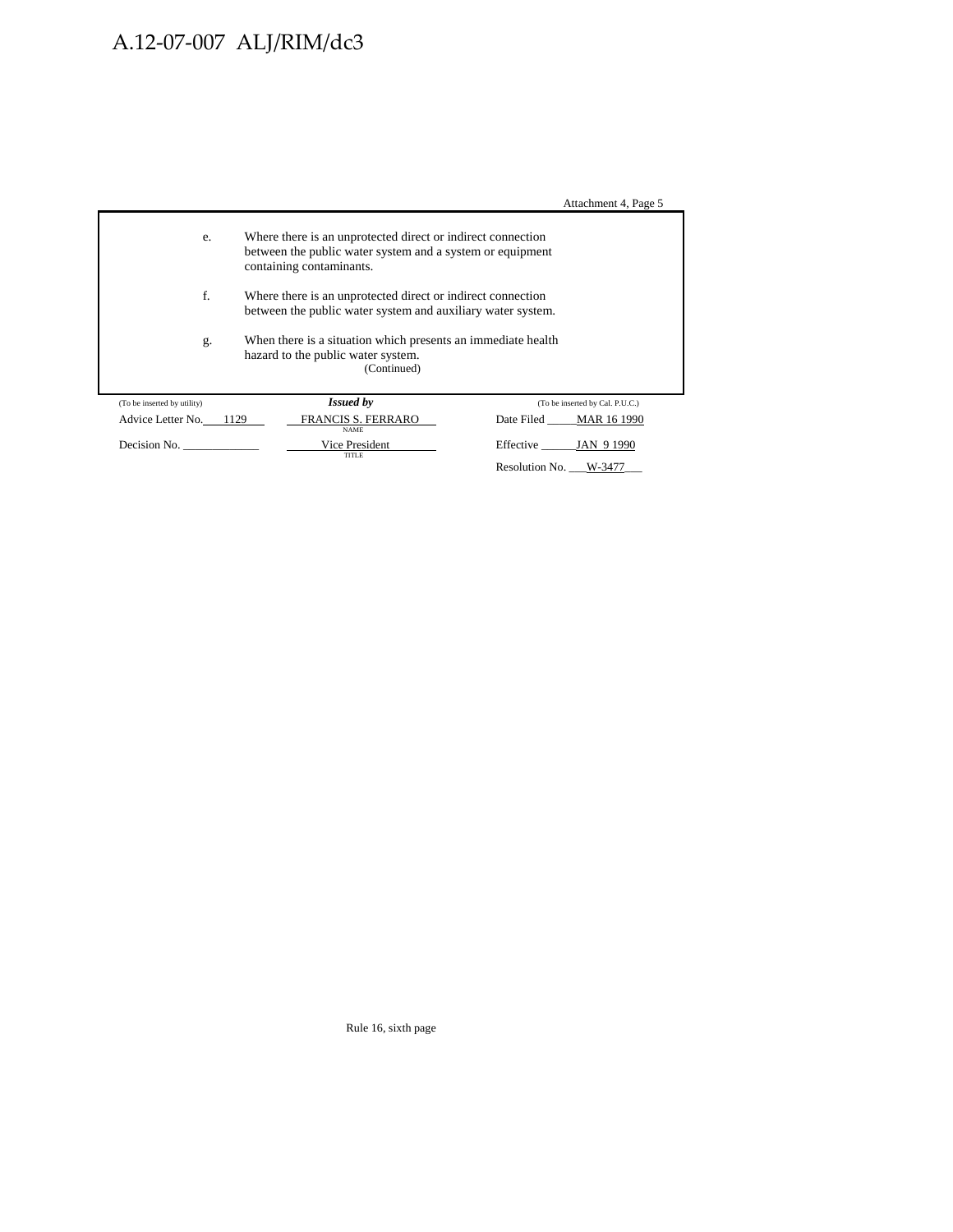Attachment 4, Page 5

e. Where there is an unprotected direct or indirect connection between the public water system and a system or equipment containing contaminants.

f. Where there is an unprotected direct or indirect connection between the public water system and auxiliary water system.

g. When there is a situation which presents an immediate health hazard to the public water system.

(Continued)

| (To be inserted by utility) | *Issued by* | (To be inserted by Cal. P.U.C.) |
|---|---|---|
| Advice Letter No. 1129 | FRANCIS S. FERRARO<br>NAME | Date Filed MAR 16 1990 |
| Decision No. ____________ | Vice President<br>TITLE | Effective JAN 9 1990 |
| | | Resolution No. W-3477 |

Rule 16, sixth page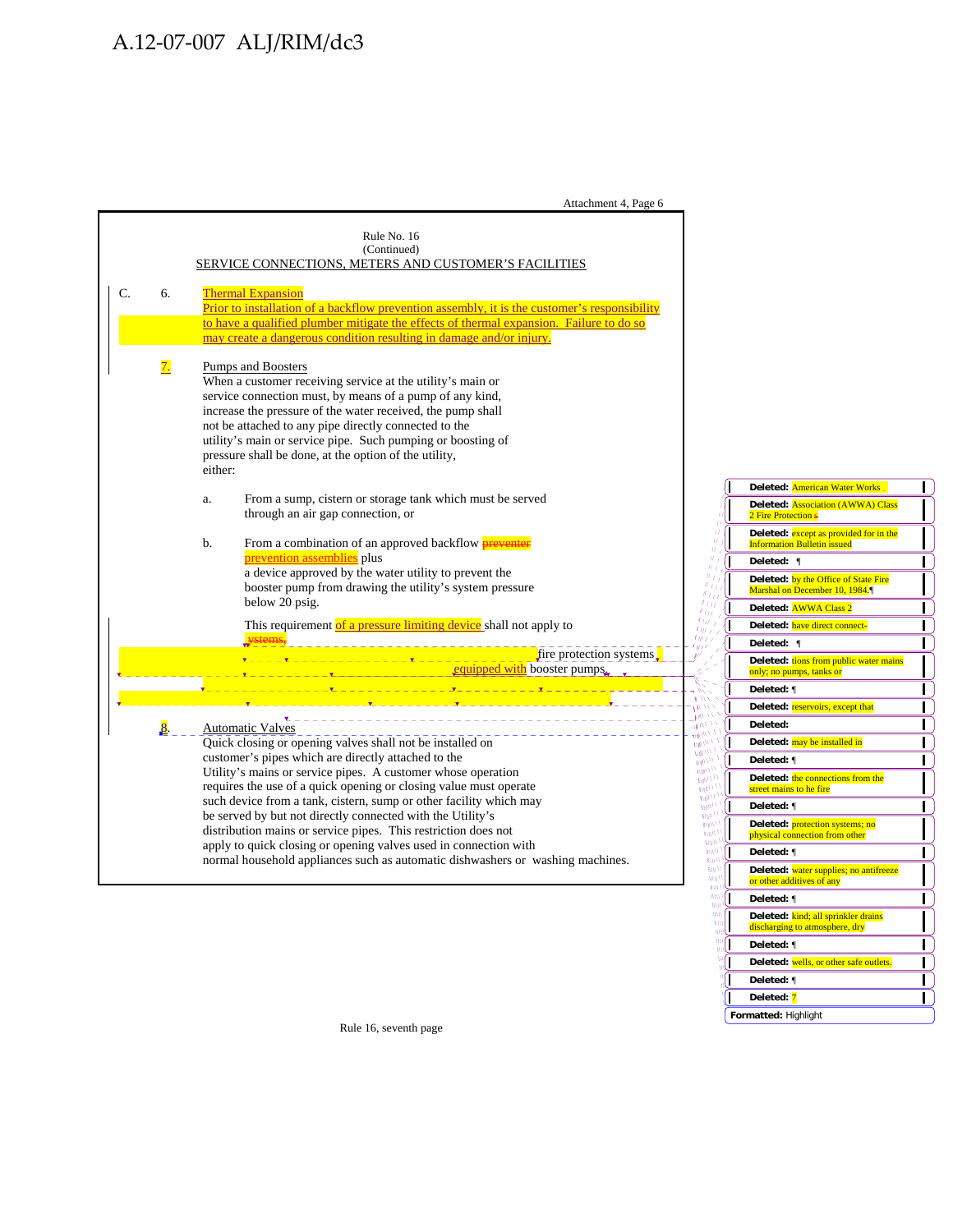Attachment 4, Page 6

Rule No. 16
(Continued)
SERVICE CONNECTIONS, METERS AND CUSTOMER'S FACILITIES

C. 6. Thermal Expansion
Prior to installation of a backflow prevention assembly, it is the customer's responsibility to have a qualified plumber mitigate the effects of thermal expansion. Failure to do so may create a dangerous condition resulting in damage and/or injury.

7. Pumps and Boosters
When a customer receiving service at the utility's main or service connection must, by means of a pump of any kind, increase the pressure of the water received, the pump shall not be attached to any pipe directly connected to the utility's main or service pipe. Such pumping or boosting of pressure shall be done, at the option of the utility, either:

a. From a sump, cistern or storage tank which must be served through an air gap connection, or

b. From a combination of an approved backflow ~~preventer~~ prevention assemblies plus a device approved by the water utility to prevent the booster pump from drawing the utility's system pressure below 20 psig.

This requirement of a pressure limiting device shall not apply to ~~systems,~~ fire protection systems equipped with booster pumps.

8. Automatic Valves
Quick closing or opening valves shall not be installed on customer's pipes which are directly attached to the Utility's mains or service pipes. A customer whose operation requires the use of a quick opening or closing value must operate such device from a tank, cistern, sump or other facility which may be served by but not directly connected with the Utility's distribution mains or service pipes. This restriction does not apply to quick closing or opening valves used in connection with normal household appliances such as automatic dishwashers or washing machines.

Rule 16, seventh page

Deleted: American Water Works
Deleted: Association (AWWA) Class 2 Fire Protection
Deleted: except as provided for in the Information Bulletin issued
Deleted: ¶
Deleted: by the Office of State Fire Marshal on December 10, 1984.¶
Deleted: AWWA Class 2
Deleted: have direct connect-
Deleted: ¶
Deleted: tions from public water mains only; no pumps, tanks or
Deleted: ¶
Deleted: reservoirs, except that
Deleted:
Deleted: may be installed in
Deleted: ¶
Deleted: the connections from the street mains to he fire
Deleted: ¶
Deleted: protection systems; no physical connection from other
Deleted: ¶
Deleted: water supplies; no antifreeze or other additives of any
Deleted: ¶
Deleted: kind; all sprinkler drains discharging to atmosphere, dry
Deleted: ¶
Deleted: wells, or other safe outlets.
Deleted: ¶
Deleted: 7
Formatted: Highlight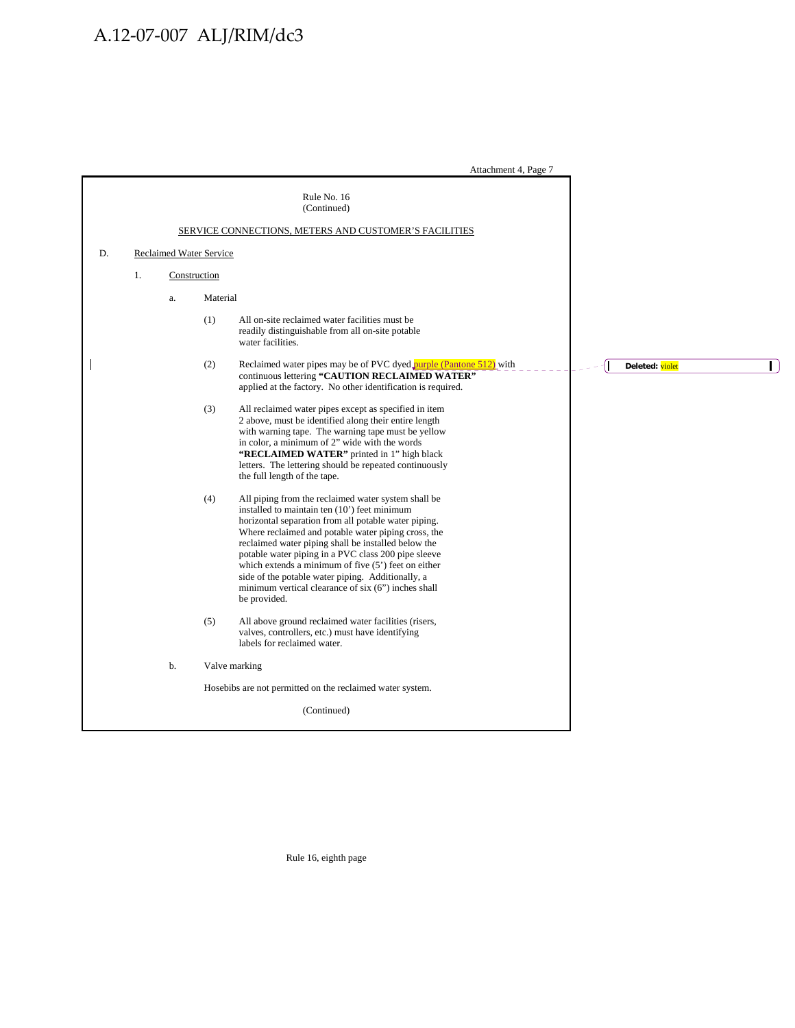Attachment 4, Page 7

Rule No. 16
(Continued)

SERVICE CONNECTIONS, METERS AND CUSTOMER'S FACILITIES

D. Reclaimed Water Service

1. Construction

a. Material

(1) All on-site reclaimed water facilities must be readily distinguishable from all on-site potable water facilities.

(2) Reclaimed water pipes may be of PVC dyed purple (Pantone 512) with continuous lettering **"CAUTION RECLAIMED WATER"** applied at the factory. No other identification is required.

Deleted: violet

(3) All reclaimed water pipes except as specified in item 2 above, must be identified along their entire length with warning tape. The warning tape must be yellow in color, a minimum of 2" wide with the words **"RECLAIMED WATER"** printed in 1" high black letters. The lettering should be repeated continuously the full length of the tape.

(4) All piping from the reclaimed water system shall be installed to maintain ten (10') feet minimum horizontal separation from all potable water piping. Where reclaimed and potable water piping cross, the reclaimed water piping shall be installed below the potable water piping in a PVC class 200 pipe sleeve which extends a minimum of five (5') feet on either side of the potable water piping. Additionally, a minimum vertical clearance of six (6") inches shall be provided.

(5) All above ground reclaimed water facilities (risers, valves, controllers, etc.) must have identifying labels for reclaimed water.

b. Valve marking

Hosebibs are not permitted on the reclaimed water system.

(Continued)

Rule 16, eighth page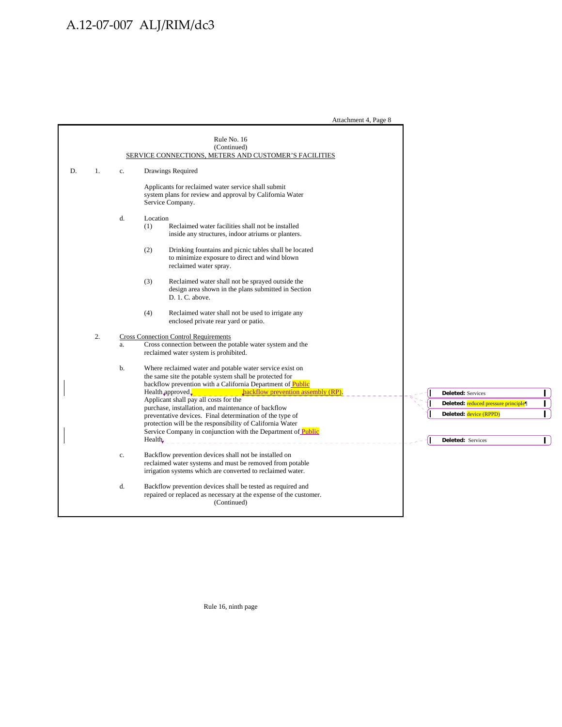Attachment 4, Page 8

Rule No. 16
(Continued)
SERVICE CONNECTIONS, METERS AND CUSTOMER'S FACILITIES

D. 1. c. Drawings Required

Applicants for reclaimed water service shall submit system plans for review and approval by California Water Service Company.

d. Location

(1) Reclaimed water facilities shall not be installed inside any structures, indoor atriums or planters.

(2) Drinking fountains and picnic tables shall be located to minimize exposure to direct and wind blown reclaimed water spray.

(3) Reclaimed water shall not be sprayed outside the design area shown in the plans submitted in Section D. 1. C. above.

(4) Reclaimed water shall not be used to irrigate any enclosed private rear yard or patio.

2. Cross Connection Control Requirements

a. Cross connection between the potable water system and the reclaimed water system is prohibited.

b. Where reclaimed water and potable water service exist on the same site the potable system shall be protected for backflow prevention with a California Department of Public Health approved backflow prevention assembly (RP). Applicant shall pay all costs for the purchase, installation, and maintenance of backflow preventative devices. Final determination of the type of protection will be the responsibility of California Water Service Company in conjunction with the Department of Public Health.

c. Backflow prevention devices shall not be installed on reclaimed water systems and must be removed from potable irrigation systems which are converted to reclaimed water.

d. Backflow prevention devices shall be tested as required and repaired or replaced as necessary at the expense of the customer.

(Continued)

Deleted: Services

Deleted: reduced pressure principle

Deleted: device (RPPD)

Deleted: Services

Rule 16, ninth page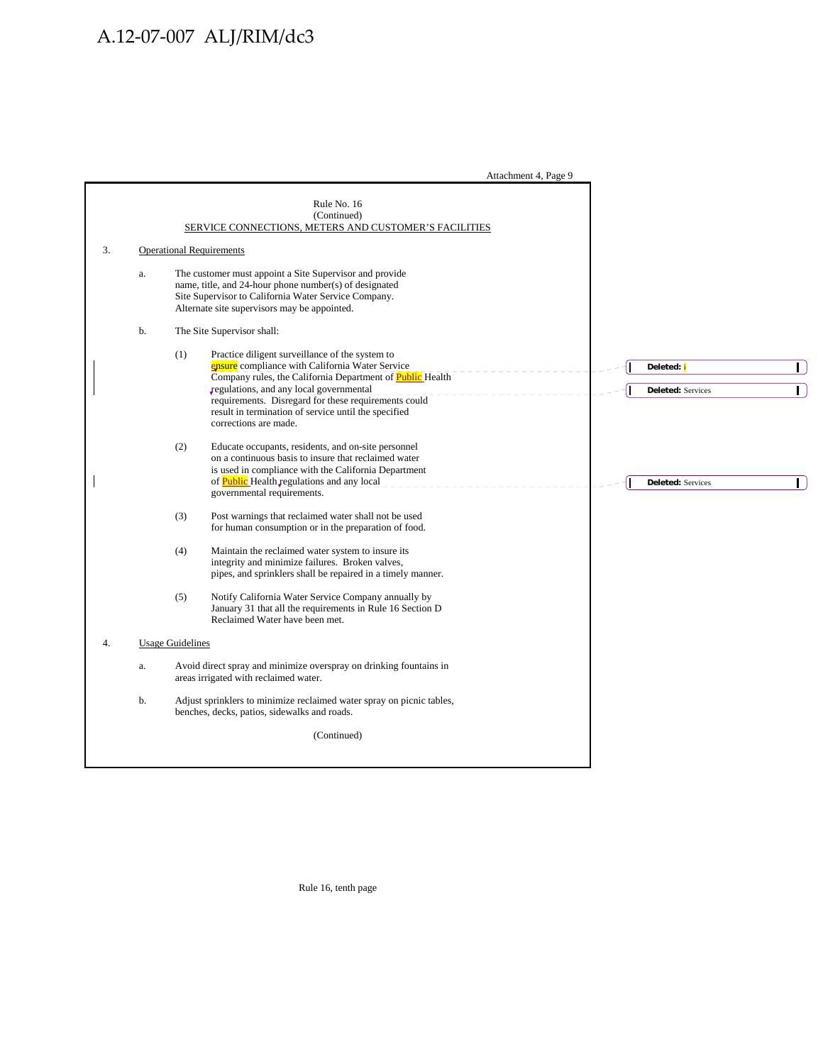Attachment 4, Page 9

Rule No. 16
(Continued)
SERVICE CONNECTIONS, METERS AND CUSTOMER'S FACILITIES

3. Operational Requirements

   a. The customer must appoint a Site Supervisor and provide name, title, and 24-hour phone number(s) of designated Site Supervisor to California Water Service Company. Alternate site supervisors may be appointed.

   b. The Site Supervisor shall:

      (1) Practice diligent surveillance of the system to ensure compliance with California Water Service Company rules, the California Department of Public Health regulations, and any local governmental requirements. Disregard for these requirements could result in termination of service until the specified corrections are made.

      (2) Educate occupants, residents, and on-site personnel on a continuous basis to insure that reclaimed water is used in compliance with the California Department of Public Health regulations and any local governmental requirements.

      (3) Post warnings that reclaimed water shall not be used for human consumption or in the preparation of food.

      (4) Maintain the reclaimed water system to insure its integrity and minimize failures. Broken valves, pipes, and sprinklers shall be repaired in a timely manner.

      (5) Notify California Water Service Company annually by January 31 that all the requirements in Rule 16 Section D Reclaimed Water have been met.

4. Usage Guidelines

   a. Avoid direct spray and minimize overspray on drinking fountains in areas irrigated with reclaimed water.

   b. Adjust sprinklers to minimize reclaimed water spray on picnic tables, benches, decks, patios, sidewalks and roads.

(Continued)

Deleted: i

Deleted: Services

Deleted: Services

Rule 16, tenth page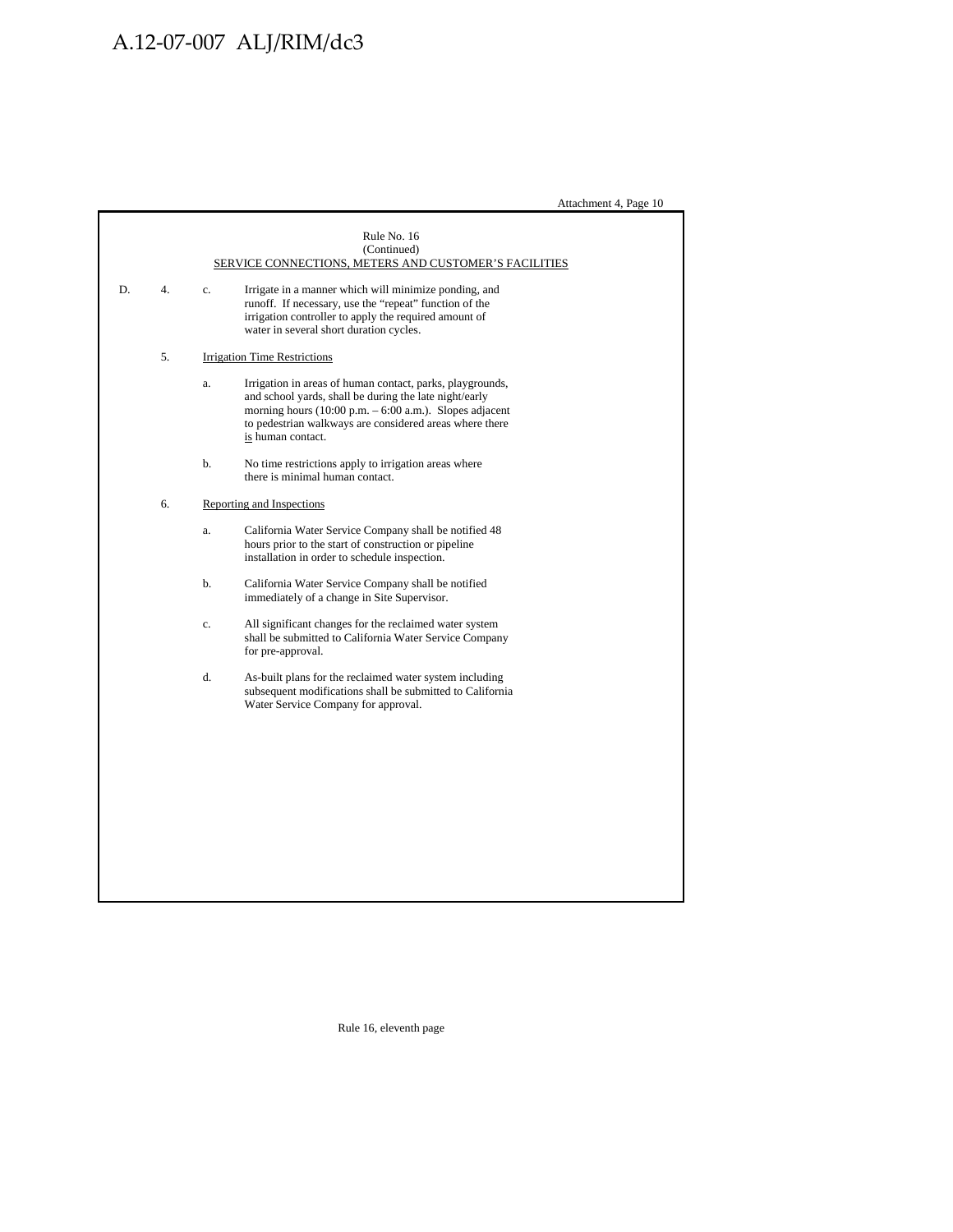Attachment 4, Page 10

Rule No. 16
(Continued)
SERVICE CONNECTIONS, METERS AND CUSTOMER'S FACILITIES

D. 4. c. Irrigate in a manner which will minimize ponding, and runoff. If necessary, use the "repeat" function of the irrigation controller to apply the required amount of water in several short duration cycles.

5. Irrigation Time Restrictions

a. Irrigation in areas of human contact, parks, playgrounds, and school yards, shall be during the late night/early morning hours (10:00 p.m. – 6:00 a.m.). Slopes adjacent to pedestrian walkways are considered areas where there is human contact.

b. No time restrictions apply to irrigation areas where there is minimal human contact.

6. Reporting and Inspections

a. California Water Service Company shall be notified 48 hours prior to the start of construction or pipeline installation in order to schedule inspection.

b. California Water Service Company shall be notified immediately of a change in Site Supervisor.

c. All significant changes for the reclaimed water system shall be submitted to California Water Service Company for pre-approval.

d. As-built plans for the reclaimed water system including subsequent modifications shall be submitted to California Water Service Company for approval.

Rule 16, eleventh page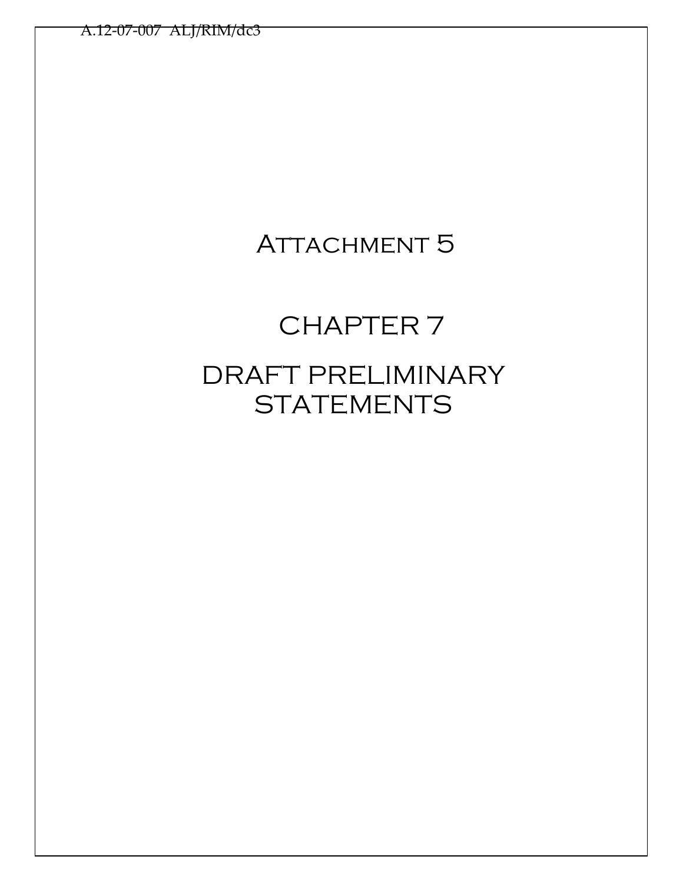# Attachment 5

# CHAPTER 7

# DRAFT PRELIMINARY STATEMENTS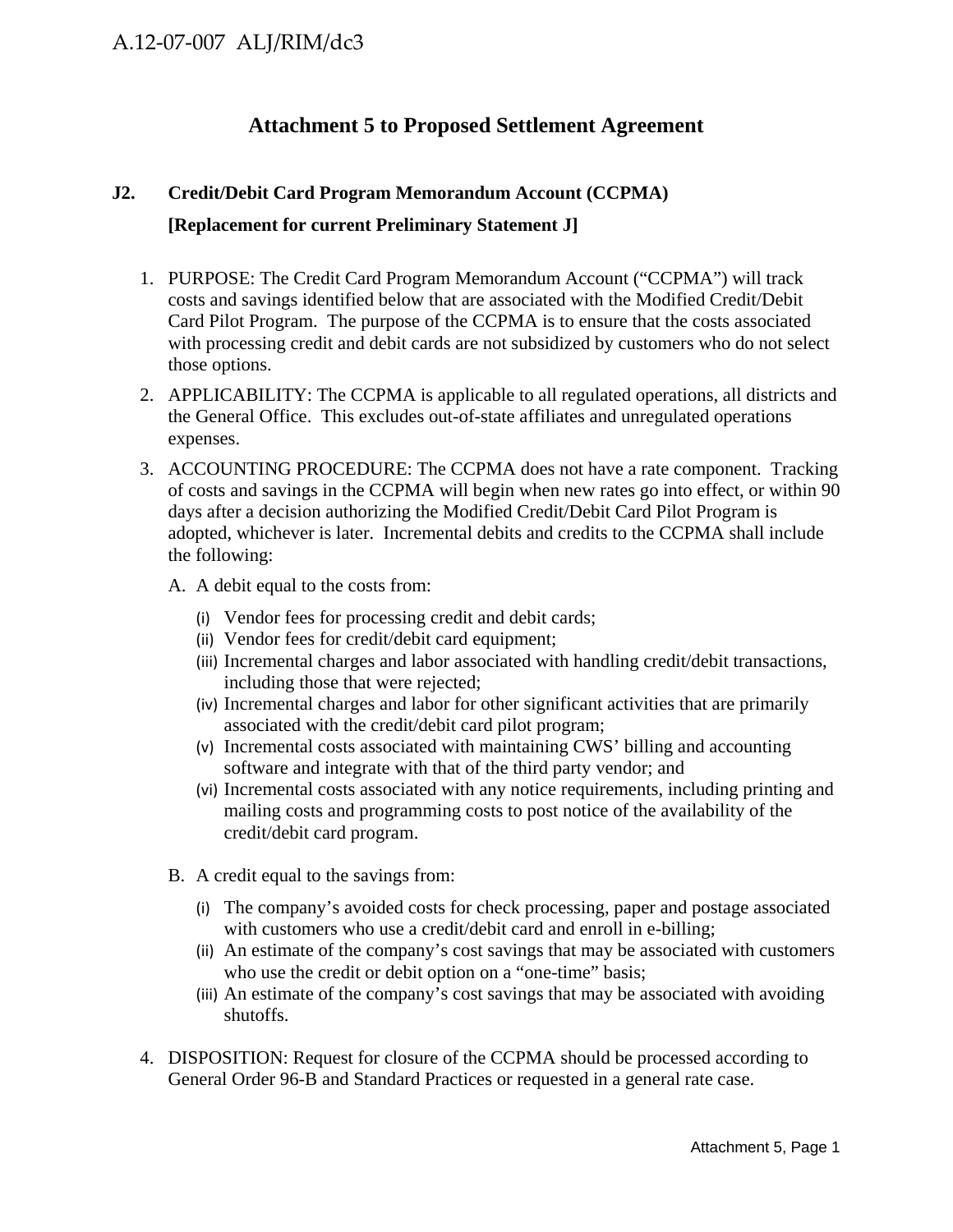# Attachment 5 to Proposed Settlement Agreement

## J2. Credit/Debit Card Program Memorandum Account (CCPMA)

**[Replacement for current Preliminary Statement J]**

1. PURPOSE: The Credit Card Program Memorandum Account ("CCPMA") will track costs and savings identified below that are associated with the Modified Credit/Debit Card Pilot Program. The purpose of the CCPMA is to ensure that the costs associated with processing credit and debit cards are not subsidized by customers who do not select those options.

2. APPLICABILITY: The CCPMA is applicable to all regulated operations, all districts and the General Office. This excludes out-of-state affiliates and unregulated operations expenses.

3. ACCOUNTING PROCEDURE: The CCPMA does not have a rate component. Tracking of costs and savings in the CCPMA will begin when new rates go into effect, or within 90 days after a decision authorizing the Modified Credit/Debit Card Pilot Program is adopted, whichever is later. Incremental debits and credits to the CCPMA shall include the following:

   A. A debit equal to the costs from:

      (i) Vendor fees for processing credit and debit cards;
      (ii) Vendor fees for credit/debit card equipment;
      (iii) Incremental charges and labor associated with handling credit/debit transactions, including those that were rejected;
      (iv) Incremental charges and labor for other significant activities that are primarily associated with the credit/debit card pilot program;
      (v) Incremental costs associated with maintaining CWS' billing and accounting software and integrate with that of the third party vendor; and
      (vi) Incremental costs associated with any notice requirements, including printing and mailing costs and programming costs to post notice of the availability of the credit/debit card program.

   B. A credit equal to the savings from:

      (i) The company's avoided costs for check processing, paper and postage associated with customers who use a credit/debit card and enroll in e-billing;
      (ii) An estimate of the company's cost savings that may be associated with customers who use the credit or debit option on a "one-time" basis;
      (iii) An estimate of the company's cost savings that may be associated with avoiding shutoffs.

4. DISPOSITION: Request for closure of the CCPMA should be processed according to General Order 96-B and Standard Practices or requested in a general rate case.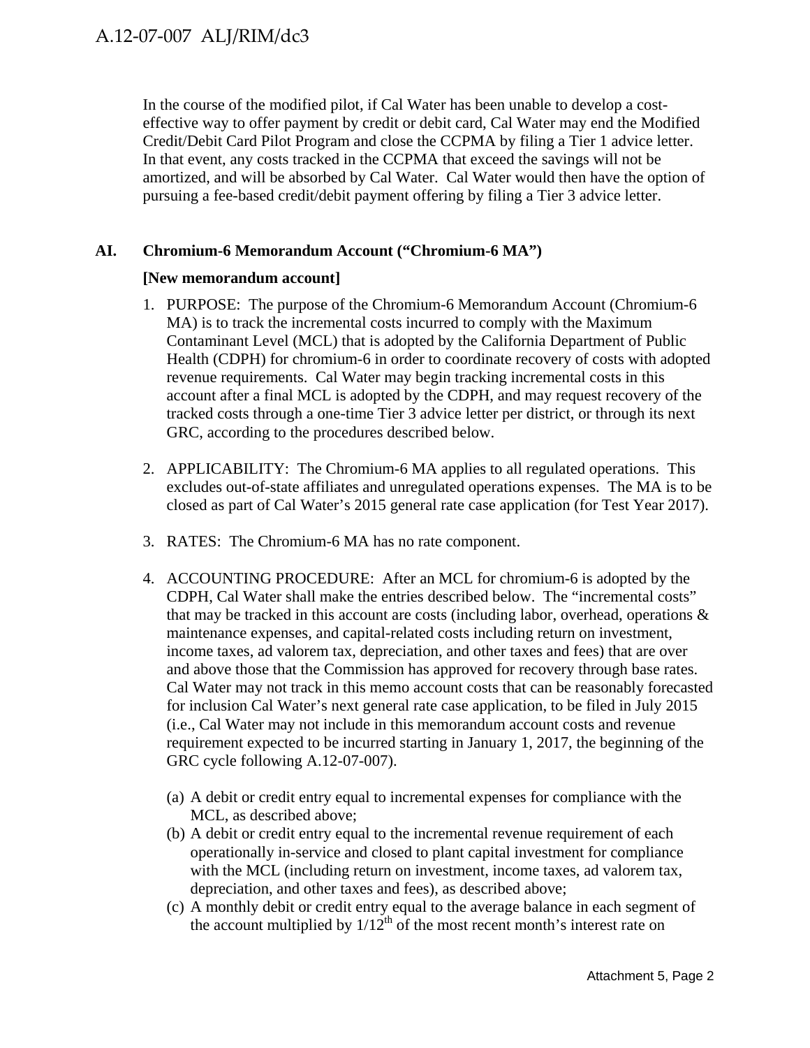In the course of the modified pilot, if Cal Water has been unable to develop a cost-effective way to offer payment by credit or debit card, Cal Water may end the Modified Credit/Debit Card Pilot Program and close the CCPMA by filing a Tier 1 advice letter. In that event, any costs tracked in the CCPMA that exceed the savings will not be amortized, and will be absorbed by Cal Water. Cal Water would then have the option of pursuing a fee-based credit/debit payment offering by filing a Tier 3 advice letter.

## AI. Chromium-6 Memorandum Account ("Chromium-6 MA")

**[New memorandum account]**

1. PURPOSE: The purpose of the Chromium-6 Memorandum Account (Chromium-6 MA) is to track the incremental costs incurred to comply with the Maximum Contaminant Level (MCL) that is adopted by the California Department of Public Health (CDPH) for chromium-6 in order to coordinate recovery of costs with adopted revenue requirements. Cal Water may begin tracking incremental costs in this account after a final MCL is adopted by the CDPH, and may request recovery of the tracked costs through a one-time Tier 3 advice letter per district, or through its next GRC, according to the procedures described below.

2. APPLICABILITY: The Chromium-6 MA applies to all regulated operations. This excludes out-of-state affiliates and unregulated operations expenses. The MA is to be closed as part of Cal Water's 2015 general rate case application (for Test Year 2017).

3. RATES: The Chromium-6 MA has no rate component.

4. ACCOUNTING PROCEDURE: After an MCL for chromium-6 is adopted by the CDPH, Cal Water shall make the entries described below. The "incremental costs" that may be tracked in this account are costs (including labor, overhead, operations & maintenance expenses, and capital-related costs including return on investment, income taxes, ad valorem tax, depreciation, and other taxes and fees) that are over and above those that the Commission has approved for recovery through base rates. Cal Water may not track in this memo account costs that can be reasonably forecasted for inclusion Cal Water's next general rate case application, to be filed in July 2015 (i.e., Cal Water may not include in this memorandum account costs and revenue requirement expected to be incurred starting in January 1, 2017, the beginning of the GRC cycle following A.12-07-007).

   (a) A debit or credit entry equal to incremental expenses for compliance with the MCL, as described above;
   (b) A debit or credit entry equal to the incremental revenue requirement of each operationally in-service and closed to plant capital investment for compliance with the MCL (including return on investment, income taxes, ad valorem tax, depreciation, and other taxes and fees), as described above;
   (c) A monthly debit or credit entry equal to the average balance in each segment of the account multiplied by $1/12^{th}$ of the most recent month's interest rate on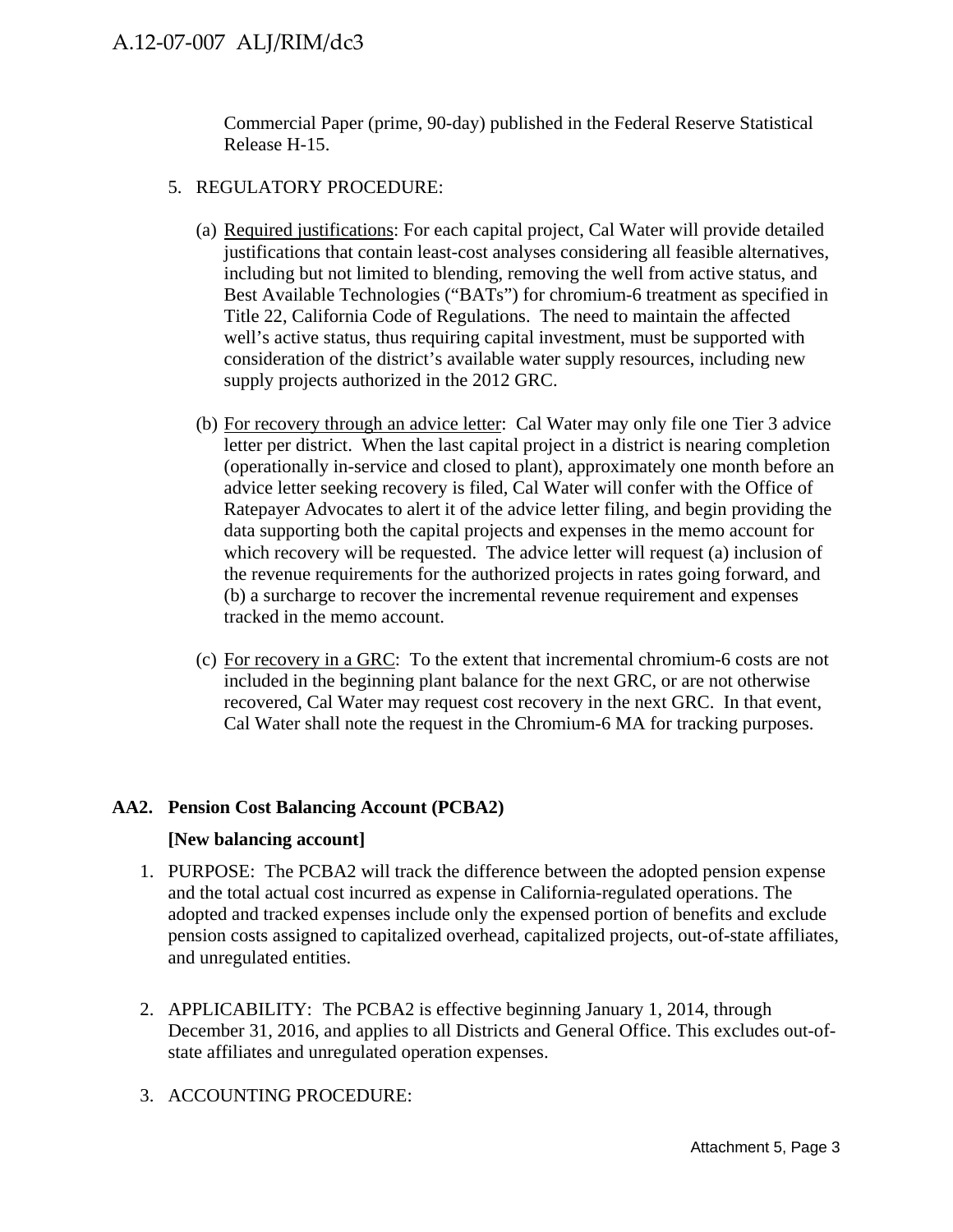Commercial Paper (prime, 90-day) published in the Federal Reserve Statistical Release H-15.

5. REGULATORY PROCEDURE:

   (a) Required justifications: For each capital project, Cal Water will provide detailed justifications that contain least-cost analyses considering all feasible alternatives, including but not limited to blending, removing the well from active status, and Best Available Technologies ("BATs") for chromium-6 treatment as specified in Title 22, California Code of Regulations. The need to maintain the affected well's active status, thus requiring capital investment, must be supported with consideration of the district's available water supply resources, including new supply projects authorized in the 2012 GRC.

   (b) For recovery through an advice letter: Cal Water may only file one Tier 3 advice letter per district. When the last capital project in a district is nearing completion (operationally in-service and closed to plant), approximately one month before an advice letter seeking recovery is filed, Cal Water will confer with the Office of Ratepayer Advocates to alert it of the advice letter filing, and begin providing the data supporting both the capital projects and expenses in the memo account for which recovery will be requested. The advice letter will request (a) inclusion of the revenue requirements for the authorized projects in rates going forward, and (b) a surcharge to recover the incremental revenue requirement and expenses tracked in the memo account.

   (c) For recovery in a GRC: To the extent that incremental chromium-6 costs are not included in the beginning plant balance for the next GRC, or are not otherwise recovered, Cal Water may request cost recovery in the next GRC. In that event, Cal Water shall note the request in the Chromium-6 MA for tracking purposes.

## AA2. Pension Cost Balancing Account (PCBA2)

**[New balancing account]**

1. PURPOSE: The PCBA2 will track the difference between the adopted pension expense and the total actual cost incurred as expense in California-regulated operations. The adopted and tracked expenses include only the expensed portion of benefits and exclude pension costs assigned to capitalized overhead, capitalized projects, out-of-state affiliates, and unregulated entities.

2. APPLICABILITY: The PCBA2 is effective beginning January 1, 2014, through December 31, 2016, and applies to all Districts and General Office. This excludes out-of-state affiliates and unregulated operation expenses.

3. ACCOUNTING PROCEDURE: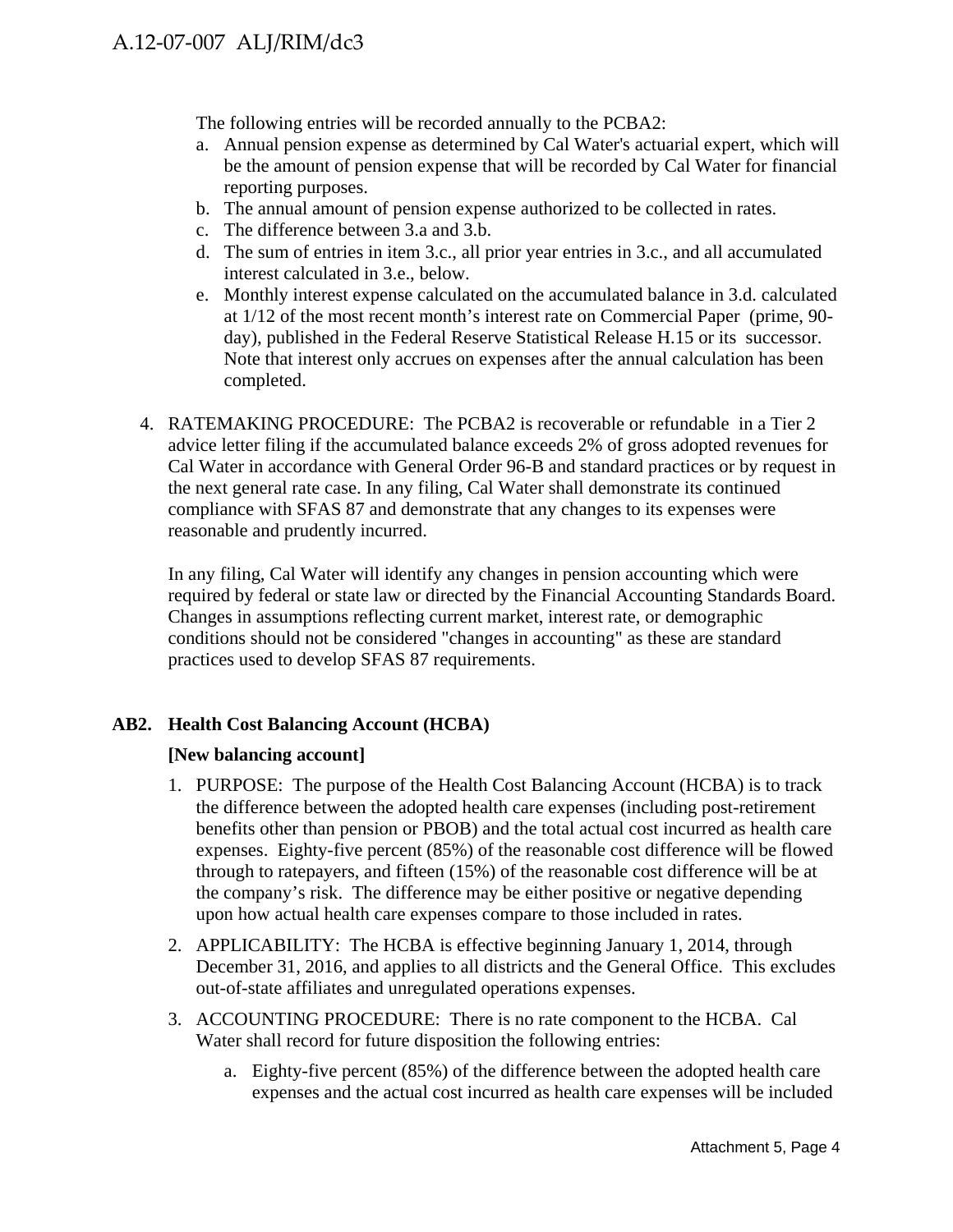The following entries will be recorded annually to the PCBA2:

a. Annual pension expense as determined by Cal Water's actuarial expert, which will be the amount of pension expense that will be recorded by Cal Water for financial reporting purposes.
b. The annual amount of pension expense authorized to be collected in rates.
c. The difference between 3.a and 3.b.
d. The sum of entries in item 3.c., all prior year entries in 3.c., and all accumulated interest calculated in 3.e., below.
e. Monthly interest expense calculated on the accumulated balance in 3.d. calculated at 1/12 of the most recent month's interest rate on Commercial Paper (prime, 90-day), published in the Federal Reserve Statistical Release H.15 or its successor. Note that interest only accrues on expenses after the annual calculation has been completed.

4. RATEMAKING PROCEDURE: The PCBA2 is recoverable or refundable in a Tier 2 advice letter filing if the accumulated balance exceeds 2% of gross adopted revenues for Cal Water in accordance with General Order 96-B and standard practices or by request in the next general rate case. In any filing, Cal Water shall demonstrate its continued compliance with SFAS 87 and demonstrate that any changes to its expenses were reasonable and prudently incurred.

   In any filing, Cal Water will identify any changes in pension accounting which were required by federal or state law or directed by the Financial Accounting Standards Board. Changes in assumptions reflecting current market, interest rate, or demographic conditions should not be considered "changes in accounting" as these are standard practices used to develop SFAS 87 requirements.

**AB2. Health Cost Balancing Account (HCBA)**

**[New balancing account]**

1. PURPOSE: The purpose of the Health Cost Balancing Account (HCBA) is to track the difference between the adopted health care expenses (including post-retirement benefits other than pension or PBOB) and the total actual cost incurred as health care expenses. Eighty-five percent (85%) of the reasonable cost difference will be flowed through to ratepayers, and fifteen (15%) of the reasonable cost difference will be at the company's risk. The difference may be either positive or negative depending upon how actual health care expenses compare to those included in rates.
2. APPLICABILITY: The HCBA is effective beginning January 1, 2014, through December 31, 2016, and applies to all districts and the General Office. This excludes out-of-state affiliates and unregulated operations expenses.
3. ACCOUNTING PROCEDURE: There is no rate component to the HCBA. Cal Water shall record for future disposition the following entries:

   a. Eighty-five percent (85%) of the difference between the adopted health care expenses and the actual cost incurred as health care expenses will be included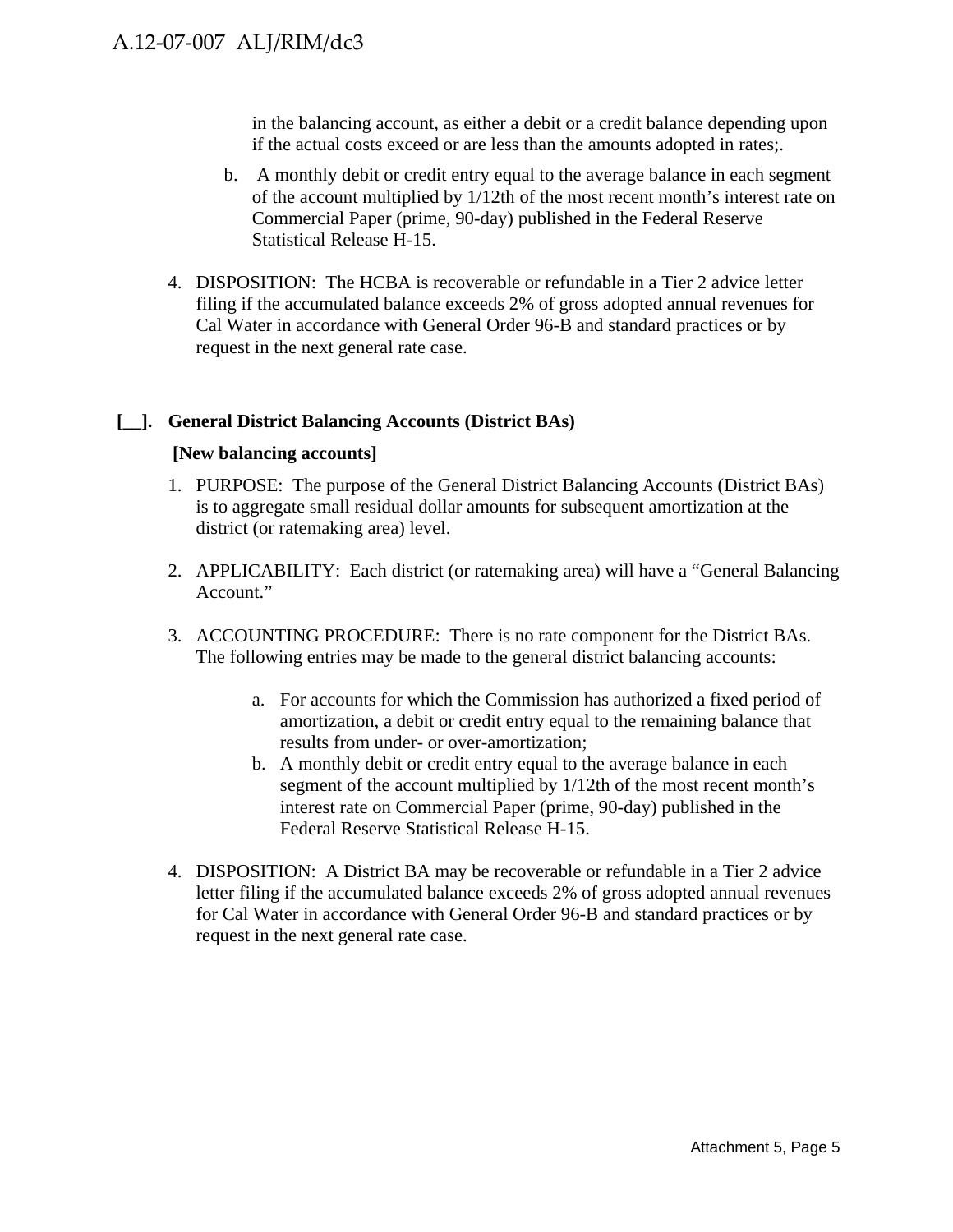in the balancing account, as either a debit or a credit balance depending upon if the actual costs exceed or are less than the amounts adopted in rates;.

b. A monthly debit or credit entry equal to the average balance in each segment of the account multiplied by 1/12th of the most recent month's interest rate on Commercial Paper (prime, 90-day) published in the Federal Reserve Statistical Release H-15.

4. DISPOSITION: The HCBA is recoverable or refundable in a Tier 2 advice letter filing if the accumulated balance exceeds 2% of gross adopted annual revenues for Cal Water in accordance with General Order 96-B and standard practices or by request in the next general rate case.

**[__]. General District Balancing Accounts (District BAs)**

**[New balancing accounts]**

1. PURPOSE: The purpose of the General District Balancing Accounts (District BAs) is to aggregate small residual dollar amounts for subsequent amortization at the district (or ratemaking area) level.

2. APPLICABILITY: Each district (or ratemaking area) will have a "General Balancing Account."

3. ACCOUNTING PROCEDURE: There is no rate component for the District BAs. The following entries may be made to the general district balancing accounts:

   a. For accounts for which the Commission has authorized a fixed period of amortization, a debit or credit entry equal to the remaining balance that results from under- or over-amortization;
   b. A monthly debit or credit entry equal to the average balance in each segment of the account multiplied by 1/12th of the most recent month's interest rate on Commercial Paper (prime, 90-day) published in the Federal Reserve Statistical Release H-15.

4. DISPOSITION: A District BA may be recoverable or refundable in a Tier 2 advice letter filing if the accumulated balance exceeds 2% of gross adopted annual revenues for Cal Water in accordance with General Order 96-B and standard practices or by request in the next general rate case.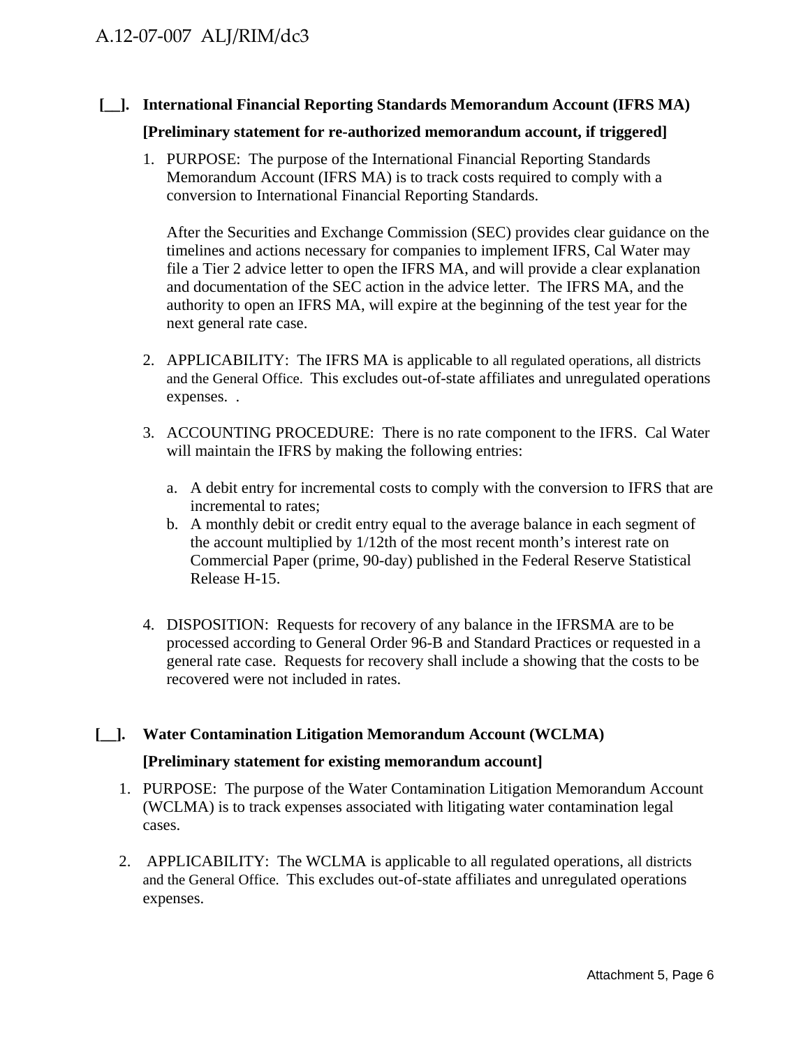**[__]. International Financial Reporting Standards Memorandum Account (IFRS MA)**

**[Preliminary statement for re-authorized memorandum account, if triggered]**

1. PURPOSE: The purpose of the International Financial Reporting Standards Memorandum Account (IFRS MA) is to track costs required to comply with a conversion to International Financial Reporting Standards.

   After the Securities and Exchange Commission (SEC) provides clear guidance on the timelines and actions necessary for companies to implement IFRS, Cal Water may file a Tier 2 advice letter to open the IFRS MA, and will provide a clear explanation and documentation of the SEC action in the advice letter. The IFRS MA, and the authority to open an IFRS MA, will expire at the beginning of the test year for the next general rate case.

2. APPLICABILITY: The IFRS MA is applicable to all regulated operations, all districts and the General Office. This excludes out-of-state affiliates and unregulated operations expenses. .

3. ACCOUNTING PROCEDURE: There is no rate component to the IFRS. Cal Water will maintain the IFRS by making the following entries:

   a. A debit entry for incremental costs to comply with the conversion to IFRS that are incremental to rates;
   b. A monthly debit or credit entry equal to the average balance in each segment of the account multiplied by 1/12th of the most recent month's interest rate on Commercial Paper (prime, 90-day) published in the Federal Reserve Statistical Release H-15.

4. DISPOSITION: Requests for recovery of any balance in the IFRSMA are to be processed according to General Order 96-B and Standard Practices or requested in a general rate case. Requests for recovery shall include a showing that the costs to be recovered were not included in rates.

**[__]. Water Contamination Litigation Memorandum Account (WCLMA)**

**[Preliminary statement for existing memorandum account]**

1. PURPOSE: The purpose of the Water Contamination Litigation Memorandum Account (WCLMA) is to track expenses associated with litigating water contamination legal cases.

2. APPLICABILITY: The WCLMA is applicable to all regulated operations, all districts and the General Office. This excludes out-of-state affiliates and unregulated operations expenses.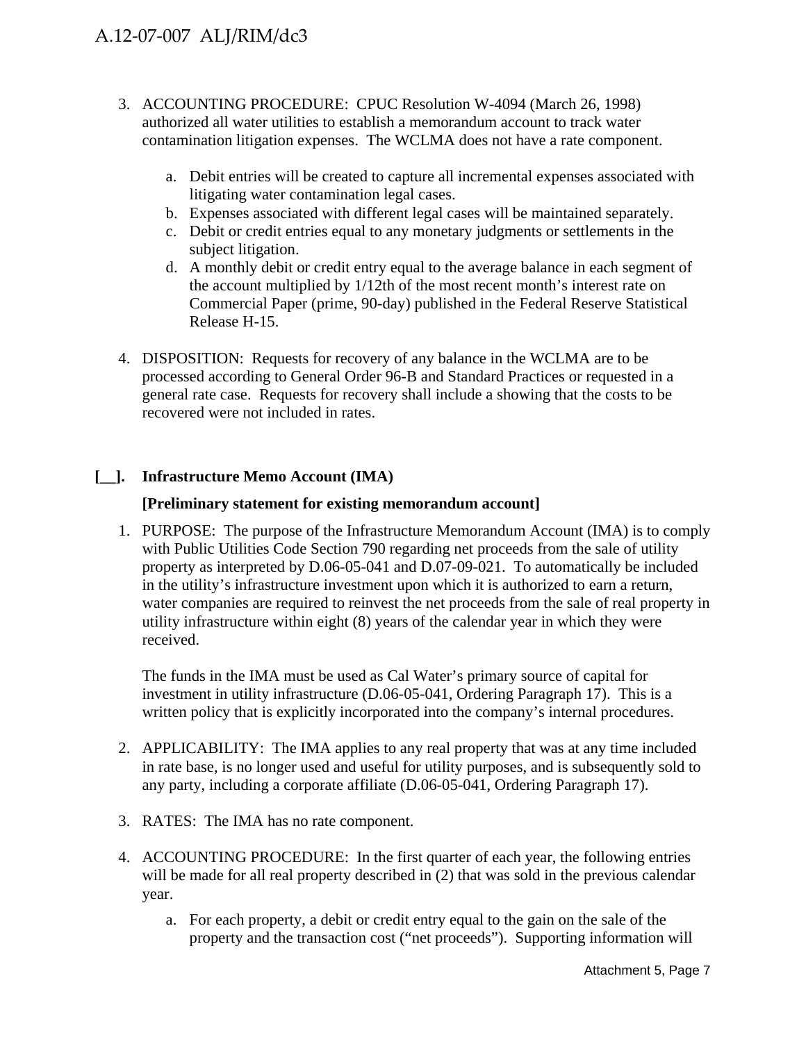3. ACCOUNTING PROCEDURE: CPUC Resolution W-4094 (March 26, 1998) authorized all water utilities to establish a memorandum account to track water contamination litigation expenses. The WCLMA does not have a rate component.

   a. Debit entries will be created to capture all incremental expenses associated with litigating water contamination legal cases.
   b. Expenses associated with different legal cases will be maintained separately.
   c. Debit or credit entries equal to any monetary judgments or settlements in the subject litigation.
   d. A monthly debit or credit entry equal to the average balance in each segment of the account multiplied by 1/12th of the most recent month's interest rate on Commercial Paper (prime, 90-day) published in the Federal Reserve Statistical Release H-15.

4. DISPOSITION: Requests for recovery of any balance in the WCLMA are to be processed according to General Order 96-B and Standard Practices or requested in a general rate case. Requests for recovery shall include a showing that the costs to be recovered were not included in rates.

**[__]. Infrastructure Memo Account (IMA)**

**[Preliminary statement for existing memorandum account]**

1. PURPOSE: The purpose of the Infrastructure Memorandum Account (IMA) is to comply with Public Utilities Code Section 790 regarding net proceeds from the sale of utility property as interpreted by D.06-05-041 and D.07-09-021. To automatically be included in the utility's infrastructure investment upon which it is authorized to earn a return, water companies are required to reinvest the net proceeds from the sale of real property in utility infrastructure within eight (8) years of the calendar year in which they were received.

   The funds in the IMA must be used as Cal Water's primary source of capital for investment in utility infrastructure (D.06-05-041, Ordering Paragraph 17). This is a written policy that is explicitly incorporated into the company's internal procedures.

2. APPLICABILITY: The IMA applies to any real property that was at any time included in rate base, is no longer used and useful for utility purposes, and is subsequently sold to any party, including a corporate affiliate (D.06-05-041, Ordering Paragraph 17).

3. RATES: The IMA has no rate component.

4. ACCOUNTING PROCEDURE: In the first quarter of each year, the following entries will be made for all real property described in (2) that was sold in the previous calendar year.

   a. For each property, a debit or credit entry equal to the gain on the sale of the property and the transaction cost ("net proceeds"). Supporting information will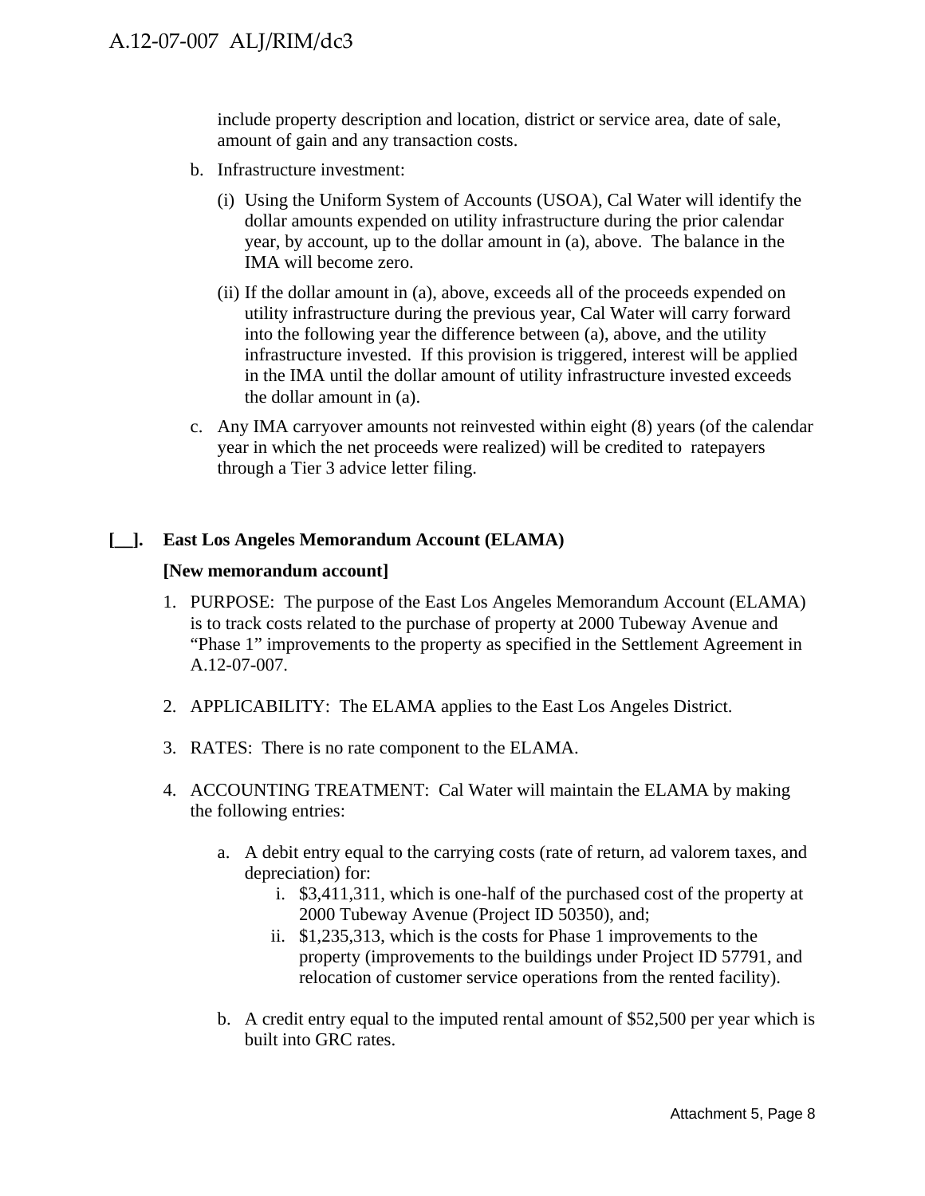include property description and location, district or service area, date of sale, amount of gain and any transaction costs.

b. Infrastructure investment:

   (i) Using the Uniform System of Accounts (USOA), Cal Water will identify the dollar amounts expended on utility infrastructure during the prior calendar year, by account, up to the dollar amount in (a), above. The balance in the IMA will become zero.

   (ii) If the dollar amount in (a), above, exceeds all of the proceeds expended on utility infrastructure during the previous year, Cal Water will carry forward into the following year the difference between (a), above, and the utility infrastructure invested. If this provision is triggered, interest will be applied in the IMA until the dollar amount of utility infrastructure invested exceeds the dollar amount in (a).

c. Any IMA carryover amounts not reinvested within eight (8) years (of the calendar year in which the net proceeds were realized) will be credited to ratepayers through a Tier 3 advice letter filing.

**[__]. East Los Angeles Memorandum Account (ELAMA)**

**[New memorandum account]**

1. PURPOSE: The purpose of the East Los Angeles Memorandum Account (ELAMA) is to track costs related to the purchase of property at 2000 Tubeway Avenue and "Phase 1" improvements to the property as specified in the Settlement Agreement in A.12-07-007.

2. APPLICABILITY: The ELAMA applies to the East Los Angeles District.

3. RATES: There is no rate component to the ELAMA.

4. ACCOUNTING TREATMENT: Cal Water will maintain the ELAMA by making the following entries:

   a. A debit entry equal to the carrying costs (rate of return, ad valorem taxes, and depreciation) for:
      i. $3,411,311, which is one-half of the purchased cost of the property at 2000 Tubeway Avenue (Project ID 50350), and;
      ii. $1,235,313, which is the costs for Phase 1 improvements to the property (improvements to the buildings under Project ID 57791, and relocation of customer service operations from the rented facility).

   b. A credit entry equal to the imputed rental amount of $52,500 per year which is built into GRC rates.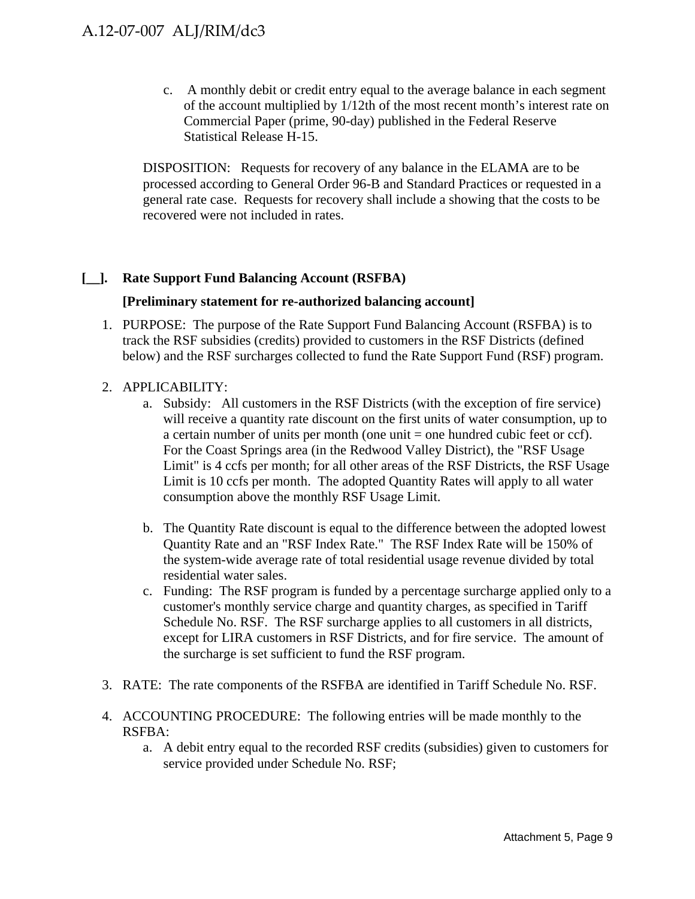c. A monthly debit or credit entry equal to the average balance in each segment of the account multiplied by 1/12th of the most recent month's interest rate on Commercial Paper (prime, 90-day) published in the Federal Reserve Statistical Release H-15.

DISPOSITION: Requests for recovery of any balance in the ELAMA are to be processed according to General Order 96-B and Standard Practices or requested in a general rate case. Requests for recovery shall include a showing that the costs to be recovered were not included in rates.

**[__]. Rate Support Fund Balancing Account (RSFBA)**

**[Preliminary statement for re-authorized balancing account]**

1. PURPOSE: The purpose of the Rate Support Fund Balancing Account (RSFBA) is to track the RSF subsidies (credits) provided to customers in the RSF Districts (defined below) and the RSF surcharges collected to fund the Rate Support Fund (RSF) program.

2. APPLICABILITY:
   a. Subsidy: All customers in the RSF Districts (with the exception of fire service) will receive a quantity rate discount on the first units of water consumption, up to a certain number of units per month (one unit = one hundred cubic feet or ccf). For the Coast Springs area (in the Redwood Valley District), the "RSF Usage Limit" is 4 ccfs per month; for all other areas of the RSF Districts, the RSF Usage Limit is 10 ccfs per month. The adopted Quantity Rates will apply to all water consumption above the monthly RSF Usage Limit.

   b. The Quantity Rate discount is equal to the difference between the adopted lowest Quantity Rate and an "RSF Index Rate." The RSF Index Rate will be 150% of the system-wide average rate of total residential usage revenue divided by total residential water sales.
   c. Funding: The RSF program is funded by a percentage surcharge applied only to a customer's monthly service charge and quantity charges, as specified in Tariff Schedule No. RSF. The RSF surcharge applies to all customers in all districts, except for LIRA customers in RSF Districts, and for fire service. The amount of the surcharge is set sufficient to fund the RSF program.

3. RATE: The rate components of the RSFBA are identified in Tariff Schedule No. RSF.

4. ACCOUNTING PROCEDURE: The following entries will be made monthly to the RSFBA:
   a. A debit entry equal to the recorded RSF credits (subsidies) given to customers for service provided under Schedule No. RSF;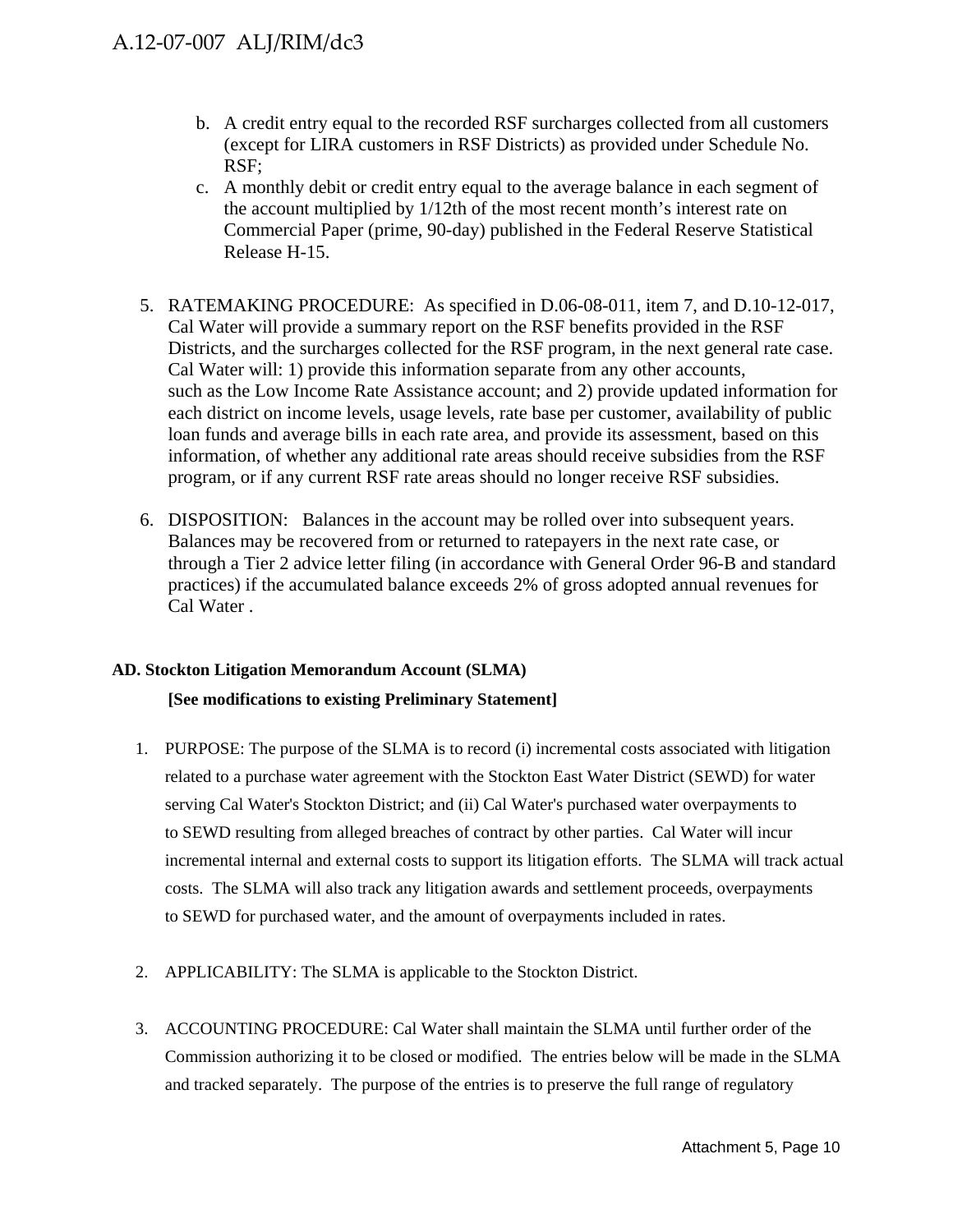b. A credit entry equal to the recorded RSF surcharges collected from all customers (except for LIRA customers in RSF Districts) as provided under Schedule No. RSF;
c. A monthly debit or credit entry equal to the average balance in each segment of the account multiplied by 1/12th of the most recent month's interest rate on Commercial Paper (prime, 90-day) published in the Federal Reserve Statistical Release H-15.

5. RATEMAKING PROCEDURE: As specified in D.06-08-011, item 7, and D.10-12-017, Cal Water will provide a summary report on the RSF benefits provided in the RSF Districts, and the surcharges collected for the RSF program, in the next general rate case. Cal Water will: 1) provide this information separate from any other accounts, such as the Low Income Rate Assistance account; and 2) provide updated information for each district on income levels, usage levels, rate base per customer, availability of public loan funds and average bills in each rate area, and provide its assessment, based on this information, of whether any additional rate areas should receive subsidies from the RSF program, or if any current RSF rate areas should no longer receive RSF subsidies.

6. DISPOSITION: Balances in the account may be rolled over into subsequent years. Balances may be recovered from or returned to ratepayers in the next rate case, or through a Tier 2 advice letter filing (in accordance with General Order 96-B and standard practices) if the accumulated balance exceeds 2% of gross adopted annual revenues for Cal Water .

**AD. Stockton Litigation Memorandum Account (SLMA)**

**[See modifications to existing Preliminary Statement]**

1. PURPOSE: The purpose of the SLMA is to record (i) incremental costs associated with litigation related to a purchase water agreement with the Stockton East Water District (SEWD) for water serving Cal Water's Stockton District; and (ii) Cal Water's purchased water overpayments to to SEWD resulting from alleged breaches of contract by other parties. Cal Water will incur incremental internal and external costs to support its litigation efforts. The SLMA will track actual costs. The SLMA will also track any litigation awards and settlement proceeds, overpayments to SEWD for purchased water, and the amount of overpayments included in rates.

2. APPLICABILITY: The SLMA is applicable to the Stockton District.

3. ACCOUNTING PROCEDURE: Cal Water shall maintain the SLMA until further order of the Commission authorizing it to be closed or modified. The entries below will be made in the SLMA and tracked separately. The purpose of the entries is to preserve the full range of regulatory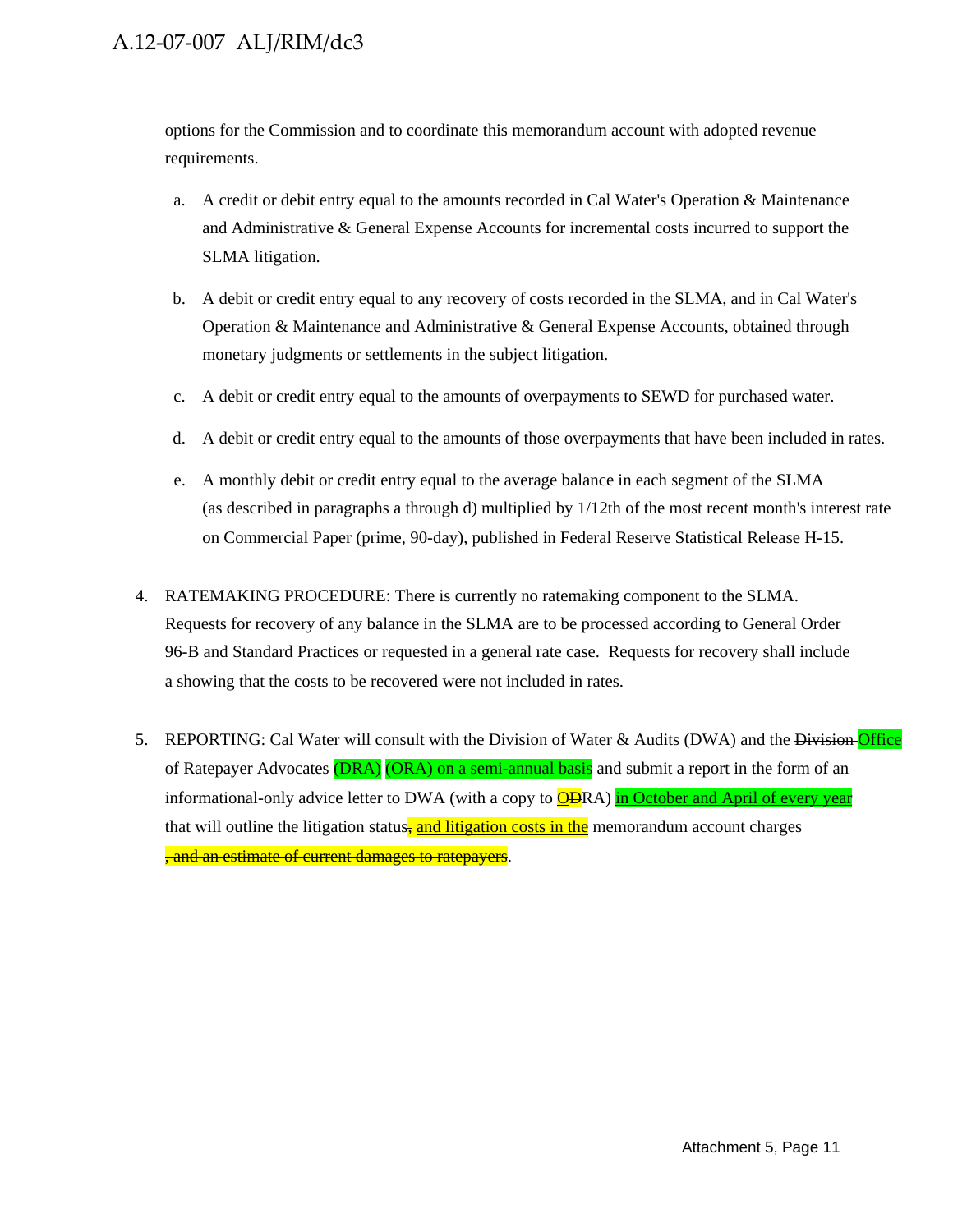options for the Commission and to coordinate this memorandum account with adopted revenue requirements.

a. A credit or debit entry equal to the amounts recorded in Cal Water's Operation & Maintenance and Administrative & General Expense Accounts for incremental costs incurred to support the SLMA litigation.

b. A debit or credit entry equal to any recovery of costs recorded in the SLMA, and in Cal Water's Operation & Maintenance and Administrative & General Expense Accounts, obtained through monetary judgments or settlements in the subject litigation.

c. A debit or credit entry equal to the amounts of overpayments to SEWD for purchased water.

d. A debit or credit entry equal to the amounts of those overpayments that have been included in rates.

e. A monthly debit or credit entry equal to the average balance in each segment of the SLMA (as described in paragraphs a through d) multiplied by 1/12th of the most recent month's interest rate on Commercial Paper (prime, 90-day), published in Federal Reserve Statistical Release H-15.

4. RATEMAKING PROCEDURE: There is currently no ratemaking component to the SLMA. Requests for recovery of any balance in the SLMA are to be processed according to General Order 96-B and Standard Practices or requested in a general rate case. Requests for recovery shall include a showing that the costs to be recovered were not included in rates.

5. REPORTING: Cal Water will consult with the Division of Water & Audits (DWA) and the ~~Division~~ Office of Ratepayer Advocates ~~(DRA)~~ (ORA) on a semi-annual basis and submit a report in the form of an informational-only advice letter to DWA (with a copy to O~~D~~RA) in October and April of every year that will outline the litigation status~~,~~ and litigation costs in the memorandum account charges ~~, and an estimate of current damages to ratepayers~~.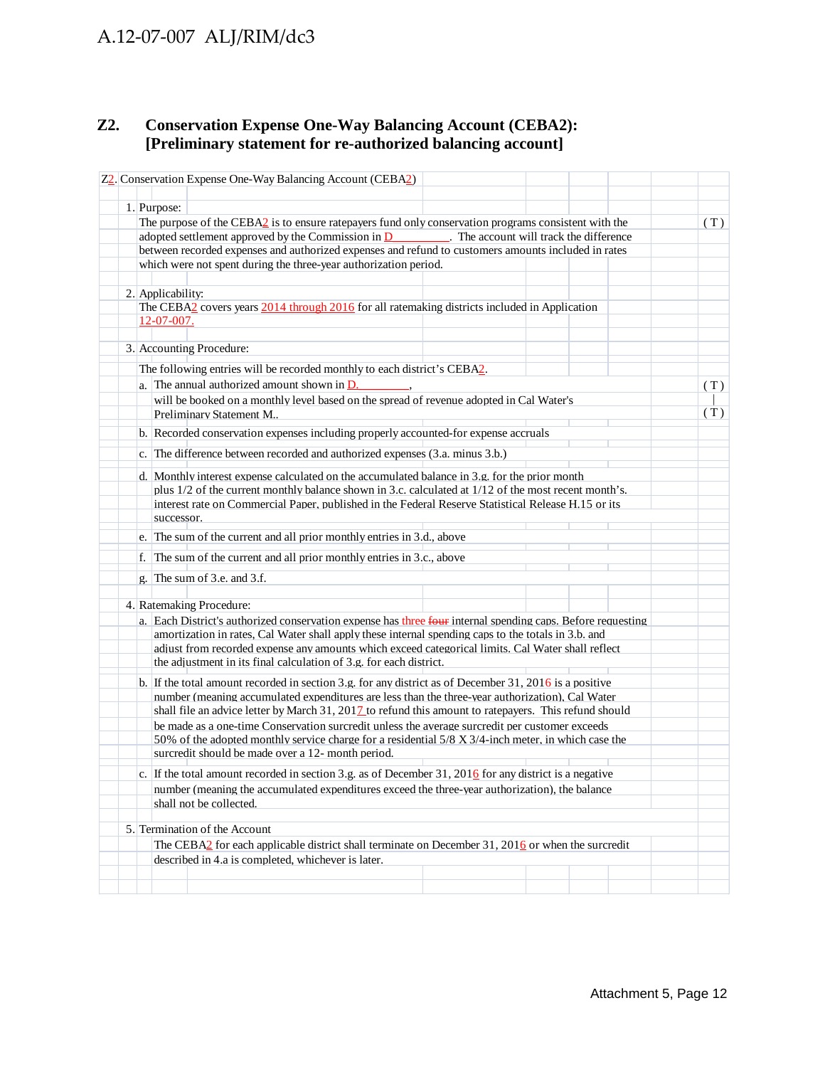## Z2. Conservation Expense One-Way Balancing Account (CEBA2): [Preliminary statement for re-authorized balancing account]

Z2. Conservation Expense One-Way Balancing Account (CEBA2)

1. Purpose:

   The purpose of the CEBA2 is to ensure ratepayers fund only conservation programs consistent with the adopted settlement approved by the Commission in D\_\_\_\_\_\_\_\_\_. The account will track the difference between recorded expenses and authorized expenses and refund to customers amounts included in rates which were not spent during the three-year authorization period. (T)

2. Applicability:

   The CEBA2 covers years 2014 through 2016 for all ratemaking districts included in Application 12-07-007.

3. Accounting Procedure:

   The following entries will be recorded monthly to each district's CEBA2.

   a. The annual authorized amount shown in D.\_\_\_\_\_\_\_\_, will be booked on a monthly level based on the spread of revenue adopted in Cal Water's Preliminary Statement M.. (T)

   b. Recorded conservation expenses including properly accounted-for expense accruals

   c. The difference between recorded and authorized expenses (3.a. minus 3.b.)

   d. Monthly interest expense calculated on the accumulated balance in 3.g. for the prior month plus 1/2 of the current monthly balance shown in 3.c. calculated at 1/12 of the most recent month's. interest rate on Commercial Paper, published in the Federal Reserve Statistical Release H.15 or its successor.

   e. The sum of the current and all prior monthly entries in 3.d., above

   f. The sum of the current and all prior monthly entries in 3.c., above

   g. The sum of 3.e. and 3.f.

4. Ratemaking Procedure:

   a. Each District's authorized conservation expense has three ~~four~~ internal spending caps. Before requesting amortization in rates, Cal Water shall apply these internal spending caps to the totals in 3.b. and adjust from recorded expense any amounts which exceed categorical limits. Cal Water shall reflect the adjustment in its final calculation of 3.g. for each district.

   b. If the total amount recorded in section 3.g. for any district as of December 31, 2016 is a positive number (meaning accumulated expenditures are less than the three-year authorization), Cal Water shall file an advice letter by March 31, 2017 to refund this amount to ratepayers. This refund should be made as a one-time Conservation surcredit unless the average surcredit per customer exceeds 50% of the adopted monthly service charge for a residential 5/8 X 3/4-inch meter, in which case the surcredit should be made over a 12- month period.

   c. If the total amount recorded in section 3.g. as of December 31, 2016 for any district is a negative number (meaning the accumulated expenditures exceed the three-year authorization), the balance shall not be collected.

5. Termination of the Account

   The CEBA2 for each applicable district shall terminate on December 31, 2016 or when the surcredit described in 4.a is completed, whichever is later.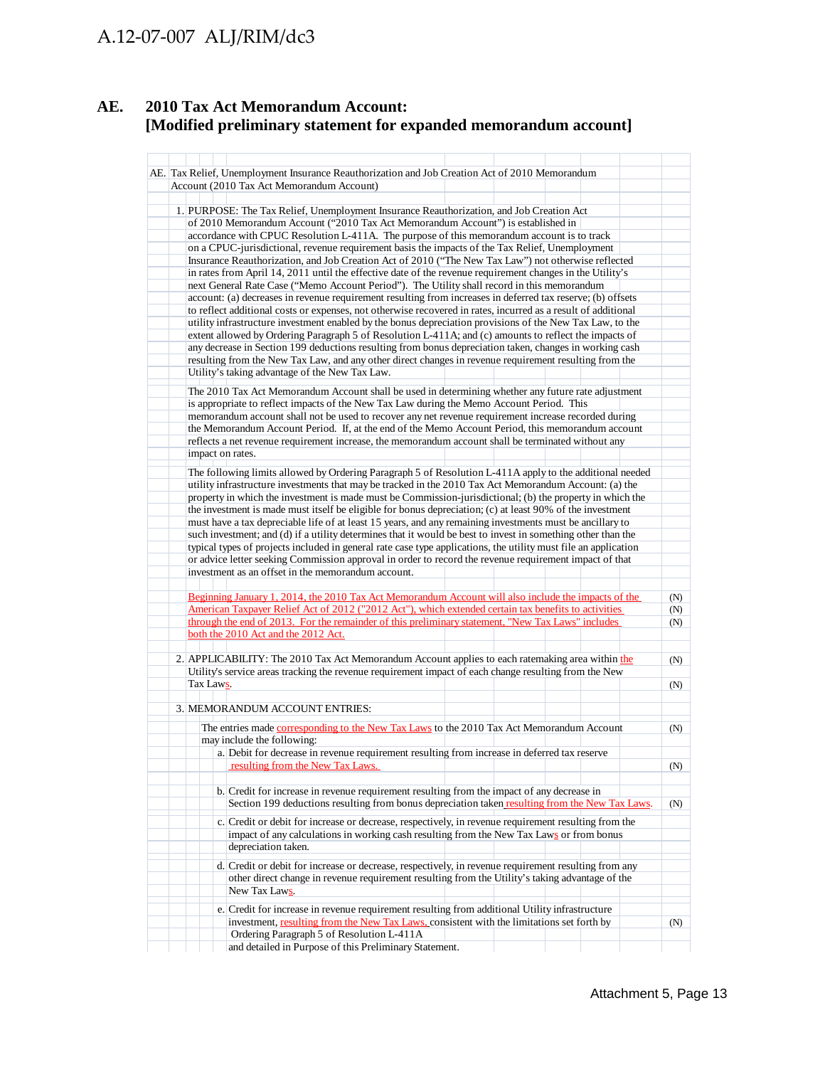# AE. 2010 Tax Act Memorandum Account: [Modified preliminary statement for expanded memorandum account]

AE. Tax Relief, Unemployment Insurance Reauthorization and Job Creation Act of 2010 Memorandum Account (2010 Tax Act Memorandum Account)

1. PURPOSE: The Tax Relief, Unemployment Insurance Reauthorization, and Job Creation Act of 2010 Memorandum Account ("2010 Tax Act Memorandum Account") is established in accordance with CPUC Resolution L-411A. The purpose of this memorandum account is to track on a CPUC-jurisdictional, revenue requirement basis the impacts of the Tax Relief, Unemployment Insurance Reauthorization, and Job Creation Act of 2010 ("The New Tax Law") not otherwise reflected in rates from April 14, 2011 until the effective date of the revenue requirement changes in the Utility's next General Rate Case ("Memo Account Period"). The Utility shall record in this memorandum account: (a) decreases in revenue requirement resulting from increases in deferred tax reserve; (b) offsets to reflect additional costs or expenses, not otherwise recovered in rates, incurred as a result of additional utility infrastructure investment enabled by the bonus depreciation provisions of the New Tax Law, to the extent allowed by Ordering Paragraph 5 of Resolution L-411A; and (c) amounts to reflect the impacts of any decrease in Section 199 deductions resulting from bonus depreciation taken, changes in working cash resulting from the New Tax Law, and any other direct changes in revenue requirement resulting from the Utility's taking advantage of the New Tax Law.

   The 2010 Tax Act Memorandum Account shall be used in determining whether any future rate adjustment is appropriate to reflect impacts of the New Tax Law during the Memo Account Period. This memorandum account shall not be used to recover any net revenue requirement increase recorded during the Memorandum Account Period. If, at the end of the Memo Account Period, this memorandum account reflects a net revenue requirement increase, the memorandum account shall be terminated without any impact on rates.

   The following limits allowed by Ordering Paragraph 5 of Resolution L-411A apply to the additional needed utility infrastructure investments that may be tracked in the 2010 Tax Act Memorandum Account: (a) the property in which the investment is made must be Commission-jurisdictional; (b) the property in which the the investment is made must itself be eligible for bonus depreciation; (c) at least 90% of the investment must have a tax depreciable life of at least 15 years, and any remaining investments must be ancillary to such investment; and (d) if a utility determines that it would be best to invest in something other than the typical types of projects included in general rate case type applications, the utility must file an application or advice letter seeking Commission approval in order to record the revenue requirement impact of that investment as an offset in the memorandum account.

   Beginning January 1, 2014, the 2010 Tax Act Memorandum Account will also include the impacts of the American Taxpayer Relief Act of 2012 ("2012 Act"), which extended certain tax benefits to activities through the end of 2013. For the remainder of this preliminary statement, "New Tax Laws" includes both the 2010 Act and the 2012 Act. (N)

2. APPLICABILITY: The 2010 Tax Act Memorandum Account applies to each ratemaking area within the Utility's service areas tracking the revenue requirement impact of each change resulting from the New Tax Laws. (N)

3. MEMORANDUM ACCOUNT ENTRIES:

   The entries made corresponding to the New Tax Laws to the 2010 Tax Act Memorandum Account may include the following: (N)

   a. Debit for decrease in revenue requirement resulting from increase in deferred tax reserve resulting from the New Tax Laws. (N)

   b. Credit for increase in revenue requirement resulting from the impact of any decrease in Section 199 deductions resulting from bonus depreciation taken resulting from the New Tax Laws. (N)

   c. Credit or debit for increase or decrease, respectively, in revenue requirement resulting from the impact of any calculations in working cash resulting from the New Tax Laws or from bonus depreciation taken.

   d. Credit or debit for increase or decrease, respectively, in revenue requirement resulting from any other direct change in revenue requirement resulting from the Utility's taking advantage of the New Tax Laws.

   e. Credit for increase in revenue requirement resulting from additional Utility infrastructure investment, resulting from the New Tax Laws, consistent with the limitations set forth by Ordering Paragraph 5 of Resolution L-411A and detailed in Purpose of this Preliminary Statement. (N)

Attachment 5, Page 13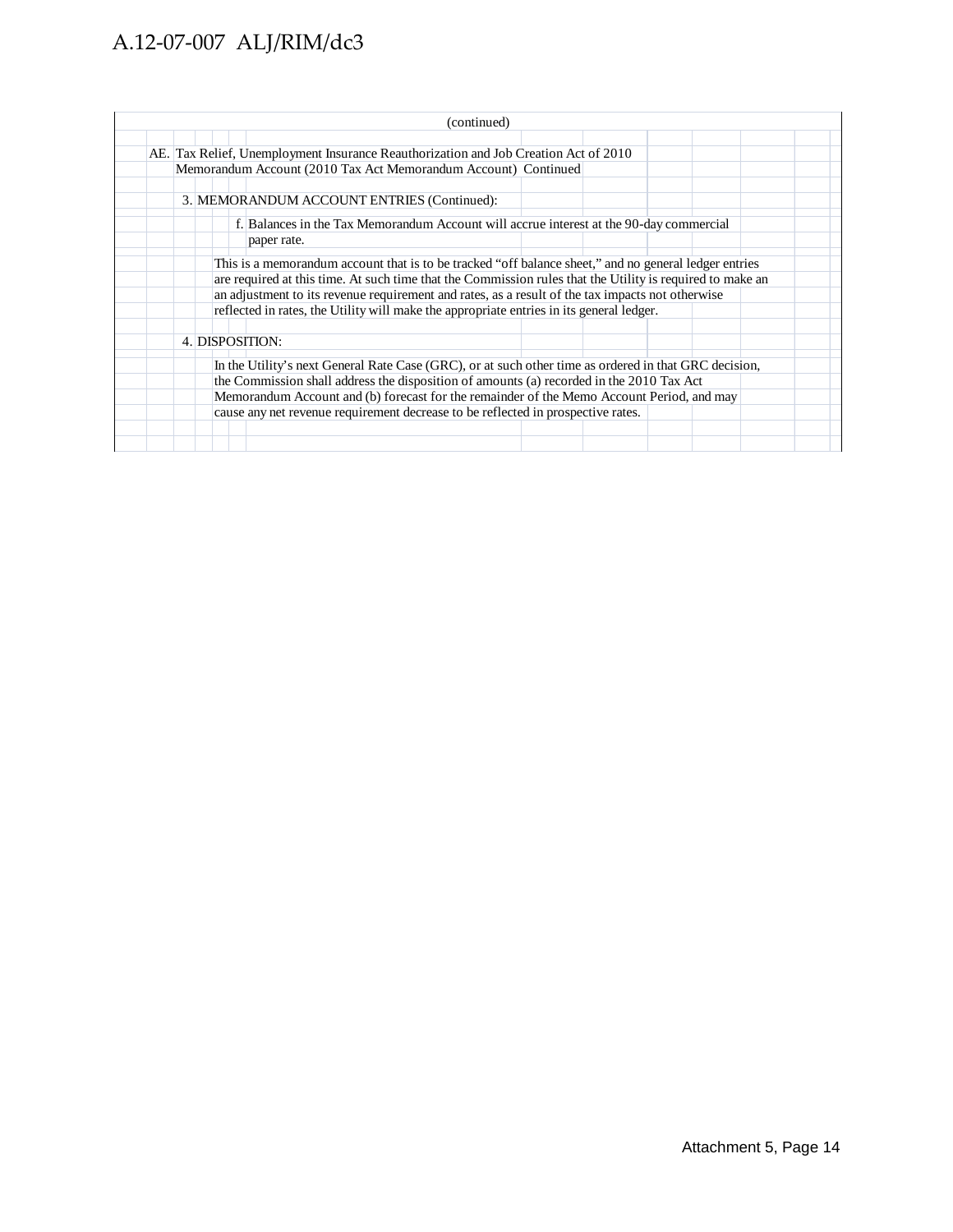(continued)

AE. Tax Relief, Unemployment Insurance Reauthorization and Job Creation Act of 2010 Memorandum Account (2010 Tax Act Memorandum Account) Continued

3. MEMORANDUM ACCOUNT ENTRIES (Continued):

f. Balances in the Tax Memorandum Account will accrue interest at the 90-day commercial paper rate.

This is a memorandum account that is to be tracked "off balance sheet," and no general ledger entries are required at this time. At such time that the Commission rules that the Utility is required to make an an adjustment to its revenue requirement and rates, as a result of the tax impacts not otherwise reflected in rates, the Utility will make the appropriate entries in its general ledger.

4. DISPOSITION:

In the Utility's next General Rate Case (GRC), or at such other time as ordered in that GRC decision, the Commission shall address the disposition of amounts (a) recorded in the 2010 Tax Act Memorandum Account and (b) forecast for the remainder of the Memo Account Period, and may cause any net revenue requirement decrease to be reflected in prospective rates.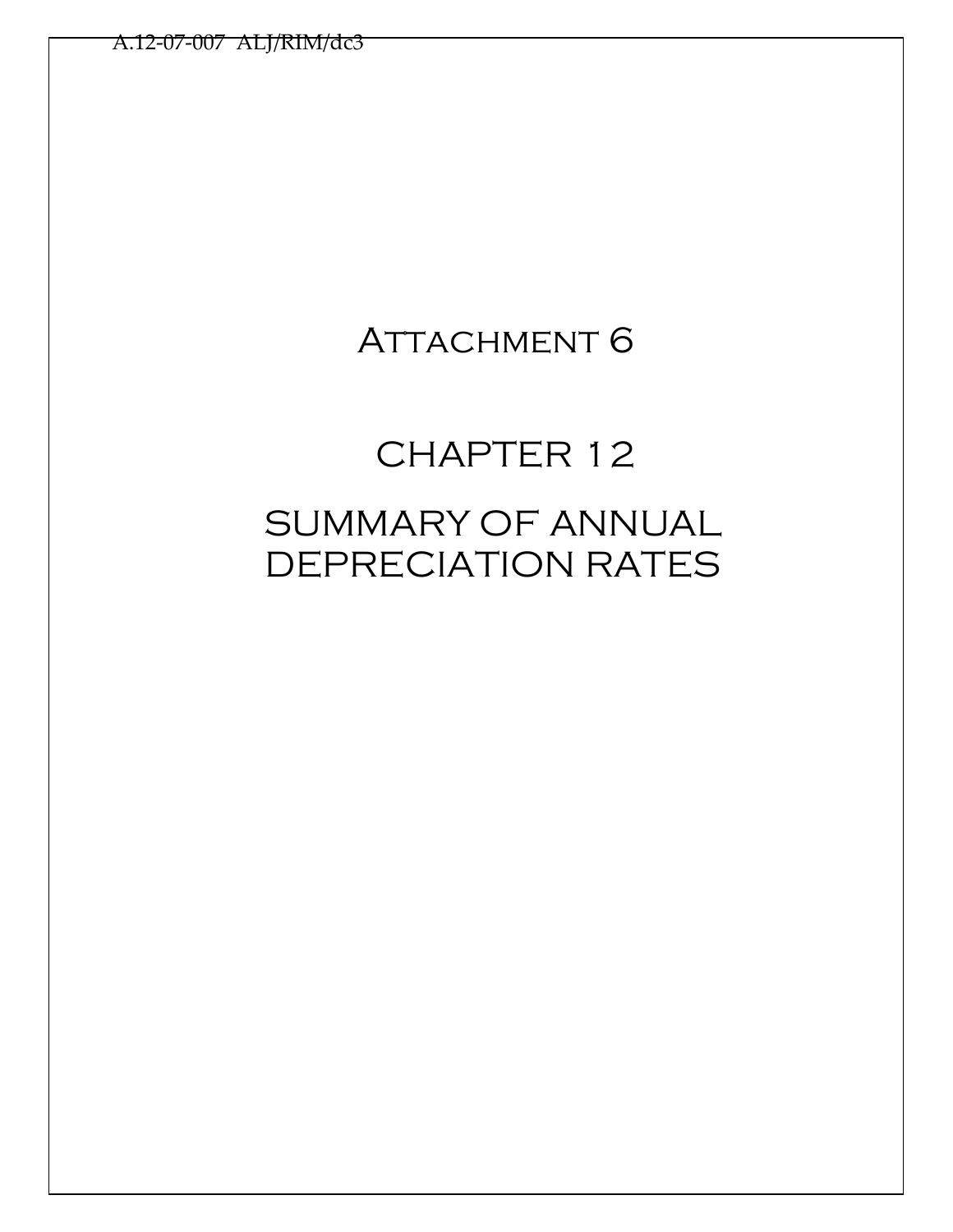# Attachment 6

# CHAPTER 12

# SUMMARY OF ANNUAL DEPRECIATION RATES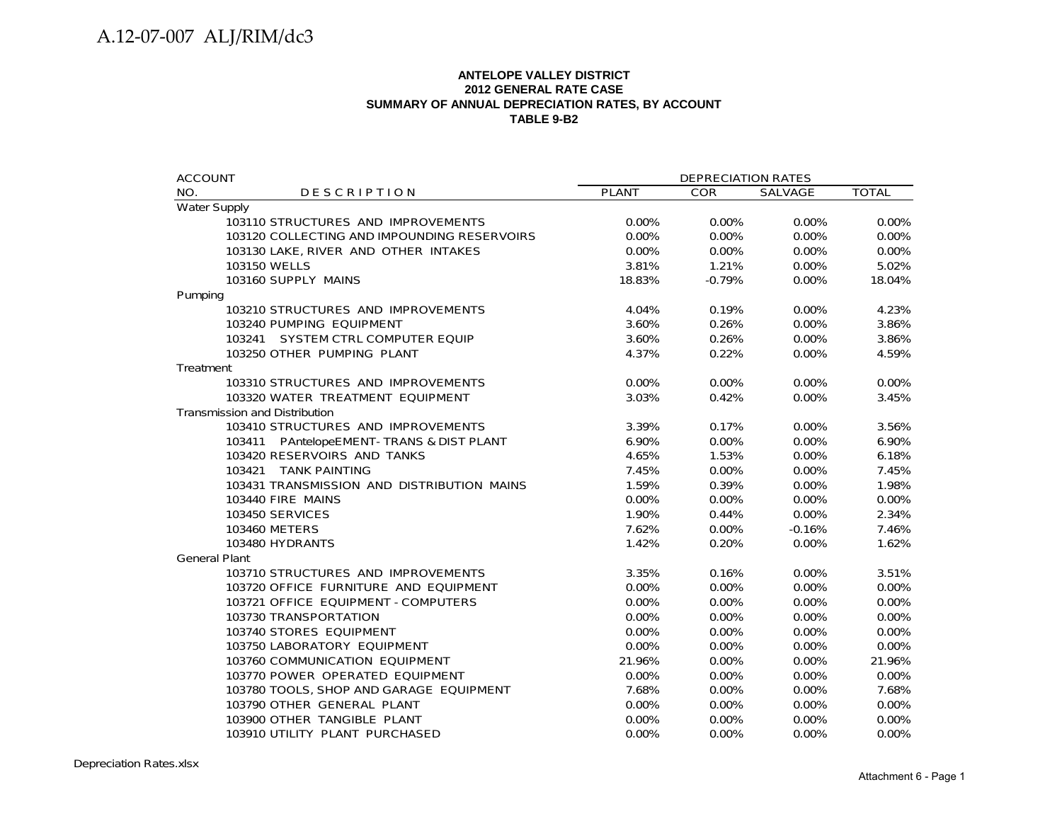**ANTELOPE VALLEY DISTRICT**
**2012 GENERAL RATE CASE**
**SUMMARY OF ANNUAL DEPRECIATION RATES, BY ACCOUNT**
**TABLE 9-B2**

| ACCOUNT NO. | DESCRIPTION | DEPRECIATION RATES PLANT | COR | SALVAGE | TOTAL |
|---|---|---|---|---|---|
| Water Supply | | | | | |
| 103110 | STRUCTURES AND IMPROVEMENTS | 0.00% | 0.00% | 0.00% | 0.00% |
| 103120 | COLLECTING AND IMPOUNDING RESERVOIRS | 0.00% | 0.00% | 0.00% | 0.00% |
| 103130 | LAKE, RIVER AND OTHER INTAKES | 0.00% | 0.00% | 0.00% | 0.00% |
| 103150 | WELLS | 3.81% | 1.21% | 0.00% | 5.02% |
| 103160 | SUPPLY MAINS | 18.83% | -0.79% | 0.00% | 18.04% |
| Pumping | | | | | |
| 103210 | STRUCTURES AND IMPROVEMENTS | 4.04% | 0.19% | 0.00% | 4.23% |
| 103240 | PUMPING EQUIPMENT | 3.60% | 0.26% | 0.00% | 3.86% |
| 103241 | SYSTEM CTRL COMPUTER EQUIP | 3.60% | 0.26% | 0.00% | 3.86% |
| 103250 | OTHER PUMPING PLANT | 4.37% | 0.22% | 0.00% | 4.59% |
| Treatment | | | | | |
| 103310 | STRUCTURES AND IMPROVEMENTS | 0.00% | 0.00% | 0.00% | 0.00% |
| 103320 | WATER TREATMENT EQUIPMENT | 3.03% | 0.42% | 0.00% | 3.45% |
| Transmission and Distribution | | | | | |
| 103410 | STRUCTURES AND IMPROVEMENTS | 3.39% | 0.17% | 0.00% | 3.56% |
| 103411 | PAntelopeEMENT- TRANS & DIST PLANT | 6.90% | 0.00% | 0.00% | 6.90% |
| 103420 | RESERVOIRS AND TANKS | 4.65% | 1.53% | 0.00% | 6.18% |
| 103421 | TANK PAINTING | 7.45% | 0.00% | 0.00% | 7.45% |
| 103431 | TRANSMISSION AND DISTRIBUTION MAINS | 1.59% | 0.39% | 0.00% | 1.98% |
| 103440 | FIRE MAINS | 0.00% | 0.00% | 0.00% | 0.00% |
| 103450 | SERVICES | 1.90% | 0.44% | 0.00% | 2.34% |
| 103460 | METERS | 7.62% | 0.00% | -0.16% | 7.46% |
| 103480 | HYDRANTS | 1.42% | 0.20% | 0.00% | 1.62% |
| General Plant | | | | | |
| 103710 | STRUCTURES AND IMPROVEMENTS | 3.35% | 0.16% | 0.00% | 3.51% |
| 103720 | OFFICE FURNITURE AND EQUIPMENT | 0.00% | 0.00% | 0.00% | 0.00% |
| 103721 | OFFICE EQUIPMENT - COMPUTERS | 0.00% | 0.00% | 0.00% | 0.00% |
| 103730 | TRANSPORTATION | 0.00% | 0.00% | 0.00% | 0.00% |
| 103740 | STORES EQUIPMENT | 0.00% | 0.00% | 0.00% | 0.00% |
| 103750 | LABORATORY EQUIPMENT | 0.00% | 0.00% | 0.00% | 0.00% |
| 103760 | COMMUNICATION EQUIPMENT | 21.96% | 0.00% | 0.00% | 21.96% |
| 103770 | POWER OPERATED EQUIPMENT | 0.00% | 0.00% | 0.00% | 0.00% |
| 103780 | TOOLS, SHOP AND GARAGE EQUIPMENT | 7.68% | 0.00% | 0.00% | 7.68% |
| 103790 | OTHER GENERAL PLANT | 0.00% | 0.00% | 0.00% | 0.00% |
| 103900 | OTHER TANGIBLE PLANT | 0.00% | 0.00% | 0.00% | 0.00% |
| 103910 | UTILITY PLANT PURCHASED | 0.00% | 0.00% | 0.00% | 0.00% |

Depreciation Rates.xlsx

Attachment 6 - Page 1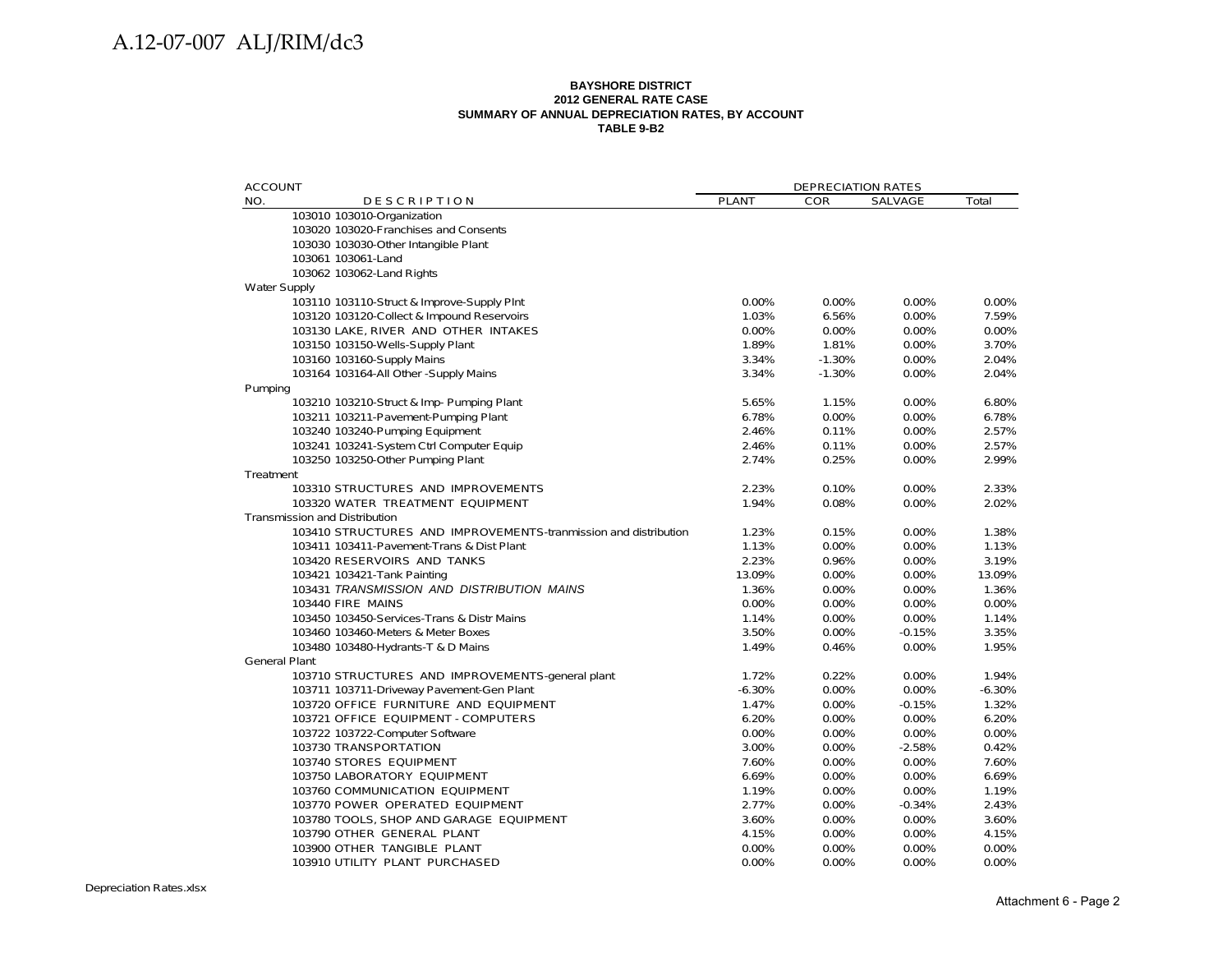**BAYSHORE DISTRICT**
**2012 GENERAL RATE CASE**
**SUMMARY OF ANNUAL DEPRECIATION RATES, BY ACCOUNT**
**TABLE 9-B2**

| ACCOUNT NO. | DESCRIPTION | DEPRECIATION RATES PLANT | COR | SALVAGE | Total |
|---|---|---|---|---|---|
| | 103010 103010-Organization | | | | |
| | 103020 103020-Franchises and Consents | | | | |
| | 103030 103030-Other Intangible Plant | | | | |
| | 103061 103061-Land | | | | |
| | 103062 103062-Land Rights | | | | |
| Water Supply | | | | | |
| | 103110 103110-Struct & Improve-Supply Plnt | 0.00% | 0.00% | 0.00% | 0.00% |
| | 103120 103120-Collect & Impound Reservoirs | 1.03% | 6.56% | 0.00% | 7.59% |
| | 103130 LAKE, RIVER AND OTHER INTAKES | 0.00% | 0.00% | 0.00% | 0.00% |
| | 103150 103150-Wells-Supply Plant | 1.89% | 1.81% | 0.00% | 3.70% |
| | 103160 103160-Supply Mains | 3.34% | -1.30% | 0.00% | 2.04% |
| | 103164 103164-All Other -Supply Mains | 3.34% | -1.30% | 0.00% | 2.04% |
| Pumping | | | | | |
| | 103210 103210-Struct & Imp- Pumping Plant | 5.65% | 1.15% | 0.00% | 6.80% |
| | 103211 103211-Pavement-Pumping Plant | 6.78% | 0.00% | 0.00% | 6.78% |
| | 103240 103240-Pumping Equipment | 2.46% | 0.11% | 0.00% | 2.57% |
| | 103241 103241-System Ctrl Computer Equip | 2.46% | 0.11% | 0.00% | 2.57% |
| | 103250 103250-Other Pumping Plant | 2.74% | 0.25% | 0.00% | 2.99% |
| Treatment | | | | | |
| | 103310 STRUCTURES AND IMPROVEMENTS | 2.23% | 0.10% | 0.00% | 2.33% |
| | 103320 WATER TREATMENT EQUIPMENT | 1.94% | 0.08% | 0.00% | 2.02% |
| Transmission and Distribution | | | | | |
| | 103410 STRUCTURES AND IMPROVEMENTS-tranmission and distribution | 1.23% | 0.15% | 0.00% | 1.38% |
| | 103411 103411-Pavement-Trans & Dist Plant | 1.13% | 0.00% | 0.00% | 1.13% |
| | 103420 RESERVOIRS AND TANKS | 2.23% | 0.96% | 0.00% | 3.19% |
| | 103421 103421-Tank Painting | 13.09% | 0.00% | 0.00% | 13.09% |
| | 103431 *TRANSMISSION AND DISTRIBUTION MAINS* | 1.36% | 0.00% | 0.00% | 1.36% |
| | 103440 FIRE MAINS | 0.00% | 0.00% | 0.00% | 0.00% |
| | 103450 103450-Services-Trans & Distr Mains | 1.14% | 0.00% | 0.00% | 1.14% |
| | 103460 103460-Meters & Meter Boxes | 3.50% | 0.00% | -0.15% | 3.35% |
| | 103480 103480-Hydrants-T & D Mains | 1.49% | 0.46% | 0.00% | 1.95% |
| General Plant | | | | | |
| | 103710 STRUCTURES AND IMPROVEMENTS-general plant | 1.72% | 0.22% | 0.00% | 1.94% |
| | 103711 103711-Driveway Pavement-Gen Plant | -6.30% | 0.00% | 0.00% | -6.30% |
| | 103720 OFFICE FURNITURE AND EQUIPMENT | 1.47% | 0.00% | -0.15% | 1.32% |
| | 103721 OFFICE EQUIPMENT - COMPUTERS | 6.20% | 0.00% | 0.00% | 6.20% |
| | 103722 103722-Computer Software | 0.00% | 0.00% | 0.00% | 0.00% |
| | 103730 TRANSPORTATION | 3.00% | 0.00% | -2.58% | 0.42% |
| | 103740 STORES EQUIPMENT | 7.60% | 0.00% | 0.00% | 7.60% |
| | 103750 LABORATORY EQUIPMENT | 6.69% | 0.00% | 0.00% | 6.69% |
| | 103760 COMMUNICATION EQUIPMENT | 1.19% | 0.00% | 0.00% | 1.19% |
| | 103770 POWER OPERATED EQUIPMENT | 2.77% | 0.00% | -0.34% | 2.43% |
| | 103780 TOOLS, SHOP AND GARAGE EQUIPMENT | 3.60% | 0.00% | 0.00% | 3.60% |
| | 103790 OTHER GENERAL PLANT | 4.15% | 0.00% | 0.00% | 4.15% |
| | 103900 OTHER TANGIBLE PLANT | 0.00% | 0.00% | 0.00% | 0.00% |
| | 103910 UTILITY PLANT PURCHASED | 0.00% | 0.00% | 0.00% | 0.00% |

Depreciation Rates.xlsx

Attachment 6 - Page 2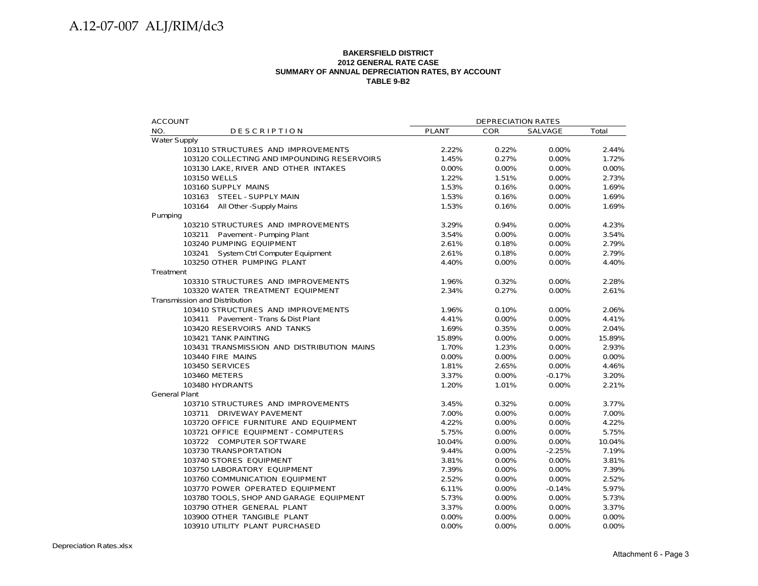**BAKERSFIELD DISTRICT**
**2012 GENERAL RATE CASE**
**SUMMARY OF ANNUAL DEPRECIATION RATES, BY ACCOUNT**
**TABLE 9-B2**

| ACCOUNT NO. | DESCRIPTION | DEPRECIATION RATES PLANT | COR | SALVAGE | Total |
|---|---|---|---|---|---|
| Water Supply | | | | | |
| 103110 | STRUCTURES AND IMPROVEMENTS | 2.22% | 0.22% | 0.00% | 2.44% |
| 103120 | COLLECTING AND IMPOUNDING RESERVOIRS | 1.45% | 0.27% | 0.00% | 1.72% |
| 103130 | LAKE, RIVER AND OTHER INTAKES | 0.00% | 0.00% | 0.00% | 0.00% |
| 103150 | WELLS | 1.22% | 1.51% | 0.00% | 2.73% |
| 103160 | SUPPLY MAINS | 1.53% | 0.16% | 0.00% | 1.69% |
| 103163 | STEEL - SUPPLY MAIN | 1.53% | 0.16% | 0.00% | 1.69% |
| 103164 | All Other -Supply Mains | 1.53% | 0.16% | 0.00% | 1.69% |
| Pumping | | | | | |
| 103210 | STRUCTURES AND IMPROVEMENTS | 3.29% | 0.94% | 0.00% | 4.23% |
| 103211 | Pavement - Pumping Plant | 3.54% | 0.00% | 0.00% | 3.54% |
| 103240 | PUMPING EQUIPMENT | 2.61% | 0.18% | 0.00% | 2.79% |
| 103241 | System Ctrl Computer Equipment | 2.61% | 0.18% | 0.00% | 2.79% |
| 103250 | OTHER PUMPING PLANT | 4.40% | 0.00% | 0.00% | 4.40% |
| Treatment | | | | | |
| 103310 | STRUCTURES AND IMPROVEMENTS | 1.96% | 0.32% | 0.00% | 2.28% |
| 103320 | WATER TREATMENT EQUIPMENT | 2.34% | 0.27% | 0.00% | 2.61% |
| Transmission and Distribution | | | | | |
| 103410 | STRUCTURES AND IMPROVEMENTS | 1.96% | 0.10% | 0.00% | 2.06% |
| 103411 | Pavement - Trans & Dist Plant | 4.41% | 0.00% | 0.00% | 4.41% |
| 103420 | RESERVOIRS AND TANKS | 1.69% | 0.35% | 0.00% | 2.04% |
| 103421 | TANK PAINTING | 15.89% | 0.00% | 0.00% | 15.89% |
| 103431 | TRANSMISSION AND DISTRIBUTION MAINS | 1.70% | 1.23% | 0.00% | 2.93% |
| 103440 | FIRE MAINS | 0.00% | 0.00% | 0.00% | 0.00% |
| 103450 | SERVICES | 1.81% | 2.65% | 0.00% | 4.46% |
| 103460 | METERS | 3.37% | 0.00% | -0.17% | 3.20% |
| 103480 | HYDRANTS | 1.20% | 1.01% | 0.00% | 2.21% |
| General Plant | | | | | |
| 103710 | STRUCTURES AND IMPROVEMENTS | 3.45% | 0.32% | 0.00% | 3.77% |
| 103711 | DRIVEWAY PAVEMENT | 7.00% | 0.00% | 0.00% | 7.00% |
| 103720 | OFFICE FURNITURE AND EQUIPMENT | 4.22% | 0.00% | 0.00% | 4.22% |
| 103721 | OFFICE EQUIPMENT - COMPUTERS | 5.75% | 0.00% | 0.00% | 5.75% |
| 103722 | COMPUTER SOFTWARE | 10.04% | 0.00% | 0.00% | 10.04% |
| 103730 | TRANSPORTATION | 9.44% | 0.00% | -2.25% | 7.19% |
| 103740 | STORES EQUIPMENT | 3.81% | 0.00% | 0.00% | 3.81% |
| 103750 | LABORATORY EQUIPMENT | 7.39% | 0.00% | 0.00% | 7.39% |
| 103760 | COMMUNICATION EQUIPMENT | 2.52% | 0.00% | 0.00% | 2.52% |
| 103770 | POWER OPERATED EQUIPMENT | 6.11% | 0.00% | -0.14% | 5.97% |
| 103780 | TOOLS, SHOP AND GARAGE EQUIPMENT | 5.73% | 0.00% | 0.00% | 5.73% |
| 103790 | OTHER GENERAL PLANT | 3.37% | 0.00% | 0.00% | 3.37% |
| 103900 | OTHER TANGIBLE PLANT | 0.00% | 0.00% | 0.00% | 0.00% |
| 103910 | UTILITY PLANT PURCHASED | 0.00% | 0.00% | 0.00% | 0.00% |

Depreciation Rates.xlsx

Attachment 6 - Page 3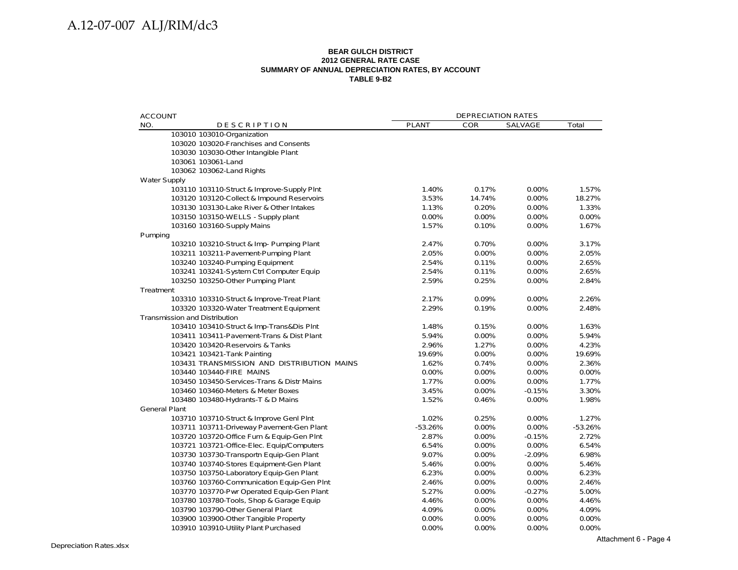**BEAR GULCH DISTRICT**
**2012 GENERAL RATE CASE**
**SUMMARY OF ANNUAL DEPRECIATION RATES, BY ACCOUNT**
**TABLE 9-B2**

| ACCOUNT NO. | DESCRIPTION | DEPRECIATION RATES PLANT | COR | SALVAGE | Total |
|---|---|---|---|---|---|
| | 103010 103010-Organization | | | | |
| | 103020 103020-Franchises and Consents | | | | |
| | 103030 103030-Other Intangible Plant | | | | |
| | 103061 103061-Land | | | | |
| | 103062 103062-Land Rights | | | | |
| Water Supply | | | | | |
| | 103110 103110-Struct & Improve-Supply Plnt | 1.40% | 0.17% | 0.00% | 1.57% |
| | 103120 103120-Collect & Impound Reservoirs | 3.53% | 14.74% | 0.00% | 18.27% |
| | 103130 103130-Lake River & Other Intakes | 1.13% | 0.20% | 0.00% | 1.33% |
| | 103150 103150-WELLS - Supply plant | 0.00% | 0.00% | 0.00% | 0.00% |
| | 103160 103160-Supply Mains | 1.57% | 0.10% | 0.00% | 1.67% |
| Pumping | | | | | |
| | 103210 103210-Struct & Imp- Pumping Plant | 2.47% | 0.70% | 0.00% | 3.17% |
| | 103211 103211-Pavement-Pumping Plant | 2.05% | 0.00% | 0.00% | 2.05% |
| | 103240 103240-Pumping Equipment | 2.54% | 0.11% | 0.00% | 2.65% |
| | 103241 103241-System Ctrl Computer Equip | 2.54% | 0.11% | 0.00% | 2.65% |
| | 103250 103250-Other Pumping Plant | 2.59% | 0.25% | 0.00% | 2.84% |
| Treatment | | | | | |
| | 103310 103310-Struct & Improve-Treat Plant | 2.17% | 0.09% | 0.00% | 2.26% |
| | 103320 103320-Water Treatment Equipment | 2.29% | 0.19% | 0.00% | 2.48% |
| Transmission and Distribution | | | | | |
| | 103410 103410-Struct & Imp-Trans&Dis Plnt | 1.48% | 0.15% | 0.00% | 1.63% |
| | 103411 103411-Pavement-Trans & Dist Plant | 5.94% | 0.00% | 0.00% | 5.94% |
| | 103420 103420-Reservoirs & Tanks | 2.96% | 1.27% | 0.00% | 4.23% |
| | 103421 103421-Tank Painting | 19.69% | 0.00% | 0.00% | 19.69% |
| | 103431 TRANSMISSION AND DISTRIBUTION MAINS | 1.62% | 0.74% | 0.00% | 2.36% |
| | 103440 103440-FIRE MAINS | 0.00% | 0.00% | 0.00% | 0.00% |
| | 103450 103450-Services-Trans & Distr Mains | 1.77% | 0.00% | 0.00% | 1.77% |
| | 103460 103460-Meters & Meter Boxes | 3.45% | 0.00% | -0.15% | 3.30% |
| | 103480 103480-Hydrants-T & D Mains | 1.52% | 0.46% | 0.00% | 1.98% |
| General Plant | | | | | |
| | 103710 103710-Struct & Improve Genl Plnt | 1.02% | 0.25% | 0.00% | 1.27% |
| | 103711 103711-Driveway Pavement-Gen Plant | -53.26% | 0.00% | 0.00% | -53.26% |
| | 103720 103720-Office Furn & Equip-Gen Plnt | 2.87% | 0.00% | -0.15% | 2.72% |
| | 103721 103721-Office-Elec. Equip/Computers | 6.54% | 0.00% | 0.00% | 6.54% |
| | 103730 103730-Transportn Equip-Gen Plant | 9.07% | 0.00% | -2.09% | 6.98% |
| | 103740 103740-Stores Equipment-Gen Plant | 5.46% | 0.00% | 0.00% | 5.46% |
| | 103750 103750-Laboratory Equip-Gen Plant | 6.23% | 0.00% | 0.00% | 6.23% |
| | 103760 103760-Communication Equip-Gen Plnt | 2.46% | 0.00% | 0.00% | 2.46% |
| | 103770 103770-Pwr Operated Equip-Gen Plant | 5.27% | 0.00% | -0.27% | 5.00% |
| | 103780 103780-Tools, Shop & Garage Equip | 4.46% | 0.00% | 0.00% | 4.46% |
| | 103790 103790-Other General Plant | 4.09% | 0.00% | 0.00% | 4.09% |
| | 103900 103900-Other Tangible Property | 0.00% | 0.00% | 0.00% | 0.00% |
| | 103910 103910-Utility Plant Purchased | 0.00% | 0.00% | 0.00% | 0.00% |

Depreciation Rates.xlsx

Attachment 6 - Page 4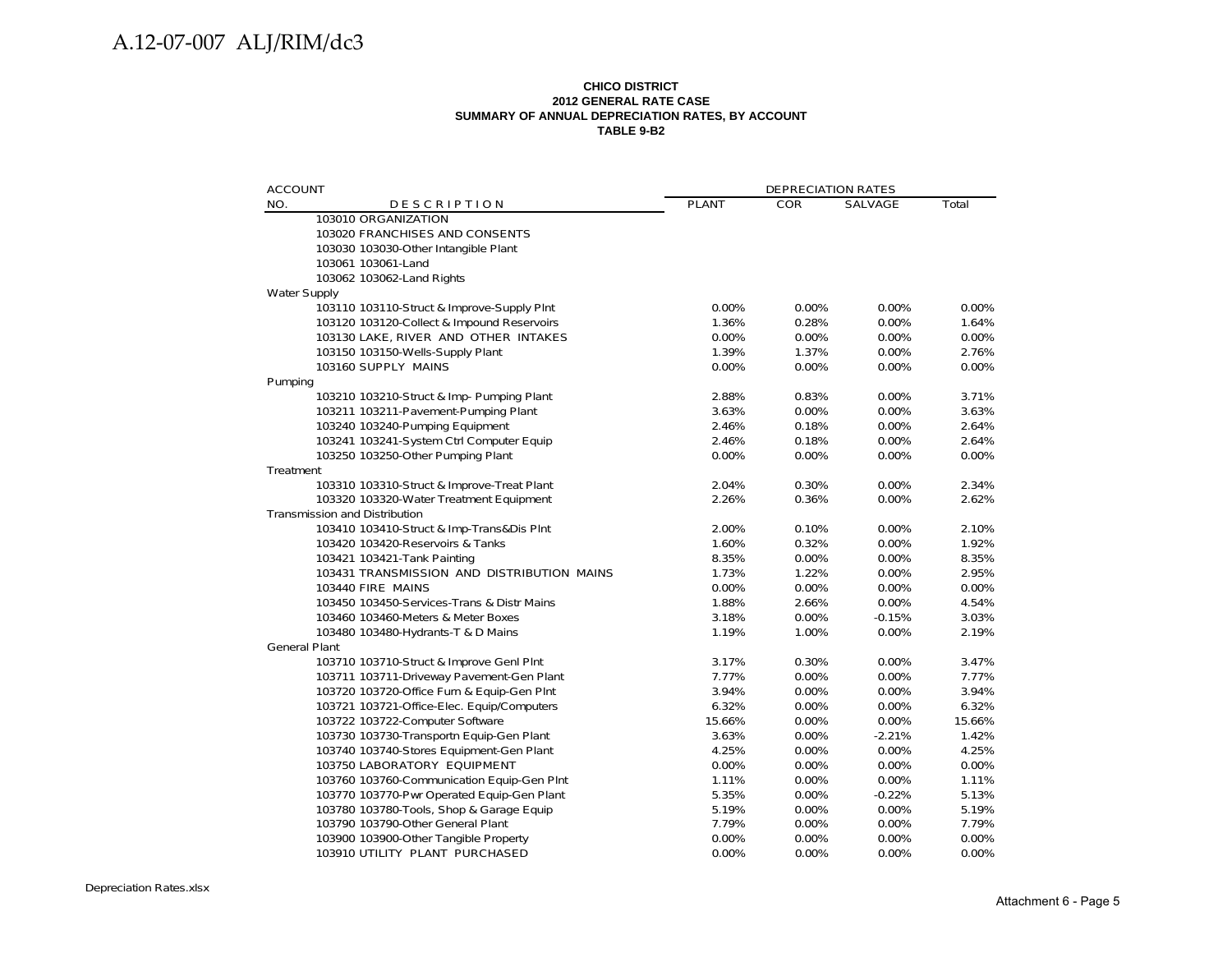**CHICO DISTRICT**
**2012 GENERAL RATE CASE**
**SUMMARY OF ANNUAL DEPRECIATION RATES, BY ACCOUNT**
**TABLE 9-B2**

| ACCOUNT NO. | DESCRIPTION | DEPRECIATION RATES PLANT | COR | SALVAGE | Total |
|---|---|---|---|---|---|
| 103010 | ORGANIZATION | | | | |
| 103020 | FRANCHISES AND CONSENTS | | | | |
| 103030 | 103030-Other Intangible Plant | | | | |
| 103061 | 103061-Land | | | | |
| 103062 | 103062-Land Rights | | | | |
| Water Supply | | | | | |
| 103110 | 103110-Struct & Improve-Supply Plnt | 0.00% | 0.00% | 0.00% | 0.00% |
| 103120 | 103120-Collect & Impound Reservoirs | 1.36% | 0.28% | 0.00% | 1.64% |
| 103130 | LAKE, RIVER AND OTHER INTAKES | 0.00% | 0.00% | 0.00% | 0.00% |
| 103150 | 103150-Wells-Supply Plant | 1.39% | 1.37% | 0.00% | 2.76% |
| 103160 | SUPPLY MAINS | 0.00% | 0.00% | 0.00% | 0.00% |
| Pumping | | | | | |
| 103210 | 103210-Struct & Imp- Pumping Plant | 2.88% | 0.83% | 0.00% | 3.71% |
| 103211 | 103211-Pavement-Pumping Plant | 3.63% | 0.00% | 0.00% | 3.63% |
| 103240 | 103240-Pumping Equipment | 2.46% | 0.18% | 0.00% | 2.64% |
| 103241 | 103241-System Ctrl Computer Equip | 2.46% | 0.18% | 0.00% | 2.64% |
| 103250 | 103250-Other Pumping Plant | 0.00% | 0.00% | 0.00% | 0.00% |
| Treatment | | | | | |
| 103310 | 103310-Struct & Improve-Treat Plant | 2.04% | 0.30% | 0.00% | 2.34% |
| 103320 | 103320-Water Treatment Equipment | 2.26% | 0.36% | 0.00% | 2.62% |
| Transmission and Distribution | | | | | |
| 103410 | 103410-Struct & Imp-Trans&Dis Plnt | 2.00% | 0.10% | 0.00% | 2.10% |
| 103420 | 103420-Reservoirs & Tanks | 1.60% | 0.32% | 0.00% | 1.92% |
| 103421 | 103421-Tank Painting | 8.35% | 0.00% | 0.00% | 8.35% |
| 103431 | TRANSMISSION AND DISTRIBUTION MAINS | 1.73% | 1.22% | 0.00% | 2.95% |
| 103440 | FIRE MAINS | 0.00% | 0.00% | 0.00% | 0.00% |
| 103450 | 103450-Services-Trans & Distr Mains | 1.88% | 2.66% | 0.00% | 4.54% |
| 103460 | 103460-Meters & Meter Boxes | 3.18% | 0.00% | -0.15% | 3.03% |
| 103480 | 103480-Hydrants-T & D Mains | 1.19% | 1.00% | 0.00% | 2.19% |
| General Plant | | | | | |
| 103710 | 103710-Struct & Improve Genl Plnt | 3.17% | 0.30% | 0.00% | 3.47% |
| 103711 | 103711-Driveway Pavement-Gen Plant | 7.77% | 0.00% | 0.00% | 7.77% |
| 103720 | 103720-Office Furn & Equip-Gen Plnt | 3.94% | 0.00% | 0.00% | 3.94% |
| 103721 | 103721-Office-Elec. Equip/Computers | 6.32% | 0.00% | 0.00% | 6.32% |
| 103722 | 103722-Computer Software | 15.66% | 0.00% | 0.00% | 15.66% |
| 103730 | 103730-Transportn Equip-Gen Plant | 3.63% | 0.00% | -2.21% | 1.42% |
| 103740 | 103740-Stores Equipment-Gen Plant | 4.25% | 0.00% | 0.00% | 4.25% |
| 103750 | LABORATORY EQUIPMENT | 0.00% | 0.00% | 0.00% | 0.00% |
| 103760 | 103760-Communication Equip-Gen Plnt | 1.11% | 0.00% | 0.00% | 1.11% |
| 103770 | 103770-Pwr Operated Equip-Gen Plant | 5.35% | 0.00% | -0.22% | 5.13% |
| 103780 | 103780-Tools, Shop & Garage Equip | 5.19% | 0.00% | 0.00% | 5.19% |
| 103790 | 103790-Other General Plant | 7.79% | 0.00% | 0.00% | 7.79% |
| 103900 | 103900-Other Tangible Property | 0.00% | 0.00% | 0.00% | 0.00% |
| 103910 | UTILITY PLANT PURCHASED | 0.00% | 0.00% | 0.00% | 0.00% |

Depreciation Rates.xlsx

Attachment 6 - Page 5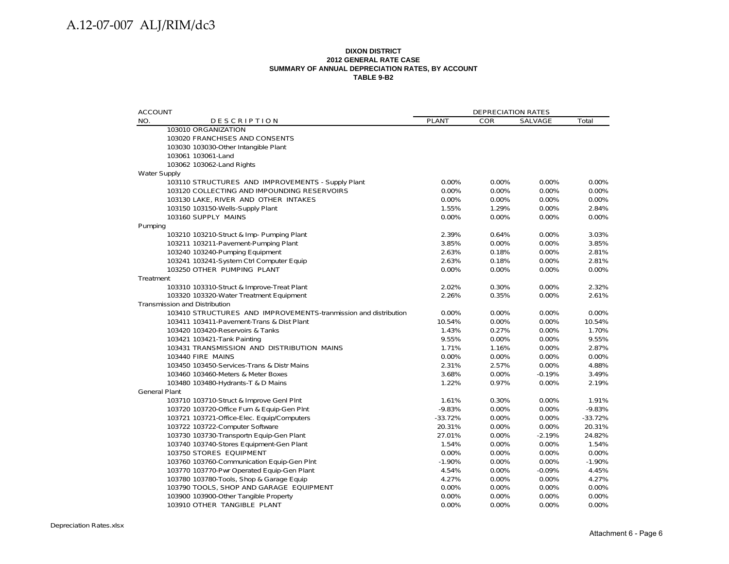**DIXON DISTRICT**
**2012 GENERAL RATE CASE**
**SUMMARY OF ANNUAL DEPRECIATION RATES, BY ACCOUNT**
**TABLE 9-B2**

| ACCOUNT NO. | DESCRIPTION | DEPRECIATION RATES PLANT | COR | SALVAGE | Total |
|---|---|---|---|---|---|
| 103010 | ORGANIZATION | | | | |
| 103020 | FRANCHISES AND CONSENTS | | | | |
| 103030 | 103030-Other Intangible Plant | | | | |
| 103061 | 103061-Land | | | | |
| 103062 | 103062-Land Rights | | | | |
| Water Supply | | | | | |
| 103110 | STRUCTURES AND IMPROVEMENTS - Supply Plant | 0.00% | 0.00% | 0.00% | 0.00% |
| 103120 | COLLECTING AND IMPOUNDING RESERVOIRS | 0.00% | 0.00% | 0.00% | 0.00% |
| 103130 | LAKE, RIVER AND OTHER INTAKES | 0.00% | 0.00% | 0.00% | 0.00% |
| 103150 | 103150-Wells-Supply Plant | 1.55% | 1.29% | 0.00% | 2.84% |
| 103160 | SUPPLY MAINS | 0.00% | 0.00% | 0.00% | 0.00% |
| Pumping | | | | | |
| 103210 | 103210-Struct & Imp- Pumping Plant | 2.39% | 0.64% | 0.00% | 3.03% |
| 103211 | 103211-Pavement-Pumping Plant | 3.85% | 0.00% | 0.00% | 3.85% |
| 103240 | 103240-Pumping Equipment | 2.63% | 0.18% | 0.00% | 2.81% |
| 103241 | 103241-System Ctrl Computer Equip | 2.63% | 0.18% | 0.00% | 2.81% |
| 103250 | OTHER PUMPING PLANT | 0.00% | 0.00% | 0.00% | 0.00% |
| Treatment | | | | | |
| 103310 | 103310-Struct & Improve-Treat Plant | 2.02% | 0.30% | 0.00% | 2.32% |
| 103320 | 103320-Water Treatment Equipment | 2.26% | 0.35% | 0.00% | 2.61% |
| Transmission and Distribution | | | | | |
| 103410 | STRUCTURES AND IMPROVEMENTS-tranmission and distribution | 0.00% | 0.00% | 0.00% | 0.00% |
| 103411 | 103411-Pavement-Trans & Dist Plant | 10.54% | 0.00% | 0.00% | 10.54% |
| 103420 | 103420-Reservoirs & Tanks | 1.43% | 0.27% | 0.00% | 1.70% |
| 103421 | 103421-Tank Painting | 9.55% | 0.00% | 0.00% | 9.55% |
| 103431 | TRANSMISSION AND DISTRIBUTION MAINS | 1.71% | 1.16% | 0.00% | 2.87% |
| 103440 | FIRE MAINS | 0.00% | 0.00% | 0.00% | 0.00% |
| 103450 | 103450-Services-Trans & Distr Mains | 2.31% | 2.57% | 0.00% | 4.88% |
| 103460 | 103460-Meters & Meter Boxes | 3.68% | 0.00% | -0.19% | 3.49% |
| 103480 | 103480-Hydrants-T & D Mains | 1.22% | 0.97% | 0.00% | 2.19% |
| General Plant | | | | | |
| 103710 | 103710-Struct & Improve Genl Plnt | 1.61% | 0.30% | 0.00% | 1.91% |
| 103720 | 103720-Office Furn & Equip-Gen Plnt | -9.83% | 0.00% | 0.00% | -9.83% |
| 103721 | 103721-Office-Elec. Equip/Computers | -33.72% | 0.00% | 0.00% | -33.72% |
| 103722 | 103722-Computer Software | 20.31% | 0.00% | 0.00% | 20.31% |
| 103730 | 103730-Transportn Equip-Gen Plant | 27.01% | 0.00% | -2.19% | 24.82% |
| 103740 | 103740-Stores Equipment-Gen Plant | 1.54% | 0.00% | 0.00% | 1.54% |
| 103750 | STORES EQUIPMENT | 0.00% | 0.00% | 0.00% | 0.00% |
| 103760 | 103760-Communication Equip-Gen Plnt | -1.90% | 0.00% | 0.00% | -1.90% |
| 103770 | 103770-Pwr Operated Equip-Gen Plant | 4.54% | 0.00% | -0.09% | 4.45% |
| 103780 | 103780-Tools, Shop & Garage Equip | 4.27% | 0.00% | 0.00% | 4.27% |
| 103790 | TOOLS, SHOP AND GARAGE EQUIPMENT | 0.00% | 0.00% | 0.00% | 0.00% |
| 103900 | 103900-Other Tangible Property | 0.00% | 0.00% | 0.00% | 0.00% |
| 103910 | OTHER TANGIBLE PLANT | 0.00% | 0.00% | 0.00% | 0.00% |

Depreciation Rates.xlsx

Attachment 6 - Page 6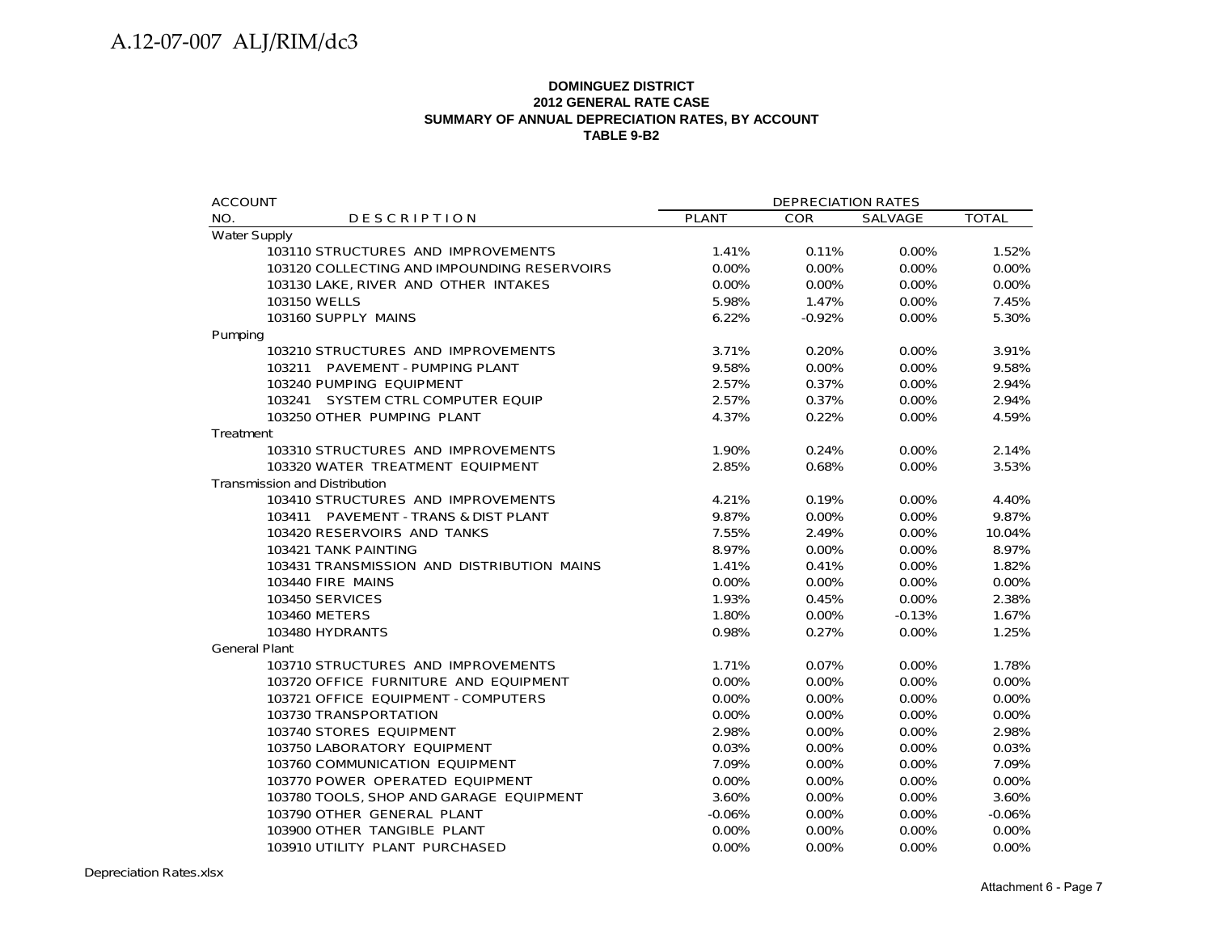**DOMINGUEZ DISTRICT**
**2012 GENERAL RATE CASE**
**SUMMARY OF ANNUAL DEPRECIATION RATES, BY ACCOUNT**
**TABLE 9-B2**

| ACCOUNT NO. | DESCRIPTION | DEPRECIATION RATES PLANT | COR | SALVAGE | TOTAL |
|---|---|---|---|---|---|
| Water Supply | | | | | |
| 103110 | STRUCTURES AND IMPROVEMENTS | 1.41% | 0.11% | 0.00% | 1.52% |
| 103120 | COLLECTING AND IMPOUNDING RESERVOIRS | 0.00% | 0.00% | 0.00% | 0.00% |
| 103130 | LAKE, RIVER AND OTHER INTAKES | 0.00% | 0.00% | 0.00% | 0.00% |
| 103150 | WELLS | 5.98% | 1.47% | 0.00% | 7.45% |
| 103160 | SUPPLY MAINS | 6.22% | -0.92% | 0.00% | 5.30% |
| Pumping | | | | | |
| 103210 | STRUCTURES AND IMPROVEMENTS | 3.71% | 0.20% | 0.00% | 3.91% |
| 103211 | PAVEMENT - PUMPING PLANT | 9.58% | 0.00% | 0.00% | 9.58% |
| 103240 | PUMPING EQUIPMENT | 2.57% | 0.37% | 0.00% | 2.94% |
| 103241 | SYSTEM CTRL COMPUTER EQUIP | 2.57% | 0.37% | 0.00% | 2.94% |
| 103250 | OTHER PUMPING PLANT | 4.37% | 0.22% | 0.00% | 4.59% |
| Treatment | | | | | |
| 103310 | STRUCTURES AND IMPROVEMENTS | 1.90% | 0.24% | 0.00% | 2.14% |
| 103320 | WATER TREATMENT EQUIPMENT | 2.85% | 0.68% | 0.00% | 3.53% |
| Transmission and Distribution | | | | | |
| 103410 | STRUCTURES AND IMPROVEMENTS | 4.21% | 0.19% | 0.00% | 4.40% |
| 103411 | PAVEMENT - TRANS & DIST PLANT | 9.87% | 0.00% | 0.00% | 9.87% |
| 103420 | RESERVOIRS AND TANKS | 7.55% | 2.49% | 0.00% | 10.04% |
| 103421 | TANK PAINTING | 8.97% | 0.00% | 0.00% | 8.97% |
| 103431 | TRANSMISSION AND DISTRIBUTION MAINS | 1.41% | 0.41% | 0.00% | 1.82% |
| 103440 | FIRE MAINS | 0.00% | 0.00% | 0.00% | 0.00% |
| 103450 | SERVICES | 1.93% | 0.45% | 0.00% | 2.38% |
| 103460 | METERS | 1.80% | 0.00% | -0.13% | 1.67% |
| 103480 | HYDRANTS | 0.98% | 0.27% | 0.00% | 1.25% |
| General Plant | | | | | |
| 103710 | STRUCTURES AND IMPROVEMENTS | 1.71% | 0.07% | 0.00% | 1.78% |
| 103720 | OFFICE FURNITURE AND EQUIPMENT | 0.00% | 0.00% | 0.00% | 0.00% |
| 103721 | OFFICE EQUIPMENT - COMPUTERS | 0.00% | 0.00% | 0.00% | 0.00% |
| 103730 | TRANSPORTATION | 0.00% | 0.00% | 0.00% | 0.00% |
| 103740 | STORES EQUIPMENT | 2.98% | 0.00% | 0.00% | 2.98% |
| 103750 | LABORATORY EQUIPMENT | 0.03% | 0.00% | 0.00% | 0.03% |
| 103760 | COMMUNICATION EQUIPMENT | 7.09% | 0.00% | 0.00% | 7.09% |
| 103770 | POWER OPERATED EQUIPMENT | 0.00% | 0.00% | 0.00% | 0.00% |
| 103780 | TOOLS, SHOP AND GARAGE EQUIPMENT | 3.60% | 0.00% | 0.00% | 3.60% |
| 103790 | OTHER GENERAL PLANT | -0.06% | 0.00% | 0.00% | -0.06% |
| 103900 | OTHER TANGIBLE PLANT | 0.00% | 0.00% | 0.00% | 0.00% |
| 103910 | UTILITY PLANT PURCHASED | 0.00% | 0.00% | 0.00% | 0.00% |

Depreciation Rates.xlsx

Attachment 6 - Page 7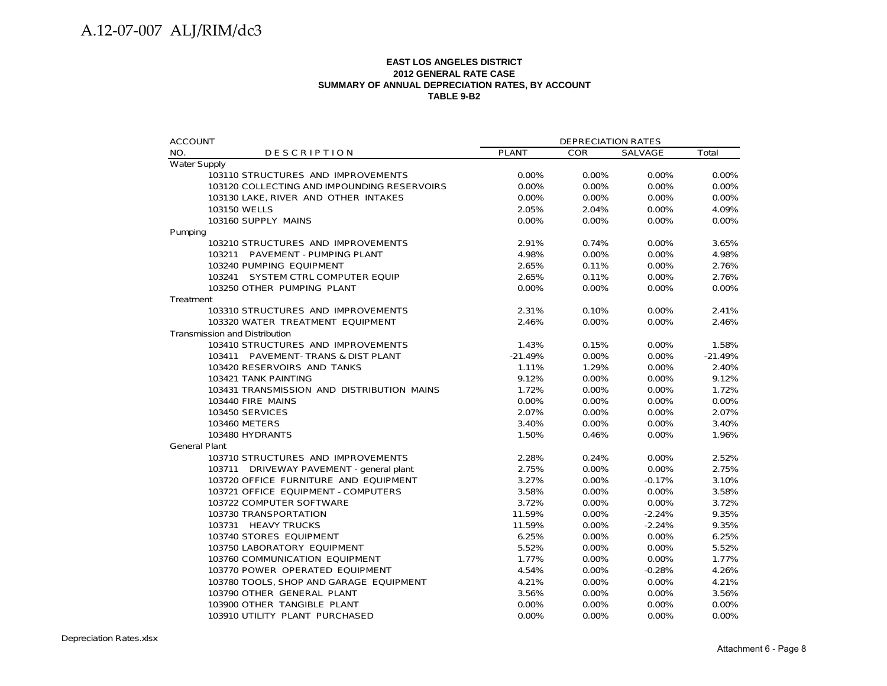**EAST LOS ANGELES DISTRICT**
**2012 GENERAL RATE CASE**
**SUMMARY OF ANNUAL DEPRECIATION RATES, BY ACCOUNT**
**TABLE 9-B2**

| ACCOUNT NO. | DESCRIPTION | DEPRECIATION RATES PLANT | COR | SALVAGE | Total |
|---|---|---|---|---|---|
| Water Supply | | | | | |
| 103110 | STRUCTURES AND IMPROVEMENTS | 0.00% | 0.00% | 0.00% | 0.00% |
| 103120 | COLLECTING AND IMPOUNDING RESERVOIRS | 0.00% | 0.00% | 0.00% | 0.00% |
| 103130 | LAKE, RIVER AND OTHER INTAKES | 0.00% | 0.00% | 0.00% | 0.00% |
| 103150 | WELLS | 2.05% | 2.04% | 0.00% | 4.09% |
| 103160 | SUPPLY MAINS | 0.00% | 0.00% | 0.00% | 0.00% |
| Pumping | | | | | |
| 103210 | STRUCTURES AND IMPROVEMENTS | 2.91% | 0.74% | 0.00% | 3.65% |
| 103211 | PAVEMENT - PUMPING PLANT | 4.98% | 0.00% | 0.00% | 4.98% |
| 103240 | PUMPING EQUIPMENT | 2.65% | 0.11% | 0.00% | 2.76% |
| 103241 | SYSTEM CTRL COMPUTER EQUIP | 2.65% | 0.11% | 0.00% | 2.76% |
| 103250 | OTHER PUMPING PLANT | 0.00% | 0.00% | 0.00% | 0.00% |
| Treatment | | | | | |
| 103310 | STRUCTURES AND IMPROVEMENTS | 2.31% | 0.10% | 0.00% | 2.41% |
| 103320 | WATER TREATMENT EQUIPMENT | 2.46% | 0.00% | 0.00% | 2.46% |
| Transmission and Distribution | | | | | |
| 103410 | STRUCTURES AND IMPROVEMENTS | 1.43% | 0.15% | 0.00% | 1.58% |
| 103411 | PAVEMENT- TRANS & DIST PLANT | -21.49% | 0.00% | 0.00% | -21.49% |
| 103420 | RESERVOIRS AND TANKS | 1.11% | 1.29% | 0.00% | 2.40% |
| 103421 | TANK PAINTING | 9.12% | 0.00% | 0.00% | 9.12% |
| 103431 | TRANSMISSION AND DISTRIBUTION MAINS | 1.72% | 0.00% | 0.00% | 1.72% |
| 103440 | FIRE MAINS | 0.00% | 0.00% | 0.00% | 0.00% |
| 103450 | SERVICES | 2.07% | 0.00% | 0.00% | 2.07% |
| 103460 | METERS | 3.40% | 0.00% | 0.00% | 3.40% |
| 103480 | HYDRANTS | 1.50% | 0.46% | 0.00% | 1.96% |
| General Plant | | | | | |
| 103710 | STRUCTURES AND IMPROVEMENTS | 2.28% | 0.24% | 0.00% | 2.52% |
| 103711 | DRIVEWAY PAVEMENT - general plant | 2.75% | 0.00% | 0.00% | 2.75% |
| 103720 | OFFICE FURNITURE AND EQUIPMENT | 3.27% | 0.00% | -0.17% | 3.10% |
| 103721 | OFFICE EQUIPMENT - COMPUTERS | 3.58% | 0.00% | 0.00% | 3.58% |
| 103722 | COMPUTER SOFTWARE | 3.72% | 0.00% | 0.00% | 3.72% |
| 103730 | TRANSPORTATION | 11.59% | 0.00% | -2.24% | 9.35% |
| 103731 | HEAVY TRUCKS | 11.59% | 0.00% | -2.24% | 9.35% |
| 103740 | STORES EQUIPMENT | 6.25% | 0.00% | 0.00% | 6.25% |
| 103750 | LABORATORY EQUIPMENT | 5.52% | 0.00% | 0.00% | 5.52% |
| 103760 | COMMUNICATION EQUIPMENT | 1.77% | 0.00% | 0.00% | 1.77% |
| 103770 | POWER OPERATED EQUIPMENT | 4.54% | 0.00% | -0.28% | 4.26% |
| 103780 | TOOLS, SHOP AND GARAGE EQUIPMENT | 4.21% | 0.00% | 0.00% | 4.21% |
| 103790 | OTHER GENERAL PLANT | 3.56% | 0.00% | 0.00% | 3.56% |
| 103900 | OTHER TANGIBLE PLANT | 0.00% | 0.00% | 0.00% | 0.00% |
| 103910 | UTILITY PLANT PURCHASED | 0.00% | 0.00% | 0.00% | 0.00% |

Depreciation Rates.xlsx

Attachment 6 - Page 8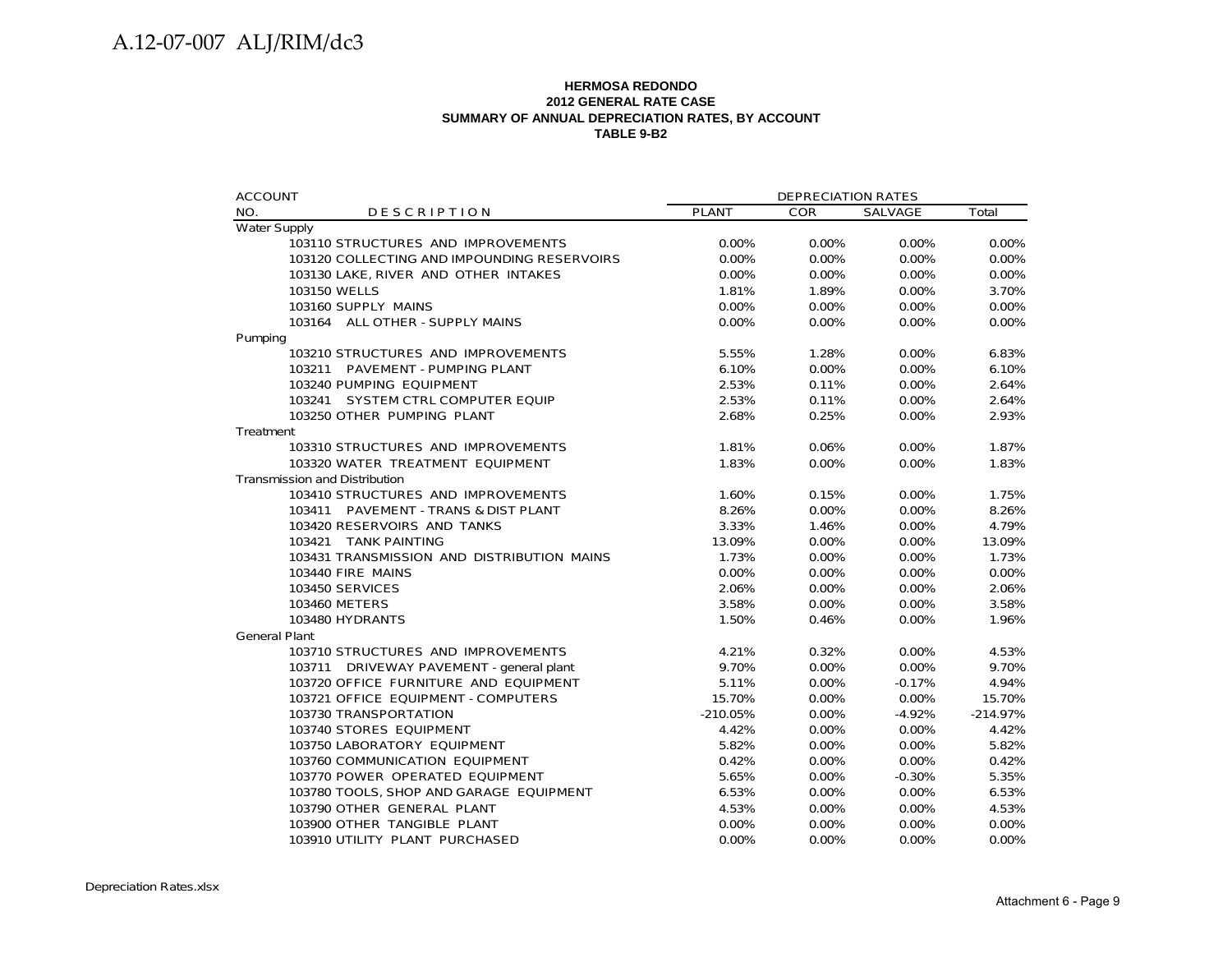**HERMOSA REDONDO**
**2012 GENERAL RATE CASE**
**SUMMARY OF ANNUAL DEPRECIATION RATES, BY ACCOUNT**
**TABLE 9-B2**

| ACCOUNT NO. | DESCRIPTION | DEPRECIATION RATES PLANT | COR | SALVAGE | Total |
|---|---|---|---|---|---|
| Water Supply | | | | | |
| 103110 | STRUCTURES AND IMPROVEMENTS | 0.00% | 0.00% | 0.00% | 0.00% |
| 103120 | COLLECTING AND IMPOUNDING RESERVOIRS | 0.00% | 0.00% | 0.00% | 0.00% |
| 103130 | LAKE, RIVER AND OTHER INTAKES | 0.00% | 0.00% | 0.00% | 0.00% |
| 103150 | WELLS | 1.81% | 1.89% | 0.00% | 3.70% |
| 103160 | SUPPLY MAINS | 0.00% | 0.00% | 0.00% | 0.00% |
| 103164 | ALL OTHER - SUPPLY MAINS | 0.00% | 0.00% | 0.00% | 0.00% |
| Pumping | | | | | |
| 103210 | STRUCTURES AND IMPROVEMENTS | 5.55% | 1.28% | 0.00% | 6.83% |
| 103211 | PAVEMENT - PUMPING PLANT | 6.10% | 0.00% | 0.00% | 6.10% |
| 103240 | PUMPING EQUIPMENT | 2.53% | 0.11% | 0.00% | 2.64% |
| 103241 | SYSTEM CTRL COMPUTER EQUIP | 2.53% | 0.11% | 0.00% | 2.64% |
| 103250 | OTHER PUMPING PLANT | 2.68% | 0.25% | 0.00% | 2.93% |
| Treatment | | | | | |
| 103310 | STRUCTURES AND IMPROVEMENTS | 1.81% | 0.06% | 0.00% | 1.87% |
| 103320 | WATER TREATMENT EQUIPMENT | 1.83% | 0.00% | 0.00% | 1.83% |
| Transmission and Distribution | | | | | |
| 103410 | STRUCTURES AND IMPROVEMENTS | 1.60% | 0.15% | 0.00% | 1.75% |
| 103411 | PAVEMENT - TRANS & DIST PLANT | 8.26% | 0.00% | 0.00% | 8.26% |
| 103420 | RESERVOIRS AND TANKS | 3.33% | 1.46% | 0.00% | 4.79% |
| 103421 | TANK PAINTING | 13.09% | 0.00% | 0.00% | 13.09% |
| 103431 | TRANSMISSION AND DISTRIBUTION MAINS | 1.73% | 0.00% | 0.00% | 1.73% |
| 103440 | FIRE MAINS | 0.00% | 0.00% | 0.00% | 0.00% |
| 103450 | SERVICES | 2.06% | 0.00% | 0.00% | 2.06% |
| 103460 | METERS | 3.58% | 0.00% | 0.00% | 3.58% |
| 103480 | HYDRANTS | 1.50% | 0.46% | 0.00% | 1.96% |
| General Plant | | | | | |
| 103710 | STRUCTURES AND IMPROVEMENTS | 4.21% | 0.32% | 0.00% | 4.53% |
| 103711 | DRIVEWAY PAVEMENT - general plant | 9.70% | 0.00% | 0.00% | 9.70% |
| 103720 | OFFICE FURNITURE AND EQUIPMENT | 5.11% | 0.00% | -0.17% | 4.94% |
| 103721 | OFFICE EQUIPMENT - COMPUTERS | 15.70% | 0.00% | 0.00% | 15.70% |
| 103730 | TRANSPORTATION | -210.05% | 0.00% | -4.92% | -214.97% |
| 103740 | STORES EQUIPMENT | 4.42% | 0.00% | 0.00% | 4.42% |
| 103750 | LABORATORY EQUIPMENT | 5.82% | 0.00% | 0.00% | 5.82% |
| 103760 | COMMUNICATION EQUIPMENT | 0.42% | 0.00% | 0.00% | 0.42% |
| 103770 | POWER OPERATED EQUIPMENT | 5.65% | 0.00% | -0.30% | 5.35% |
| 103780 | TOOLS, SHOP AND GARAGE EQUIPMENT | 6.53% | 0.00% | 0.00% | 6.53% |
| 103790 | OTHER GENERAL PLANT | 4.53% | 0.00% | 0.00% | 4.53% |
| 103900 | OTHER TANGIBLE PLANT | 0.00% | 0.00% | 0.00% | 0.00% |
| 103910 | UTILITY PLANT PURCHASED | 0.00% | 0.00% | 0.00% | 0.00% |

Depreciation Rates.xlsx

Attachment 6 - Page 9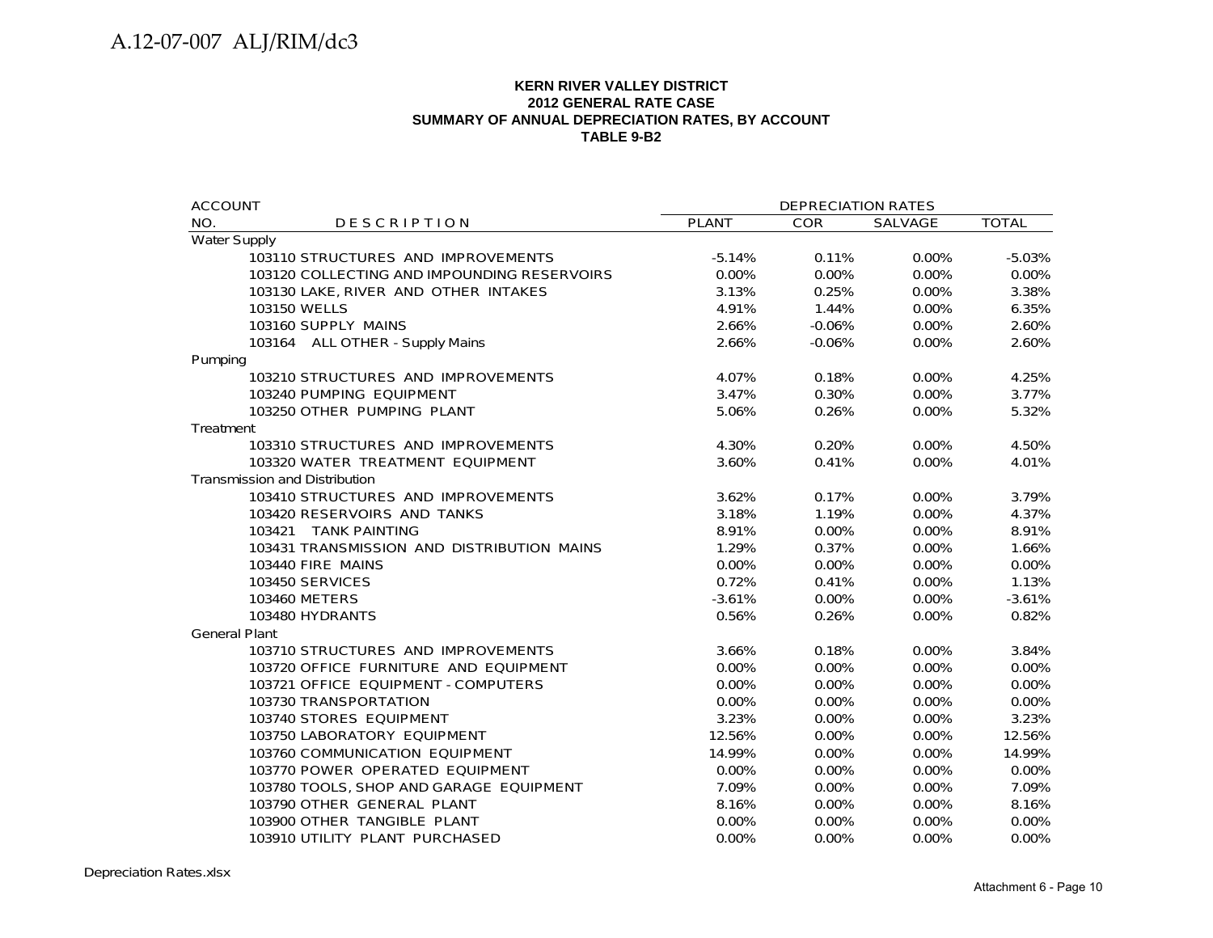**KERN RIVER VALLEY DISTRICT**
**2012 GENERAL RATE CASE**
**SUMMARY OF ANNUAL DEPRECIATION RATES, BY ACCOUNT**
**TABLE 9-B2**

| ACCOUNT NO. | DESCRIPTION | DEPRECIATION RATES PLANT | COR | SALVAGE | TOTAL |
|---|---|---|---|---|---|
| Water Supply | | | | | |
| 103110 | STRUCTURES AND IMPROVEMENTS | -5.14% | 0.11% | 0.00% | -5.03% |
| 103120 | COLLECTING AND IMPOUNDING RESERVOIRS | 0.00% | 0.00% | 0.00% | 0.00% |
| 103130 | LAKE, RIVER AND OTHER INTAKES | 3.13% | 0.25% | 0.00% | 3.38% |
| 103150 | WELLS | 4.91% | 1.44% | 0.00% | 6.35% |
| 103160 | SUPPLY MAINS | 2.66% | -0.06% | 0.00% | 2.60% |
| 103164 | ALL OTHER - Supply Mains | 2.66% | -0.06% | 0.00% | 2.60% |
| Pumping | | | | | |
| 103210 | STRUCTURES AND IMPROVEMENTS | 4.07% | 0.18% | 0.00% | 4.25% |
| 103240 | PUMPING EQUIPMENT | 3.47% | 0.30% | 0.00% | 3.77% |
| 103250 | OTHER PUMPING PLANT | 5.06% | 0.26% | 0.00% | 5.32% |
| Treatment | | | | | |
| 103310 | STRUCTURES AND IMPROVEMENTS | 4.30% | 0.20% | 0.00% | 4.50% |
| 103320 | WATER TREATMENT EQUIPMENT | 3.60% | 0.41% | 0.00% | 4.01% |
| Transmission and Distribution | | | | | |
| 103410 | STRUCTURES AND IMPROVEMENTS | 3.62% | 0.17% | 0.00% | 3.79% |
| 103420 | RESERVOIRS AND TANKS | 3.18% | 1.19% | 0.00% | 4.37% |
| 103421 | TANK PAINTING | 8.91% | 0.00% | 0.00% | 8.91% |
| 103431 | TRANSMISSION AND DISTRIBUTION MAINS | 1.29% | 0.37% | 0.00% | 1.66% |
| 103440 | FIRE MAINS | 0.00% | 0.00% | 0.00% | 0.00% |
| 103450 | SERVICES | 0.72% | 0.41% | 0.00% | 1.13% |
| 103460 | METERS | -3.61% | 0.00% | 0.00% | -3.61% |
| 103480 | HYDRANTS | 0.56% | 0.26% | 0.00% | 0.82% |
| General Plant | | | | | |
| 103710 | STRUCTURES AND IMPROVEMENTS | 3.66% | 0.18% | 0.00% | 3.84% |
| 103720 | OFFICE FURNITURE AND EQUIPMENT | 0.00% | 0.00% | 0.00% | 0.00% |
| 103721 | OFFICE EQUIPMENT - COMPUTERS | 0.00% | 0.00% | 0.00% | 0.00% |
| 103730 | TRANSPORTATION | 0.00% | 0.00% | 0.00% | 0.00% |
| 103740 | STORES EQUIPMENT | 3.23% | 0.00% | 0.00% | 3.23% |
| 103750 | LABORATORY EQUIPMENT | 12.56% | 0.00% | 0.00% | 12.56% |
| 103760 | COMMUNICATION EQUIPMENT | 14.99% | 0.00% | 0.00% | 14.99% |
| 103770 | POWER OPERATED EQUIPMENT | 0.00% | 0.00% | 0.00% | 0.00% |
| 103780 | TOOLS, SHOP AND GARAGE EQUIPMENT | 7.09% | 0.00% | 0.00% | 7.09% |
| 103790 | OTHER GENERAL PLANT | 8.16% | 0.00% | 0.00% | 8.16% |
| 103900 | OTHER TANGIBLE PLANT | 0.00% | 0.00% | 0.00% | 0.00% |
| 103910 | UTILITY PLANT PURCHASED | 0.00% | 0.00% | 0.00% | 0.00% |

Depreciation Rates.xlsx

Attachment 6 - Page 10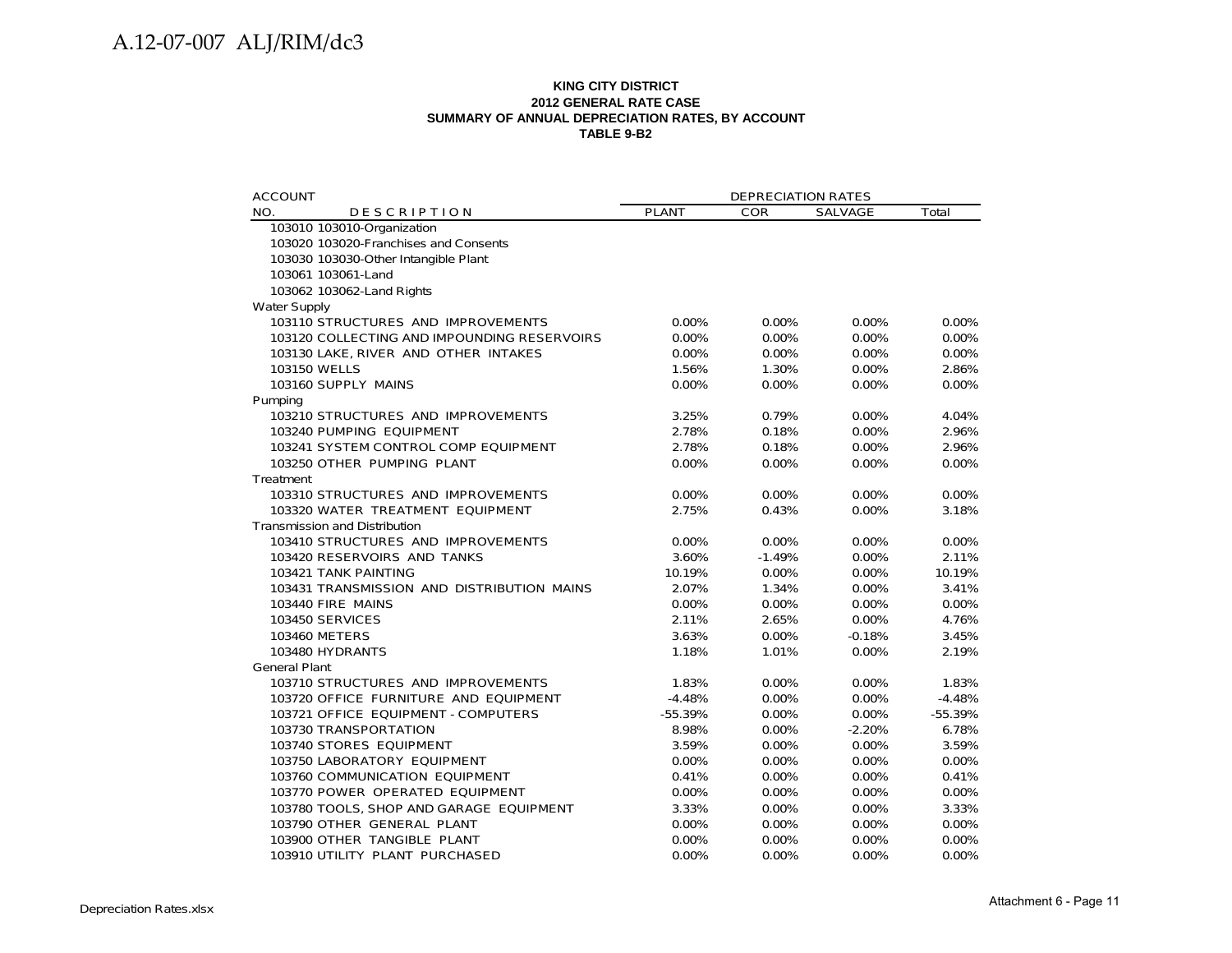**KING CITY DISTRICT**
**2012 GENERAL RATE CASE**
**SUMMARY OF ANNUAL DEPRECIATION RATES, BY ACCOUNT**
**TABLE 9-B2**

| ACCOUNT NO. | DESCRIPTION | DEPRECIATION RATES PLANT | COR | SALVAGE | Total |
|---|---|---|---|---|---|
| 103010 | 103010-Organization | | | | |
| 103020 | 103020-Franchises and Consents | | | | |
| 103030 | 103030-Other Intangible Plant | | | | |
| 103061 | 103061-Land | | | | |
| 103062 | 103062-Land Rights | | | | |
| Water Supply | | | | | |
| 103110 | STRUCTURES AND IMPROVEMENTS | 0.00% | 0.00% | 0.00% | 0.00% |
| 103120 | COLLECTING AND IMPOUNDING RESERVOIRS | 0.00% | 0.00% | 0.00% | 0.00% |
| 103130 | LAKE, RIVER AND OTHER INTAKES | 0.00% | 0.00% | 0.00% | 0.00% |
| 103150 | WELLS | 1.56% | 1.30% | 0.00% | 2.86% |
| 103160 | SUPPLY MAINS | 0.00% | 0.00% | 0.00% | 0.00% |
| Pumping | | | | | |
| 103210 | STRUCTURES AND IMPROVEMENTS | 3.25% | 0.79% | 0.00% | 4.04% |
| 103240 | PUMPING EQUIPMENT | 2.78% | 0.18% | 0.00% | 2.96% |
| 103241 | SYSTEM CONTROL COMP EQUIPMENT | 2.78% | 0.18% | 0.00% | 2.96% |
| 103250 | OTHER PUMPING PLANT | 0.00% | 0.00% | 0.00% | 0.00% |
| Treatment | | | | | |
| 103310 | STRUCTURES AND IMPROVEMENTS | 0.00% | 0.00% | 0.00% | 0.00% |
| 103320 | WATER TREATMENT EQUIPMENT | 2.75% | 0.43% | 0.00% | 3.18% |
| Transmission and Distribution | | | | | |
| 103410 | STRUCTURES AND IMPROVEMENTS | 0.00% | 0.00% | 0.00% | 0.00% |
| 103420 | RESERVOIRS AND TANKS | 3.60% | -1.49% | 0.00% | 2.11% |
| 103421 | TANK PAINTING | 10.19% | 0.00% | 0.00% | 10.19% |
| 103431 | TRANSMISSION AND DISTRIBUTION MAINS | 2.07% | 1.34% | 0.00% | 3.41% |
| 103440 | FIRE MAINS | 0.00% | 0.00% | 0.00% | 0.00% |
| 103450 | SERVICES | 2.11% | 2.65% | 0.00% | 4.76% |
| 103460 | METERS | 3.63% | 0.00% | -0.18% | 3.45% |
| 103480 | HYDRANTS | 1.18% | 1.01% | 0.00% | 2.19% |
| General Plant | | | | | |
| 103710 | STRUCTURES AND IMPROVEMENTS | 1.83% | 0.00% | 0.00% | 1.83% |
| 103720 | OFFICE FURNITURE AND EQUIPMENT | -4.48% | 0.00% | 0.00% | -4.48% |
| 103721 | OFFICE EQUIPMENT - COMPUTERS | -55.39% | 0.00% | 0.00% | -55.39% |
| 103730 | TRANSPORTATION | 8.98% | 0.00% | -2.20% | 6.78% |
| 103740 | STORES EQUIPMENT | 3.59% | 0.00% | 0.00% | 3.59% |
| 103750 | LABORATORY EQUIPMENT | 0.00% | 0.00% | 0.00% | 0.00% |
| 103760 | COMMUNICATION EQUIPMENT | 0.41% | 0.00% | 0.00% | 0.41% |
| 103770 | POWER OPERATED EQUIPMENT | 0.00% | 0.00% | 0.00% | 0.00% |
| 103780 | TOOLS, SHOP AND GARAGE EQUIPMENT | 3.33% | 0.00% | 0.00% | 3.33% |
| 103790 | OTHER GENERAL PLANT | 0.00% | 0.00% | 0.00% | 0.00% |
| 103900 | OTHER TANGIBLE PLANT | 0.00% | 0.00% | 0.00% | 0.00% |
| 103910 | UTILITY PLANT PURCHASED | 0.00% | 0.00% | 0.00% | 0.00% |

Depreciation Rates.xlsx

Attachment 6 - Page 11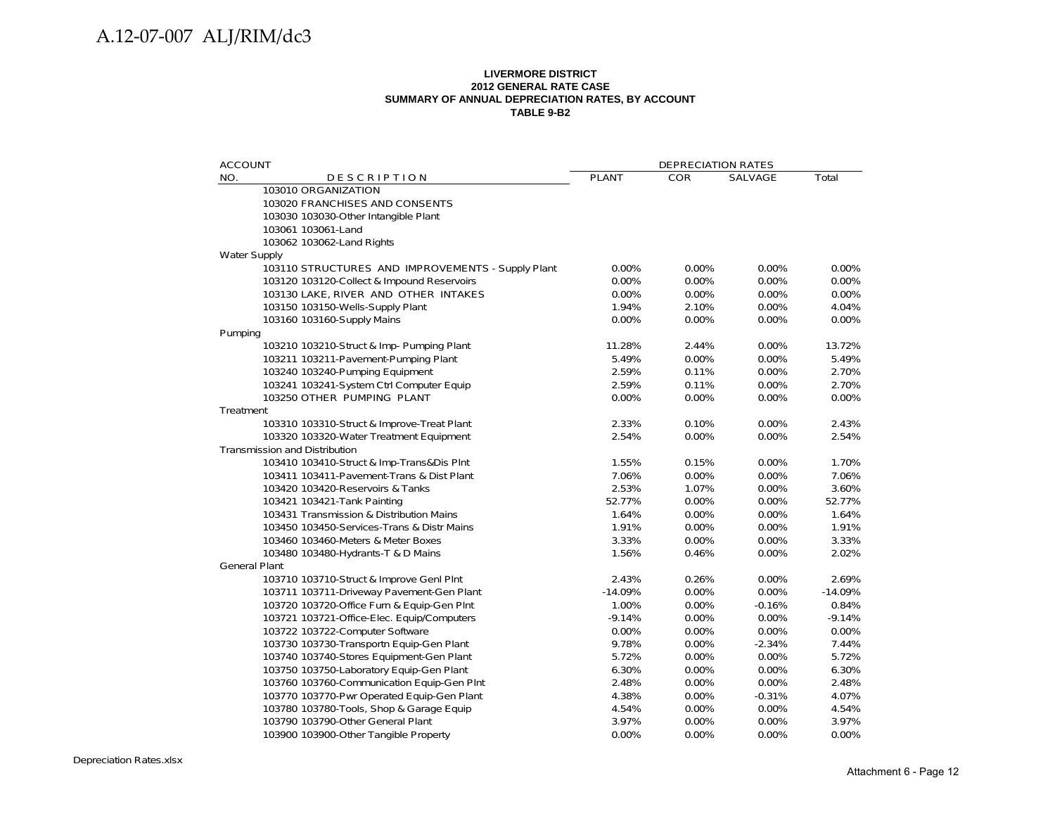**LIVERMORE DISTRICT**
**2012 GENERAL RATE CASE**
**SUMMARY OF ANNUAL DEPRECIATION RATES, BY ACCOUNT**
**TABLE 9-B2**

| ACCOUNT NO. | DESCRIPTION | DEPRECIATION RATES PLANT | COR | SALVAGE | Total |
|---|---|---|---|---|---|
| 103010 | ORGANIZATION | | | | |
| 103020 | FRANCHISES AND CONSENTS | | | | |
| 103030 | 103030-Other Intangible Plant | | | | |
| 103061 | 103061-Land | | | | |
| 103062 | 103062-Land Rights | | | | |
| Water Supply | | | | | |
| 103110 | STRUCTURES AND IMPROVEMENTS - Supply Plant | 0.00% | 0.00% | 0.00% | 0.00% |
| 103120 | 103120-Collect & Impound Reservoirs | 0.00% | 0.00% | 0.00% | 0.00% |
| 103130 | LAKE, RIVER AND OTHER INTAKES | 0.00% | 0.00% | 0.00% | 0.00% |
| 103150 | 103150-Wells-Supply Plant | 1.94% | 2.10% | 0.00% | 4.04% |
| 103160 | 103160-Supply Mains | 0.00% | 0.00% | 0.00% | 0.00% |
| Pumping | | | | | |
| 103210 | 103210-Struct & Imp- Pumping Plant | 11.28% | 2.44% | 0.00% | 13.72% |
| 103211 | 103211-Pavement-Pumping Plant | 5.49% | 0.00% | 0.00% | 5.49% |
| 103240 | 103240-Pumping Equipment | 2.59% | 0.11% | 0.00% | 2.70% |
| 103241 | 103241-System Ctrl Computer Equip | 2.59% | 0.11% | 0.00% | 2.70% |
| 103250 | OTHER PUMPING PLANT | 0.00% | 0.00% | 0.00% | 0.00% |
| Treatment | | | | | |
| 103310 | 103310-Struct & Improve-Treat Plant | 2.33% | 0.10% | 0.00% | 2.43% |
| 103320 | 103320-Water Treatment Equipment | 2.54% | 0.00% | 0.00% | 2.54% |
| Transmission and Distribution | | | | | |
| 103410 | 103410-Struct & Imp-Trans&Dis Plnt | 1.55% | 0.15% | 0.00% | 1.70% |
| 103411 | 103411-Pavement-Trans & Dist Plant | 7.06% | 0.00% | 0.00% | 7.06% |
| 103420 | 103420-Reservoirs & Tanks | 2.53% | 1.07% | 0.00% | 3.60% |
| 103421 | 103421-Tank Painting | 52.77% | 0.00% | 0.00% | 52.77% |
| 103431 | Transmission & Distribution Mains | 1.64% | 0.00% | 0.00% | 1.64% |
| 103450 | 103450-Services-Trans & Distr Mains | 1.91% | 0.00% | 0.00% | 1.91% |
| 103460 | 103460-Meters & Meter Boxes | 3.33% | 0.00% | 0.00% | 3.33% |
| 103480 | 103480-Hydrants-T & D Mains | 1.56% | 0.46% | 0.00% | 2.02% |
| General Plant | | | | | |
| 103710 | 103710-Struct & Improve Genl Plnt | 2.43% | 0.26% | 0.00% | 2.69% |
| 103711 | 103711-Driveway Pavement-Gen Plant | -14.09% | 0.00% | 0.00% | -14.09% |
| 103720 | 103720-Office Furn & Equip-Gen Plnt | 1.00% | 0.00% | -0.16% | 0.84% |
| 103721 | 103721-Office-Elec. Equip/Computers | -9.14% | 0.00% | 0.00% | -9.14% |
| 103722 | 103722-Computer Software | 0.00% | 0.00% | 0.00% | 0.00% |
| 103730 | 103730-Transportn Equip-Gen Plant | 9.78% | 0.00% | -2.34% | 7.44% |
| 103740 | 103740-Stores Equipment-Gen Plant | 5.72% | 0.00% | 0.00% | 5.72% |
| 103750 | 103750-Laboratory Equip-Gen Plant | 6.30% | 0.00% | 0.00% | 6.30% |
| 103760 | 103760-Communication Equip-Gen Plnt | 2.48% | 0.00% | 0.00% | 2.48% |
| 103770 | 103770-Pwr Operated Equip-Gen Plant | 4.38% | 0.00% | -0.31% | 4.07% |
| 103780 | 103780-Tools, Shop & Garage Equip | 4.54% | 0.00% | 0.00% | 4.54% |
| 103790 | 103790-Other General Plant | 3.97% | 0.00% | 0.00% | 3.97% |
| 103900 | 103900-Other Tangible Property | 0.00% | 0.00% | 0.00% | 0.00% |

Depreciation Rates.xlsx

Attachment 6 - Page 12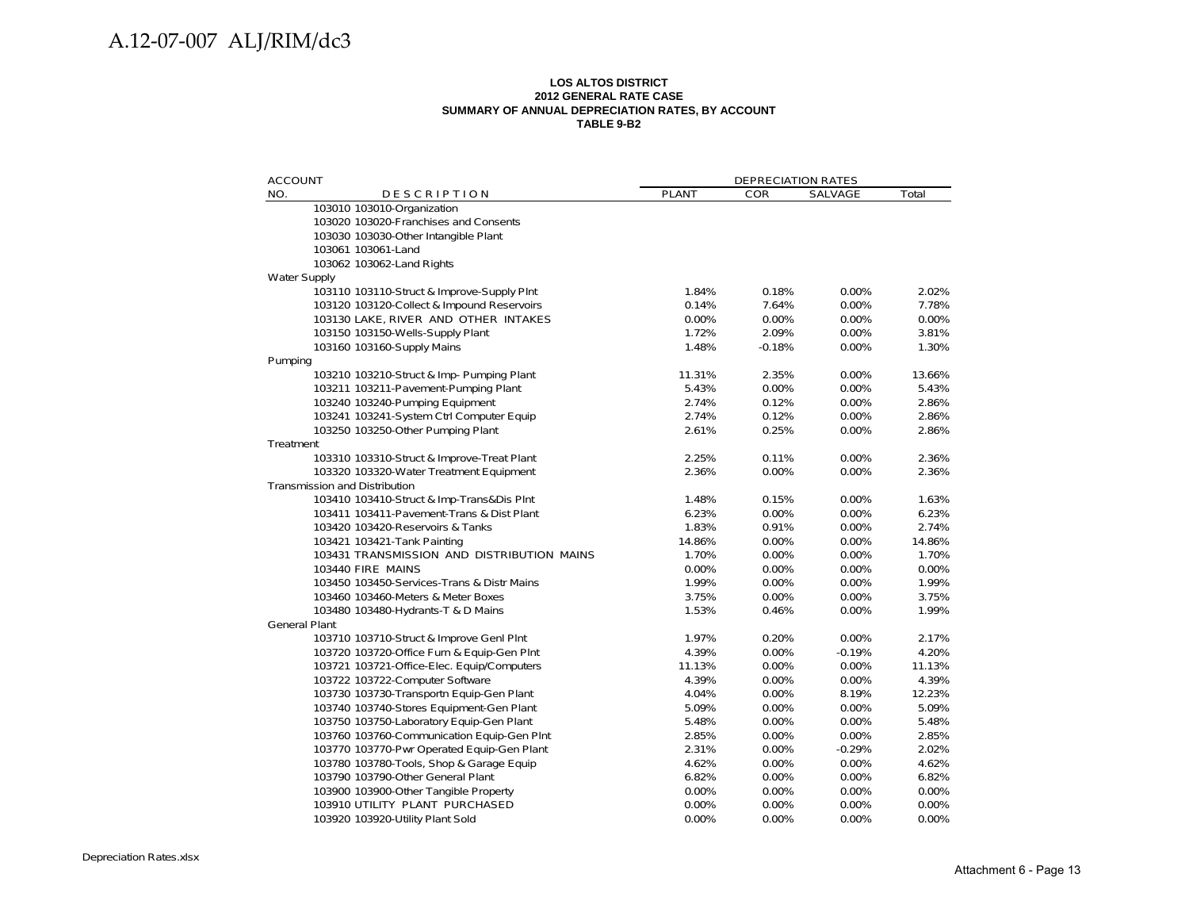**LOS ALTOS DISTRICT**
**2012 GENERAL RATE CASE**
**SUMMARY OF ANNUAL DEPRECIATION RATES, BY ACCOUNT**
**TABLE 9-B2**

| ACCOUNT NO. | DESCRIPTION | DEPRECIATION RATES PLANT | COR | SALVAGE | Total |
|---|---|---|---|---|---|
| | 103010 103010-Organization | | | | |
| | 103020 103020-Franchises and Consents | | | | |
| | 103030 103030-Other Intangible Plant | | | | |
| | 103061 103061-Land | | | | |
| | 103062 103062-Land Rights | | | | |
| Water Supply | | | | | |
| | 103110 103110-Struct & Improve-Supply Plnt | 1.84% | 0.18% | 0.00% | 2.02% |
| | 103120 103120-Collect & Impound Reservoirs | 0.14% | 7.64% | 0.00% | 7.78% |
| | 103130 LAKE, RIVER AND OTHER INTAKES | 0.00% | 0.00% | 0.00% | 0.00% |
| | 103150 103150-Wells-Supply Plant | 1.72% | 2.09% | 0.00% | 3.81% |
| | 103160 103160-Supply Mains | 1.48% | -0.18% | 0.00% | 1.30% |
| Pumping | | | | | |
| | 103210 103210-Struct & Imp- Pumping Plant | 11.31% | 2.35% | 0.00% | 13.66% |
| | 103211 103211-Pavement-Pumping Plant | 5.43% | 0.00% | 0.00% | 5.43% |
| | 103240 103240-Pumping Equipment | 2.74% | 0.12% | 0.00% | 2.86% |
| | 103241 103241-System Ctrl Computer Equip | 2.74% | 0.12% | 0.00% | 2.86% |
| | 103250 103250-Other Pumping Plant | 2.61% | 0.25% | 0.00% | 2.86% |
| Treatment | | | | | |
| | 103310 103310-Struct & Improve-Treat Plant | 2.25% | 0.11% | 0.00% | 2.36% |
| | 103320 103320-Water Treatment Equipment | 2.36% | 0.00% | 0.00% | 2.36% |
| Transmission and Distribution | | | | | |
| | 103410 103410-Struct & Imp-Trans&Dis Plnt | 1.48% | 0.15% | 0.00% | 1.63% |
| | 103411 103411-Pavement-Trans & Dist Plant | 6.23% | 0.00% | 0.00% | 6.23% |
| | 103420 103420-Reservoirs & Tanks | 1.83% | 0.91% | 0.00% | 2.74% |
| | 103421 103421-Tank Painting | 14.86% | 0.00% | 0.00% | 14.86% |
| | 103431 TRANSMISSION AND DISTRIBUTION MAINS | 1.70% | 0.00% | 0.00% | 1.70% |
| | 103440 FIRE MAINS | 0.00% | 0.00% | 0.00% | 0.00% |
| | 103450 103450-Services-Trans & Distr Mains | 1.99% | 0.00% | 0.00% | 1.99% |
| | 103460 103460-Meters & Meter Boxes | 3.75% | 0.00% | 0.00% | 3.75% |
| | 103480 103480-Hydrants-T & D Mains | 1.53% | 0.46% | 0.00% | 1.99% |
| General Plant | | | | | |
| | 103710 103710-Struct & Improve Genl Plnt | 1.97% | 0.20% | 0.00% | 2.17% |
| | 103720 103720-Office Furn & Equip-Gen Plnt | 4.39% | 0.00% | -0.19% | 4.20% |
| | 103721 103721-Office-Elec. Equip/Computers | 11.13% | 0.00% | 0.00% | 11.13% |
| | 103722 103722-Computer Software | 4.39% | 0.00% | 0.00% | 4.39% |
| | 103730 103730-Transportn Equip-Gen Plant | 4.04% | 0.00% | 8.19% | 12.23% |
| | 103740 103740-Stores Equipment-Gen Plant | 5.09% | 0.00% | 0.00% | 5.09% |
| | 103750 103750-Laboratory Equip-Gen Plant | 5.48% | 0.00% | 0.00% | 5.48% |
| | 103760 103760-Communication Equip-Gen Plnt | 2.85% | 0.00% | 0.00% | 2.85% |
| | 103770 103770-Pwr Operated Equip-Gen Plant | 2.31% | 0.00% | -0.29% | 2.02% |
| | 103780 103780-Tools, Shop & Garage Equip | 4.62% | 0.00% | 0.00% | 4.62% |
| | 103790 103790-Other General Plant | 6.82% | 0.00% | 0.00% | 6.82% |
| | 103900 103900-Other Tangible Property | 0.00% | 0.00% | 0.00% | 0.00% |
| | 103910 UTILITY PLANT PURCHASED | 0.00% | 0.00% | 0.00% | 0.00% |
| | 103920 103920-Utility Plant Sold | 0.00% | 0.00% | 0.00% | 0.00% |

Depreciation Rates.xlsx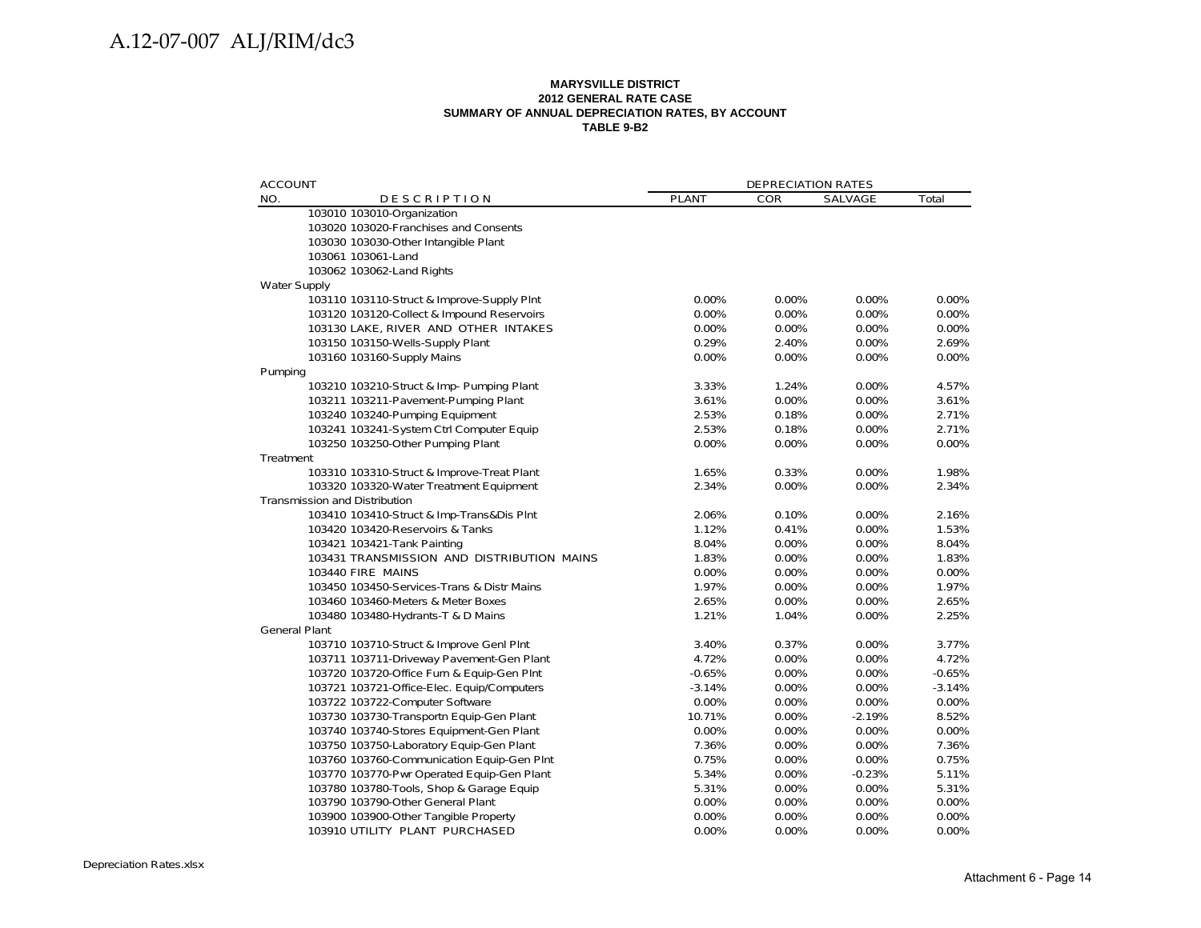**MARYSVILLE DISTRICT**
**2012 GENERAL RATE CASE**
**SUMMARY OF ANNUAL DEPRECIATION RATES, BY ACCOUNT**
**TABLE 9-B2**

| ACCOUNT NO. | DESCRIPTION | DEPRECIATION RATES PLANT | COR | SALVAGE | Total |
|---|---|---|---|---|---|
| 103010 | 103010-Organization | | | | |
| 103020 | 103020-Franchises and Consents | | | | |
| 103030 | 103030-Other Intangible Plant | | | | |
| 103061 | 103061-Land | | | | |
| 103062 | 103062-Land Rights | | | | |
| Water Supply | | | | | |
| 103110 | 103110-Struct & Improve-Supply Plnt | 0.00% | 0.00% | 0.00% | 0.00% |
| 103120 | 103120-Collect & Impound Reservoirs | 0.00% | 0.00% | 0.00% | 0.00% |
| 103130 | LAKE, RIVER AND OTHER INTAKES | 0.00% | 0.00% | 0.00% | 0.00% |
| 103150 | 103150-Wells-Supply Plant | 0.29% | 2.40% | 0.00% | 2.69% |
| 103160 | 103160-Supply Mains | 0.00% | 0.00% | 0.00% | 0.00% |
| Pumping | | | | | |
| 103210 | 103210-Struct & Imp- Pumping Plant | 3.33% | 1.24% | 0.00% | 4.57% |
| 103211 | 103211-Pavement-Pumping Plant | 3.61% | 0.00% | 0.00% | 3.61% |
| 103240 | 103240-Pumping Equipment | 2.53% | 0.18% | 0.00% | 2.71% |
| 103241 | 103241-System Ctrl Computer Equip | 2.53% | 0.18% | 0.00% | 2.71% |
| 103250 | 103250-Other Pumping Plant | 0.00% | 0.00% | 0.00% | 0.00% |
| Treatment | | | | | |
| 103310 | 103310-Struct & Improve-Treat Plant | 1.65% | 0.33% | 0.00% | 1.98% |
| 103320 | 103320-Water Treatment Equipment | 2.34% | 0.00% | 0.00% | 2.34% |
| Transmission and Distribution | | | | | |
| 103410 | 103410-Struct & Imp-Trans&Dis Plnt | 2.06% | 0.10% | 0.00% | 2.16% |
| 103420 | 103420-Reservoirs & Tanks | 1.12% | 0.41% | 0.00% | 1.53% |
| 103421 | 103421-Tank Painting | 8.04% | 0.00% | 0.00% | 8.04% |
| 103431 | TRANSMISSION AND DISTRIBUTION MAINS | 1.83% | 0.00% | 0.00% | 1.83% |
| 103440 | FIRE MAINS | 0.00% | 0.00% | 0.00% | 0.00% |
| 103450 | 103450-Services-Trans & Distr Mains | 1.97% | 0.00% | 0.00% | 1.97% |
| 103460 | 103460-Meters & Meter Boxes | 2.65% | 0.00% | 0.00% | 2.65% |
| 103480 | 103480-Hydrants-T & D Mains | 1.21% | 1.04% | 0.00% | 2.25% |
| General Plant | | | | | |
| 103710 | 103710-Struct & Improve Genl Plnt | 3.40% | 0.37% | 0.00% | 3.77% |
| 103711 | 103711-Driveway Pavement-Gen Plant | 4.72% | 0.00% | 0.00% | 4.72% |
| 103720 | 103720-Office Furn & Equip-Gen Plnt | -0.65% | 0.00% | 0.00% | -0.65% |
| 103721 | 103721-Office-Elec. Equip/Computers | -3.14% | 0.00% | 0.00% | -3.14% |
| 103722 | 103722-Computer Software | 0.00% | 0.00% | 0.00% | 0.00% |
| 103730 | 103730-Transportn Equip-Gen Plant | 10.71% | 0.00% | -2.19% | 8.52% |
| 103740 | 103740-Stores Equipment-Gen Plant | 0.00% | 0.00% | 0.00% | 0.00% |
| 103750 | 103750-Laboratory Equip-Gen Plant | 7.36% | 0.00% | 0.00% | 7.36% |
| 103760 | 103760-Communication Equip-Gen Plnt | 0.75% | 0.00% | 0.00% | 0.75% |
| 103770 | 103770-Pwr Operated Equip-Gen Plant | 5.34% | 0.00% | -0.23% | 5.11% |
| 103780 | 103780-Tools, Shop & Garage Equip | 5.31% | 0.00% | 0.00% | 5.31% |
| 103790 | 103790-Other General Plant | 0.00% | 0.00% | 0.00% | 0.00% |
| 103900 | 103900-Other Tangible Property | 0.00% | 0.00% | 0.00% | 0.00% |
| 103910 | UTILITY PLANT PURCHASED | 0.00% | 0.00% | 0.00% | 0.00% |

Depreciation Rates.xlsx

Attachment 6 - Page 14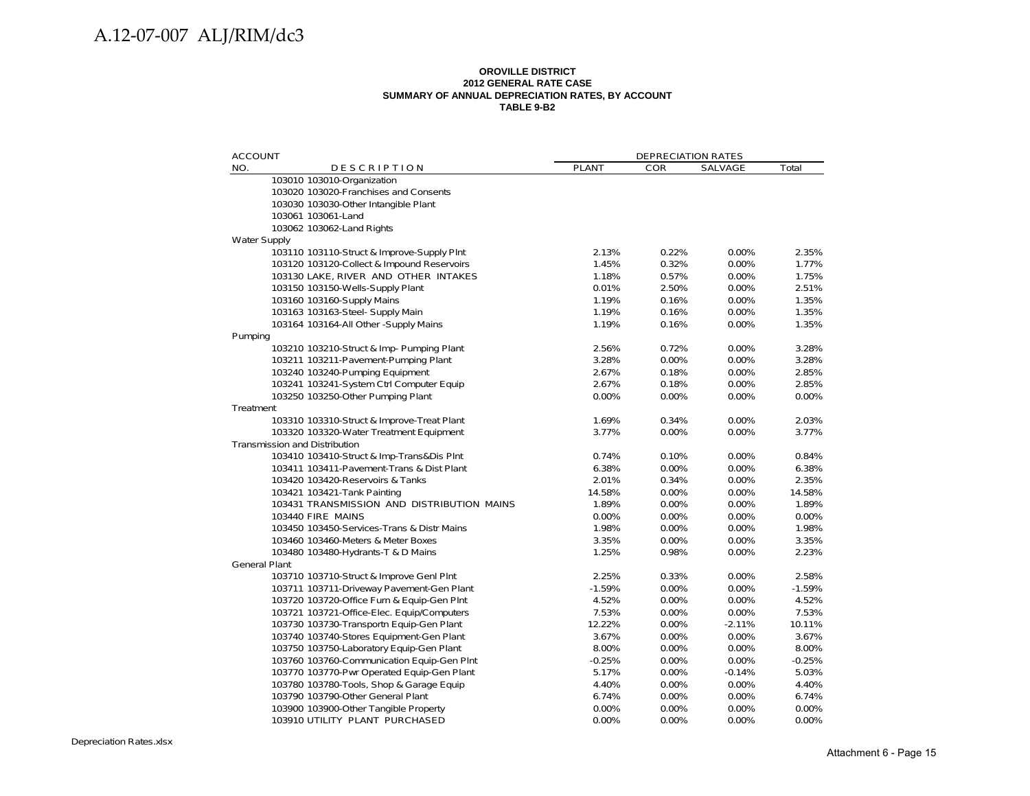**OROVILLE DISTRICT**
**2012 GENERAL RATE CASE**
**SUMMARY OF ANNUAL DEPRECIATION RATES, BY ACCOUNT**
**TABLE 9-B2**

| ACCOUNT | | DEPRECIATION RATES | | | |
|---|---|---|---|---|---|
| NO. | DESCRIPTION | PLANT | COR | SALVAGE | Total |
| 103010 | 103010-Organization | | | | |
| 103020 | 103020-Franchises and Consents | | | | |
| 103030 | 103030-Other Intangible Plant | | | | |
| 103061 | 103061-Land | | | | |
| 103062 | 103062-Land Rights | | | | |
| Water Supply | | | | | |
| 103110 | 103110-Struct & Improve-Supply Plnt | 2.13% | 0.22% | 0.00% | 2.35% |
| 103120 | 103120-Collect & Impound Reservoirs | 1.45% | 0.32% | 0.00% | 1.77% |
| 103130 | LAKE, RIVER AND OTHER INTAKES | 1.18% | 0.57% | 0.00% | 1.75% |
| 103150 | 103150-Wells-Supply Plant | 0.01% | 2.50% | 0.00% | 2.51% |
| 103160 | 103160-Supply Mains | 1.19% | 0.16% | 0.00% | 1.35% |
| 103163 | 103163-Steel- Supply Main | 1.19% | 0.16% | 0.00% | 1.35% |
| 103164 | 103164-All Other -Supply Mains | 1.19% | 0.16% | 0.00% | 1.35% |
| Pumping | | | | | |
| 103210 | 103210-Struct & Imp- Pumping Plant | 2.56% | 0.72% | 0.00% | 3.28% |
| 103211 | 103211-Pavement-Pumping Plant | 3.28% | 0.00% | 0.00% | 3.28% |
| 103240 | 103240-Pumping Equipment | 2.67% | 0.18% | 0.00% | 2.85% |
| 103241 | 103241-System Ctrl Computer Equip | 2.67% | 0.18% | 0.00% | 2.85% |
| 103250 | 103250-Other Pumping Plant | 0.00% | 0.00% | 0.00% | 0.00% |
| Treatment | | | | | |
| 103310 | 103310-Struct & Improve-Treat Plant | 1.69% | 0.34% | 0.00% | 2.03% |
| 103320 | 103320-Water Treatment Equipment | 3.77% | 0.00% | 0.00% | 3.77% |
| Transmission and Distribution | | | | | |
| 103410 | 103410-Struct & Imp-Trans&Dis Plnt | 0.74% | 0.10% | 0.00% | 0.84% |
| 103411 | 103411-Pavement-Trans & Dist Plant | 6.38% | 0.00% | 0.00% | 6.38% |
| 103420 | 103420-Reservoirs & Tanks | 2.01% | 0.34% | 0.00% | 2.35% |
| 103421 | 103421-Tank Painting | 14.58% | 0.00% | 0.00% | 14.58% |
| 103431 | TRANSMISSION AND DISTRIBUTION MAINS | 1.89% | 0.00% | 0.00% | 1.89% |
| 103440 | FIRE MAINS | 0.00% | 0.00% | 0.00% | 0.00% |
| 103450 | 103450-Services-Trans & Distr Mains | 1.98% | 0.00% | 0.00% | 1.98% |
| 103460 | 103460-Meters & Meter Boxes | 3.35% | 0.00% | 0.00% | 3.35% |
| 103480 | 103480-Hydrants-T & D Mains | 1.25% | 0.98% | 0.00% | 2.23% |
| General Plant | | | | | |
| 103710 | 103710-Struct & Improve Genl Plnt | 2.25% | 0.33% | 0.00% | 2.58% |
| 103711 | 103711-Driveway Pavement-Gen Plant | -1.59% | 0.00% | 0.00% | -1.59% |
| 103720 | 103720-Office Furn & Equip-Gen Plnt | 4.52% | 0.00% | 0.00% | 4.52% |
| 103721 | 103721-Office-Elec. Equip/Computers | 7.53% | 0.00% | 0.00% | 7.53% |
| 103730 | 103730-Transportn Equip-Gen Plant | 12.22% | 0.00% | -2.11% | 10.11% |
| 103740 | 103740-Stores Equipment-Gen Plant | 3.67% | 0.00% | 0.00% | 3.67% |
| 103750 | 103750-Laboratory Equip-Gen Plant | 8.00% | 0.00% | 0.00% | 8.00% |
| 103760 | 103760-Communication Equip-Gen Plnt | -0.25% | 0.00% | 0.00% | -0.25% |
| 103770 | 103770-Pwr Operated Equip-Gen Plant | 5.17% | 0.00% | -0.14% | 5.03% |
| 103780 | 103780-Tools, Shop & Garage Equip | 4.40% | 0.00% | 0.00% | 4.40% |
| 103790 | 103790-Other General Plant | 6.74% | 0.00% | 0.00% | 6.74% |
| 103900 | 103900-Other Tangible Property | 0.00% | 0.00% | 0.00% | 0.00% |
| 103910 | UTILITY PLANT PURCHASED | 0.00% | 0.00% | 0.00% | 0.00% |

Depreciation Rates.xlsx

Attachment 6 - Page 15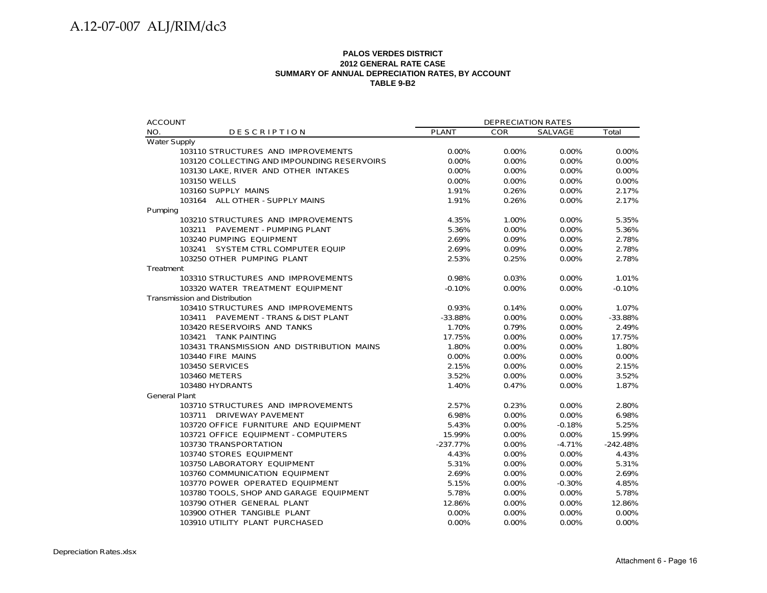**PALOS VERDES DISTRICT**
**2012 GENERAL RATE CASE**
**SUMMARY OF ANNUAL DEPRECIATION RATES, BY ACCOUNT**
**TABLE 9-B2**

| ACCOUNT NO. | DESCRIPTION | DEPRECIATION RATES PLANT | COR | SALVAGE | Total |
|---|---|---|---|---|---|
| Water Supply | | | | | |
| 103110 | STRUCTURES AND IMPROVEMENTS | 0.00% | 0.00% | 0.00% | 0.00% |
| 103120 | COLLECTING AND IMPOUNDING RESERVOIRS | 0.00% | 0.00% | 0.00% | 0.00% |
| 103130 | LAKE, RIVER AND OTHER INTAKES | 0.00% | 0.00% | 0.00% | 0.00% |
| 103150 | WELLS | 0.00% | 0.00% | 0.00% | 0.00% |
| 103160 | SUPPLY MAINS | 1.91% | 0.26% | 0.00% | 2.17% |
| 103164 | ALL OTHER - SUPPLY MAINS | 1.91% | 0.26% | 0.00% | 2.17% |
| Pumping | | | | | |
| 103210 | STRUCTURES AND IMPROVEMENTS | 4.35% | 1.00% | 0.00% | 5.35% |
| 103211 | PAVEMENT - PUMPING PLANT | 5.36% | 0.00% | 0.00% | 5.36% |
| 103240 | PUMPING EQUIPMENT | 2.69% | 0.09% | 0.00% | 2.78% |
| 103241 | SYSTEM CTRL COMPUTER EQUIP | 2.69% | 0.09% | 0.00% | 2.78% |
| 103250 | OTHER PUMPING PLANT | 2.53% | 0.25% | 0.00% | 2.78% |
| Treatment | | | | | |
| 103310 | STRUCTURES AND IMPROVEMENTS | 0.98% | 0.03% | 0.00% | 1.01% |
| 103320 | WATER TREATMENT EQUIPMENT | -0.10% | 0.00% | 0.00% | -0.10% |
| Transmission and Distribution | | | | | |
| 103410 | STRUCTURES AND IMPROVEMENTS | 0.93% | 0.14% | 0.00% | 1.07% |
| 103411 | PAVEMENT - TRANS & DIST PLANT | -33.88% | 0.00% | 0.00% | -33.88% |
| 103420 | RESERVOIRS AND TANKS | 1.70% | 0.79% | 0.00% | 2.49% |
| 103421 | TANK PAINTING | 17.75% | 0.00% | 0.00% | 17.75% |
| 103431 | TRANSMISSION AND DISTRIBUTION MAINS | 1.80% | 0.00% | 0.00% | 1.80% |
| 103440 | FIRE MAINS | 0.00% | 0.00% | 0.00% | 0.00% |
| 103450 | SERVICES | 2.15% | 0.00% | 0.00% | 2.15% |
| 103460 | METERS | 3.52% | 0.00% | 0.00% | 3.52% |
| 103480 | HYDRANTS | 1.40% | 0.47% | 0.00% | 1.87% |
| General Plant | | | | | |
| 103710 | STRUCTURES AND IMPROVEMENTS | 2.57% | 0.23% | 0.00% | 2.80% |
| 103711 | DRIVEWAY PAVEMENT | 6.98% | 0.00% | 0.00% | 6.98% |
| 103720 | OFFICE FURNITURE AND EQUIPMENT | 5.43% | 0.00% | -0.18% | 5.25% |
| 103721 | OFFICE EQUIPMENT - COMPUTERS | 15.99% | 0.00% | 0.00% | 15.99% |
| 103730 | TRANSPORTATION | -237.77% | 0.00% | -4.71% | -242.48% |
| 103740 | STORES EQUIPMENT | 4.43% | 0.00% | 0.00% | 4.43% |
| 103750 | LABORATORY EQUIPMENT | 5.31% | 0.00% | 0.00% | 5.31% |
| 103760 | COMMUNICATION EQUIPMENT | 2.69% | 0.00% | 0.00% | 2.69% |
| 103770 | POWER OPERATED EQUIPMENT | 5.15% | 0.00% | -0.30% | 4.85% |
| 103780 | TOOLS, SHOP AND GARAGE EQUIPMENT | 5.78% | 0.00% | 0.00% | 5.78% |
| 103790 | OTHER GENERAL PLANT | 12.86% | 0.00% | 0.00% | 12.86% |
| 103900 | OTHER TANGIBLE PLANT | 0.00% | 0.00% | 0.00% | 0.00% |
| 103910 | UTILITY PLANT PURCHASED | 0.00% | 0.00% | 0.00% | 0.00% |

Depreciation Rates.xlsx

Attachment 6 - Page 16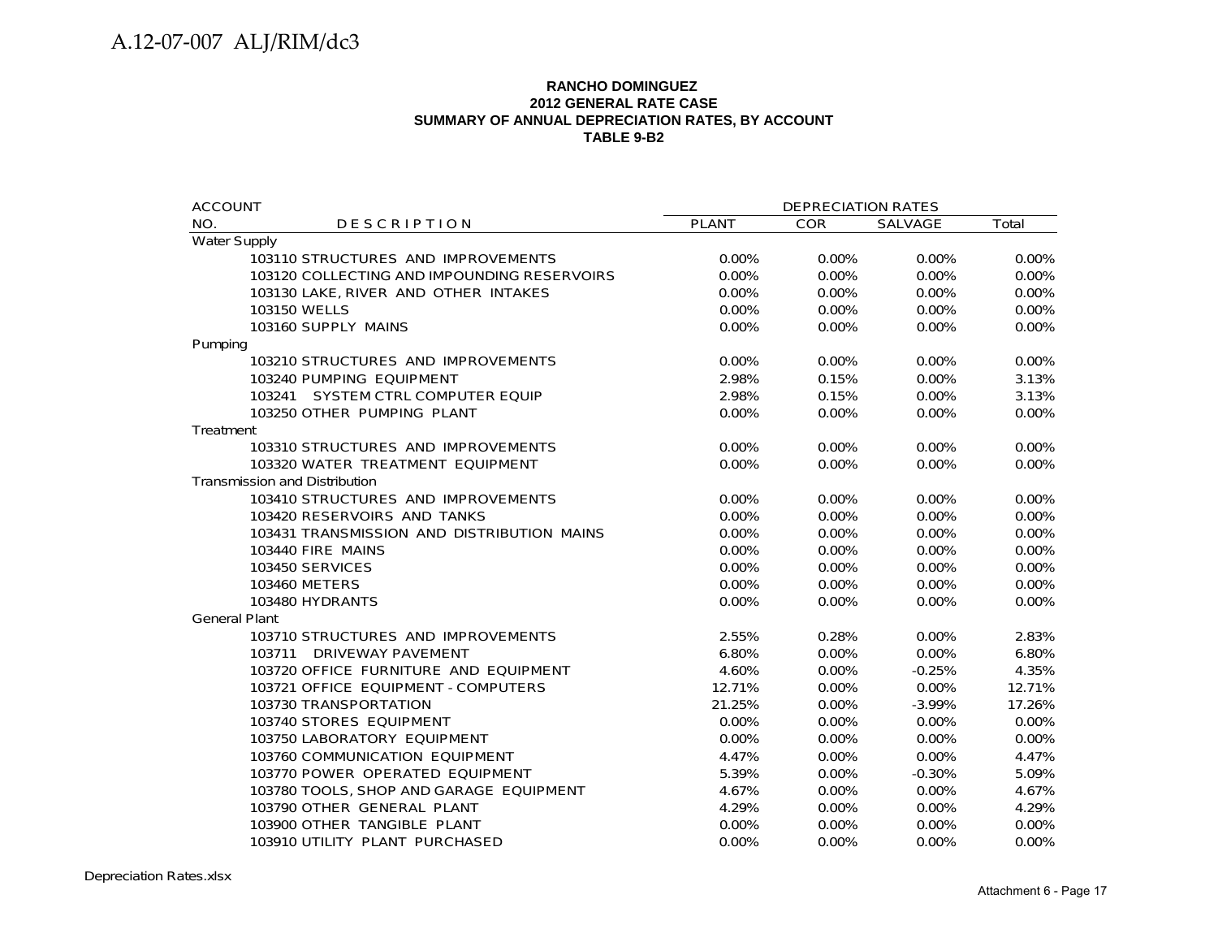**RANCHO DOMINGUEZ**
**2012 GENERAL RATE CASE**
**SUMMARY OF ANNUAL DEPRECIATION RATES, BY ACCOUNT**
**TABLE 9-B2**

| ACCOUNT NO. | DESCRIPTION | DEPRECIATION RATES PLANT | COR | SALVAGE | Total |
|---|---|---|---|---|---|
| Water Supply | | | | | |
| 103110 | STRUCTURES AND IMPROVEMENTS | 0.00% | 0.00% | 0.00% | 0.00% |
| 103120 | COLLECTING AND IMPOUNDING RESERVOIRS | 0.00% | 0.00% | 0.00% | 0.00% |
| 103130 | LAKE, RIVER AND OTHER INTAKES | 0.00% | 0.00% | 0.00% | 0.00% |
| 103150 | WELLS | 0.00% | 0.00% | 0.00% | 0.00% |
| 103160 | SUPPLY MAINS | 0.00% | 0.00% | 0.00% | 0.00% |
| Pumping | | | | | |
| 103210 | STRUCTURES AND IMPROVEMENTS | 0.00% | 0.00% | 0.00% | 0.00% |
| 103240 | PUMPING EQUIPMENT | 2.98% | 0.15% | 0.00% | 3.13% |
| 103241 | SYSTEM CTRL COMPUTER EQUIP | 2.98% | 0.15% | 0.00% | 3.13% |
| 103250 | OTHER PUMPING PLANT | 0.00% | 0.00% | 0.00% | 0.00% |
| Treatment | | | | | |
| 103310 | STRUCTURES AND IMPROVEMENTS | 0.00% | 0.00% | 0.00% | 0.00% |
| 103320 | WATER TREATMENT EQUIPMENT | 0.00% | 0.00% | 0.00% | 0.00% |
| Transmission and Distribution | | | | | |
| 103410 | STRUCTURES AND IMPROVEMENTS | 0.00% | 0.00% | 0.00% | 0.00% |
| 103420 | RESERVOIRS AND TANKS | 0.00% | 0.00% | 0.00% | 0.00% |
| 103431 | TRANSMISSION AND DISTRIBUTION MAINS | 0.00% | 0.00% | 0.00% | 0.00% |
| 103440 | FIRE MAINS | 0.00% | 0.00% | 0.00% | 0.00% |
| 103450 | SERVICES | 0.00% | 0.00% | 0.00% | 0.00% |
| 103460 | METERS | 0.00% | 0.00% | 0.00% | 0.00% |
| 103480 | HYDRANTS | 0.00% | 0.00% | 0.00% | 0.00% |
| General Plant | | | | | |
| 103710 | STRUCTURES AND IMPROVEMENTS | 2.55% | 0.28% | 0.00% | 2.83% |
| 103711 | DRIVEWAY PAVEMENT | 6.80% | 0.00% | 0.00% | 6.80% |
| 103720 | OFFICE FURNITURE AND EQUIPMENT | 4.60% | 0.00% | -0.25% | 4.35% |
| 103721 | OFFICE EQUIPMENT - COMPUTERS | 12.71% | 0.00% | 0.00% | 12.71% |
| 103730 | TRANSPORTATION | 21.25% | 0.00% | -3.99% | 17.26% |
| 103740 | STORES EQUIPMENT | 0.00% | 0.00% | 0.00% | 0.00% |
| 103750 | LABORATORY EQUIPMENT | 0.00% | 0.00% | 0.00% | 0.00% |
| 103760 | COMMUNICATION EQUIPMENT | 4.47% | 0.00% | 0.00% | 4.47% |
| 103770 | POWER OPERATED EQUIPMENT | 5.39% | 0.00% | -0.30% | 5.09% |
| 103780 | TOOLS, SHOP AND GARAGE EQUIPMENT | 4.67% | 0.00% | 0.00% | 4.67% |
| 103790 | OTHER GENERAL PLANT | 4.29% | 0.00% | 0.00% | 4.29% |
| 103900 | OTHER TANGIBLE PLANT | 0.00% | 0.00% | 0.00% | 0.00% |
| 103910 | UTILITY PLANT PURCHASED | 0.00% | 0.00% | 0.00% | 0.00% |

Depreciation Rates.xlsx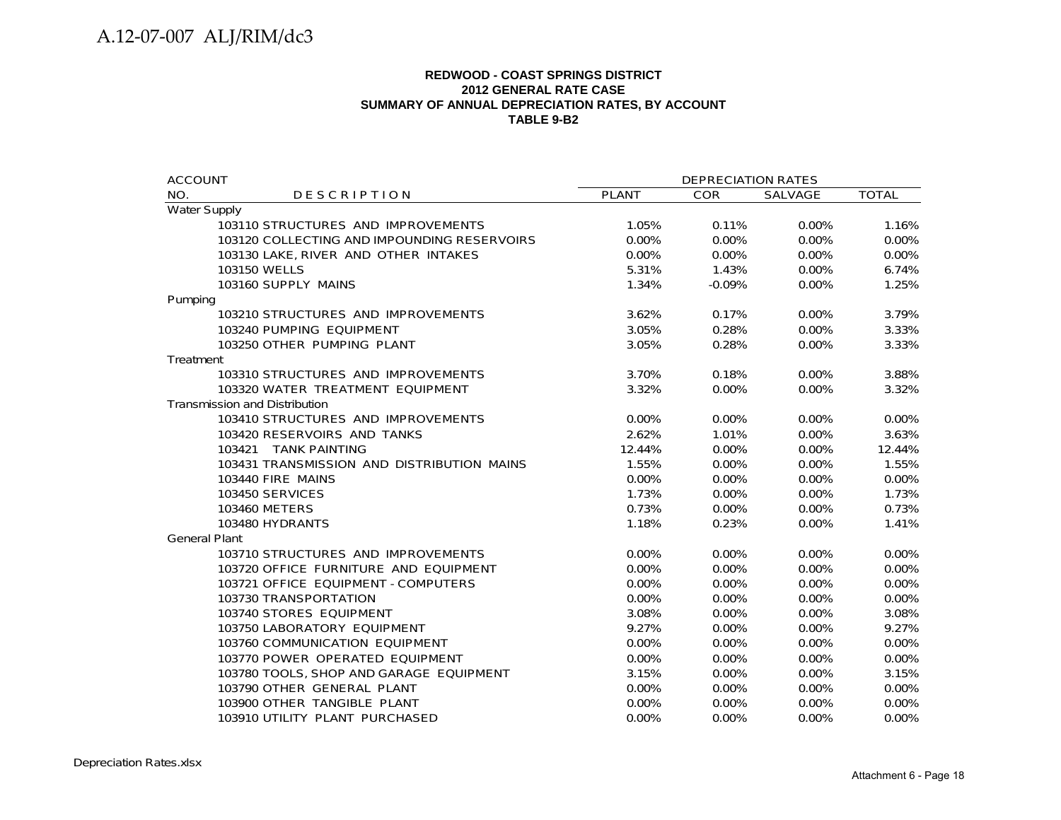**REDWOOD - COAST SPRINGS DISTRICT**
**2012 GENERAL RATE CASE**
**SUMMARY OF ANNUAL DEPRECIATION RATES, BY ACCOUNT**
**TABLE 9-B2**

| ACCOUNT NO. | DESCRIPTION | DEPRECIATION RATES PLANT | COR | SALVAGE | TOTAL |
|---|---|---|---|---|---|
| Water Supply | | | | | |
| 103110 | STRUCTURES AND IMPROVEMENTS | 1.05% | 0.11% | 0.00% | 1.16% |
| 103120 | COLLECTING AND IMPOUNDING RESERVOIRS | 0.00% | 0.00% | 0.00% | 0.00% |
| 103130 | LAKE, RIVER AND OTHER INTAKES | 0.00% | 0.00% | 0.00% | 0.00% |
| 103150 | WELLS | 5.31% | 1.43% | 0.00% | 6.74% |
| 103160 | SUPPLY MAINS | 1.34% | -0.09% | 0.00% | 1.25% |
| Pumping | | | | | |
| 103210 | STRUCTURES AND IMPROVEMENTS | 3.62% | 0.17% | 0.00% | 3.79% |
| 103240 | PUMPING EQUIPMENT | 3.05% | 0.28% | 0.00% | 3.33% |
| 103250 | OTHER PUMPING PLANT | 3.05% | 0.28% | 0.00% | 3.33% |
| Treatment | | | | | |
| 103310 | STRUCTURES AND IMPROVEMENTS | 3.70% | 0.18% | 0.00% | 3.88% |
| 103320 | WATER TREATMENT EQUIPMENT | 3.32% | 0.00% | 0.00% | 3.32% |
| Transmission and Distribution | | | | | |
| 103410 | STRUCTURES AND IMPROVEMENTS | 0.00% | 0.00% | 0.00% | 0.00% |
| 103420 | RESERVOIRS AND TANKS | 2.62% | 1.01% | 0.00% | 3.63% |
| 103421 | TANK PAINTING | 12.44% | 0.00% | 0.00% | 12.44% |
| 103431 | TRANSMISSION AND DISTRIBUTION MAINS | 1.55% | 0.00% | 0.00% | 1.55% |
| 103440 | FIRE MAINS | 0.00% | 0.00% | 0.00% | 0.00% |
| 103450 | SERVICES | 1.73% | 0.00% | 0.00% | 1.73% |
| 103460 | METERS | 0.73% | 0.00% | 0.00% | 0.73% |
| 103480 | HYDRANTS | 1.18% | 0.23% | 0.00% | 1.41% |
| General Plant | | | | | |
| 103710 | STRUCTURES AND IMPROVEMENTS | 0.00% | 0.00% | 0.00% | 0.00% |
| 103720 | OFFICE FURNITURE AND EQUIPMENT | 0.00% | 0.00% | 0.00% | 0.00% |
| 103721 | OFFICE EQUIPMENT - COMPUTERS | 0.00% | 0.00% | 0.00% | 0.00% |
| 103730 | TRANSPORTATION | 0.00% | 0.00% | 0.00% | 0.00% |
| 103740 | STORES EQUIPMENT | 3.08% | 0.00% | 0.00% | 3.08% |
| 103750 | LABORATORY EQUIPMENT | 9.27% | 0.00% | 0.00% | 9.27% |
| 103760 | COMMUNICATION EQUIPMENT | 0.00% | 0.00% | 0.00% | 0.00% |
| 103770 | POWER OPERATED EQUIPMENT | 0.00% | 0.00% | 0.00% | 0.00% |
| 103780 | TOOLS, SHOP AND GARAGE EQUIPMENT | 3.15% | 0.00% | 0.00% | 3.15% |
| 103790 | OTHER GENERAL PLANT | 0.00% | 0.00% | 0.00% | 0.00% |
| 103900 | OTHER TANGIBLE PLANT | 0.00% | 0.00% | 0.00% | 0.00% |
| 103910 | UTILITY PLANT PURCHASED | 0.00% | 0.00% | 0.00% | 0.00% |

Depreciation Rates.xlsx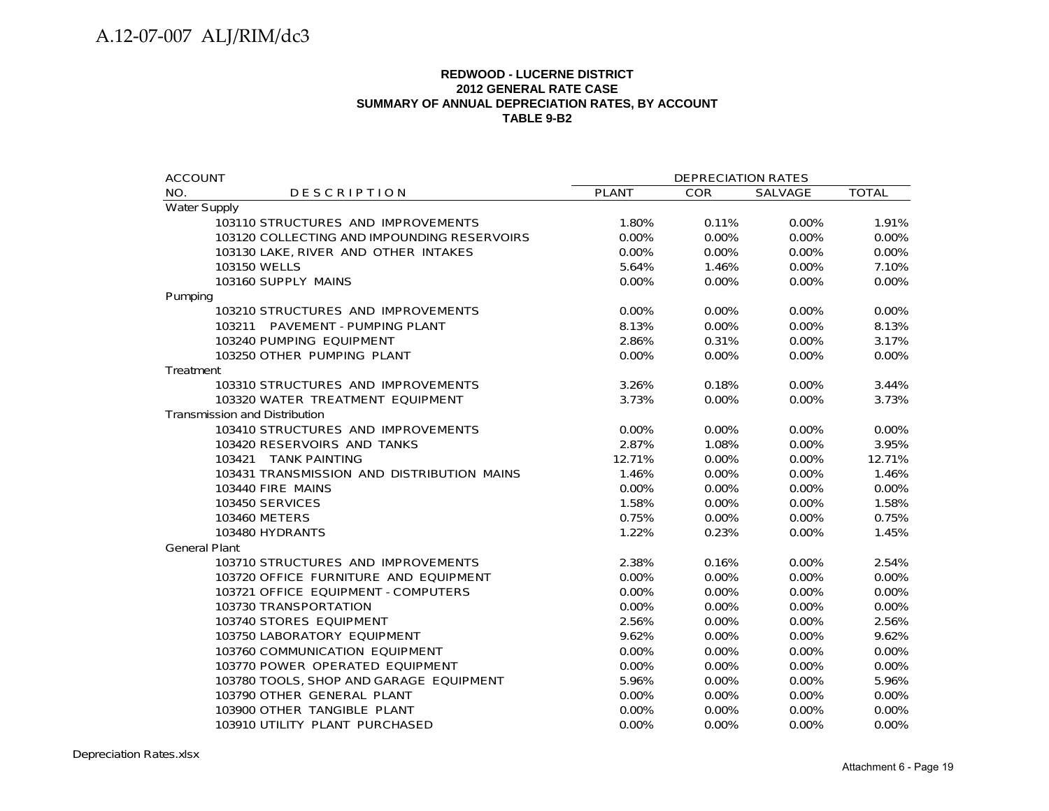**REDWOOD - LUCERNE DISTRICT**
**2012 GENERAL RATE CASE**
**SUMMARY OF ANNUAL DEPRECIATION RATES, BY ACCOUNT**
**TABLE 9-B2**

| ACCOUNT NO. | DESCRIPTION | DEPRECIATION RATES PLANT | COR | SALVAGE | TOTAL |
|---|---|---|---|---|---|
| Water Supply | | | | | |
| 103110 | STRUCTURES AND IMPROVEMENTS | 1.80% | 0.11% | 0.00% | 1.91% |
| 103120 | COLLECTING AND IMPOUNDING RESERVOIRS | 0.00% | 0.00% | 0.00% | 0.00% |
| 103130 | LAKE, RIVER AND OTHER INTAKES | 0.00% | 0.00% | 0.00% | 0.00% |
| 103150 | WELLS | 5.64% | 1.46% | 0.00% | 7.10% |
| 103160 | SUPPLY MAINS | 0.00% | 0.00% | 0.00% | 0.00% |
| Pumping | | | | | |
| 103210 | STRUCTURES AND IMPROVEMENTS | 0.00% | 0.00% | 0.00% | 0.00% |
| 103211 | PAVEMENT - PUMPING PLANT | 8.13% | 0.00% | 0.00% | 8.13% |
| 103240 | PUMPING EQUIPMENT | 2.86% | 0.31% | 0.00% | 3.17% |
| 103250 | OTHER PUMPING PLANT | 0.00% | 0.00% | 0.00% | 0.00% |
| Treatment | | | | | |
| 103310 | STRUCTURES AND IMPROVEMENTS | 3.26% | 0.18% | 0.00% | 3.44% |
| 103320 | WATER TREATMENT EQUIPMENT | 3.73% | 0.00% | 0.00% | 3.73% |
| Transmission and Distribution | | | | | |
| 103410 | STRUCTURES AND IMPROVEMENTS | 0.00% | 0.00% | 0.00% | 0.00% |
| 103420 | RESERVOIRS AND TANKS | 2.87% | 1.08% | 0.00% | 3.95% |
| 103421 | TANK PAINTING | 12.71% | 0.00% | 0.00% | 12.71% |
| 103431 | TRANSMISSION AND DISTRIBUTION MAINS | 1.46% | 0.00% | 0.00% | 1.46% |
| 103440 | FIRE MAINS | 0.00% | 0.00% | 0.00% | 0.00% |
| 103450 | SERVICES | 1.58% | 0.00% | 0.00% | 1.58% |
| 103460 | METERS | 0.75% | 0.00% | 0.00% | 0.75% |
| 103480 | HYDRANTS | 1.22% | 0.23% | 0.00% | 1.45% |
| General Plant | | | | | |
| 103710 | STRUCTURES AND IMPROVEMENTS | 2.38% | 0.16% | 0.00% | 2.54% |
| 103720 | OFFICE FURNITURE AND EQUIPMENT | 0.00% | 0.00% | 0.00% | 0.00% |
| 103721 | OFFICE EQUIPMENT - COMPUTERS | 0.00% | 0.00% | 0.00% | 0.00% |
| 103730 | TRANSPORTATION | 0.00% | 0.00% | 0.00% | 0.00% |
| 103740 | STORES EQUIPMENT | 2.56% | 0.00% | 0.00% | 2.56% |
| 103750 | LABORATORY EQUIPMENT | 9.62% | 0.00% | 0.00% | 9.62% |
| 103760 | COMMUNICATION EQUIPMENT | 0.00% | 0.00% | 0.00% | 0.00% |
| 103770 | POWER OPERATED EQUIPMENT | 0.00% | 0.00% | 0.00% | 0.00% |
| 103780 | TOOLS, SHOP AND GARAGE EQUIPMENT | 5.96% | 0.00% | 0.00% | 5.96% |
| 103790 | OTHER GENERAL PLANT | 0.00% | 0.00% | 0.00% | 0.00% |
| 103900 | OTHER TANGIBLE PLANT | 0.00% | 0.00% | 0.00% | 0.00% |
| 103910 | UTILITY PLANT PURCHASED | 0.00% | 0.00% | 0.00% | 0.00% |

Depreciation Rates.xlsx

Attachment 6 - Page 19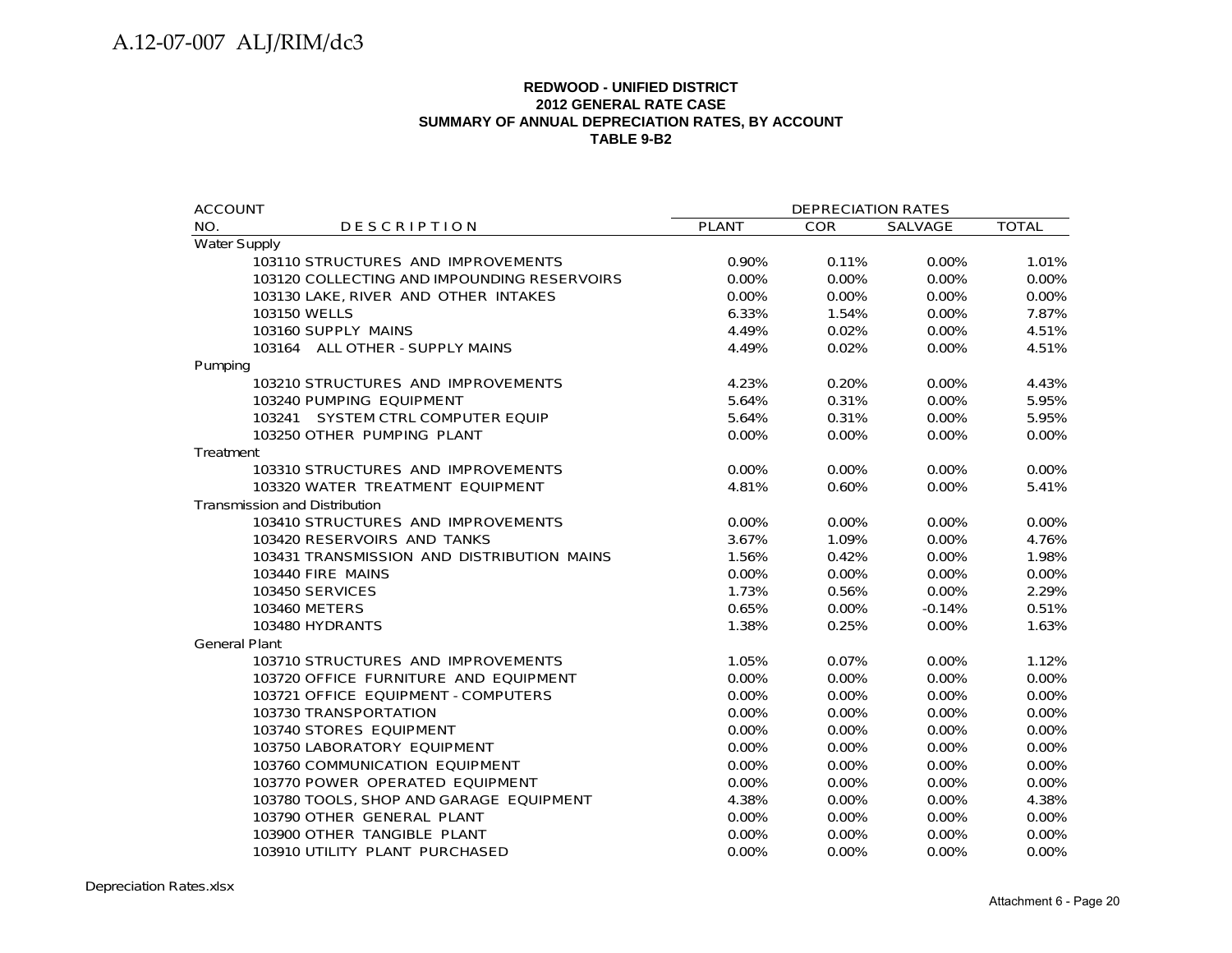**REDWOOD - UNIFIED DISTRICT**
**2012 GENERAL RATE CASE**
**SUMMARY OF ANNUAL DEPRECIATION RATES, BY ACCOUNT**
**TABLE 9-B2**

| ACCOUNT | | DEPRECIATION RATES | | | |
|---|---|---|---|---|---|
| NO. | DESCRIPTION | PLANT | COR | SALVAGE | TOTAL |
| Water Supply | | | | | |
| | 103110 STRUCTURES AND IMPROVEMENTS | 0.90% | 0.11% | 0.00% | 1.01% |
| | 103120 COLLECTING AND IMPOUNDING RESERVOIRS | 0.00% | 0.00% | 0.00% | 0.00% |
| | 103130 LAKE, RIVER AND OTHER INTAKES | 0.00% | 0.00% | 0.00% | 0.00% |
| | 103150 WELLS | 6.33% | 1.54% | 0.00% | 7.87% |
| | 103160 SUPPLY MAINS | 4.49% | 0.02% | 0.00% | 4.51% |
| | 103164 ALL OTHER - SUPPLY MAINS | 4.49% | 0.02% | 0.00% | 4.51% |
| Pumping | | | | | |
| | 103210 STRUCTURES AND IMPROVEMENTS | 4.23% | 0.20% | 0.00% | 4.43% |
| | 103240 PUMPING EQUIPMENT | 5.64% | 0.31% | 0.00% | 5.95% |
| | 103241 SYSTEM CTRL COMPUTER EQUIP | 5.64% | 0.31% | 0.00% | 5.95% |
| | 103250 OTHER PUMPING PLANT | 0.00% | 0.00% | 0.00% | 0.00% |
| Treatment | | | | | |
| | 103310 STRUCTURES AND IMPROVEMENTS | 0.00% | 0.00% | 0.00% | 0.00% |
| | 103320 WATER TREATMENT EQUIPMENT | 4.81% | 0.60% | 0.00% | 5.41% |
| Transmission and Distribution | | | | | |
| | 103410 STRUCTURES AND IMPROVEMENTS | 0.00% | 0.00% | 0.00% | 0.00% |
| | 103420 RESERVOIRS AND TANKS | 3.67% | 1.09% | 0.00% | 4.76% |
| | 103431 TRANSMISSION AND DISTRIBUTION MAINS | 1.56% | 0.42% | 0.00% | 1.98% |
| | 103440 FIRE MAINS | 0.00% | 0.00% | 0.00% | 0.00% |
| | 103450 SERVICES | 1.73% | 0.56% | 0.00% | 2.29% |
| | 103460 METERS | 0.65% | 0.00% | -0.14% | 0.51% |
| | 103480 HYDRANTS | 1.38% | 0.25% | 0.00% | 1.63% |
| General Plant | | | | | |
| | 103710 STRUCTURES AND IMPROVEMENTS | 1.05% | 0.07% | 0.00% | 1.12% |
| | 103720 OFFICE FURNITURE AND EQUIPMENT | 0.00% | 0.00% | 0.00% | 0.00% |
| | 103721 OFFICE EQUIPMENT - COMPUTERS | 0.00% | 0.00% | 0.00% | 0.00% |
| | 103730 TRANSPORTATION | 0.00% | 0.00% | 0.00% | 0.00% |
| | 103740 STORES EQUIPMENT | 0.00% | 0.00% | 0.00% | 0.00% |
| | 103750 LABORATORY EQUIPMENT | 0.00% | 0.00% | 0.00% | 0.00% |
| | 103760 COMMUNICATION EQUIPMENT | 0.00% | 0.00% | 0.00% | 0.00% |
| | 103770 POWER OPERATED EQUIPMENT | 0.00% | 0.00% | 0.00% | 0.00% |
| | 103780 TOOLS, SHOP AND GARAGE EQUIPMENT | 4.38% | 0.00% | 0.00% | 4.38% |
| | 103790 OTHER GENERAL PLANT | 0.00% | 0.00% | 0.00% | 0.00% |
| | 103900 OTHER TANGIBLE PLANT | 0.00% | 0.00% | 0.00% | 0.00% |
| | 103910 UTILITY PLANT PURCHASED | 0.00% | 0.00% | 0.00% | 0.00% |

Depreciation Rates.xlsx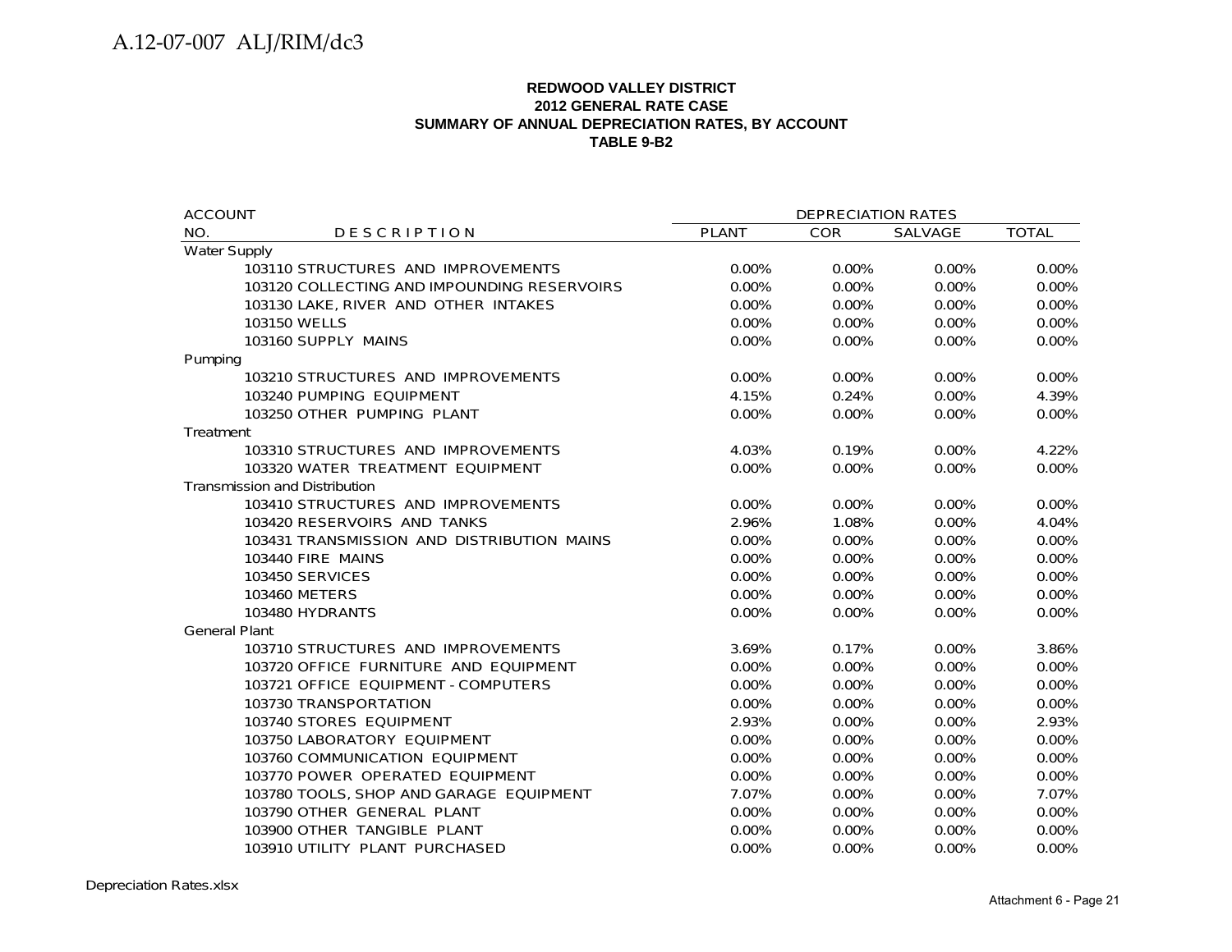**REDWOOD VALLEY DISTRICT**
**2012 GENERAL RATE CASE**
**SUMMARY OF ANNUAL DEPRECIATION RATES, BY ACCOUNT**
**TABLE 9-B2**

| ACCOUNT | | DEPRECIATION RATES | | | |
|---|---|---|---|---|---|
| NO. | DESCRIPTION | PLANT | COR | SALVAGE | TOTAL |
| Water Supply | | | | | |
| 103110 | STRUCTURES AND IMPROVEMENTS | 0.00% | 0.00% | 0.00% | 0.00% |
| 103120 | COLLECTING AND IMPOUNDING RESERVOIRS | 0.00% | 0.00% | 0.00% | 0.00% |
| 103130 | LAKE, RIVER AND OTHER INTAKES | 0.00% | 0.00% | 0.00% | 0.00% |
| 103150 | WELLS | 0.00% | 0.00% | 0.00% | 0.00% |
| 103160 | SUPPLY MAINS | 0.00% | 0.00% | 0.00% | 0.00% |
| Pumping | | | | | |
| 103210 | STRUCTURES AND IMPROVEMENTS | 0.00% | 0.00% | 0.00% | 0.00% |
| 103240 | PUMPING EQUIPMENT | 4.15% | 0.24% | 0.00% | 4.39% |
| 103250 | OTHER PUMPING PLANT | 0.00% | 0.00% | 0.00% | 0.00% |
| Treatment | | | | | |
| 103310 | STRUCTURES AND IMPROVEMENTS | 4.03% | 0.19% | 0.00% | 4.22% |
| 103320 | WATER TREATMENT EQUIPMENT | 0.00% | 0.00% | 0.00% | 0.00% |
| Transmission and Distribution | | | | | |
| 103410 | STRUCTURES AND IMPROVEMENTS | 0.00% | 0.00% | 0.00% | 0.00% |
| 103420 | RESERVOIRS AND TANKS | 2.96% | 1.08% | 0.00% | 4.04% |
| 103431 | TRANSMISSION AND DISTRIBUTION MAINS | 0.00% | 0.00% | 0.00% | 0.00% |
| 103440 | FIRE MAINS | 0.00% | 0.00% | 0.00% | 0.00% |
| 103450 | SERVICES | 0.00% | 0.00% | 0.00% | 0.00% |
| 103460 | METERS | 0.00% | 0.00% | 0.00% | 0.00% |
| 103480 | HYDRANTS | 0.00% | 0.00% | 0.00% | 0.00% |
| General Plant | | | | | |
| 103710 | STRUCTURES AND IMPROVEMENTS | 3.69% | 0.17% | 0.00% | 3.86% |
| 103720 | OFFICE FURNITURE AND EQUIPMENT | 0.00% | 0.00% | 0.00% | 0.00% |
| 103721 | OFFICE EQUIPMENT - COMPUTERS | 0.00% | 0.00% | 0.00% | 0.00% |
| 103730 | TRANSPORTATION | 0.00% | 0.00% | 0.00% | 0.00% |
| 103740 | STORES EQUIPMENT | 2.93% | 0.00% | 0.00% | 2.93% |
| 103750 | LABORATORY EQUIPMENT | 0.00% | 0.00% | 0.00% | 0.00% |
| 103760 | COMMUNICATION EQUIPMENT | 0.00% | 0.00% | 0.00% | 0.00% |
| 103770 | POWER OPERATED EQUIPMENT | 0.00% | 0.00% | 0.00% | 0.00% |
| 103780 | TOOLS, SHOP AND GARAGE EQUIPMENT | 7.07% | 0.00% | 0.00% | 7.07% |
| 103790 | OTHER GENERAL PLANT | 0.00% | 0.00% | 0.00% | 0.00% |
| 103900 | OTHER TANGIBLE PLANT | 0.00% | 0.00% | 0.00% | 0.00% |
| 103910 | UTILITY PLANT PURCHASED | 0.00% | 0.00% | 0.00% | 0.00% |

Depreciation Rates.xlsx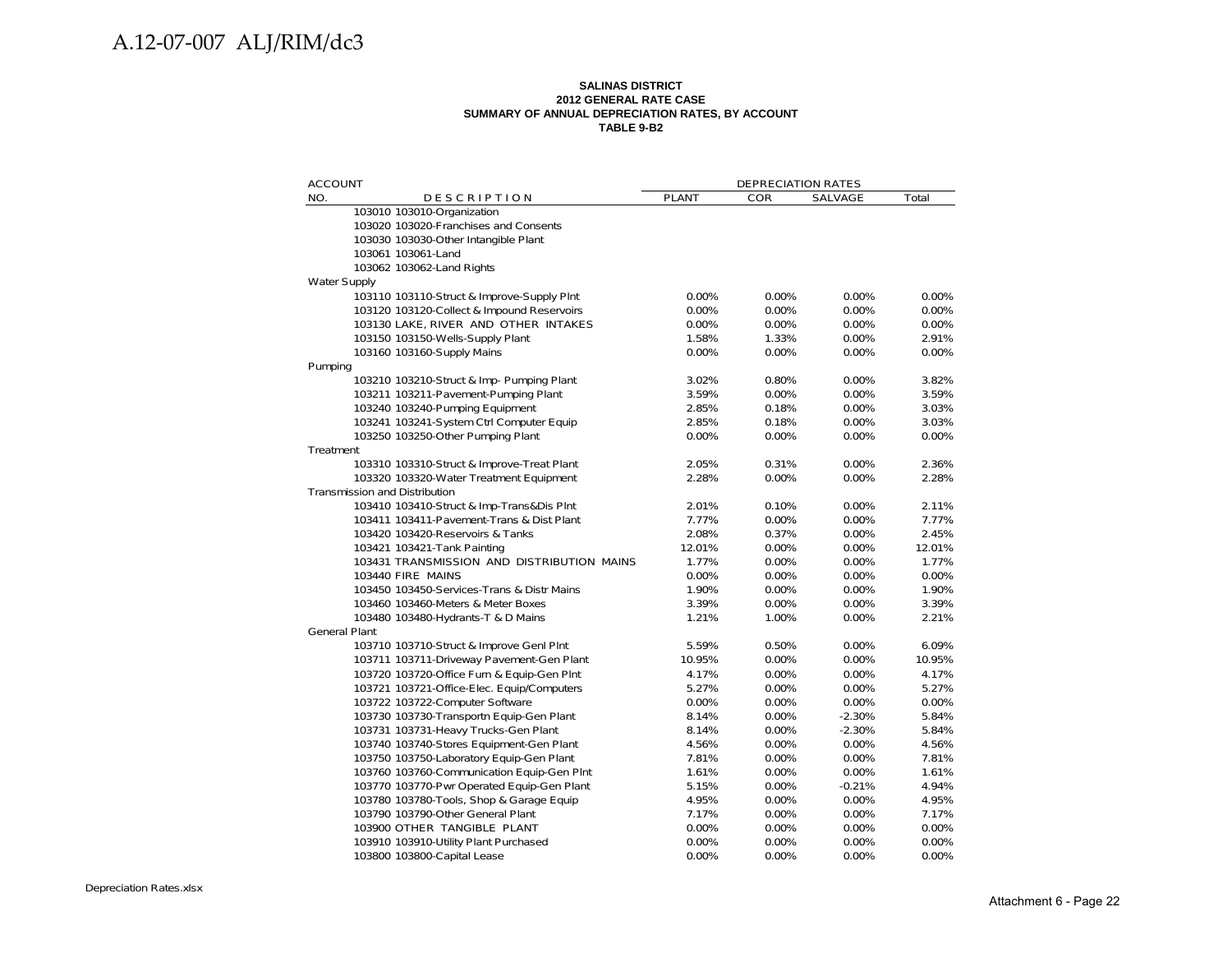**SALINAS DISTRICT**
**2012 GENERAL RATE CASE**
**SUMMARY OF ANNUAL DEPRECIATION RATES, BY ACCOUNT**
**TABLE 9-B2**

| ACCOUNT NO. | DESCRIPTION | DEPRECIATION RATES PLANT | COR | SALVAGE | Total |
|---|---|---|---|---|---|
| 103010 | 103010-Organization | | | | |
| 103020 | 103020-Franchises and Consents | | | | |
| 103030 | 103030-Other Intangible Plant | | | | |
| 103061 | 103061-Land | | | | |
| 103062 | 103062-Land Rights | | | | |
| Water Supply | | | | | |
| 103110 | 103110-Struct & Improve-Supply Plnt | 0.00% | 0.00% | 0.00% | 0.00% |
| 103120 | 103120-Collect & Impound Reservoirs | 0.00% | 0.00% | 0.00% | 0.00% |
| 103130 | LAKE, RIVER AND OTHER INTAKES | 0.00% | 0.00% | 0.00% | 0.00% |
| 103150 | 103150-Wells-Supply Plant | 1.58% | 1.33% | 0.00% | 2.91% |
| 103160 | 103160-Supply Mains | 0.00% | 0.00% | 0.00% | 0.00% |
| Pumping | | | | | |
| 103210 | 103210-Struct & Imp- Pumping Plant | 3.02% | 0.80% | 0.00% | 3.82% |
| 103211 | 103211-Pavement-Pumping Plant | 3.59% | 0.00% | 0.00% | 3.59% |
| 103240 | 103240-Pumping Equipment | 2.85% | 0.18% | 0.00% | 3.03% |
| 103241 | 103241-System Ctrl Computer Equip | 2.85% | 0.18% | 0.00% | 3.03% |
| 103250 | 103250-Other Pumping Plant | 0.00% | 0.00% | 0.00% | 0.00% |
| Treatment | | | | | |
| 103310 | 103310-Struct & Improve-Treat Plant | 2.05% | 0.31% | 0.00% | 2.36% |
| 103320 | 103320-Water Treatment Equipment | 2.28% | 0.00% | 0.00% | 2.28% |
| Transmission and Distribution | | | | | |
| 103410 | 103410-Struct & Imp-Trans&Dis Plnt | 2.01% | 0.10% | 0.00% | 2.11% |
| 103411 | 103411-Pavement-Trans & Dist Plant | 7.77% | 0.00% | 0.00% | 7.77% |
| 103420 | 103420-Reservoirs & Tanks | 2.08% | 0.37% | 0.00% | 2.45% |
| 103421 | 103421-Tank Painting | 12.01% | 0.00% | 0.00% | 12.01% |
| 103431 | TRANSMISSION AND DISTRIBUTION MAINS | 1.77% | 0.00% | 0.00% | 1.77% |
| 103440 | FIRE MAINS | 0.00% | 0.00% | 0.00% | 0.00% |
| 103450 | 103450-Services-Trans & Distr Mains | 1.90% | 0.00% | 0.00% | 1.90% |
| 103460 | 103460-Meters & Meter Boxes | 3.39% | 0.00% | 0.00% | 3.39% |
| 103480 | 103480-Hydrants-T & D Mains | 1.21% | 1.00% | 0.00% | 2.21% |
| General Plant | | | | | |
| 103710 | 103710-Struct & Improve Genl Plnt | 5.59% | 0.50% | 0.00% | 6.09% |
| 103711 | 103711-Driveway Pavement-Gen Plant | 10.95% | 0.00% | 0.00% | 10.95% |
| 103720 | 103720-Office Furn & Equip-Gen Plnt | 4.17% | 0.00% | 0.00% | 4.17% |
| 103721 | 103721-Office-Elec. Equip/Computers | 5.27% | 0.00% | 0.00% | 5.27% |
| 103722 | 103722-Computer Software | 0.00% | 0.00% | 0.00% | 0.00% |
| 103730 | 103730-Transportn Equip-Gen Plant | 8.14% | 0.00% | -2.30% | 5.84% |
| 103731 | 103731-Heavy Trucks-Gen Plant | 8.14% | 0.00% | -2.30% | 5.84% |
| 103740 | 103740-Stores Equipment-Gen Plant | 4.56% | 0.00% | 0.00% | 4.56% |
| 103750 | 103750-Laboratory Equip-Gen Plant | 7.81% | 0.00% | 0.00% | 7.81% |
| 103760 | 103760-Communication Equip-Gen Plnt | 1.61% | 0.00% | 0.00% | 1.61% |
| 103770 | 103770-Pwr Operated Equip-Gen Plant | 5.15% | 0.00% | -0.21% | 4.94% |
| 103780 | 103780-Tools, Shop & Garage Equip | 4.95% | 0.00% | 0.00% | 4.95% |
| 103790 | 103790-Other General Plant | 7.17% | 0.00% | 0.00% | 7.17% |
| 103900 | OTHER TANGIBLE PLANT | 0.00% | 0.00% | 0.00% | 0.00% |
| 103910 | 103910-Utility Plant Purchased | 0.00% | 0.00% | 0.00% | 0.00% |
| 103800 | 103800-Capital Lease | 0.00% | 0.00% | 0.00% | 0.00% |

Depreciation Rates.xlsx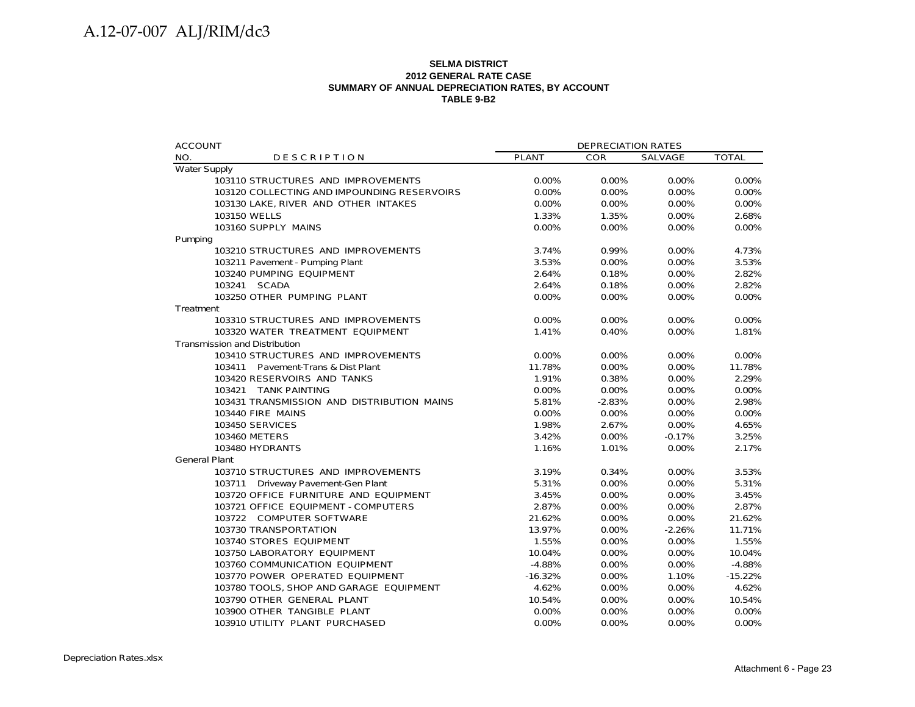**SELMA DISTRICT**
**2012 GENERAL RATE CASE**
**SUMMARY OF ANNUAL DEPRECIATION RATES, BY ACCOUNT**
**TABLE 9-B2**

| ACCOUNT NO. | DESCRIPTION | DEPRECIATION RATES PLANT | COR | SALVAGE | TOTAL |
|---|---|---|---|---|---|
| Water Supply | | | | | |
| | 103110 STRUCTURES AND IMPROVEMENTS | 0.00% | 0.00% | 0.00% | 0.00% |
| | 103120 COLLECTING AND IMPOUNDING RESERVOIRS | 0.00% | 0.00% | 0.00% | 0.00% |
| | 103130 LAKE, RIVER AND OTHER INTAKES | 0.00% | 0.00% | 0.00% | 0.00% |
| | 103150 WELLS | 1.33% | 1.35% | 0.00% | 2.68% |
| | 103160 SUPPLY MAINS | 0.00% | 0.00% | 0.00% | 0.00% |
| Pumping | | | | | |
| | 103210 STRUCTURES AND IMPROVEMENTS | 3.74% | 0.99% | 0.00% | 4.73% |
| | 103211 Pavement - Pumping Plant | 3.53% | 0.00% | 0.00% | 3.53% |
| | 103240 PUMPING EQUIPMENT | 2.64% | 0.18% | 0.00% | 2.82% |
| | 103241 SCADA | 2.64% | 0.18% | 0.00% | 2.82% |
| | 103250 OTHER PUMPING PLANT | 0.00% | 0.00% | 0.00% | 0.00% |
| Treatment | | | | | |
| | 103310 STRUCTURES AND IMPROVEMENTS | 0.00% | 0.00% | 0.00% | 0.00% |
| | 103320 WATER TREATMENT EQUIPMENT | 1.41% | 0.40% | 0.00% | 1.81% |
| Transmission and Distribution | | | | | |
| | 103410 STRUCTURES AND IMPROVEMENTS | 0.00% | 0.00% | 0.00% | 0.00% |
| | 103411 Pavement-Trans & Dist Plant | 11.78% | 0.00% | 0.00% | 11.78% |
| | 103420 RESERVOIRS AND TANKS | 1.91% | 0.38% | 0.00% | 2.29% |
| | 103421 TANK PAINTING | 0.00% | 0.00% | 0.00% | 0.00% |
| | 103431 TRANSMISSION AND DISTRIBUTION MAINS | 5.81% | -2.83% | 0.00% | 2.98% |
| | 103440 FIRE MAINS | 0.00% | 0.00% | 0.00% | 0.00% |
| | 103450 SERVICES | 1.98% | 2.67% | 0.00% | 4.65% |
| | 103460 METERS | 3.42% | 0.00% | -0.17% | 3.25% |
| | 103480 HYDRANTS | 1.16% | 1.01% | 0.00% | 2.17% |
| General Plant | | | | | |
| | 103710 STRUCTURES AND IMPROVEMENTS | 3.19% | 0.34% | 0.00% | 3.53% |
| | 103711 Driveway Pavement-Gen Plant | 5.31% | 0.00% | 0.00% | 5.31% |
| | 103720 OFFICE FURNITURE AND EQUIPMENT | 3.45% | 0.00% | 0.00% | 3.45% |
| | 103721 OFFICE EQUIPMENT - COMPUTERS | 2.87% | 0.00% | 0.00% | 2.87% |
| | 103722 COMPUTER SOFTWARE | 21.62% | 0.00% | 0.00% | 21.62% |
| | 103730 TRANSPORTATION | 13.97% | 0.00% | -2.26% | 11.71% |
| | 103740 STORES EQUIPMENT | 1.55% | 0.00% | 0.00% | 1.55% |
| | 103750 LABORATORY EQUIPMENT | 10.04% | 0.00% | 0.00% | 10.04% |
| | 103760 COMMUNICATION EQUIPMENT | -4.88% | 0.00% | 0.00% | -4.88% |
| | 103770 POWER OPERATED EQUIPMENT | -16.32% | 0.00% | 1.10% | -15.22% |
| | 103780 TOOLS, SHOP AND GARAGE EQUIPMENT | 4.62% | 0.00% | 0.00% | 4.62% |
| | 103790 OTHER GENERAL PLANT | 10.54% | 0.00% | 0.00% | 10.54% |
| | 103900 OTHER TANGIBLE PLANT | 0.00% | 0.00% | 0.00% | 0.00% |
| | 103910 UTILITY PLANT PURCHASED | 0.00% | 0.00% | 0.00% | 0.00% |

Depreciation Rates.xlsx

Attachment 6 - Page 23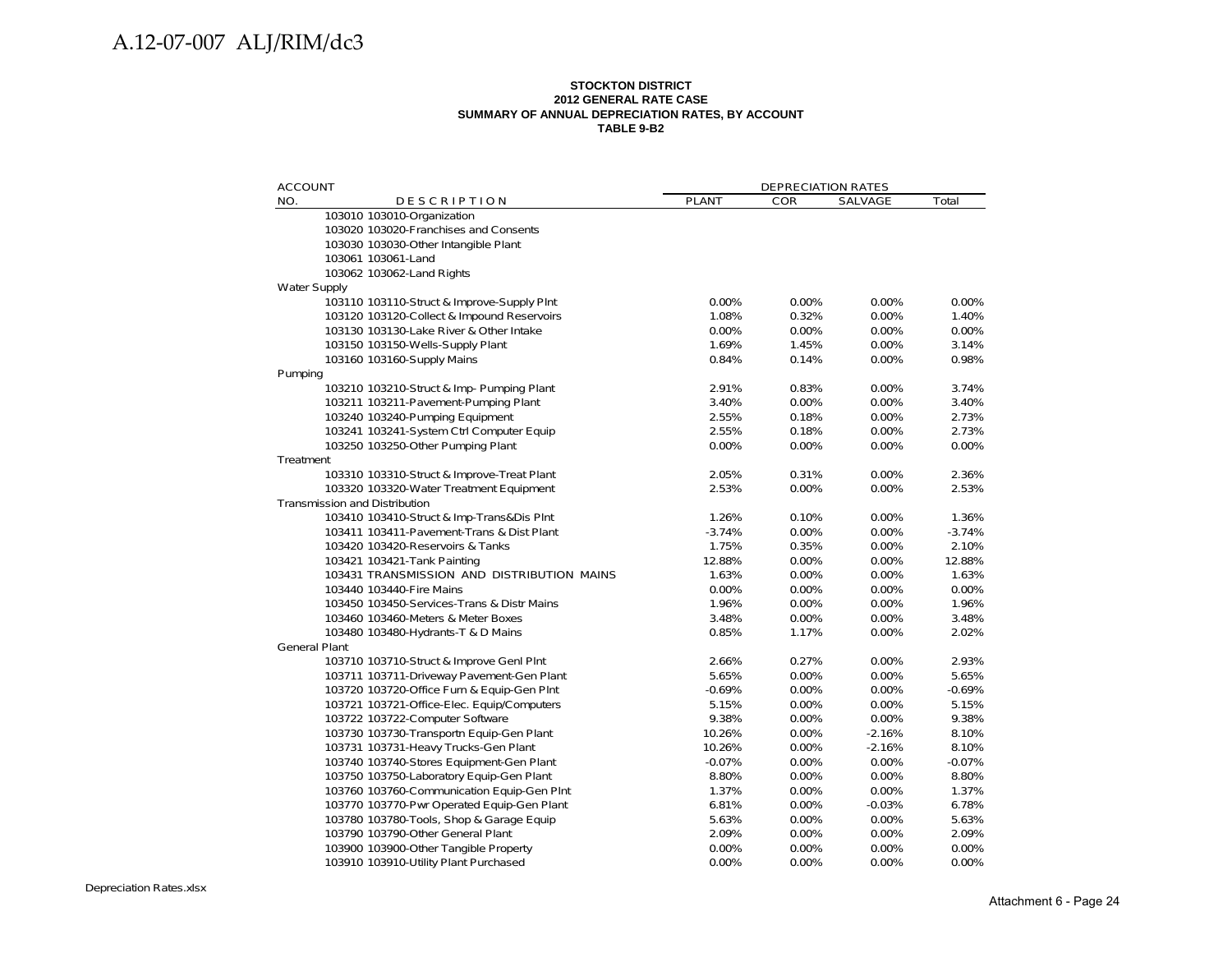**STOCKTON DISTRICT**
**2012 GENERAL RATE CASE**
**SUMMARY OF ANNUAL DEPRECIATION RATES, BY ACCOUNT**
**TABLE 9-B2**

| ACCOUNT NO. | DESCRIPTION | PLANT | COR | SALVAGE | Total |
|---|---|---|---|---|---|
| | | DEPRECIATION RATES | | | |
| 103010 | 103010-Organization | | | | |
| 103020 | 103020-Franchises and Consents | | | | |
| 103030 | 103030-Other Intangible Plant | | | | |
| 103061 | 103061-Land | | | | |
| 103062 | 103062-Land Rights | | | | |
| Water Supply | | | | | |
| 103110 | 103110-Struct & Improve-Supply Plnt | 0.00% | 0.00% | 0.00% | 0.00% |
| 103120 | 103120-Collect & Impound Reservoirs | 1.08% | 0.32% | 0.00% | 1.40% |
| 103130 | 103130-Lake River & Other Intake | 0.00% | 0.00% | 0.00% | 0.00% |
| 103150 | 103150-Wells-Supply Plant | 1.69% | 1.45% | 0.00% | 3.14% |
| 103160 | 103160-Supply Mains | 0.84% | 0.14% | 0.00% | 0.98% |
| Pumping | | | | | |
| 103210 | 103210-Struct & Imp- Pumping Plant | 2.91% | 0.83% | 0.00% | 3.74% |
| 103211 | 103211-Pavement-Pumping Plant | 3.40% | 0.00% | 0.00% | 3.40% |
| 103240 | 103240-Pumping Equipment | 2.55% | 0.18% | 0.00% | 2.73% |
| 103241 | 103241-System Ctrl Computer Equip | 2.55% | 0.18% | 0.00% | 2.73% |
| 103250 | 103250-Other Pumping Plant | 0.00% | 0.00% | 0.00% | 0.00% |
| Treatment | | | | | |
| 103310 | 103310-Struct & Improve-Treat Plant | 2.05% | 0.31% | 0.00% | 2.36% |
| 103320 | 103320-Water Treatment Equipment | 2.53% | 0.00% | 0.00% | 2.53% |
| Transmission and Distribution | | | | | |
| 103410 | 103410-Struct & Imp-Trans&Dis Plnt | 1.26% | 0.10% | 0.00% | 1.36% |
| 103411 | 103411-Pavement-Trans & Dist Plant | -3.74% | 0.00% | 0.00% | -3.74% |
| 103420 | 103420-Reservoirs & Tanks | 1.75% | 0.35% | 0.00% | 2.10% |
| 103421 | 103421-Tank Painting | 12.88% | 0.00% | 0.00% | 12.88% |
| 103431 | TRANSMISSION AND DISTRIBUTION MAINS | 1.63% | 0.00% | 0.00% | 1.63% |
| 103440 | 103440-Fire Mains | 0.00% | 0.00% | 0.00% | 0.00% |
| 103450 | 103450-Services-Trans & Distr Mains | 1.96% | 0.00% | 0.00% | 1.96% |
| 103460 | 103460-Meters & Meter Boxes | 3.48% | 0.00% | 0.00% | 3.48% |
| 103480 | 103480-Hydrants-T & D Mains | 0.85% | 1.17% | 0.00% | 2.02% |
| General Plant | | | | | |
| 103710 | 103710-Struct & Improve Genl Plnt | 2.66% | 0.27% | 0.00% | 2.93% |
| 103711 | 103711-Driveway Pavement-Gen Plant | 5.65% | 0.00% | 0.00% | 5.65% |
| 103720 | 103720-Office Furn & Equip-Gen Plnt | -0.69% | 0.00% | 0.00% | -0.69% |
| 103721 | 103721-Office-Elec. Equip/Computers | 5.15% | 0.00% | 0.00% | 5.15% |
| 103722 | 103722-Computer Software | 9.38% | 0.00% | 0.00% | 9.38% |
| 103730 | 103730-Transportn Equip-Gen Plant | 10.26% | 0.00% | -2.16% | 8.10% |
| 103731 | 103731-Heavy Trucks-Gen Plant | 10.26% | 0.00% | -2.16% | 8.10% |
| 103740 | 103740-Stores Equipment-Gen Plant | -0.07% | 0.00% | 0.00% | -0.07% |
| 103750 | 103750-Laboratory Equip-Gen Plant | 8.80% | 0.00% | 0.00% | 8.80% |
| 103760 | 103760-Communication Equip-Gen Plnt | 1.37% | 0.00% | 0.00% | 1.37% |
| 103770 | 103770-Pwr Operated Equip-Gen Plant | 6.81% | 0.00% | -0.03% | 6.78% |
| 103780 | 103780-Tools, Shop & Garage Equip | 5.63% | 0.00% | 0.00% | 5.63% |
| 103790 | 103790-Other General Plant | 2.09% | 0.00% | 0.00% | 2.09% |
| 103900 | 103900-Other Tangible Property | 0.00% | 0.00% | 0.00% | 0.00% |
| 103910 | 103910-Utility Plant Purchased | 0.00% | 0.00% | 0.00% | 0.00% |

Depreciation Rates.xlsx

Attachment 6 - Page 24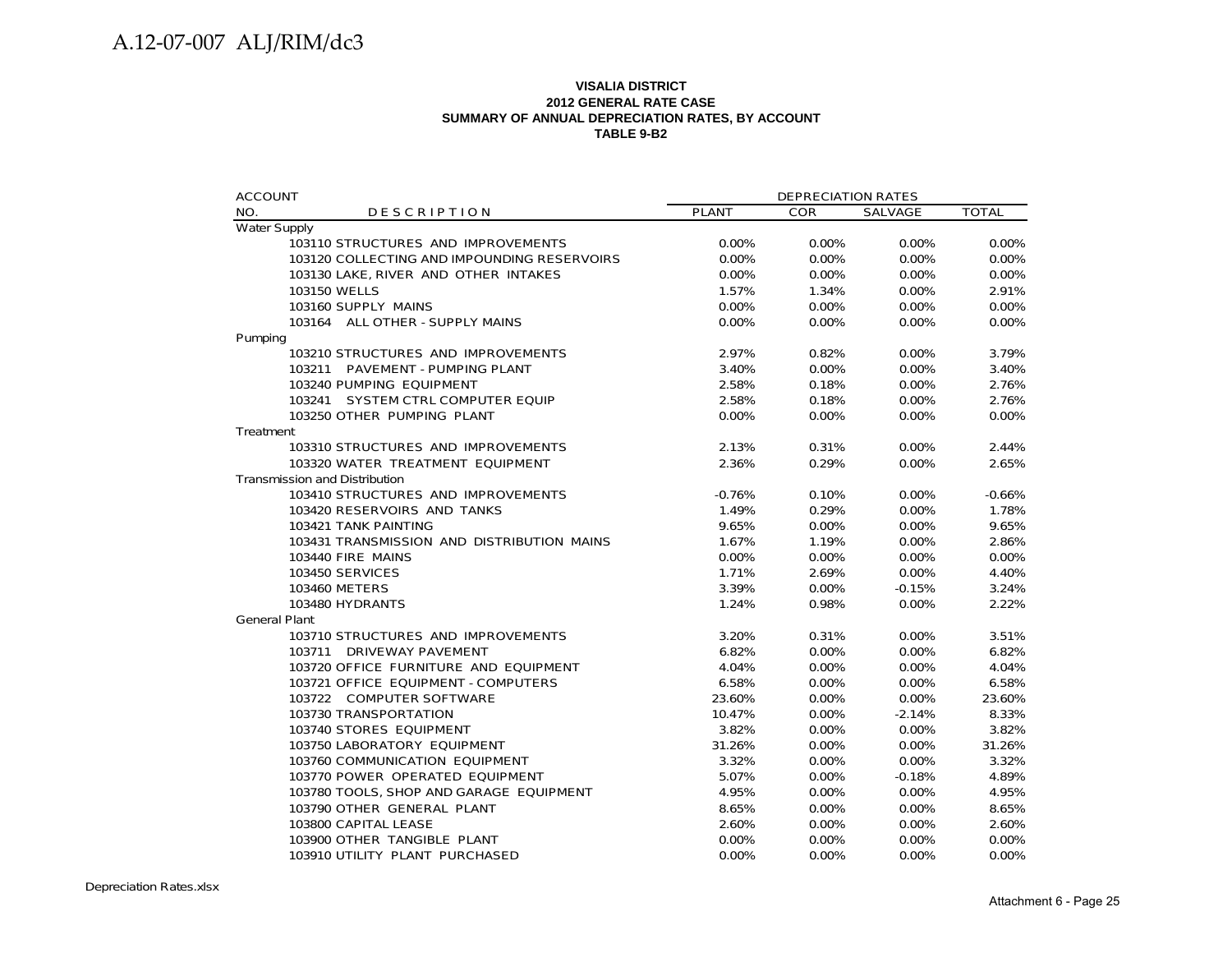**VISALIA DISTRICT**
**2012 GENERAL RATE CASE**
**SUMMARY OF ANNUAL DEPRECIATION RATES, BY ACCOUNT**
**TABLE 9-B2**

| ACCOUNT NO. | DESCRIPTION | DEPRECIATION RATES PLANT | COR | SALVAGE | TOTAL |
|---|---|---|---|---|---|
| Water Supply | | | | | |
| 103110 | STRUCTURES AND IMPROVEMENTS | 0.00% | 0.00% | 0.00% | 0.00% |
| 103120 | COLLECTING AND IMPOUNDING RESERVOIRS | 0.00% | 0.00% | 0.00% | 0.00% |
| 103130 | LAKE, RIVER AND OTHER INTAKES | 0.00% | 0.00% | 0.00% | 0.00% |
| 103150 | WELLS | 1.57% | 1.34% | 0.00% | 2.91% |
| 103160 | SUPPLY MAINS | 0.00% | 0.00% | 0.00% | 0.00% |
| 103164 | ALL OTHER - SUPPLY MAINS | 0.00% | 0.00% | 0.00% | 0.00% |
| Pumping | | | | | |
| 103210 | STRUCTURES AND IMPROVEMENTS | 2.97% | 0.82% | 0.00% | 3.79% |
| 103211 | PAVEMENT - PUMPING PLANT | 3.40% | 0.00% | 0.00% | 3.40% |
| 103240 | PUMPING EQUIPMENT | 2.58% | 0.18% | 0.00% | 2.76% |
| 103241 | SYSTEM CTRL COMPUTER EQUIP | 2.58% | 0.18% | 0.00% | 2.76% |
| 103250 | OTHER PUMPING PLANT | 0.00% | 0.00% | 0.00% | 0.00% |
| Treatment | | | | | |
| 103310 | STRUCTURES AND IMPROVEMENTS | 2.13% | 0.31% | 0.00% | 2.44% |
| 103320 | WATER TREATMENT EQUIPMENT | 2.36% | 0.29% | 0.00% | 2.65% |
| Transmission and Distribution | | | | | |
| 103410 | STRUCTURES AND IMPROVEMENTS | -0.76% | 0.10% | 0.00% | -0.66% |
| 103420 | RESERVOIRS AND TANKS | 1.49% | 0.29% | 0.00% | 1.78% |
| 103421 | TANK PAINTING | 9.65% | 0.00% | 0.00% | 9.65% |
| 103431 | TRANSMISSION AND DISTRIBUTION MAINS | 1.67% | 1.19% | 0.00% | 2.86% |
| 103440 | FIRE MAINS | 0.00% | 0.00% | 0.00% | 0.00% |
| 103450 | SERVICES | 1.71% | 2.69% | 0.00% | 4.40% |
| 103460 | METERS | 3.39% | 0.00% | -0.15% | 3.24% |
| 103480 | HYDRANTS | 1.24% | 0.98% | 0.00% | 2.22% |
| General Plant | | | | | |
| 103710 | STRUCTURES AND IMPROVEMENTS | 3.20% | 0.31% | 0.00% | 3.51% |
| 103711 | DRIVEWAY PAVEMENT | 6.82% | 0.00% | 0.00% | 6.82% |
| 103720 | OFFICE FURNITURE AND EQUIPMENT | 4.04% | 0.00% | 0.00% | 4.04% |
| 103721 | OFFICE EQUIPMENT - COMPUTERS | 6.58% | 0.00% | 0.00% | 6.58% |
| 103722 | COMPUTER SOFTWARE | 23.60% | 0.00% | 0.00% | 23.60% |
| 103730 | TRANSPORTATION | 10.47% | 0.00% | -2.14% | 8.33% |
| 103740 | STORES EQUIPMENT | 3.82% | 0.00% | 0.00% | 3.82% |
| 103750 | LABORATORY EQUIPMENT | 31.26% | 0.00% | 0.00% | 31.26% |
| 103760 | COMMUNICATION EQUIPMENT | 3.32% | 0.00% | 0.00% | 3.32% |
| 103770 | POWER OPERATED EQUIPMENT | 5.07% | 0.00% | -0.18% | 4.89% |
| 103780 | TOOLS, SHOP AND GARAGE EQUIPMENT | 4.95% | 0.00% | 0.00% | 4.95% |
| 103790 | OTHER GENERAL PLANT | 8.65% | 0.00% | 0.00% | 8.65% |
| 103800 | CAPITAL LEASE | 2.60% | 0.00% | 0.00% | 2.60% |
| 103900 | OTHER TANGIBLE PLANT | 0.00% | 0.00% | 0.00% | 0.00% |
| 103910 | UTILITY PLANT PURCHASED | 0.00% | 0.00% | 0.00% | 0.00% |

Depreciation Rates.xlsx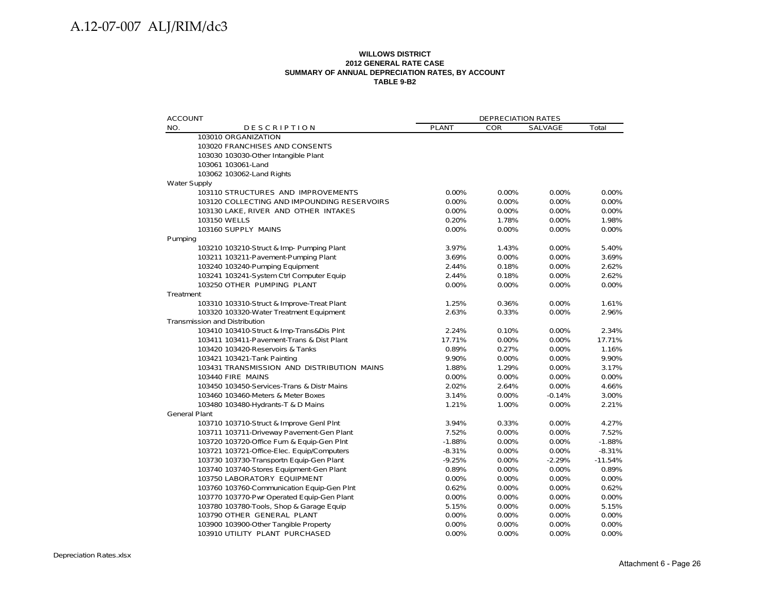**WILLOWS DISTRICT**
**2012 GENERAL RATE CASE**
**SUMMARY OF ANNUAL DEPRECIATION RATES, BY ACCOUNT**
**TABLE 9-B2**

| ACCOUNT NO. | DESCRIPTION | DEPRECIATION RATES PLANT | COR | SALVAGE | Total |
|---|---|---|---|---|---|
| 103010 | ORGANIZATION | | | | |
| 103020 | FRANCHISES AND CONSENTS | | | | |
| 103030 | 103030-Other Intangible Plant | | | | |
| 103061 | 103061-Land | | | | |
| 103062 | 103062-Land Rights | | | | |
| Water Supply | | | | | |
| 103110 | STRUCTURES AND IMPROVEMENTS | 0.00% | 0.00% | 0.00% | 0.00% |
| 103120 | COLLECTING AND IMPOUNDING RESERVOIRS | 0.00% | 0.00% | 0.00% | 0.00% |
| 103130 | LAKE, RIVER AND OTHER INTAKES | 0.00% | 0.00% | 0.00% | 0.00% |
| 103150 | WELLS | 0.20% | 1.78% | 0.00% | 1.98% |
| 103160 | SUPPLY MAINS | 0.00% | 0.00% | 0.00% | 0.00% |
| Pumping | | | | | |
| 103210 | 103210-Struct & Imp- Pumping Plant | 3.97% | 1.43% | 0.00% | 5.40% |
| 103211 | 103211-Pavement-Pumping Plant | 3.69% | 0.00% | 0.00% | 3.69% |
| 103240 | 103240-Pumping Equipment | 2.44% | 0.18% | 0.00% | 2.62% |
| 103241 | 103241-System Ctrl Computer Equip | 2.44% | 0.18% | 0.00% | 2.62% |
| 103250 | OTHER PUMPING PLANT | 0.00% | 0.00% | 0.00% | 0.00% |
| Treatment | | | | | |
| 103310 | 103310-Struct & Improve-Treat Plant | 1.25% | 0.36% | 0.00% | 1.61% |
| 103320 | 103320-Water Treatment Equipment | 2.63% | 0.33% | 0.00% | 2.96% |
| Transmission and Distribution | | | | | |
| 103410 | 103410-Struct & Imp-Trans&Dis Plnt | 2.24% | 0.10% | 0.00% | 2.34% |
| 103411 | 103411-Pavement-Trans & Dist Plant | 17.71% | 0.00% | 0.00% | 17.71% |
| 103420 | 103420-Reservoirs & Tanks | 0.89% | 0.27% | 0.00% | 1.16% |
| 103421 | 103421-Tank Painting | 9.90% | 0.00% | 0.00% | 9.90% |
| 103431 | TRANSMISSION AND DISTRIBUTION MAINS | 1.88% | 1.29% | 0.00% | 3.17% |
| 103440 | FIRE MAINS | 0.00% | 0.00% | 0.00% | 0.00% |
| 103450 | 103450-Services-Trans & Distr Mains | 2.02% | 2.64% | 0.00% | 4.66% |
| 103460 | 103460-Meters & Meter Boxes | 3.14% | 0.00% | -0.14% | 3.00% |
| 103480 | 103480-Hydrants-T & D Mains | 1.21% | 1.00% | 0.00% | 2.21% |
| General Plant | | | | | |
| 103710 | 103710-Struct & Improve Genl Plnt | 3.94% | 0.33% | 0.00% | 4.27% |
| 103711 | 103711-Driveway Pavement-Gen Plant | 7.52% | 0.00% | 0.00% | 7.52% |
| 103720 | 103720-Office Furn & Equip-Gen Plnt | -1.88% | 0.00% | 0.00% | -1.88% |
| 103721 | 103721-Office-Elec. Equip/Computers | -8.31% | 0.00% | 0.00% | -8.31% |
| 103730 | 103730-Transportn Equip-Gen Plant | -9.25% | 0.00% | -2.29% | -11.54% |
| 103740 | 103740-Stores Equipment-Gen Plant | 0.89% | 0.00% | 0.00% | 0.89% |
| 103750 | LABORATORY EQUIPMENT | 0.00% | 0.00% | 0.00% | 0.00% |
| 103760 | 103760-Communication Equip-Gen Plnt | 0.62% | 0.00% | 0.00% | 0.62% |
| 103770 | 103770-Pwr Operated Equip-Gen Plant | 0.00% | 0.00% | 0.00% | 0.00% |
| 103780 | 103780-Tools, Shop & Garage Equip | 5.15% | 0.00% | 0.00% | 5.15% |
| 103790 | OTHER GENERAL PLANT | 0.00% | 0.00% | 0.00% | 0.00% |
| 103900 | 103900-Other Tangible Property | 0.00% | 0.00% | 0.00% | 0.00% |
| 103910 | UTILITY PLANT PURCHASED | 0.00% | 0.00% | 0.00% | 0.00% |

Depreciation Rates.xlsx

Attachment 6 - Page 26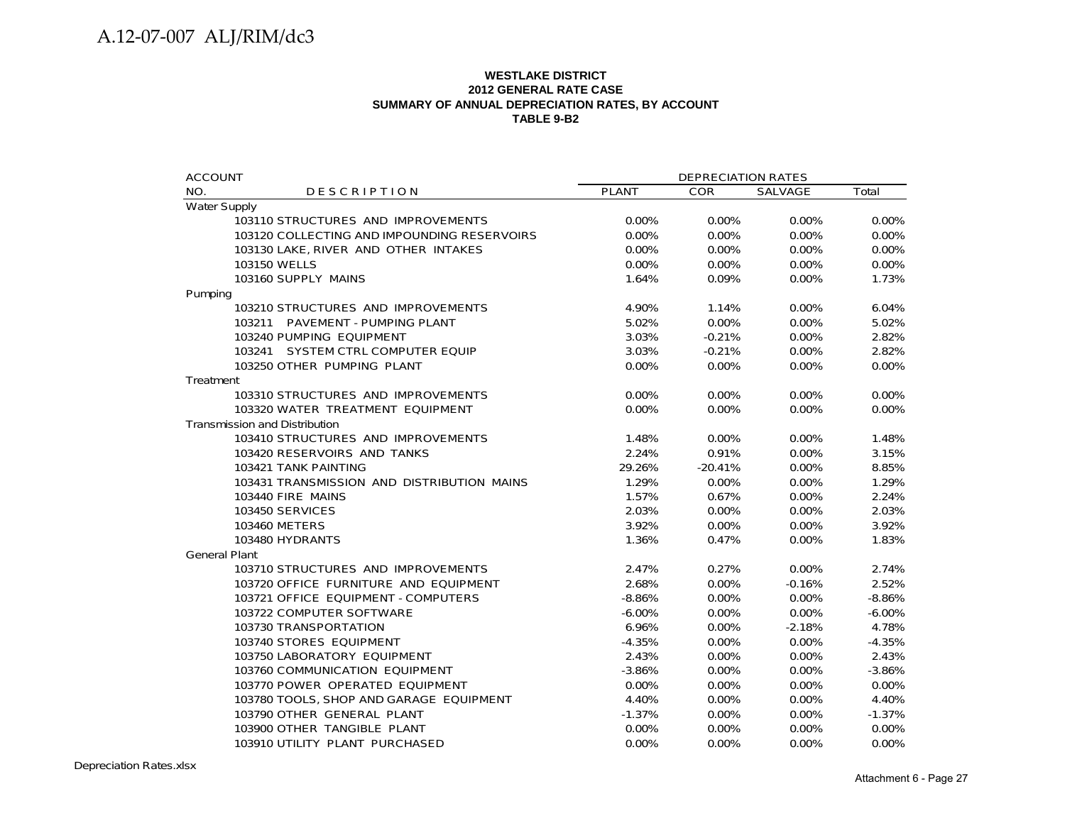**WESTLAKE DISTRICT**
**2012 GENERAL RATE CASE**
**SUMMARY OF ANNUAL DEPRECIATION RATES, BY ACCOUNT**
**TABLE 9-B2**

| ACCOUNT NO. | DESCRIPTION | DEPRECIATION RATES PLANT | COR | SALVAGE | Total |
|---|---|---|---|---|---|
| Water Supply | | | | | |
| 103110 | STRUCTURES AND IMPROVEMENTS | 0.00% | 0.00% | 0.00% | 0.00% |
| 103120 | COLLECTING AND IMPOUNDING RESERVOIRS | 0.00% | 0.00% | 0.00% | 0.00% |
| 103130 | LAKE, RIVER AND OTHER INTAKES | 0.00% | 0.00% | 0.00% | 0.00% |
| 103150 | WELLS | 0.00% | 0.00% | 0.00% | 0.00% |
| 103160 | SUPPLY MAINS | 1.64% | 0.09% | 0.00% | 1.73% |
| Pumping | | | | | |
| 103210 | STRUCTURES AND IMPROVEMENTS | 4.90% | 1.14% | 0.00% | 6.04% |
| 103211 | PAVEMENT - PUMPING PLANT | 5.02% | 0.00% | 0.00% | 5.02% |
| 103240 | PUMPING EQUIPMENT | 3.03% | -0.21% | 0.00% | 2.82% |
| 103241 | SYSTEM CTRL COMPUTER EQUIP | 3.03% | -0.21% | 0.00% | 2.82% |
| 103250 | OTHER PUMPING PLANT | 0.00% | 0.00% | 0.00% | 0.00% |
| Treatment | | | | | |
| 103310 | STRUCTURES AND IMPROVEMENTS | 0.00% | 0.00% | 0.00% | 0.00% |
| 103320 | WATER TREATMENT EQUIPMENT | 0.00% | 0.00% | 0.00% | 0.00% |
| Transmission and Distribution | | | | | |
| 103410 | STRUCTURES AND IMPROVEMENTS | 1.48% | 0.00% | 0.00% | 1.48% |
| 103420 | RESERVOIRS AND TANKS | 2.24% | 0.91% | 0.00% | 3.15% |
| 103421 | TANK PAINTING | 29.26% | -20.41% | 0.00% | 8.85% |
| 103431 | TRANSMISSION AND DISTRIBUTION MAINS | 1.29% | 0.00% | 0.00% | 1.29% |
| 103440 | FIRE MAINS | 1.57% | 0.67% | 0.00% | 2.24% |
| 103450 | SERVICES | 2.03% | 0.00% | 0.00% | 2.03% |
| 103460 | METERS | 3.92% | 0.00% | 0.00% | 3.92% |
| 103480 | HYDRANTS | 1.36% | 0.47% | 0.00% | 1.83% |
| General Plant | | | | | |
| 103710 | STRUCTURES AND IMPROVEMENTS | 2.47% | 0.27% | 0.00% | 2.74% |
| 103720 | OFFICE FURNITURE AND EQUIPMENT | 2.68% | 0.00% | -0.16% | 2.52% |
| 103721 | OFFICE EQUIPMENT - COMPUTERS | -8.86% | 0.00% | 0.00% | -8.86% |
| 103722 | COMPUTER SOFTWARE | -6.00% | 0.00% | 0.00% | -6.00% |
| 103730 | TRANSPORTATION | 6.96% | 0.00% | -2.18% | 4.78% |
| 103740 | STORES EQUIPMENT | -4.35% | 0.00% | 0.00% | -4.35% |
| 103750 | LABORATORY EQUIPMENT | 2.43% | 0.00% | 0.00% | 2.43% |
| 103760 | COMMUNICATION EQUIPMENT | -3.86% | 0.00% | 0.00% | -3.86% |
| 103770 | POWER OPERATED EQUIPMENT | 0.00% | 0.00% | 0.00% | 0.00% |
| 103780 | TOOLS, SHOP AND GARAGE EQUIPMENT | 4.40% | 0.00% | 0.00% | 4.40% |
| 103790 | OTHER GENERAL PLANT | -1.37% | 0.00% | 0.00% | -1.37% |
| 103900 | OTHER TANGIBLE PLANT | 0.00% | 0.00% | 0.00% | 0.00% |
| 103910 | UTILITY PLANT PURCHASED | 0.00% | 0.00% | 0.00% | 0.00% |

Depreciation Rates.xlsx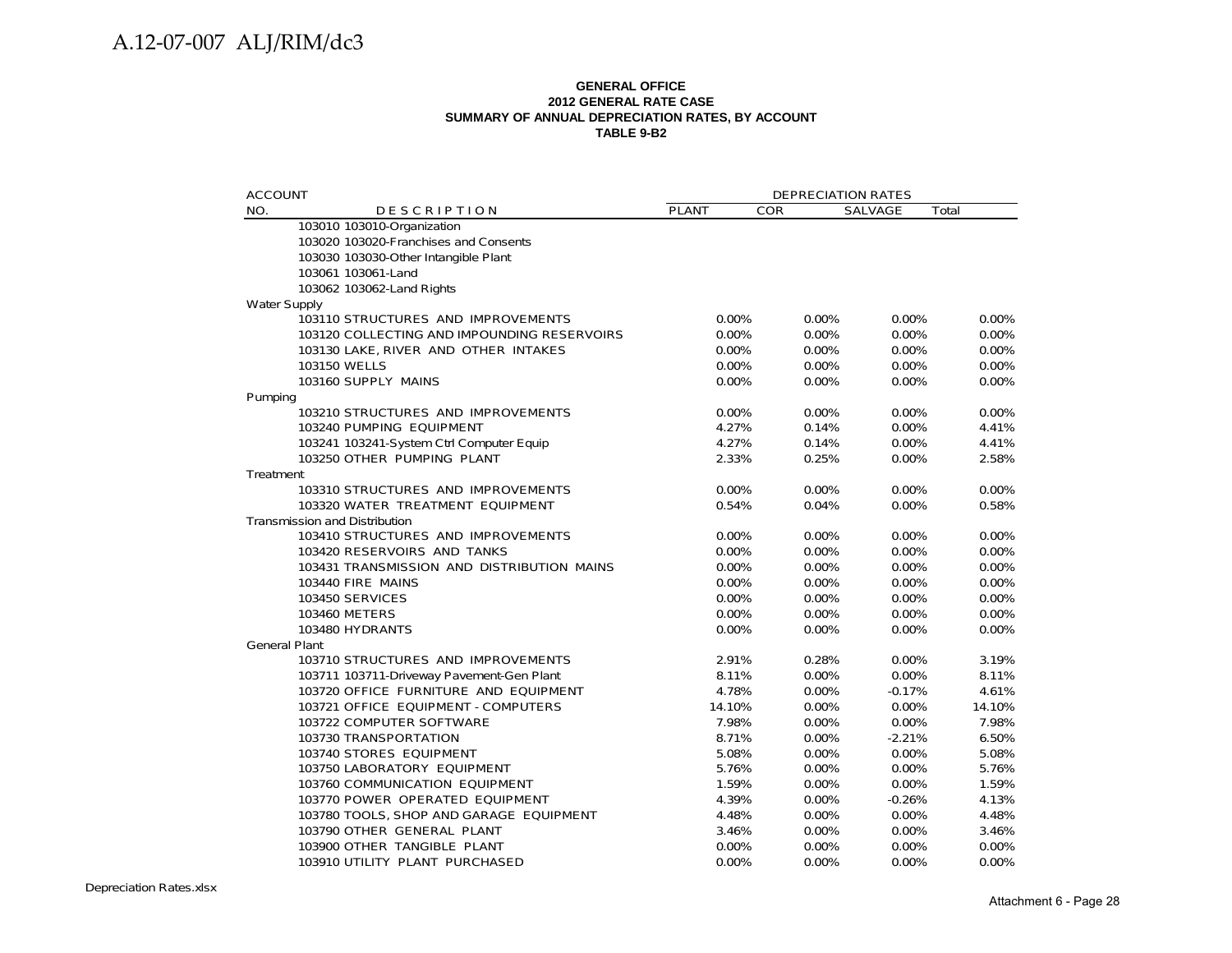**GENERAL OFFICE**
**2012 GENERAL RATE CASE**
**SUMMARY OF ANNUAL DEPRECIATION RATES, BY ACCOUNT**
**TABLE 9-B2**

| ACCOUNT NO. | DESCRIPTION | DEPRECIATION RATES PLANT | COR | SALVAGE | Total |
|---|---|---|---|---|---|
| | 103010 103010-Organization | | | | |
| | 103020 103020-Franchises and Consents | | | | |
| | 103030 103030-Other Intangible Plant | | | | |
| | 103061 103061-Land | | | | |
| | 103062 103062-Land Rights | | | | |
| Water Supply | | | | | |
| | 103110 STRUCTURES AND IMPROVEMENTS | 0.00% | 0.00% | 0.00% | 0.00% |
| | 103120 COLLECTING AND IMPOUNDING RESERVOIRS | 0.00% | 0.00% | 0.00% | 0.00% |
| | 103130 LAKE, RIVER AND OTHER INTAKES | 0.00% | 0.00% | 0.00% | 0.00% |
| | 103150 WELLS | 0.00% | 0.00% | 0.00% | 0.00% |
| | 103160 SUPPLY MAINS | 0.00% | 0.00% | 0.00% | 0.00% |
| Pumping | | | | | |
| | 103210 STRUCTURES AND IMPROVEMENTS | 0.00% | 0.00% | 0.00% | 0.00% |
| | 103240 PUMPING EQUIPMENT | 4.27% | 0.14% | 0.00% | 4.41% |
| | 103241 103241-System Ctrl Computer Equip | 4.27% | 0.14% | 0.00% | 4.41% |
| | 103250 OTHER PUMPING PLANT | 2.33% | 0.25% | 0.00% | 2.58% |
| Treatment | | | | | |
| | 103310 STRUCTURES AND IMPROVEMENTS | 0.00% | 0.00% | 0.00% | 0.00% |
| | 103320 WATER TREATMENT EQUIPMENT | 0.54% | 0.04% | 0.00% | 0.58% |
| Transmission and Distribution | | | | | |
| | 103410 STRUCTURES AND IMPROVEMENTS | 0.00% | 0.00% | 0.00% | 0.00% |
| | 103420 RESERVOIRS AND TANKS | 0.00% | 0.00% | 0.00% | 0.00% |
| | 103431 TRANSMISSION AND DISTRIBUTION MAINS | 0.00% | 0.00% | 0.00% | 0.00% |
| | 103440 FIRE MAINS | 0.00% | 0.00% | 0.00% | 0.00% |
| | 103450 SERVICES | 0.00% | 0.00% | 0.00% | 0.00% |
| | 103460 METERS | 0.00% | 0.00% | 0.00% | 0.00% |
| | 103480 HYDRANTS | 0.00% | 0.00% | 0.00% | 0.00% |
| General Plant | | | | | |
| | 103710 STRUCTURES AND IMPROVEMENTS | 2.91% | 0.28% | 0.00% | 3.19% |
| | 103711 103711-Driveway Pavement-Gen Plant | 8.11% | 0.00% | 0.00% | 8.11% |
| | 103720 OFFICE FURNITURE AND EQUIPMENT | 4.78% | 0.00% | -0.17% | 4.61% |
| | 103721 OFFICE EQUIPMENT - COMPUTERS | 14.10% | 0.00% | 0.00% | 14.10% |
| | 103722 COMPUTER SOFTWARE | 7.98% | 0.00% | 0.00% | 7.98% |
| | 103730 TRANSPORTATION | 8.71% | 0.00% | -2.21% | 6.50% |
| | 103740 STORES EQUIPMENT | 5.08% | 0.00% | 0.00% | 5.08% |
| | 103750 LABORATORY EQUIPMENT | 5.76% | 0.00% | 0.00% | 5.76% |
| | 103760 COMMUNICATION EQUIPMENT | 1.59% | 0.00% | 0.00% | 1.59% |
| | 103770 POWER OPERATED EQUIPMENT | 4.39% | 0.00% | -0.26% | 4.13% |
| | 103780 TOOLS, SHOP AND GARAGE EQUIPMENT | 4.48% | 0.00% | 0.00% | 4.48% |
| | 103790 OTHER GENERAL PLANT | 3.46% | 0.00% | 0.00% | 3.46% |
| | 103900 OTHER TANGIBLE PLANT | 0.00% | 0.00% | 0.00% | 0.00% |
| | 103910 UTILITY PLANT PURCHASED | 0.00% | 0.00% | 0.00% | 0.00% |

Depreciation Rates.xlsx

Attachment 6 - Page 28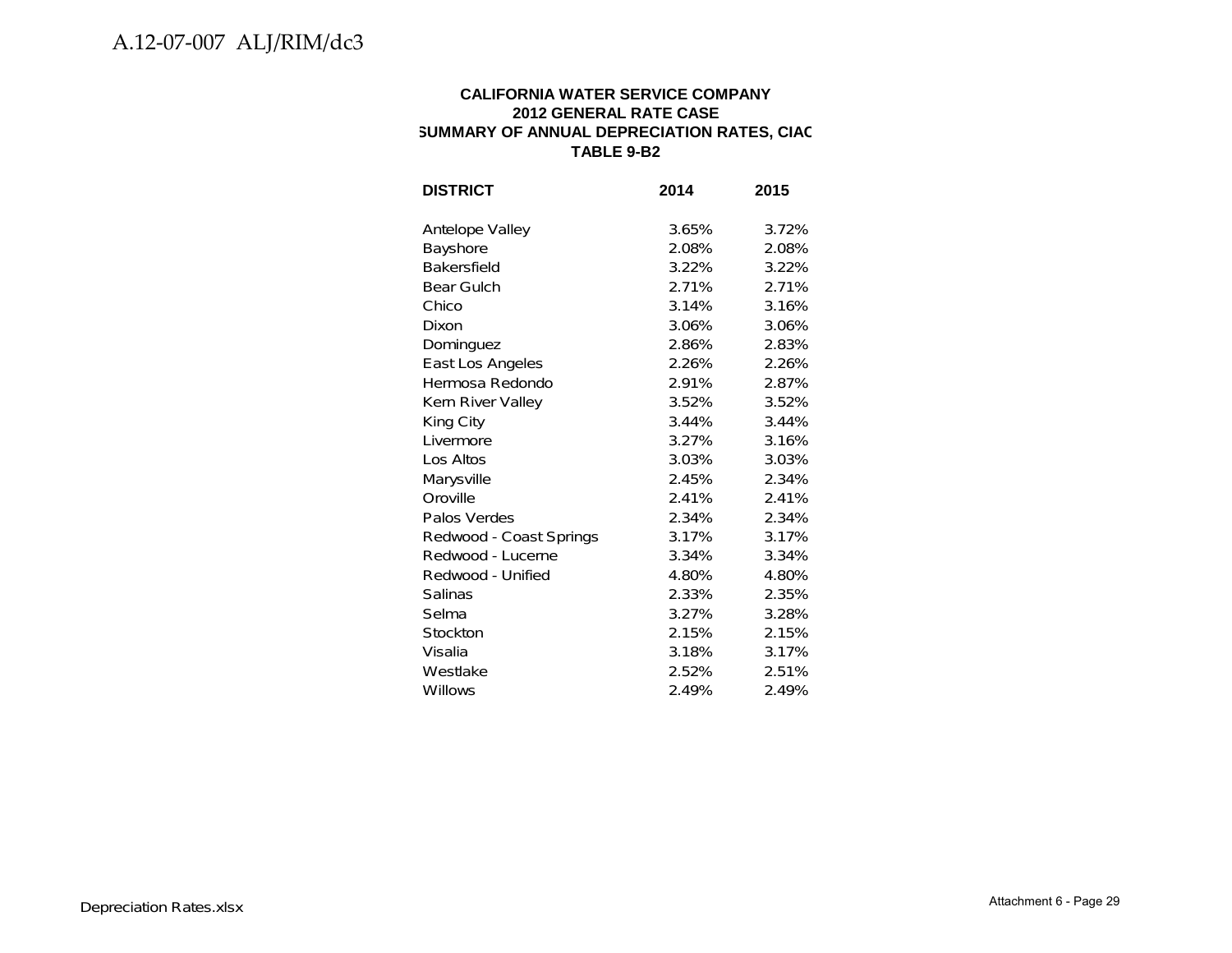**CALIFORNIA WATER SERVICE COMPANY**
**2012 GENERAL RATE CASE**
**SUMMARY OF ANNUAL DEPRECIATION RATES, CIAC**
**TABLE 9-B2**

| DISTRICT | 2014 | 2015 |
|---|---|---|
| Antelope Valley | 3.65% | 3.72% |
| Bayshore | 2.08% | 2.08% |
| Bakersfield | 3.22% | 3.22% |
| Bear Gulch | 2.71% | 2.71% |
| Chico | 3.14% | 3.16% |
| Dixon | 3.06% | 3.06% |
| Dominguez | 2.86% | 2.83% |
| East Los Angeles | 2.26% | 2.26% |
| Hermosa Redondo | 2.91% | 2.87% |
| Kern River Valley | 3.52% | 3.52% |
| King City | 3.44% | 3.44% |
| Livermore | 3.27% | 3.16% |
| Los Altos | 3.03% | 3.03% |
| Marysville | 2.45% | 2.34% |
| Oroville | 2.41% | 2.41% |
| Palos Verdes | 2.34% | 2.34% |
| Redwood - Coast Springs | 3.17% | 3.17% |
| Redwood - Lucerne | 3.34% | 3.34% |
| Redwood - Unified | 4.80% | 4.80% |
| Salinas | 2.33% | 2.35% |
| Selma | 3.27% | 3.28% |
| Stockton | 2.15% | 2.15% |
| Visalia | 3.18% | 3.17% |
| Westlake | 2.52% | 2.51% |
| Willows | 2.49% | 2.49% |

Depreciation Rates.xlsx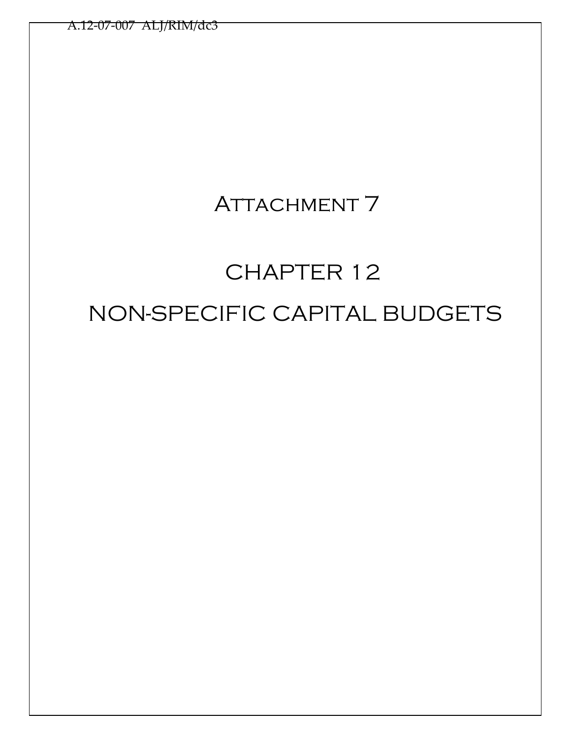# Attachment 7

# CHAPTER 12

# NON-SPECIFIC CAPITAL BUDGETS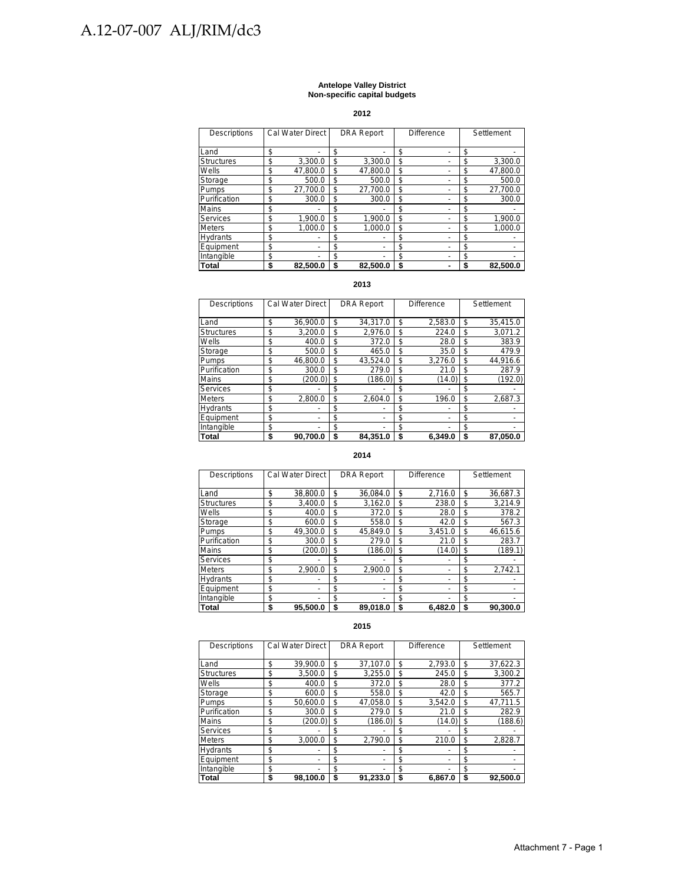**Antelope Valley District**
**Non-specific capital budgets**

**2012**

| Descriptions | Cal Water Direct | DRA Report | Difference | Settlement |
|---|---|---|---|---|
| Land | $ - | $ - | $ - | $ - |
| Structures | $ 3,300.0 | $ 3,300.0 | $ - | $ 3,300.0 |
| Wells | $ 47,800.0 | $ 47,800.0 | $ - | $ 47,800.0 |
| Storage | $ 500.0 | $ 500.0 | $ - | $ 500.0 |
| Pumps | $ 27,700.0 | $ 27,700.0 | $ - | $ 27,700.0 |
| Purification | $ 300.0 | $ 300.0 | $ - | $ 300.0 |
| Mains | $ - | $ - | $ - | $ - |
| Services | $ 1,900.0 | $ 1,900.0 | $ - | $ 1,900.0 |
| Meters | $ 1,000.0 | $ 1,000.0 | $ - | $ 1,000.0 |
| Hydrants | $ - | $ - | $ - | $ - |
| Equipment | $ - | $ - | $ - | $ - |
| Intangible | $ - | $ - | $ - | $ - |
| **Total** | **$ 82,500.0** | **$ 82,500.0** | **$ -** | **$ 82,500.0** |

**2013**

| Descriptions | Cal Water Direct | DRA Report | Difference | Settlement |
|---|---|---|---|---|
| Land | $ 36,900.0 | $ 34,317.0 | $ 2,583.0 | $ 35,415.0 |
| Structures | $ 3,200.0 | $ 2,976.0 | $ 224.0 | $ 3,071.2 |
| Wells | $ 400.0 | $ 372.0 | $ 28.0 | $ 383.9 |
| Storage | $ 500.0 | $ 465.0 | $ 35.0 | $ 479.9 |
| Pumps | $ 46,800.0 | $ 43,524.0 | $ 3,276.0 | $ 44,916.6 |
| Purification | $ 300.0 | $ 279.0 | $ 21.0 | $ 287.9 |
| Mains | $ (200.0) | $ (186.0) | $ (14.0) | $ (192.0) |
| Services | $ - | $ - | $ - | $ - |
| Meters | $ 2,800.0 | $ 2,604.0 | $ 196.0 | $ 2,687.3 |
| Hydrants | $ - | $ - | $ - | $ - |
| Equipment | $ - | $ - | $ - | $ - |
| Intangible | $ - | $ - | $ - | $ - |
| **Total** | **$ 90,700.0** | **$ 84,351.0** | **$ 6,349.0** | **$ 87,050.0** |

**2014**

| Descriptions | Cal Water Direct | DRA Report | Difference | Settlement |
|---|---|---|---|---|
| Land | $ 38,800.0 | $ 36,084.0 | $ 2,716.0 | $ 36,687.3 |
| Structures | $ 3,400.0 | $ 3,162.0 | $ 238.0 | $ 3,214.9 |
| Wells | $ 400.0 | $ 372.0 | $ 28.0 | $ 378.2 |
| Storage | $ 600.0 | $ 558.0 | $ 42.0 | $ 567.3 |
| Pumps | $ 49,300.0 | $ 45,849.0 | $ 3,451.0 | $ 46,615.6 |
| Purification | $ 300.0 | $ 279.0 | $ 21.0 | $ 283.7 |
| Mains | $ (200.0) | $ (186.0) | $ (14.0) | $ (189.1) |
| Services | $ - | $ - | $ - | $ - |
| Meters | $ 2,900.0 | $ 2,900.0 | $ - | $ 2,742.1 |
| Hydrants | $ - | $ - | $ - | $ - |
| Equipment | $ - | $ - | $ - | $ - |
| Intangible | $ - | $ - | $ - | $ - |
| **Total** | **$ 95,500.0** | **$ 89,018.0** | **$ 6,482.0** | **$ 90,300.0** |

**2015**

| Descriptions | Cal Water Direct | DRA Report | Difference | Settlement |
|---|---|---|---|---|
| Land | $ 39,900.0 | $ 37,107.0 | $ 2,793.0 | $ 37,622.3 |
| Structures | $ 3,500.0 | $ 3,255.0 | $ 245.0 | $ 3,300.2 |
| Wells | $ 400.0 | $ 372.0 | $ 28.0 | $ 377.2 |
| Storage | $ 600.0 | $ 558.0 | $ 42.0 | $ 565.7 |
| Pumps | $ 50,600.0 | $ 47,058.0 | $ 3,542.0 | $ 47,711.5 |
| Purification | $ 300.0 | $ 279.0 | $ 21.0 | $ 282.9 |
| Mains | $ (200.0) | $ (186.0) | $ (14.0) | $ (188.6) |
| Services | $ - | $ - | $ - | $ - |
| Meters | $ 3,000.0 | $ 2,790.0 | $ 210.0 | $ 2,828.7 |
| Hydrants | $ - | $ - | $ - | $ - |
| Equipment | $ - | $ - | $ - | $ - |
| Intangible | $ - | $ - | $ - | $ - |
| **Total** | **$ 98,100.0** | **$ 91,233.0** | **$ 6,867.0** | **$ 92,500.0** |

Attachment 7 - Page 1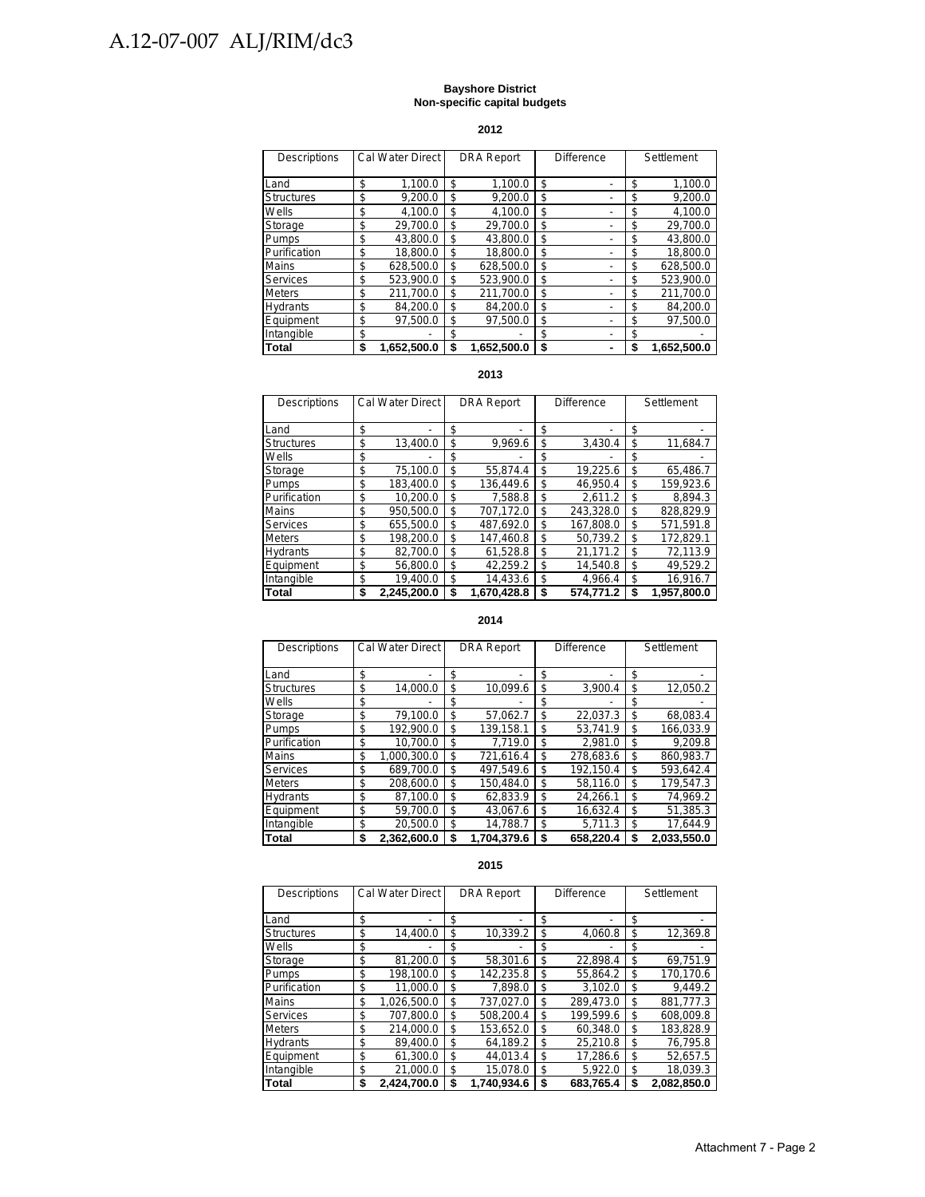**Bayshore District**
**Non-specific capital budgets**

**2012**

| Descriptions | Cal Water Direct | DRA Report | Difference | Settlement |
|---|---|---|---|---|
| Land | $ 1,100.0 | $ 1,100.0 | $ - | $ 1,100.0 |
| Structures | $ 9,200.0 | $ 9,200.0 | $ - | $ 9,200.0 |
| Wells | $ 4,100.0 | $ 4,100.0 | $ - | $ 4,100.0 |
| Storage | $ 29,700.0 | $ 29,700.0 | $ - | $ 29,700.0 |
| Pumps | $ 43,800.0 | $ 43,800.0 | $ - | $ 43,800.0 |
| Purification | $ 18,800.0 | $ 18,800.0 | $ - | $ 18,800.0 |
| Mains | $ 628,500.0 | $ 628,500.0 | $ - | $ 628,500.0 |
| Services | $ 523,900.0 | $ 523,900.0 | $ - | $ 523,900.0 |
| Meters | $ 211,700.0 | $ 211,700.0 | $ - | $ 211,700.0 |
| Hydrants | $ 84,200.0 | $ 84,200.0 | $ - | $ 84,200.0 |
| Equipment | $ 97,500.0 | $ 97,500.0 | $ - | $ 97,500.0 |
| Intangible | $ - | $ - | $ - | $ - |
| **Total** | **$ 1,652,500.0** | **$ 1,652,500.0** | **$ -** | **$ 1,652,500.0** |

**2013**

| Descriptions | Cal Water Direct | DRA Report | Difference | Settlement |
|---|---|---|---|---|
| Land | $ - | $ - | $ - | $ - |
| Structures | $ 13,400.0 | $ 9,969.6 | $ 3,430.4 | $ 11,684.7 |
| Wells | $ - | $ - | $ - | $ - |
| Storage | $ 75,100.0 | $ 55,874.4 | $ 19,225.6 | $ 65,486.7 |
| Pumps | $ 183,400.0 | $ 136,449.6 | $ 46,950.4 | $ 159,923.6 |
| Purification | $ 10,200.0 | $ 7,588.8 | $ 2,611.2 | $ 8,894.3 |
| Mains | $ 950,500.0 | $ 707,172.0 | $ 243,328.0 | $ 828,829.9 |
| Services | $ 655,500.0 | $ 487,692.0 | $ 167,808.0 | $ 571,591.8 |
| Meters | $ 198,200.0 | $ 147,460.8 | $ 50,739.2 | $ 172,829.1 |
| Hydrants | $ 82,700.0 | $ 61,528.8 | $ 21,171.2 | $ 72,113.9 |
| Equipment | $ 56,800.0 | $ 42,259.2 | $ 14,540.8 | $ 49,529.2 |
| Intangible | $ 19,400.0 | $ 14,433.6 | $ 4,966.4 | $ 16,916.7 |
| **Total** | **$ 2,245,200.0** | **$ 1,670,428.8** | **$ 574,771.2** | **$ 1,957,800.0** |

**2014**

| Descriptions | Cal Water Direct | DRA Report | Difference | Settlement |
|---|---|---|---|---|
| Land | $ - | $ - | $ - | $ - |
| Structures | $ 14,000.0 | $ 10,099.6 | $ 3,900.4 | $ 12,050.2 |
| Wells | $ - | $ - | $ - | $ - |
| Storage | $ 79,100.0 | $ 57,062.7 | $ 22,037.3 | $ 68,083.4 |
| Pumps | $ 192,900.0 | $ 139,158.1 | $ 53,741.9 | $ 166,033.9 |
| Purification | $ 10,700.0 | $ 7,719.0 | $ 2,981.0 | $ 9,209.8 |
| Mains | $ 1,000,300.0 | $ 721,616.4 | $ 278,683.6 | $ 860,983.7 |
| Services | $ 689,700.0 | $ 497,549.6 | $ 192,150.4 | $ 593,642.4 |
| Meters | $ 208,600.0 | $ 150,484.0 | $ 58,116.0 | $ 179,547.3 |
| Hydrants | $ 87,100.0 | $ 62,833.9 | $ 24,266.1 | $ 74,969.2 |
| Equipment | $ 59,700.0 | $ 43,067.6 | $ 16,632.4 | $ 51,385.3 |
| Intangible | $ 20,500.0 | $ 14,788.7 | $ 5,711.3 | $ 17,644.9 |
| **Total** | **$ 2,362,600.0** | **$ 1,704,379.6** | **$ 658,220.4** | **$ 2,033,550.0** |

**2015**

| Descriptions | Cal Water Direct | DRA Report | Difference | Settlement |
|---|---|---|---|---|
| Land | $ - | $ - | $ - | $ - |
| Structures | $ 14,400.0 | $ 10,339.2 | $ 4,060.8 | $ 12,369.8 |
| Wells | $ - | $ - | $ - | $ - |
| Storage | $ 81,200.0 | $ 58,301.6 | $ 22,898.4 | $ 69,751.9 |
| Pumps | $ 198,100.0 | $ 142,235.8 | $ 55,864.2 | $ 170,170.6 |
| Purification | $ 11,000.0 | $ 7,898.0 | $ 3,102.0 | $ 9,449.2 |
| Mains | $ 1,026,500.0 | $ 737,027.0 | $ 289,473.0 | $ 881,777.3 |
| Services | $ 707,800.0 | $ 508,200.4 | $ 199,599.6 | $ 608,009.8 |
| Meters | $ 214,000.0 | $ 153,652.0 | $ 60,348.0 | $ 183,828.9 |
| Hydrants | $ 89,400.0 | $ 64,189.2 | $ 25,210.8 | $ 76,795.8 |
| Equipment | $ 61,300.0 | $ 44,013.4 | $ 17,286.6 | $ 52,657.5 |
| Intangible | $ 21,000.0 | $ 15,078.0 | $ 5,922.0 | $ 18,039.3 |
| **Total** | **$ 2,424,700.0** | **$ 1,740,934.6** | **$ 683,765.4** | **$ 2,082,850.0** |

Attachment 7 - Page 2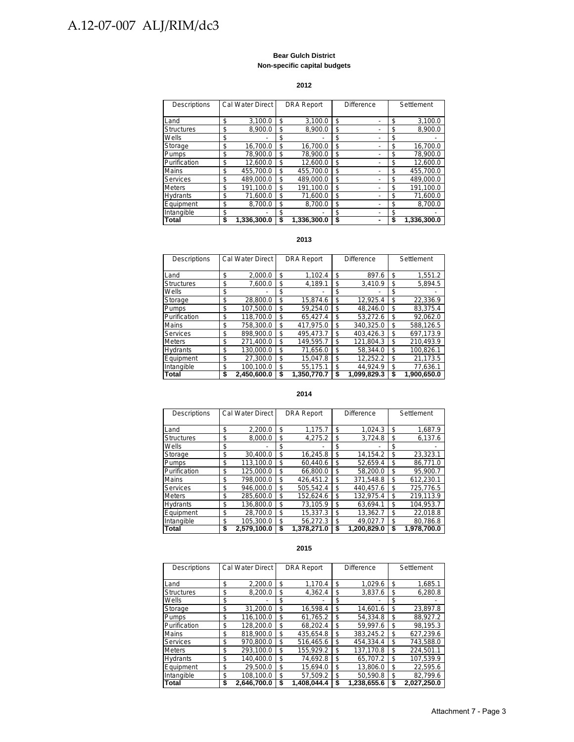**Bear Gulch District**
**Non-specific capital budgets**

**2012**

| Descriptions | Cal Water Direct | DRA Report | Difference | Settlement |
|---|---|---|---|---|
| Land | $ 3,100.0 | $ 3,100.0 | $ - | $ 3,100.0 |
| Structures | $ 8,900.0 | $ 8,900.0 | $ - | $ 8,900.0 |
| Wells | $ - | $ - | $ - | $ - |
| Storage | $ 16,700.0 | $ 16,700.0 | $ - | $ 16,700.0 |
| Pumps | $ 78,900.0 | $ 78,900.0 | $ - | $ 78,900.0 |
| Purification | $ 12,600.0 | $ 12,600.0 | $ - | $ 12,600.0 |
| Mains | $ 455,700.0 | $ 455,700.0 | $ - | $ 455,700.0 |
| Services | $ 489,000.0 | $ 489,000.0 | $ - | $ 489,000.0 |
| Meters | $ 191,100.0 | $ 191,100.0 | $ - | $ 191,100.0 |
| Hydrants | $ 71,600.0 | $ 71,600.0 | $ - | $ 71,600.0 |
| Equipment | $ 8,700.0 | $ 8,700.0 | $ - | $ 8,700.0 |
| Intangible | $ - | $ - | $ - | $ - |
| **Total** | **$ 1,336,300.0** | **$ 1,336,300.0** | **$ -** | **$ 1,336,300.0** |

**2013**

| Descriptions | Cal Water Direct | DRA Report | Difference | Settlement |
|---|---|---|---|---|
| Land | $ 2,000.0 | $ 1,102.4 | $ 897.6 | $ 1,551.2 |
| Structures | $ 7,600.0 | $ 4,189.1 | $ 3,410.9 | $ 5,894.5 |
| Wells | $ - | $ - | $ - | $ - |
| Storage | $ 28,800.0 | $ 15,874.6 | $ 12,925.4 | $ 22,336.9 |
| Pumps | $ 107,500.0 | $ 59,254.0 | $ 48,246.0 | $ 83,375.4 |
| Purification | $ 118,700.0 | $ 65,427.4 | $ 53,272.6 | $ 92,062.0 |
| Mains | $ 758,300.0 | $ 417,975.0 | $ 340,325.0 | $ 588,126.5 |
| Services | $ 898,900.0 | $ 495,473.7 | $ 403,426.3 | $ 697,173.9 |
| Meters | $ 271,400.0 | $ 149,595.7 | $ 121,804.3 | $ 210,493.9 |
| Hydrants | $ 130,000.0 | $ 71,656.0 | $ 58,344.0 | $ 100,826.1 |
| Equipment | $ 27,300.0 | $ 15,047.8 | $ 12,252.2 | $ 21,173.5 |
| Intangible | $ 100,100.0 | $ 55,175.1 | $ 44,924.9 | $ 77,636.1 |
| **Total** | **$ 2,450,600.0** | **$ 1,350,770.7** | **$ 1,099,829.3** | **$ 1,900,650.0** |

**2014**

| Descriptions | Cal Water Direct | DRA Report | Difference | Settlement |
|---|---|---|---|---|
| Land | $ 2,200.0 | $ 1,175.7 | $ 1,024.3 | $ 1,687.9 |
| Structures | $ 8,000.0 | $ 4,275.2 | $ 3,724.8 | $ 6,137.6 |
| Wells | $ - | $ - | $ - | $ - |
| Storage | $ 30,400.0 | $ 16,245.8 | $ 14,154.2 | $ 23,323.1 |
| Pumps | $ 113,100.0 | $ 60,440.6 | $ 52,659.4 | $ 86,771.0 |
| Purification | $ 125,000.0 | $ 66,800.0 | $ 58,200.0 | $ 95,900.7 |
| Mains | $ 798,000.0 | $ 426,451.2 | $ 371,548.8 | $ 612,230.1 |
| Services | $ 946,000.0 | $ 505,542.4 | $ 440,457.6 | $ 725,776.5 |
| Meters | $ 285,600.0 | $ 152,624.6 | $ 132,975.4 | $ 219,113.9 |
| Hydrants | $ 136,800.0 | $ 73,105.9 | $ 63,694.1 | $ 104,953.7 |
| Equipment | $ 28,700.0 | $ 15,337.3 | $ 13,362.7 | $ 22,018.8 |
| Intangible | $ 105,300.0 | $ 56,272.3 | $ 49,027.7 | $ 80,786.8 |
| **Total** | **$ 2,579,100.0** | **$ 1,378,271.0** | **$ 1,200,829.0** | **$ 1,978,700.0** |

**2015**

| Descriptions | Cal Water Direct | DRA Report | Difference | Settlement |
|---|---|---|---|---|
| Land | $ 2,200.0 | $ 1,170.4 | $ 1,029.6 | $ 1,685.1 |
| Structures | $ 8,200.0 | $ 4,362.4 | $ 3,837.6 | $ 6,280.8 |
| Wells | $ - | $ - | $ - | $ - |
| Storage | $ 31,200.0 | $ 16,598.4 | $ 14,601.6 | $ 23,897.8 |
| Pumps | $ 116,100.0 | $ 61,765.2 | $ 54,334.8 | $ 88,927.2 |
| Purification | $ 128,200.0 | $ 68,202.4 | $ 59,997.6 | $ 98,195.3 |
| Mains | $ 818,900.0 | $ 435,654.8 | $ 383,245.2 | $ 627,239.6 |
| Services | $ 970,800.0 | $ 516,465.6 | $ 454,334.4 | $ 743,588.0 |
| Meters | $ 293,100.0 | $ 155,929.2 | $ 137,170.8 | $ 224,501.1 |
| Hydrants | $ 140,400.0 | $ 74,692.8 | $ 65,707.2 | $ 107,539.9 |
| Equipment | $ 29,500.0 | $ 15,694.0 | $ 13,806.0 | $ 22,595.6 |
| Intangible | $ 108,100.0 | $ 57,509.2 | $ 50,590.8 | $ 82,799.6 |
| **Total** | **$ 2,646,700.0** | **$ 1,408,044.4** | **$ 1,238,655.6** | **$ 2,027,250.0** |

Attachment 7 - Page 3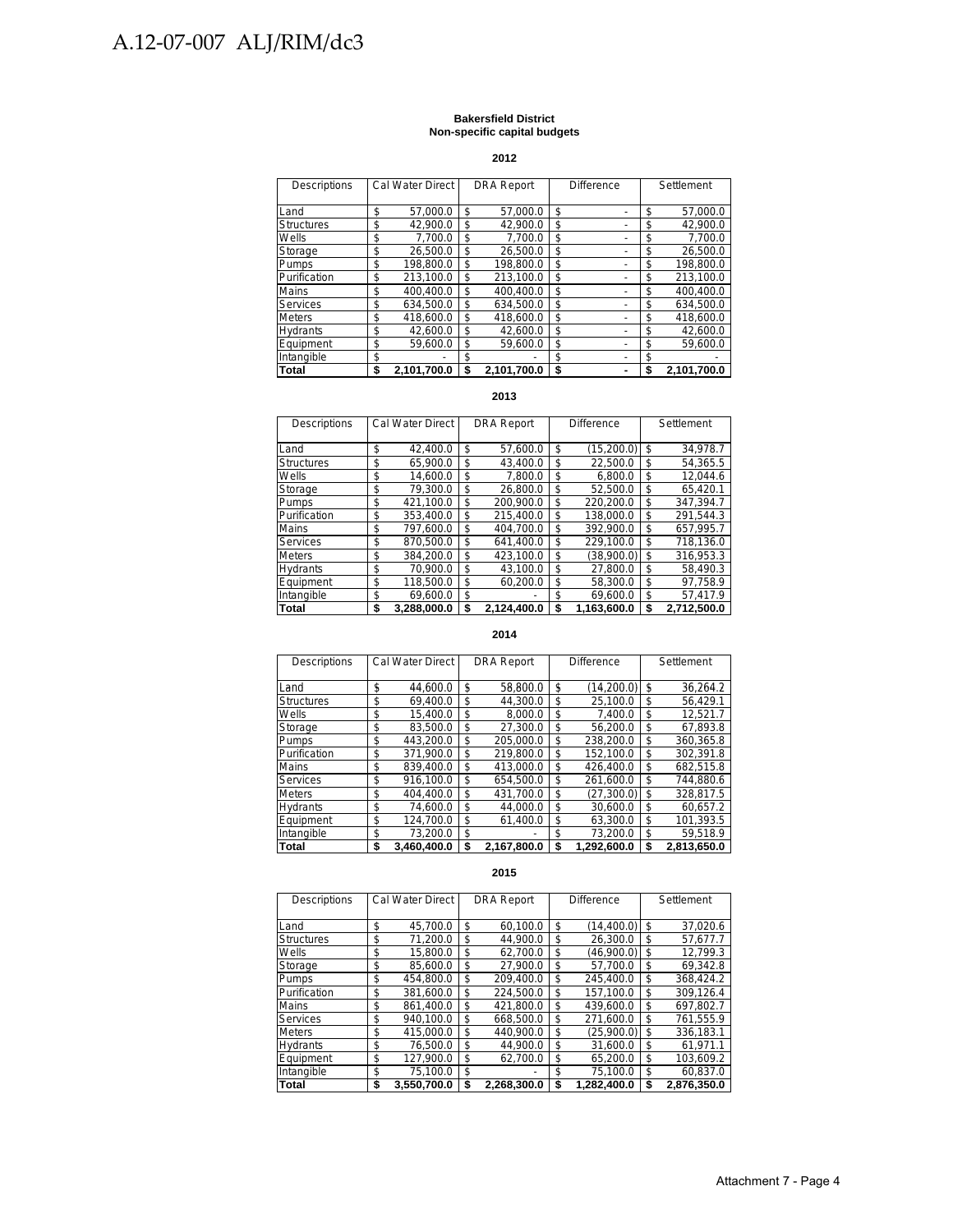**Bakersfield District**
**Non-specific capital budgets**

**2012**

| Descriptions | Cal Water Direct | DRA Report | Difference | Settlement |
|---|---|---|---|---|
| Land | $ 57,000.0 | $ 57,000.0 | $ - | $ 57,000.0 |
| Structures | $ 42,900.0 | $ 42,900.0 | $ - | $ 42,900.0 |
| Wells | $ 7,700.0 | $ 7,700.0 | $ - | $ 7,700.0 |
| Storage | $ 26,500.0 | $ 26,500.0 | $ - | $ 26,500.0 |
| Pumps | $ 198,800.0 | $ 198,800.0 | $ - | $ 198,800.0 |
| Purification | $ 213,100.0 | $ 213,100.0 | $ - | $ 213,100.0 |
| Mains | $ 400,400.0 | $ 400,400.0 | $ - | $ 400,400.0 |
| Services | $ 634,500.0 | $ 634,500.0 | $ - | $ 634,500.0 |
| Meters | $ 418,600.0 | $ 418,600.0 | $ - | $ 418,600.0 |
| Hydrants | $ 42,600.0 | $ 42,600.0 | $ - | $ 42,600.0 |
| Equipment | $ 59,600.0 | $ 59,600.0 | $ - | $ 59,600.0 |
| Intangible | $ - | $ - | $ - | $ - |
| **Total** | **$ 2,101,700.0** | **$ 2,101,700.0** | **$ -** | **$ 2,101,700.0** |

**2013**

| Descriptions | Cal Water Direct | DRA Report | Difference | Settlement |
|---|---|---|---|---|
| Land | $ 42,400.0 | $ 57,600.0 | $ (15,200.0) | $ 34,978.7 |
| Structures | $ 65,900.0 | $ 43,400.0 | $ 22,500.0 | $ 54,365.5 |
| Wells | $ 14,600.0 | $ 7,800.0 | $ 6,800.0 | $ 12,044.6 |
| Storage | $ 79,300.0 | $ 26,800.0 | $ 52,500.0 | $ 65,420.1 |
| Pumps | $ 421,100.0 | $ 200,900.0 | $ 220,200.0 | $ 347,394.7 |
| Purification | $ 353,400.0 | $ 215,400.0 | $ 138,000.0 | $ 291,544.3 |
| Mains | $ 797,600.0 | $ 404,700.0 | $ 392,900.0 | $ 657,995.7 |
| Services | $ 870,500.0 | $ 641,400.0 | $ 229,100.0 | $ 718,136.0 |
| Meters | $ 384,200.0 | $ 423,100.0 | $ (38,900.0) | $ 316,953.3 |
| Hydrants | $ 70,900.0 | $ 43,100.0 | $ 27,800.0 | $ 58,490.3 |
| Equipment | $ 118,500.0 | $ 60,200.0 | $ 58,300.0 | $ 97,758.9 |
| Intangible | $ 69,600.0 | $ - | $ 69,600.0 | $ 57,417.9 |
| **Total** | **$ 3,288,000.0** | **$ 2,124,400.0** | **$ 1,163,600.0** | **$ 2,712,500.0** |

**2014**

| Descriptions | Cal Water Direct | DRA Report | Difference | Settlement |
|---|---|---|---|---|
| Land | $ 44,600.0 | $ 58,800.0 | $ (14,200.0) | $ 36,264.2 |
| Structures | $ 69,400.0 | $ 44,300.0 | $ 25,100.0 | $ 56,429.1 |
| Wells | $ 15,400.0 | $ 8,000.0 | $ 7,400.0 | $ 12,521.7 |
| Storage | $ 83,500.0 | $ 27,300.0 | $ 56,200.0 | $ 67,893.8 |
| Pumps | $ 443,200.0 | $ 205,000.0 | $ 238,200.0 | $ 360,365.8 |
| Purification | $ 371,900.0 | $ 219,800.0 | $ 152,100.0 | $ 302,391.8 |
| Mains | $ 839,400.0 | $ 413,000.0 | $ 426,400.0 | $ 682,515.8 |
| Services | $ 916,100.0 | $ 654,500.0 | $ 261,600.0 | $ 744,880.6 |
| Meters | $ 404,400.0 | $ 431,700.0 | $ (27,300.0) | $ 328,817.5 |
| Hydrants | $ 74,600.0 | $ 44,000.0 | $ 30,600.0 | $ 60,657.2 |
| Equipment | $ 124,700.0 | $ 61,400.0 | $ 63,300.0 | $ 101,393.5 |
| Intangible | $ 73,200.0 | $ - | $ 73,200.0 | $ 59,518.9 |
| **Total** | **$ 3,460,400.0** | **$ 2,167,800.0** | **$ 1,292,600.0** | **$ 2,813,650.0** |

**2015**

| Descriptions | Cal Water Direct | DRA Report | Difference | Settlement |
|---|---|---|---|---|
| Land | $ 45,700.0 | $ 60,100.0 | $ (14,400.0) | $ 37,020.6 |
| Structures | $ 71,200.0 | $ 44,900.0 | $ 26,300.0 | $ 57,677.7 |
| Wells | $ 15,800.0 | $ 62,700.0 | $ (46,900.0) | $ 12,799.3 |
| Storage | $ 85,600.0 | $ 27,900.0 | $ 57,700.0 | $ 69,342.8 |
| Pumps | $ 454,800.0 | $ 209,400.0 | $ 245,400.0 | $ 368,424.2 |
| Purification | $ 381,600.0 | $ 224,500.0 | $ 157,100.0 | $ 309,126.4 |
| Mains | $ 861,400.0 | $ 421,800.0 | $ 439,600.0 | $ 697,802.7 |
| Services | $ 940,100.0 | $ 668,500.0 | $ 271,600.0 | $ 761,555.9 |
| Meters | $ 415,000.0 | $ 440,900.0 | $ (25,900.0) | $ 336,183.1 |
| Hydrants | $ 76,500.0 | $ 44,900.0 | $ 31,600.0 | $ 61,971.1 |
| Equipment | $ 127,900.0 | $ 62,700.0 | $ 65,200.0 | $ 103,609.2 |
| Intangible | $ 75,100.0 | $ - | $ 75,100.0 | $ 60,837.0 |
| **Total** | **$ 3,550,700.0** | **$ 2,268,300.0** | **$ 1,282,400.0** | **$ 2,876,350.0** |

Attachment 7 - Page 4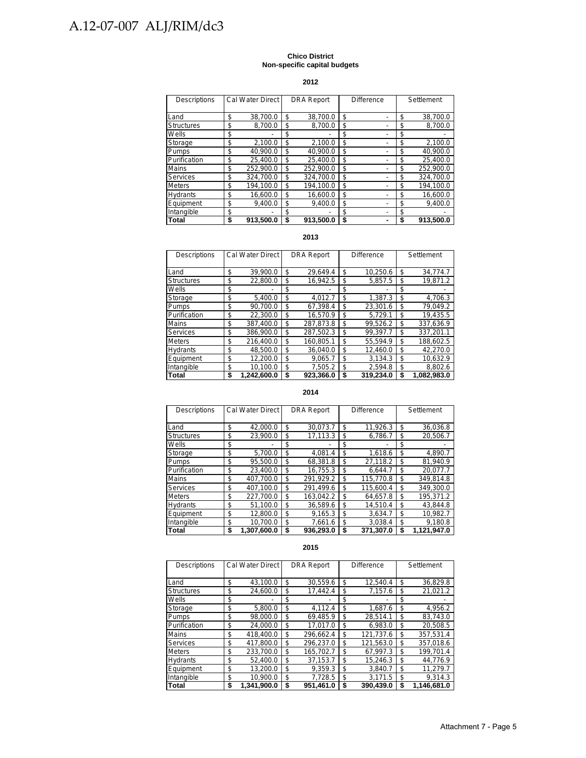**Chico District**
**Non-specific capital budgets**

**2012**

| Descriptions | Cal Water Direct | DRA Report | Difference | Settlement |
|---|---|---|---|---|
| Land | $ 38,700.0 | $ 38,700.0 | $ - | $ 38,700.0 |
| Structures | $ 8,700.0 | $ 8,700.0 | $ - | $ 8,700.0 |
| Wells | $ - | $ - | $ - | $ - |
| Storage | $ 2,100.0 | $ 2,100.0 | $ - | $ 2,100.0 |
| Pumps | $ 40,900.0 | $ 40,900.0 | $ - | $ 40,900.0 |
| Purification | $ 25,400.0 | $ 25,400.0 | $ - | $ 25,400.0 |
| Mains | $ 252,900.0 | $ 252,900.0 | $ - | $ 252,900.0 |
| Services | $ 324,700.0 | $ 324,700.0 | $ - | $ 324,700.0 |
| Meters | $ 194,100.0 | $ 194,100.0 | $ - | $ 194,100.0 |
| Hydrants | $ 16,600.0 | $ 16,600.0 | $ - | $ 16,600.0 |
| Equipment | $ 9,400.0 | $ 9,400.0 | $ - | $ 9,400.0 |
| Intangible | $ - | $ - | $ - | $ - |
| **Total** | **$ 913,500.0** | **$ 913,500.0** | **$ -** | **$ 913,500.0** |

**2013**

| Descriptions | Cal Water Direct | DRA Report | Difference | Settlement |
|---|---|---|---|---|
| Land | $ 39,900.0 | $ 29,649.4 | $ 10,250.6 | $ 34,774.7 |
| Structures | $ 22,800.0 | $ 16,942.5 | $ 5,857.5 | $ 19,871.2 |
| Wells | $ - | $ - | $ - | $ - |
| Storage | $ 5,400.0 | $ 4,012.7 | $ 1,387.3 | $ 4,706.3 |
| Pumps | $ 90,700.0 | $ 67,398.4 | $ 23,301.6 | $ 79,049.2 |
| Purification | $ 22,300.0 | $ 16,570.9 | $ 5,729.1 | $ 19,435.5 |
| Mains | $ 387,400.0 | $ 287,873.8 | $ 99,526.2 | $ 337,636.9 |
| Services | $ 386,900.0 | $ 287,502.3 | $ 99,397.7 | $ 337,201.1 |
| Meters | $ 216,400.0 | $ 160,805.1 | $ 55,594.9 | $ 188,602.5 |
| Hydrants | $ 48,500.0 | $ 36,040.0 | $ 12,460.0 | $ 42,270.0 |
| Equipment | $ 12,200.0 | $ 9,065.7 | $ 3,134.3 | $ 10,632.9 |
| Intangible | $ 10,100.0 | $ 7,505.2 | $ 2,594.8 | $ 8,802.6 |
| **Total** | **$ 1,242,600.0** | **$ 923,366.0** | **$ 319,234.0** | **$ 1,082,983.0** |

**2014**

| Descriptions | Cal Water Direct | DRA Report | Difference | Settlement |
|---|---|---|---|---|
| Land | $ 42,000.0 | $ 30,073.7 | $ 11,926.3 | $ 36,036.8 |
| Structures | $ 23,900.0 | $ 17,113.3 | $ 6,786.7 | $ 20,506.7 |
| Wells | $ - | $ - | $ - | $ - |
| Storage | $ 5,700.0 | $ 4,081.4 | $ 1,618.6 | $ 4,890.7 |
| Pumps | $ 95,500.0 | $ 68,381.8 | $ 27,118.2 | $ 81,940.9 |
| Purification | $ 23,400.0 | $ 16,755.3 | $ 6,644.7 | $ 20,077.7 |
| Mains | $ 407,700.0 | $ 291,929.2 | $ 115,770.8 | $ 349,814.8 |
| Services | $ 407,100.0 | $ 291,499.6 | $ 115,600.4 | $ 349,300.0 |
| Meters | $ 227,700.0 | $ 163,042.2 | $ 64,657.8 | $ 195,371.2 |
| Hydrants | $ 51,100.0 | $ 36,589.6 | $ 14,510.4 | $ 43,844.8 |
| Equipment | $ 12,800.0 | $ 9,165.3 | $ 3,634.7 | $ 10,982.7 |
| Intangible | $ 10,700.0 | $ 7,661.6 | $ 3,038.4 | $ 9,180.8 |
| **Total** | **$ 1,307,600.0** | **$ 936,293.0** | **$ 371,307.0** | **$ 1,121,947.0** |

**2015**

| Descriptions | Cal Water Direct | DRA Report | Difference | Settlement |
|---|---|---|---|---|
| Land | $ 43,100.0 | $ 30,559.6 | $ 12,540.4 | $ 36,829.8 |
| Structures | $ 24,600.0 | $ 17,442.4 | $ 7,157.6 | $ 21,021.2 |
| Wells | $ - | $ - | $ - | $ - |
| Storage | $ 5,800.0 | $ 4,112.4 | $ 1,687.6 | $ 4,956.2 |
| Pumps | $ 98,000.0 | $ 69,485.9 | $ 28,514.1 | $ 83,743.0 |
| Purification | $ 24,000.0 | $ 17,017.0 | $ 6,983.0 | $ 20,508.5 |
| Mains | $ 418,400.0 | $ 296,662.4 | $ 121,737.6 | $ 357,531.4 |
| Services | $ 417,800.0 | $ 296,237.0 | $ 121,563.0 | $ 357,018.6 |
| Meters | $ 233,700.0 | $ 165,702.7 | $ 67,997.3 | $ 199,701.4 |
| Hydrants | $ 52,400.0 | $ 37,153.7 | $ 15,246.3 | $ 44,776.9 |
| Equipment | $ 13,200.0 | $ 9,359.3 | $ 3,840.7 | $ 11,279.7 |
| Intangible | $ 10,900.0 | $ 7,728.5 | $ 3,171.5 | $ 9,314.3 |
| **Total** | **$ 1,341,900.0** | **$ 951,461.0** | **$ 390,439.0** | **$ 1,146,681.0** |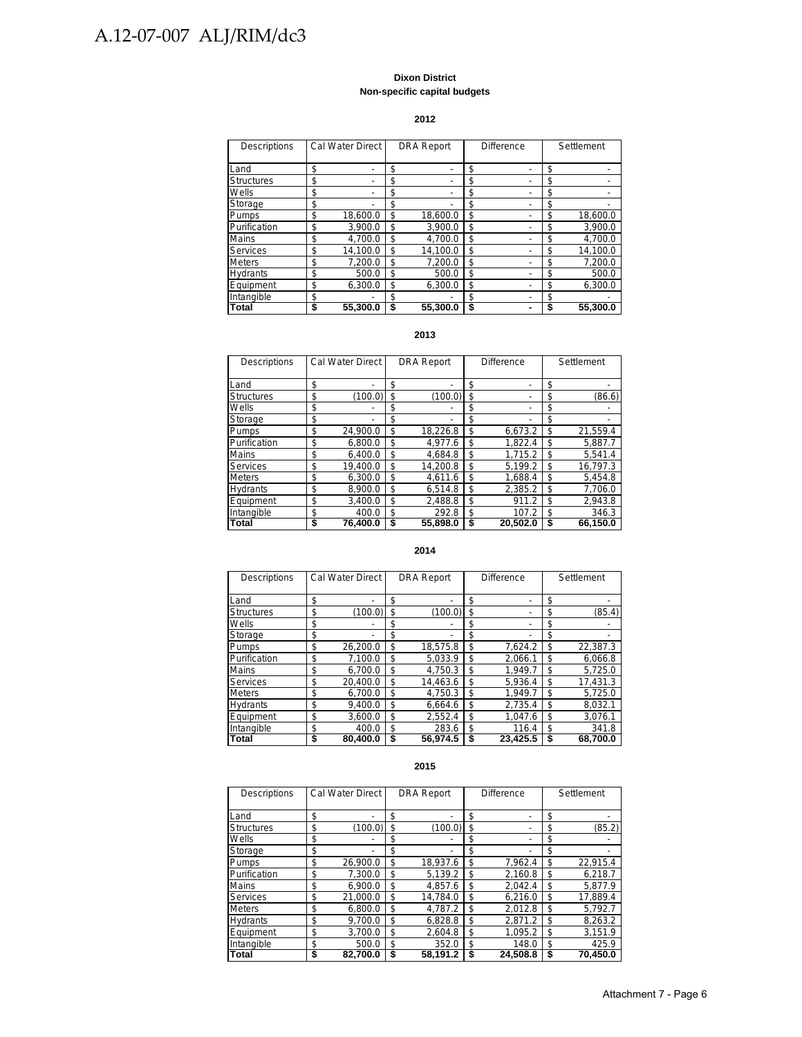**Dixon District**
**Non-specific capital budgets**

**2012**

| Descriptions | Cal Water Direct | DRA Report | Difference | Settlement |
|---|---|---|---|---|
| Land | $ - | $ - | $ - | $ - |
| Structures | $ - | $ - | $ - | $ - |
| Wells | $ - | $ - | $ - | $ - |
| Storage | $ - | $ - | $ - | $ - |
| Pumps | $ 18,600.0 | $ 18,600.0 | $ - | $ 18,600.0 |
| Purification | $ 3,900.0 | $ 3,900.0 | $ - | $ 3,900.0 |
| Mains | $ 4,700.0 | $ 4,700.0 | $ - | $ 4,700.0 |
| Services | $ 14,100.0 | $ 14,100.0 | $ - | $ 14,100.0 |
| Meters | $ 7,200.0 | $ 7,200.0 | $ - | $ 7,200.0 |
| Hydrants | $ 500.0 | $ 500.0 | $ - | $ 500.0 |
| Equipment | $ 6,300.0 | $ 6,300.0 | $ - | $ 6,300.0 |
| Intangible | $ - | $ - | $ - | $ - |
| **Total** | **$ 55,300.0** | **$ 55,300.0** | **$ -** | **$ 55,300.0** |

**2013**

| Descriptions | Cal Water Direct | DRA Report | Difference | Settlement |
|---|---|---|---|---|
| Land | $ - | $ - | $ - | $ - |
| Structures | $ (100.0) | $ (100.0) | $ - | $ (86.6) |
| Wells | $ - | $ - | $ - | $ - |
| Storage | $ - | $ - | $ - | $ - |
| Pumps | $ 24,900.0 | $ 18,226.8 | $ 6,673.2 | $ 21,559.4 |
| Purification | $ 6,800.0 | $ 4,977.6 | $ 1,822.4 | $ 5,887.7 |
| Mains | $ 6,400.0 | $ 4,684.8 | $ 1,715.2 | $ 5,541.4 |
| Services | $ 19,400.0 | $ 14,200.8 | $ 5,199.2 | $ 16,797.3 |
| Meters | $ 6,300.0 | $ 4,611.6 | $ 1,688.4 | $ 5,454.8 |
| Hydrants | $ 8,900.0 | $ 6,514.8 | $ 2,385.2 | $ 7,706.0 |
| Equipment | $ 3,400.0 | $ 2,488.8 | $ 911.2 | $ 2,943.8 |
| Intangible | $ 400.0 | $ 292.8 | $ 107.2 | $ 346.3 |
| **Total** | **$ 76,400.0** | **$ 55,898.0** | **$ 20,502.0** | **$ 66,150.0** |

**2014**

| Descriptions | Cal Water Direct | DRA Report | Difference | Settlement |
|---|---|---|---|---|
| Land | $ - | $ - | $ - | $ - |
| Structures | $ (100.0) | $ (100.0) | $ - | $ (85.4) |
| Wells | $ - | $ - | $ - | $ - |
| Storage | $ - | $ - | $ - | $ - |
| Pumps | $ 26,200.0 | $ 18,575.8 | $ 7,624.2 | $ 22,387.3 |
| Purification | $ 7,100.0 | $ 5,033.9 | $ 2,066.1 | $ 6,066.8 |
| Mains | $ 6,700.0 | $ 4,750.3 | $ 1,949.7 | $ 5,725.0 |
| Services | $ 20,400.0 | $ 14,463.6 | $ 5,936.4 | $ 17,431.3 |
| Meters | $ 6,700.0 | $ 4,750.3 | $ 1,949.7 | $ 5,725.0 |
| Hydrants | $ 9,400.0 | $ 6,664.6 | $ 2,735.4 | $ 8,032.1 |
| Equipment | $ 3,600.0 | $ 2,552.4 | $ 1,047.6 | $ 3,076.1 |
| Intangible | $ 400.0 | $ 283.6 | $ 116.4 | $ 341.8 |
| **Total** | **$ 80,400.0** | **$ 56,974.5** | **$ 23,425.5** | **$ 68,700.0** |

**2015**

| Descriptions | Cal Water Direct | DRA Report | Difference | Settlement |
|---|---|---|---|---|
| Land | $ - | $ - | $ - | $ - |
| Structures | $ (100.0) | $ (100.0) | $ - | $ (85.2) |
| Wells | $ - | $ - | $ - | $ - |
| Storage | $ - | $ - | $ - | $ - |
| Pumps | $ 26,900.0 | $ 18,937.6 | $ 7,962.4 | $ 22,915.4 |
| Purification | $ 7,300.0 | $ 5,139.2 | $ 2,160.8 | $ 6,218.7 |
| Mains | $ 6,900.0 | $ 4,857.6 | $ 2,042.4 | $ 5,877.9 |
| Services | $ 21,000.0 | $ 14,784.0 | $ 6,216.0 | $ 17,889.4 |
| Meters | $ 6,800.0 | $ 4,787.2 | $ 2,012.8 | $ 5,792.7 |
| Hydrants | $ 9,700.0 | $ 6,828.8 | $ 2,871.2 | $ 8,263.2 |
| Equipment | $ 3,700.0 | $ 2,604.8 | $ 1,095.2 | $ 3,151.9 |
| Intangible | $ 500.0 | $ 352.0 | $ 148.0 | $ 425.9 |
| **Total** | **$ 82,700.0** | **$ 58,191.2** | **$ 24,508.8** | **$ 70,450.0** |

Attachment 7 - Page 6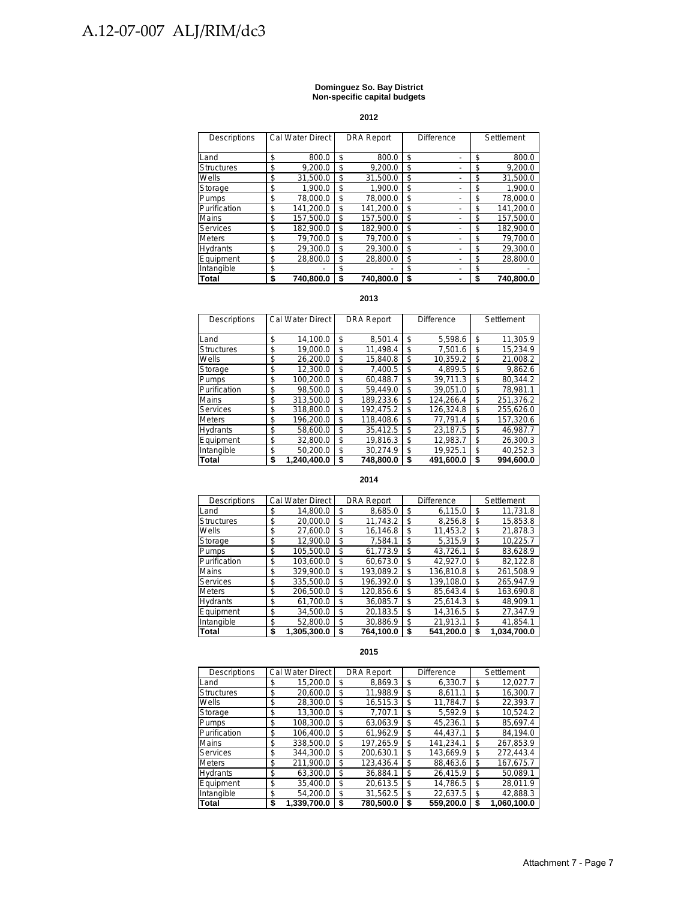**Dominguez So. Bay District**
**Non-specific capital budgets**

**2012**

| Descriptions | Cal Water Direct | DRA Report | Difference | Settlement |
|---|---|---|---|---|
| Land | $ 800.0 | $ 800.0 | $ - | $ 800.0 |
| Structures | $ 9,200.0 | $ 9,200.0 | $ - | $ 9,200.0 |
| Wells | $ 31,500.0 | $ 31,500.0 | $ - | $ 31,500.0 |
| Storage | $ 1,900.0 | $ 1,900.0 | $ - | $ 1,900.0 |
| Pumps | $ 78,000.0 | $ 78,000.0 | $ - | $ 78,000.0 |
| Purification | $ 141,200.0 | $ 141,200.0 | $ - | $ 141,200.0 |
| Mains | $ 157,500.0 | $ 157,500.0 | $ - | $ 157,500.0 |
| Services | $ 182,900.0 | $ 182,900.0 | $ - | $ 182,900.0 |
| Meters | $ 79,700.0 | $ 79,700.0 | $ - | $ 79,700.0 |
| Hydrants | $ 29,300.0 | $ 29,300.0 | $ - | $ 29,300.0 |
| Equipment | $ 28,800.0 | $ 28,800.0 | $ - | $ 28,800.0 |
| Intangible | $ - | $ - | $ - | $ - |
| **Total** | **$ 740,800.0** | **$ 740,800.0** | **$ -** | **$ 740,800.0** |

**2013**

| Descriptions | Cal Water Direct | DRA Report | Difference | Settlement |
|---|---|---|---|---|
| Land | $ 14,100.0 | $ 8,501.4 | $ 5,598.6 | $ 11,305.9 |
| Structures | $ 19,000.0 | $ 11,498.4 | $ 7,501.6 | $ 15,234.9 |
| Wells | $ 26,200.0 | $ 15,840.8 | $ 10,359.2 | $ 21,008.2 |
| Storage | $ 12,300.0 | $ 7,400.5 | $ 4,899.5 | $ 9,862.6 |
| Pumps | $ 100,200.0 | $ 60,488.7 | $ 39,711.3 | $ 80,344.2 |
| Purification | $ 98,500.0 | $ 59,449.0 | $ 39,051.0 | $ 78,981.1 |
| Mains | $ 313,500.0 | $ 189,233.6 | $ 124,266.4 | $ 251,376.2 |
| Services | $ 318,800.0 | $ 192,475.2 | $ 126,324.8 | $ 255,626.0 |
| Meters | $ 196,200.0 | $ 118,408.6 | $ 77,791.4 | $ 157,320.6 |
| Hydrants | $ 58,600.0 | $ 35,412.5 | $ 23,187.5 | $ 46,987.7 |
| Equipment | $ 32,800.0 | $ 19,816.3 | $ 12,983.7 | $ 26,300.3 |
| Intangible | $ 50,200.0 | $ 30,274.9 | $ 19,925.1 | $ 40,252.3 |
| **Total** | **$ 1,240,400.0** | **$ 748,800.0** | **$ 491,600.0** | **$ 994,600.0** |

**2014**

| Descriptions | Cal Water Direct | DRA Report | Difference | Settlement |
|---|---|---|---|---|
| Land | $ 14,800.0 | $ 8,685.0 | $ 6,115.0 | $ 11,731.8 |
| Structures | $ 20,000.0 | $ 11,743.2 | $ 8,256.8 | $ 15,853.8 |
| Wells | $ 27,600.0 | $ 16,146.8 | $ 11,453.2 | $ 21,878.3 |
| Storage | $ 12,900.0 | $ 7,584.1 | $ 5,315.9 | $ 10,225.7 |
| Pumps | $ 105,500.0 | $ 61,773.9 | $ 43,726.1 | $ 83,628.9 |
| Purification | $ 103,600.0 | $ 60,673.0 | $ 42,927.0 | $ 82,122.8 |
| Mains | $ 329,900.0 | $ 193,089.2 | $ 136,810.8 | $ 261,508.9 |
| Services | $ 335,500.0 | $ 196,392.0 | $ 139,108.0 | $ 265,947.9 |
| Meters | $ 206,500.0 | $ 120,856.6 | $ 85,643.4 | $ 163,690.8 |
| Hydrants | $ 61,700.0 | $ 36,085.7 | $ 25,614.3 | $ 48,909.1 |
| Equipment | $ 34,500.0 | $ 20,183.5 | $ 14,316.5 | $ 27,347.9 |
| Intangible | $ 52,800.0 | $ 30,886.9 | $ 21,913.1 | $ 41,854.1 |
| **Total** | **$ 1,305,300.0** | **$ 764,100.0** | **$ 541,200.0** | **$ 1,034,700.0** |

**2015**

| Descriptions | Cal Water Direct | DRA Report | Difference | Settlement |
|---|---|---|---|---|
| Land | $ 15,200.0 | $ 8,869.3 | $ 6,330.7 | $ 12,027.7 |
| Structures | $ 20,600.0 | $ 11,988.9 | $ 8,611.1 | $ 16,300.7 |
| Wells | $ 28,300.0 | $ 16,515.3 | $ 11,784.7 | $ 22,393.7 |
| Storage | $ 13,300.0 | $ 7,707.1 | $ 5,592.9 | $ 10,524.2 |
| Pumps | $ 108,300.0 | $ 63,063.9 | $ 45,236.1 | $ 85,697.4 |
| Purification | $ 106,400.0 | $ 61,962.9 | $ 44,437.1 | $ 84,194.0 |
| Mains | $ 338,500.0 | $ 197,265.9 | $ 141,234.1 | $ 267,853.9 |
| Services | $ 344,300.0 | $ 200,630.1 | $ 143,669.9 | $ 272,443.4 |
| Meters | $ 211,900.0 | $ 123,436.4 | $ 88,463.6 | $ 167,675.7 |
| Hydrants | $ 63,300.0 | $ 36,884.1 | $ 26,415.9 | $ 50,089.1 |
| Equipment | $ 35,400.0 | $ 20,613.5 | $ 14,786.5 | $ 28,011.9 |
| Intangible | $ 54,200.0 | $ 31,562.5 | $ 22,637.5 | $ 42,888.3 |
| **Total** | **$ 1,339,700.0** | **$ 780,500.0** | **$ 559,200.0** | **$ 1,060,100.0** |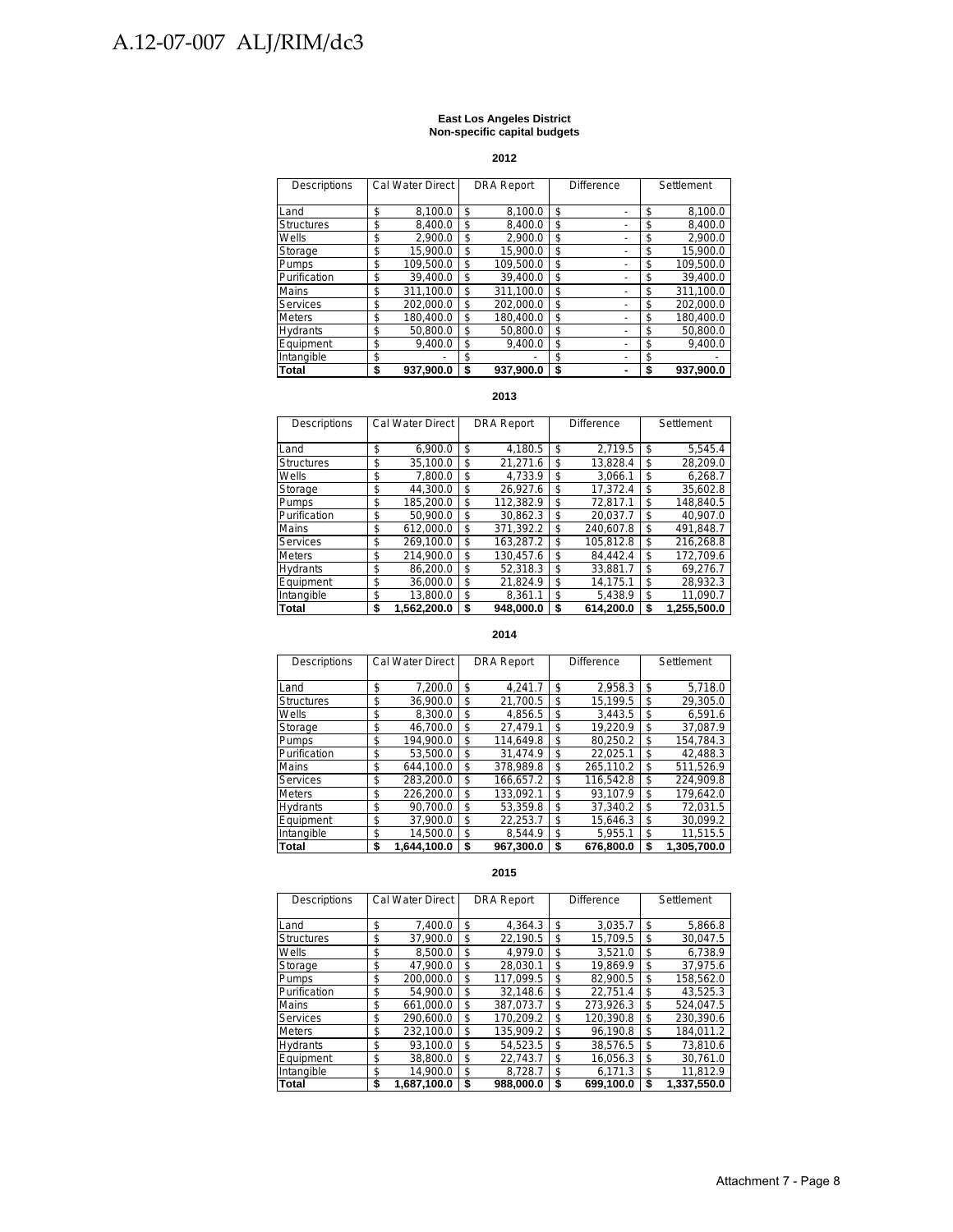**East Los Angeles District**
**Non-specific capital budgets**

**2012**

| Descriptions | Cal Water Direct | DRA Report | Difference | Settlement |
|---|---|---|---|---|
| Land | $ 8,100.0 | $ 8,100.0 | $ - | $ 8,100.0 |
| Structures | $ 8,400.0 | $ 8,400.0 | $ - | $ 8,400.0 |
| Wells | $ 2,900.0 | $ 2,900.0 | $ - | $ 2,900.0 |
| Storage | $ 15,900.0 | $ 15,900.0 | $ - | $ 15,900.0 |
| Pumps | $ 109,500.0 | $ 109,500.0 | $ - | $ 109,500.0 |
| Purification | $ 39,400.0 | $ 39,400.0 | $ - | $ 39,400.0 |
| Mains | $ 311,100.0 | $ 311,100.0 | $ - | $ 311,100.0 |
| Services | $ 202,000.0 | $ 202,000.0 | $ - | $ 202,000.0 |
| Meters | $ 180,400.0 | $ 180,400.0 | $ - | $ 180,400.0 |
| Hydrants | $ 50,800.0 | $ 50,800.0 | $ - | $ 50,800.0 |
| Equipment | $ 9,400.0 | $ 9,400.0 | $ - | $ 9,400.0 |
| Intangible | $ - | $ - | $ - | $ - |
| **Total** | **$ 937,900.0** | **$ 937,900.0** | **$ -** | **$ 937,900.0** |

**2013**

| Descriptions | Cal Water Direct | DRA Report | Difference | Settlement |
|---|---|---|---|---|
| Land | $ 6,900.0 | $ 4,180.5 | $ 2,719.5 | $ 5,545.4 |
| Structures | $ 35,100.0 | $ 21,271.6 | $ 13,828.4 | $ 28,209.0 |
| Wells | $ 7,800.0 | $ 4,733.9 | $ 3,066.1 | $ 6,268.7 |
| Storage | $ 44,300.0 | $ 26,927.6 | $ 17,372.4 | $ 35,602.8 |
| Pumps | $ 185,200.0 | $ 112,382.9 | $ 72,817.1 | $ 148,840.5 |
| Purification | $ 50,900.0 | $ 30,862.3 | $ 20,037.7 | $ 40,907.0 |
| Mains | $ 612,000.0 | $ 371,392.2 | $ 240,607.8 | $ 491,848.7 |
| Services | $ 269,100.0 | $ 163,287.2 | $ 105,812.8 | $ 216,268.8 |
| Meters | $ 214,900.0 | $ 130,457.6 | $ 84,442.4 | $ 172,709.6 |
| Hydrants | $ 86,200.0 | $ 52,318.3 | $ 33,881.7 | $ 69,276.7 |
| Equipment | $ 36,000.0 | $ 21,824.9 | $ 14,175.1 | $ 28,932.3 |
| Intangible | $ 13,800.0 | $ 8,361.1 | $ 5,438.9 | $ 11,090.7 |
| **Total** | **$ 1,562,200.0** | **$ 948,000.0** | **$ 614,200.0** | **$ 1,255,500.0** |

**2014**

| Descriptions | Cal Water Direct | DRA Report | Difference | Settlement |
|---|---|---|---|---|
| Land | $ 7,200.0 | $ 4,241.7 | $ 2,958.3 | $ 5,718.0 |
| Structures | $ 36,900.0 | $ 21,700.5 | $ 15,199.5 | $ 29,305.0 |
| Wells | $ 8,300.0 | $ 4,856.5 | $ 3,443.5 | $ 6,591.6 |
| Storage | $ 46,700.0 | $ 27,479.1 | $ 19,220.9 | $ 37,087.9 |
| Pumps | $ 194,900.0 | $ 114,649.8 | $ 80,250.2 | $ 154,784.3 |
| Purification | $ 53,500.0 | $ 31,474.9 | $ 22,025.1 | $ 42,488.3 |
| Mains | $ 644,100.0 | $ 378,989.8 | $ 265,110.2 | $ 511,526.9 |
| Services | $ 283,200.0 | $ 166,657.2 | $ 116,542.8 | $ 224,909.8 |
| Meters | $ 226,200.0 | $ 133,092.1 | $ 93,107.9 | $ 179,642.0 |
| Hydrants | $ 90,700.0 | $ 53,359.8 | $ 37,340.2 | $ 72,031.5 |
| Equipment | $ 37,900.0 | $ 22,253.7 | $ 15,646.3 | $ 30,099.2 |
| Intangible | $ 14,500.0 | $ 8,544.9 | $ 5,955.1 | $ 11,515.5 |
| **Total** | **$ 1,644,100.0** | **$ 967,300.0** | **$ 676,800.0** | **$ 1,305,700.0** |

**2015**

| Descriptions | Cal Water Direct | DRA Report | Difference | Settlement |
|---|---|---|---|---|
| Land | $ 7,400.0 | $ 4,364.3 | $ 3,035.7 | $ 5,866.8 |
| Structures | $ 37,900.0 | $ 22,190.5 | $ 15,709.5 | $ 30,047.5 |
| Wells | $ 8,500.0 | $ 4,979.0 | $ 3,521.0 | $ 6,738.9 |
| Storage | $ 47,900.0 | $ 28,030.1 | $ 19,869.9 | $ 37,975.6 |
| Pumps | $ 200,000.0 | $ 117,099.5 | $ 82,900.5 | $ 158,562.0 |
| Purification | $ 54,900.0 | $ 32,148.6 | $ 22,751.4 | $ 43,525.3 |
| Mains | $ 661,000.0 | $ 387,073.7 | $ 273,926.3 | $ 524,047.5 |
| Services | $ 290,600.0 | $ 170,209.2 | $ 120,390.8 | $ 230,390.6 |
| Meters | $ 232,100.0 | $ 135,909.2 | $ 96,190.8 | $ 184,011.2 |
| Hydrants | $ 93,100.0 | $ 54,523.5 | $ 38,576.5 | $ 73,810.6 |
| Equipment | $ 38,800.0 | $ 22,743.7 | $ 16,056.3 | $ 30,761.0 |
| Intangible | $ 14,900.0 | $ 8,728.7 | $ 6,171.3 | $ 11,812.9 |
| **Total** | **$ 1,687,100.0** | **$ 988,000.0** | **$ 699,100.0** | **$ 1,337,550.0** |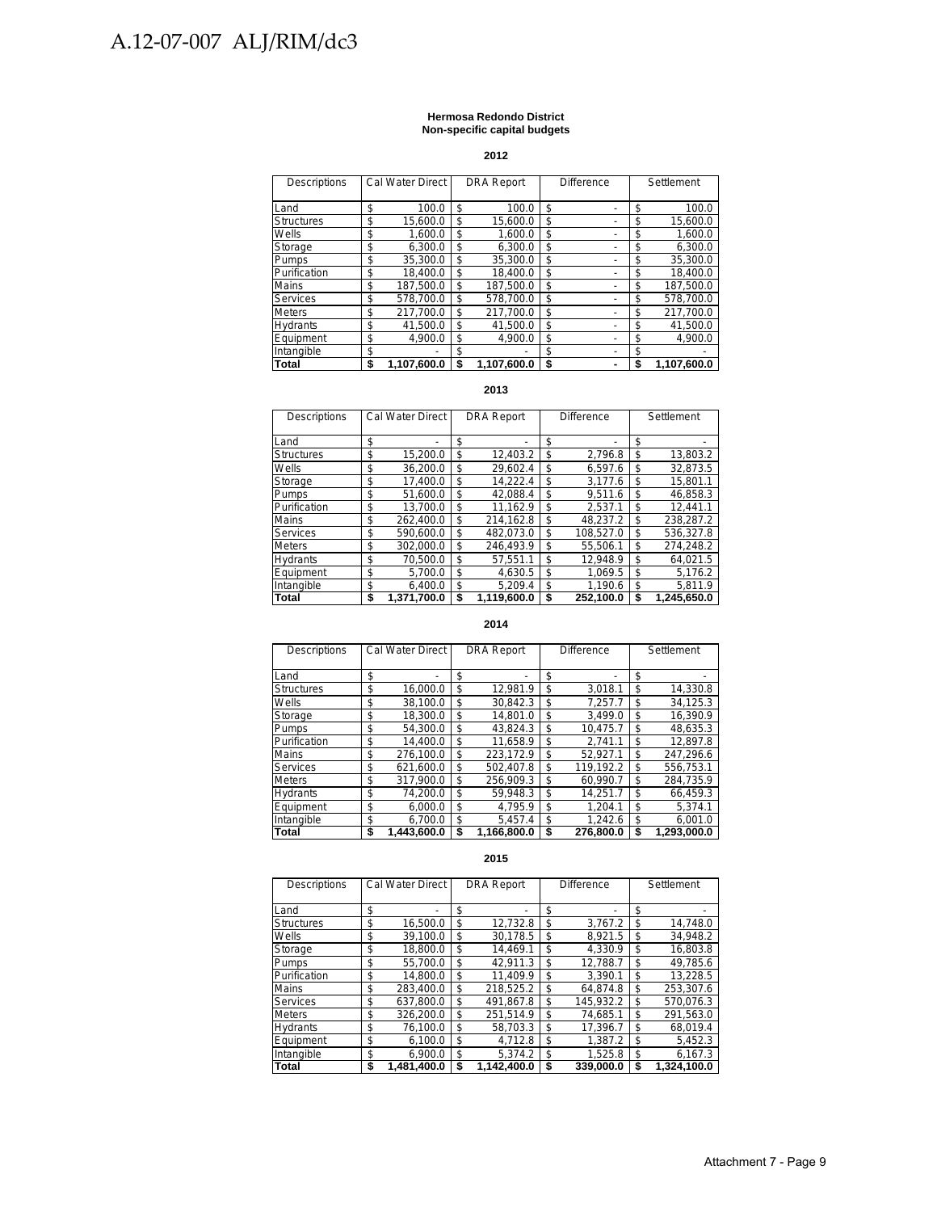**Hermosa Redondo District**
**Non-specific capital budgets**

**2012**

| Descriptions | Cal Water Direct | DRA Report | Difference | Settlement |
|---|---|---|---|---|
| Land | $ 100.0 | $ 100.0 | $ - | $ 100.0 |
| Structures | $ 15,600.0 | $ 15,600.0 | $ - | $ 15,600.0 |
| Wells | $ 1,600.0 | $ 1,600.0 | $ - | $ 1,600.0 |
| Storage | $ 6,300.0 | $ 6,300.0 | $ - | $ 6,300.0 |
| Pumps | $ 35,300.0 | $ 35,300.0 | $ - | $ 35,300.0 |
| Purification | $ 18,400.0 | $ 18,400.0 | $ - | $ 18,400.0 |
| Mains | $ 187,500.0 | $ 187,500.0 | $ - | $ 187,500.0 |
| Services | $ 578,700.0 | $ 578,700.0 | $ - | $ 578,700.0 |
| Meters | $ 217,700.0 | $ 217,700.0 | $ - | $ 217,700.0 |
| Hydrants | $ 41,500.0 | $ 41,500.0 | $ - | $ 41,500.0 |
| Equipment | $ 4,900.0 | $ 4,900.0 | $ - | $ 4,900.0 |
| Intangible | $ - | $ - | $ - | $ - |
| **Total** | **$ 1,107,600.0** | **$ 1,107,600.0** | **$ -** | **$ 1,107,600.0** |

**2013**

| Descriptions | Cal Water Direct | DRA Report | Difference | Settlement |
|---|---|---|---|---|
| Land | $ - | $ - | $ - | $ - |
| Structures | $ 15,200.0 | $ 12,403.2 | $ 2,796.8 | $ 13,803.2 |
| Wells | $ 36,200.0 | $ 29,602.4 | $ 6,597.6 | $ 32,873.5 |
| Storage | $ 17,400.0 | $ 14,222.4 | $ 3,177.6 | $ 15,801.1 |
| Pumps | $ 51,600.0 | $ 42,088.4 | $ 9,511.6 | $ 46,858.3 |
| Purification | $ 13,700.0 | $ 11,162.9 | $ 2,537.1 | $ 12,441.1 |
| Mains | $ 262,400.0 | $ 214,162.8 | $ 48,237.2 | $ 238,287.2 |
| Services | $ 590,600.0 | $ 482,073.0 | $ 108,527.0 | $ 536,327.8 |
| Meters | $ 302,000.0 | $ 246,493.9 | $ 55,506.1 | $ 274,248.2 |
| Hydrants | $ 70,500.0 | $ 57,551.1 | $ 12,948.9 | $ 64,021.5 |
| Equipment | $ 5,700.0 | $ 4,630.5 | $ 1,069.5 | $ 5,176.2 |
| Intangible | $ 6,400.0 | $ 5,209.4 | $ 1,190.6 | $ 5,811.9 |
| **Total** | **$ 1,371,700.0** | **$ 1,119,600.0** | **$ 252,100.0** | **$ 1,245,650.0** |

**2014**

| Descriptions | Cal Water Direct | DRA Report | Difference | Settlement |
|---|---|---|---|---|
| Land | $ - | $ - | $ - | $ - |
| Structures | $ 16,000.0 | $ 12,981.9 | $ 3,018.1 | $ 14,330.8 |
| Wells | $ 38,100.0 | $ 30,842.3 | $ 7,257.7 | $ 34,125.3 |
| Storage | $ 18,300.0 | $ 14,801.0 | $ 3,499.0 | $ 16,390.9 |
| Pumps | $ 54,300.0 | $ 43,824.3 | $ 10,475.7 | $ 48,635.3 |
| Purification | $ 14,400.0 | $ 11,658.9 | $ 2,741.1 | $ 12,897.8 |
| Mains | $ 276,100.0 | $ 223,172.9 | $ 52,927.1 | $ 247,296.6 |
| Services | $ 621,600.0 | $ 502,407.8 | $ 119,192.2 | $ 556,753.1 |
| Meters | $ 317,900.0 | $ 256,909.3 | $ 60,990.7 | $ 284,735.9 |
| Hydrants | $ 74,200.0 | $ 59,948.3 | $ 14,251.7 | $ 66,459.3 |
| Equipment | $ 6,000.0 | $ 4,795.9 | $ 1,204.1 | $ 5,374.1 |
| Intangible | $ 6,700.0 | $ 5,457.4 | $ 1,242.6 | $ 6,001.0 |
| **Total** | **$ 1,443,600.0** | **$ 1,166,800.0** | **$ 276,800.0** | **$ 1,293,000.0** |

**2015**

| Descriptions | Cal Water Direct | DRA Report | Difference | Settlement |
|---|---|---|---|---|
| Land | $ - | $ - | $ - | $ - |
| Structures | $ 16,500.0 | $ 12,732.8 | $ 3,767.2 | $ 14,748.0 |
| Wells | $ 39,100.0 | $ 30,178.5 | $ 8,921.5 | $ 34,948.2 |
| Storage | $ 18,800.0 | $ 14,469.1 | $ 4,330.9 | $ 16,803.8 |
| Pumps | $ 55,700.0 | $ 42,911.3 | $ 12,788.7 | $ 49,785.6 |
| Purification | $ 14,800.0 | $ 11,409.9 | $ 3,390.1 | $ 13,228.5 |
| Mains | $ 283,400.0 | $ 218,525.2 | $ 64,874.8 | $ 253,307.6 |
| Services | $ 637,800.0 | $ 491,867.8 | $ 145,932.2 | $ 570,076.3 |
| Meters | $ 326,200.0 | $ 251,514.9 | $ 74,685.1 | $ 291,563.0 |
| Hydrants | $ 76,100.0 | $ 58,703.3 | $ 17,396.7 | $ 68,019.4 |
| Equipment | $ 6,100.0 | $ 4,712.8 | $ 1,387.2 | $ 5,452.3 |
| Intangible | $ 6,900.0 | $ 5,374.2 | $ 1,525.8 | $ 6,167.3 |
| **Total** | **$ 1,481,400.0** | **$ 1,142,400.0** | **$ 339,000.0** | **$ 1,324,100.0** |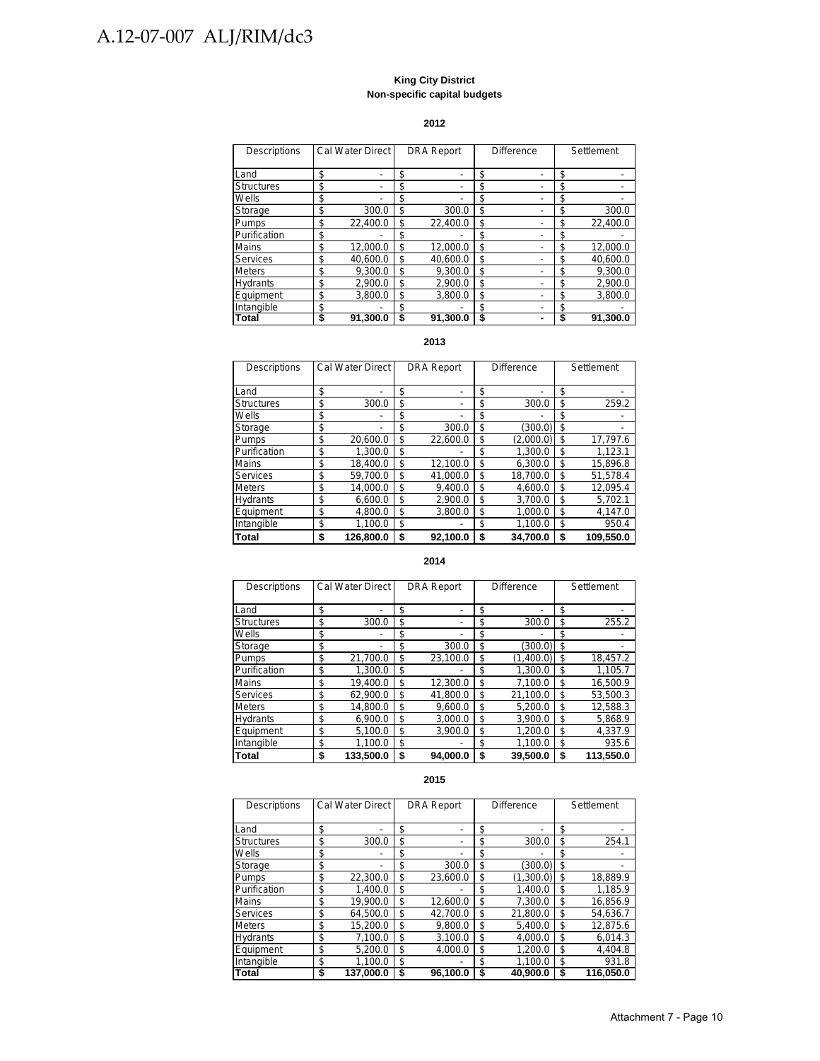**King City District**
**Non-specific capital budgets**

**2012**

| Descriptions | Cal Water Direct | DRA Report | Difference | Settlement |
|---|---|---|---|---|
| Land | $ - | $ - | $ - | $ - |
| Structures | $ - | $ - | $ - | $ - |
| Wells | $ - | $ - | $ - | $ - |
| Storage | $ 300.0 | $ 300.0 | $ - | $ 300.0 |
| Pumps | $ 22,400.0 | $ 22,400.0 | $ - | $ 22,400.0 |
| Purification | $ - | $ - | $ - | $ - |
| Mains | $ 12,000.0 | $ 12,000.0 | $ - | $ 12,000.0 |
| Services | $ 40,600.0 | $ 40,600.0 | $ - | $ 40,600.0 |
| Meters | $ 9,300.0 | $ 9,300.0 | $ - | $ 9,300.0 |
| Hydrants | $ 2,900.0 | $ 2,900.0 | $ - | $ 2,900.0 |
| Equipment | $ 3,800.0 | $ 3,800.0 | $ - | $ 3,800.0 |
| Intangible | $ - | $ - | $ - | $ - |
| **Total** | **$ 91,300.0** | **$ 91,300.0** | **$ -** | **$ 91,300.0** |

**2013**

| Descriptions | Cal Water Direct | DRA Report | Difference | Settlement |
|---|---|---|---|---|
| Land | $ - | $ - | $ - | $ - |
| Structures | $ 300.0 | $ - | $ 300.0 | $ 259.2 |
| Wells | $ - | $ - | $ - | $ - |
| Storage | $ - | $ 300.0 | $ (300.0) | $ - |
| Pumps | $ 20,600.0 | $ 22,600.0 | $ (2,000.0) | $ 17,797.6 |
| Purification | $ 1,300.0 | $ - | $ 1,300.0 | $ 1,123.1 |
| Mains | $ 18,400.0 | $ 12,100.0 | $ 6,300.0 | $ 15,896.8 |
| Services | $ 59,700.0 | $ 41,000.0 | $ 18,700.0 | $ 51,578.4 |
| Meters | $ 14,000.0 | $ 9,400.0 | $ 4,600.0 | $ 12,095.4 |
| Hydrants | $ 6,600.0 | $ 2,900.0 | $ 3,700.0 | $ 5,702.1 |
| Equipment | $ 4,800.0 | $ 3,800.0 | $ 1,000.0 | $ 4,147.0 |
| Intangible | $ 1,100.0 | $ - | $ 1,100.0 | $ 950.4 |
| **Total** | **$ 126,800.0** | **$ 92,100.0** | **$ 34,700.0** | **$ 109,550.0** |

**2014**

| Descriptions | Cal Water Direct | DRA Report | Difference | Settlement |
|---|---|---|---|---|
| Land | $ - | $ - | $ - | $ - |
| Structures | $ 300.0 | $ - | $ 300.0 | $ 255.2 |
| Wells | $ - | $ - | $ - | $ - |
| Storage | $ - | $ 300.0 | $ (300.0) | $ - |
| Pumps | $ 21,700.0 | $ 23,100.0 | $ (1,400.0) | $ 18,457.2 |
| Purification | $ 1,300.0 | $ - | $ 1,300.0 | $ 1,105.7 |
| Mains | $ 19,400.0 | $ 12,300.0 | $ 7,100.0 | $ 16,500.9 |
| Services | $ 62,900.0 | $ 41,800.0 | $ 21,100.0 | $ 53,500.3 |
| Meters | $ 14,800.0 | $ 9,600.0 | $ 5,200.0 | $ 12,588.3 |
| Hydrants | $ 6,900.0 | $ 3,000.0 | $ 3,900.0 | $ 5,868.9 |
| Equipment | $ 5,100.0 | $ 3,900.0 | $ 1,200.0 | $ 4,337.9 |
| Intangible | $ 1,100.0 | $ - | $ 1,100.0 | $ 935.6 |
| **Total** | **$ 133,500.0** | **$ 94,000.0** | **$ 39,500.0** | **$ 113,550.0** |

**2015**

| Descriptions | Cal Water Direct | DRA Report | Difference | Settlement |
|---|---|---|---|---|
| Land | $ - | $ - | $ - | $ - |
| Structures | $ 300.0 | $ - | $ 300.0 | $ 254.1 |
| Wells | $ - | $ - | $ - | $ - |
| Storage | $ - | $ 300.0 | $ (300.0) | $ - |
| Pumps | $ 22,300.0 | $ 23,600.0 | $ (1,300.0) | $ 18,889.9 |
| Purification | $ 1,400.0 | $ - | $ 1,400.0 | $ 1,185.9 |
| Mains | $ 19,900.0 | $ 12,600.0 | $ 7,300.0 | $ 16,856.9 |
| Services | $ 64,500.0 | $ 42,700.0 | $ 21,800.0 | $ 54,636.7 |
| Meters | $ 15,200.0 | $ 9,800.0 | $ 5,400.0 | $ 12,875.6 |
| Hydrants | $ 7,100.0 | $ 3,100.0 | $ 4,000.0 | $ 6,014.3 |
| Equipment | $ 5,200.0 | $ 4,000.0 | $ 1,200.0 | $ 4,404.8 |
| Intangible | $ 1,100.0 | $ - | $ 1,100.0 | $ 931.8 |
| **Total** | **$ 137,000.0** | **$ 96,100.0** | **$ 40,900.0** | **$ 116,050.0** |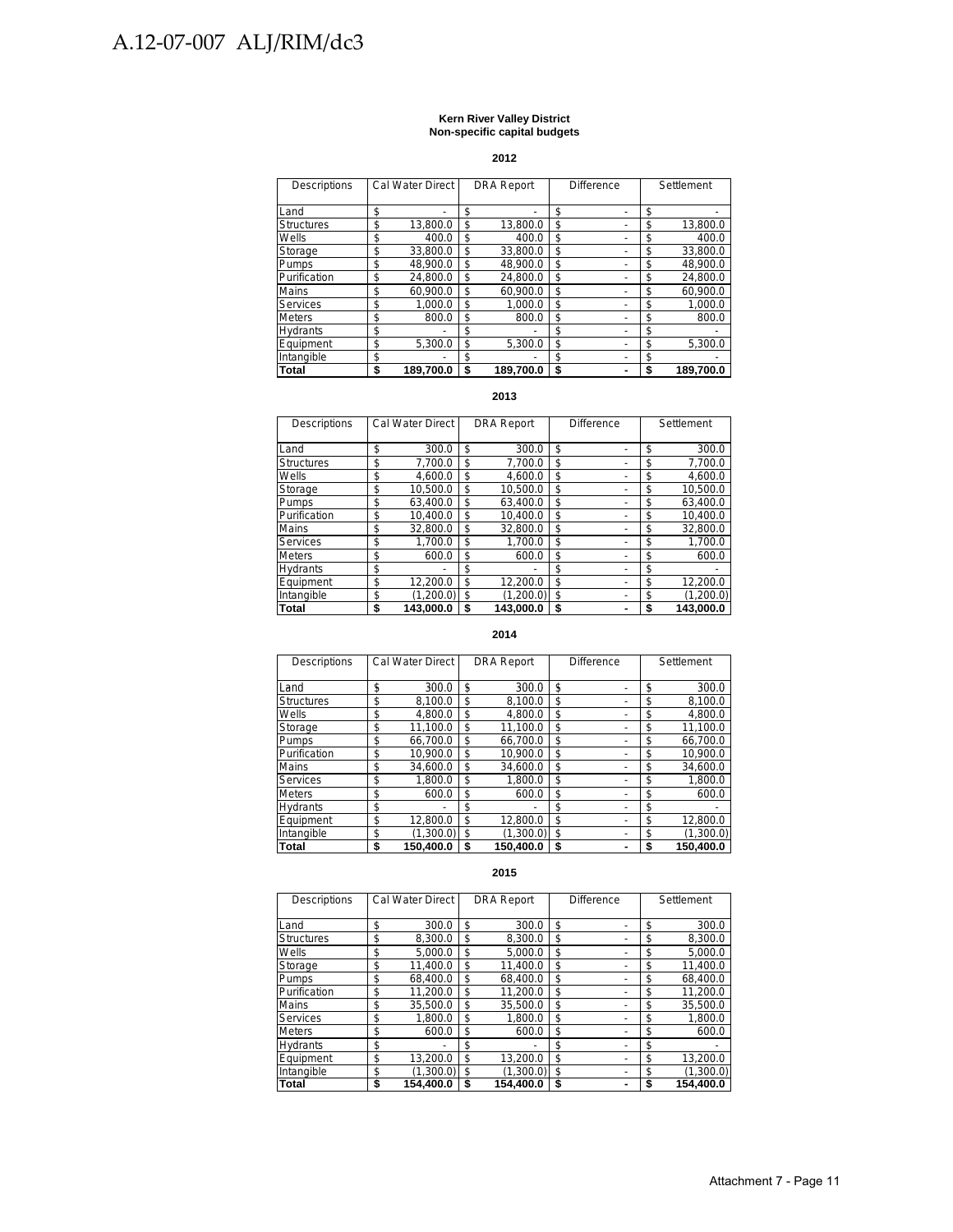**Kern River Valley District**
**Non-specific capital budgets**

**2012**

| Descriptions | Cal Water Direct | DRA Report | Difference | Settlement |
|---|---|---|---|---|
| Land | $ - | $ - | $ - | $ - |
| Structures | $ 13,800.0 | $ 13,800.0 | $ - | $ 13,800.0 |
| Wells | $ 400.0 | $ 400.0 | $ - | $ 400.0 |
| Storage | $ 33,800.0 | $ 33,800.0 | $ - | $ 33,800.0 |
| Pumps | $ 48,900.0 | $ 48,900.0 | $ - | $ 48,900.0 |
| Purification | $ 24,800.0 | $ 24,800.0 | $ - | $ 24,800.0 |
| Mains | $ 60,900.0 | $ 60,900.0 | $ - | $ 60,900.0 |
| Services | $ 1,000.0 | $ 1,000.0 | $ - | $ 1,000.0 |
| Meters | $ 800.0 | $ 800.0 | $ - | $ 800.0 |
| Hydrants | $ - | $ - | $ - | $ - |
| Equipment | $ 5,300.0 | $ 5,300.0 | $ - | $ 5,300.0 |
| Intangible | $ - | $ - | $ - | $ - |
| **Total** | **$ 189,700.0** | **$ 189,700.0** | **$ -** | **$ 189,700.0** |

**2013**

| Descriptions | Cal Water Direct | DRA Report | Difference | Settlement |
|---|---|---|---|---|
| Land | $ 300.0 | $ 300.0 | $ - | $ 300.0 |
| Structures | $ 7,700.0 | $ 7,700.0 | $ - | $ 7,700.0 |
| Wells | $ 4,600.0 | $ 4,600.0 | $ - | $ 4,600.0 |
| Storage | $ 10,500.0 | $ 10,500.0 | $ - | $ 10,500.0 |
| Pumps | $ 63,400.0 | $ 63,400.0 | $ - | $ 63,400.0 |
| Purification | $ 10,400.0 | $ 10,400.0 | $ - | $ 10,400.0 |
| Mains | $ 32,800.0 | $ 32,800.0 | $ - | $ 32,800.0 |
| Services | $ 1,700.0 | $ 1,700.0 | $ - | $ 1,700.0 |
| Meters | $ 600.0 | $ 600.0 | $ - | $ 600.0 |
| Hydrants | $ - | $ - | $ - | $ - |
| Equipment | $ 12,200.0 | $ 12,200.0 | $ - | $ 12,200.0 |
| Intangible | $ (1,200.0) | $ (1,200.0) | $ - | $ (1,200.0) |
| **Total** | **$ 143,000.0** | **$ 143,000.0** | **$ -** | **$ 143,000.0** |

**2014**

| Descriptions | Cal Water Direct | DRA Report | Difference | Settlement |
|---|---|---|---|---|
| Land | $ 300.0 | $ 300.0 | $ - | $ 300.0 |
| Structures | $ 8,100.0 | $ 8,100.0 | $ - | $ 8,100.0 |
| Wells | $ 4,800.0 | $ 4,800.0 | $ - | $ 4,800.0 |
| Storage | $ 11,100.0 | $ 11,100.0 | $ - | $ 11,100.0 |
| Pumps | $ 66,700.0 | $ 66,700.0 | $ - | $ 66,700.0 |
| Purification | $ 10,900.0 | $ 10,900.0 | $ - | $ 10,900.0 |
| Mains | $ 34,600.0 | $ 34,600.0 | $ - | $ 34,600.0 |
| Services | $ 1,800.0 | $ 1,800.0 | $ - | $ 1,800.0 |
| Meters | $ 600.0 | $ 600.0 | $ - | $ 600.0 |
| Hydrants | $ - | $ - | $ - | $ - |
| Equipment | $ 12,800.0 | $ 12,800.0 | $ - | $ 12,800.0 |
| Intangible | $ (1,300.0) | $ (1,300.0) | $ - | $ (1,300.0) |
| **Total** | **$ 150,400.0** | **$ 150,400.0** | **$ -** | **$ 150,400.0** |

**2015**

| Descriptions | Cal Water Direct | DRA Report | Difference | Settlement |
|---|---|---|---|---|
| Land | $ 300.0 | $ 300.0 | $ - | $ 300.0 |
| Structures | $ 8,300.0 | $ 8,300.0 | $ - | $ 8,300.0 |
| Wells | $ 5,000.0 | $ 5,000.0 | $ - | $ 5,000.0 |
| Storage | $ 11,400.0 | $ 11,400.0 | $ - | $ 11,400.0 |
| Pumps | $ 68,400.0 | $ 68,400.0 | $ - | $ 68,400.0 |
| Purification | $ 11,200.0 | $ 11,200.0 | $ - | $ 11,200.0 |
| Mains | $ 35,500.0 | $ 35,500.0 | $ - | $ 35,500.0 |
| Services | $ 1,800.0 | $ 1,800.0 | $ - | $ 1,800.0 |
| Meters | $ 600.0 | $ 600.0 | $ - | $ 600.0 |
| Hydrants | $ - | $ - | $ - | $ - |
| Equipment | $ 13,200.0 | $ 13,200.0 | $ - | $ 13,200.0 |
| Intangible | $ (1,300.0) | $ (1,300.0) | $ - | $ (1,300.0) |
| **Total** | **$ 154,400.0** | **$ 154,400.0** | **$ -** | **$ 154,400.0** |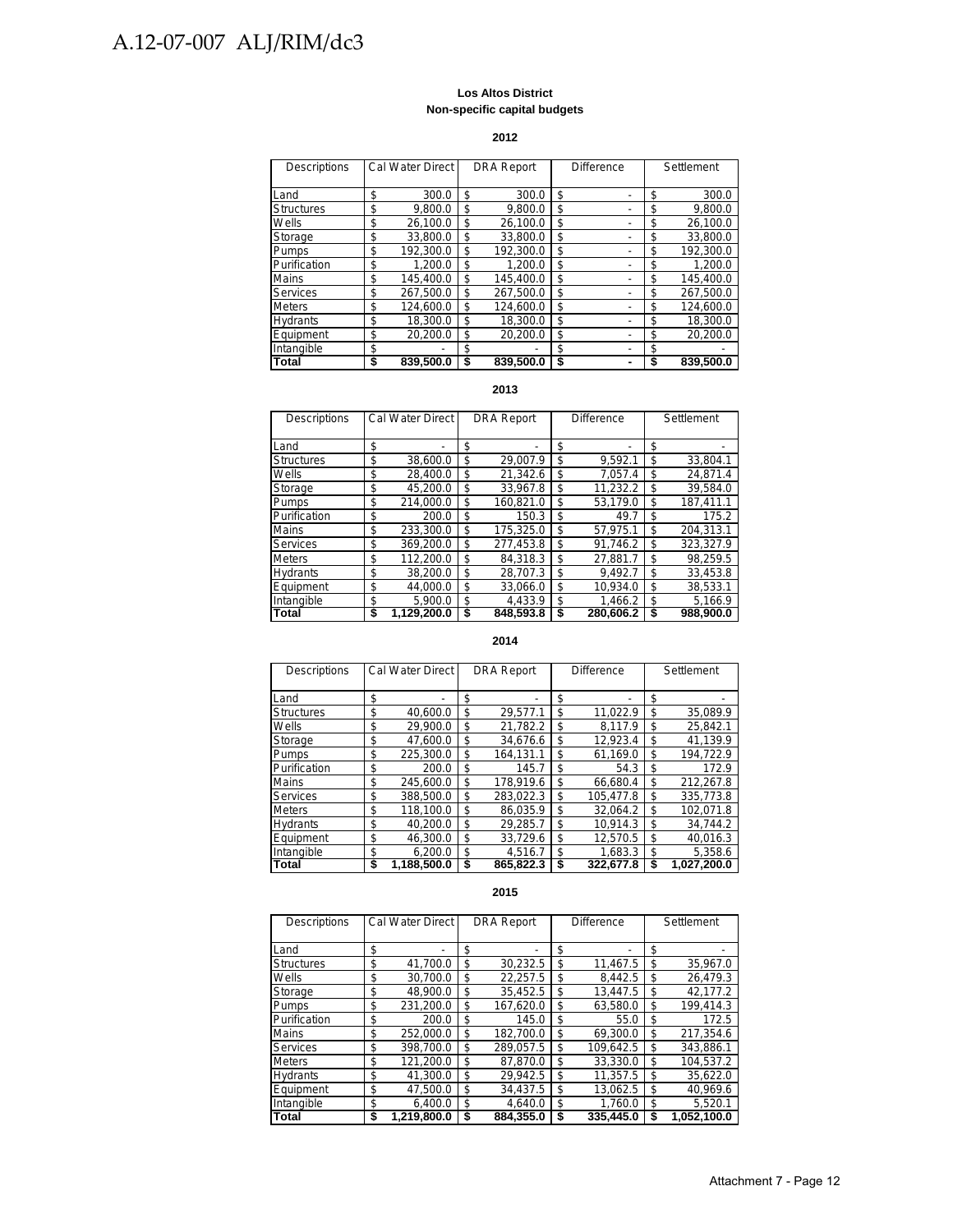**Los Altos District**
**Non-specific capital budgets**

**2012**

| Descriptions | Cal Water Direct | DRA Report | Difference | Settlement |
|---|---|---|---|---|
| Land | $ 300.0 | $ 300.0 | $ - | $ 300.0 |
| Structures | $ 9,800.0 | $ 9,800.0 | $ - | $ 9,800.0 |
| Wells | $ 26,100.0 | $ 26,100.0 | $ - | $ 26,100.0 |
| Storage | $ 33,800.0 | $ 33,800.0 | $ - | $ 33,800.0 |
| Pumps | $ 192,300.0 | $ 192,300.0 | $ - | $ 192,300.0 |
| Purification | $ 1,200.0 | $ 1,200.0 | $ - | $ 1,200.0 |
| Mains | $ 145,400.0 | $ 145,400.0 | $ - | $ 145,400.0 |
| Services | $ 267,500.0 | $ 267,500.0 | $ - | $ 267,500.0 |
| Meters | $ 124,600.0 | $ 124,600.0 | $ - | $ 124,600.0 |
| Hydrants | $ 18,300.0 | $ 18,300.0 | $ - | $ 18,300.0 |
| Equipment | $ 20,200.0 | $ 20,200.0 | $ - | $ 20,200.0 |
| Intangible | $ - | $ - | $ - | $ - |
| **Total** | **$ 839,500.0** | **$ 839,500.0** | **$ -** | **$ 839,500.0** |

**2013**

| Descriptions | Cal Water Direct | DRA Report | Difference | Settlement |
|---|---|---|---|---|
| Land | $ - | $ - | $ - | $ - |
| Structures | $ 38,600.0 | $ 29,007.9 | $ 9,592.1 | $ 33,804.1 |
| Wells | $ 28,400.0 | $ 21,342.6 | $ 7,057.4 | $ 24,871.4 |
| Storage | $ 45,200.0 | $ 33,967.8 | $ 11,232.2 | $ 39,584.0 |
| Pumps | $ 214,000.0 | $ 160,821.0 | $ 53,179.0 | $ 187,411.1 |
| Purification | $ 200.0 | $ 150.3 | $ 49.7 | $ 175.2 |
| Mains | $ 233,300.0 | $ 175,325.0 | $ 57,975.1 | $ 204,313.1 |
| Services | $ 369,200.0 | $ 277,453.8 | $ 91,746.2 | $ 323,327.9 |
| Meters | $ 112,200.0 | $ 84,318.3 | $ 27,881.7 | $ 98,259.5 |
| Hydrants | $ 38,200.0 | $ 28,707.3 | $ 9,492.7 | $ 33,453.8 |
| Equipment | $ 44,000.0 | $ 33,066.0 | $ 10,934.0 | $ 38,533.1 |
| Intangible | $ 5,900.0 | $ 4,433.9 | $ 1,466.2 | $ 5,166.9 |
| **Total** | **$ 1,129,200.0** | **$ 848,593.8** | **$ 280,606.2** | **$ 988,900.0** |

**2014**

| Descriptions | Cal Water Direct | DRA Report | Difference | Settlement |
|---|---|---|---|---|
| Land | $ - | $ - | $ - | $ - |
| Structures | $ 40,600.0 | $ 29,577.1 | $ 11,022.9 | $ 35,089.9 |
| Wells | $ 29,900.0 | $ 21,782.2 | $ 8,117.9 | $ 25,842.1 |
| Storage | $ 47,600.0 | $ 34,676.6 | $ 12,923.4 | $ 41,139.9 |
| Pumps | $ 225,300.0 | $ 164,131.1 | $ 61,169.0 | $ 194,722.9 |
| Purification | $ 200.0 | $ 145.7 | $ 54.3 | $ 172.9 |
| Mains | $ 245,600.0 | $ 178,919.6 | $ 66,680.4 | $ 212,267.8 |
| Services | $ 388,500.0 | $ 283,022.3 | $ 105,477.8 | $ 335,773.8 |
| Meters | $ 118,100.0 | $ 86,035.9 | $ 32,064.2 | $ 102,071.8 |
| Hydrants | $ 40,200.0 | $ 29,285.7 | $ 10,914.3 | $ 34,744.2 |
| Equipment | $ 46,300.0 | $ 33,729.6 | $ 12,570.5 | $ 40,016.3 |
| Intangible | $ 6,200.0 | $ 4,516.7 | $ 1,683.3 | $ 5,358.6 |
| **Total** | **$ 1,188,500.0** | **$ 865,822.3** | **$ 322,677.8** | **$ 1,027,200.0** |

**2015**

| Descriptions | Cal Water Direct | DRA Report | Difference | Settlement |
|---|---|---|---|---|
| Land | $ - | $ - | $ - | $ - |
| Structures | $ 41,700.0 | $ 30,232.5 | $ 11,467.5 | $ 35,967.0 |
| Wells | $ 30,700.0 | $ 22,257.5 | $ 8,442.5 | $ 26,479.3 |
| Storage | $ 48,900.0 | $ 35,452.5 | $ 13,447.5 | $ 42,177.2 |
| Pumps | $ 231,200.0 | $ 167,620.0 | $ 63,580.0 | $ 199,414.3 |
| Purification | $ 200.0 | $ 145.0 | $ 55.0 | $ 172.5 |
| Mains | $ 252,000.0 | $ 182,700.0 | $ 69,300.0 | $ 217,354.6 |
| Services | $ 398,700.0 | $ 289,057.5 | $ 109,642.5 | $ 343,886.1 |
| Meters | $ 121,200.0 | $ 87,870.0 | $ 33,330.0 | $ 104,537.2 |
| Hydrants | $ 41,300.0 | $ 29,942.5 | $ 11,357.5 | $ 35,622.0 |
| Equipment | $ 47,500.0 | $ 34,437.5 | $ 13,062.5 | $ 40,969.6 |
| Intangible | $ 6,400.0 | $ 4,640.0 | $ 1,760.0 | $ 5,520.1 |
| **Total** | **$ 1,219,800.0** | **$ 884,355.0** | **$ 335,445.0** | **$ 1,052,100.0** |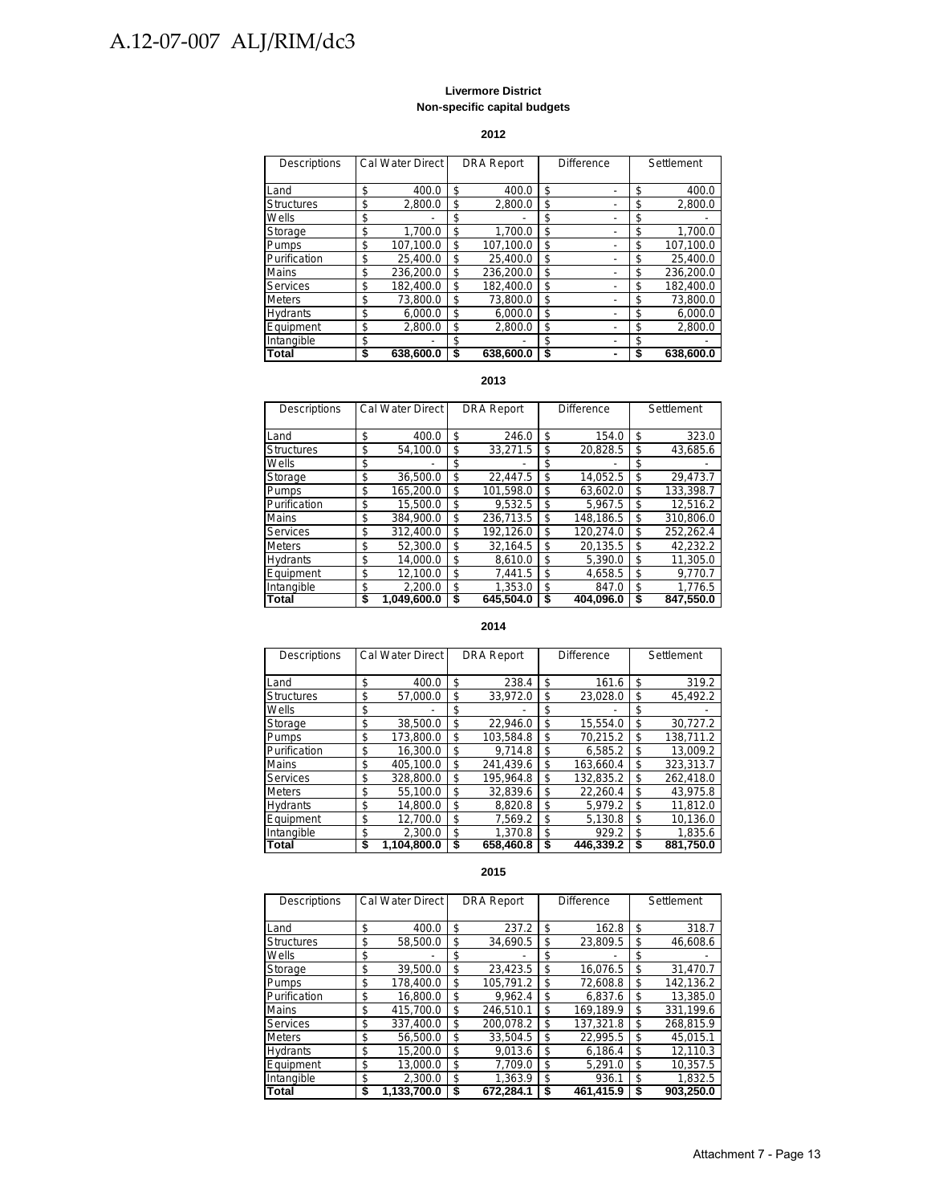**Livermore District**
**Non-specific capital budgets**

**2012**

| Descriptions | Cal Water Direct | DRA Report | Difference | Settlement |
|---|---|---|---|---|
| Land | $ 400.0 | $ 400.0 | $ - | $ 400.0 |
| Structures | $ 2,800.0 | $ 2,800.0 | $ - | $ 2,800.0 |
| Wells | $ - | $ - | $ - | $ - |
| Storage | $ 1,700.0 | $ 1,700.0 | $ - | $ 1,700.0 |
| Pumps | $ 107,100.0 | $ 107,100.0 | $ - | $ 107,100.0 |
| Purification | $ 25,400.0 | $ 25,400.0 | $ - | $ 25,400.0 |
| Mains | $ 236,200.0 | $ 236,200.0 | $ - | $ 236,200.0 |
| Services | $ 182,400.0 | $ 182,400.0 | $ - | $ 182,400.0 |
| Meters | $ 73,800.0 | $ 73,800.0 | $ - | $ 73,800.0 |
| Hydrants | $ 6,000.0 | $ 6,000.0 | $ - | $ 6,000.0 |
| Equipment | $ 2,800.0 | $ 2,800.0 | $ - | $ 2,800.0 |
| Intangible | $ - | $ - | $ - | $ - |
| **Total** | **$ 638,600.0** | **$ 638,600.0** | **$ -** | **$ 638,600.0** |

**2013**

| Descriptions | Cal Water Direct | DRA Report | Difference | Settlement |
|---|---|---|---|---|
| Land | $ 400.0 | $ 246.0 | $ 154.0 | $ 323.0 |
| Structures | $ 54,100.0 | $ 33,271.5 | $ 20,828.5 | $ 43,685.6 |
| Wells | $ - | $ - | $ - | $ - |
| Storage | $ 36,500.0 | $ 22,447.5 | $ 14,052.5 | $ 29,473.7 |
| Pumps | $ 165,200.0 | $ 101,598.0 | $ 63,602.0 | $ 133,398.7 |
| Purification | $ 15,500.0 | $ 9,532.5 | $ 5,967.5 | $ 12,516.2 |
| Mains | $ 384,900.0 | $ 236,713.5 | $ 148,186.5 | $ 310,806.0 |
| Services | $ 312,400.0 | $ 192,126.0 | $ 120,274.0 | $ 252,262.4 |
| Meters | $ 52,300.0 | $ 32,164.5 | $ 20,135.5 | $ 42,232.2 |
| Hydrants | $ 14,000.0 | $ 8,610.0 | $ 5,390.0 | $ 11,305.0 |
| Equipment | $ 12,100.0 | $ 7,441.5 | $ 4,658.5 | $ 9,770.7 |
| Intangible | $ 2,200.0 | $ 1,353.0 | $ 847.0 | $ 1,776.5 |
| **Total** | **$ 1,049,600.0** | **$ 645,504.0** | **$ 404,096.0** | **$ 847,550.0** |

**2014**

| Descriptions | Cal Water Direct | DRA Report | Difference | Settlement |
|---|---|---|---|---|
| Land | $ 400.0 | $ 238.4 | $ 161.6 | $ 319.2 |
| Structures | $ 57,000.0 | $ 33,972.0 | $ 23,028.0 | $ 45,492.2 |
| Wells | $ - | $ - | $ - | $ - |
| Storage | $ 38,500.0 | $ 22,946.0 | $ 15,554.0 | $ 30,727.2 |
| Pumps | $ 173,800.0 | $ 103,584.8 | $ 70,215.2 | $ 138,711.2 |
| Purification | $ 16,300.0 | $ 9,714.8 | $ 6,585.2 | $ 13,009.2 |
| Mains | $ 405,100.0 | $ 241,439.6 | $ 163,660.4 | $ 323,313.7 |
| Services | $ 328,800.0 | $ 195,964.8 | $ 132,835.2 | $ 262,418.0 |
| Meters | $ 55,100.0 | $ 32,839.6 | $ 22,260.4 | $ 43,975.8 |
| Hydrants | $ 14,800.0 | $ 8,820.8 | $ 5,979.2 | $ 11,812.0 |
| Equipment | $ 12,700.0 | $ 7,569.2 | $ 5,130.8 | $ 10,136.0 |
| Intangible | $ 2,300.0 | $ 1,370.8 | $ 929.2 | $ 1,835.6 |
| **Total** | **$ 1,104,800.0** | **$ 658,460.8** | **$ 446,339.2** | **$ 881,750.0** |

**2015**

| Descriptions | Cal Water Direct | DRA Report | Difference | Settlement |
|---|---|---|---|---|
| Land | $ 400.0 | $ 237.2 | $ 162.8 | $ 318.7 |
| Structures | $ 58,500.0 | $ 34,690.5 | $ 23,809.5 | $ 46,608.6 |
| Wells | $ - | $ - | $ - | $ - |
| Storage | $ 39,500.0 | $ 23,423.5 | $ 16,076.5 | $ 31,470.7 |
| Pumps | $ 178,400.0 | $ 105,791.2 | $ 72,608.8 | $ 142,136.2 |
| Purification | $ 16,800.0 | $ 9,962.4 | $ 6,837.6 | $ 13,385.0 |
| Mains | $ 415,700.0 | $ 246,510.1 | $ 169,189.9 | $ 331,199.6 |
| Services | $ 337,400.0 | $ 200,078.2 | $ 137,321.8 | $ 268,815.9 |
| Meters | $ 56,500.0 | $ 33,504.5 | $ 22,995.5 | $ 45,015.1 |
| Hydrants | $ 15,200.0 | $ 9,013.6 | $ 6,186.4 | $ 12,110.3 |
| Equipment | $ 13,000.0 | $ 7,709.0 | $ 5,291.0 | $ 10,357.5 |
| Intangible | $ 2,300.0 | $ 1,363.9 | $ 936.1 | $ 1,832.5 |
| **Total** | **$ 1,133,700.0** | **$ 672,284.1** | **$ 461,415.9** | **$ 903,250.0** |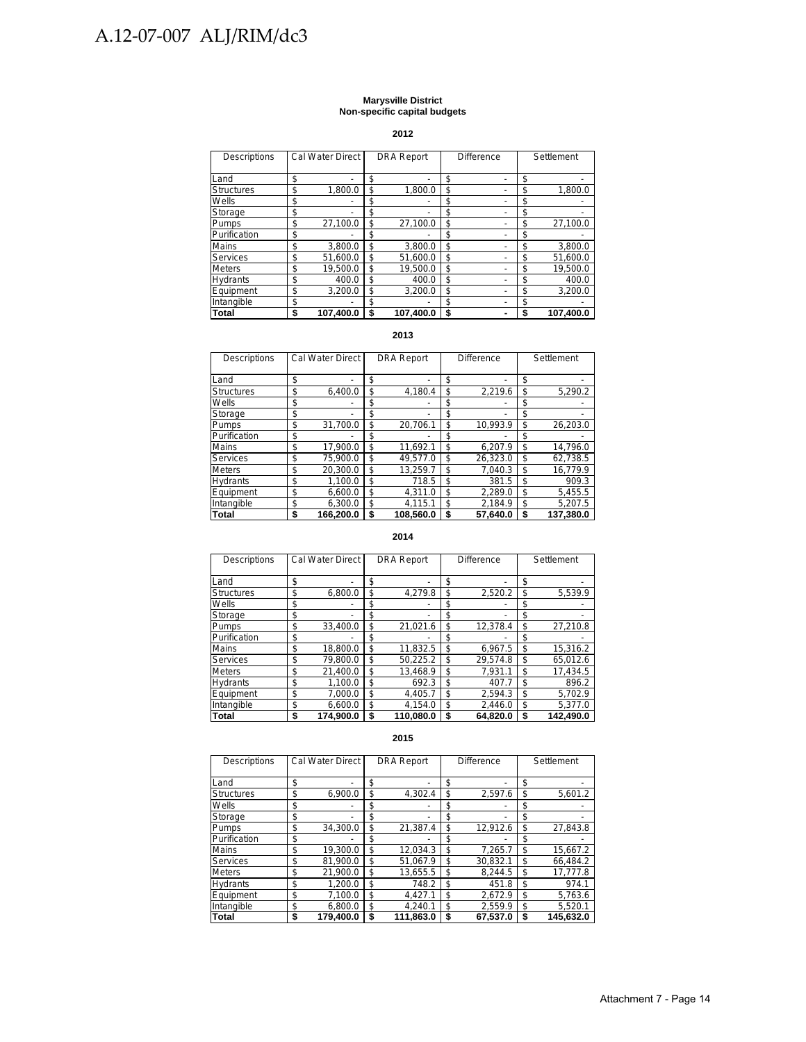**Marysville District**
**Non-specific capital budgets**

**2012**

| Descriptions | Cal Water Direct | DRA Report | Difference | Settlement |
|---|---|---|---|---|
| Land | $ - | $ - | $ - | $ - |
| Structures | $ 1,800.0 | $ 1,800.0 | $ - | $ 1,800.0 |
| Wells | $ - | $ - | $ - | $ - |
| Storage | $ - | $ - | $ - | $ - |
| Pumps | $ 27,100.0 | $ 27,100.0 | $ - | $ 27,100.0 |
| Purification | $ - | $ - | $ - | $ - |
| Mains | $ 3,800.0 | $ 3,800.0 | $ - | $ 3,800.0 |
| Services | $ 51,600.0 | $ 51,600.0 | $ - | $ 51,600.0 |
| Meters | $ 19,500.0 | $ 19,500.0 | $ - | $ 19,500.0 |
| Hydrants | $ 400.0 | $ 400.0 | $ - | $ 400.0 |
| Equipment | $ 3,200.0 | $ 3,200.0 | $ - | $ 3,200.0 |
| Intangible | $ - | $ - | $ - | $ - |
| **Total** | **$ 107,400.0** | **$ 107,400.0** | **$ -** | **$ 107,400.0** |

**2013**

| Descriptions | Cal Water Direct | DRA Report | Difference | Settlement |
|---|---|---|---|---|
| Land | $ - | $ - | $ - | $ - |
| Structures | $ 6,400.0 | $ 4,180.4 | $ 2,219.6 | $ 5,290.2 |
| Wells | $ - | $ - | $ - | $ - |
| Storage | $ - | $ - | $ - | $ - |
| Pumps | $ 31,700.0 | $ 20,706.1 | $ 10,993.9 | $ 26,203.0 |
| Purification | $ - | $ - | $ - | $ - |
| Mains | $ 17,900.0 | $ 11,692.1 | $ 6,207.9 | $ 14,796.0 |
| Services | $ 75,900.0 | $ 49,577.0 | $ 26,323.0 | $ 62,738.5 |
| Meters | $ 20,300.0 | $ 13,259.7 | $ 7,040.3 | $ 16,779.9 |
| Hydrants | $ 1,100.0 | $ 718.5 | $ 381.5 | $ 909.3 |
| Equipment | $ 6,600.0 | $ 4,311.0 | $ 2,289.0 | $ 5,455.5 |
| Intangible | $ 6,300.0 | $ 4,115.1 | $ 2,184.9 | $ 5,207.5 |
| **Total** | **$ 166,200.0** | **$ 108,560.0** | **$ 57,640.0** | **$ 137,380.0** |

**2014**

| Descriptions | Cal Water Direct | DRA Report | Difference | Settlement |
|---|---|---|---|---|
| Land | $ - | $ - | $ - | $ - |
| Structures | $ 6,800.0 | $ 4,279.8 | $ 2,520.2 | $ 5,539.9 |
| Wells | $ - | $ - | $ - | $ - |
| Storage | $ - | $ - | $ - | $ - |
| Pumps | $ 33,400.0 | $ 21,021.6 | $ 12,378.4 | $ 27,210.8 |
| Purification | $ - | $ - | $ - | $ - |
| Mains | $ 18,800.0 | $ 11,832.5 | $ 6,967.5 | $ 15,316.2 |
| Services | $ 79,800.0 | $ 50,225.2 | $ 29,574.8 | $ 65,012.6 |
| Meters | $ 21,400.0 | $ 13,468.9 | $ 7,931.1 | $ 17,434.5 |
| Hydrants | $ 1,100.0 | $ 692.3 | $ 407.7 | $ 896.2 |
| Equipment | $ 7,000.0 | $ 4,405.7 | $ 2,594.3 | $ 5,702.9 |
| Intangible | $ 6,600.0 | $ 4,154.0 | $ 2,446.0 | $ 5,377.0 |
| **Total** | **$ 174,900.0** | **$ 110,080.0** | **$ 64,820.0** | **$ 142,490.0** |

**2015**

| Descriptions | Cal Water Direct | DRA Report | Difference | Settlement |
|---|---|---|---|---|
| Land | $ - | $ - | $ - | $ - |
| Structures | $ 6,900.0 | $ 4,302.4 | $ 2,597.6 | $ 5,601.2 |
| Wells | $ - | $ - | $ - | $ - |
| Storage | $ - | $ - | $ - | $ - |
| Pumps | $ 34,300.0 | $ 21,387.4 | $ 12,912.6 | $ 27,843.8 |
| Purification | $ - | $ - | $ - | $ - |
| Mains | $ 19,300.0 | $ 12,034.3 | $ 7,265.7 | $ 15,667.2 |
| Services | $ 81,900.0 | $ 51,067.9 | $ 30,832.1 | $ 66,484.2 |
| Meters | $ 21,900.0 | $ 13,655.5 | $ 8,244.5 | $ 17,777.8 |
| Hydrants | $ 1,200.0 | $ 748.2 | $ 451.8 | $ 974.1 |
| Equipment | $ 7,100.0 | $ 4,427.1 | $ 2,672.9 | $ 5,763.6 |
| Intangible | $ 6,800.0 | $ 4,240.1 | $ 2,559.9 | $ 5,520.1 |
| **Total** | **$ 179,400.0** | **$ 111,863.0** | **$ 67,537.0** | **$ 145,632.0** |

Attachment 7 - Page 14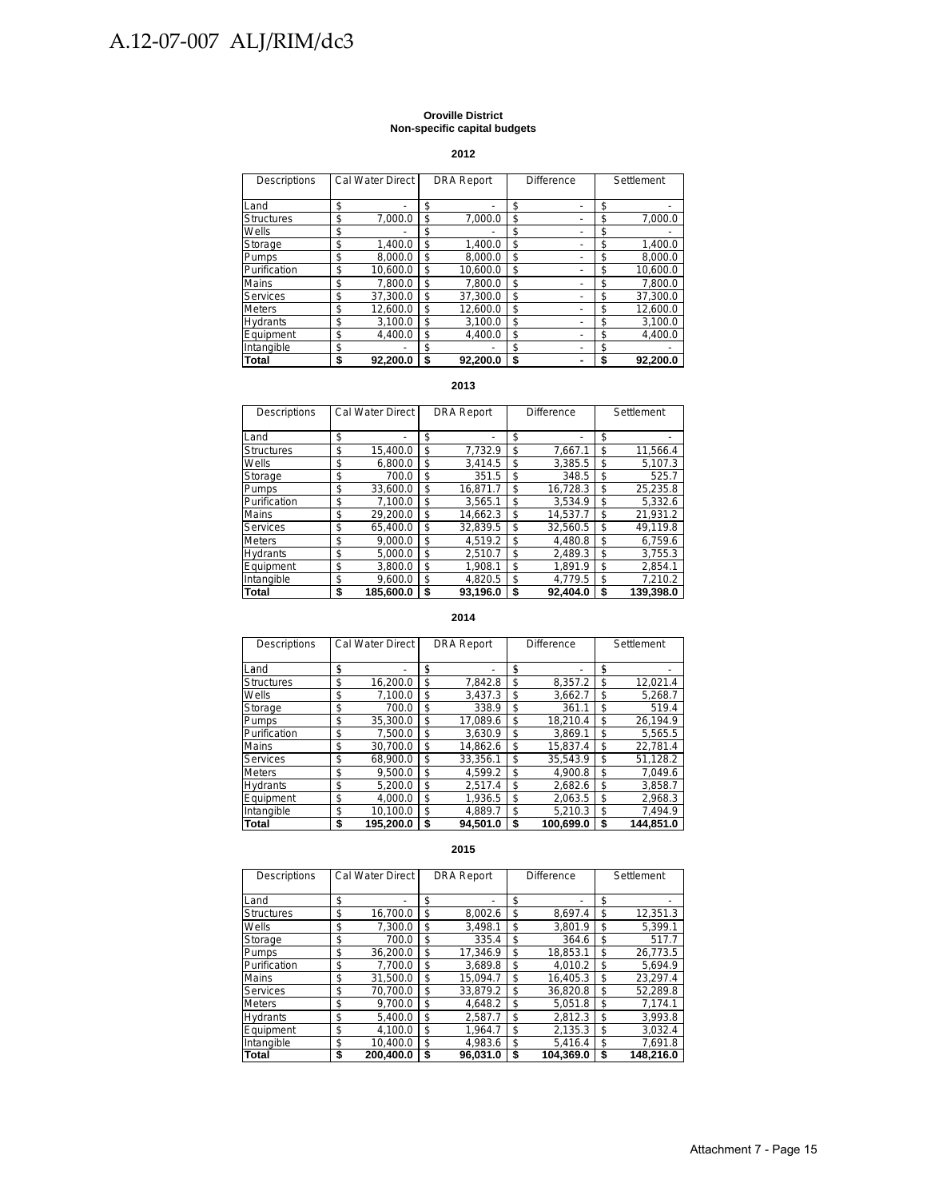**Oroville District**
**Non-specific capital budgets**

**2012**

| Descriptions | Cal Water Direct | DRA Report | Difference | Settlement |
|---|---|---|---|---|
| Land | $ - | $ - | $ - | $ - |
| Structures | $ 7,000.0 | $ 7,000.0 | $ - | $ 7,000.0 |
| Wells | $ - | $ - | $ - | $ - |
| Storage | $ 1,400.0 | $ 1,400.0 | $ - | $ 1,400.0 |
| Pumps | $ 8,000.0 | $ 8,000.0 | $ - | $ 8,000.0 |
| Purification | $ 10,600.0 | $ 10,600.0 | $ - | $ 10,600.0 |
| Mains | $ 7,800.0 | $ 7,800.0 | $ - | $ 7,800.0 |
| Services | $ 37,300.0 | $ 37,300.0 | $ - | $ 37,300.0 |
| Meters | $ 12,600.0 | $ 12,600.0 | $ - | $ 12,600.0 |
| Hydrants | $ 3,100.0 | $ 3,100.0 | $ - | $ 3,100.0 |
| Equipment | $ 4,400.0 | $ 4,400.0 | $ - | $ 4,400.0 |
| Intangible | $ - | $ - | $ - | $ - |
| **Total** | **$ 92,200.0** | **$ 92,200.0** | **$ -** | **$ 92,200.0** |

**2013**

| Descriptions | Cal Water Direct | DRA Report | Difference | Settlement |
|---|---|---|---|---|
| Land | $ - | $ - | $ - | $ - |
| Structures | $ 15,400.0 | $ 7,732.9 | $ 7,667.1 | $ 11,566.4 |
| Wells | $ 6,800.0 | $ 3,414.5 | $ 3,385.5 | $ 5,107.3 |
| Storage | $ 700.0 | $ 351.5 | $ 348.5 | $ 525.7 |
| Pumps | $ 33,600.0 | $ 16,871.7 | $ 16,728.3 | $ 25,235.8 |
| Purification | $ 7,100.0 | $ 3,565.1 | $ 3,534.9 | $ 5,332.6 |
| Mains | $ 29,200.0 | $ 14,662.3 | $ 14,537.7 | $ 21,931.2 |
| Services | $ 65,400.0 | $ 32,839.5 | $ 32,560.5 | $ 49,119.8 |
| Meters | $ 9,000.0 | $ 4,519.2 | $ 4,480.8 | $ 6,759.6 |
| Hydrants | $ 5,000.0 | $ 2,510.7 | $ 2,489.3 | $ 3,755.3 |
| Equipment | $ 3,800.0 | $ 1,908.1 | $ 1,891.9 | $ 2,854.1 |
| Intangible | $ 9,600.0 | $ 4,820.5 | $ 4,779.5 | $ 7,210.2 |
| **Total** | **$ 185,600.0** | **$ 93,196.0** | **$ 92,404.0** | **$ 139,398.0** |

**2014**

| Descriptions | Cal Water Direct | DRA Report | Difference | Settlement |
|---|---|---|---|---|
| Land | $ - | $ - | $ - | $ - |
| Structures | $ 16,200.0 | $ 7,842.8 | $ 8,357.2 | $ 12,021.4 |
| Wells | $ 7,100.0 | $ 3,437.3 | $ 3,662.7 | $ 5,268.7 |
| Storage | $ 700.0 | $ 338.9 | $ 361.1 | $ 519.4 |
| Pumps | $ 35,300.0 | $ 17,089.6 | $ 18,210.4 | $ 26,194.9 |
| Purification | $ 7,500.0 | $ 3,630.9 | $ 3,869.1 | $ 5,565.5 |
| Mains | $ 30,700.0 | $ 14,862.6 | $ 15,837.4 | $ 22,781.4 |
| Services | $ 68,900.0 | $ 33,356.1 | $ 35,543.9 | $ 51,128.2 |
| Meters | $ 9,500.0 | $ 4,599.2 | $ 4,900.8 | $ 7,049.6 |
| Hydrants | $ 5,200.0 | $ 2,517.4 | $ 2,682.6 | $ 3,858.7 |
| Equipment | $ 4,000.0 | $ 1,936.5 | $ 2,063.5 | $ 2,968.3 |
| Intangible | $ 10,100.0 | $ 4,889.7 | $ 5,210.3 | $ 7,494.9 |
| **Total** | **$ 195,200.0** | **$ 94,501.0** | **$ 100,699.0** | **$ 144,851.0** |

**2015**

| Descriptions | Cal Water Direct | DRA Report | Difference | Settlement |
|---|---|---|---|---|
| Land | $ - | $ - | $ - | $ - |
| Structures | $ 16,700.0 | $ 8,002.6 | $ 8,697.4 | $ 12,351.3 |
| Wells | $ 7,300.0 | $ 3,498.1 | $ 3,801.9 | $ 5,399.1 |
| Storage | $ 700.0 | $ 335.4 | $ 364.6 | $ 517.7 |
| Pumps | $ 36,200.0 | $ 17,346.9 | $ 18,853.1 | $ 26,773.5 |
| Purification | $ 7,700.0 | $ 3,689.8 | $ 4,010.2 | $ 5,694.9 |
| Mains | $ 31,500.0 | $ 15,094.7 | $ 16,405.3 | $ 23,297.4 |
| Services | $ 70,700.0 | $ 33,879.2 | $ 36,820.8 | $ 52,289.8 |
| Meters | $ 9,700.0 | $ 4,648.2 | $ 5,051.8 | $ 7,174.1 |
| Hydrants | $ 5,400.0 | $ 2,587.7 | $ 2,812.3 | $ 3,993.8 |
| Equipment | $ 4,100.0 | $ 1,964.7 | $ 2,135.3 | $ 3,032.4 |
| Intangible | $ 10,400.0 | $ 4,983.6 | $ 5,416.4 | $ 7,691.8 |
| **Total** | **$ 200,400.0** | **$ 96,031.0** | **$ 104,369.0** | **$ 148,216.0** |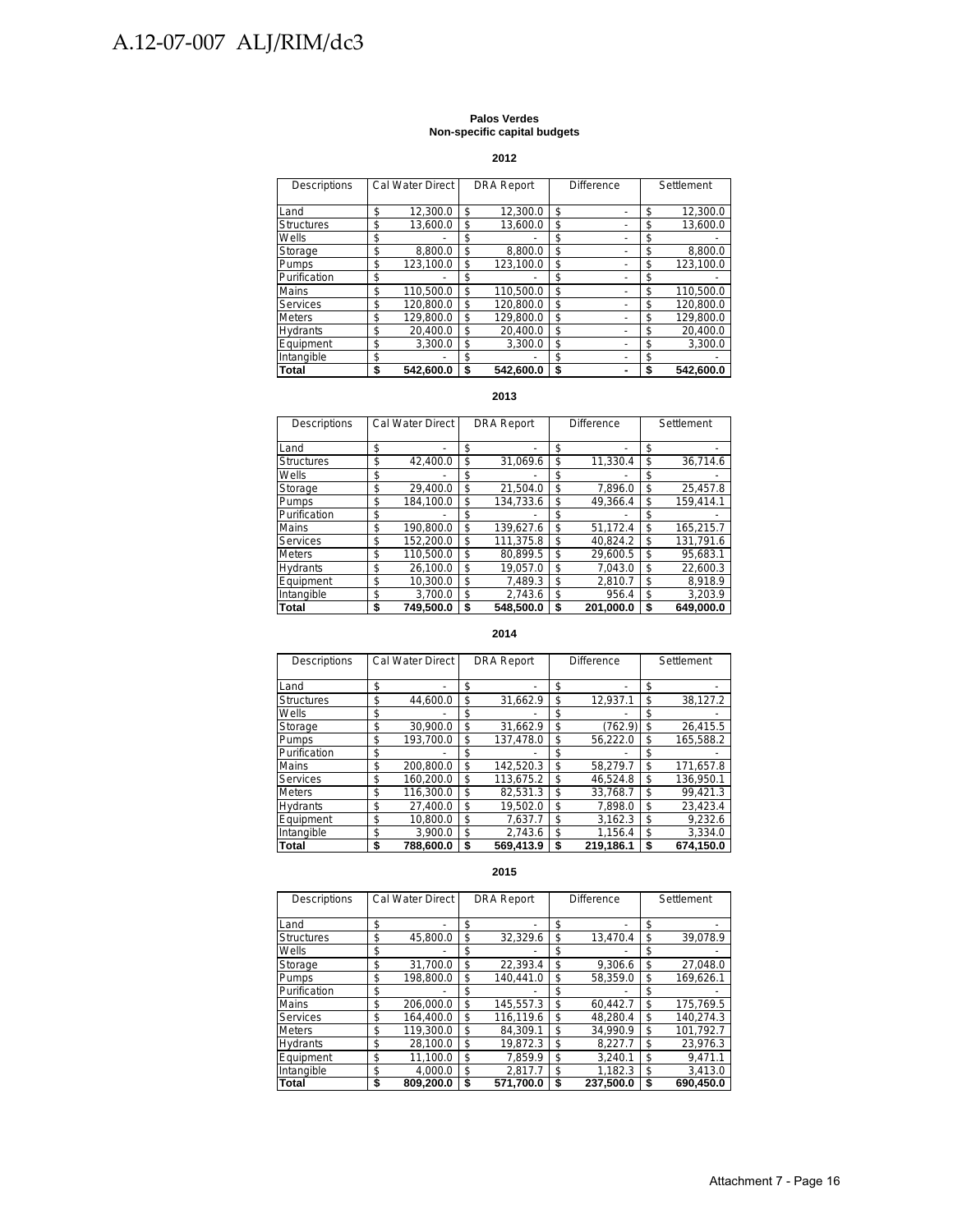**Palos Verdes**
**Non-specific capital budgets**

**2012**

| Descriptions | Cal Water Direct | DRA Report | Difference | Settlement |
|---|---|---|---|---|
| Land | $ 12,300.0 | $ 12,300.0 | $ - | $ 12,300.0 |
| Structures | $ 13,600.0 | $ 13,600.0 | $ - | $ 13,600.0 |
| Wells | $ - | $ - | $ - | $ - |
| Storage | $ 8,800.0 | $ 8,800.0 | $ - | $ 8,800.0 |
| Pumps | $ 123,100.0 | $ 123,100.0 | $ - | $ 123,100.0 |
| Purification | $ - | $ - | $ - | $ - |
| Mains | $ 110,500.0 | $ 110,500.0 | $ - | $ 110,500.0 |
| Services | $ 120,800.0 | $ 120,800.0 | $ - | $ 120,800.0 |
| Meters | $ 129,800.0 | $ 129,800.0 | $ - | $ 129,800.0 |
| Hydrants | $ 20,400.0 | $ 20,400.0 | $ - | $ 20,400.0 |
| Equipment | $ 3,300.0 | $ 3,300.0 | $ - | $ 3,300.0 |
| Intangible | $ - | $ - | $ - | $ - |
| **Total** | **$ 542,600.0** | **$ 542,600.0** | **$ -** | **$ 542,600.0** |

**2013**

| Descriptions | Cal Water Direct | DRA Report | Difference | Settlement |
|---|---|---|---|---|
| Land | $ - | $ - | $ - | $ - |
| Structures | $ 42,400.0 | $ 31,069.6 | $ 11,330.4 | $ 36,714.6 |
| Wells | $ - | $ - | $ - | $ - |
| Storage | $ 29,400.0 | $ 21,504.0 | $ 7,896.0 | $ 25,457.8 |
| Pumps | $ 184,100.0 | $ 134,733.6 | $ 49,366.4 | $ 159,414.1 |
| Purification | $ - | $ - | $ - | $ - |
| Mains | $ 190,800.0 | $ 139,627.6 | $ 51,172.4 | $ 165,215.7 |
| Services | $ 152,200.0 | $ 111,375.8 | $ 40,824.2 | $ 131,791.6 |
| Meters | $ 110,500.0 | $ 80,899.5 | $ 29,600.5 | $ 95,683.1 |
| Hydrants | $ 26,100.0 | $ 19,057.0 | $ 7,043.0 | $ 22,600.3 |
| Equipment | $ 10,300.0 | $ 7,489.3 | $ 2,810.7 | $ 8,918.9 |
| Intangible | $ 3,700.0 | $ 2,743.6 | $ 956.4 | $ 3,203.9 |
| **Total** | **$ 749,500.0** | **$ 548,500.0** | **$ 201,000.0** | **$ 649,000.0** |

**2014**

| Descriptions | Cal Water Direct | DRA Report | Difference | Settlement |
|---|---|---|---|---|
| Land | $ - | $ - | $ - | $ - |
| Structures | $ 44,600.0 | $ 31,662.9 | $ 12,937.1 | $ 38,127.2 |
| Wells | $ - | $ - | $ - | $ - |
| Storage | $ 30,900.0 | $ 31,662.9 | $ (762.9) | $ 26,415.5 |
| Pumps | $ 193,700.0 | $ 137,478.0 | $ 56,222.0 | $ 165,588.2 |
| Purification | $ - | $ - | $ - | $ - |
| Mains | $ 200,800.0 | $ 142,520.3 | $ 58,279.7 | $ 171,657.8 |
| Services | $ 160,200.0 | $ 113,675.2 | $ 46,524.8 | $ 136,950.1 |
| Meters | $ 116,300.0 | $ 82,531.3 | $ 33,768.7 | $ 99,421.3 |
| Hydrants | $ 27,400.0 | $ 19,502.0 | $ 7,898.0 | $ 23,423.4 |
| Equipment | $ 10,800.0 | $ 7,637.7 | $ 3,162.3 | $ 9,232.6 |
| Intangible | $ 3,900.0 | $ 2,743.6 | $ 1,156.4 | $ 3,334.0 |
| **Total** | **$ 788,600.0** | **$ 569,413.9** | **$ 219,186.1** | **$ 674,150.0** |

**2015**

| Descriptions | Cal Water Direct | DRA Report | Difference | Settlement |
|---|---|---|---|---|
| Land | $ - | $ - | $ - | $ - |
| Structures | $ 45,800.0 | $ 32,329.6 | $ 13,470.4 | $ 39,078.9 |
| Wells | $ - | $ - | $ - | $ - |
| Storage | $ 31,700.0 | $ 22,393.4 | $ 9,306.6 | $ 27,048.0 |
| Pumps | $ 198,800.0 | $ 140,441.0 | $ 58,359.0 | $ 169,626.1 |
| Purification | $ - | $ - | $ - | $ - |
| Mains | $ 206,000.0 | $ 145,557.3 | $ 60,442.7 | $ 175,769.5 |
| Services | $ 164,400.0 | $ 116,119.6 | $ 48,280.4 | $ 140,274.3 |
| Meters | $ 119,300.0 | $ 84,309.1 | $ 34,990.9 | $ 101,792.7 |
| Hydrants | $ 28,100.0 | $ 19,872.3 | $ 8,227.7 | $ 23,976.3 |
| Equipment | $ 11,100.0 | $ 7,859.9 | $ 3,240.1 | $ 9,471.1 |
| Intangible | $ 4,000.0 | $ 2,817.7 | $ 1,182.3 | $ 3,413.0 |
| **Total** | **$ 809,200.0** | **$ 571,700.0** | **$ 237,500.0** | **$ 690,450.0** |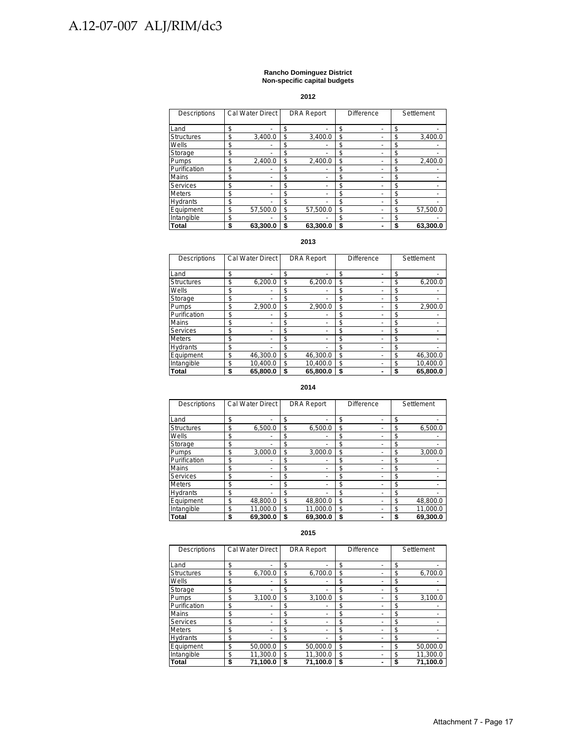**Rancho Dominguez District**
**Non-specific capital budgets**

**2012**

| Descriptions | Cal Water Direct | DRA Report | Difference | Settlement |
|---|---|---|---|---|
| Land | $ - | $ - | $ - | $ - |
| Structures | $ 3,400.0 | $ 3,400.0 | $ - | $ 3,400.0 |
| Wells | $ - | $ - | $ - | $ - |
| Storage | $ - | $ - | $ - | $ - |
| Pumps | $ 2,400.0 | $ 2,400.0 | $ - | $ 2,400.0 |
| Purification | $ - | $ - | $ - | $ - |
| Mains | $ - | $ - | $ - | $ - |
| Services | $ - | $ - | $ - | $ - |
| Meters | $ - | $ - | $ - | $ - |
| Hydrants | $ - | $ - | $ - | $ - |
| Equipment | $ 57,500.0 | $ 57,500.0 | $ - | $ 57,500.0 |
| Intangible | $ - | $ - | $ - | $ - |
| **Total** | **$ 63,300.0** | **$ 63,300.0** | **$ -** | **$ 63,300.0** |

**2013**

| Descriptions | Cal Water Direct | DRA Report | Difference | Settlement |
|---|---|---|---|---|
| Land | $ - | $ - | $ - | $ - |
| Structures | $ 6,200.0 | $ 6,200.0 | $ - | $ 6,200.0 |
| Wells | $ - | $ - | $ - | $ - |
| Storage | $ - | $ - | $ - | $ - |
| Pumps | $ 2,900.0 | $ 2,900.0 | $ - | $ 2,900.0 |
| Purification | $ - | $ - | $ - | $ - |
| Mains | $ - | $ - | $ - | $ - |
| Services | $ - | $ - | $ - | $ - |
| Meters | $ - | $ - | $ - | $ - |
| Hydrants | $ - | $ - | $ - | $ - |
| Equipment | $ 46,300.0 | $ 46,300.0 | $ - | $ 46,300.0 |
| Intangible | $ 10,400.0 | $ 10,400.0 | $ - | $ 10,400.0 |
| **Total** | **$ 65,800.0** | **$ 65,800.0** | **$ -** | **$ 65,800.0** |

**2014**

| Descriptions | Cal Water Direct | DRA Report | Difference | Settlement |
|---|---|---|---|---|
| Land | $ - | $ - | $ - | $ - |
| Structures | $ 6,500.0 | $ 6,500.0 | $ - | $ 6,500.0 |
| Wells | $ - | $ - | $ - | $ - |
| Storage | $ - | $ - | $ - | $ - |
| Pumps | $ 3,000.0 | $ 3,000.0 | $ - | $ 3,000.0 |
| Purification | $ - | $ - | $ - | $ - |
| Mains | $ - | $ - | $ - | $ - |
| Services | $ - | $ - | $ - | $ - |
| Meters | $ - | $ - | $ - | $ - |
| Hydrants | $ - | $ - | $ - | $ - |
| Equipment | $ 48,800.0 | $ 48,800.0 | $ - | $ 48,800.0 |
| Intangible | $ 11,000.0 | $ 11,000.0 | $ - | $ 11,000.0 |
| **Total** | **$ 69,300.0** | **$ 69,300.0** | **$ -** | **$ 69,300.0** |

**2015**

| Descriptions | Cal Water Direct | DRA Report | Difference | Settlement |
|---|---|---|---|---|
| Land | $ - | $ - | $ - | $ - |
| Structures | $ 6,700.0 | $ 6,700.0 | $ - | $ 6,700.0 |
| Wells | $ - | $ - | $ - | $ - |
| Storage | $ - | $ - | $ - | $ - |
| Pumps | $ 3,100.0 | $ 3,100.0 | $ - | $ 3,100.0 |
| Purification | $ - | $ - | $ - | $ - |
| Mains | $ - | $ - | $ - | $ - |
| Services | $ - | $ - | $ - | $ - |
| Meters | $ - | $ - | $ - | $ - |
| Hydrants | $ - | $ - | $ - | $ - |
| Equipment | $ 50,000.0 | $ 50,000.0 | $ - | $ 50,000.0 |
| Intangible | $ 11,300.0 | $ 11,300.0 | $ - | $ 11,300.0 |
| **Total** | **$ 71,100.0** | **$ 71,100.0** | **$ -** | **$ 71,100.0** |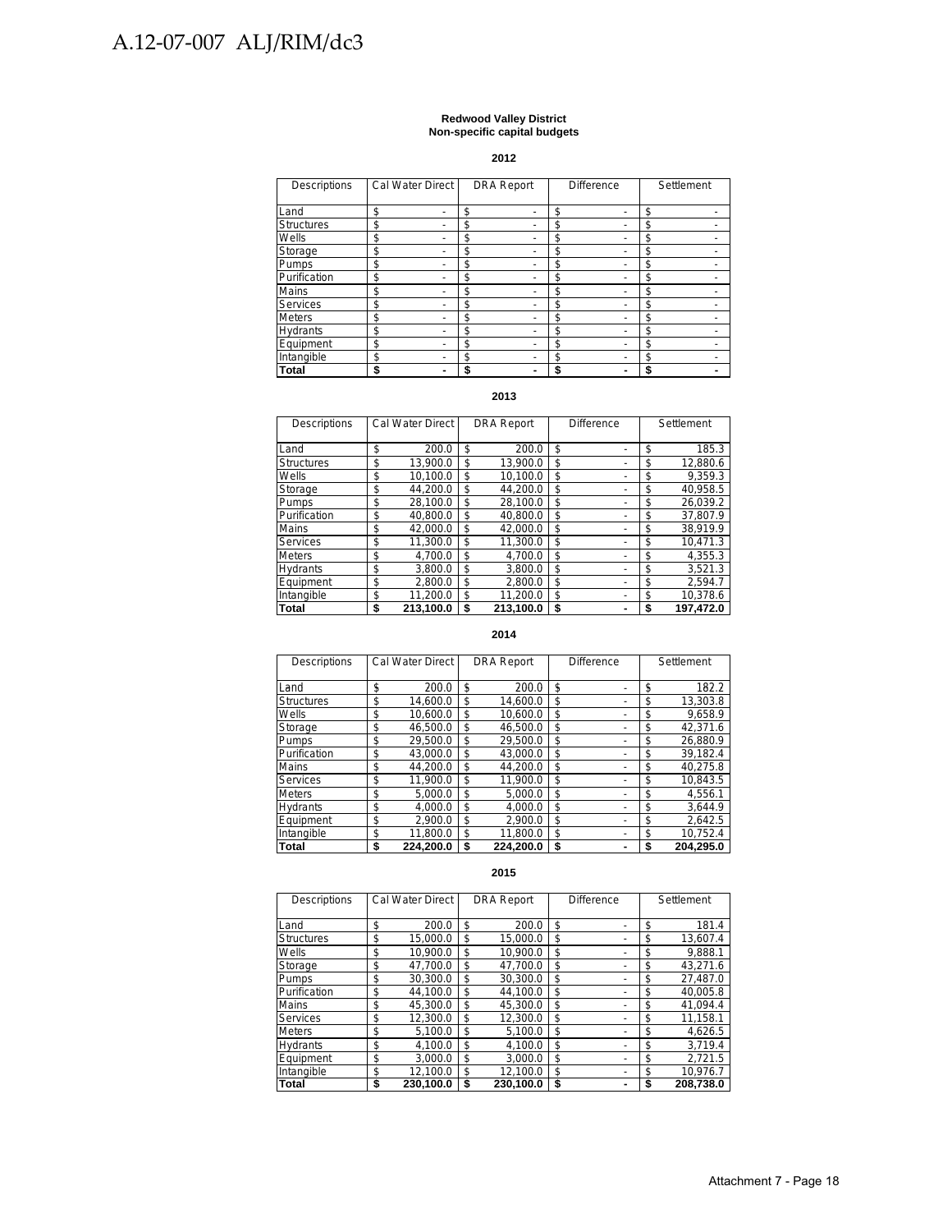**Redwood Valley District**
**Non-specific capital budgets**

**2012**

| Descriptions | Cal Water Direct | DRA Report | Difference | Settlement |
|---|---|---|---|---|
| Land | $ - | $ - | $ - | $ - |
| Structures | $ - | $ - | $ - | $ - |
| Wells | $ - | $ - | $ - | $ - |
| Storage | $ - | $ - | $ - | $ - |
| Pumps | $ - | $ - | $ - | $ - |
| Purification | $ - | $ - | $ - | $ - |
| Mains | $ - | $ - | $ - | $ - |
| Services | $ - | $ - | $ - | $ - |
| Meters | $ - | $ - | $ - | $ - |
| Hydrants | $ - | $ - | $ - | $ - |
| Equipment | $ - | $ - | $ - | $ - |
| Intangible | $ - | $ - | $ - | $ - |
| **Total** | **$ -** | **$ -** | **$ -** | **$ -** |

**2013**

| Descriptions | Cal Water Direct | DRA Report | Difference | Settlement |
|---|---|---|---|---|
| Land | $ 200.0 | $ 200.0 | $ - | $ 185.3 |
| Structures | $ 13,900.0 | $ 13,900.0 | $ - | $ 12,880.6 |
| Wells | $ 10,100.0 | $ 10,100.0 | $ - | $ 9,359.3 |
| Storage | $ 44,200.0 | $ 44,200.0 | $ - | $ 40,958.5 |
| Pumps | $ 28,100.0 | $ 28,100.0 | $ - | $ 26,039.2 |
| Purification | $ 40,800.0 | $ 40,800.0 | $ - | $ 37,807.9 |
| Mains | $ 42,000.0 | $ 42,000.0 | $ - | $ 38,919.9 |
| Services | $ 11,300.0 | $ 11,300.0 | $ - | $ 10,471.3 |
| Meters | $ 4,700.0 | $ 4,700.0 | $ - | $ 4,355.3 |
| Hydrants | $ 3,800.0 | $ 3,800.0 | $ - | $ 3,521.3 |
| Equipment | $ 2,800.0 | $ 2,800.0 | $ - | $ 2,594.7 |
| Intangible | $ 11,200.0 | $ 11,200.0 | $ - | $ 10,378.6 |
| **Total** | **$ 213,100.0** | **$ 213,100.0** | **$ -** | **$ 197,472.0** |

**2014**

| Descriptions | Cal Water Direct | DRA Report | Difference | Settlement |
|---|---|---|---|---|
| Land | $ 200.0 | $ 200.0 | $ - | $ 182.2 |
| Structures | $ 14,600.0 | $ 14,600.0 | $ - | $ 13,303.8 |
| Wells | $ 10,600.0 | $ 10,600.0 | $ - | $ 9,658.9 |
| Storage | $ 46,500.0 | $ 46,500.0 | $ - | $ 42,371.6 |
| Pumps | $ 29,500.0 | $ 29,500.0 | $ - | $ 26,880.9 |
| Purification | $ 43,000.0 | $ 43,000.0 | $ - | $ 39,182.4 |
| Mains | $ 44,200.0 | $ 44,200.0 | $ - | $ 40,275.8 |
| Services | $ 11,900.0 | $ 11,900.0 | $ - | $ 10,843.5 |
| Meters | $ 5,000.0 | $ 5,000.0 | $ - | $ 4,556.1 |
| Hydrants | $ 4,000.0 | $ 4,000.0 | $ - | $ 3,644.9 |
| Equipment | $ 2,900.0 | $ 2,900.0 | $ - | $ 2,642.5 |
| Intangible | $ 11,800.0 | $ 11,800.0 | $ - | $ 10,752.4 |
| **Total** | **$ 224,200.0** | **$ 224,200.0** | **$ -** | **$ 204,295.0** |

**2015**

| Descriptions | Cal Water Direct | DRA Report | Difference | Settlement |
|---|---|---|---|---|
| Land | $ 200.0 | $ 200.0 | $ - | $ 181.4 |
| Structures | $ 15,000.0 | $ 15,000.0 | $ - | $ 13,607.4 |
| Wells | $ 10,900.0 | $ 10,900.0 | $ - | $ 9,888.1 |
| Storage | $ 47,700.0 | $ 47,700.0 | $ - | $ 43,271.6 |
| Pumps | $ 30,300.0 | $ 30,300.0 | $ - | $ 27,487.0 |
| Purification | $ 44,100.0 | $ 44,100.0 | $ - | $ 40,005.8 |
| Mains | $ 45,300.0 | $ 45,300.0 | $ - | $ 41,094.4 |
| Services | $ 12,300.0 | $ 12,300.0 | $ - | $ 11,158.1 |
| Meters | $ 5,100.0 | $ 5,100.0 | $ - | $ 4,626.5 |
| Hydrants | $ 4,100.0 | $ 4,100.0 | $ - | $ 3,719.4 |
| Equipment | $ 3,000.0 | $ 3,000.0 | $ - | $ 2,721.5 |
| Intangible | $ 12,100.0 | $ 12,100.0 | $ - | $ 10,976.7 |
| **Total** | **$ 230,100.0** | **$ 230,100.0** | **$ -** | **$ 208,738.0** |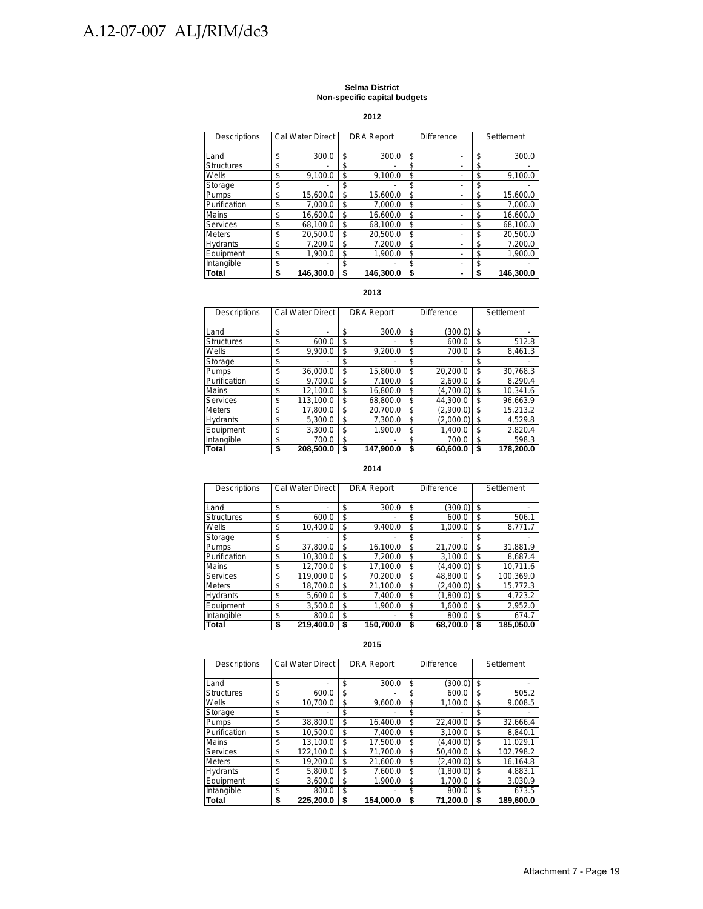**Selma District**
**Non-specific capital budgets**

**2012**

| Descriptions | Cal Water Direct | DRA Report | Difference | Settlement |
|---|---|---|---|---|
| Land | $ 300.0 | $ 300.0 | $ - | $ 300.0 |
| Structures | $ - | $ - | $ - | $ - |
| Wells | $ 9,100.0 | $ 9,100.0 | $ - | $ 9,100.0 |
| Storage | $ - | $ - | $ - | $ - |
| Pumps | $ 15,600.0 | $ 15,600.0 | $ - | $ 15,600.0 |
| Purification | $ 7,000.0 | $ 7,000.0 | $ - | $ 7,000.0 |
| Mains | $ 16,600.0 | $ 16,600.0 | $ - | $ 16,600.0 |
| Services | $ 68,100.0 | $ 68,100.0 | $ - | $ 68,100.0 |
| Meters | $ 20,500.0 | $ 20,500.0 | $ - | $ 20,500.0 |
| Hydrants | $ 7,200.0 | $ 7,200.0 | $ - | $ 7,200.0 |
| Equipment | $ 1,900.0 | $ 1,900.0 | $ - | $ 1,900.0 |
| Intangible | $ - | $ - | $ - | $ - |
| **Total** | **$ 146,300.0** | **$ 146,300.0** | **$ -** | **$ 146,300.0** |

**2013**

| Descriptions | Cal Water Direct | DRA Report | Difference | Settlement |
|---|---|---|---|---|
| Land | $ - | $ 300.0 | $ (300.0) | $ - |
| Structures | $ 600.0 | $ - | $ 600.0 | $ 512.8 |
| Wells | $ 9,900.0 | $ 9,200.0 | $ 700.0 | $ 8,461.3 |
| Storage | $ - | $ - | $ - | $ - |
| Pumps | $ 36,000.0 | $ 15,800.0 | $ 20,200.0 | $ 30,768.3 |
| Purification | $ 9,700.0 | $ 7,100.0 | $ 2,600.0 | $ 8,290.4 |
| Mains | $ 12,100.0 | $ 16,800.0 | $ (4,700.0) | $ 10,341.6 |
| Services | $ 113,100.0 | $ 68,800.0 | $ 44,300.0 | $ 96,663.9 |
| Meters | $ 17,800.0 | $ 20,700.0 | $ (2,900.0) | $ 15,213.2 |
| Hydrants | $ 5,300.0 | $ 7,300.0 | $ (2,000.0) | $ 4,529.8 |
| Equipment | $ 3,300.0 | $ 1,900.0 | $ 1,400.0 | $ 2,820.4 |
| Intangible | $ 700.0 | $ - | $ 700.0 | $ 598.3 |
| **Total** | **$ 208,500.0** | **$ 147,900.0** | **$ 60,600.0** | **$ 178,200.0** |

**2014**

| Descriptions | Cal Water Direct | DRA Report | Difference | Settlement |
|---|---|---|---|---|
| Land | $ - | $ 300.0 | $ (300.0) | $ - |
| Structures | $ 600.0 | $ - | $ 600.0 | $ 506.1 |
| Wells | $ 10,400.0 | $ 9,400.0 | $ 1,000.0 | $ 8,771.7 |
| Storage | $ - | $ - | $ - | $ - |
| Pumps | $ 37,800.0 | $ 16,100.0 | $ 21,700.0 | $ 31,881.9 |
| Purification | $ 10,300.0 | $ 7,200.0 | $ 3,100.0 | $ 8,687.4 |
| Mains | $ 12,700.0 | $ 17,100.0 | $ (4,400.0) | $ 10,711.6 |
| Services | $ 119,000.0 | $ 70,200.0 | $ 48,800.0 | $ 100,369.0 |
| Meters | $ 18,700.0 | $ 21,100.0 | $ (2,400.0) | $ 15,772.3 |
| Hydrants | $ 5,600.0 | $ 7,400.0 | $ (1,800.0) | $ 4,723.2 |
| Equipment | $ 3,500.0 | $ 1,900.0 | $ 1,600.0 | $ 2,952.0 |
| Intangible | $ 800.0 | $ - | $ 800.0 | $ 674.7 |
| **Total** | **$ 219,400.0** | **$ 150,700.0** | **$ 68,700.0** | **$ 185,050.0** |

**2015**

| Descriptions | Cal Water Direct | DRA Report | Difference | Settlement |
|---|---|---|---|---|
| Land | $ - | $ 300.0 | $ (300.0) | $ - |
| Structures | $ 600.0 | $ - | $ 600.0 | $ 505.2 |
| Wells | $ 10,700.0 | $ 9,600.0 | $ 1,100.0 | $ 9,008.5 |
| Storage | $ - | $ - | $ - | $ - |
| Pumps | $ 38,800.0 | $ 16,400.0 | $ 22,400.0 | $ 32,666.4 |
| Purification | $ 10,500.0 | $ 7,400.0 | $ 3,100.0 | $ 8,840.1 |
| Mains | $ 13,100.0 | $ 17,500.0 | $ (4,400.0) | $ 11,029.1 |
| Services | $ 122,100.0 | $ 71,700.0 | $ 50,400.0 | $ 102,798.2 |
| Meters | $ 19,200.0 | $ 21,600.0 | $ (2,400.0) | $ 16,164.8 |
| Hydrants | $ 5,800.0 | $ 7,600.0 | $ (1,800.0) | $ 4,883.1 |
| Equipment | $ 3,600.0 | $ 1,900.0 | $ 1,700.0 | $ 3,030.9 |
| Intangible | $ 800.0 | $ - | $ 800.0 | $ 673.5 |
| **Total** | **$ 225,200.0** | **$ 154,000.0** | **$ 71,200.0** | **$ 189,600.0** |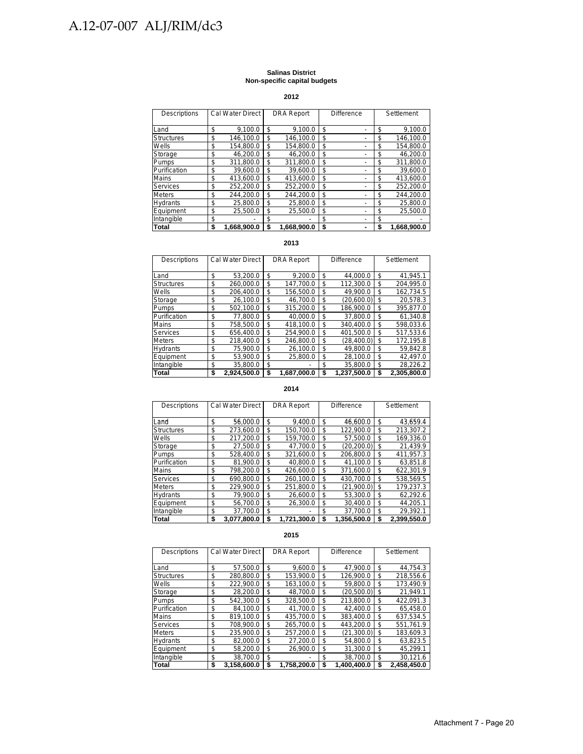**Salinas District**
**Non-specific capital budgets**

**2012**

| Descriptions | Cal Water Direct | DRA Report | Difference | Settlement |
|---|---|---|---|---|
| Land | $ 9,100.0 | $ 9,100.0 | $ - | $ 9,100.0 |
| Structures | $ 146,100.0 | $ 146,100.0 | $ - | $ 146,100.0 |
| Wells | $ 154,800.0 | $ 154,800.0 | $ - | $ 154,800.0 |
| Storage | $ 46,200.0 | $ 46,200.0 | $ - | $ 46,200.0 |
| Pumps | $ 311,800.0 | $ 311,800.0 | $ - | $ 311,800.0 |
| Purification | $ 39,600.0 | $ 39,600.0 | $ - | $ 39,600.0 |
| Mains | $ 413,600.0 | $ 413,600.0 | $ - | $ 413,600.0 |
| Services | $ 252,200.0 | $ 252,200.0 | $ - | $ 252,200.0 |
| Meters | $ 244,200.0 | $ 244,200.0 | $ - | $ 244,200.0 |
| Hydrants | $ 25,800.0 | $ 25,800.0 | $ - | $ 25,800.0 |
| Equipment | $ 25,500.0 | $ 25,500.0 | $ - | $ 25,500.0 |
| Intangible | $ - | $ - | $ - | $ - |
| **Total** | **$ 1,668,900.0** | **$ 1,668,900.0** | **$ -** | **$ 1,668,900.0** |

**2013**

| Descriptions | Cal Water Direct | DRA Report | Difference | Settlement |
|---|---|---|---|---|
| Land | $ 53,200.0 | $ 9,200.0 | $ 44,000.0 | $ 41,945.1 |
| Structures | $ 260,000.0 | $ 147,700.0 | $ 112,300.0 | $ 204,995.0 |
| Wells | $ 206,400.0 | $ 156,500.0 | $ 49,900.0 | $ 162,734.5 |
| Storage | $ 26,100.0 | $ 46,700.0 | $ (20,600.0) | $ 20,578.3 |
| Pumps | $ 502,100.0 | $ 315,200.0 | $ 186,900.0 | $ 395,877.0 |
| Purification | $ 77,800.0 | $ 40,000.0 | $ 37,800.0 | $ 61,340.8 |
| Mains | $ 758,500.0 | $ 418,100.0 | $ 340,400.0 | $ 598,033.6 |
| Services | $ 656,400.0 | $ 254,900.0 | $ 401,500.0 | $ 517,533.6 |
| Meters | $ 218,400.0 | $ 246,800.0 | $ (28,400.0) | $ 172,195.8 |
| Hydrants | $ 75,900.0 | $ 26,100.0 | $ 49,800.0 | $ 59,842.8 |
| Equipment | $ 53,900.0 | $ 25,800.0 | $ 28,100.0 | $ 42,497.0 |
| Intangible | $ 35,800.0 | $ - | $ 35,800.0 | $ 28,226.2 |
| **Total** | **$ 2,924,500.0** | **$ 1,687,000.0** | **$ 1,237,500.0** | **$ 2,305,800.0** |

**2014**

| Descriptions | Cal Water Direct | DRA Report | Difference | Settlement |
|---|---|---|---|---|
| Land | $ 56,000.0 | $ 9,400.0 | $ 46,600.0 | $ 43,659.4 |
| Structures | $ 273,600.0 | $ 150,700.0 | $ 122,900.0 | $ 213,307.2 |
| Wells | $ 217,200.0 | $ 159,700.0 | $ 57,500.0 | $ 169,336.0 |
| Storage | $ 27,500.0 | $ 47,700.0 | $ (20,200.0) | $ 21,439.9 |
| Pumps | $ 528,400.0 | $ 321,600.0 | $ 206,800.0 | $ 411,957.3 |
| Purification | $ 81,900.0 | $ 40,800.0 | $ 41,100.0 | $ 63,851.8 |
| Mains | $ 798,200.0 | $ 426,600.0 | $ 371,600.0 | $ 622,301.9 |
| Services | $ 690,800.0 | $ 260,100.0 | $ 430,700.0 | $ 538,569.5 |
| Meters | $ 229,900.0 | $ 251,800.0 | $ (21,900.0) | $ 179,237.3 |
| Hydrants | $ 79,900.0 | $ 26,600.0 | $ 53,300.0 | $ 62,292.6 |
| Equipment | $ 56,700.0 | $ 26,300.0 | $ 30,400.0 | $ 44,205.1 |
| Intangible | $ 37,700.0 | $ - | $ 37,700.0 | $ 29,392.1 |
| **Total** | **$ 3,077,800.0** | **$ 1,721,300.0** | **$ 1,356,500.0** | **$ 2,399,550.0** |

**2015**

| Descriptions | Cal Water Direct | DRA Report | Difference | Settlement |
|---|---|---|---|---|
| Land | $ 57,500.0 | $ 9,600.0 | $ 47,900.0 | $ 44,754.3 |
| Structures | $ 280,800.0 | $ 153,900.0 | $ 126,900.0 | $ 218,556.6 |
| Wells | $ 222,900.0 | $ 163,100.0 | $ 59,800.0 | $ 173,490.9 |
| Storage | $ 28,200.0 | $ 48,700.0 | $ (20,500.0) | $ 21,949.1 |
| Pumps | $ 542,300.0 | $ 328,500.0 | $ 213,800.0 | $ 422,091.3 |
| Purification | $ 84,100.0 | $ 41,700.0 | $ 42,400.0 | $ 65,458.0 |
| Mains | $ 819,100.0 | $ 435,700.0 | $ 383,400.0 | $ 637,534.5 |
| Services | $ 708,900.0 | $ 265,700.0 | $ 443,200.0 | $ 551,761.9 |
| Meters | $ 235,900.0 | $ 257,200.0 | $ (21,300.0) | $ 183,609.3 |
| Hydrants | $ 82,000.0 | $ 27,200.0 | $ 54,800.0 | $ 63,823.5 |
| Equipment | $ 58,200.0 | $ 26,900.0 | $ 31,300.0 | $ 45,299.1 |
| Intangible | $ 38,700.0 | $ - | $ 38,700.0 | $ 30,121.6 |
| **Total** | **$ 3,158,600.0** | **$ 1,758,200.0** | **$ 1,400,400.0** | **$ 2,458,450.0** |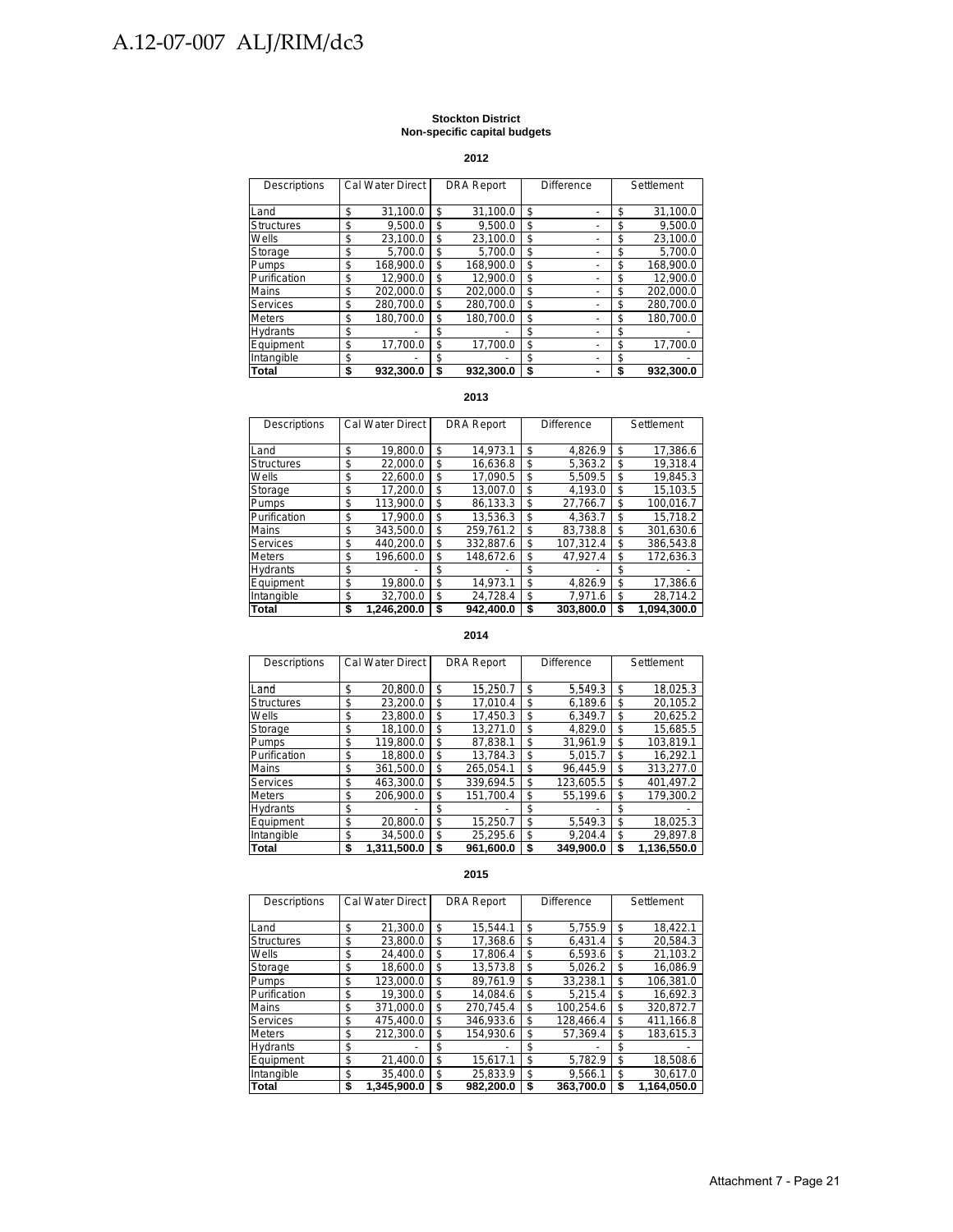**Stockton District**
**Non-specific capital budgets**

**2012**

| Descriptions | Cal Water Direct | DRA Report | Difference | Settlement |
|---|---|---|---|---|
| Land | $ 31,100.0 | $ 31,100.0 | $ - | $ 31,100.0 |
| Structures | $ 9,500.0 | $ 9,500.0 | $ - | $ 9,500.0 |
| Wells | $ 23,100.0 | $ 23,100.0 | $ - | $ 23,100.0 |
| Storage | $ 5,700.0 | $ 5,700.0 | $ - | $ 5,700.0 |
| Pumps | $ 168,900.0 | $ 168,900.0 | $ - | $ 168,900.0 |
| Purification | $ 12,900.0 | $ 12,900.0 | $ - | $ 12,900.0 |
| Mains | $ 202,000.0 | $ 202,000.0 | $ - | $ 202,000.0 |
| Services | $ 280,700.0 | $ 280,700.0 | $ - | $ 280,700.0 |
| Meters | $ 180,700.0 | $ 180,700.0 | $ - | $ 180,700.0 |
| Hydrants | $ - | $ - | $ - | $ - |
| Equipment | $ 17,700.0 | $ 17,700.0 | $ - | $ 17,700.0 |
| Intangible | $ - | $ - | $ - | $ - |
| **Total** | **$ 932,300.0** | **$ 932,300.0** | **$ -** | **$ 932,300.0** |

**2013**

| Descriptions | Cal Water Direct | DRA Report | Difference | Settlement |
|---|---|---|---|---|
| Land | $ 19,800.0 | $ 14,973.1 | $ 4,826.9 | $ 17,386.6 |
| Structures | $ 22,000.0 | $ 16,636.8 | $ 5,363.2 | $ 19,318.4 |
| Wells | $ 22,600.0 | $ 17,090.5 | $ 5,509.5 | $ 19,845.3 |
| Storage | $ 17,200.0 | $ 13,007.0 | $ 4,193.0 | $ 15,103.5 |
| Pumps | $ 113,900.0 | $ 86,133.3 | $ 27,766.7 | $ 100,016.7 |
| Purification | $ 17,900.0 | $ 13,536.3 | $ 4,363.7 | $ 15,718.2 |
| Mains | $ 343,500.0 | $ 259,761.2 | $ 83,738.8 | $ 301,630.6 |
| Services | $ 440,200.0 | $ 332,887.6 | $ 107,312.4 | $ 386,543.8 |
| Meters | $ 196,600.0 | $ 148,672.6 | $ 47,927.4 | $ 172,636.3 |
| Hydrants | $ - | $ - | $ - | $ - |
| Equipment | $ 19,800.0 | $ 14,973.1 | $ 4,826.9 | $ 17,386.6 |
| Intangible | $ 32,700.0 | $ 24,728.4 | $ 7,971.6 | $ 28,714.2 |
| **Total** | **$ 1,246,200.0** | **$ 942,400.0** | **$ 303,800.0** | **$ 1,094,300.0** |

**2014**

| Descriptions | Cal Water Direct | DRA Report | Difference | Settlement |
|---|---|---|---|---|
| Land | $ 20,800.0 | $ 15,250.7 | $ 5,549.3 | $ 18,025.3 |
| Structures | $ 23,200.0 | $ 17,010.4 | $ 6,189.6 | $ 20,105.2 |
| Wells | $ 23,800.0 | $ 17,450.3 | $ 6,349.7 | $ 20,625.2 |
| Storage | $ 18,100.0 | $ 13,271.0 | $ 4,829.0 | $ 15,685.5 |
| Pumps | $ 119,800.0 | $ 87,838.1 | $ 31,961.9 | $ 103,819.1 |
| Purification | $ 18,800.0 | $ 13,784.3 | $ 5,015.7 | $ 16,292.1 |
| Mains | $ 361,500.0 | $ 265,054.1 | $ 96,445.9 | $ 313,277.0 |
| Services | $ 463,300.0 | $ 339,694.5 | $ 123,605.5 | $ 401,497.2 |
| Meters | $ 206,900.0 | $ 151,700.4 | $ 55,199.6 | $ 179,300.2 |
| Hydrants | $ - | $ - | $ - | $ - |
| Equipment | $ 20,800.0 | $ 15,250.7 | $ 5,549.3 | $ 18,025.3 |
| Intangible | $ 34,500.0 | $ 25,295.6 | $ 9,204.4 | $ 29,897.8 |
| **Total** | **$ 1,311,500.0** | **$ 961,600.0** | **$ 349,900.0** | **$ 1,136,550.0** |

**2015**

| Descriptions | Cal Water Direct | DRA Report | Difference | Settlement |
|---|---|---|---|---|
| Land | $ 21,300.0 | $ 15,544.1 | $ 5,755.9 | $ 18,422.1 |
| Structures | $ 23,800.0 | $ 17,368.6 | $ 6,431.4 | $ 20,584.3 |
| Wells | $ 24,400.0 | $ 17,806.4 | $ 6,593.6 | $ 21,103.2 |
| Storage | $ 18,600.0 | $ 13,573.8 | $ 5,026.2 | $ 16,086.9 |
| Pumps | $ 123,000.0 | $ 89,761.9 | $ 33,238.1 | $ 106,381.0 |
| Purification | $ 19,300.0 | $ 14,084.6 | $ 5,215.4 | $ 16,692.3 |
| Mains | $ 371,000.0 | $ 270,745.4 | $ 100,254.6 | $ 320,872.7 |
| Services | $ 475,400.0 | $ 346,933.6 | $ 128,466.4 | $ 411,166.8 |
| Meters | $ 212,300.0 | $ 154,930.6 | $ 57,369.4 | $ 183,615.3 |
| Hydrants | $ - | $ - | $ - | $ - |
| Equipment | $ 21,400.0 | $ 15,617.1 | $ 5,782.9 | $ 18,508.6 |
| Intangible | $ 35,400.0 | $ 25,833.9 | $ 9,566.1 | $ 30,617.0 |
| **Total** | **$ 1,345,900.0** | **$ 982,200.0** | **$ 363,700.0** | **$ 1,164,050.0** |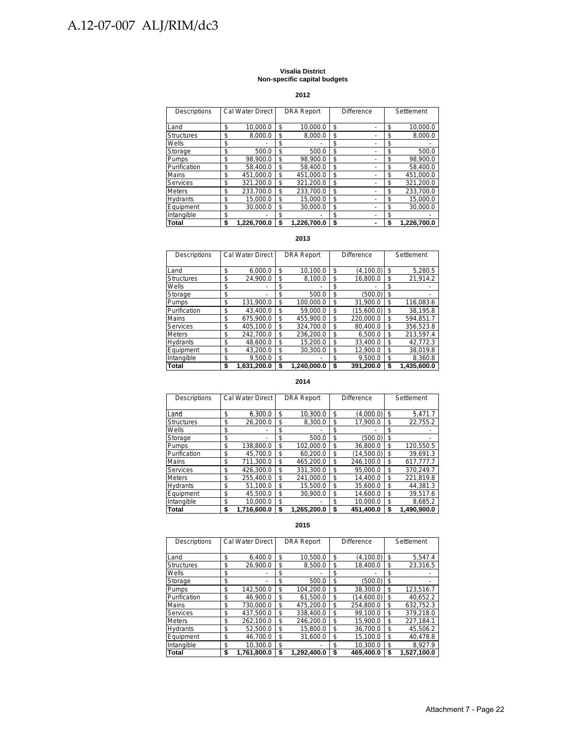**Visalia District**
**Non-specific capital budgets**

**2012**

| Descriptions | Cal Water Direct | DRA Report | Difference | Settlement |
|---|---|---|---|---|
| Land | $ 10,000.0 | $ 10,000.0 | $ - | $ 10,000.0 |
| Structures | $ 8,000.0 | $ 8,000.0 | $ - | $ 8,000.0 |
| Wells | $ - | $ - | $ - | $ - |
| Storage | $ 500.0 | $ 500.0 | $ - | $ 500.0 |
| Pumps | $ 98,900.0 | $ 98,900.0 | $ - | $ 98,900.0 |
| Purification | $ 58,400.0 | $ 58,400.0 | $ - | $ 58,400.0 |
| Mains | $ 451,000.0 | $ 451,000.0 | $ - | $ 451,000.0 |
| Services | $ 321,200.0 | $ 321,200.0 | $ - | $ 321,200.0 |
| Meters | $ 233,700.0 | $ 233,700.0 | $ - | $ 233,700.0 |
| Hydrants | $ 15,000.0 | $ 15,000.0 | $ - | $ 15,000.0 |
| Equipment | $ 30,000.0 | $ 30,000.0 | $ - | $ 30,000.0 |
| Intangible | $ - | $ - | $ - | $ - |
| **Total** | **$ 1,226,700.0** | **$ 1,226,700.0** | **$ -** | **$ 1,226,700.0** |

**2013**

| Descriptions | Cal Water Direct | DRA Report | Difference | Settlement |
|---|---|---|---|---|
| Land | $ 6,000.0 | $ 10,100.0 | $ (4,100.0) | $ 5,280.5 |
| Structures | $ 24,900.0 | $ 8,100.0 | $ 16,800.0 | $ 21,914.2 |
| Wells | $ - | $ - | $ - | $ - |
| Storage | $ - | $ 500.0 | $ (500.0) | $ - |
| Pumps | $ 131,900.0 | $ 100,000.0 | $ 31,900.0 | $ 116,083.6 |
| Purification | $ 43,400.0 | $ 59,000.0 | $ (15,600.0) | $ 38,195.8 |
| Mains | $ 675,900.0 | $ 455,900.0 | $ 220,000.0 | $ 594,851.7 |
| Services | $ 405,100.0 | $ 324,700.0 | $ 80,400.0 | $ 356,523.8 |
| Meters | $ 242,700.0 | $ 236,200.0 | $ 6,500.0 | $ 213,597.4 |
| Hydrants | $ 48,600.0 | $ 15,200.0 | $ 33,400.0 | $ 42,772.3 |
| Equipment | $ 43,200.0 | $ 30,300.0 | $ 12,900.0 | $ 38,019.8 |
| Intangible | $ 9,500.0 | $ - | $ 9,500.0 | $ 8,360.8 |
| **Total** | **$ 1,631,200.0** | **$ 1,240,000.0** | **$ 391,200.0** | **$ 1,435,600.0** |

**2014**

| Descriptions | Cal Water Direct | DRA Report | Difference | Settlement |
|---|---|---|---|---|
| Land | $ 6,300.0 | $ 10,300.0 | $ (4,000.0) | $ 5,471.7 |
| Structures | $ 26,200.0 | $ 8,300.0 | $ 17,900.0 | $ 22,755.2 |
| Wells | $ - | $ - | $ - | $ - |
| Storage | $ - | $ 500.0 | $ (500.0) | $ - |
| Pumps | $ 138,800.0 | $ 102,000.0 | $ 36,800.0 | $ 120,550.5 |
| Purification | $ 45,700.0 | $ 60,200.0 | $ (14,500.0) | $ 39,691.3 |
| Mains | $ 711,300.0 | $ 465,200.0 | $ 246,100.0 | $ 617,777.7 |
| Services | $ 426,300.0 | $ 331,300.0 | $ 95,000.0 | $ 370,249.7 |
| Meters | $ 255,400.0 | $ 241,000.0 | $ 14,400.0 | $ 221,819.8 |
| Hydrants | $ 51,100.0 | $ 15,500.0 | $ 35,600.0 | $ 44,381.3 |
| Equipment | $ 45,500.0 | $ 30,900.0 | $ 14,600.0 | $ 39,517.6 |
| Intangible | $ 10,000.0 | $ - | $ 10,000.0 | $ 8,685.2 |
| **Total** | **$ 1,716,600.0** | **$ 1,265,200.0** | **$ 451,400.0** | **$ 1,490,900.0** |

**2015**

| Descriptions | Cal Water Direct | DRA Report | Difference | Settlement |
|---|---|---|---|---|
| Land | $ 6,400.0 | $ 10,500.0 | $ (4,100.0) | $ 5,547.4 |
| Structures | $ 26,900.0 | $ 8,500.0 | $ 18,400.0 | $ 23,316.5 |
| Wells | $ - | $ - | $ - | $ - |
| Storage | $ - | $ 500.0 | $ (500.0) | $ - |
| Pumps | $ 142,500.0 | $ 104,200.0 | $ 38,300.0 | $ 123,516.7 |
| Purification | $ 46,900.0 | $ 61,500.0 | $ (14,600.0) | $ 40,652.2 |
| Mains | $ 730,000.0 | $ 475,200.0 | $ 254,800.0 | $ 632,752.3 |
| Services | $ 437,500.0 | $ 338,400.0 | $ 99,100.0 | $ 379,218.0 |
| Meters | $ 262,100.0 | $ 246,200.0 | $ 15,900.0 | $ 227,184.1 |
| Hydrants | $ 52,500.0 | $ 15,800.0 | $ 36,700.0 | $ 45,506.2 |
| Equipment | $ 46,700.0 | $ 31,600.0 | $ 15,100.0 | $ 40,478.8 |
| Intangible | $ 10,300.0 | $ - | $ 10,300.0 | $ 8,927.9 |
| **Total** | **$ 1,761,800.0** | **$ 1,292,400.0** | **$ 469,400.0** | **$ 1,527,100.0** |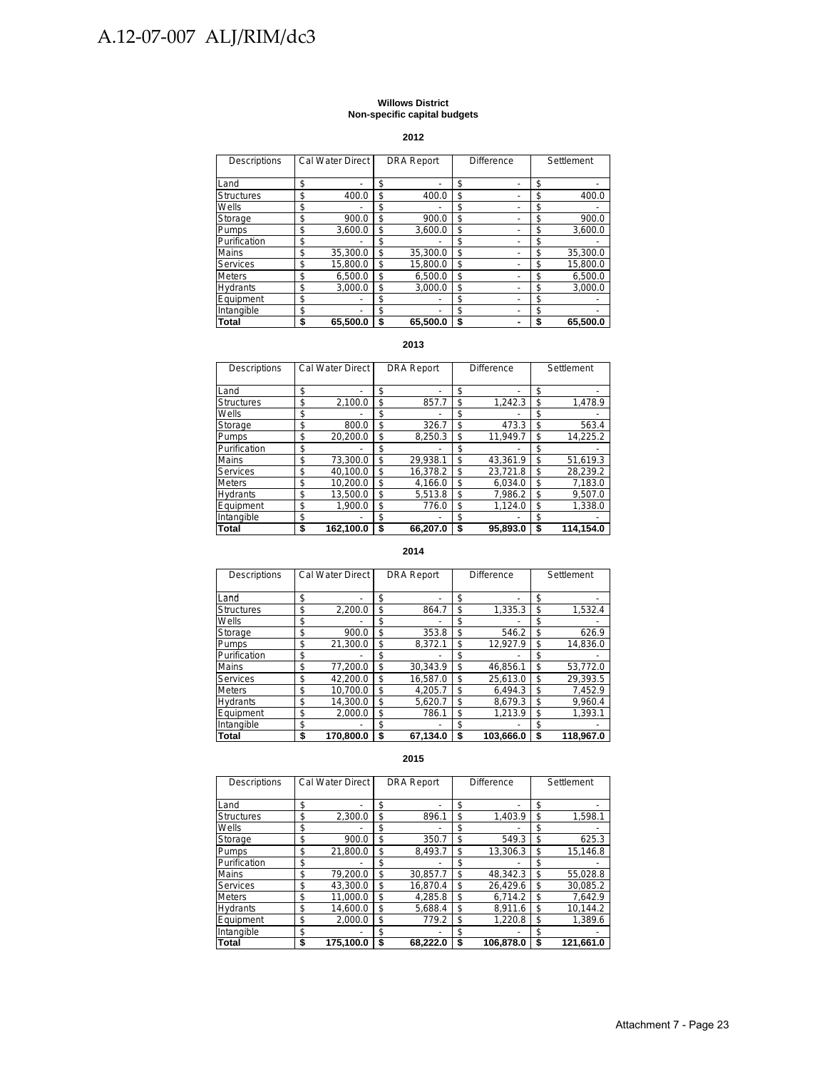**Willows District**
**Non-specific capital budgets**

**2012**

| Descriptions | Cal Water Direct | DRA Report | Difference | Settlement |
|---|---|---|---|---|
| Land | $ - | $ - | $ - | $ - |
| Structures | $ 400.0 | $ 400.0 | $ - | $ 400.0 |
| Wells | $ - | $ - | $ - | $ - |
| Storage | $ 900.0 | $ 900.0 | $ - | $ 900.0 |
| Pumps | $ 3,600.0 | $ 3,600.0 | $ - | $ 3,600.0 |
| Purification | $ - | $ - | $ - | $ - |
| Mains | $ 35,300.0 | $ 35,300.0 | $ - | $ 35,300.0 |
| Services | $ 15,800.0 | $ 15,800.0 | $ - | $ 15,800.0 |
| Meters | $ 6,500.0 | $ 6,500.0 | $ - | $ 6,500.0 |
| Hydrants | $ 3,000.0 | $ 3,000.0 | $ - | $ 3,000.0 |
| Equipment | $ - | $ - | $ - | $ - |
| Intangible | $ - | $ - | $ - | $ - |
| **Total** | **$ 65,500.0** | **$ 65,500.0** | **$ -** | **$ 65,500.0** |

**2013**

| Descriptions | Cal Water Direct | DRA Report | Difference | Settlement |
|---|---|---|---|---|
| Land | $ - | $ - | $ - | $ - |
| Structures | $ 2,100.0 | $ 857.7 | $ 1,242.3 | $ 1,478.9 |
| Wells | $ - | $ - | $ - | $ - |
| Storage | $ 800.0 | $ 326.7 | $ 473.3 | $ 563.4 |
| Pumps | $ 20,200.0 | $ 8,250.3 | $ 11,949.7 | $ 14,225.2 |
| Purification | $ - | $ - | $ - | $ - |
| Mains | $ 73,300.0 | $ 29,938.1 | $ 43,361.9 | $ 51,619.3 |
| Services | $ 40,100.0 | $ 16,378.2 | $ 23,721.8 | $ 28,239.2 |
| Meters | $ 10,200.0 | $ 4,166.0 | $ 6,034.0 | $ 7,183.0 |
| Hydrants | $ 13,500.0 | $ 5,513.8 | $ 7,986.2 | $ 9,507.0 |
| Equipment | $ 1,900.0 | $ 776.0 | $ 1,124.0 | $ 1,338.0 |
| Intangible | $ - | $ - | $ - | $ - |
| **Total** | **$ 162,100.0** | **$ 66,207.0** | **$ 95,893.0** | **$ 114,154.0** |

**2014**

| Descriptions | Cal Water Direct | DRA Report | Difference | Settlement |
|---|---|---|---|---|
| Land | $ - | $ - | $ - | $ - |
| Structures | $ 2,200.0 | $ 864.7 | $ 1,335.3 | $ 1,532.4 |
| Wells | $ - | $ - | $ - | $ - |
| Storage | $ 900.0 | $ 353.8 | $ 546.2 | $ 626.9 |
| Pumps | $ 21,300.0 | $ 8,372.1 | $ 12,927.9 | $ 14,836.0 |
| Purification | $ - | $ - | $ - | $ - |
| Mains | $ 77,200.0 | $ 30,343.9 | $ 46,856.1 | $ 53,772.0 |
| Services | $ 42,200.0 | $ 16,587.0 | $ 25,613.0 | $ 29,393.5 |
| Meters | $ 10,700.0 | $ 4,205.7 | $ 6,494.3 | $ 7,452.9 |
| Hydrants | $ 14,300.0 | $ 5,620.7 | $ 8,679.3 | $ 9,960.4 |
| Equipment | $ 2,000.0 | $ 786.1 | $ 1,213.9 | $ 1,393.1 |
| Intangible | $ - | $ - | $ - | $ - |
| **Total** | **$ 170,800.0** | **$ 67,134.0** | **$ 103,666.0** | **$ 118,967.0** |

**2015**

| Descriptions | Cal Water Direct | DRA Report | Difference | Settlement |
|---|---|---|---|---|
| Land | $ - | $ - | $ - | $ - |
| Structures | $ 2,300.0 | $ 896.1 | $ 1,403.9 | $ 1,598.1 |
| Wells | $ - | $ - | $ - | $ - |
| Storage | $ 900.0 | $ 350.7 | $ 549.3 | $ 625.3 |
| Pumps | $ 21,800.0 | $ 8,493.7 | $ 13,306.3 | $ 15,146.8 |
| Purification | $ - | $ - | $ - | $ - |
| Mains | $ 79,200.0 | $ 30,857.7 | $ 48,342.3 | $ 55,028.8 |
| Services | $ 43,300.0 | $ 16,870.4 | $ 26,429.6 | $ 30,085.2 |
| Meters | $ 11,000.0 | $ 4,285.8 | $ 6,714.2 | $ 7,642.9 |
| Hydrants | $ 14,600.0 | $ 5,688.4 | $ 8,911.6 | $ 10,144.2 |
| Equipment | $ 2,000.0 | $ 779.2 | $ 1,220.8 | $ 1,389.6 |
| Intangible | $ - | $ - | $ - | $ - |
| **Total** | **$ 175,100.0** | **$ 68,222.0** | **$ 106,878.0** | **$ 121,661.0** |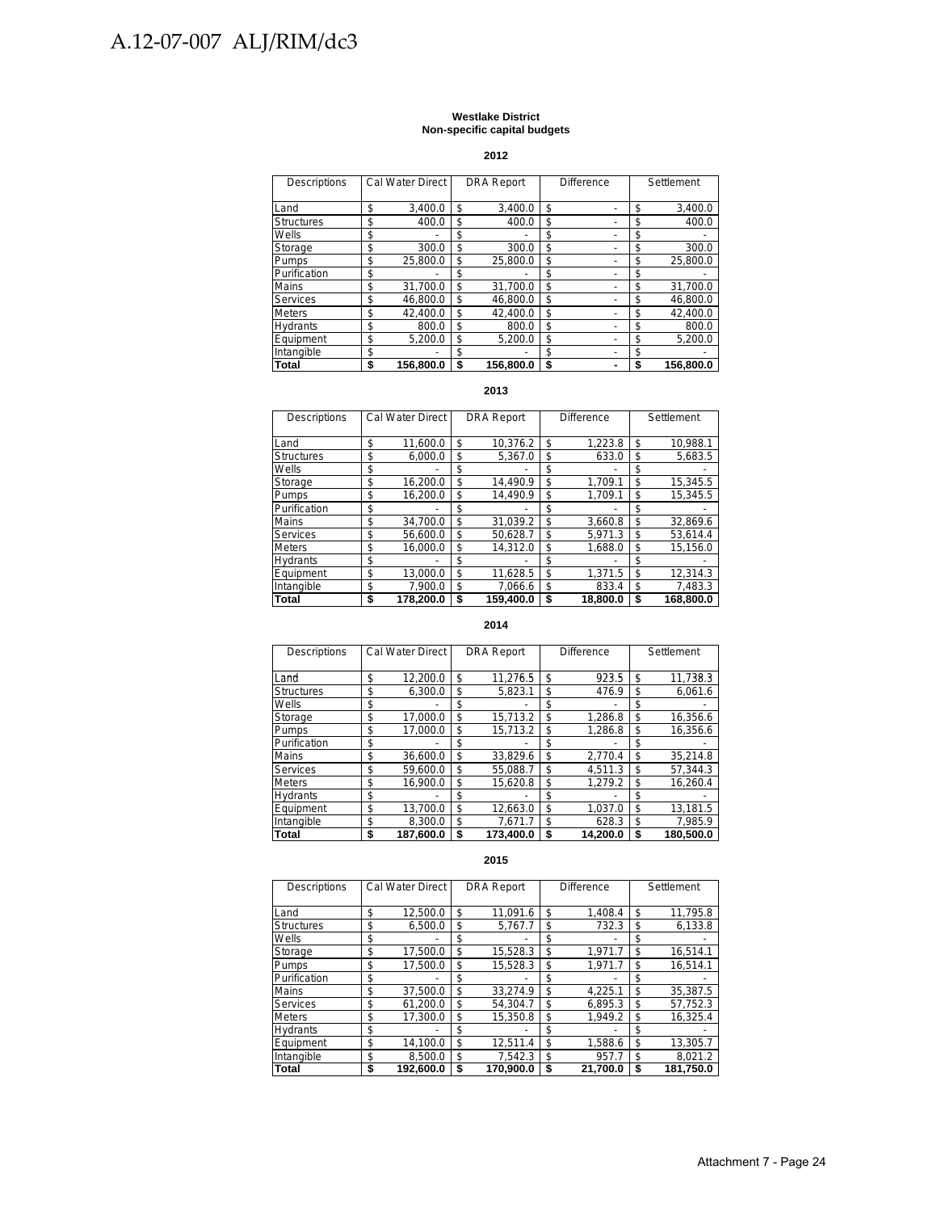**Westlake District**
**Non-specific capital budgets**

**2012**

| Descriptions | Cal Water Direct | DRA Report | Difference | Settlement |
|---|---|---|---|---|
| Land | $ 3,400.0 | $ 3,400.0 | $ - | $ 3,400.0 |
| Structures | $ 400.0 | $ 400.0 | $ - | $ 400.0 |
| Wells | $ - | $ - | $ - | $ - |
| Storage | $ 300.0 | $ 300.0 | $ - | $ 300.0 |
| Pumps | $ 25,800.0 | $ 25,800.0 | $ - | $ 25,800.0 |
| Purification | $ - | $ - | $ - | $ - |
| Mains | $ 31,700.0 | $ 31,700.0 | $ - | $ 31,700.0 |
| Services | $ 46,800.0 | $ 46,800.0 | $ - | $ 46,800.0 |
| Meters | $ 42,400.0 | $ 42,400.0 | $ - | $ 42,400.0 |
| Hydrants | $ 800.0 | $ 800.0 | $ - | $ 800.0 |
| Equipment | $ 5,200.0 | $ 5,200.0 | $ - | $ 5,200.0 |
| Intangible | $ - | $ - | $ - | $ - |
| **Total** | **$ 156,800.0** | **$ 156,800.0** | **$ -** | **$ 156,800.0** |

**2013**

| Descriptions | Cal Water Direct | DRA Report | Difference | Settlement |
|---|---|---|---|---|
| Land | $ 11,600.0 | $ 10,376.2 | $ 1,223.8 | $ 10,988.1 |
| Structures | $ 6,000.0 | $ 5,367.0 | $ 633.0 | $ 5,683.5 |
| Wells | $ - | $ - | $ - | $ - |
| Storage | $ 16,200.0 | $ 14,490.9 | $ 1,709.1 | $ 15,345.5 |
| Pumps | $ 16,200.0 | $ 14,490.9 | $ 1,709.1 | $ 15,345.5 |
| Purification | $ - | $ - | $ - | $ - |
| Mains | $ 34,700.0 | $ 31,039.2 | $ 3,660.8 | $ 32,869.6 |
| Services | $ 56,600.0 | $ 50,628.7 | $ 5,971.3 | $ 53,614.4 |
| Meters | $ 16,000.0 | $ 14,312.0 | $ 1,688.0 | $ 15,156.0 |
| Hydrants | $ - | $ - | $ - | $ - |
| Equipment | $ 13,000.0 | $ 11,628.5 | $ 1,371.5 | $ 12,314.3 |
| Intangible | $ 7,900.0 | $ 7,066.6 | $ 833.4 | $ 7,483.3 |
| **Total** | **$ 178,200.0** | **$ 159,400.0** | **$ 18,800.0** | **$ 168,800.0** |

**2014**

| Descriptions | Cal Water Direct | DRA Report | Difference | Settlement |
|---|---|---|---|---|
| Land | $ 12,200.0 | $ 11,276.5 | $ 923.5 | $ 11,738.3 |
| Structures | $ 6,300.0 | $ 5,823.1 | $ 476.9 | $ 6,061.6 |
| Wells | $ - | $ - | $ - | $ - |
| Storage | $ 17,000.0 | $ 15,713.2 | $ 1,286.8 | $ 16,356.6 |
| Pumps | $ 17,000.0 | $ 15,713.2 | $ 1,286.8 | $ 16,356.6 |
| Purification | $ - | $ - | $ - | $ - |
| Mains | $ 36,600.0 | $ 33,829.6 | $ 2,770.4 | $ 35,214.8 |
| Services | $ 59,600.0 | $ 55,088.7 | $ 4,511.3 | $ 57,344.3 |
| Meters | $ 16,900.0 | $ 15,620.8 | $ 1,279.2 | $ 16,260.4 |
| Hydrants | $ - | $ - | $ - | $ - |
| Equipment | $ 13,700.0 | $ 12,663.0 | $ 1,037.0 | $ 13,181.5 |
| Intangible | $ 8,300.0 | $ 7,671.7 | $ 628.3 | $ 7,985.9 |
| **Total** | **$ 187,600.0** | **$ 173,400.0** | **$ 14,200.0** | **$ 180,500.0** |

**2015**

| Descriptions | Cal Water Direct | DRA Report | Difference | Settlement |
|---|---|---|---|---|
| Land | $ 12,500.0 | $ 11,091.6 | $ 1,408.4 | $ 11,795.8 |
| Structures | $ 6,500.0 | $ 5,767.7 | $ 732.3 | $ 6,133.8 |
| Wells | $ - | $ - | $ - | $ - |
| Storage | $ 17,500.0 | $ 15,528.3 | $ 1,971.7 | $ 16,514.1 |
| Pumps | $ 17,500.0 | $ 15,528.3 | $ 1,971.7 | $ 16,514.1 |
| Purification | $ - | $ - | $ - | $ - |
| Mains | $ 37,500.0 | $ 33,274.9 | $ 4,225.1 | $ 35,387.5 |
| Services | $ 61,200.0 | $ 54,304.7 | $ 6,895.3 | $ 57,752.3 |
| Meters | $ 17,300.0 | $ 15,350.8 | $ 1,949.2 | $ 16,325.4 |
| Hydrants | $ - | $ - | $ - | $ - |
| Equipment | $ 14,100.0 | $ 12,511.4 | $ 1,588.6 | $ 13,305.7 |
| Intangible | $ 8,500.0 | $ 7,542.3 | $ 957.7 | $ 8,021.2 |
| **Total** | **$ 192,600.0** | **$ 170,900.0** | **$ 21,700.0** | **$ 181,750.0** |

Attachment 7 - Page 24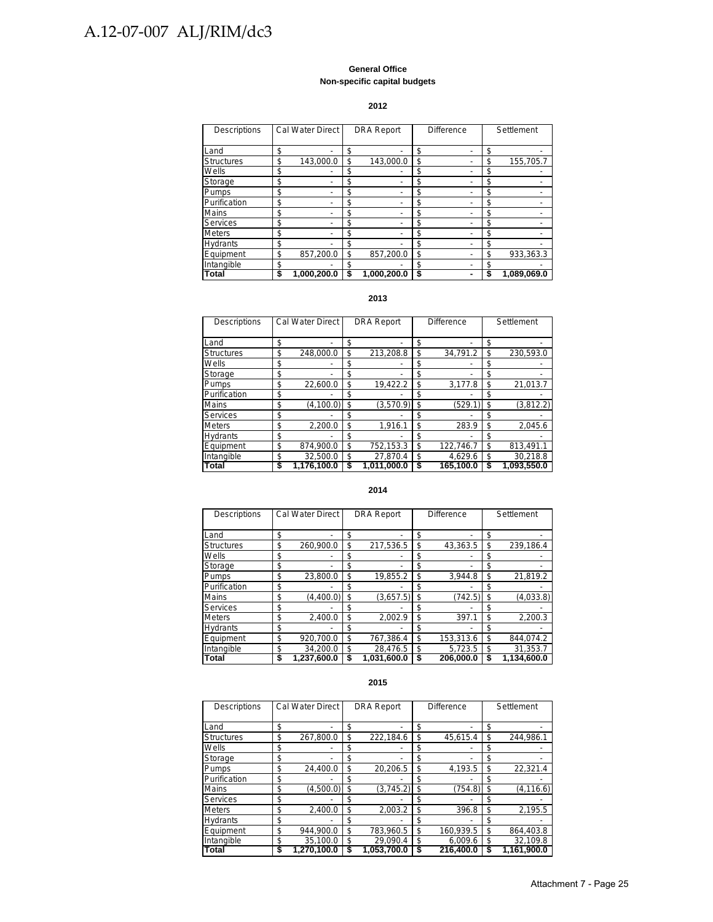**General Office**

**Non-specific capital budgets**

**2012**

| Descriptions | Cal Water Direct | DRA Report | Difference | Settlement |
|---|---|---|---|---|
| Land | $ - | $ - | $ - | $ - |
| Structures | $ 143,000.0 | $ 143,000.0 | $ - | $ 155,705.7 |
| Wells | $ - | $ - | $ - | $ - |
| Storage | $ - | $ - | $ - | $ - |
| Pumps | $ - | $ - | $ - | $ - |
| Purification | $ - | $ - | $ - | $ - |
| Mains | $ - | $ - | $ - | $ - |
| Services | $ - | $ - | $ - | $ - |
| Meters | $ - | $ - | $ - | $ - |
| Hydrants | $ - | $ - | $ - | $ - |
| Equipment | $ 857,200.0 | $ 857,200.0 | $ - | $ 933,363.3 |
| Intangible | $ - | $ - | $ - | $ - |
| **Total** | **$ 1,000,200.0** | **$ 1,000,200.0** | **$ -** | **$ 1,089,069.0** |

**2013**

| Descriptions | Cal Water Direct | DRA Report | Difference | Settlement |
|---|---|---|---|---|
| Land | $ - | $ - | $ - | $ - |
| Structures | $ 248,000.0 | $ 213,208.8 | $ 34,791.2 | $ 230,593.0 |
| Wells | $ - | $ - | $ - | $ - |
| Storage | $ - | $ - | $ - | $ - |
| Pumps | $ 22,600.0 | $ 19,422.2 | $ 3,177.8 | $ 21,013.7 |
| Purification | $ - | $ - | $ - | $ - |
| Mains | $ (4,100.0) | $ (3,570.9) | $ (529.1) | $ (3,812.2) |
| Services | $ - | $ - | $ - | $ - |
| Meters | $ 2,200.0 | $ 1,916.1 | $ 283.9 | $ 2,045.6 |
| Hydrants | $ - | $ - | $ - | $ - |
| Equipment | $ 874,900.0 | $ 752,153.3 | $ 122,746.7 | $ 813,491.1 |
| Intangible | $ 32,500.0 | $ 27,870.4 | $ 4,629.6 | $ 30,218.8 |
| **Total** | **$ 1,176,100.0** | **$ 1,011,000.0** | **$ 165,100.0** | **$ 1,093,550.0** |

**2014**

| Descriptions | Cal Water Direct | DRA Report | Difference | Settlement |
|---|---|---|---|---|
| Land | $ - | $ - | $ - | $ - |
| Structures | $ 260,900.0 | $ 217,536.5 | $ 43,363.5 | $ 239,186.4 |
| Wells | $ - | $ - | $ - | $ - |
| Storage | $ - | $ - | $ - | $ - |
| Pumps | $ 23,800.0 | $ 19,855.2 | $ 3,944.8 | $ 21,819.2 |
| Purification | $ - | $ - | $ - | $ - |
| Mains | $ (4,400.0) | $ (3,657.5) | $ (742.5) | $ (4,033.8) |
| Services | $ - | $ - | $ - | $ - |
| Meters | $ 2,400.0 | $ 2,002.9 | $ 397.1 | $ 2,200.3 |
| Hydrants | $ - | $ - | $ - | $ - |
| Equipment | $ 920,700.0 | $ 767,386.4 | $ 153,313.6 | $ 844,074.2 |
| Intangible | $ 34,200.0 | $ 28,476.5 | $ 5,723.5 | $ 31,353.7 |
| **Total** | **$ 1,237,600.0** | **$ 1,031,600.0** | **$ 206,000.0** | **$ 1,134,600.0** |

**2015**

| Descriptions | Cal Water Direct | DRA Report | Difference | Settlement |
|---|---|---|---|---|
| Land | $ - | $ - | $ - | $ - |
| Structures | $ 267,800.0 | $ 222,184.6 | $ 45,615.4 | $ 244,986.1 |
| Wells | $ - | $ - | $ - | $ - |
| Storage | $ - | $ - | $ - | $ - |
| Pumps | $ 24,400.0 | $ 20,206.5 | $ 4,193.5 | $ 22,321.4 |
| Purification | $ - | $ - | $ - | $ - |
| Mains | $ (4,500.0) | $ (3,745.2) | $ (754.8) | $ (4,116.6) |
| Services | $ - | $ - | $ - | $ - |
| Meters | $ 2,400.0 | $ 2,003.2 | $ 396.8 | $ 2,195.5 |
| Hydrants | $ - | $ - | $ - | $ - |
| Equipment | $ 944,900.0 | $ 783,960.5 | $ 160,939.5 | $ 864,403.8 |
| Intangible | $ 35,100.0 | $ 29,090.4 | $ 6,009.6 | $ 32,109.8 |
| **Total** | **$ 1,270,100.0** | **$ 1,053,700.0** | **$ 216,400.0** | **$ 1,161,900.0** |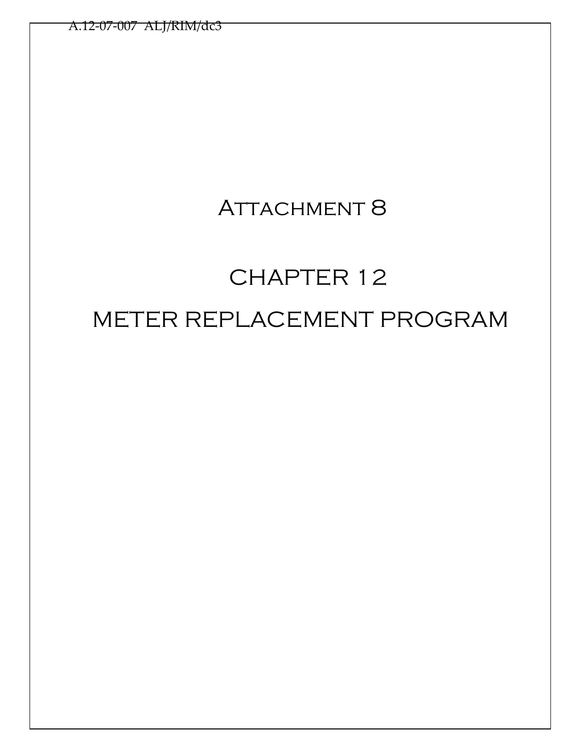# Attachment 8

# CHAPTER 12

# METER REPLACEMENT PROGRAM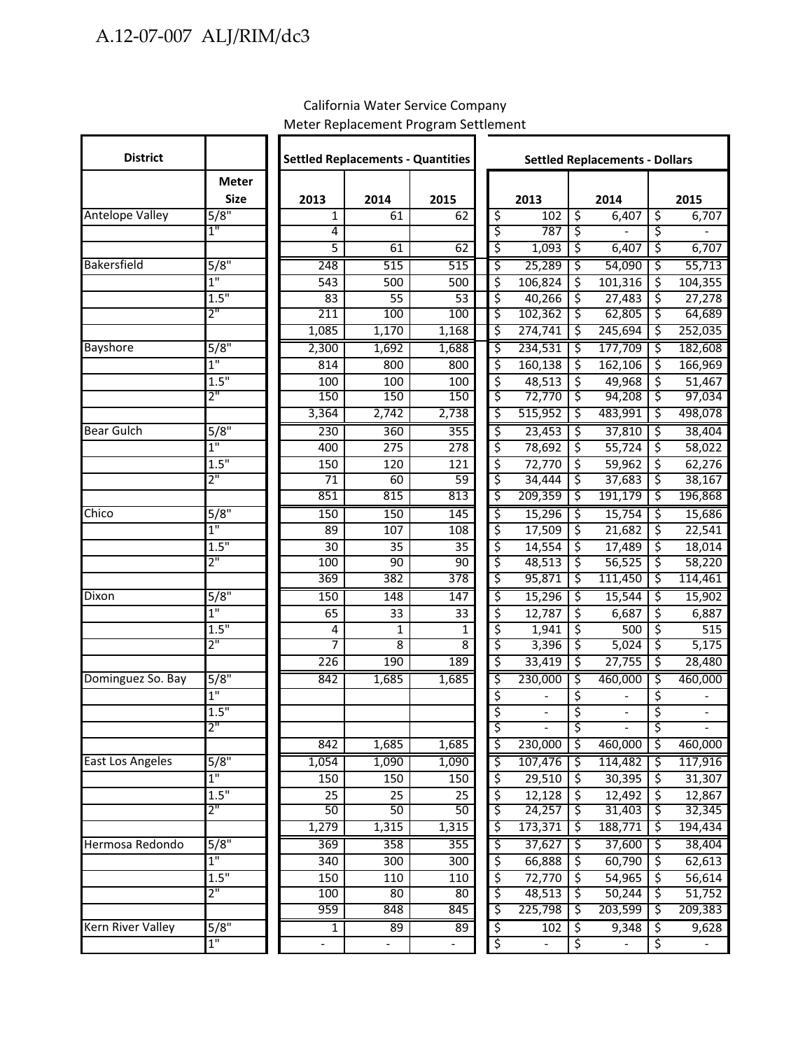California Water Service Company
Meter Replacement Program Settlement

| District | | Settled Replacements - Quantities | | | Settled Replacements - Dollars | | |
|---|---|---|---|---|---|---|---|
| | Meter Size | 2013 | 2014 | 2015 | 2013 | 2014 | 2015 |
| Antelope Valley | 5/8" | 1 | 61 | 62 | $ 102 | $ 6,407 | $ 6,707 |
| | 1" | 4 | | | $ 787 | $ - | $ - |
| | | 5 | 61 | 62 | $ 1,093 | $ 6,407 | $ 6,707 |
| Bakersfield | 5/8" | 248 | 515 | 515 | $ 25,289 | $ 54,090 | $ 55,713 |
| | 1" | 543 | 500 | 500 | $ 106,824 | $ 101,316 | $ 104,355 |
| | 1.5" | 83 | 55 | 53 | $ 40,266 | $ 27,483 | $ 27,278 |
| | 2" | 211 | 100 | 100 | $ 102,362 | $ 62,805 | $ 64,689 |
| | | 1,085 | 1,170 | 1,168 | $ 274,741 | $ 245,694 | $ 252,035 |
| Bayshore | 5/8" | 2,300 | 1,692 | 1,688 | $ 234,531 | $ 177,709 | $ 182,608 |
| | 1" | 814 | 800 | 800 | $ 160,138 | $ 162,106 | $ 166,969 |
| | 1.5" | 100 | 100 | 100 | $ 48,513 | $ 49,968 | $ 51,467 |
| | 2" | 150 | 150 | 150 | $ 72,770 | $ 94,208 | $ 97,034 |
| | | 3,364 | 2,742 | 2,738 | $ 515,952 | $ 483,991 | $ 498,078 |
| Bear Gulch | 5/8" | 230 | 360 | 355 | $ 23,453 | $ 37,810 | $ 38,404 |
| | 1" | 400 | 275 | 278 | $ 78,692 | $ 55,724 | $ 58,022 |
| | 1.5" | 150 | 120 | 121 | $ 72,770 | $ 59,962 | $ 62,276 |
| | 2" | 71 | 60 | 59 | $ 34,444 | $ 37,683 | $ 38,167 |
| | | 851 | 815 | 813 | $ 209,359 | $ 191,179 | $ 196,868 |
| Chico | 5/8" | 150 | 150 | 145 | $ 15,296 | $ 15,754 | $ 15,686 |
| | 1" | 89 | 107 | 108 | $ 17,509 | $ 21,682 | $ 22,541 |
| | 1.5" | 30 | 35 | 35 | $ 14,554 | $ 17,489 | $ 18,014 |
| | 2" | 100 | 90 | 90 | $ 48,513 | $ 56,525 | $ 58,220 |
| | | 369 | 382 | 378 | $ 95,871 | $ 111,450 | $ 114,461 |
| Dixon | 5/8" | 150 | 148 | 147 | $ 15,296 | $ 15,544 | $ 15,902 |
| | 1" | 65 | 33 | 33 | $ 12,787 | $ 6,687 | $ 6,887 |
| | 1.5" | 4 | 1 | 1 | $ 1,941 | $ 500 | $ 515 |
| | 2" | 7 | 8 | 8 | $ 3,396 | $ 5,024 | $ 5,175 |
| | | 226 | 190 | 189 | $ 33,419 | $ 27,755 | $ 28,480 |
| Dominguez So. Bay | 5/8" | 842 | 1,685 | 1,685 | $ 230,000 | $ 460,000 | $ 460,000 |
| | 1" | | | | $ - | $ - | $ - |
| | 1.5" | | | | $ - | $ - | $ - |
| | 2" | | | | $ - | $ - | $ - |
| | | 842 | 1,685 | 1,685 | $ 230,000 | $ 460,000 | $ 460,000 |
| East Los Angeles | 5/8" | 1,054 | 1,090 | 1,090 | $ 107,476 | $ 114,482 | $ 117,916 |
| | 1" | 150 | 150 | 150 | $ 29,510 | $ 30,395 | $ 31,307 |
| | 1.5" | 25 | 25 | 25 | $ 12,128 | $ 12,492 | $ 12,867 |
| | 2" | 50 | 50 | 50 | $ 24,257 | $ 31,403 | $ 32,345 |
| | | 1,279 | 1,315 | 1,315 | $ 173,371 | $ 188,771 | $ 194,434 |
| Hermosa Redondo | 5/8" | 369 | 358 | 355 | $ 37,627 | $ 37,600 | $ 38,404 |
| | 1" | 340 | 300 | 300 | $ 66,888 | $ 60,790 | $ 62,613 |
| | 1.5" | 150 | 110 | 110 | $ 72,770 | $ 54,965 | $ 56,614 |
| | 2" | 100 | 80 | 80 | $ 48,513 | $ 50,244 | $ 51,752 |
| | | 959 | 848 | 845 | $ 225,798 | $ 203,599 | $ 209,383 |
| Kern River Valley | 5/8" | 1 | 89 | 89 | $ 102 | $ 9,348 | $ 9,628 |
| | 1" | - | - | - | $ - | $ - | $ - |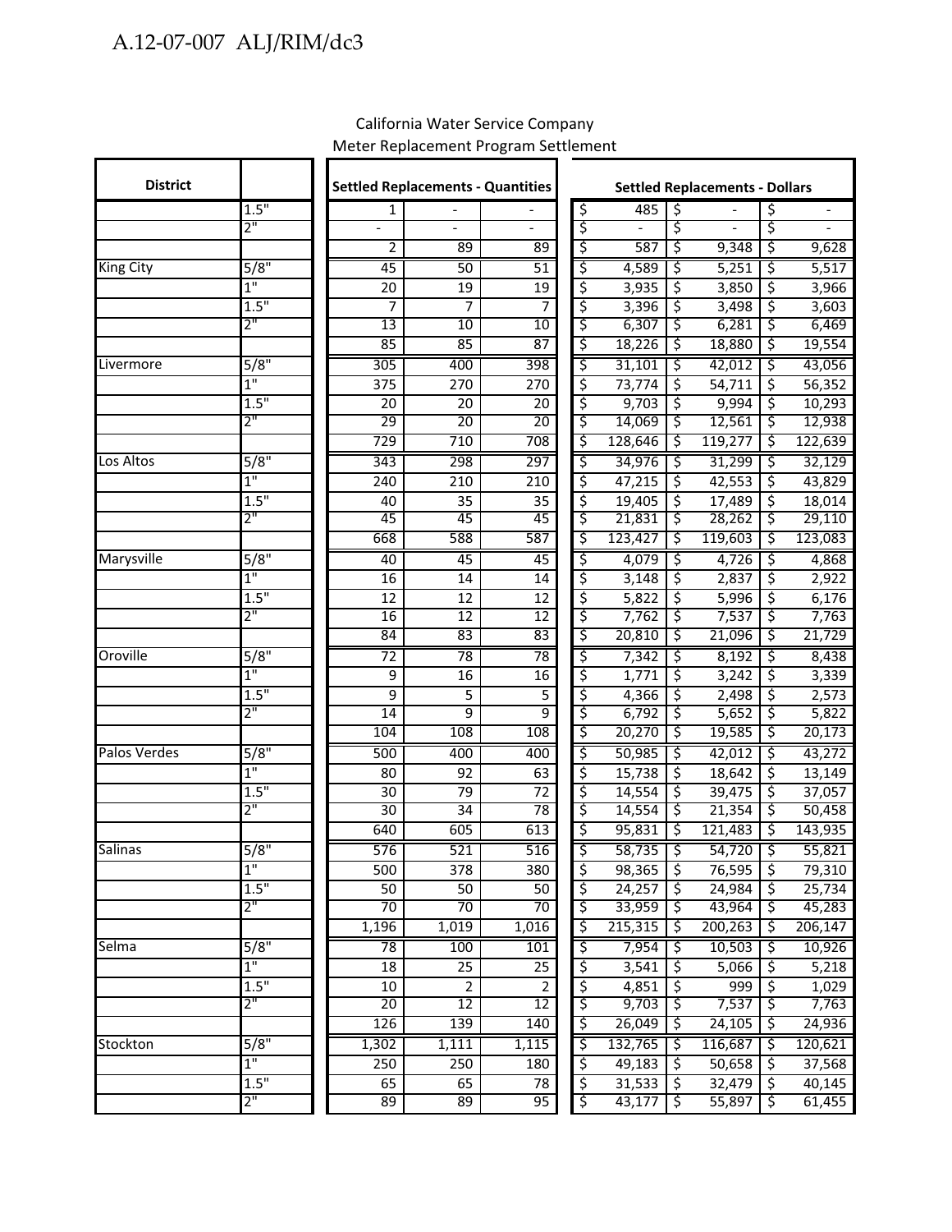California Water Service Company
Meter Replacement Program Settlement

| District | | Settled Replacements - Quantities | | | Settled Replacements - Dollars | | |
|---|---|---|---|---|---|---|---|
| | 1.5" | 1 | - | - | $ 485 | $ - | $ - |
| | 2" | - | - | - | $ - | $ - | $ - |
| | | 2 | 89 | 89 | $ 587 | $ 9,348 | $ 9,628 |
| King City | 5/8" | 45 | 50 | 51 | $ 4,589 | $ 5,251 | $ 5,517 |
| | 1" | 20 | 19 | 19 | $ 3,935 | $ 3,850 | $ 3,966 |
| | 1.5" | 7 | 7 | 7 | $ 3,396 | $ 3,498 | $ 3,603 |
| | 2" | 13 | 10 | 10 | $ 6,307 | $ 6,281 | $ 6,469 |
| | | 85 | 85 | 87 | $ 18,226 | $ 18,880 | $ 19,554 |
| Livermore | 5/8" | 305 | 400 | 398 | $ 31,101 | $ 42,012 | $ 43,056 |
| | 1" | 375 | 270 | 270 | $ 73,774 | $ 54,711 | $ 56,352 |
| | 1.5" | 20 | 20 | 20 | $ 9,703 | $ 9,994 | $ 10,293 |
| | 2" | 29 | 20 | 20 | $ 14,069 | $ 12,561 | $ 12,938 |
| | | 729 | 710 | 708 | $ 128,646 | $ 119,277 | $ 122,639 |
| Los Altos | 5/8" | 343 | 298 | 297 | $ 34,976 | $ 31,299 | $ 32,129 |
| | 1" | 240 | 210 | 210 | $ 47,215 | $ 42,553 | $ 43,829 |
| | 1.5" | 40 | 35 | 35 | $ 19,405 | $ 17,489 | $ 18,014 |
| | 2" | 45 | 45 | 45 | $ 21,831 | $ 28,262 | $ 29,110 |
| | | 668 | 588 | 587 | $ 123,427 | $ 119,603 | $ 123,083 |
| Marysville | 5/8" | 40 | 45 | 45 | $ 4,079 | $ 4,726 | $ 4,868 |
| | 1" | 16 | 14 | 14 | $ 3,148 | $ 2,837 | $ 2,922 |
| | 1.5" | 12 | 12 | 12 | $ 5,822 | $ 5,996 | $ 6,176 |
| | 2" | 16 | 12 | 12 | $ 7,762 | $ 7,537 | $ 7,763 |
| | | 84 | 83 | 83 | $ 20,810 | $ 21,096 | $ 21,729 |
| Oroville | 5/8" | 72 | 78 | 78 | $ 7,342 | $ 8,192 | $ 8,438 |
| | 1" | 9 | 16 | 16 | $ 1,771 | $ 3,242 | $ 3,339 |
| | 1.5" | 9 | 5 | 5 | $ 4,366 | $ 2,498 | $ 2,573 |
| | 2" | 14 | 9 | 9 | $ 6,792 | $ 5,652 | $ 5,822 |
| | | 104 | 108 | 108 | $ 20,270 | $ 19,585 | $ 20,173 |
| Palos Verdes | 5/8" | 500 | 400 | 400 | $ 50,985 | $ 42,012 | $ 43,272 |
| | 1" | 80 | 92 | 63 | $ 15,738 | $ 18,642 | $ 13,149 |
| | 1.5" | 30 | 79 | 72 | $ 14,554 | $ 39,475 | $ 37,057 |
| | 2" | 30 | 34 | 78 | $ 14,554 | $ 21,354 | $ 50,458 |
| | | 640 | 605 | 613 | $ 95,831 | $ 121,483 | $ 143,935 |
| Salinas | 5/8" | 576 | 521 | 516 | $ 58,735 | $ 54,720 | $ 55,821 |
| | 1" | 500 | 378 | 380 | $ 98,365 | $ 76,595 | $ 79,310 |
| | 1.5" | 50 | 50 | 50 | $ 24,257 | $ 24,984 | $ 25,734 |
| | 2" | 70 | 70 | 70 | $ 33,959 | $ 43,964 | $ 45,283 |
| | | 1,196 | 1,019 | 1,016 | $ 215,315 | $ 200,263 | $ 206,147 |
| Selma | 5/8" | 78 | 100 | 101 | $ 7,954 | $ 10,503 | $ 10,926 |
| | 1" | 18 | 25 | 25 | $ 3,541 | $ 5,066 | $ 5,218 |
| | 1.5" | 10 | 2 | 2 | $ 4,851 | $ 999 | $ 1,029 |
| | 2" | 20 | 12 | 12 | $ 9,703 | $ 7,537 | $ 7,763 |
| | | 126 | 139 | 140 | $ 26,049 | $ 24,105 | $ 24,936 |
| Stockton | 5/8" | 1,302 | 1,111 | 1,115 | $ 132,765 | $ 116,687 | $ 120,621 |
| | 1" | 250 | 250 | 180 | $ 49,183 | $ 50,658 | $ 37,568 |
| | 1.5" | 65 | 65 | 78 | $ 31,533 | $ 32,479 | $ 40,145 |
| | 2" | 89 | 89 | 95 | $ 43,177 | $ 55,897 | $ 61,455 |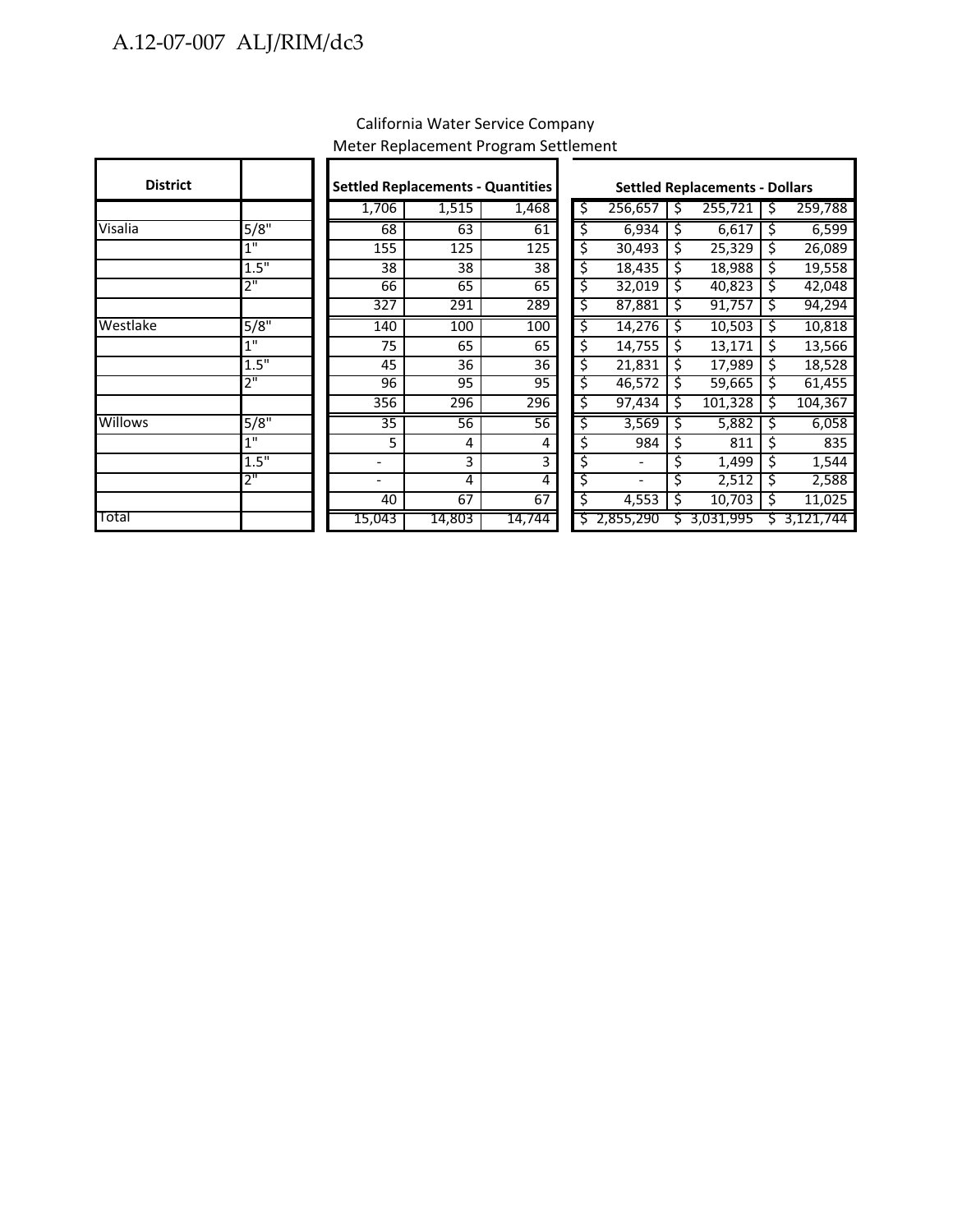California Water Service Company
Meter Replacement Program Settlement

| District | | Settled Replacements - Quantities | | | Settled Replacements - Dollars | | |
|---|---|---|---|---|---|---|---|
| | | 1,706 | 1,515 | 1,468 | $ 256,657 | $ 255,721 | $ 259,788 |
| Visalia | 5/8" | 68 | 63 | 61 | $ 6,934 | $ 6,617 | $ 6,599 |
| | 1" | 155 | 125 | 125 | $ 30,493 | $ 25,329 | $ 26,089 |
| | 1.5" | 38 | 38 | 38 | $ 18,435 | $ 18,988 | $ 19,558 |
| | 2" | 66 | 65 | 65 | $ 32,019 | $ 40,823 | $ 42,048 |
| | | 327 | 291 | 289 | $ 87,881 | $ 91,757 | $ 94,294 |
| Westlake | 5/8" | 140 | 100 | 100 | $ 14,276 | $ 10,503 | $ 10,818 |
| | 1" | 75 | 65 | 65 | $ 14,755 | $ 13,171 | $ 13,566 |
| | 1.5" | 45 | 36 | 36 | $ 21,831 | $ 17,989 | $ 18,528 |
| | 2" | 96 | 95 | 95 | $ 46,572 | $ 59,665 | $ 61,455 |
| | | 356 | 296 | 296 | $ 97,434 | $ 101,328 | $ 104,367 |
| Willows | 5/8" | 35 | 56 | 56 | $ 3,569 | $ 5,882 | $ 6,058 |
| | 1" | 5 | 4 | 4 | $ 984 | $ 811 | $ 835 |
| | 1.5" | - | 3 | 3 | $ - | $ 1,499 | $ 1,544 |
| | 2" | - | 4 | 4 | $ - | $ 2,512 | $ 2,588 |
| | | 40 | 67 | 67 | $ 4,553 | $ 10,703 | $ 11,025 |
| Total | | 15,043 | 14,803 | 14,744 | $ 2,855,290 | $ 3,031,995 | $ 3,121,744 |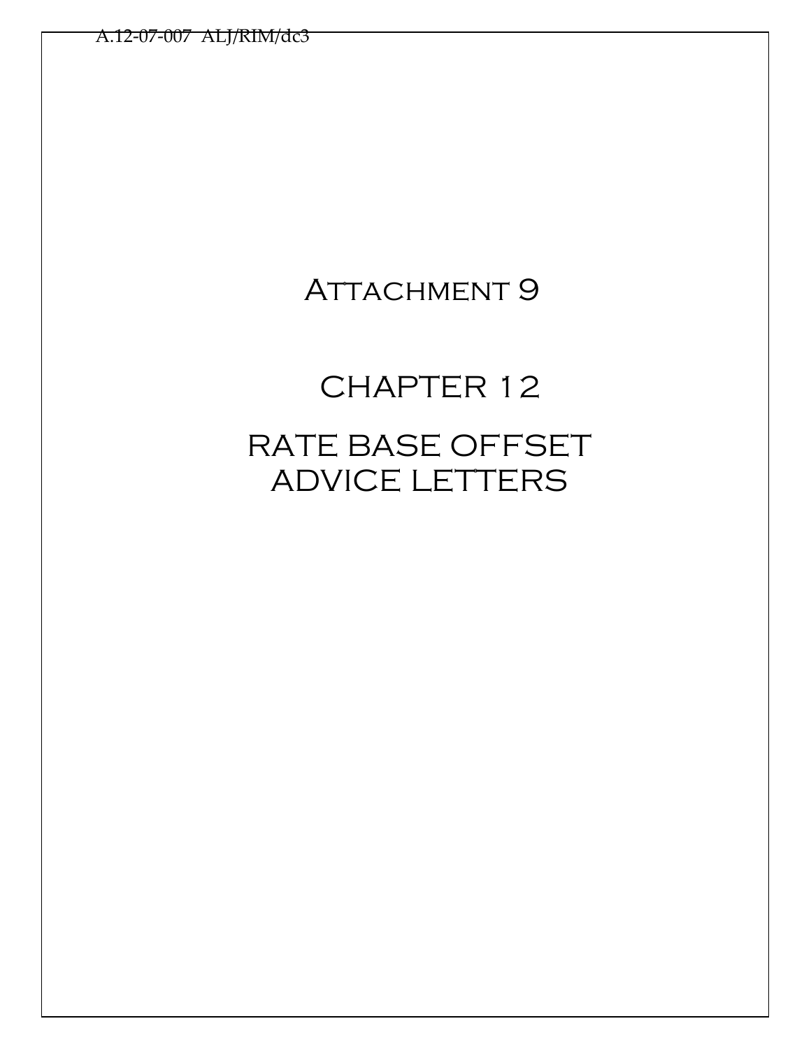# Attachment 9

# CHAPTER 12

# RATE BASE OFFSET ADVICE LETTERS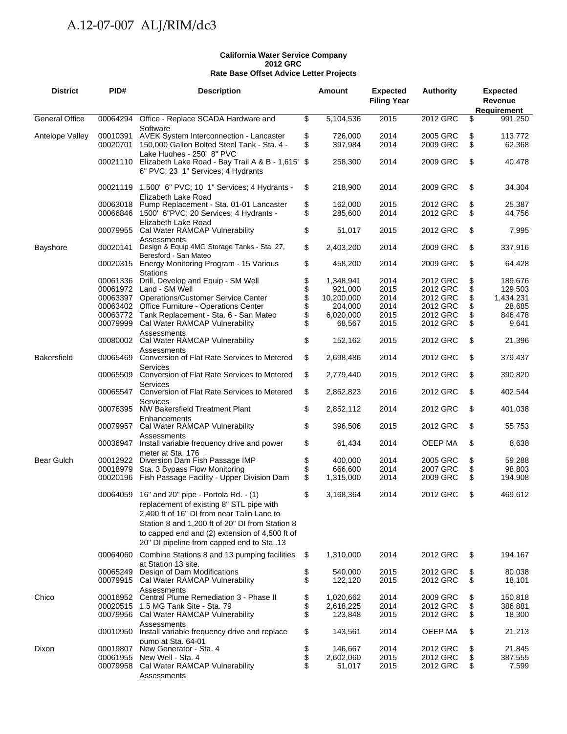**California Water Service Company**
**2012 GRC**
**Rate Base Offset Advice Letter Projects**

| District | PID# | Description | Amount | Expected Filing Year | Authority | Expected Revenue Requirement |
|---|---|---|---|---|---|---|
| General Office | 00064294 | Office - Replace SCADA Hardware and Software | $ 5,104,536 | 2015 | 2012 GRC | $ 991,250 |
| Antelope Valley | 00010391 | AVEK System Interconnection - Lancaster | $ 726,000 | 2014 | 2005 GRC | $ 113,772 |
| | 00020701 | 150,000 Gallon Bolted Steel Tank - Sta. 4 - Lake Hughes - 250' 8" PVC | $ 397,984 | 2014 | 2009 GRC | $ 62,368 |
| | 00021110 | Elizabeth Lake Road - Bay Trail A & B - 1,615' 6" PVC; 23 1" Services; 4 Hydrants | $ 258,300 | 2014 | 2009 GRC | $ 40,478 |
| | 00021119 | 1,500' 6" PVC; 10 1" Services; 4 Hydrants - Elizabeth Lake Road | $ 218,900 | 2014 | 2009 GRC | $ 34,304 |
| | 00063018 | Pump Replacement - Sta. 01-01 Lancaster | $ 162,000 | 2015 | 2012 GRC | $ 25,387 |
| | 00066846 | 1500' 6"PVC; 20 Services; 4 Hydrants - Elizabeth Lake Road | $ 285,600 | 2014 | 2012 GRC | $ 44,756 |
| | 00079955 | Cal Water RAMCAP Vulnerability Assessments | $ 51,017 | 2015 | 2012 GRC | $ 7,995 |
| Bayshore | 00020141 | Design & Equip 4MG Storage Tanks - Sta. 27, Beresford - San Mateo | $ 2,403,200 | 2014 | 2009 GRC | $ 337,916 |
| | 00020315 | Energy Monitoring Program - 15 Various Stations | $ 458,200 | 2014 | 2009 GRC | $ 64,428 |
| | 00061336 | Drill, Develop and Equip - SM Well | $ 1,348,941 | 2014 | 2012 GRC | $ 189,676 |
| | 00061972 | Land - SM Well | $ 921,000 | 2015 | 2012 GRC | $ 129,503 |
| | 00063397 | Operations/Customer Service Center | $ 10,200,000 | 2014 | 2012 GRC | $ 1,434,231 |
| | 00063402 | Office Furniture - Operations Center | $ 204,000 | 2014 | 2012 GRC | $ 28,685 |
| | 00063772 | Tank Replacement - Sta. 6 - San Mateo | $ 6,020,000 | 2015 | 2012 GRC | $ 846,478 |
| | 00079999 | Cal Water RAMCAP Vulnerability Assessments | $ 68,567 | 2015 | 2012 GRC | $ 9,641 |
| | 00080002 | Cal Water RAMCAP Vulnerability Assessments | $ 152,162 | 2015 | 2012 GRC | $ 21,396 |
| Bakersfield | 00065469 | Conversion of Flat Rate Services to Metered Services | $ 2,698,486 | 2014 | 2012 GRC | $ 379,437 |
| | 00065509 | Conversion of Flat Rate Services to Metered Services | $ 2,779,440 | 2015 | 2012 GRC | $ 390,820 |
| | 00065547 | Conversion of Flat Rate Services to Metered Services | $ 2,862,823 | 2016 | 2012 GRC | $ 402,544 |
| | 00076395 | NW Bakersfield Treatment Plant Enhancements | $ 2,852,112 | 2014 | 2012 GRC | $ 401,038 |
| | 00079957 | Cal Water RAMCAP Vulnerability Assessments | $ 396,506 | 2015 | 2012 GRC | $ 55,753 |
| | 00036947 | Install variable frequency drive and power meter at Sta. 176 | $ 61,434 | 2014 | OEEP MA | $ 8,638 |
| Bear Gulch | 00012922 | Diversion Dam Fish Passage IMP | $ 400,000 | 2014 | 2005 GRC | $ 59,288 |
| | 00018979 | Sta. 3 Bypass Flow Monitoring | $ 666,600 | 2014 | 2007 GRC | $ 98,803 |
| | 00020196 | Fish Passage Facility - Upper Division Dam | $ 1,315,000 | 2014 | 2009 GRC | $ 194,908 |
| | 00064059 | 16" and 20" pipe - Portola Rd. - (1) replacement of existing 8" STL pipe with 2,400 ft of 16" DI from near Talin Lane to Station 8 and 1,200 ft of 20" DI from Station 8 to capped end and (2) extension of 4,500 ft of 20" DI pipeline from capped end to Sta .13 | $ 3,168,364 | 2014 | 2012 GRC | $ 469,612 |
| | 00064060 | Combine Stations 8 and 13 pumping facilities at Station 13 site. | $ 1,310,000 | 2014 | 2012 GRC | $ 194,167 |
| | 00065249 | Design of Dam Modifications | $ 540,000 | 2015 | 2012 GRC | $ 80,038 |
| | 00079915 | Cal Water RAMCAP Vulnerability Assessments | $ 122,120 | 2015 | 2012 GRC | $ 18,101 |
| Chico | 00016952 | Central Plume Remediation 3 - Phase II | $ 1,020,662 | 2014 | 2009 GRC | $ 150,818 |
| | 00020515 | 1.5 MG Tank Site - Sta. 79 | $ 2,618,225 | 2014 | 2012 GRC | $ 386,881 |
| | 00079956 | Cal Water RAMCAP Vulnerability Assessments | $ 123,848 | 2015 | 2012 GRC | $ 18,300 |
| | 00010950 | Install variable frequency drive and replace pump at Sta. 64-01 | $ 143,561 | 2014 | OEEP MA | $ 21,213 |
| Dixon | 00019807 | New Generator - Sta. 4 | $ 146,667 | 2014 | 2012 GRC | $ 21,845 |
| | 00061955 | New Well - Sta. 4 | $ 2,602,060 | 2015 | 2012 GRC | $ 387,555 |
| | 00079958 | Cal Water RAMCAP Vulnerability Assessments | $ 51,017 | 2015 | 2012 GRC | $ 7,599 |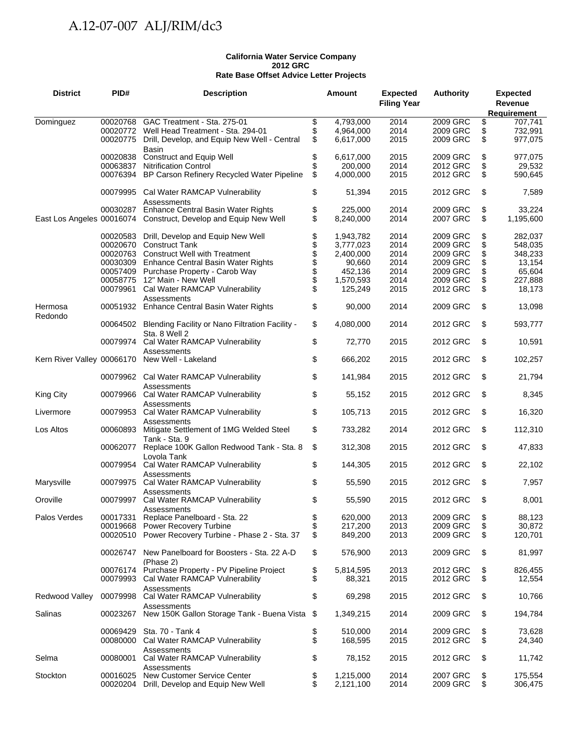**California Water Service Company**
**2012 GRC**
**Rate Base Offset Advice Letter Projects**

| District | PID# | Description | Amount | Expected Filing Year | Authority | Expected Revenue Requirement |
|---|---|---|---|---|---|---|
| Dominguez | 00020768 | GAC Treatment - Sta. 275-01 | $ 4,793,000 | 2014 | 2009 GRC | $ 707,741 |
| | 00020772 | Well Head Treatment - Sta. 294-01 | $ 4,964,000 | 2014 | 2009 GRC | $ 732,991 |
| | 00020775 | Drill, Develop, and Equip New Well - Central Basin | $ 6,617,000 | 2015 | 2009 GRC | $ 977,075 |
| | 00020838 | Construct and Equip Well | $ 6,617,000 | 2015 | 2009 GRC | $ 977,075 |
| | 00063837 | Nitrification Control | $ 200,000 | 2014 | 2012 GRC | $ 29,532 |
| | 00076394 | BP Carson Refinery Recycled Water Pipeline | $ 4,000,000 | 2015 | 2012 GRC | $ 590,645 |
| | 00079995 | Cal Water RAMCAP Vulnerability Assessments | $ 51,394 | 2015 | 2012 GRC | $ 7,589 |
| | 00030287 | Enhance Central Basin Water Rights | $ 225,000 | 2014 | 2009 GRC | $ 33,224 |
| East Los Angeles | 00016074 | Construct, Develop and Equip New Well | $ 8,240,000 | 2014 | 2007 GRC | $ 1,195,600 |
| | 00020583 | Drill, Develop and Equip New Well | $ 1,943,782 | 2014 | 2009 GRC | $ 282,037 |
| | 00020670 | Construct Tank | $ 3,777,023 | 2014 | 2009 GRC | $ 548,035 |
| | 00020763 | Construct Well with Treatment | $ 2,400,000 | 2014 | 2009 GRC | $ 348,233 |
| | 00030309 | Enhance Central Basin Water Rights | $ 90,660 | 2014 | 2009 GRC | $ 13,154 |
| | 00057409 | Purchase Property - Carob Way | $ 452,136 | 2014 | 2009 GRC | $ 65,604 |
| | 00058775 | 12" Main - New Well | $ 1,570,593 | 2014 | 2009 GRC | $ 227,888 |
| | 00079961 | Cal Water RAMCAP Vulnerability Assessments | $ 125,249 | 2015 | 2012 GRC | $ 18,173 |
| Hermosa Redondo | 00051932 | Enhance Central Basin Water Rights | $ 90,000 | 2014 | 2009 GRC | $ 13,098 |
| | 00064502 | Blending Facility or Nano Filtration Facility - Sta. 8 Well 2 | $ 4,080,000 | 2014 | 2012 GRC | $ 593,777 |
| | 00079974 | Cal Water RAMCAP Vulnerability Assessments | $ 72,770 | 2015 | 2012 GRC | $ 10,591 |
| Kern River Valley | 00066170 | New Well - Lakeland | $ 666,202 | 2015 | 2012 GRC | $ 102,257 |
| | 00079962 | Cal Water RAMCAP Vulnerability Assessments | $ 141,984 | 2015 | 2012 GRC | $ 21,794 |
| King City | 00079966 | Cal Water RAMCAP Vulnerability Assessments | $ 55,152 | 2015 | 2012 GRC | $ 8,345 |
| Livermore | 00079953 | Cal Water RAMCAP Vulnerability Assessments | $ 105,713 | 2015 | 2012 GRC | $ 16,320 |
| Los Altos | 00060893 | Mitigate Settlement of 1MG Welded Steel Tank - Sta. 9 | $ 733,282 | 2014 | 2012 GRC | $ 112,310 |
| | 00062077 | Replace 100K Gallon Redwood Tank - Sta. 8 Loyola Tank | $ 312,308 | 2015 | 2012 GRC | $ 47,833 |
| | 00079954 | Cal Water RAMCAP Vulnerability Assessments | $ 144,305 | 2015 | 2012 GRC | $ 22,102 |
| Marysville | 00079975 | Cal Water RAMCAP Vulnerability Assessments | $ 55,590 | 2015 | 2012 GRC | $ 7,957 |
| Oroville | 00079997 | Cal Water RAMCAP Vulnerability Assessments | $ 55,590 | 2015 | 2012 GRC | $ 8,001 |
| Palos Verdes | 00017331 | Replace Panelboard - Sta. 22 | $ 620,000 | 2013 | 2009 GRC | $ 88,123 |
| | 00019668 | Power Recovery Turbine | $ 217,200 | 2013 | 2009 GRC | $ 30,872 |
| | 00020510 | Power Recovery Turbine - Phase 2 - Sta. 37 | $ 849,200 | 2013 | 2009 GRC | $ 120,701 |
| | 00026747 | New Panelboard for Boosters - Sta. 22 A-D (Phase 2) | $ 576,900 | 2013 | 2009 GRC | $ 81,997 |
| | 00076174 | Purchase Property - PV Pipeline Project | $ 5,814,595 | 2013 | 2012 GRC | $ 826,455 |
| | 00079993 | Cal Water RAMCAP Vulnerability Assessments | $ 88,321 | 2015 | 2012 GRC | $ 12,554 |
| Redwood Valley | 00079998 | Cal Water RAMCAP Vulnerability Assessments | $ 69,298 | 2015 | 2012 GRC | $ 10,766 |
| Salinas | 00023267 | New 150K Gallon Storage Tank - Buena Vista | $ 1,349,215 | 2014 | 2009 GRC | $ 194,784 |
| | 00069429 | Sta. 70 - Tank 4 | $ 510,000 | 2014 | 2009 GRC | $ 73,628 |
| | 00080000 | Cal Water RAMCAP Vulnerability Assessments | $ 168,595 | 2015 | 2012 GRC | $ 24,340 |
| Selma | 00080001 | Cal Water RAMCAP Vulnerability Assessments | $ 78,152 | 2015 | 2012 GRC | $ 11,742 |
| Stockton | 00016025 | New Customer Service Center | $ 1,215,000 | 2014 | 2007 GRC | $ 175,554 |
| | 00020204 | Drill, Develop and Equip New Well | $ 2,121,100 | 2014 | 2009 GRC | $ 306,475 |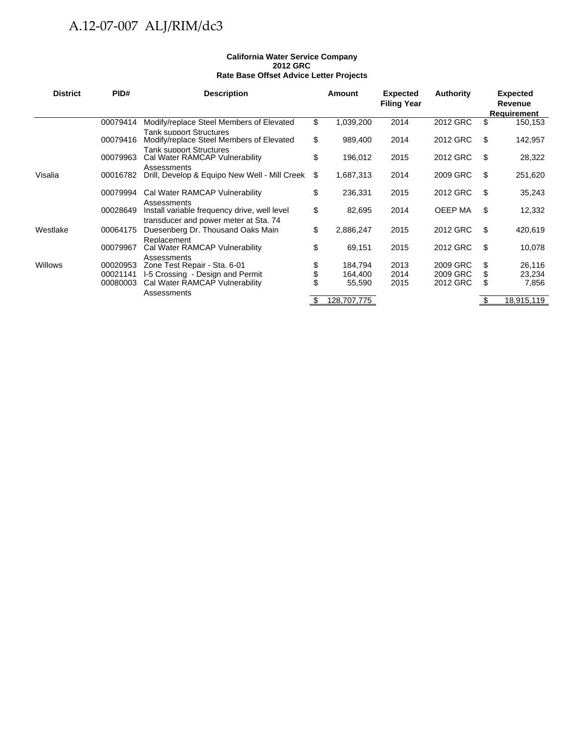**California Water Service Company**
**2012 GRC**
**Rate Base Offset Advice Letter Projects**

| District | PID# | Description | Amount | Expected Filing Year | Authority | Expected Revenue Requirement |
|---|---|---|---|---|---|---|
| | 00079414 | Modify/replace Steel Members of Elevated Tank support Structures | $ 1,039,200 | 2014 | 2012 GRC | $ 150,153 |
| | 00079416 | Modify/replace Steel Members of Elevated Tank support Structures | $ 989,400 | 2014 | 2012 GRC | $ 142,957 |
| | 00079963 | Cal Water RAMCAP Vulnerability Assessments | $ 196,012 | 2015 | 2012 GRC | $ 28,322 |
| Visalia | 00016782 | Drill, Develop & Equipo New Well - Mill Creek | $ 1,687,313 | 2014 | 2009 GRC | $ 251,620 |
| | 00079994 | Cal Water RAMCAP Vulnerability Assessments | $ 236,331 | 2015 | 2012 GRC | $ 35,243 |
| | 00028649 | Install variable frequency drive, well level transducer and power meter at Sta. 74 | $ 82,695 | 2014 | OEEP MA | $ 12,332 |
| Westlake | 00064175 | Duesenberg Dr. Thousand Oaks Main Replacement | $ 2,886,247 | 2015 | 2012 GRC | $ 420,619 |
| | 00079967 | Cal Water RAMCAP Vulnerability Assessments | $ 69,151 | 2015 | 2012 GRC | $ 10,078 |
| Willows | 00020953 | Zone Test Repair - Sta. 6-01 | $ 184,794 | 2013 | 2009 GRC | $ 26,116 |
| | 00021141 | I-5 Crossing - Design and Permit | $ 164,400 | 2014 | 2009 GRC | $ 23,234 |
| | 00080003 | Cal Water RAMCAP Vulnerability Assessments | $ 55,590 | 2015 | 2012 GRC | $ 7,856 |
| | | | $ 128,707,775 | | | $ 18,915,119 |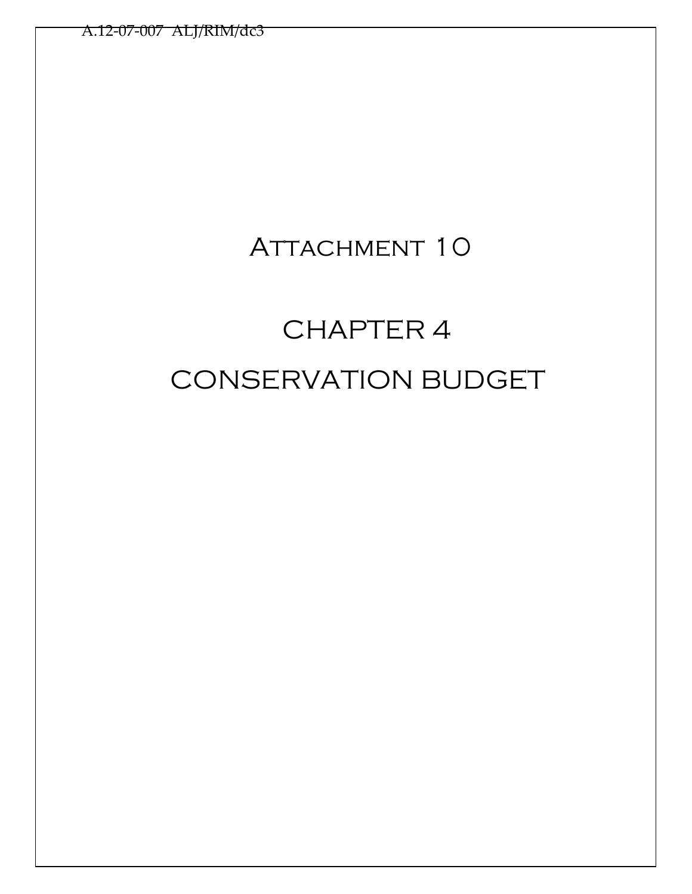# Attachment 10

# CHAPTER 4

# CONSERVATION BUDGET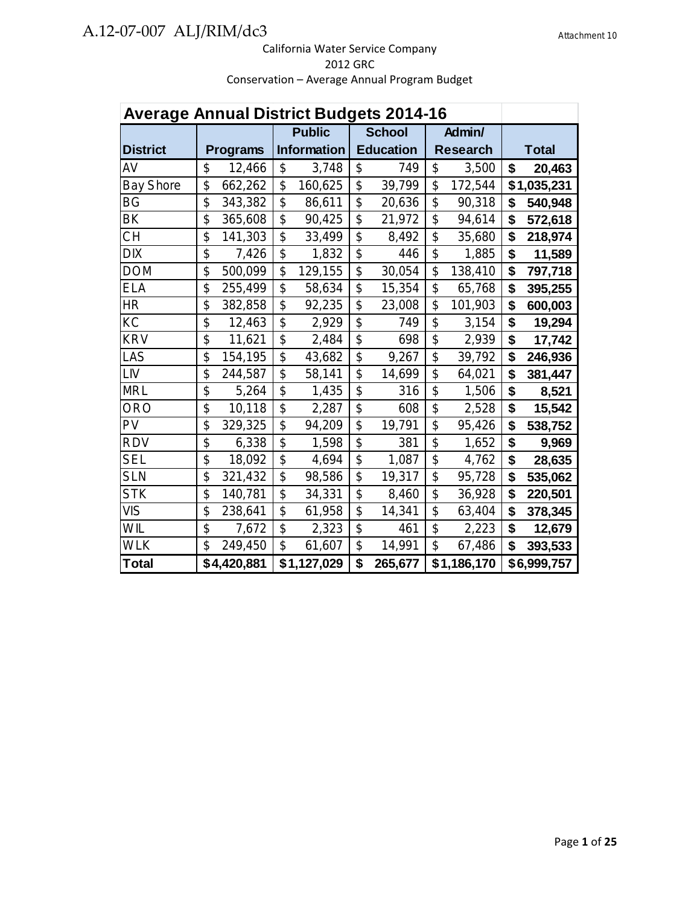California Water Service Company
2012 GRC
Conservation – Average Annual Program Budget

| Average Annual District Budgets 2014-16 | | | | | |
|---|---|---|---|---|---|
| **District** | **Programs** | **Public Information** | **School Education** | **Admin/ Research** | **Total** |
| AV | $ 12,466 | $ 3,748 | $ 749 | $ 3,500 | **$ 20,463** |
| Bay Shore | $ 662,262 | $ 160,625 | $ 39,799 | $ 172,544 | **$1,035,231** |
| BG | $ 343,382 | $ 86,611 | $ 20,636 | $ 90,318 | **$ 540,948** |
| BK | $ 365,608 | $ 90,425 | $ 21,972 | $ 94,614 | **$ 572,618** |
| CH | $ 141,303 | $ 33,499 | $ 8,492 | $ 35,680 | **$ 218,974** |
| DIX | $ 7,426 | $ 1,832 | $ 446 | $ 1,885 | **$ 11,589** |
| DOM | $ 500,099 | $ 129,155 | $ 30,054 | $ 138,410 | **$ 797,718** |
| ELA | $ 255,499 | $ 58,634 | $ 15,354 | $ 65,768 | **$ 395,255** |
| HR | $ 382,858 | $ 92,235 | $ 23,008 | $ 101,903 | **$ 600,003** |
| KC | $ 12,463 | $ 2,929 | $ 749 | $ 3,154 | **$ 19,294** |
| KRV | $ 11,621 | $ 2,484 | $ 698 | $ 2,939 | **$ 17,742** |
| LAS | $ 154,195 | $ 43,682 | $ 9,267 | $ 39,792 | **$ 246,936** |
| LIV | $ 244,587 | $ 58,141 | $ 14,699 | $ 64,021 | **$ 381,447** |
| MRL | $ 5,264 | $ 1,435 | $ 316 | $ 1,506 | **$ 8,521** |
| ORO | $ 10,118 | $ 2,287 | $ 608 | $ 2,528 | **$ 15,542** |
| PV | $ 329,325 | $ 94,209 | $ 19,791 | $ 95,426 | **$ 538,752** |
| RDV | $ 6,338 | $ 1,598 | $ 381 | $ 1,652 | **$ 9,969** |
| SEL | $ 18,092 | $ 4,694 | $ 1,087 | $ 4,762 | **$ 28,635** |
| SLN | $ 321,432 | $ 98,586 | $ 19,317 | $ 95,728 | **$ 535,062** |
| STK | $ 140,781 | $ 34,331 | $ 8,460 | $ 36,928 | **$ 220,501** |
| VIS | $ 238,641 | $ 61,958 | $ 14,341 | $ 63,404 | **$ 378,345** |
| WIL | $ 7,672 | $ 2,323 | $ 461 | $ 2,223 | **$ 12,679** |
| WLK | $ 249,450 | $ 61,607 | $ 14,991 | $ 67,486 | **$ 393,533** |
| **Total** | **$4,420,881** | **$1,127,029** | **$ 265,677** | **$1,186,170** | **$6,999,757** |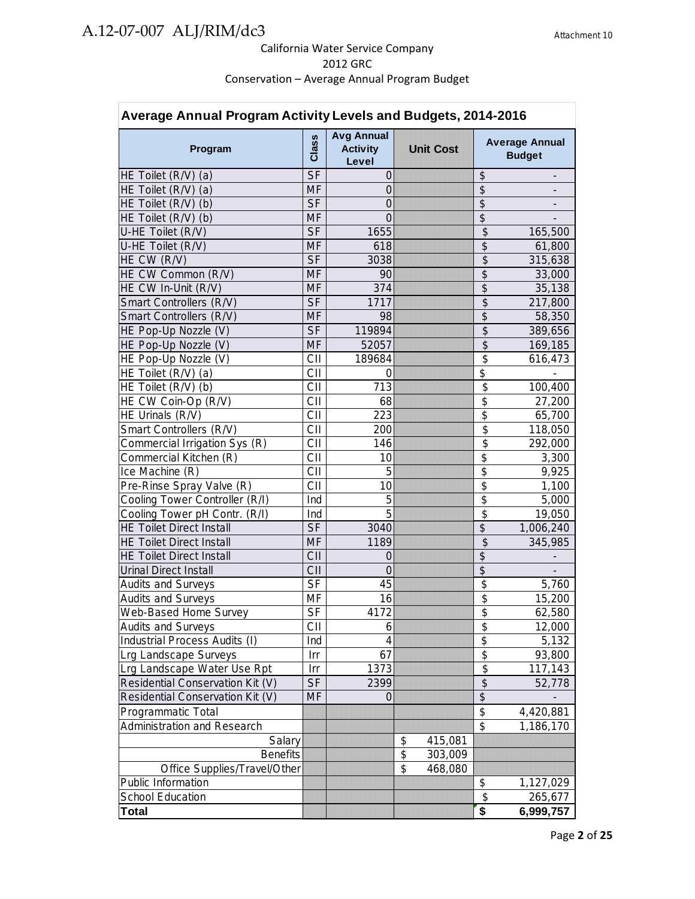California Water Service Company
2012 GRC
Conservation – Average Annual Program Budget

| Average Annual Program Activity Levels and Budgets, 2014-2016 | | | | |
|---|---|---|---|---|
| **Program** | **Class** | **Avg Annual Activity Level** | **Unit Cost** | **Average Annual Budget** |
| HE Toilet (R/V) (a) | SF | 0 | | $ - |
| HE Toilet (R/V) (a) | MF | 0 | | $ - |
| HE Toilet (R/V) (b) | SF | 0 | | $ - |
| HE Toilet (R/V) (b) | MF | 0 | | $ - |
| U-HE Toilet (R/V) | SF | 1655 | | $ 165,500 |
| U-HE Toilet (R/V) | MF | 618 | | $ 61,800 |
| HE CW (R/V) | SF | 3038 | | $ 315,638 |
| HE CW Common (R/V) | MF | 90 | | $ 33,000 |
| HE CW In-Unit (R/V) | MF | 374 | | $ 35,138 |
| Smart Controllers (R/V) | SF | 1717 | | $ 217,800 |
| Smart Controllers (R/V) | MF | 98 | | $ 58,350 |
| HE Pop-Up Nozzle (V) | SF | 119894 | | $ 389,656 |
| HE Pop-Up Nozzle (V) | MF | 52057 | | $ 169,185 |
| HE Pop-Up Nozzle (V) | CII | 189684 | | $ 616,473 |
| HE Toilet (R/V) (a) | CII | 0 | | $ - |
| HE Toilet (R/V) (b) | CII | 713 | | $ 100,400 |
| HE CW Coin-Op (R/V) | CII | 68 | | $ 27,200 |
| HE Urinals (R/V) | CII | 223 | | $ 65,700 |
| Smart Controllers (R/V) | CII | 200 | | $ 118,050 |
| Commercial Irrigation Sys (R) | CII | 146 | | $ 292,000 |
| Commercial Kitchen (R) | CII | 10 | | $ 3,300 |
| Ice Machine (R) | CII | 5 | | $ 9,925 |
| Pre-Rinse Spray Valve (R) | CII | 10 | | $ 1,100 |
| Cooling Tower Controller (R/I) | Ind | 5 | | $ 5,000 |
| Cooling Tower pH Contr. (R/I) | Ind | 5 | | $ 19,050 |
| HE Toilet Direct Install | SF | 3040 | | $ 1,006,240 |
| HE Toilet Direct Install | MF | 1189 | | $ 345,985 |
| HE Toilet Direct Install | CII | 0 | | $ - |
| Urinal Direct Install | CII | 0 | | $ - |
| Audits and Surveys | SF | 45 | | $ 5,760 |
| Audits and Surveys | MF | 16 | | $ 15,200 |
| Web-Based Home Survey | SF | 4172 | | $ 62,580 |
| Audits and Surveys | CII | 6 | | $ 12,000 |
| Industrial Process Audits (I) | Ind | 4 | | $ 5,132 |
| Lrg Landscape Surveys | Irr | 67 | | $ 93,800 |
| Lrg Landscape Water Use Rpt | Irr | 1373 | | $ 117,143 |
| Residential Conservation Kit (V) | SF | 2399 | | $ 52,778 |
| Residential Conservation Kit (V) | MF | 0 | | $ - |
| Programmatic Total | | | | $ 4,420,881 |
| Administration and Research | | | | $ 1,186,170 |
| Salary | | | $ 415,081 | |
| Benefits | | | $ 303,009 | |
| Office Supplies/Travel/Other | | | $ 468,080 | |
| Public Information | | | | $ 1,127,029 |
| School Education | | | | $ 265,677 |
| **Total** | | | | **$ 6,999,757** |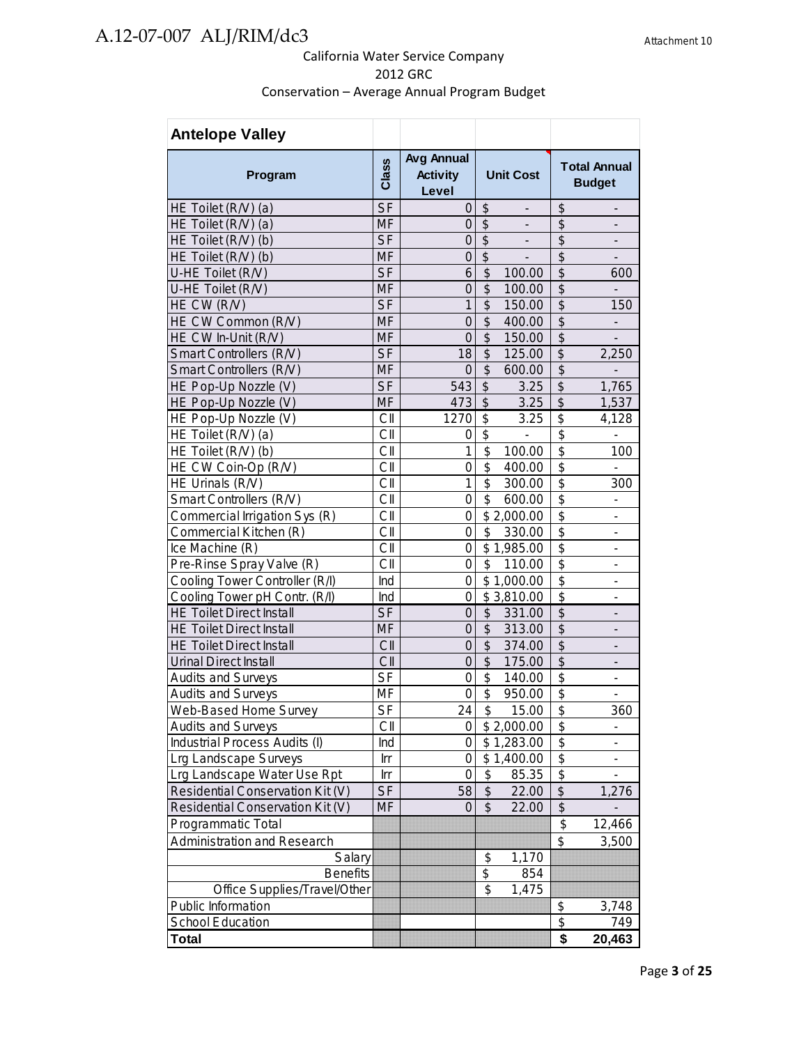California Water Service Company
2012 GRC
Conservation – Average Annual Program Budget

| Antelope Valley | | | | |
|---|---|---|---|---|
| **Program** | **Class** | **Avg Annual Activity Level** | **Unit Cost** | **Total Annual Budget** |
| HE Toilet (R/V) (a) | SF | 0 | $ - | $ - |
| HE Toilet (R/V) (a) | MF | 0 | $ - | $ - |
| HE Toilet (R/V) (b) | SF | 0 | $ - | $ - |
| HE Toilet (R/V) (b) | MF | 0 | $ - | $ - |
| U-HE Toilet (R/V) | SF | 6 | $ 100.00 | $ 600 |
| U-HE Toilet (R/V) | MF | 0 | $ 100.00 | $ - |
| HE CW (R/V) | SF | 1 | $ 150.00 | $ 150 |
| HE CW Common (R/V) | MF | 0 | $ 400.00 | $ - |
| HE CW In-Unit (R/V) | MF | 0 | $ 150.00 | $ - |
| Smart Controllers (R/V) | SF | 18 | $ 125.00 | $ 2,250 |
| Smart Controllers (R/V) | MF | 0 | $ 600.00 | $ - |
| HE Pop-Up Nozzle (V) | SF | 543 | $ 3.25 | $ 1,765 |
| HE Pop-Up Nozzle (V) | MF | 473 | $ 3.25 | $ 1,537 |
| HE Pop-Up Nozzle (V) | CII | 1270 | $ 3.25 | $ 4,128 |
| HE Toilet (R/V) (a) | CII | 0 | $ - | $ - |
| HE Toilet (R/V) (b) | CII | 1 | $ 100.00 | $ 100 |
| HE CW Coin-Op (R/V) | CII | 0 | $ 400.00 | $ - |
| HE Urinals (R/V) | CII | 1 | $ 300.00 | $ 300 |
| Smart Controllers (R/V) | CII | 0 | $ 600.00 | $ - |
| Commercial Irrigation Sys (R) | CII | 0 | $ 2,000.00 | $ - |
| Commercial Kitchen (R) | CII | 0 | $ 330.00 | $ - |
| Ice Machine (R) | CII | 0 | $ 1,985.00 | $ - |
| Pre-Rinse Spray Valve (R) | CII | 0 | $ 110.00 | $ - |
| Cooling Tower Controller (R/I) | Ind | 0 | $ 1,000.00 | $ - |
| Cooling Tower pH Contr. (R/I) | Ind | 0 | $ 3,810.00 | $ - |
| HE Toilet Direct Install | SF | 0 | $ 331.00 | $ - |
| HE Toilet Direct Install | MF | 0 | $ 313.00 | $ - |
| HE Toilet Direct Install | CII | 0 | $ 374.00 | $ - |
| Urinal Direct Install | CII | 0 | $ 175.00 | $ - |
| Audits and Surveys | SF | 0 | $ 140.00 | $ - |
| Audits and Surveys | MF | 0 | $ 950.00 | $ - |
| Web-Based Home Survey | SF | 24 | $ 15.00 | $ 360 |
| Audits and Surveys | CII | 0 | $ 2,000.00 | $ - |
| Industrial Process Audits (I) | Ind | 0 | $ 1,283.00 | $ - |
| Lrg Landscape Surveys | Irr | 0 | $ 1,400.00 | $ - |
| Lrg Landscape Water Use Rpt | Irr | 0 | $ 85.35 | $ - |
| Residential Conservation Kit (V) | SF | 58 | $ 22.00 | $ 1,276 |
| Residential Conservation Kit (V) | MF | 0 | $ 22.00 | $ - |
| Programmatic Total | | | | $ 12,466 |
| Administration and Research | | | | $ 3,500 |
| Salary | | | $ 1,170 | |
| Benefits | | | $ 854 | |
| Office Supplies/Travel/Other | | | $ 1,475 | |
| Public Information | | | | $ 3,748 |
| School Education | | | | $ 749 |
| **Total** | | | | **$ 20,463** |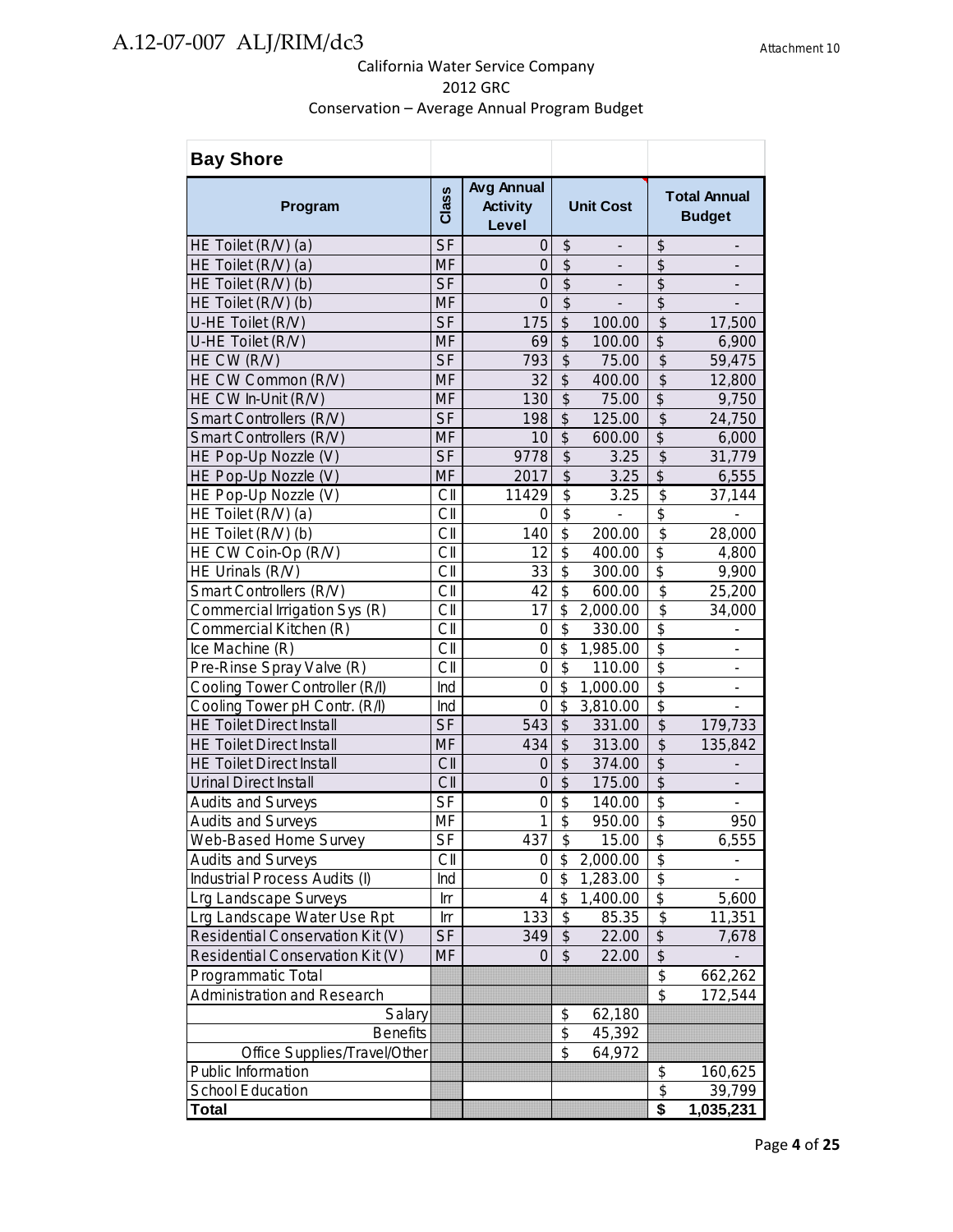California Water Service Company
2012 GRC
Conservation – Average Annual Program Budget

| Bay Shore | | | | |
|---|---|---|---|---|
| **Program** | **Class** | **Avg Annual Activity Level** | **Unit Cost** | **Total Annual Budget** |
| HE Toilet (R/V) (a) | SF | 0 | $ - | $ - |
| HE Toilet (R/V) (a) | MF | 0 | $ - | $ - |
| HE Toilet (R/V) (b) | SF | 0 | $ - | $ - |
| HE Toilet (R/V) (b) | MF | 0 | $ - | $ - |
| U-HE Toilet (R/V) | SF | 175 | $ 100.00 | $ 17,500 |
| U-HE Toilet (R/V) | MF | 69 | $ 100.00 | $ 6,900 |
| HE CW (R/V) | SF | 793 | $ 75.00 | $ 59,475 |
| HE CW Common (R/V) | MF | 32 | $ 400.00 | $ 12,800 |
| HE CW In-Unit (R/V) | MF | 130 | $ 75.00 | $ 9,750 |
| Smart Controllers (R/V) | SF | 198 | $ 125.00 | $ 24,750 |
| Smart Controllers (R/V) | MF | 10 | $ 600.00 | $ 6,000 |
| HE Pop-Up Nozzle (V) | SF | 9778 | $ 3.25 | $ 31,779 |
| HE Pop-Up Nozzle (V) | MF | 2017 | $ 3.25 | $ 6,555 |
| HE Pop-Up Nozzle (V) | CII | 11429 | $ 3.25 | $ 37,144 |
| HE Toilet (R/V) (a) | CII | 0 | $ - | $ - |
| HE Toilet (R/V) (b) | CII | 140 | $ 200.00 | $ 28,000 |
| HE CW Coin-Op (R/V) | CII | 12 | $ 400.00 | $ 4,800 |
| HE Urinals (R/V) | CII | 33 | $ 300.00 | $ 9,900 |
| Smart Controllers (R/V) | CII | 42 | $ 600.00 | $ 25,200 |
| Commercial Irrigation Sys (R) | CII | 17 | $ 2,000.00 | $ 34,000 |
| Commercial Kitchen (R) | CII | 0 | $ 330.00 | $ - |
| Ice Machine (R) | CII | 0 | $ 1,985.00 | $ - |
| Pre-Rinse Spray Valve (R) | CII | 0 | $ 110.00 | $ - |
| Cooling Tower Controller (R/I) | Ind | 0 | $ 1,000.00 | $ - |
| Cooling Tower pH Contr. (R/I) | Ind | 0 | $ 3,810.00 | $ - |
| HE Toilet Direct Install | SF | 543 | $ 331.00 | $ 179,733 |
| HE Toilet Direct Install | MF | 434 | $ 313.00 | $ 135,842 |
| HE Toilet Direct Install | CII | 0 | $ 374.00 | $ - |
| Urinal Direct Install | CII | 0 | $ 175.00 | $ - |
| Audits and Surveys | SF | 0 | $ 140.00 | $ - |
| Audits and Surveys | MF | 1 | $ 950.00 | $ 950 |
| Web-Based Home Survey | SF | 437 | $ 15.00 | $ 6,555 |
| Audits and Surveys | CII | 0 | $ 2,000.00 | $ - |
| Industrial Process Audits (I) | Ind | 0 | $ 1,283.00 | $ - |
| Lrg Landscape Surveys | Irr | 4 | $ 1,400.00 | $ 5,600 |
| Lrg Landscape Water Use Rpt | Irr | 133 | $ 85.35 | $ 11,351 |
| Residential Conservation Kit (V) | SF | 349 | $ 22.00 | $ 7,678 |
| Residential Conservation Kit (V) | MF | 0 | $ 22.00 | $ - |
| Programmatic Total | | | | $ 662,262 |
| Administration and Research | | | | $ 172,544 |
| Salary | | | $ 62,180 | |
| Benefits | | | $ 45,392 | |
| Office Supplies/Travel/Other | | | $ 64,972 | |
| Public Information | | | | $ 160,625 |
| School Education | | | | $ 39,799 |
| **Total** | | | | **$ 1,035,231** |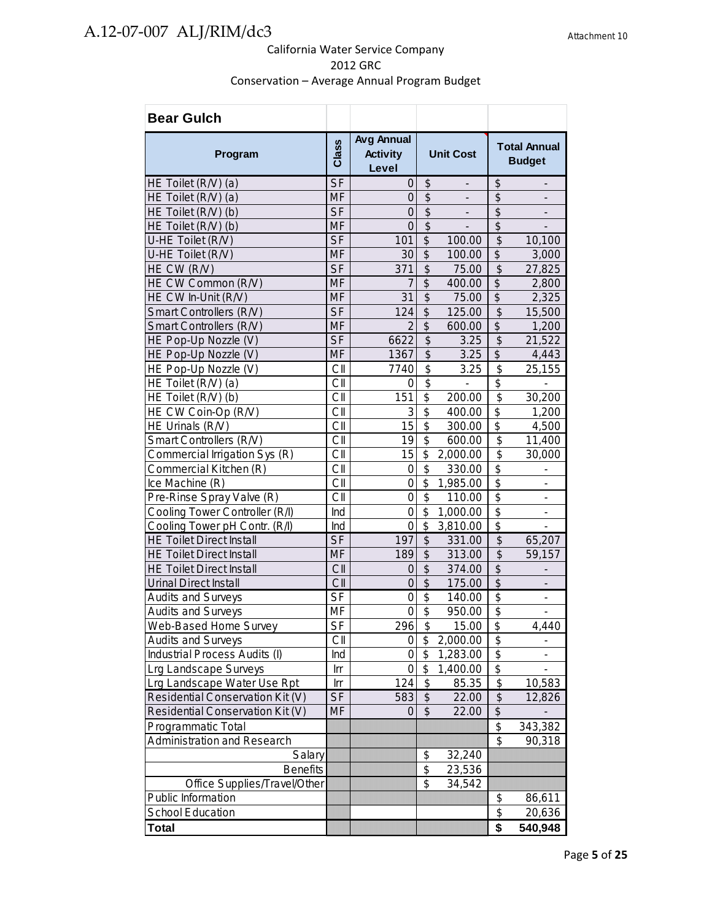California Water Service Company
2012 GRC
Conservation – Average Annual Program Budget

| Bear Gulch | | | | |
|---|---|---|---|---|
| **Program** | **Class** | **Avg Annual Activity Level** | **Unit Cost** | **Total Annual Budget** |
| HE Toilet (R/V) (a) | SF | 0 | $ - | $ - |
| HE Toilet (R/V) (a) | MF | 0 | $ - | $ - |
| HE Toilet (R/V) (b) | SF | 0 | $ - | $ - |
| HE Toilet (R/V) (b) | MF | 0 | $ - | $ - |
| U-HE Toilet (R/V) | SF | 101 | $ 100.00 | $ 10,100 |
| U-HE Toilet (R/V) | MF | 30 | $ 100.00 | $ 3,000 |
| HE CW (R/V) | SF | 371 | $ 75.00 | $ 27,825 |
| HE CW Common (R/V) | MF | 7 | $ 400.00 | $ 2,800 |
| HE CW In-Unit (R/V) | MF | 31 | $ 75.00 | $ 2,325 |
| Smart Controllers (R/V) | SF | 124 | $ 125.00 | $ 15,500 |
| Smart Controllers (R/V) | MF | 2 | $ 600.00 | $ 1,200 |
| HE Pop-Up Nozzle (V) | SF | 6622 | $ 3.25 | $ 21,522 |
| HE Pop-Up Nozzle (V) | MF | 1367 | $ 3.25 | $ 4,443 |
| HE Pop-Up Nozzle (V) | CII | 7740 | $ 3.25 | $ 25,155 |
| HE Toilet (R/V) (a) | CII | 0 | $ - | $ - |
| HE Toilet (R/V) (b) | CII | 151 | $ 200.00 | $ 30,200 |
| HE CW Coin-Op (R/V) | CII | 3 | $ 400.00 | $ 1,200 |
| HE Urinals (R/V) | CII | 15 | $ 300.00 | $ 4,500 |
| Smart Controllers (R/V) | CII | 19 | $ 600.00 | $ 11,400 |
| Commercial Irrigation Sys (R) | CII | 15 | $ 2,000.00 | $ 30,000 |
| Commercial Kitchen (R) | CII | 0 | $ 330.00 | $ - |
| Ice Machine (R) | CII | 0 | $ 1,985.00 | $ - |
| Pre-Rinse Spray Valve (R) | CII | 0 | $ 110.00 | $ - |
| Cooling Tower Controller (R/I) | Ind | 0 | $ 1,000.00 | $ - |
| Cooling Tower pH Contr. (R/I) | Ind | 0 | $ 3,810.00 | $ - |
| HE Toilet Direct Install | SF | 197 | $ 331.00 | $ 65,207 |
| HE Toilet Direct Install | MF | 189 | $ 313.00 | $ 59,157 |
| HE Toilet Direct Install | CII | 0 | $ 374.00 | $ - |
| Urinal Direct Install | CII | 0 | $ 175.00 | $ - |
| Audits and Surveys | SF | 0 | $ 140.00 | $ - |
| Audits and Surveys | MF | 0 | $ 950.00 | $ - |
| Web-Based Home Survey | SF | 296 | $ 15.00 | $ 4,440 |
| Audits and Surveys | CII | 0 | $ 2,000.00 | $ - |
| Industrial Process Audits (I) | Ind | 0 | $ 1,283.00 | $ - |
| Lrg Landscape Surveys | Irr | 0 | $ 1,400.00 | $ - |
| Lrg Landscape Water Use Rpt | Irr | 124 | $ 85.35 | $ 10,583 |
| Residential Conservation Kit (V) | SF | 583 | $ 22.00 | $ 12,826 |
| Residential Conservation Kit (V) | MF | 0 | $ 22.00 | $ - |
| Programmatic Total | | | | $ 343,382 |
| Administration and Research | | | | $ 90,318 |
| Salary | | | $ 32,240 | |
| Benefits | | | $ 23,536 | |
| Office Supplies/Travel/Other | | | $ 34,542 | |
| Public Information | | | | $ 86,611 |
| School Education | | | | $ 20,636 |
| **Total** | | | | **$ 540,948** |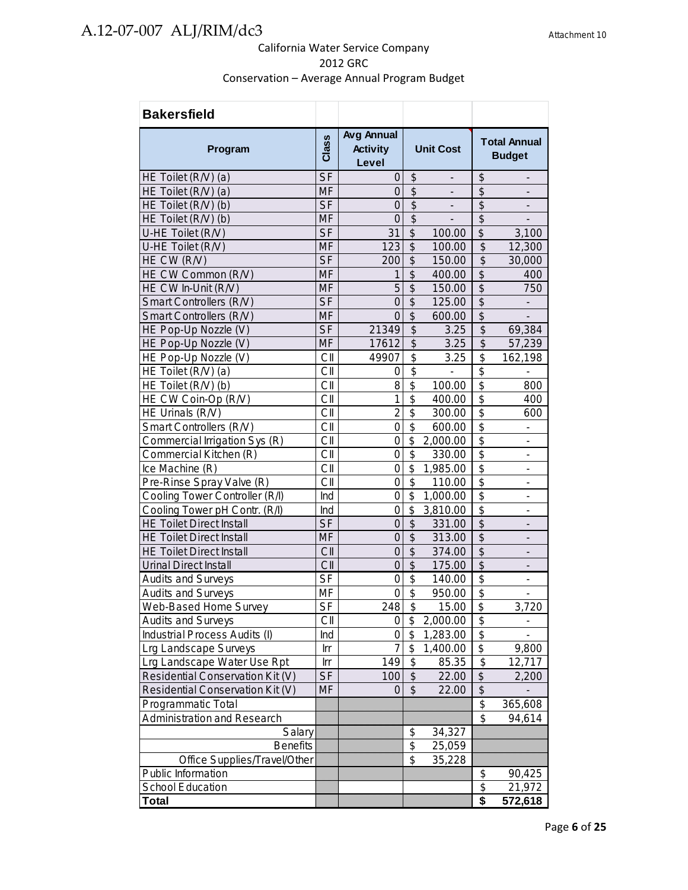California Water Service Company
2012 GRC
Conservation – Average Annual Program Budget

| Bakersfield | | | | |
|---|---|---|---|---|
| **Program** | **Class** | **Avg Annual Activity Level** | **Unit Cost** | **Total Annual Budget** |
| HE Toilet (R/V) (a) | SF | 0 | $ - | $ - |
| HE Toilet (R/V) (a) | MF | 0 | $ - | $ - |
| HE Toilet (R/V) (b) | SF | 0 | $ - | $ - |
| HE Toilet (R/V) (b) | MF | 0 | $ - | $ - |
| U-HE Toilet (R/V) | SF | 31 | $ 100.00 | $ 3,100 |
| U-HE Toilet (R/V) | MF | 123 | $ 100.00 | $ 12,300 |
| HE CW (R/V) | SF | 200 | $ 150.00 | $ 30,000 |
| HE CW Common (R/V) | MF | 1 | $ 400.00 | $ 400 |
| HE CW In-Unit (R/V) | MF | 5 | $ 150.00 | $ 750 |
| Smart Controllers (R/V) | SF | 0 | $ 125.00 | $ - |
| Smart Controllers (R/V) | MF | 0 | $ 600.00 | $ - |
| HE Pop-Up Nozzle (V) | SF | 21349 | $ 3.25 | $ 69,384 |
| HE Pop-Up Nozzle (V) | MF | 17612 | $ 3.25 | $ 57,239 |
| HE Pop-Up Nozzle (V) | CII | 49907 | $ 3.25 | $ 162,198 |
| HE Toilet (R/V) (a) | CII | 0 | $ - | $ - |
| HE Toilet (R/V) (b) | CII | 8 | $ 100.00 | $ 800 |
| HE CW Coin-Op (R/V) | CII | 1 | $ 400.00 | $ 400 |
| HE Urinals (R/V) | CII | 2 | $ 300.00 | $ 600 |
| Smart Controllers (R/V) | CII | 0 | $ 600.00 | $ - |
| Commercial Irrigation Sys (R) | CII | 0 | $ 2,000.00 | $ - |
| Commercial Kitchen (R) | CII | 0 | $ 330.00 | $ - |
| Ice Machine (R) | CII | 0 | $ 1,985.00 | $ - |
| Pre-Rinse Spray Valve (R) | CII | 0 | $ 110.00 | $ - |
| Cooling Tower Controller (R/I) | Ind | 0 | $ 1,000.00 | $ - |
| Cooling Tower pH Contr. (R/I) | Ind | 0 | $ 3,810.00 | $ - |
| HE Toilet Direct Install | SF | 0 | $ 331.00 | $ - |
| HE Toilet Direct Install | MF | 0 | $ 313.00 | $ - |
| HE Toilet Direct Install | CII | 0 | $ 374.00 | $ - |
| Urinal Direct Install | CII | 0 | $ 175.00 | $ - |
| Audits and Surveys | SF | 0 | $ 140.00 | $ - |
| Audits and Surveys | MF | 0 | $ 950.00 | $ - |
| Web-Based Home Survey | SF | 248 | $ 15.00 | $ 3,720 |
| Audits and Surveys | CII | 0 | $ 2,000.00 | $ - |
| Industrial Process Audits (I) | Ind | 0 | $ 1,283.00 | $ - |
| Lrg Landscape Surveys | Irr | 7 | $ 1,400.00 | $ 9,800 |
| Lrg Landscape Water Use Rpt | Irr | 149 | $ 85.35 | $ 12,717 |
| Residential Conservation Kit (V) | SF | 100 | $ 22.00 | $ 2,200 |
| Residential Conservation Kit (V) | MF | 0 | $ 22.00 | $ - |
| Programmatic Total | | | | $ 365,608 |
| Administration and Research | | | | $ 94,614 |
| Salary | | | $ 34,327 | |
| Benefits | | | $ 25,059 | |
| Office Supplies/Travel/Other | | | $ 35,228 | |
| Public Information | | | | $ 90,425 |
| School Education | | | | $ 21,972 |
| **Total** | | | | **$ 572,618** |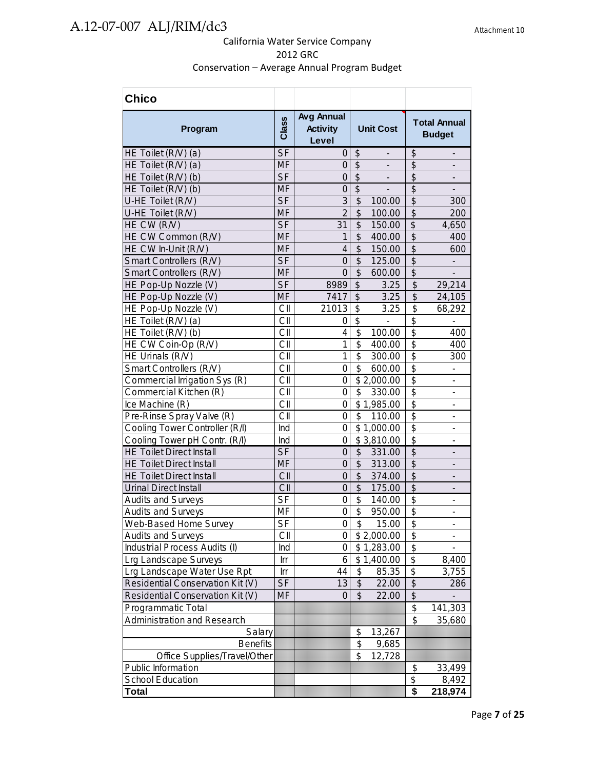California Water Service Company

2012 GRC

Conservation – Average Annual Program Budget

| Chico | | | | |
|---|---|---|---|---|
| **Program** | **Class** | **Avg Annual Activity Level** | **Unit Cost** | **Total Annual Budget** |
| HE Toilet (R/V) (a) | SF | 0 | $ - | $ - |
| HE Toilet (R/V) (a) | MF | 0 | $ - | $ - |
| HE Toilet (R/V) (b) | SF | 0 | $ - | $ - |
| HE Toilet (R/V) (b) | MF | 0 | $ - | $ - |
| U-HE Toilet (R/V) | SF | 3 | $ 100.00 | $ 300 |
| U-HE Toilet (R/V) | MF | 2 | $ 100.00 | $ 200 |
| HE CW (R/V) | SF | 31 | $ 150.00 | $ 4,650 |
| HE CW Common (R/V) | MF | 1 | $ 400.00 | $ 400 |
| HE CW In-Unit (R/V) | MF | 4 | $ 150.00 | $ 600 |
| Smart Controllers (R/V) | SF | 0 | $ 125.00 | $ - |
| Smart Controllers (R/V) | MF | 0 | $ 600.00 | $ - |
| HE Pop-Up Nozzle (V) | SF | 8989 | $ 3.25 | $ 29,214 |
| HE Pop-Up Nozzle (V) | MF | 7417 | $ 3.25 | $ 24,105 |
| HE Pop-Up Nozzle (V) | CII | 21013 | $ 3.25 | $ 68,292 |
| HE Toilet (R/V) (a) | CII | 0 | $ - | $ - |
| HE Toilet (R/V) (b) | CII | 4 | $ 100.00 | $ 400 |
| HE CW Coin-Op (R/V) | CII | 1 | $ 400.00 | $ 400 |
| HE Urinals (R/V) | CII | 1 | $ 300.00 | $ 300 |
| Smart Controllers (R/V) | CII | 0 | $ 600.00 | $ - |
| Commercial Irrigation Sys (R) | CII | 0 | $ 2,000.00 | $ - |
| Commercial Kitchen (R) | CII | 0 | $ 330.00 | $ - |
| Ice Machine (R) | CII | 0 | $ 1,985.00 | $ - |
| Pre-Rinse Spray Valve (R) | CII | 0 | $ 110.00 | $ - |
| Cooling Tower Controller (R/I) | Ind | 0 | $ 1,000.00 | $ - |
| Cooling Tower pH Contr. (R/I) | Ind | 0 | $ 3,810.00 | $ - |
| HE Toilet Direct Install | SF | 0 | $ 331.00 | $ - |
| HE Toilet Direct Install | MF | 0 | $ 313.00 | $ - |
| HE Toilet Direct Install | CII | 0 | $ 374.00 | $ - |
| Urinal Direct Install | CII | 0 | $ 175.00 | $ - |
| Audits and Surveys | SF | 0 | $ 140.00 | $ - |
| Audits and Surveys | MF | 0 | $ 950.00 | $ - |
| Web-Based Home Survey | SF | 0 | $ 15.00 | $ - |
| Audits and Surveys | CII | 0 | $ 2,000.00 | $ - |
| Industrial Process Audits (I) | Ind | 0 | $ 1,283.00 | $ - |
| Lrg Landscape Surveys | Irr | 6 | $ 1,400.00 | $ 8,400 |
| Lrg Landscape Water Use Rpt | Irr | 44 | $ 85.35 | $ 3,755 |
| Residential Conservation Kit (V) | SF | 13 | $ 22.00 | $ 286 |
| Residential Conservation Kit (V) | MF | 0 | $ 22.00 | $ - |
| Programmatic Total | | | | $ 141,303 |
| Administration and Research | | | | $ 35,680 |
| Salary | | | $ 13,267 | |
| Benefits | | | $ 9,685 | |
| Office Supplies/Travel/Other | | | $ 12,728 | |
| Public Information | | | | $ 33,499 |
| School Education | | | | $ 8,492 |
| **Total** | | | | **$ 218,974** |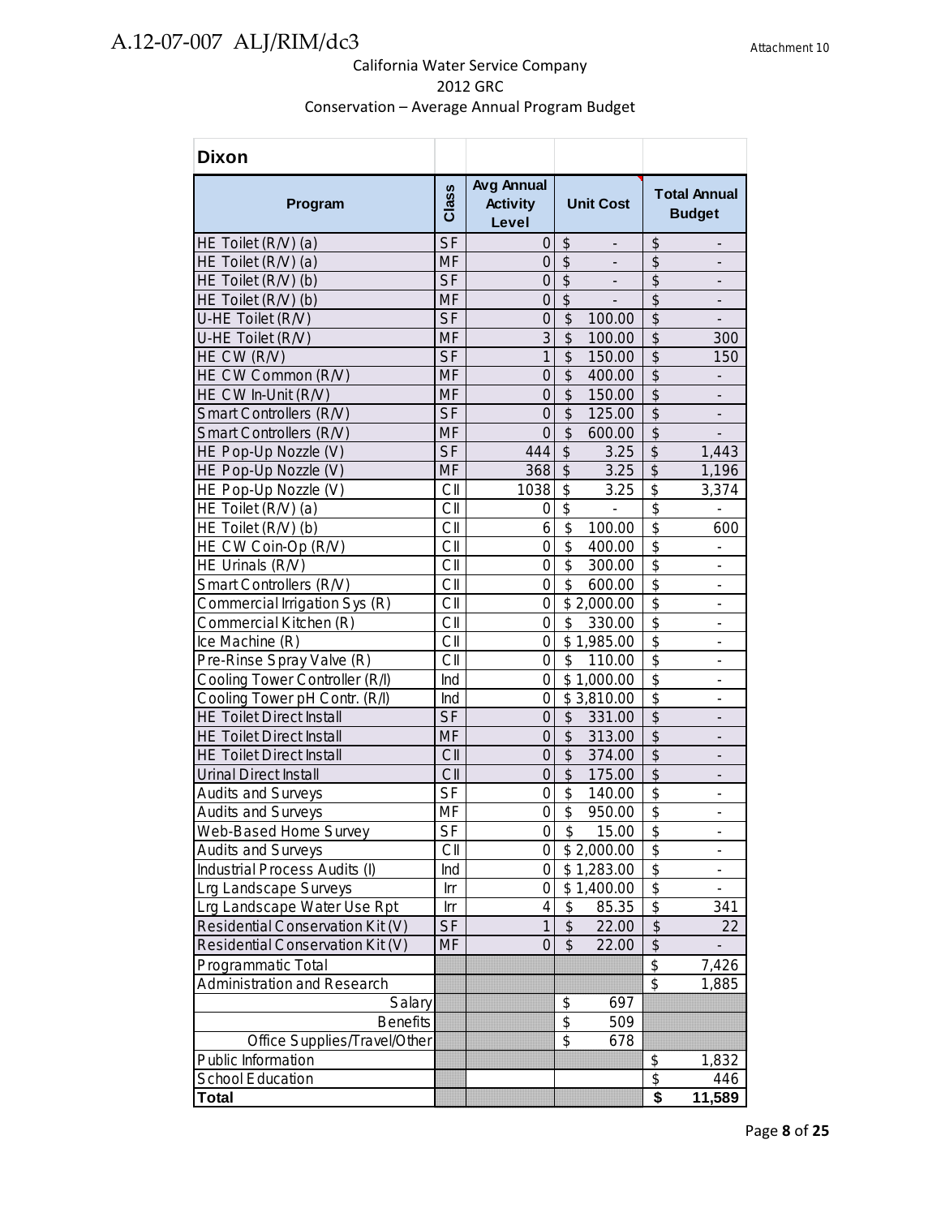California Water Service Company
2012 GRC
Conservation – Average Annual Program Budget

| Dixon | | | | |
|---|---|---|---|---|
| **Program** | **Class** | **Avg Annual Activity Level** | **Unit Cost** | **Total Annual Budget** |
| HE Toilet (R/V) (a) | SF | 0 | $ - | $ - |
| HE Toilet (R/V) (a) | MF | 0 | $ - | $ - |
| HE Toilet (R/V) (b) | SF | 0 | $ - | $ - |
| HE Toilet (R/V) (b) | MF | 0 | $ - | $ - |
| U-HE Toilet (R/V) | SF | 0 | $ 100.00 | $ - |
| U-HE Toilet (R/V) | MF | 3 | $ 100.00 | $ 300 |
| HE CW (R/V) | SF | 1 | $ 150.00 | $ 150 |
| HE CW Common (R/V) | MF | 0 | $ 400.00 | $ - |
| HE CW In-Unit (R/V) | MF | 0 | $ 150.00 | $ - |
| Smart Controllers (R/V) | SF | 0 | $ 125.00 | $ - |
| Smart Controllers (R/V) | MF | 0 | $ 600.00 | $ - |
| HE Pop-Up Nozzle (V) | SF | 444 | $ 3.25 | $ 1,443 |
| HE Pop-Up Nozzle (V) | MF | 368 | $ 3.25 | $ 1,196 |
| HE Pop-Up Nozzle (V) | CII | 1038 | $ 3.25 | $ 3,374 |
| HE Toilet (R/V) (a) | CII | 0 | $ - | $ - |
| HE Toilet (R/V) (b) | CII | 6 | $ 100.00 | $ 600 |
| HE CW Coin-Op (R/V) | CII | 0 | $ 400.00 | $ - |
| HE Urinals (R/V) | CII | 0 | $ 300.00 | $ - |
| Smart Controllers (R/V) | CII | 0 | $ 600.00 | $ - |
| Commercial Irrigation Sys (R) | CII | 0 | $ 2,000.00 | $ - |
| Commercial Kitchen (R) | CII | 0 | $ 330.00 | $ - |
| Ice Machine (R) | CII | 0 | $ 1,985.00 | $ - |
| Pre-Rinse Spray Valve (R) | CII | 0 | $ 110.00 | $ - |
| Cooling Tower Controller (R/I) | Ind | 0 | $ 1,000.00 | $ - |
| Cooling Tower pH Contr. (R/I) | Ind | 0 | $ 3,810.00 | $ - |
| HE Toilet Direct Install | SF | 0 | $ 331.00 | $ - |
| HE Toilet Direct Install | MF | 0 | $ 313.00 | $ - |
| HE Toilet Direct Install | CII | 0 | $ 374.00 | $ - |
| Urinal Direct Install | CII | 0 | $ 175.00 | $ - |
| Audits and Surveys | SF | 0 | $ 140.00 | $ - |
| Audits and Surveys | MF | 0 | $ 950.00 | $ - |
| Web-Based Home Survey | SF | 0 | $ 15.00 | $ - |
| Audits and Surveys | CII | 0 | $ 2,000.00 | $ - |
| Industrial Process Audits (I) | Ind | 0 | $ 1,283.00 | $ - |
| Lrg Landscape Surveys | Irr | 0 | $ 1,400.00 | $ - |
| Lrg Landscape Water Use Rpt | Irr | 4 | $ 85.35 | $ 341 |
| Residential Conservation Kit (V) | SF | 1 | $ 22.00 | $ 22 |
| Residential Conservation Kit (V) | MF | 0 | $ 22.00 | $ - |
| Programmatic Total | | | | $ 7,426 |
| Administration and Research | | | | $ 1,885 |
| Salary | | | $ 697 | |
| Benefits | | | $ 509 | |
| Office Supplies/Travel/Other | | | $ 678 | |
| Public Information | | | | $ 1,832 |
| School Education | | | | $ 446 |
| **Total** | | | | **$ 11,589** |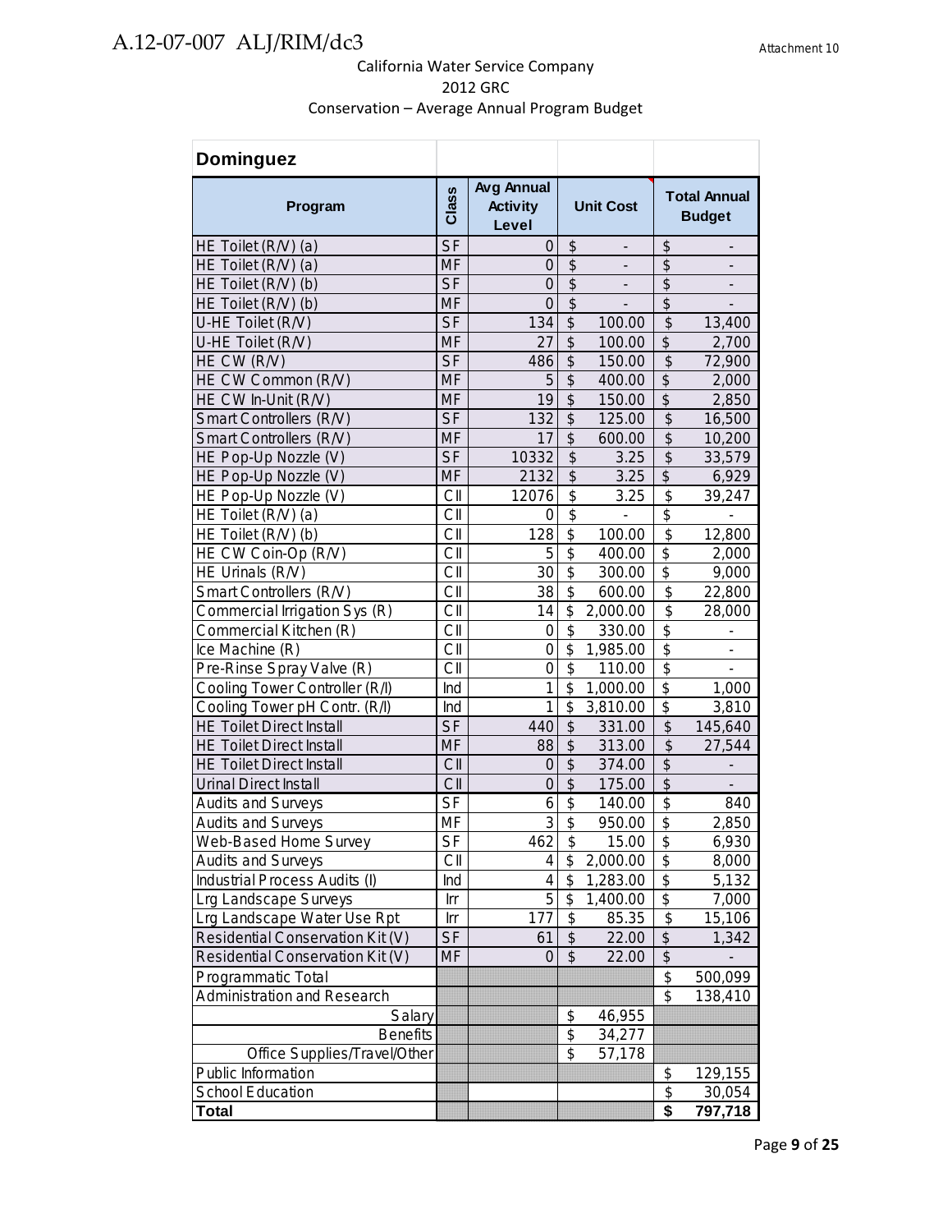California Water Service Company
2012 GRC
Conservation – Average Annual Program Budget

| Dominguez | | | | |
|---|---|---|---|---|
| **Program** | **Class** | **Avg Annual Activity Level** | **Unit Cost** | **Total Annual Budget** |
| HE Toilet (R/V) (a) | SF | 0 | $ - | $ - |
| HE Toilet (R/V) (a) | MF | 0 | $ - | $ - |
| HE Toilet (R/V) (b) | SF | 0 | $ - | $ - |
| HE Toilet (R/V) (b) | MF | 0 | $ - | $ - |
| U-HE Toilet (R/V) | SF | 134 | $ 100.00 | $ 13,400 |
| U-HE Toilet (R/V) | MF | 27 | $ 100.00 | $ 2,700 |
| HE CW (R/V) | SF | 486 | $ 150.00 | $ 72,900 |
| HE CW Common (R/V) | MF | 5 | $ 400.00 | $ 2,000 |
| HE CW In-Unit (R/V) | MF | 19 | $ 150.00 | $ 2,850 |
| Smart Controllers (R/V) | SF | 132 | $ 125.00 | $ 16,500 |
| Smart Controllers (R/V) | MF | 17 | $ 600.00 | $ 10,200 |
| HE Pop-Up Nozzle (V) | SF | 10332 | $ 3.25 | $ 33,579 |
| HE Pop-Up Nozzle (V) | MF | 2132 | $ 3.25 | $ 6,929 |
| HE Pop-Up Nozzle (V) | CII | 12076 | $ 3.25 | $ 39,247 |
| HE Toilet (R/V) (a) | CII | 0 | $ - | $ - |
| HE Toilet (R/V) (b) | CII | 128 | $ 100.00 | $ 12,800 |
| HE CW Coin-Op (R/V) | CII | 5 | $ 400.00 | $ 2,000 |
| HE Urinals (R/V) | CII | 30 | $ 300.00 | $ 9,000 |
| Smart Controllers (R/V) | CII | 38 | $ 600.00 | $ 22,800 |
| Commercial Irrigation Sys (R) | CII | 14 | $ 2,000.00 | $ 28,000 |
| Commercial Kitchen (R) | CII | 0 | $ 330.00 | $ - |
| Ice Machine (R) | CII | 0 | $ 1,985.00 | $ - |
| Pre-Rinse Spray Valve (R) | CII | 0 | $ 110.00 | $ - |
| Cooling Tower Controller (R/I) | Ind | 1 | $ 1,000.00 | $ 1,000 |
| Cooling Tower pH Contr. (R/I) | Ind | 1 | $ 3,810.00 | $ 3,810 |
| HE Toilet Direct Install | SF | 440 | $ 331.00 | $ 145,640 |
| HE Toilet Direct Install | MF | 88 | $ 313.00 | $ 27,544 |
| HE Toilet Direct Install | CII | 0 | $ 374.00 | $ - |
| Urinal Direct Install | CII | 0 | $ 175.00 | $ - |
| Audits and Surveys | SF | 6 | $ 140.00 | $ 840 |
| Audits and Surveys | MF | 3 | $ 950.00 | $ 2,850 |
| Web-Based Home Survey | SF | 462 | $ 15.00 | $ 6,930 |
| Audits and Surveys | CII | 4 | $ 2,000.00 | $ 8,000 |
| Industrial Process Audits (I) | Ind | 4 | $ 1,283.00 | $ 5,132 |
| Lrg Landscape Surveys | Irr | 5 | $ 1,400.00 | $ 7,000 |
| Lrg Landscape Water Use Rpt | Irr | 177 | $ 85.35 | $ 15,106 |
| Residential Conservation Kit (V) | SF | 61 | $ 22.00 | $ 1,342 |
| Residential Conservation Kit (V) | MF | 0 | $ 22.00 | $ - |
| Programmatic Total | | | | $ 500,099 |
| Administration and Research | | | | $ 138,410 |
| Salary | | | $ 46,955 | |
| Benefits | | | $ 34,277 | |
| Office Supplies/Travel/Other | | | $ 57,178 | |
| Public Information | | | | $ 129,155 |
| School Education | | | | $ 30,054 |
| **Total** | | | | **$ 797,718** |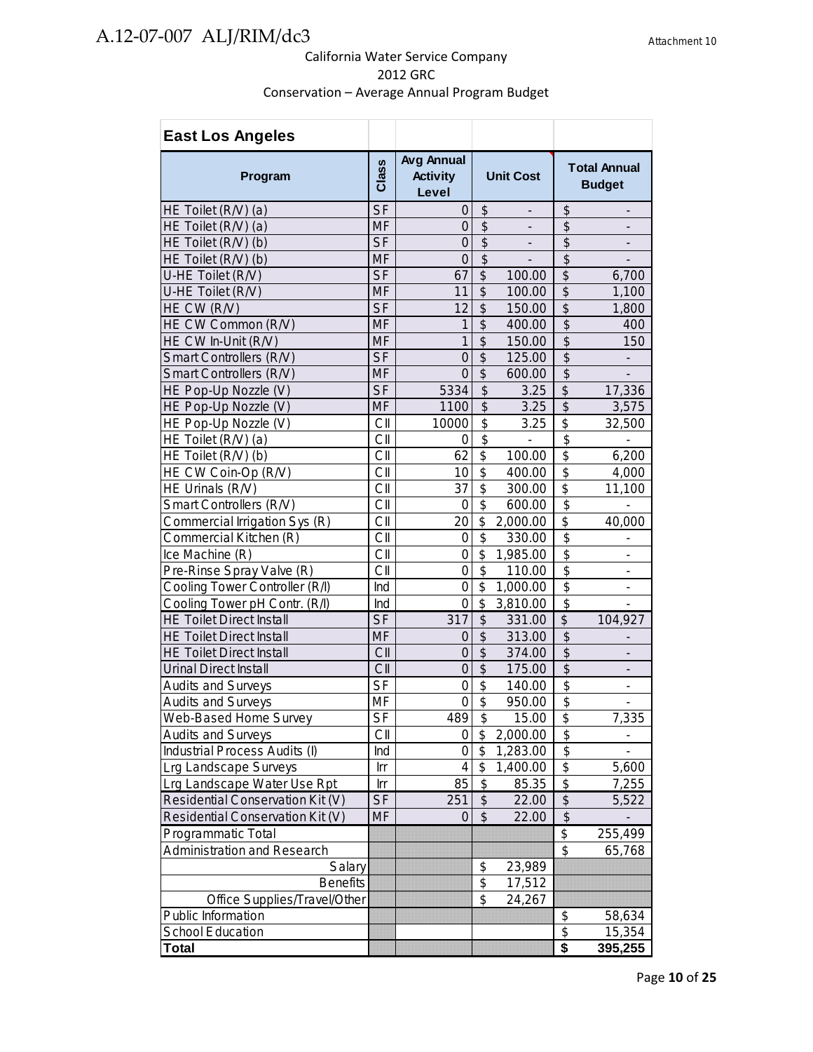A.12-07-007 ALJ/RIM/dc3

Attachment 10

California Water Service Company
2012 GRC
Conservation – Average Annual Program Budget

| East Los Angeles | | | | |
|---|---|---|---|---|
| Program | Class | Avg Annual Activity Level | Unit Cost | Total Annual Budget |
| HE Toilet (R/V) (a) | SF | 0 | $ - | $ - |
| HE Toilet (R/V) (a) | MF | 0 | $ - | $ - |
| HE Toilet (R/V) (b) | SF | 0 | $ - | $ - |
| HE Toilet (R/V) (b) | MF | 0 | $ - | $ - |
| U-HE Toilet (R/V) | SF | 67 | $ 100.00 | $ 6,700 |
| U-HE Toilet (R/V) | MF | 11 | $ 100.00 | $ 1,100 |
| HE CW (R/V) | SF | 12 | $ 150.00 | $ 1,800 |
| HE CW Common (R/V) | MF | 1 | $ 400.00 | $ 400 |
| HE CW In-Unit (R/V) | MF | 1 | $ 150.00 | $ 150 |
| Smart Controllers (R/V) | SF | 0 | $ 125.00 | $ - |
| Smart Controllers (R/V) | MF | 0 | $ 600.00 | $ - |
| HE Pop-Up Nozzle (V) | SF | 5334 | $ 3.25 | $ 17,336 |
| HE Pop-Up Nozzle (V) | MF | 1100 | $ 3.25 | $ 3,575 |
| HE Pop-Up Nozzle (V) | CII | 10000 | $ 3.25 | $ 32,500 |
| HE Toilet (R/V) (a) | CII | 0 | $ - | $ - |
| HE Toilet (R/V) (b) | CII | 62 | $ 100.00 | $ 6,200 |
| HE CW Coin-Op (R/V) | CII | 10 | $ 400.00 | $ 4,000 |
| HE Urinals (R/V) | CII | 37 | $ 300.00 | $ 11,100 |
| Smart Controllers (R/V) | CII | 0 | $ 600.00 | $ - |
| Commercial Irrigation Sys (R) | CII | 20 | $ 2,000.00 | $ 40,000 |
| Commercial Kitchen (R) | CII | 0 | $ 330.00 | $ - |
| Ice Machine (R) | CII | 0 | $ 1,985.00 | $ - |
| Pre-Rinse Spray Valve (R) | CII | 0 | $ 110.00 | $ - |
| Cooling Tower Controller (R/I) | Ind | 0 | $ 1,000.00 | $ - |
| Cooling Tower pH Contr. (R/I) | Ind | 0 | $ 3,810.00 | $ - |
| HE Toilet Direct Install | SF | 317 | $ 331.00 | $ 104,927 |
| HE Toilet Direct Install | MF | 0 | $ 313.00 | $ - |
| HE Toilet Direct Install | CII | 0 | $ 374.00 | $ - |
| Urinal Direct Install | CII | 0 | $ 175.00 | $ - |
| Audits and Surveys | SF | 0 | $ 140.00 | $ - |
| Audits and Surveys | MF | 0 | $ 950.00 | $ - |
| Web-Based Home Survey | SF | 489 | $ 15.00 | $ 7,335 |
| Audits and Surveys | CII | 0 | $ 2,000.00 | $ - |
| Industrial Process Audits (I) | Ind | 0 | $ 1,283.00 | $ - |
| Lrg Landscape Surveys | Irr | 4 | $ 1,400.00 | $ 5,600 |
| Lrg Landscape Water Use Rpt | Irr | 85 | $ 85.35 | $ 7,255 |
| Residential Conservation Kit (V) | SF | 251 | $ 22.00 | $ 5,522 |
| Residential Conservation Kit (V) | MF | 0 | $ 22.00 | $ - |
| Programmatic Total | | | | $ 255,499 |
| Administration and Research | | | | $ 65,768 |
| Salary | | | $ 23,989 | |
| Benefits | | | $ 17,512 | |
| Office Supplies/Travel/Other | | | $ 24,267 | |
| Public Information | | | | $ 58,634 |
| School Education | | | | $ 15,354 |
| **Total** | | | | **$ 395,255** |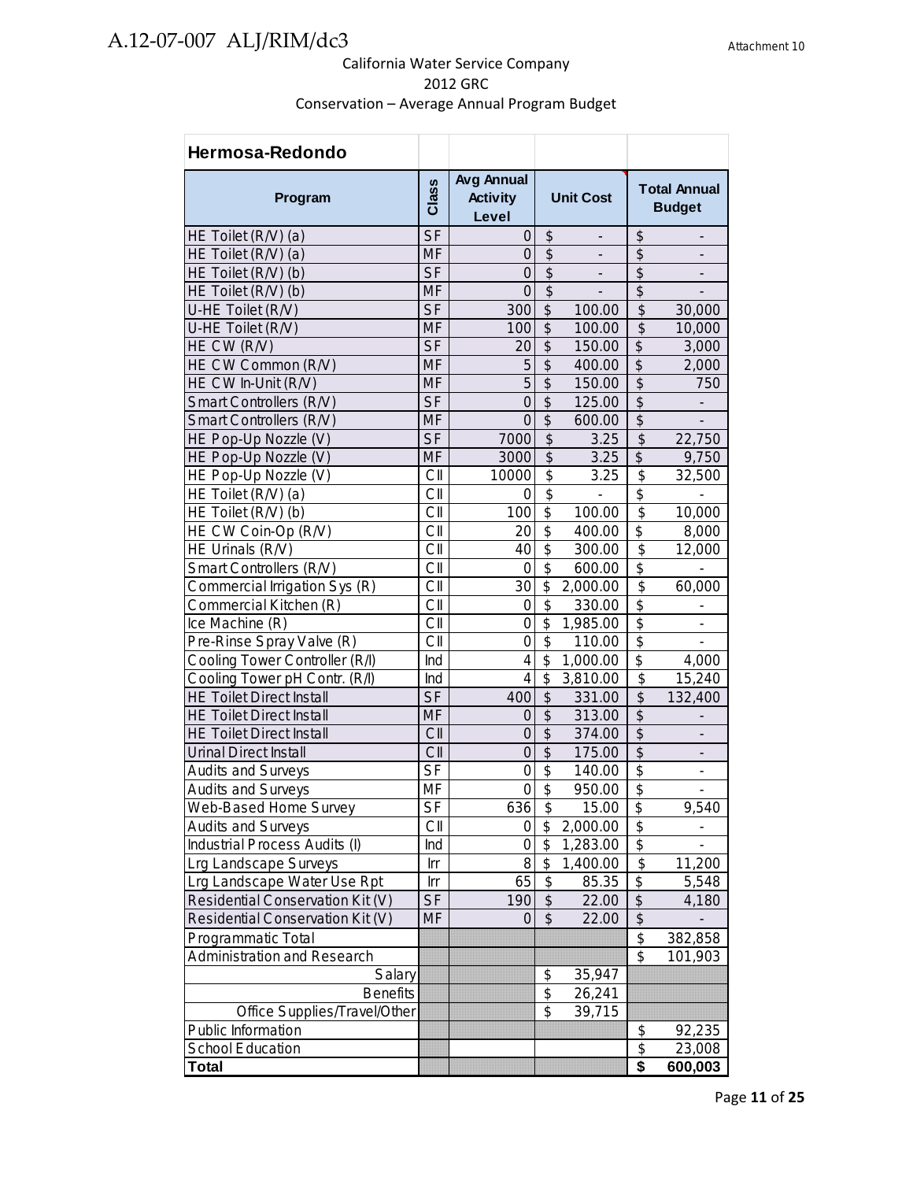California Water Service Company
2012 GRC
Conservation – Average Annual Program Budget

| Hermosa-Redondo | | | | |
|---|---|---|---|---|
| **Program** | **Class** | **Avg Annual Activity Level** | **Unit Cost** | **Total Annual Budget** |
| HE Toilet (R/V) (a) | SF | 0 | $ - | $ - |
| HE Toilet (R/V) (a) | MF | 0 | $ - | $ - |
| HE Toilet (R/V) (b) | SF | 0 | $ - | $ - |
| HE Toilet (R/V) (b) | MF | 0 | $ - | $ - |
| U-HE Toilet (R/V) | SF | 300 | $ 100.00 | $ 30,000 |
| U-HE Toilet (R/V) | MF | 100 | $ 100.00 | $ 10,000 |
| HE CW (R/V) | SF | 20 | $ 150.00 | $ 3,000 |
| HE CW Common (R/V) | MF | 5 | $ 400.00 | $ 2,000 |
| HE CW In-Unit (R/V) | MF | 5 | $ 150.00 | $ 750 |
| Smart Controllers (R/V) | SF | 0 | $ 125.00 | $ - |
| Smart Controllers (R/V) | MF | 0 | $ 600.00 | $ - |
| HE Pop-Up Nozzle (V) | SF | 7000 | $ 3.25 | $ 22,750 |
| HE Pop-Up Nozzle (V) | MF | 3000 | $ 3.25 | $ 9,750 |
| HE Pop-Up Nozzle (V) | CII | 10000 | $ 3.25 | $ 32,500 |
| HE Toilet (R/V) (a) | CII | 0 | $ - | $ - |
| HE Toilet (R/V) (b) | CII | 100 | $ 100.00 | $ 10,000 |
| HE CW Coin-Op (R/V) | CII | 20 | $ 400.00 | $ 8,000 |
| HE Urinals (R/V) | CII | 40 | $ 300.00 | $ 12,000 |
| Smart Controllers (R/V) | CII | 0 | $ 600.00 | $ - |
| Commercial Irrigation Sys (R) | CII | 30 | $ 2,000.00 | $ 60,000 |
| Commercial Kitchen (R) | CII | 0 | $ 330.00 | $ - |
| Ice Machine (R) | CII | 0 | $ 1,985.00 | $ - |
| Pre-Rinse Spray Valve (R) | CII | 0 | $ 110.00 | $ - |
| Cooling Tower Controller (R/I) | Ind | 4 | $ 1,000.00 | $ 4,000 |
| Cooling Tower pH Contr. (R/I) | Ind | 4 | $ 3,810.00 | $ 15,240 |
| HE Toilet Direct Install | SF | 400 | $ 331.00 | $ 132,400 |
| HE Toilet Direct Install | MF | 0 | $ 313.00 | $ - |
| HE Toilet Direct Install | CII | 0 | $ 374.00 | $ - |
| Urinal Direct Install | CII | 0 | $ 175.00 | $ - |
| Audits and Surveys | SF | 0 | $ 140.00 | $ - |
| Audits and Surveys | MF | 0 | $ 950.00 | $ - |
| Web-Based Home Survey | SF | 636 | $ 15.00 | $ 9,540 |
| Audits and Surveys | CII | 0 | $ 2,000.00 | $ - |
| Industrial Process Audits (I) | Ind | 0 | $ 1,283.00 | $ - |
| Lrg Landscape Surveys | Irr | 8 | $ 1,400.00 | $ 11,200 |
| Lrg Landscape Water Use Rpt | Irr | 65 | $ 85.35 | $ 5,548 |
| Residential Conservation Kit (V) | SF | 190 | $ 22.00 | $ 4,180 |
| Residential Conservation Kit (V) | MF | 0 | $ 22.00 | $ - |
| Programmatic Total | | | | $ 382,858 |
| Administration and Research | | | | $ 101,903 |
| Salary | | | $ 35,947 | |
| Benefits | | | $ 26,241 | |
| Office Supplies/Travel/Other | | | $ 39,715 | |
| Public Information | | | | $ 92,235 |
| School Education | | | | $ 23,008 |
| **Total** | | | | **$ 600,003** |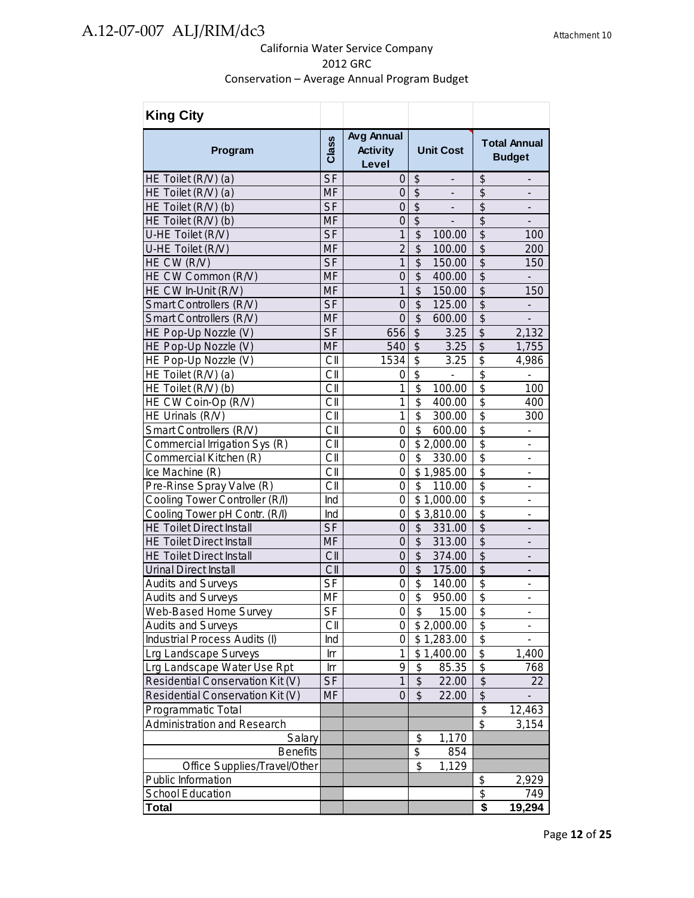A.12-07-007 ALJ/RIM/dc3

Attachment 10

California Water Service Company
2012 GRC
Conservation – Average Annual Program Budget

| King City | | | | |
|---|---|---|---|---|
| **Program** | **Class** | **Avg Annual Activity Level** | **Unit Cost** | **Total Annual Budget** |
| HE Toilet (R/V) (a) | SF | 0 | $ - | $ - |
| HE Toilet (R/V) (a) | MF | 0 | $ - | $ - |
| HE Toilet (R/V) (b) | SF | 0 | $ - | $ - |
| HE Toilet (R/V) (b) | MF | 0 | $ - | $ - |
| U-HE Toilet (R/V) | SF | 1 | $ 100.00 | $ 100 |
| U-HE Toilet (R/V) | MF | 2 | $ 100.00 | $ 200 |
| HE CW (R/V) | SF | 1 | $ 150.00 | $ 150 |
| HE CW Common (R/V) | MF | 0 | $ 400.00 | $ - |
| HE CW In-Unit (R/V) | MF | 1 | $ 150.00 | $ 150 |
| Smart Controllers (R/V) | SF | 0 | $ 125.00 | $ - |
| Smart Controllers (R/V) | MF | 0 | $ 600.00 | $ - |
| HE Pop-Up Nozzle (V) | SF | 656 | $ 3.25 | $ 2,132 |
| HE Pop-Up Nozzle (V) | MF | 540 | $ 3.25 | $ 1,755 |
| HE Pop-Up Nozzle (V) | CII | 1534 | $ 3.25 | $ 4,986 |
| HE Toilet (R/V) (a) | CII | 0 | $ - | $ - |
| HE Toilet (R/V) (b) | CII | 1 | $ 100.00 | $ 100 |
| HE CW Coin-Op (R/V) | CII | 1 | $ 400.00 | $ 400 |
| HE Urinals (R/V) | CII | 1 | $ 300.00 | $ 300 |
| Smart Controllers (R/V) | CII | 0 | $ 600.00 | $ - |
| Commercial Irrigation Sys (R) | CII | 0 | $ 2,000.00 | $ - |
| Commercial Kitchen (R) | CII | 0 | $ 330.00 | $ - |
| Ice Machine (R) | CII | 0 | $ 1,985.00 | $ - |
| Pre-Rinse Spray Valve (R) | CII | 0 | $ 110.00 | $ - |
| Cooling Tower Controller (R/I) | Ind | 0 | $ 1,000.00 | $ - |
| Cooling Tower pH Contr. (R/I) | Ind | 0 | $ 3,810.00 | $ - |
| HE Toilet Direct Install | SF | 0 | $ 331.00 | $ - |
| HE Toilet Direct Install | MF | 0 | $ 313.00 | $ - |
| HE Toilet Direct Install | CII | 0 | $ 374.00 | $ - |
| Urinal Direct Install | CII | 0 | $ 175.00 | $ - |
| Audits and Surveys | SF | 0 | $ 140.00 | $ - |
| Audits and Surveys | MF | 0 | $ 950.00 | $ - |
| Web-Based Home Survey | SF | 0 | $ 15.00 | $ - |
| Audits and Surveys | CII | 0 | $ 2,000.00 | $ - |
| Industrial Process Audits (I) | Ind | 0 | $ 1,283.00 | $ - |
| Lrg Landscape Surveys | Irr | 1 | $ 1,400.00 | $ 1,400 |
| Lrg Landscape Water Use Rpt | Irr | 9 | $ 85.35 | $ 768 |
| Residential Conservation Kit (V) | SF | 1 | $ 22.00 | $ 22 |
| Residential Conservation Kit (V) | MF | 0 | $ 22.00 | $ - |
| Programmatic Total | | | | $ 12,463 |
| Administration and Research | | | | $ 3,154 |
| Salary | | | $ 1,170 | |
| Benefits | | | $ 854 | |
| Office Supplies/Travel/Other | | | $ 1,129 | |
| Public Information | | | | $ 2,929 |
| School Education | | | | $ 749 |
| **Total** | | | | **$ 19,294** |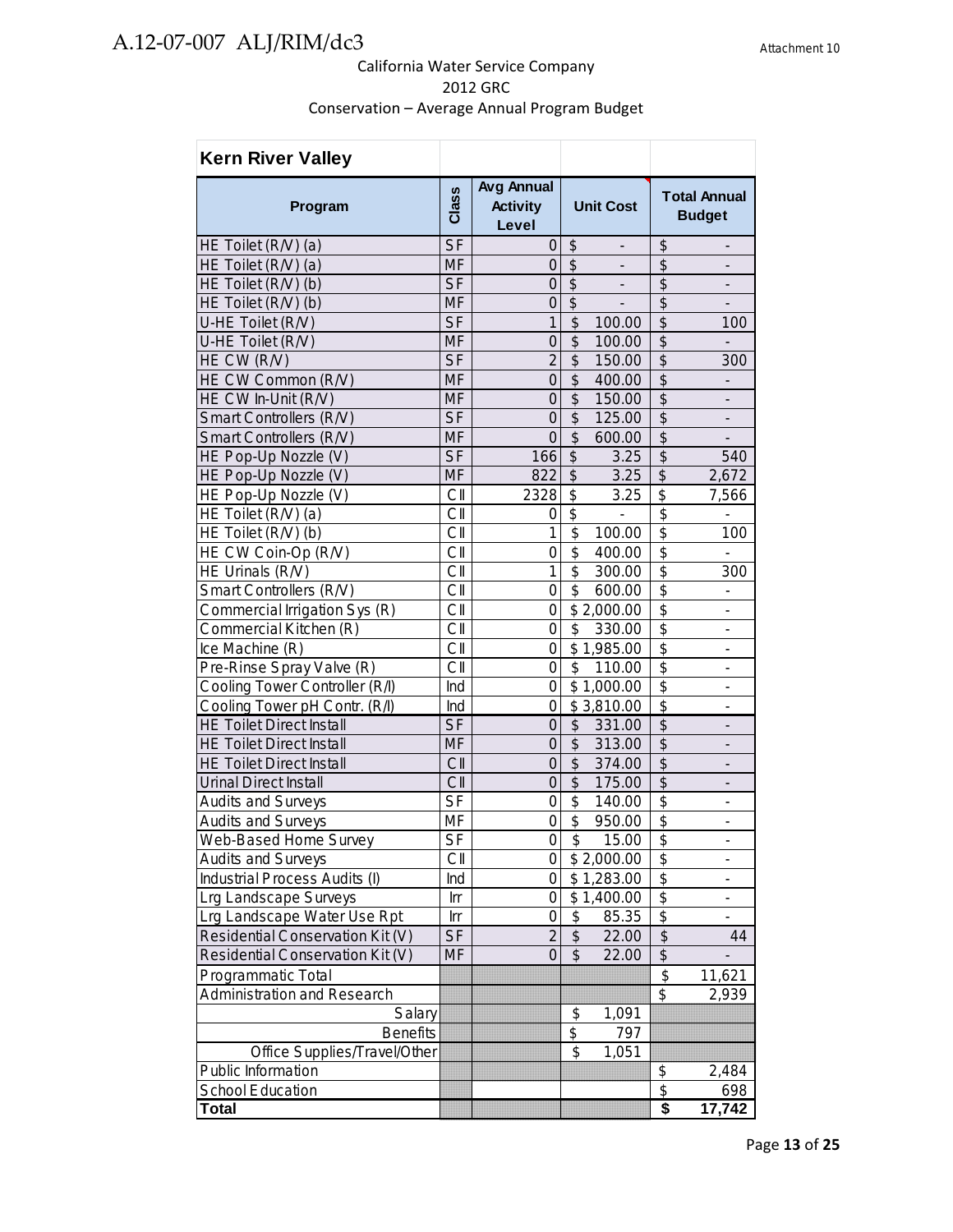A.12-07-007 ALJ/RIM/dc3

Attachment 10

California Water Service Company
2012 GRC
Conservation – Average Annual Program Budget

| Kern River Valley | | | | |
|---|---|---|---|---|
| **Program** | **Class** | **Avg Annual Activity Level** | **Unit Cost** | **Total Annual Budget** |
| HE Toilet (R/V) (a) | SF | 0 | $ - | $ - |
| HE Toilet (R/V) (a) | MF | 0 | $ - | $ - |
| HE Toilet (R/V) (b) | SF | 0 | $ - | $ - |
| HE Toilet (R/V) (b) | MF | 0 | $ - | $ - |
| U-HE Toilet (R/V) | SF | 1 | $ 100.00 | $ 100 |
| U-HE Toilet (R/V) | MF | 0 | $ 100.00 | $ - |
| HE CW (R/V) | SF | 2 | $ 150.00 | $ 300 |
| HE CW Common (R/V) | MF | 0 | $ 400.00 | $ - |
| HE CW In-Unit (R/V) | MF | 0 | $ 150.00 | $ - |
| Smart Controllers (R/V) | SF | 0 | $ 125.00 | $ - |
| Smart Controllers (R/V) | MF | 0 | $ 600.00 | $ - |
| HE Pop-Up Nozzle (V) | SF | 166 | $ 3.25 | $ 540 |
| HE Pop-Up Nozzle (V) | MF | 822 | $ 3.25 | $ 2,672 |
| HE Pop-Up Nozzle (V) | CII | 2328 | $ 3.25 | $ 7,566 |
| HE Toilet (R/V) (a) | CII | 0 | $ - | $ - |
| HE Toilet (R/V) (b) | CII | 1 | $ 100.00 | $ 100 |
| HE CW Coin-Op (R/V) | CII | 0 | $ 400.00 | $ - |
| HE Urinals (R/V) | CII | 1 | $ 300.00 | $ 300 |
| Smart Controllers (R/V) | CII | 0 | $ 600.00 | $ - |
| Commercial Irrigation Sys (R) | CII | 0 | $ 2,000.00 | $ - |
| Commercial Kitchen (R) | CII | 0 | $ 330.00 | $ - |
| Ice Machine (R) | CII | 0 | $ 1,985.00 | $ - |
| Pre-Rinse Spray Valve (R) | CII | 0 | $ 110.00 | $ - |
| Cooling Tower Controller (R/I) | Ind | 0 | $ 1,000.00 | $ - |
| Cooling Tower pH Contr. (R/I) | Ind | 0 | $ 3,810.00 | $ - |
| HE Toilet Direct Install | SF | 0 | $ 331.00 | $ - |
| HE Toilet Direct Install | MF | 0 | $ 313.00 | $ - |
| HE Toilet Direct Install | CII | 0 | $ 374.00 | $ - |
| Urinal Direct Install | CII | 0 | $ 175.00 | $ - |
| Audits and Surveys | SF | 0 | $ 140.00 | $ - |
| Audits and Surveys | MF | 0 | $ 950.00 | $ - |
| Web-Based Home Survey | SF | 0 | $ 15.00 | $ - |
| Audits and Surveys | CII | 0 | $ 2,000.00 | $ - |
| Industrial Process Audits (I) | Ind | 0 | $ 1,283.00 | $ - |
| Lrg Landscape Surveys | Irr | 0 | $ 1,400.00 | $ - |
| Lrg Landscape Water Use Rpt | Irr | 0 | $ 85.35 | $ - |
| Residential Conservation Kit (V) | SF | 2 | $ 22.00 | $ 44 |
| Residential Conservation Kit (V) | MF | 0 | $ 22.00 | $ - |
| Programmatic Total | | | | $ 11,621 |
| Administration and Research | | | | $ 2,939 |
| Salary | | | $ 1,091 | |
| Benefits | | | $ 797 | |
| Office Supplies/Travel/Other | | | $ 1,051 | |
| Public Information | | | | $ 2,484 |
| School Education | | | | $ 698 |
| **Total** | | | | **$ 17,742** |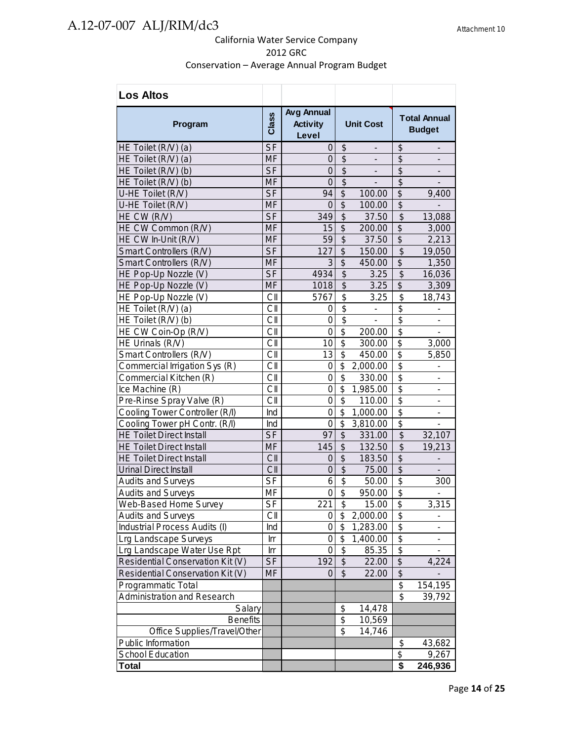Attachment 10

California Water Service Company
2012 GRC
Conservation – Average Annual Program Budget

| Los Altos | | | | |
|---|---|---|---|---|
| **Program** | **Class** | **Avg Annual Activity Level** | **Unit Cost** | **Total Annual Budget** |
| HE Toilet (R/V) (a) | SF | 0 | $ - | $ - |
| HE Toilet (R/V) (a) | MF | 0 | $ - | $ - |
| HE Toilet (R/V) (b) | SF | 0 | $ - | $ - |
| HE Toilet (R/V) (b) | MF | 0 | $ - | $ - |
| U-HE Toilet (R/V) | SF | 94 | $ 100.00 | $ 9,400 |
| U-HE Toilet (R/V) | MF | 0 | $ 100.00 | $ - |
| HE CW (R/V) | SF | 349 | $ 37.50 | $ 13,088 |
| HE CW Common (R/V) | MF | 15 | $ 200.00 | $ 3,000 |
| HE CW In-Unit (R/V) | MF | 59 | $ 37.50 | $ 2,213 |
| Smart Controllers (R/V) | SF | 127 | $ 150.00 | $ 19,050 |
| Smart Controllers (R/V) | MF | 3 | $ 450.00 | $ 1,350 |
| HE Pop-Up Nozzle (V) | SF | 4934 | $ 3.25 | $ 16,036 |
| HE Pop-Up Nozzle (V) | MF | 1018 | $ 3.25 | $ 3,309 |
| HE Pop-Up Nozzle (V) | CII | 5767 | $ 3.25 | $ 18,743 |
| HE Toilet (R/V) (a) | CII | 0 | $ - | $ - |
| HE Toilet (R/V) (b) | CII | 0 | $ - | $ - |
| HE CW Coin-Op (R/V) | CII | 0 | $ 200.00 | $ - |
| HE Urinals (R/V) | CII | 10 | $ 300.00 | $ 3,000 |
| Smart Controllers (R/V) | CII | 13 | $ 450.00 | $ 5,850 |
| Commercial Irrigation Sys (R) | CII | 0 | $ 2,000.00 | $ - |
| Commercial Kitchen (R) | CII | 0 | $ 330.00 | $ - |
| Ice Machine (R) | CII | 0 | $ 1,985.00 | $ - |
| Pre-Rinse Spray Valve (R) | CII | 0 | $ 110.00 | $ - |
| Cooling Tower Controller (R/I) | Ind | 0 | $ 1,000.00 | $ - |
| Cooling Tower pH Contr. (R/I) | Ind | 0 | $ 3,810.00 | $ - |
| HE Toilet Direct Install | SF | 97 | $ 331.00 | $ 32,107 |
| HE Toilet Direct Install | MF | 145 | $ 132.50 | $ 19,213 |
| HE Toilet Direct Install | CII | 0 | $ 183.50 | $ - |
| Urinal Direct Install | CII | 0 | $ 75.00 | $ - |
| Audits and Surveys | SF | 6 | $ 50.00 | $ 300 |
| Audits and Surveys | MF | 0 | $ 950.00 | $ - |
| Web-Based Home Survey | SF | 221 | $ 15.00 | $ 3,315 |
| Audits and Surveys | CII | 0 | $ 2,000.00 | $ - |
| Industrial Process Audits (I) | Ind | 0 | $ 1,283.00 | $ - |
| Lrg Landscape Surveys | Irr | 0 | $ 1,400.00 | $ - |
| Lrg Landscape Water Use Rpt | Irr | 0 | $ 85.35 | $ - |
| Residential Conservation Kit (V) | SF | 192 | $ 22.00 | $ 4,224 |
| Residential Conservation Kit (V) | MF | 0 | $ 22.00 | $ - |
| Programmatic Total | | | | $ 154,195 |
| Administration and Research | | | | $ 39,792 |
| Salary | | | $ 14,478 | |
| Benefits | | | $ 10,569 | |
| Office Supplies/Travel/Other | | | $ 14,746 | |
| Public Information | | | | $ 43,682 |
| School Education | | | | $ 9,267 |
| **Total** | | | | **$ 246,936** |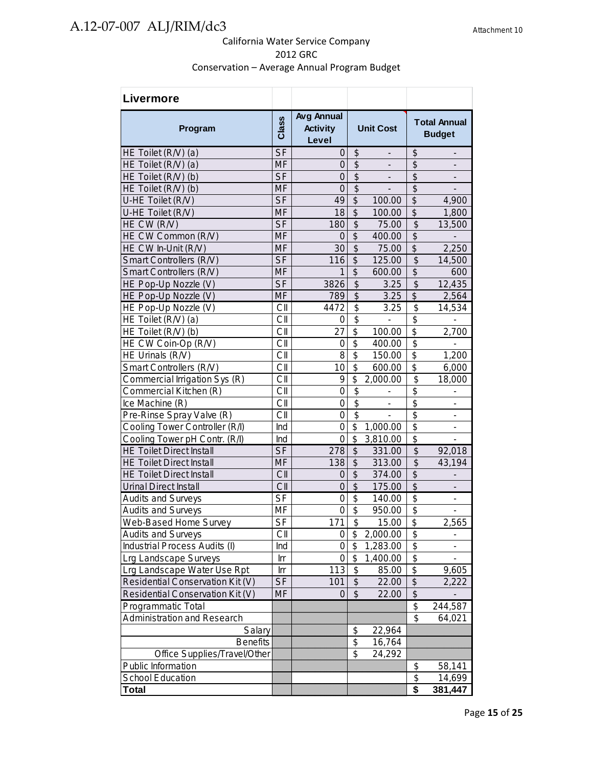California Water Service Company
2012 GRC
Conservation – Average Annual Program Budget

| Livermore | | | | |
|---|---|---|---|---|
| **Program** | **Class** | **Avg Annual Activity Level** | **Unit Cost** | **Total Annual Budget** |
| HE Toilet (R/V) (a) | SF | 0 | $ - | $ - |
| HE Toilet (R/V) (a) | MF | 0 | $ - | $ - |
| HE Toilet (R/V) (b) | SF | 0 | $ - | $ - |
| HE Toilet (R/V) (b) | MF | 0 | $ - | $ - |
| U-HE Toilet (R/V) | SF | 49 | $ 100.00 | $ 4,900 |
| U-HE Toilet (R/V) | MF | 18 | $ 100.00 | $ 1,800 |
| HE CW (R/V) | SF | 180 | $ 75.00 | $ 13,500 |
| HE CW Common (R/V) | MF | 0 | $ 400.00 | $ - |
| HE CW In-Unit (R/V) | MF | 30 | $ 75.00 | $ 2,250 |
| Smart Controllers (R/V) | SF | 116 | $ 125.00 | $ 14,500 |
| Smart Controllers (R/V) | MF | 1 | $ 600.00 | $ 600 |
| HE Pop-Up Nozzle (V) | SF | 3826 | $ 3.25 | $ 12,435 |
| HE Pop-Up Nozzle (V) | MF | 789 | $ 3.25 | $ 2,564 |
| HE Pop-Up Nozzle (V) | CII | 4472 | $ 3.25 | $ 14,534 |
| HE Toilet (R/V) (a) | CII | 0 | $ - | $ - |
| HE Toilet (R/V) (b) | CII | 27 | $ 100.00 | $ 2,700 |
| HE CW Coin-Op (R/V) | CII | 0 | $ 400.00 | $ - |
| HE Urinals (R/V) | CII | 8 | $ 150.00 | $ 1,200 |
| Smart Controllers (R/V) | CII | 10 | $ 600.00 | $ 6,000 |
| Commercial Irrigation Sys (R) | CII | 9 | $ 2,000.00 | $ 18,000 |
| Commercial Kitchen (R) | CII | 0 | $ - | $ - |
| Ice Machine (R) | CII | 0 | $ - | $ - |
| Pre-Rinse Spray Valve (R) | CII | 0 | $ - | $ - |
| Cooling Tower Controller (R/I) | Ind | 0 | $ 1,000.00 | $ - |
| Cooling Tower pH Contr. (R/I) | Ind | 0 | $ 3,810.00 | $ - |
| HE Toilet Direct Install | SF | 278 | $ 331.00 | $ 92,018 |
| HE Toilet Direct Install | MF | 138 | $ 313.00 | $ 43,194 |
| HE Toilet Direct Install | CII | 0 | $ 374.00 | $ - |
| Urinal Direct Install | CII | 0 | $ 175.00 | $ - |
| Audits and Surveys | SF | 0 | $ 140.00 | $ - |
| Audits and Surveys | MF | 0 | $ 950.00 | $ - |
| Web-Based Home Survey | SF | 171 | $ 15.00 | $ 2,565 |
| Audits and Surveys | CII | 0 | $ 2,000.00 | $ - |
| Industrial Process Audits (I) | Ind | 0 | $ 1,283.00 | $ - |
| Lrg Landscape Surveys | Irr | 0 | $ 1,400.00 | $ - |
| Lrg Landscape Water Use Rpt | Irr | 113 | $ 85.00 | $ 9,605 |
| Residential Conservation Kit (V) | SF | 101 | $ 22.00 | $ 2,222 |
| Residential Conservation Kit (V) | MF | 0 | $ 22.00 | $ - |
| Programmatic Total | | | | $ 244,587 |
| Administration and Research | | | | $ 64,021 |
| Salary | | | $ 22,964 | |
| Benefits | | | $ 16,764 | |
| Office Supplies/Travel/Other | | | $ 24,292 | |
| Public Information | | | | $ 58,141 |
| School Education | | | | $ 14,699 |
| **Total** | | | | **$ 381,447** |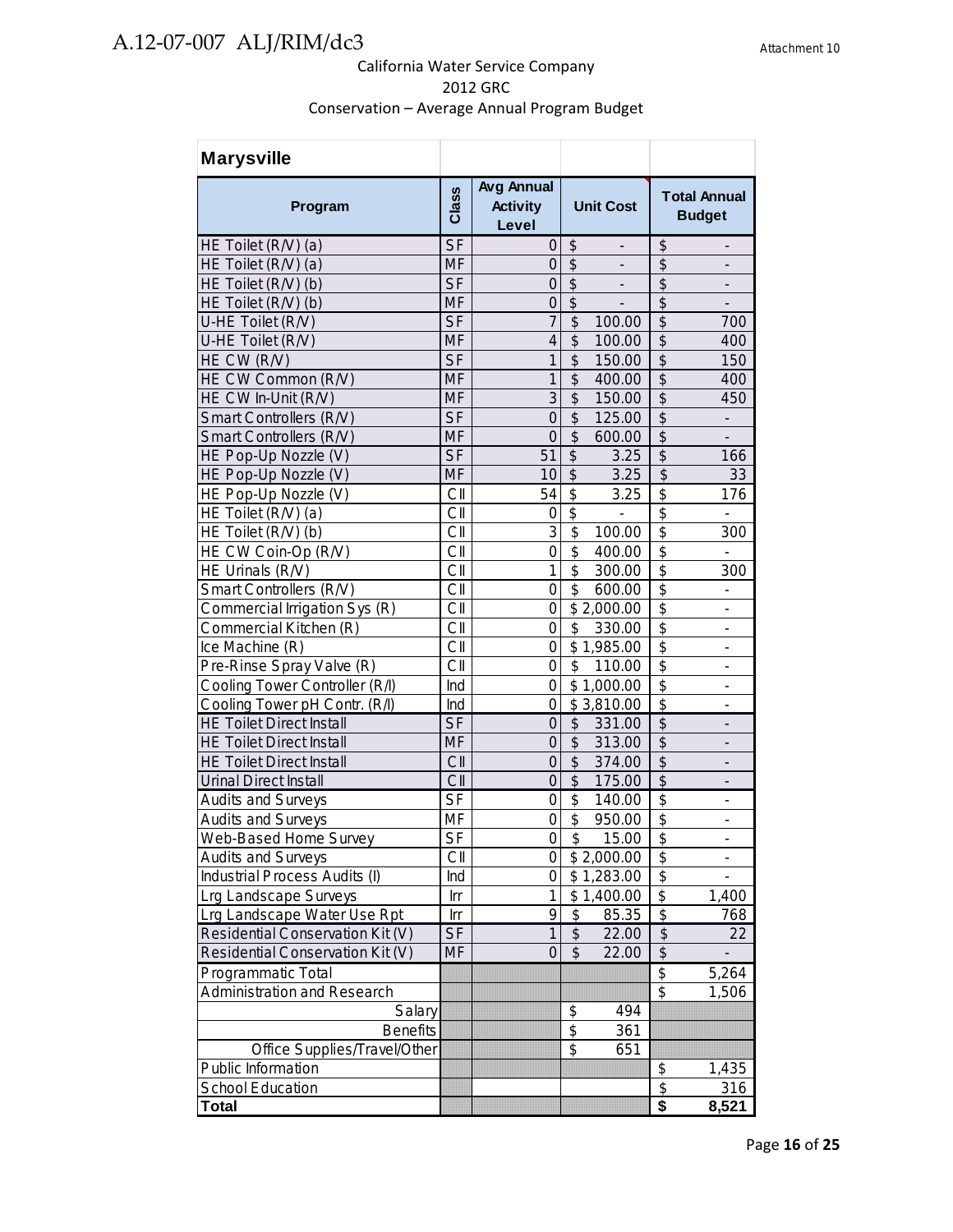Attachment 10

California Water Service Company
2012 GRC
Conservation – Average Annual Program Budget

| Marysville | | | | |
|---|---|---|---|---|
| **Program** | **Class** | **Avg Annual Activity Level** | **Unit Cost** | **Total Annual Budget** |
| HE Toilet (R/V) (a) | SF | 0 | $ - | $ - |
| HE Toilet (R/V) (a) | MF | 0 | $ - | $ - |
| HE Toilet (R/V) (b) | SF | 0 | $ - | $ - |
| HE Toilet (R/V) (b) | MF | 0 | $ - | $ - |
| U-HE Toilet (R/V) | SF | 7 | $ 100.00 | $ 700 |
| U-HE Toilet (R/V) | MF | 4 | $ 100.00 | $ 400 |
| HE CW (R/V) | SF | 1 | $ 150.00 | $ 150 |
| HE CW Common (R/V) | MF | 1 | $ 400.00 | $ 400 |
| HE CW In-Unit (R/V) | MF | 3 | $ 150.00 | $ 450 |
| Smart Controllers (R/V) | SF | 0 | $ 125.00 | $ - |
| Smart Controllers (R/V) | MF | 0 | $ 600.00 | $ - |
| HE Pop-Up Nozzle (V) | SF | 51 | $ 3.25 | $ 166 |
| HE Pop-Up Nozzle (V) | MF | 10 | $ 3.25 | $ 33 |
| HE Pop-Up Nozzle (V) | CII | 54 | $ 3.25 | $ 176 |
| HE Toilet (R/V) (a) | CII | 0 | $ - | $ - |
| HE Toilet (R/V) (b) | CII | 3 | $ 100.00 | $ 300 |
| HE CW Coin-Op (R/V) | CII | 0 | $ 400.00 | $ - |
| HE Urinals (R/V) | CII | 1 | $ 300.00 | $ 300 |
| Smart Controllers (R/V) | CII | 0 | $ 600.00 | $ - |
| Commercial Irrigation Sys (R) | CII | 0 | $ 2,000.00 | $ - |
| Commercial Kitchen (R) | CII | 0 | $ 330.00 | $ - |
| Ice Machine (R) | CII | 0 | $ 1,985.00 | $ - |
| Pre-Rinse Spray Valve (R) | CII | 0 | $ 110.00 | $ - |
| Cooling Tower Controller (R/I) | Ind | 0 | $ 1,000.00 | $ - |
| Cooling Tower pH Contr. (R/I) | Ind | 0 | $ 3,810.00 | $ - |
| HE Toilet Direct Install | SF | 0 | $ 331.00 | $ - |
| HE Toilet Direct Install | MF | 0 | $ 313.00 | $ - |
| HE Toilet Direct Install | CII | 0 | $ 374.00 | $ - |
| Urinal Direct Install | CII | 0 | $ 175.00 | $ - |
| Audits and Surveys | SF | 0 | $ 140.00 | $ - |
| Audits and Surveys | MF | 0 | $ 950.00 | $ - |
| Web-Based Home Survey | SF | 0 | $ 15.00 | $ - |
| Audits and Surveys | CII | 0 | $ 2,000.00 | $ - |
| Industrial Process Audits (I) | Ind | 0 | $ 1,283.00 | $ - |
| Lrg Landscape Surveys | Irr | 1 | $ 1,400.00 | $ 1,400 |
| Lrg Landscape Water Use Rpt | Irr | 9 | $ 85.35 | $ 768 |
| Residential Conservation Kit (V) | SF | 1 | $ 22.00 | $ 22 |
| Residential Conservation Kit (V) | MF | 0 | $ 22.00 | $ - |
| Programmatic Total | | | | $ 5,264 |
| Administration and Research | | | | $ 1,506 |
| Salary | | | $ 494 | |
| Benefits | | | $ 361 | |
| Office Supplies/Travel/Other | | | $ 651 | |
| Public Information | | | | $ 1,435 |
| School Education | | | | $ 316 |
| **Total** | | | | **$ 8,521** |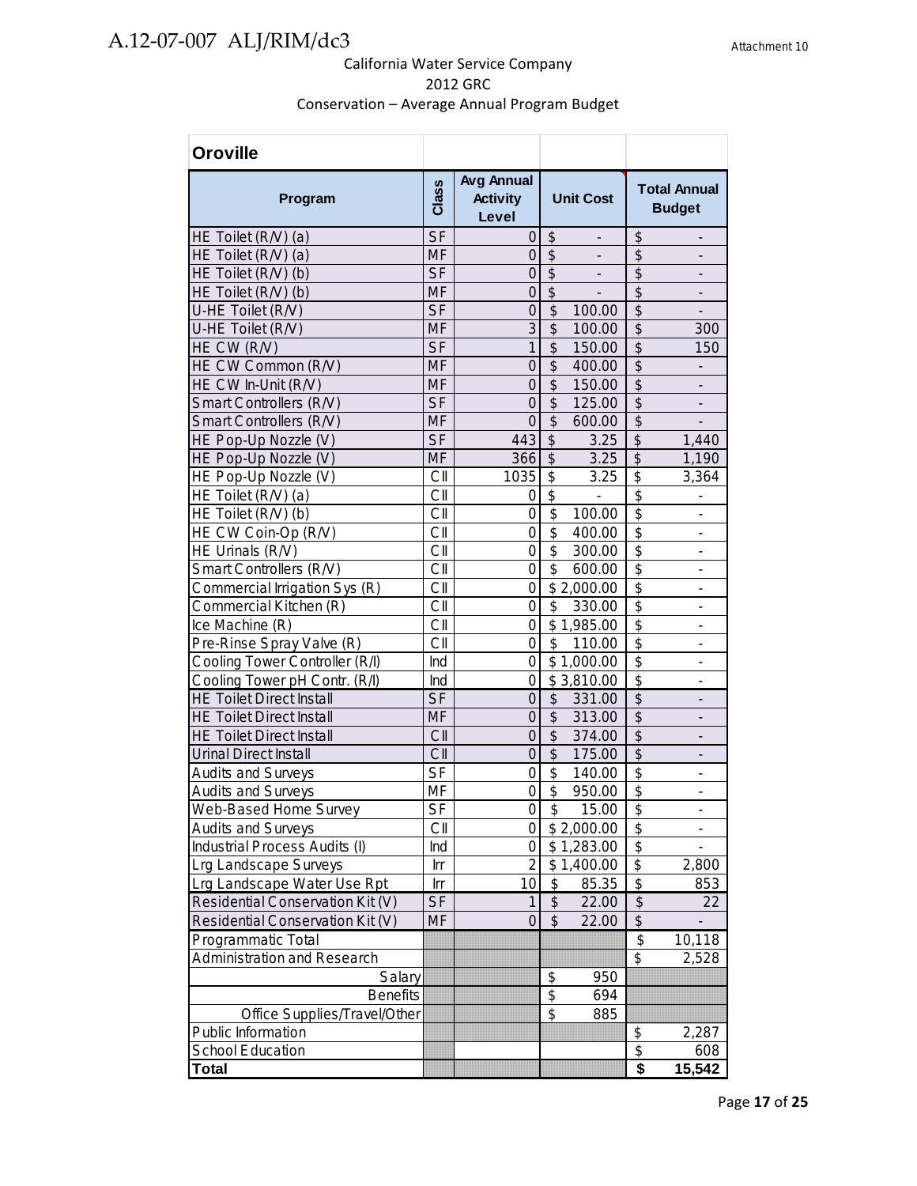A.12-07-007 ALJ/RIM/dc3

Attachment 10

California Water Service Company
2012 GRC
Conservation – Average Annual Program Budget

| **Oroville** | | | | |
|---|---|---|---|---|
| **Program** | **Class** | **Avg Annual Activity Level** | **Unit Cost** | **Total Annual Budget** |
| HE Toilet (R/V) (a) | SF | 0 | $ - | $ - |
| HE Toilet (R/V) (a) | MF | 0 | $ - | $ - |
| HE Toilet (R/V) (b) | SF | 0 | $ - | $ - |
| HE Toilet (R/V) (b) | MF | 0 | $ - | $ - |
| U-HE Toilet (R/V) | SF | 0 | $ 100.00 | $ - |
| U-HE Toilet (R/V) | MF | 3 | $ 100.00 | $ 300 |
| HE CW (R/V) | SF | 1 | $ 150.00 | $ 150 |
| HE CW Common (R/V) | MF | 0 | $ 400.00 | $ - |
| HE CW In-Unit (R/V) | MF | 0 | $ 150.00 | $ - |
| Smart Controllers (R/V) | SF | 0 | $ 125.00 | $ - |
| Smart Controllers (R/V) | MF | 0 | $ 600.00 | $ - |
| HE Pop-Up Nozzle (V) | SF | 443 | $ 3.25 | $ 1,440 |
| HE Pop-Up Nozzle (V) | MF | 366 | $ 3.25 | $ 1,190 |
| HE Pop-Up Nozzle (V) | CII | 1035 | $ 3.25 | $ 3,364 |
| HE Toilet (R/V) (a) | CII | 0 | $ - | $ - |
| HE Toilet (R/V) (b) | CII | 0 | $ 100.00 | $ - |
| HE CW Coin-Op (R/V) | CII | 0 | $ 400.00 | $ - |
| HE Urinals (R/V) | CII | 0 | $ 300.00 | $ - |
| Smart Controllers (R/V) | CII | 0 | $ 600.00 | $ - |
| Commercial Irrigation Sys (R) | CII | 0 | $ 2,000.00 | $ - |
| Commercial Kitchen (R) | CII | 0 | $ 330.00 | $ - |
| Ice Machine (R) | CII | 0 | $ 1,985.00 | $ - |
| Pre-Rinse Spray Valve (R) | CII | 0 | $ 110.00 | $ - |
| Cooling Tower Controller (R/I) | Ind | 0 | $ 1,000.00 | $ - |
| Cooling Tower pH Contr. (R/I) | Ind | 0 | $ 3,810.00 | $ - |
| HE Toilet Direct Install | SF | 0 | $ 331.00 | $ - |
| HE Toilet Direct Install | MF | 0 | $ 313.00 | $ - |
| HE Toilet Direct Install | CII | 0 | $ 374.00 | $ - |
| Urinal Direct Install | CII | 0 | $ 175.00 | $ - |
| Audits and Surveys | SF | 0 | $ 140.00 | $ - |
| Audits and Surveys | MF | 0 | $ 950.00 | $ - |
| Web-Based Home Survey | SF | 0 | $ 15.00 | $ - |
| Audits and Surveys | CII | 0 | $ 2,000.00 | $ - |
| Industrial Process Audits (I) | Ind | 0 | $ 1,283.00 | $ - |
| Lrg Landscape Surveys | Irr | 2 | $ 1,400.00 | $ 2,800 |
| Lrg Landscape Water Use Rpt | Irr | 10 | $ 85.35 | $ 853 |
| Residential Conservation Kit (V) | SF | 1 | $ 22.00 | $ 22 |
| Residential Conservation Kit (V) | MF | 0 | $ 22.00 | $ - |
| Programmatic Total | | | | $ 10,118 |
| Administration and Research | | | | $ 2,528 |
| Salary | | | $ 950 | |
| Benefits | | | $ 694 | |
| Office Supplies/Travel/Other | | | $ 885 | |
| Public Information | | | | $ 2,287 |
| School Education | | | | $ 608 |
| **Total** | | | | **$ 15,542** |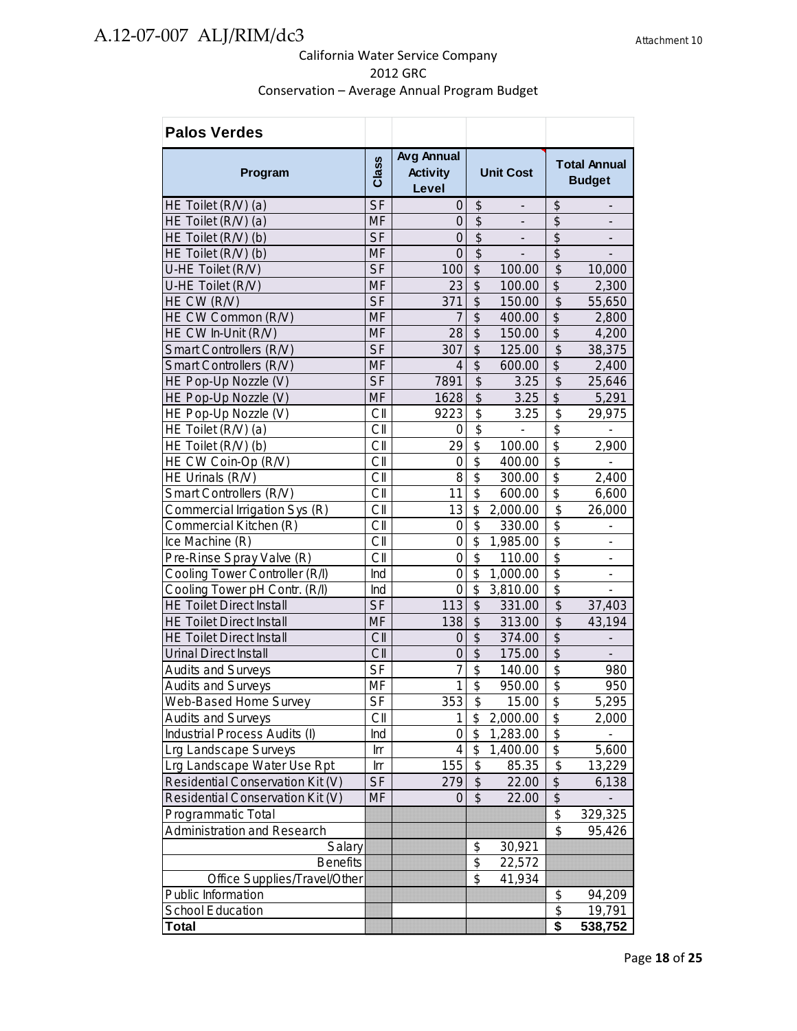Attachment 10

California Water Service Company
2012 GRC
Conservation – Average Annual Program Budget

| Palos Verdes | | | | |
|---|---|---|---|---|
| **Program** | **Class** | **Avg Annual Activity Level** | **Unit Cost** | **Total Annual Budget** |
| HE Toilet (R/V) (a) | SF | 0 | $ - | $ - |
| HE Toilet (R/V) (a) | MF | 0 | $ - | $ - |
| HE Toilet (R/V) (b) | SF | 0 | $ - | $ - |
| HE Toilet (R/V) (b) | MF | 0 | $ - | $ - |
| U-HE Toilet (R/V) | SF | 100 | $ 100.00 | $ 10,000 |
| U-HE Toilet (R/V) | MF | 23 | $ 100.00 | $ 2,300 |
| HE CW (R/V) | SF | 371 | $ 150.00 | $ 55,650 |
| HE CW Common (R/V) | MF | 7 | $ 400.00 | $ 2,800 |
| HE CW In-Unit (R/V) | MF | 28 | $ 150.00 | $ 4,200 |
| Smart Controllers (R/V) | SF | 307 | $ 125.00 | $ 38,375 |
| Smart Controllers (R/V) | MF | 4 | $ 600.00 | $ 2,400 |
| HE Pop-Up Nozzle (V) | SF | 7891 | $ 3.25 | $ 25,646 |
| HE Pop-Up Nozzle (V) | MF | 1628 | $ 3.25 | $ 5,291 |
| HE Pop-Up Nozzle (V) | CII | 9223 | $ 3.25 | $ 29,975 |
| HE Toilet (R/V) (a) | CII | 0 | $ - | $ - |
| HE Toilet (R/V) (b) | CII | 29 | $ 100.00 | $ 2,900 |
| HE CW Coin-Op (R/V) | CII | 0 | $ 400.00 | $ - |
| HE Urinals (R/V) | CII | 8 | $ 300.00 | $ 2,400 |
| Smart Controllers (R/V) | CII | 11 | $ 600.00 | $ 6,600 |
| Commercial Irrigation Sys (R) | CII | 13 | $ 2,000.00 | $ 26,000 |
| Commercial Kitchen (R) | CII | 0 | $ 330.00 | $ - |
| Ice Machine (R) | CII | 0 | $ 1,985.00 | $ - |
| Pre-Rinse Spray Valve (R) | CII | 0 | $ 110.00 | $ - |
| Cooling Tower Controller (R/I) | Ind | 0 | $ 1,000.00 | $ - |
| Cooling Tower pH Contr. (R/I) | Ind | 0 | $ 3,810.00 | $ - |
| HE Toilet Direct Install | SF | 113 | $ 331.00 | $ 37,403 |
| HE Toilet Direct Install | MF | 138 | $ 313.00 | $ 43,194 |
| HE Toilet Direct Install | CII | 0 | $ 374.00 | $ - |
| Urinal Direct Install | CII | 0 | $ 175.00 | $ - |
| Audits and Surveys | SF | 7 | $ 140.00 | $ 980 |
| Audits and Surveys | MF | 1 | $ 950.00 | $ 950 |
| Web-Based Home Survey | SF | 353 | $ 15.00 | $ 5,295 |
| Audits and Surveys | CII | 1 | $ 2,000.00 | $ 2,000 |
| Industrial Process Audits (I) | Ind | 0 | $ 1,283.00 | $ - |
| Lrg Landscape Surveys | Irr | 4 | $ 1,400.00 | $ 5,600 |
| Lrg Landscape Water Use Rpt | Irr | 155 | $ 85.35 | $ 13,229 |
| Residential Conservation Kit (V) | SF | 279 | $ 22.00 | $ 6,138 |
| Residential Conservation Kit (V) | MF | 0 | $ 22.00 | $ - |
| Programmatic Total | | | | $ 329,325 |
| Administration and Research | | | | $ 95,426 |
| Salary | | | $ 30,921 | |
| Benefits | | | $ 22,572 | |
| Office Supplies/Travel/Other | | | $ 41,934 | |
| Public Information | | | | $ 94,209 |
| School Education | | | | $ 19,791 |
| **Total** | | | | **$ 538,752** |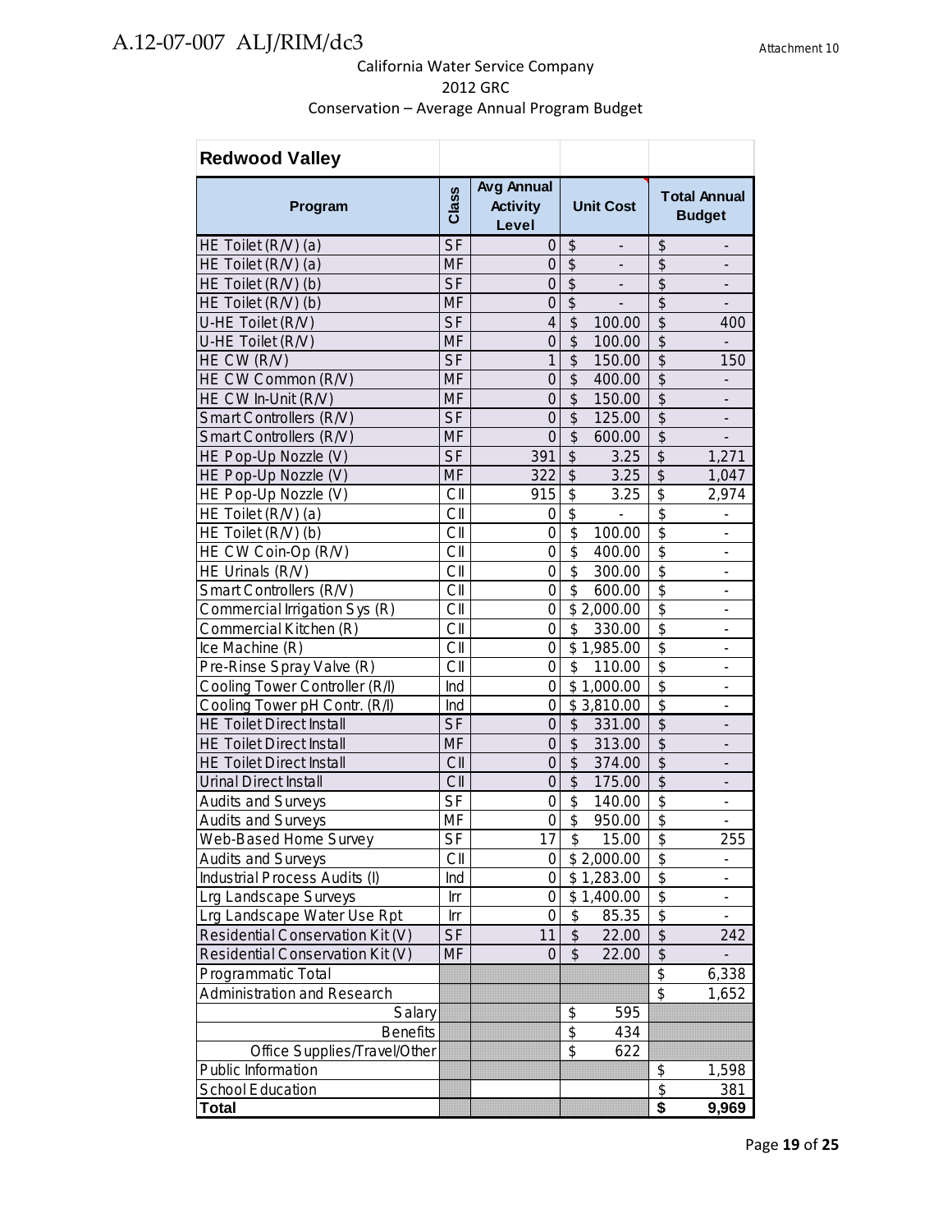Attachment 10

California Water Service Company
2012 GRC
Conservation – Average Annual Program Budget

| Redwood Valley | | | | |
|---|---|---|---|---|
| Program | Class | Avg Annual Activity Level | Unit Cost | Total Annual Budget |
| HE Toilet (R/V) (a) | SF | 0 | $ - | $ - |
| HE Toilet (R/V) (a) | MF | 0 | $ - | $ - |
| HE Toilet (R/V) (b) | SF | 0 | $ - | $ - |
| HE Toilet (R/V) (b) | MF | 0 | $ - | $ - |
| U-HE Toilet (R/V) | SF | 4 | $ 100.00 | $ 400 |
| U-HE Toilet (R/V) | MF | 0 | $ 100.00 | $ - |
| HE CW (R/V) | SF | 1 | $ 150.00 | $ 150 |
| HE CW Common (R/V) | MF | 0 | $ 400.00 | $ - |
| HE CW In-Unit (R/V) | MF | 0 | $ 150.00 | $ - |
| Smart Controllers (R/V) | SF | 0 | $ 125.00 | $ - |
| Smart Controllers (R/V) | MF | 0 | $ 600.00 | $ - |
| HE Pop-Up Nozzle (V) | SF | 391 | $ 3.25 | $ 1,271 |
| HE Pop-Up Nozzle (V) | MF | 322 | $ 3.25 | $ 1,047 |
| HE Pop-Up Nozzle (V) | CII | 915 | $ 3.25 | $ 2,974 |
| HE Toilet (R/V) (a) | CII | 0 | $ - | $ - |
| HE Toilet (R/V) (b) | CII | 0 | $ 100.00 | $ - |
| HE CW Coin-Op (R/V) | CII | 0 | $ 400.00 | $ - |
| HE Urinals (R/V) | CII | 0 | $ 300.00 | $ - |
| Smart Controllers (R/V) | CII | 0 | $ 600.00 | $ - |
| Commercial Irrigation Sys (R) | CII | 0 | $ 2,000.00 | $ - |
| Commercial Kitchen (R) | CII | 0 | $ 330.00 | $ - |
| Ice Machine (R) | CII | 0 | $ 1,985.00 | $ - |
| Pre-Rinse Spray Valve (R) | CII | 0 | $ 110.00 | $ - |
| Cooling Tower Controller (R/I) | Ind | 0 | $ 1,000.00 | $ - |
| Cooling Tower pH Contr. (R/I) | Ind | 0 | $ 3,810.00 | $ - |
| HE Toilet Direct Install | SF | 0 | $ 331.00 | $ - |
| HE Toilet Direct Install | MF | 0 | $ 313.00 | $ - |
| HE Toilet Direct Install | CII | 0 | $ 374.00 | $ - |
| Urinal Direct Install | CII | 0 | $ 175.00 | $ - |
| Audits and Surveys | SF | 0 | $ 140.00 | $ - |
| Audits and Surveys | MF | 0 | $ 950.00 | $ - |
| Web-Based Home Survey | SF | 17 | $ 15.00 | $ 255 |
| Audits and Surveys | CII | 0 | $ 2,000.00 | $ - |
| Industrial Process Audits (I) | Ind | 0 | $ 1,283.00 | $ - |
| Lrg Landscape Surveys | Irr | 0 | $ 1,400.00 | $ - |
| Lrg Landscape Water Use Rpt | Irr | 0 | $ 85.35 | $ - |
| Residential Conservation Kit (V) | SF | 11 | $ 22.00 | $ 242 |
| Residential Conservation Kit (V) | MF | 0 | $ 22.00 | $ - |
| Programmatic Total | | | | $ 6,338 |
| Administration and Research | | | | $ 1,652 |
| Salary | | | $ 595 | |
| Benefits | | | $ 434 | |
| Office Supplies/Travel/Other | | | $ 622 | |
| Public Information | | | | $ 1,598 |
| School Education | | | | $ 381 |
| **Total** | | | | **$ 9,969** |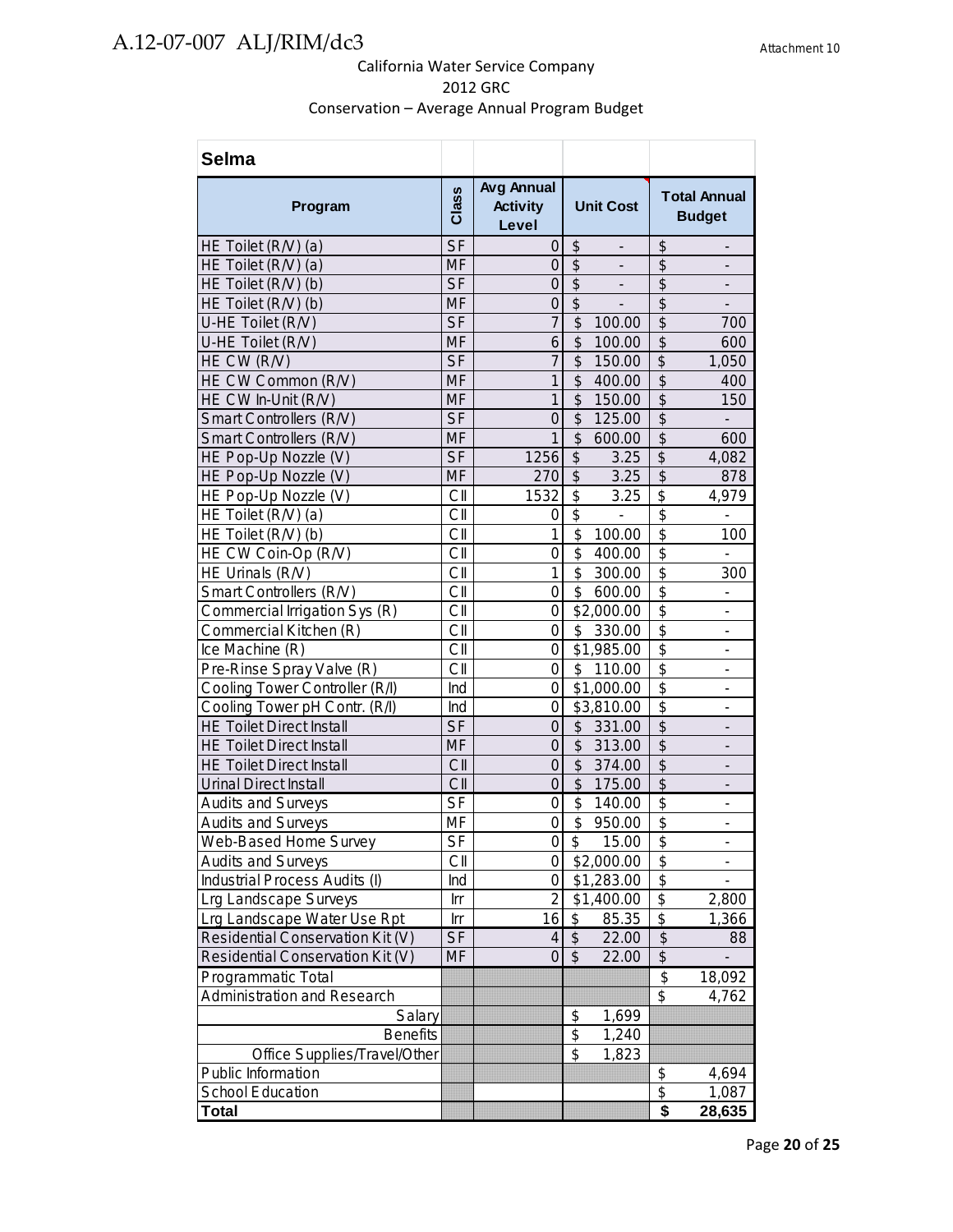California Water Service Company
2012 GRC
Conservation – Average Annual Program Budget

| Selma | | | | |
|---|---|---|---|---|
| **Program** | **Class** | **Avg Annual Activity Level** | **Unit Cost** | **Total Annual Budget** |
| HE Toilet (R/V) (a) | SF | 0 | $ - | $ - |
| HE Toilet (R/V) (a) | MF | 0 | $ - | $ - |
| HE Toilet (R/V) (b) | SF | 0 | $ - | $ - |
| HE Toilet (R/V) (b) | MF | 0 | $ - | $ - |
| U-HE Toilet (R/V) | SF | 7 | $ 100.00 | $ 700 |
| U-HE Toilet (R/V) | MF | 6 | $ 100.00 | $ 600 |
| HE CW (R/V) | SF | 7 | $ 150.00 | $ 1,050 |
| HE CW Common (R/V) | MF | 1 | $ 400.00 | $ 400 |
| HE CW In-Unit (R/V) | MF | 1 | $ 150.00 | $ 150 |
| Smart Controllers (R/V) | SF | 0 | $ 125.00 | $ - |
| Smart Controllers (R/V) | MF | 1 | $ 600.00 | $ 600 |
| HE Pop-Up Nozzle (V) | SF | 1256 | $ 3.25 | $ 4,082 |
| HE Pop-Up Nozzle (V) | MF | 270 | $ 3.25 | $ 878 |
| HE Pop-Up Nozzle (V) | CII | 1532 | $ 3.25 | $ 4,979 |
| HE Toilet (R/V) (a) | CII | 0 | $ - | $ - |
| HE Toilet (R/V) (b) | CII | 1 | $ 100.00 | $ 100 |
| HE CW Coin-Op (R/V) | CII | 0 | $ 400.00 | $ - |
| HE Urinals (R/V) | CII | 1 | $ 300.00 | $ 300 |
| Smart Controllers (R/V) | CII | 0 | $ 600.00 | $ - |
| Commercial Irrigation Sys (R) | CII | 0 | $2,000.00 | $ - |
| Commercial Kitchen (R) | CII | 0 | $ 330.00 | $ - |
| Ice Machine (R) | CII | 0 | $1,985.00 | $ - |
| Pre-Rinse Spray Valve (R) | CII | 0 | $ 110.00 | $ - |
| Cooling Tower Controller (R/I) | Ind | 0 | $1,000.00 | $ - |
| Cooling Tower pH Contr. (R/I) | Ind | 0 | $3,810.00 | $ - |
| HE Toilet Direct Install | SF | 0 | $ 331.00 | $ - |
| HE Toilet Direct Install | MF | 0 | $ 313.00 | $ - |
| HE Toilet Direct Install | CII | 0 | $ 374.00 | $ - |
| Urinal Direct Install | CII | 0 | $ 175.00 | $ - |
| Audits and Surveys | SF | 0 | $ 140.00 | $ - |
| Audits and Surveys | MF | 0 | $ 950.00 | $ - |
| Web-Based Home Survey | SF | 0 | $ 15.00 | $ - |
| Audits and Surveys | CII | 0 | $2,000.00 | $ - |
| Industrial Process Audits (I) | Ind | 0 | $1,283.00 | $ - |
| Lrg Landscape Surveys | Irr | 2 | $1,400.00 | $ 2,800 |
| Lrg Landscape Water Use Rpt | Irr | 16 | $ 85.35 | $ 1,366 |
| Residential Conservation Kit (V) | SF | 4 | $ 22.00 | $ 88 |
| Residential Conservation Kit (V) | MF | 0 | $ 22.00 | $ - |
| Programmatic Total | | | | $ 18,092 |
| Administration and Research | | | | $ 4,762 |
| Salary | | | $ 1,699 | |
| Benefits | | | $ 1,240 | |
| Office Supplies/Travel/Other | | | $ 1,823 | |
| Public Information | | | | $ 4,694 |
| School Education | | | | $ 1,087 |
| **Total** | | | | **$ 28,635** |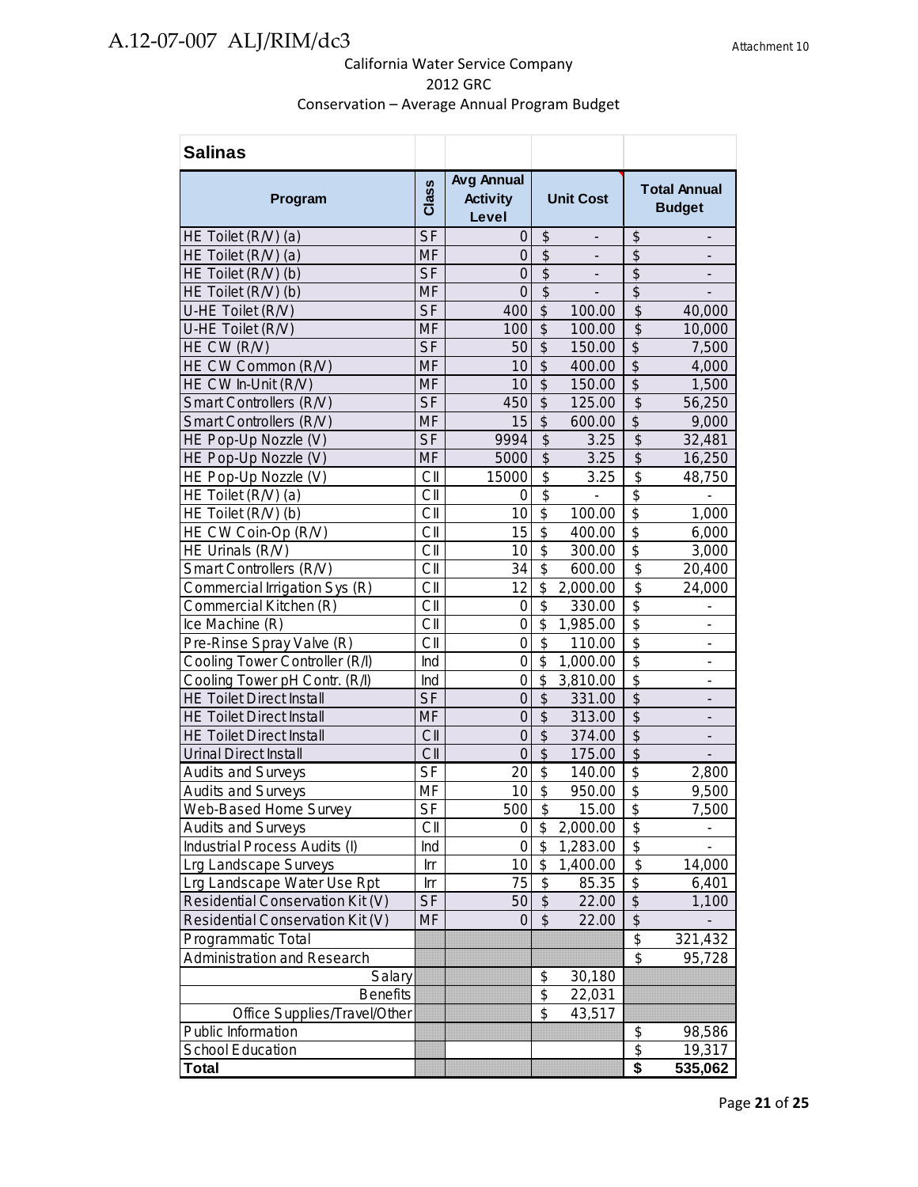California Water Service Company
2012 GRC
Conservation – Average Annual Program Budget

| Salinas | | | | |
|---|---|---|---|---|
| **Program** | **Class** | **Avg Annual Activity Level** | **Unit Cost** | **Total Annual Budget** |
| HE Toilet (R/V) (a) | SF | 0 | $ - | $ - |
| HE Toilet (R/V) (a) | MF | 0 | $ - | $ - |
| HE Toilet (R/V) (b) | SF | 0 | $ - | $ - |
| HE Toilet (R/V) (b) | MF | 0 | $ - | $ - |
| U-HE Toilet (R/V) | SF | 400 | $ 100.00 | $ 40,000 |
| U-HE Toilet (R/V) | MF | 100 | $ 100.00 | $ 10,000 |
| HE CW (R/V) | SF | 50 | $ 150.00 | $ 7,500 |
| HE CW Common (R/V) | MF | 10 | $ 400.00 | $ 4,000 |
| HE CW In-Unit (R/V) | MF | 10 | $ 150.00 | $ 1,500 |
| Smart Controllers (R/V) | SF | 450 | $ 125.00 | $ 56,250 |
| Smart Controllers (R/V) | MF | 15 | $ 600.00 | $ 9,000 |
| HE Pop-Up Nozzle (V) | SF | 9994 | $ 3.25 | $ 32,481 |
| HE Pop-Up Nozzle (V) | MF | 5000 | $ 3.25 | $ 16,250 |
| HE Pop-Up Nozzle (V) | CII | 15000 | $ 3.25 | $ 48,750 |
| HE Toilet (R/V) (a) | CII | 0 | $ - | $ - |
| HE Toilet (R/V) (b) | CII | 10 | $ 100.00 | $ 1,000 |
| HE CW Coin-Op (R/V) | CII | 15 | $ 400.00 | $ 6,000 |
| HE Urinals (R/V) | CII | 10 | $ 300.00 | $ 3,000 |
| Smart Controllers (R/V) | CII | 34 | $ 600.00 | $ 20,400 |
| Commercial Irrigation Sys (R) | CII | 12 | $ 2,000.00 | $ 24,000 |
| Commercial Kitchen (R) | CII | 0 | $ 330.00 | $ - |
| Ice Machine (R) | CII | 0 | $ 1,985.00 | $ - |
| Pre-Rinse Spray Valve (R) | CII | 0 | $ 110.00 | $ - |
| Cooling Tower Controller (R/I) | Ind | 0 | $ 1,000.00 | $ - |
| Cooling Tower pH Contr. (R/I) | Ind | 0 | $ 3,810.00 | $ - |
| HE Toilet Direct Install | SF | 0 | $ 331.00 | $ - |
| HE Toilet Direct Install | MF | 0 | $ 313.00 | $ - |
| HE Toilet Direct Install | CII | 0 | $ 374.00 | $ - |
| Urinal Direct Install | CII | 0 | $ 175.00 | $ - |
| Audits and Surveys | SF | 20 | $ 140.00 | $ 2,800 |
| Audits and Surveys | MF | 10 | $ 950.00 | $ 9,500 |
| Web-Based Home Survey | SF | 500 | $ 15.00 | $ 7,500 |
| Audits and Surveys | CII | 0 | $ 2,000.00 | $ - |
| Industrial Process Audits (I) | Ind | 0 | $ 1,283.00 | $ - |
| Lrg Landscape Surveys | Irr | 10 | $ 1,400.00 | $ 14,000 |
| Lrg Landscape Water Use Rpt | Irr | 75 | $ 85.35 | $ 6,401 |
| Residential Conservation Kit (V) | SF | 50 | $ 22.00 | $ 1,100 |
| Residential Conservation Kit (V) | MF | 0 | $ 22.00 | $ - |
| Programmatic Total | | | | $ 321,432 |
| Administration and Research | | | | $ 95,728 |
| Salary | | | $ 30,180 | |
| Benefits | | | $ 22,031 | |
| Office Supplies/Travel/Other | | | $ 43,517 | |
| Public Information | | | | $ 98,586 |
| School Education | | | | $ 19,317 |
| **Total** | | | | **$ 535,062** |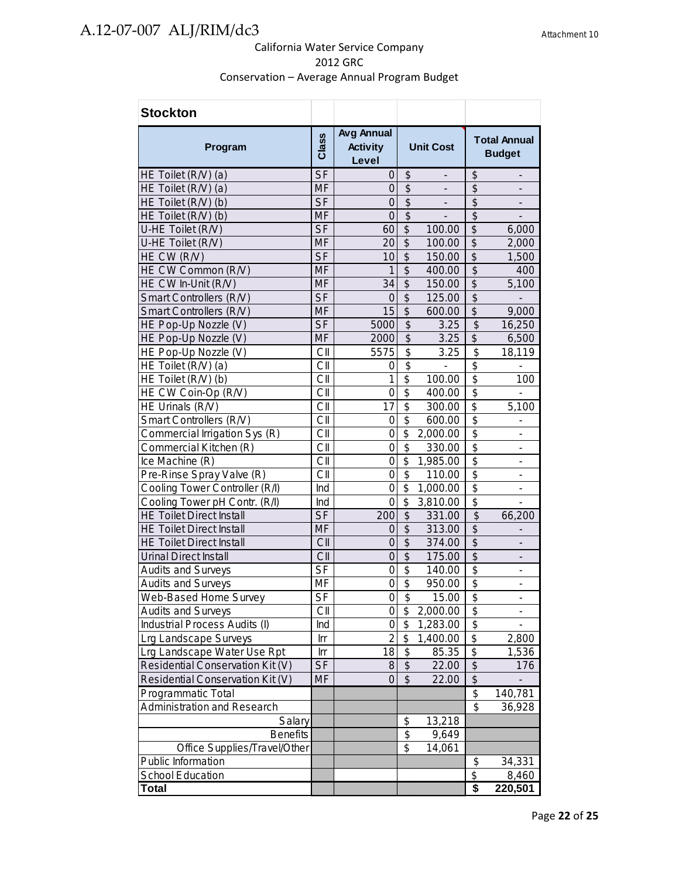California Water Service Company
2012 GRC
Conservation – Average Annual Program Budget

| Stockton | | | | |
|---|---|---|---|---|
| **Program** | **Class** | **Avg Annual Activity Level** | **Unit Cost** | **Total Annual Budget** |
| HE Toilet (R/V) (a) | SF | 0 | $ - | $ - |
| HE Toilet (R/V) (a) | MF | 0 | $ - | $ - |
| HE Toilet (R/V) (b) | SF | 0 | $ - | $ - |
| HE Toilet (R/V) (b) | MF | 0 | $ - | $ - |
| U-HE Toilet (R/V) | SF | 60 | $ 100.00 | $ 6,000 |
| U-HE Toilet (R/V) | MF | 20 | $ 100.00 | $ 2,000 |
| HE CW (R/V) | SF | 10 | $ 150.00 | $ 1,500 |
| HE CW Common (R/V) | MF | 1 | $ 400.00 | $ 400 |
| HE CW In-Unit (R/V) | MF | 34 | $ 150.00 | $ 5,100 |
| Smart Controllers (R/V) | SF | 0 | $ 125.00 | $ - |
| Smart Controllers (R/V) | MF | 15 | $ 600.00 | $ 9,000 |
| HE Pop-Up Nozzle (V) | SF | 5000 | $ 3.25 | $ 16,250 |
| HE Pop-Up Nozzle (V) | MF | 2000 | $ 3.25 | $ 6,500 |
| HE Pop-Up Nozzle (V) | CII | 5575 | $ 3.25 | $ 18,119 |
| HE Toilet (R/V) (a) | CII | 0 | $ - | $ - |
| HE Toilet (R/V) (b) | CII | 1 | $ 100.00 | $ 100 |
| HE CW Coin-Op (R/V) | CII | 0 | $ 400.00 | $ - |
| HE Urinals (R/V) | CII | 17 | $ 300.00 | $ 5,100 |
| Smart Controllers (R/V) | CII | 0 | $ 600.00 | $ - |
| Commercial Irrigation Sys (R) | CII | 0 | $ 2,000.00 | $ - |
| Commercial Kitchen (R) | CII | 0 | $ 330.00 | $ - |
| Ice Machine (R) | CII | 0 | $ 1,985.00 | $ - |
| Pre-Rinse Spray Valve (R) | CII | 0 | $ 110.00 | $ - |
| Cooling Tower Controller (R/I) | Ind | 0 | $ 1,000.00 | $ - |
| Cooling Tower pH Contr. (R/I) | Ind | 0 | $ 3,810.00 | $ - |
| HE Toilet Direct Install | SF | 200 | $ 331.00 | $ 66,200 |
| HE Toilet Direct Install | MF | 0 | $ 313.00 | $ - |
| HE Toilet Direct Install | CII | 0 | $ 374.00 | $ - |
| Urinal Direct Install | CII | 0 | $ 175.00 | $ - |
| Audits and Surveys | SF | 0 | $ 140.00 | $ - |
| Audits and Surveys | MF | 0 | $ 950.00 | $ - |
| Web-Based Home Survey | SF | 0 | $ 15.00 | $ - |
| Audits and Surveys | CII | 0 | $ 2,000.00 | $ - |
| Industrial Process Audits (I) | Ind | 0 | $ 1,283.00 | $ - |
| Lrg Landscape Surveys | Irr | 2 | $ 1,400.00 | $ 2,800 |
| Lrg Landscape Water Use Rpt | Irr | 18 | $ 85.35 | $ 1,536 |
| Residential Conservation Kit (V) | SF | 8 | $ 22.00 | $ 176 |
| Residential Conservation Kit (V) | MF | 0 | $ 22.00 | $ - |
| Programmatic Total | | | | $ 140,781 |
| Administration and Research | | | | $ 36,928 |
| Salary | | | $ 13,218 | |
| Benefits | | | $ 9,649 | |
| Office Supplies/Travel/Other | | | $ 14,061 | |
| Public Information | | | | $ 34,331 |
| School Education | | | | $ 8,460 |
| **Total** | | | | **$ 220,501** |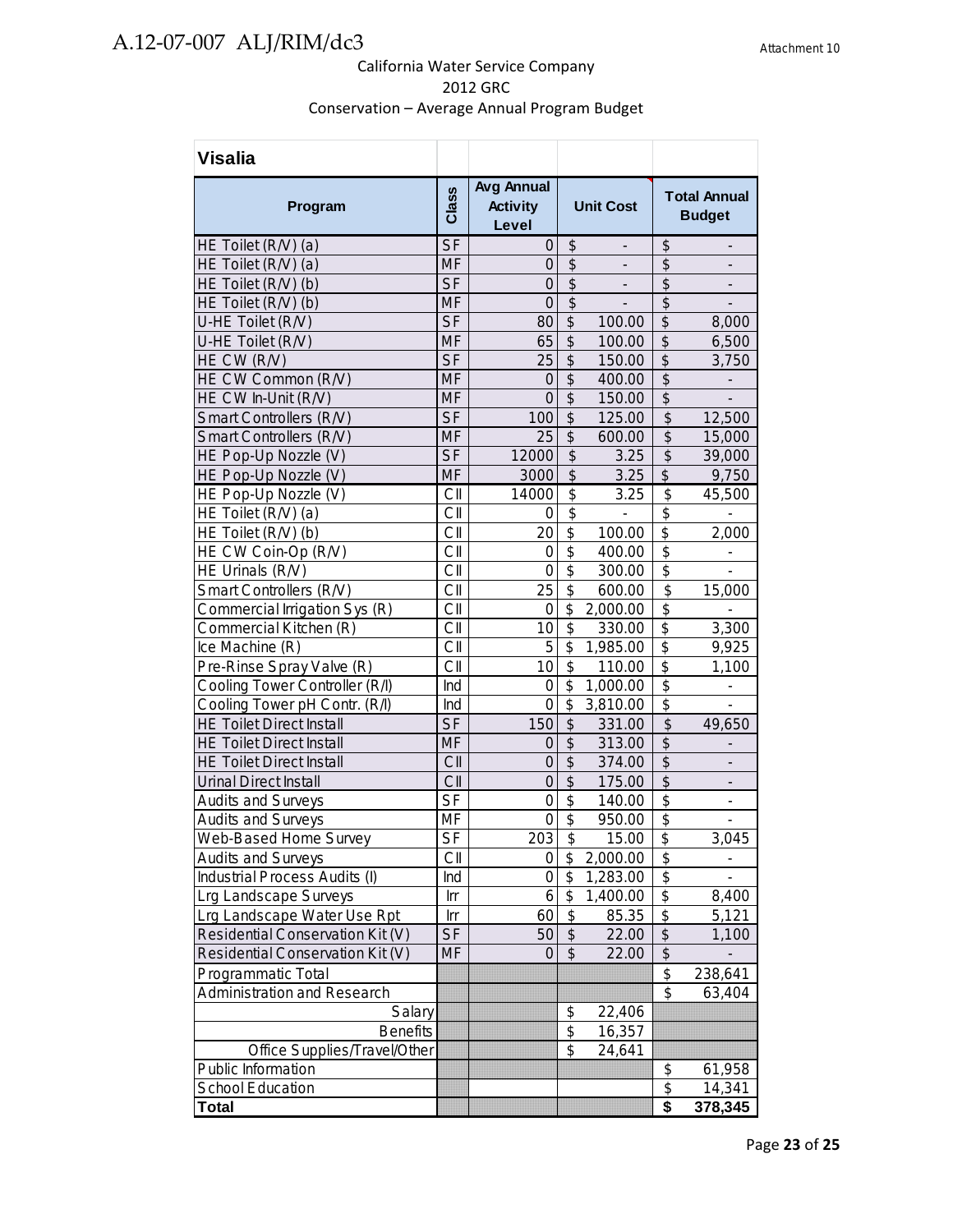California Water Service Company
2012 GRC
Conservation – Average Annual Program Budget

| Visalia | | | | |
|---|---|---|---|---|
| **Program** | **Class** | **Avg Annual Activity Level** | **Unit Cost** | **Total Annual Budget** |
| HE Toilet (R/V) (a) | SF | 0 | $ - | $ - |
| HE Toilet (R/V) (a) | MF | 0 | $ - | $ - |
| HE Toilet (R/V) (b) | SF | 0 | $ - | $ - |
| HE Toilet (R/V) (b) | MF | 0 | $ - | $ - |
| U-HE Toilet (R/V) | SF | 80 | $ 100.00 | $ 8,000 |
| U-HE Toilet (R/V) | MF | 65 | $ 100.00 | $ 6,500 |
| HE CW (R/V) | SF | 25 | $ 150.00 | $ 3,750 |
| HE CW Common (R/V) | MF | 0 | $ 400.00 | $ - |
| HE CW In-Unit (R/V) | MF | 0 | $ 150.00 | $ - |
| Smart Controllers (R/V) | SF | 100 | $ 125.00 | $ 12,500 |
| Smart Controllers (R/V) | MF | 25 | $ 600.00 | $ 15,000 |
| HE Pop-Up Nozzle (V) | SF | 12000 | $ 3.25 | $ 39,000 |
| HE Pop-Up Nozzle (V) | MF | 3000 | $ 3.25 | $ 9,750 |
| HE Pop-Up Nozzle (V) | CII | 14000 | $ 3.25 | $ 45,500 |
| HE Toilet (R/V) (a) | CII | 0 | $ - | $ - |
| HE Toilet (R/V) (b) | CII | 20 | $ 100.00 | $ 2,000 |
| HE CW Coin-Op (R/V) | CII | 0 | $ 400.00 | $ - |
| HE Urinals (R/V) | CII | 0 | $ 300.00 | $ - |
| Smart Controllers (R/V) | CII | 25 | $ 600.00 | $ 15,000 |
| Commercial Irrigation Sys (R) | CII | 0 | $ 2,000.00 | $ - |
| Commercial Kitchen (R) | CII | 10 | $ 330.00 | $ 3,300 |
| Ice Machine (R) | CII | 5 | $ 1,985.00 | $ 9,925 |
| Pre-Rinse Spray Valve (R) | CII | 10 | $ 110.00 | $ 1,100 |
| Cooling Tower Controller (R/I) | Ind | 0 | $ 1,000.00 | $ - |
| Cooling Tower pH Contr. (R/I) | Ind | 0 | $ 3,810.00 | $ - |
| HE Toilet Direct Install | SF | 150 | $ 331.00 | $ 49,650 |
| HE Toilet Direct Install | MF | 0 | $ 313.00 | $ - |
| HE Toilet Direct Install | CII | 0 | $ 374.00 | $ - |
| Urinal Direct Install | CII | 0 | $ 175.00 | $ - |
| Audits and Surveys | SF | 0 | $ 140.00 | $ - |
| Audits and Surveys | MF | 0 | $ 950.00 | $ - |
| Web-Based Home Survey | SF | 203 | $ 15.00 | $ 3,045 |
| Audits and Surveys | CII | 0 | $ 2,000.00 | $ - |
| Industrial Process Audits (I) | Ind | 0 | $ 1,283.00 | $ - |
| Lrg Landscape Surveys | Irr | 6 | $ 1,400.00 | $ 8,400 |
| Lrg Landscape Water Use Rpt | Irr | 60 | $ 85.35 | $ 5,121 |
| Residential Conservation Kit (V) | SF | 50 | $ 22.00 | $ 1,100 |
| Residential Conservation Kit (V) | MF | 0 | $ 22.00 | $ - |
| Programmatic Total | | | | $ 238,641 |
| Administration and Research | | | | $ 63,404 |
| Salary | | | $ 22,406 | |
| Benefits | | | $ 16,357 | |
| Office Supplies/Travel/Other | | | $ 24,641 | |
| Public Information | | | | $ 61,958 |
| School Education | | | | $ 14,341 |
| **Total** | | | | **$ 378,345** |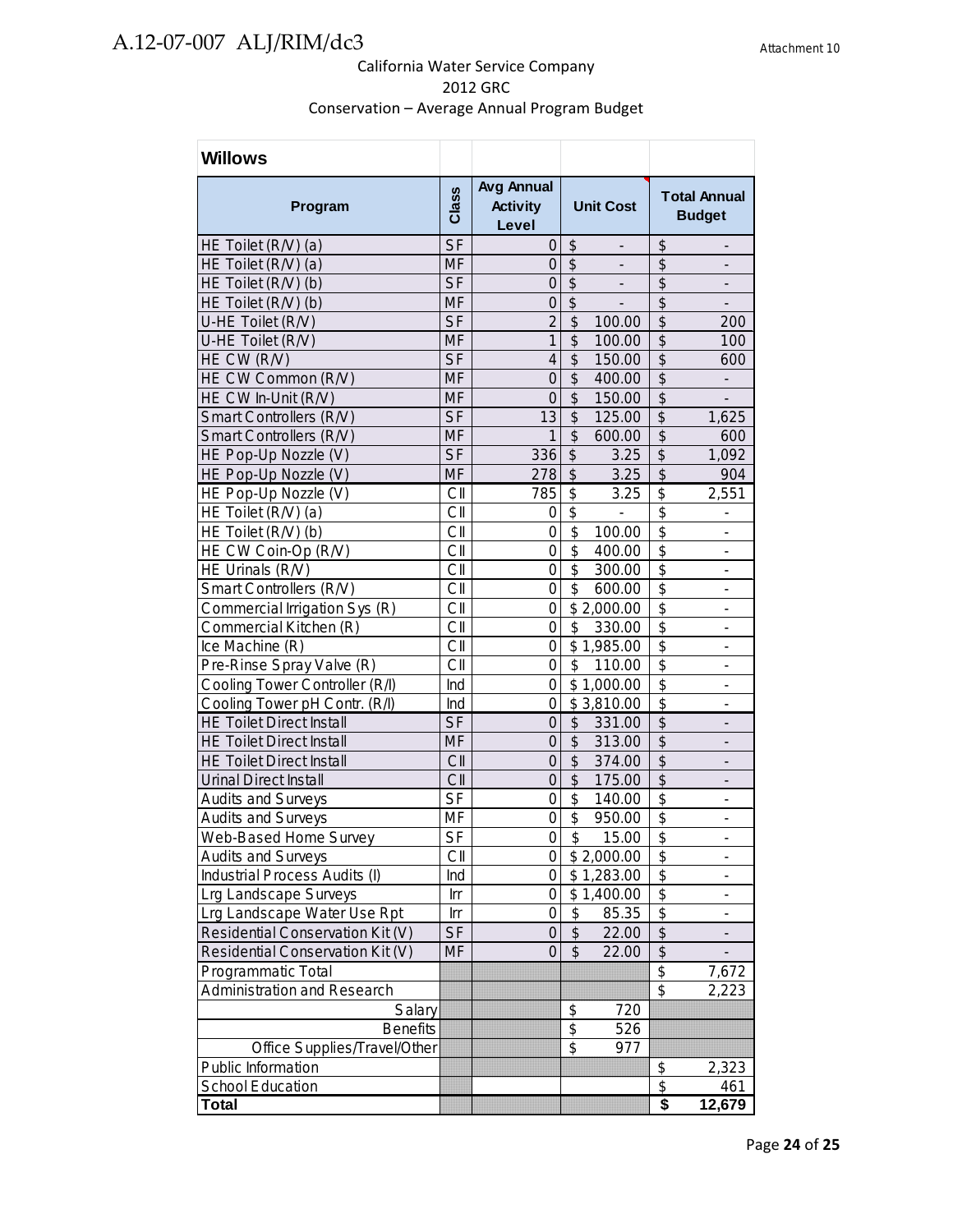California Water Service Company
2012 GRC
Conservation – Average Annual Program Budget

| **Willows** | | | | |
|---|---|---|---|---|
| **Program** | **Class** | **Avg Annual Activity Level** | **Unit Cost** | **Total Annual Budget** |
| HE Toilet (R/V) (a) | SF | 0 | $ - | $ - |
| HE Toilet (R/V) (a) | MF | 0 | $ - | $ - |
| HE Toilet (R/V) (b) | SF | 0 | $ - | $ - |
| HE Toilet (R/V) (b) | MF | 0 | $ - | $ - |
| U-HE Toilet (R/V) | SF | 2 | $ 100.00 | $ 200 |
| U-HE Toilet (R/V) | MF | 1 | $ 100.00 | $ 100 |
| HE CW (R/V) | SF | 4 | $ 150.00 | $ 600 |
| HE CW Common (R/V) | MF | 0 | $ 400.00 | $ - |
| HE CW In-Unit (R/V) | MF | 0 | $ 150.00 | $ - |
| Smart Controllers (R/V) | SF | 13 | $ 125.00 | $ 1,625 |
| Smart Controllers (R/V) | MF | 1 | $ 600.00 | $ 600 |
| HE Pop-Up Nozzle (V) | SF | 336 | $ 3.25 | $ 1,092 |
| HE Pop-Up Nozzle (V) | MF | 278 | $ 3.25 | $ 904 |
| HE Pop-Up Nozzle (V) | CII | 785 | $ 3.25 | $ 2,551 |
| HE Toilet (R/V) (a) | CII | 0 | $ - | $ - |
| HE Toilet (R/V) (b) | CII | 0 | $ 100.00 | $ - |
| HE CW Coin-Op (R/V) | CII | 0 | $ 400.00 | $ - |
| HE Urinals (R/V) | CII | 0 | $ 300.00 | $ - |
| Smart Controllers (R/V) | CII | 0 | $ 600.00 | $ - |
| Commercial Irrigation Sys (R) | CII | 0 | $ 2,000.00 | $ - |
| Commercial Kitchen (R) | CII | 0 | $ 330.00 | $ - |
| Ice Machine (R) | CII | 0 | $ 1,985.00 | $ - |
| Pre-Rinse Spray Valve (R) | CII | 0 | $ 110.00 | $ - |
| Cooling Tower Controller (R/I) | Ind | 0 | $ 1,000.00 | $ - |
| Cooling Tower pH Contr. (R/I) | Ind | 0 | $ 3,810.00 | $ - |
| HE Toilet Direct Install | SF | 0 | $ 331.00 | $ - |
| HE Toilet Direct Install | MF | 0 | $ 313.00 | $ - |
| HE Toilet Direct Install | CII | 0 | $ 374.00 | $ - |
| Urinal Direct Install | CII | 0 | $ 175.00 | $ - |
| Audits and Surveys | SF | 0 | $ 140.00 | $ - |
| Audits and Surveys | MF | 0 | $ 950.00 | $ - |
| Web-Based Home Survey | SF | 0 | $ 15.00 | $ - |
| Audits and Surveys | CII | 0 | $ 2,000.00 | $ - |
| Industrial Process Audits (I) | Ind | 0 | $ 1,283.00 | $ - |
| Lrg Landscape Surveys | Irr | 0 | $ 1,400.00 | $ - |
| Lrg Landscape Water Use Rpt | Irr | 0 | $ 85.35 | $ - |
| Residential Conservation Kit (V) | SF | 0 | $ 22.00 | $ - |
| Residential Conservation Kit (V) | MF | 0 | $ 22.00 | $ - |
| Programmatic Total | | | | $ 7,672 |
| Administration and Research | | | | $ 2,223 |
| Salary | | | $ 720 | |
| Benefits | | | $ 526 | |
| Office Supplies/Travel/Other | | | $ 977 | |
| Public Information | | | | $ 2,323 |
| School Education | | | | $ 461 |
| **Total** | | | | **$ 12,679** |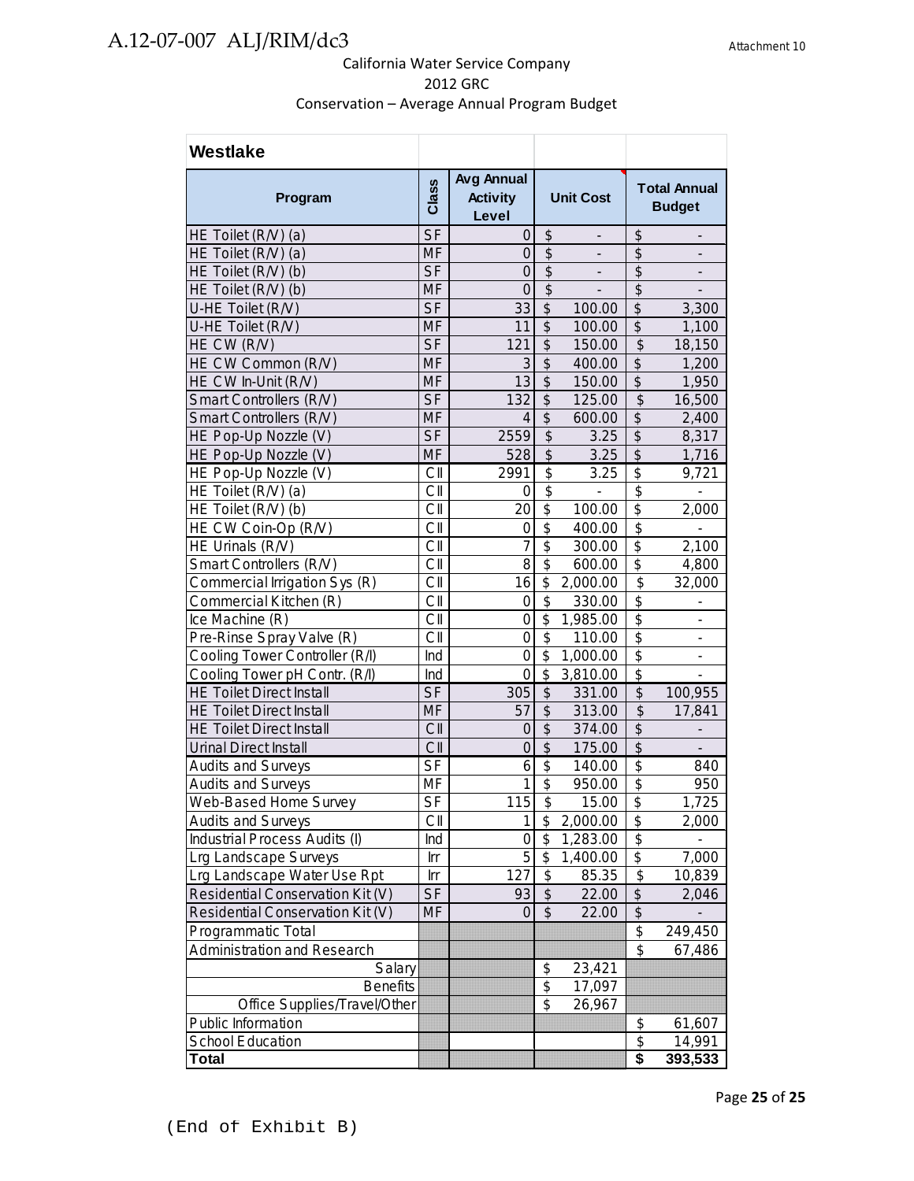California Water Service Company
2012 GRC
Conservation – Average Annual Program Budget

| Westlake | | | | |
|---|---|---|---|---|
| **Program** | **Class** | **Avg Annual Activity Level** | **Unit Cost** | **Total Annual Budget** |
| HE Toilet (R/V) (a) | SF | 0 | $ - | $ - |
| HE Toilet (R/V) (a) | MF | 0 | $ - | $ - |
| HE Toilet (R/V) (b) | SF | 0 | $ - | $ - |
| HE Toilet (R/V) (b) | MF | 0 | $ - | $ - |
| U-HE Toilet (R/V) | SF | 33 | $ 100.00 | $ 3,300 |
| U-HE Toilet (R/V) | MF | 11 | $ 100.00 | $ 1,100 |
| HE CW (R/V) | SF | 121 | $ 150.00 | $ 18,150 |
| HE CW Common (R/V) | MF | 3 | $ 400.00 | $ 1,200 |
| HE CW In-Unit (R/V) | MF | 13 | $ 150.00 | $ 1,950 |
| Smart Controllers (R/V) | SF | 132 | $ 125.00 | $ 16,500 |
| Smart Controllers (R/V) | MF | 4 | $ 600.00 | $ 2,400 |
| HE Pop-Up Nozzle (V) | SF | 2559 | $ 3.25 | $ 8,317 |
| HE Pop-Up Nozzle (V) | MF | 528 | $ 3.25 | $ 1,716 |
| HE Pop-Up Nozzle (V) | CII | 2991 | $ 3.25 | $ 9,721 |
| HE Toilet (R/V) (a) | CII | 0 | $ - | $ - |
| HE Toilet (R/V) (b) | CII | 20 | $ 100.00 | $ 2,000 |
| HE CW Coin-Op (R/V) | CII | 0 | $ 400.00 | $ - |
| HE Urinals (R/V) | CII | 7 | $ 300.00 | $ 2,100 |
| Smart Controllers (R/V) | CII | 8 | $ 600.00 | $ 4,800 |
| Commercial Irrigation Sys (R) | CII | 16 | $ 2,000.00 | $ 32,000 |
| Commercial Kitchen (R) | CII | 0 | $ 330.00 | $ - |
| Ice Machine (R) | CII | 0 | $ 1,985.00 | $ - |
| Pre-Rinse Spray Valve (R) | CII | 0 | $ 110.00 | $ - |
| Cooling Tower Controller (R/I) | Ind | 0 | $ 1,000.00 | $ - |
| Cooling Tower pH Contr. (R/I) | Ind | 0 | $ 3,810.00 | $ - |
| HE Toilet Direct Install | SF | 305 | $ 331.00 | $ 100,955 |
| HE Toilet Direct Install | MF | 57 | $ 313.00 | $ 17,841 |
| HE Toilet Direct Install | CII | 0 | $ 374.00 | $ - |
| Urinal Direct Install | CII | 0 | $ 175.00 | $ - |
| Audits and Surveys | SF | 6 | $ 140.00 | $ 840 |
| Audits and Surveys | MF | 1 | $ 950.00 | $ 950 |
| Web-Based Home Survey | SF | 115 | $ 15.00 | $ 1,725 |
| Audits and Surveys | CII | 1 | $ 2,000.00 | $ 2,000 |
| Industrial Process Audits (I) | Ind | 0 | $ 1,283.00 | $ - |
| Lrg Landscape Surveys | Irr | 5 | $ 1,400.00 | $ 7,000 |
| Lrg Landscape Water Use Rpt | Irr | 127 | $ 85.35 | $ 10,839 |
| Residential Conservation Kit (V) | SF | 93 | $ 22.00 | $ 2,046 |
| Residential Conservation Kit (V) | MF | 0 | $ 22.00 | $ - |
| Programmatic Total | | | | $ 249,450 |
| Administration and Research | | | | $ 67,486 |
| Salary | | | $ 23,421 | |
| Benefits | | | $ 17,097 | |
| Office Supplies/Travel/Other | | | $ 26,967 | |
| Public Information | | | | $ 61,607 |
| School Education | | | | $ 14,991 |
| **Total** | | | | **$ 393,533** |

(End of Exhibit B)